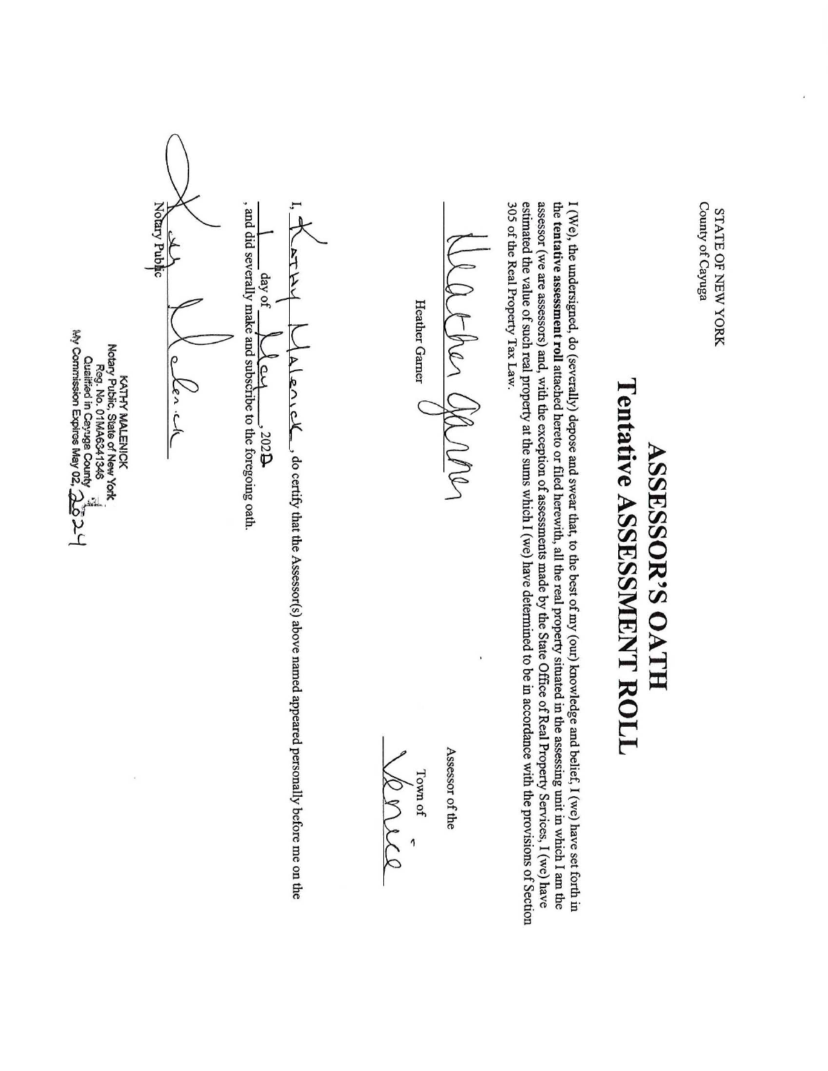STATE OF NEW YORK
County of Cayuga

# ASSESSOR'S OATH
## Tentative ASSESSMENT ROLL

I (We), the undersigned, do (severally) depose and swear that, to the best of my (our) knowledge and belief, I (we) have set forth in the **tentative assessment roll** attached hereto or filed herewith, all the real property situated in the assessing unit in which I am the assessor (we are assessors) and, with the exception of assessments made by the State Office of Real Property Services, I (we) have estimated the value of such real property at the sums which I (we) have determined to be in accordance with the provisions of Section 305 of the Real Property Tax Law.

Heather Garner

Heather Garner

Assessor of the

Town of Venice

I, Kathy Malenick, do certify that the Assessor(s) above named appeared personally before me on the 1 day of May, 2020, and did severally make and subscribe to the foregoing oath.

Kathy Malenick

Notary Public

KATHY MALENICK
Notary Public, State of New York
Reg. No. 01MA6341346
Qualified in Cayuga County
My Commission Expires May 02, 2024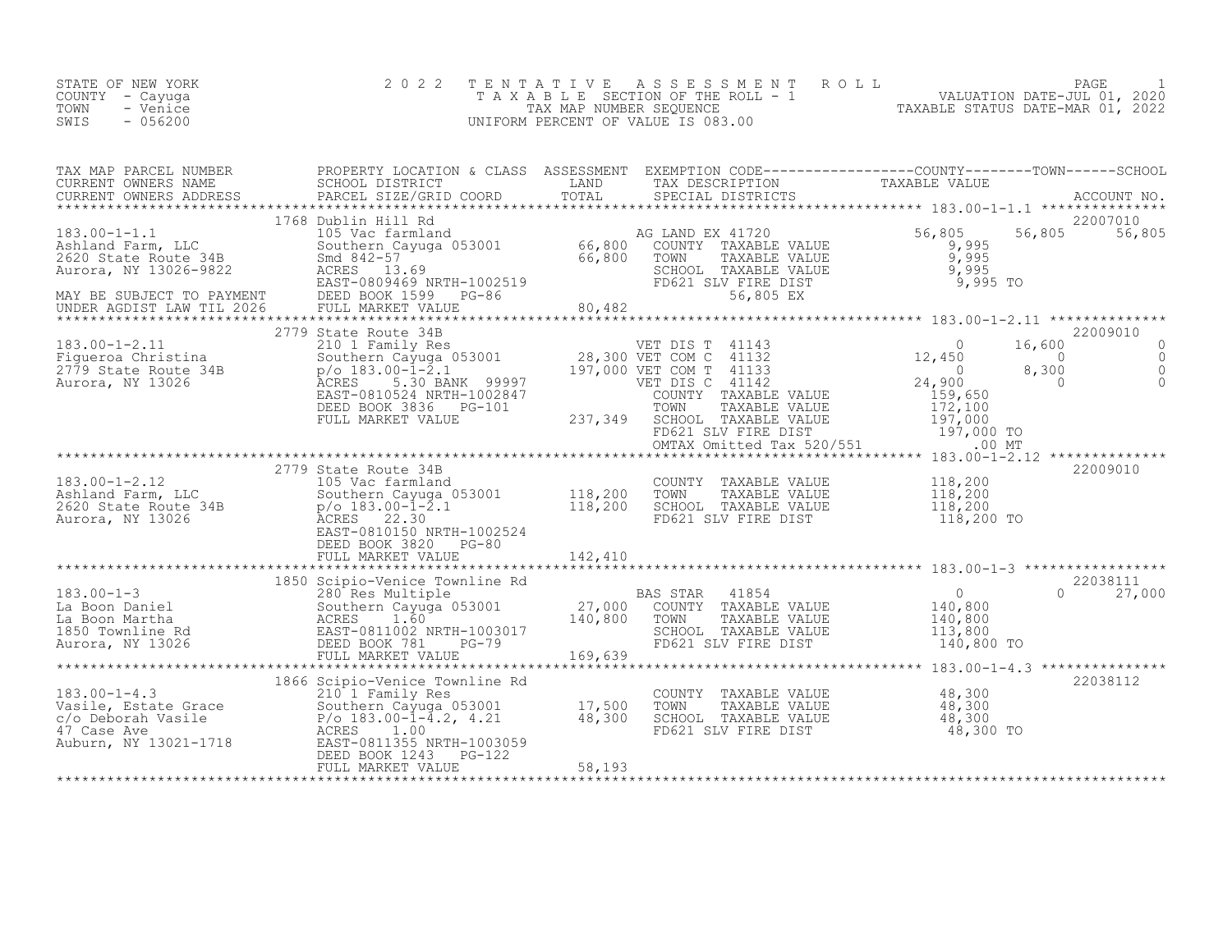STATE OF NEW YORK
COUNTY - Cayuga
TOWN - Venice
SWIS - 056200

# 2022 TENTATIVE ASSESSMENT ROLL

TAXABLE SECTION OF THE ROLL - 1
TAX MAP NUMBER SEQUENCE
UNIFORM PERCENT OF VALUE IS 083.00

VALUATION DATE-JUL 01, 2020
TAXABLE STATUS DATE-MAR 01, 2022

| TAX MAP PARCEL NUMBER / CURRENT OWNERS NAME / CURRENT OWNERS ADDRESS | PROPERTY LOCATION & CLASS / SCHOOL DISTRICT / PARCEL SIZE/GRID COORD | ASSESSMENT LAND / TOTAL | EXEMPTION CODE / TAX DESCRIPTION / SPECIAL DISTRICTS | COUNTY TAXABLE VALUE | TOWN | SCHOOL | ACCOUNT NO. |
|---|---|---|---|---|---|---|---|
| 183.00-1-1.1 | 1768 Dublin Hill Rd | | | | | | 22007010 |
| | 105 Vac farmland | | AG LAND EX 41720 | 56,805 | 56,805 | 56,805 | |
| Ashland Farm, LLC | Southern Cayuga 053001 | 66,800 | COUNTY TAXABLE VALUE | 9,995 | | | |
| 2620 State Route 34B | Smd 842-57 | 66,800 | TOWN TAXABLE VALUE | 9,995 | | | |
| Aurora, NY 13026-9822 | ACRES 13.69 | | SCHOOL TAXABLE VALUE | 9,995 | | | |
| | EAST-0809469 NRTH-1002519 | | FD621 SLV FIRE DIST | 9,995 TO | | | |
| MAY BE SUBJECT TO PAYMENT | DEED BOOK 1599 PG-86 | | 56,805 EX | | | | |
| UNDER AGDIST LAW TIL 2026 | FULL MARKET VALUE | 80,482 | | | | | |
| 183.00-1-2.11 | 2779 State Route 34B | | | | | | 22009010 |
| | 210 1 Family Res | | VET DIS T 41143 | 0 | 16,600 | 0 | |
| Figueroa Christina | Southern Cayuga 053001 | 28,300 | VET COM C 41132 | 12,450 | 0 | 0 | |
| 2779 State Route 34B | p/o 183.00-1-2.1 | 197,000 | VET COM T 41133 | 0 | 8,300 | 0 | |
| Aurora, NY 13026 | ACRES 5.30 BANK 99997 | | VET DIS C 41142 | 24,900 | 0 | 0 | |
| | EAST-0810524 NRTH-1002847 | | COUNTY TAXABLE VALUE | 159,650 | | | |
| | DEED BOOK 3836 PG-101 | | TOWN TAXABLE VALUE | 172,100 | | | |
| | FULL MARKET VALUE | 237,349 | SCHOOL TAXABLE VALUE | 197,000 | | | |
| | | | FD621 SLV FIRE DIST | 197,000 TO | | | |
| | | | OMTAX Omitted Tax 520/551 | .00 MT | | | |
| 183.00-1-2.12 | 2779 State Route 34B | | | | | | 22009010 |
| | 105 Vac farmland | | COUNTY TAXABLE VALUE | 118,200 | | | |
| Ashland Farm, LLC | Southern Cayuga 053001 | 118,200 | TOWN TAXABLE VALUE | 118,200 | | | |
| 2620 State Route 34B | p/o 183.00-1-2.1 | 118,200 | SCHOOL TAXABLE VALUE | 118,200 | | | |
| Aurora, NY 13026 | ACRES 22.30 | | FD621 SLV FIRE DIST | 118,200 TO | | | |
| | EAST-0810150 NRTH-1002524 | | | | | | |
| | DEED BOOK 3820 PG-80 | | | | | | |
| | FULL MARKET VALUE | 142,410 | | | | | |
| 183.00-1-3 | 1850 Scipio-Venice Townline Rd | | | | | | 22038111 |
| | 280 Res Multiple | | BAS STAR 41854 | 0 | 0 | 27,000 | |
| La Boon Daniel | Southern Cayuga 053001 | 27,000 | COUNTY TAXABLE VALUE | 140,800 | | | |
| La Boon Martha | ACRES 1.60 | 140,800 | TOWN TAXABLE VALUE | 140,800 | | | |
| 1850 Townline Rd | EAST-0811002 NRTH-1003017 | | SCHOOL TAXABLE VALUE | 113,800 | | | |
| Aurora, NY 13026 | DEED BOOK 781 PG-79 | | FD621 SLV FIRE DIST | 140,800 TO | | | |
| | FULL MARKET VALUE | 169,639 | | | | | |
| 183.00-1-4.3 | 1866 Scipio-Venice Townline Rd | | | | | | 22038112 |
| | 210 1 Family Res | | COUNTY TAXABLE VALUE | 48,300 | | | |
| Vasile, Estate Grace | Southern Cayuga 053001 | 17,500 | TOWN TAXABLE VALUE | 48,300 | | | |
| c/o Deborah Vasile | P/o 183.00-1-4.2, 4.21 | 48,300 | SCHOOL TAXABLE VALUE | 48,300 | | | |
| 47 Case Ave | ACRES 1.00 | | FD621 SLV FIRE DIST | 48,300 TO | | | |
| Auburn, NY 13021-1718 | EAST-0811355 NRTH-1003059 | | | | | | |
| | DEED BOOK 1243 PG-122 | | | | | | |
| | FULL MARKET VALUE | 58,193 | | | | | |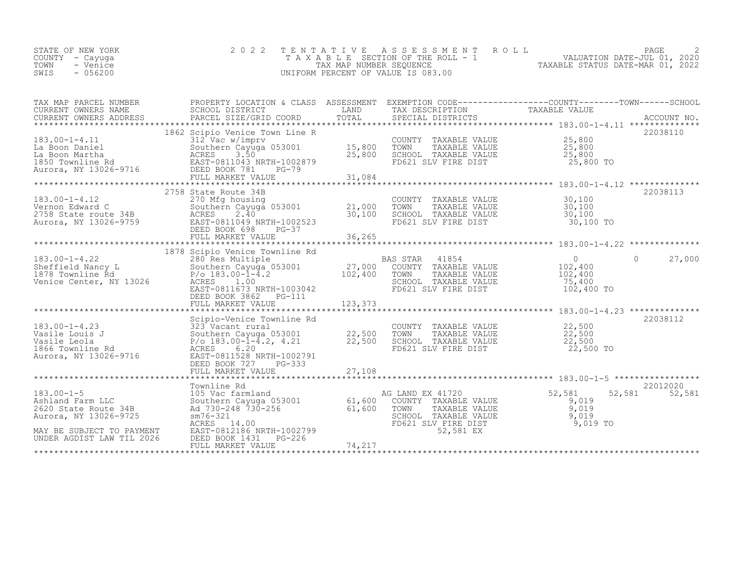STATE OF NEW YORK
COUNTY - Cayuga
TOWN - Venice
SWIS - 056200

2 0 2 2 T E N T A T I V E A S S E S S M E N T R O L L
T A X A B L E SECTION OF THE ROLL - 1
TAX MAP NUMBER SEQUENCE
UNIFORM PERCENT OF VALUE IS 083.00

VALUATION DATE-JUL 01, 2020
TAXABLE STATUS DATE-MAR 01, 2022

| TAX MAP PARCEL NUMBER / CURRENT OWNERS NAME / CURRENT OWNERS ADDRESS | PROPERTY LOCATION & CLASS / SCHOOL DISTRICT / PARCEL SIZE/GRID COORD | ASSESSMENT LAND / TOTAL | EXEMPTION CODE / TAX DESCRIPTION / SPECIAL DISTRICTS | COUNTY TAXABLE VALUE | TOWN | SCHOOL | ACCOUNT NO. |
|---|---|---|---|---|---|---|---|
| 183.00-1-4.11 | 1862 Scipio Venice Town Line R | | | | | | 22038110 |
| La Boon Daniel | 312 Vac w/imprv | | COUNTY TAXABLE VALUE | 25,800 | | | |
| La Boon Martha | Southern Cayuga 053001 | 15,800 | TOWN TAXABLE VALUE | 25,800 | | | |
| 1850 Townline Rd | ACRES 3.50 | 25,800 | SCHOOL TAXABLE VALUE | 25,800 | | | |
| Aurora, NY 13026-9716 | EAST-0811043 NRTH-1002879 | | FD621 SLV FIRE DIST | 25,800 TO | | | |
| | DEED BOOK 781 PG-79 | | | | | | |
| | FULL MARKET VALUE | 31,084 | | | | | |
| 183.00-1-4.12 | 2758 State Route 34B | | | | | | 22038113 |
| Vernon Edward C | 270 Mfg housing | | COUNTY TAXABLE VALUE | 30,100 | | | |
| 2758 State route 34B | Southern Cayuga 053001 | 21,000 | TOWN TAXABLE VALUE | 30,100 | | | |
| Aurora, NY 13026-9759 | ACRES 2.40 | 30,100 | SCHOOL TAXABLE VALUE | 30,100 | | | |
| | EAST-0811049 NRTH-1002523 | | FD621 SLV FIRE DIST | 30,100 TO | | | |
| | DEED BOOK 698 PG-37 | | | | | | |
| | FULL MARKET VALUE | 36,265 | | | | | |
| 183.00-1-4.22 | 1878 Scipio Venice Townline Rd | | | | | | |
| Sheffield Nancy L | 280 Res Multiple | | BAS STAR 41854 | 0 | 0 | 27,000 | |
| 1878 Townline Rd | Southern Cayuga 053001 | 27,000 | COUNTY TAXABLE VALUE | 102,400 | | | |
| Venice Center, NY 13026 | P/o 183.00-1-4.2 | 102,400 | TOWN TAXABLE VALUE | 102,400 | | | |
| | ACRES 1.00 | | SCHOOL TAXABLE VALUE | 75,400 | | | |
| | EAST-0811673 NRTH-1003042 | | FD621 SLV FIRE DIST | 102,400 TO | | | |
| | DEED BOOK 3862 PG-111 | | | | | | |
| | FULL MARKET VALUE | 123,373 | | | | | |
| 183.00-1-4.23 | Scipio-Venice Townline Rd | | | | | | 22038112 |
| Vasile Louis J | 323 Vacant rural | | COUNTY TAXABLE VALUE | 22,500 | | | |
| Vasile Leola | Southern Cayuga 053001 | 22,500 | TOWN TAXABLE VALUE | 22,500 | | | |
| 1866 Townline Rd | P/o 183.00-1-4.2, 4.21 | 22,500 | SCHOOL TAXABLE VALUE | 22,500 | | | |
| Aurora, NY 13026-9716 | ACRES 6.20 | | FD621 SLV FIRE DIST | 22,500 TO | | | |
| | EAST-0811528 NRTH-1002791 | | | | | | |
| | DEED BOOK 727 PG-333 | | | | | | |
| | FULL MARKET VALUE | 27,108 | | | | | |
| 183.00-1-5 | Townline Rd | | | | | | 22012020 |
| Ashland Farm LLC | 105 Vac farmland | | AG LAND EX 41720 | 52,581 | 52,581 | 52,581 | |
| 2620 State Route 34B | Southern Cayuga 053001 | 61,600 | COUNTY TAXABLE VALUE | 9,019 | | | |
| Aurora, NY 13026-9725 | Ad 730-248 730-256 | 61,600 | TOWN TAXABLE VALUE | 9,019 | | | |
| | sm76-321 | | SCHOOL TAXABLE VALUE | 9,019 | | | |
| | ACRES 14.00 | | FD621 SLV FIRE DIST | 9,019 TO | | | |
| MAY BE SUBJECT TO PAYMENT | EAST-0812186 NRTH-1002799 | | 52,581 EX | | | | |
| UNDER AGDIST LAW TIL 2026 | DEED BOOK 1431 PG-226 | | | | | | |
| | FULL MARKET VALUE | 74,217 | | | | | |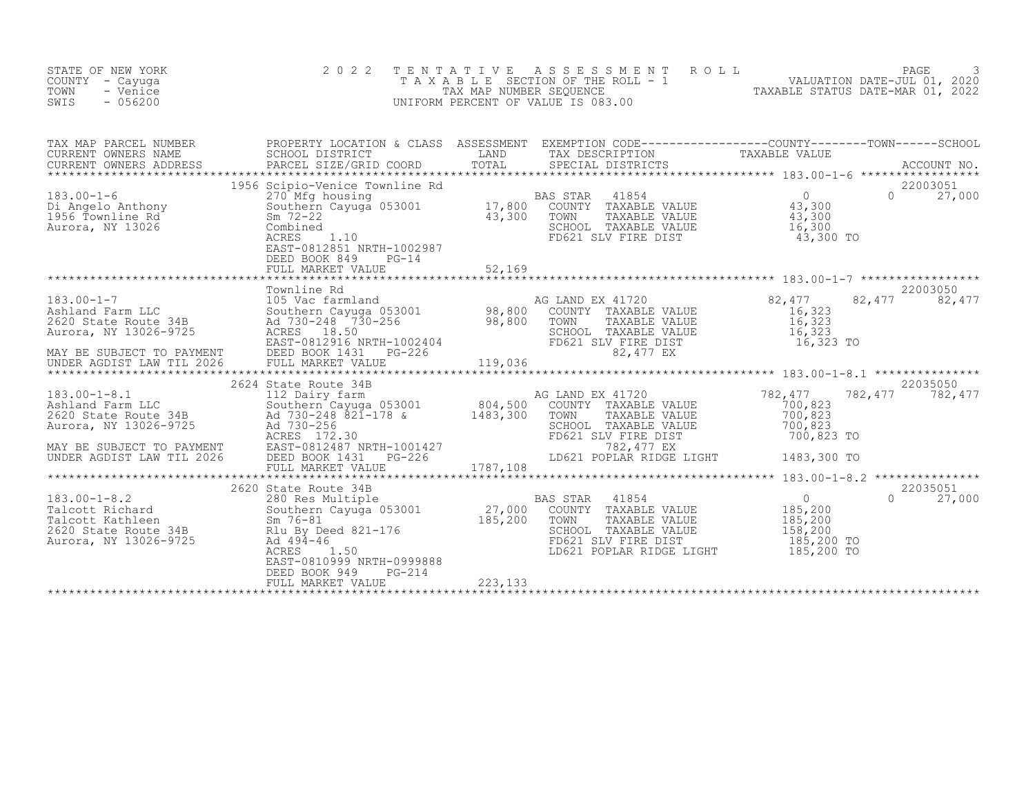STATE OF NEW YORK
COUNTY - Cayuga
TOWN - Venice
SWIS - 056200

# 2022 TENTATIVE ASSESSMENT ROLL

TAXABLE SECTION OF THE ROLL - 1
TAX MAP NUMBER SEQUENCE
UNIFORM PERCENT OF VALUE IS 083.00

VALUATION DATE-JUL 01, 2020
TAXABLE STATUS DATE-MAR 01, 2022

| TAX MAP PARCEL NUMBER / CURRENT OWNERS NAME / CURRENT OWNERS ADDRESS | PROPERTY LOCATION & CLASS / SCHOOL DISTRICT / PARCEL SIZE/GRID COORD | ASSESSMENT LAND / TOTAL | EXEMPTION CODE / TAX DESCRIPTION / SPECIAL DISTRICTS | COUNTY TAXABLE VALUE | TOWN | SCHOOL / ACCOUNT NO. |
|---|---|---|---|---|---|---|
| 183.00-1-6 | 1956 Scipio-Venice Townline Rd | | | | | 22003051 |
| 183.00-1-6 | 270 Mfg housing | | BAS STAR 41854 | 0 | 0 | 27,000 |
| Di Angelo Anthony | Southern Cayuga 053001 | 17,800 | COUNTY TAXABLE VALUE | 43,300 | | |
| 1956 Townline Rd | Sm 72-22 | 43,300 | TOWN TAXABLE VALUE | 43,300 | | |
| Aurora, NY 13026 | Combined | | SCHOOL TAXABLE VALUE | 16,300 | | |
| | ACRES 1.10 | | FD621 SLV FIRE DIST | 43,300 TO | | |
| | EAST-0812851 NRTH-1002987 | | | | | |
| | DEED BOOK 849 PG-14 | | | | | |
| | FULL MARKET VALUE | 52,169 | | | | |
| 183.00-1-7 | Townline Rd | | | | | 22003050 |
| 183.00-1-7 | 105 Vac farmland | | AG LAND EX 41720 | 82,477 | 82,477 | 82,477 |
| Ashland Farm LLC | Southern Cayuga 053001 | 98,800 | COUNTY TAXABLE VALUE | 16,323 | | |
| 2620 State Route 34B | Ad 730-248 730-256 | 98,800 | TOWN TAXABLE VALUE | 16,323 | | |
| Aurora, NY 13026-9725 | ACRES 18.50 | | SCHOOL TAXABLE VALUE | 16,323 | | |
| | EAST-0812916 NRTH-1002404 | | FD621 SLV FIRE DIST | 16,323 TO | | |
| MAY BE SUBJECT TO PAYMENT | DEED BOOK 1431 PG-226 | | 82,477 EX | | | |
| UNDER AGDIST LAW TIL 2026 | FULL MARKET VALUE | 119,036 | | | | |
| 183.00-1-8.1 | 2624 State Route 34B | | | | | 22035050 |
| 183.00-1-8.1 | 112 Dairy farm | | AG LAND EX 41720 | 782,477 | 782,477 | 782,477 |
| Ashland Farm LLC | Southern Cayuga 053001 | 804,500 | COUNTY TAXABLE VALUE | 700,823 | | |
| 2620 State Route 34B | Ad 730-248 821-178 & | 1483,300 | TOWN TAXABLE VALUE | 700,823 | | |
| Aurora, NY 13026-9725 | Ad 730-256 | | SCHOOL TAXABLE VALUE | 700,823 | | |
| | ACRES 172.30 | | FD621 SLV FIRE DIST | 700,823 TO | | |
| MAY BE SUBJECT TO PAYMENT | EAST-0812487 NRTH-1001427 | | 782,477 EX | | | |
| UNDER AGDIST LAW TIL 2026 | DEED BOOK 1431 PG-226 | | LD621 POPLAR RIDGE LIGHT | 1483,300 TO | | |
| | FULL MARKET VALUE | 1787,108 | | | | |
| 183.00-1-8.2 | 2620 State Route 34B | | | | | 22035051 |
| 183.00-1-8.2 | 280 Res Multiple | | BAS STAR 41854 | 0 | 0 | 27,000 |
| Talcott Richard | Southern Cayuga 053001 | 27,000 | COUNTY TAXABLE VALUE | 185,200 | | |
| Talcott Kathleen | Sm 76-81 | 185,200 | TOWN TAXABLE VALUE | 185,200 | | |
| 2620 State Route 34B | Rlu By Deed 821-176 | | SCHOOL TAXABLE VALUE | 158,200 | | |
| Aurora, NY 13026-9725 | Ad 494-46 | | FD621 SLV FIRE DIST | 185,200 TO | | |
| | ACRES 1.50 | | LD621 POPLAR RIDGE LIGHT | 185,200 TO | | |
| | EAST-0810999 NRTH-0999888 | | | | | |
| | DEED BOOK 949 PG-214 | | | | | |
| | FULL MARKET VALUE | 223,133 | | | | |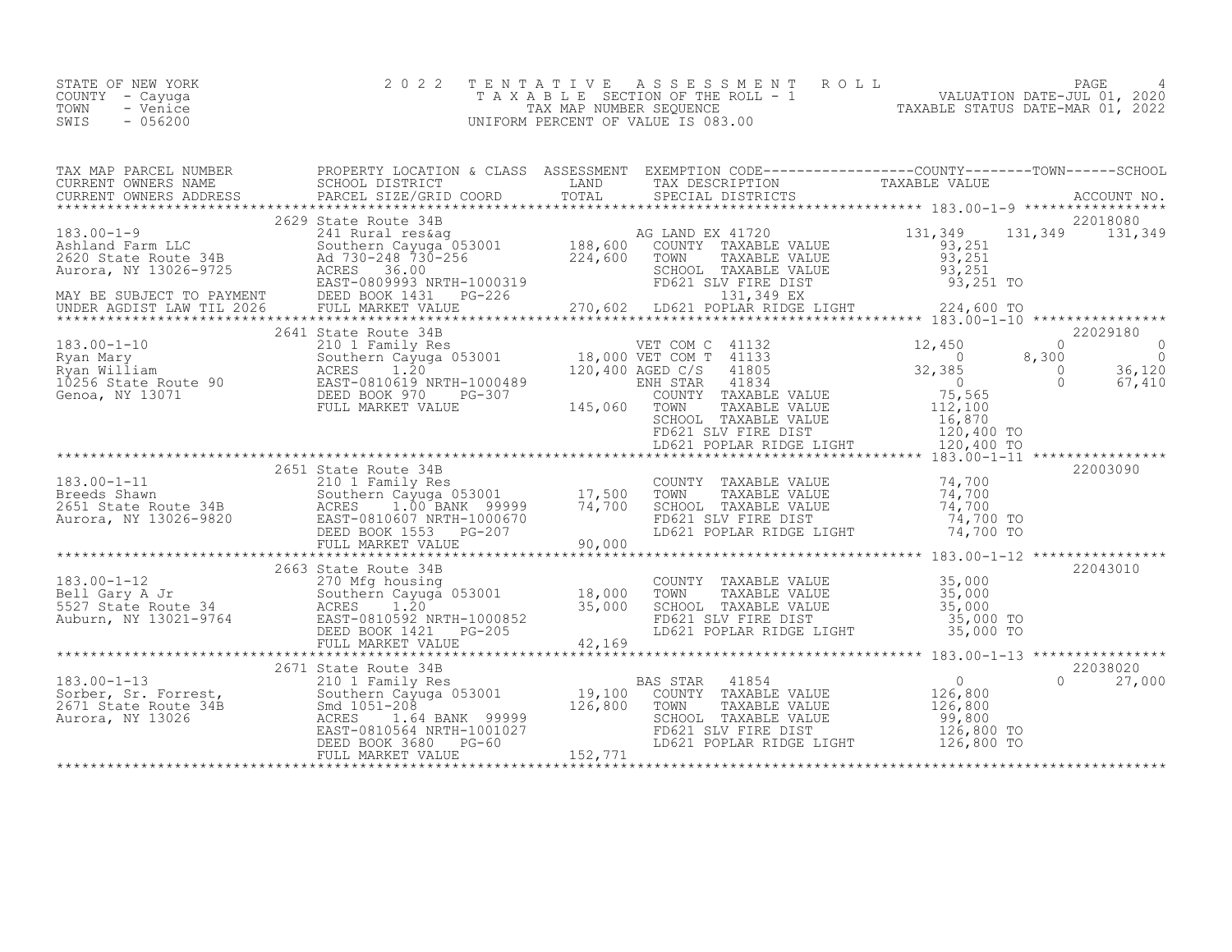STATE OF NEW YORK
COUNTY - Cayuga
TOWN - Venice
SWIS - 056200

2022 TENTATIVE ASSESSMENT ROLL
TAXABLE SECTION OF THE ROLL - 1
TAX MAP NUMBER SEQUENCE
UNIFORM PERCENT OF VALUE IS 083.00

VALUATION DATE-JUL 01, 2020
TAXABLE STATUS DATE-MAR 01, 2022

```
TAX MAP PARCEL NUMBER          PROPERTY LOCATION & CLASS  ASSESSMENT  EXEMPTION CODE------------------COUNTY--------TOWN------SCHOOL
CURRENT OWNERS NAME            SCHOOL DISTRICT               LAND      TAX DESCRIPTION              TAXABLE VALUE
CURRENT OWNERS ADDRESS         PARCEL SIZE/GRID COORD        TOTAL     SPECIAL DISTRICTS                                   ACCOUNT NO.
******************************************************************************************************* 183.00-1-9 *****************
                               2629 State Route 34B                                                                         22018080
183.00-1-9                     241 Rural res&ag                        AG LAND EX 41720             131,349    131,349    131,349
Ashland Farm LLC               Southern Cayuga 053001      188,600     COUNTY  TAXABLE VALUE          93,251
2620 State Route 34B           Ad 730-248 730-256          224,600     TOWN    TAXABLE VALUE          93,251
Aurora, NY 13026-9725          ACRES  36.00                            SCHOOL  TAXABLE VALUE          93,251
                               EAST-0809993 NRTH-1000319               FD621 SLV FIRE DIST            93,251 TO
MAY BE SUBJECT TO PAYMENT      DEED BOOK 1431   PG-226                    131,349 EX
UNDER AGDIST LAW TIL 2026      FULL MARKET VALUE           270,602     LD621 POPLAR RIDGE LIGHT      224,600 TO
******************************************************************************************************* 183.00-1-10 ****************
                               2641 State Route 34B                                                                         22029180
183.00-1-10                    210 1 Family Res                        VET COM C  41132               12,450          0          0
Ryan Mary                      Southern Cayuga 053001       18,000 VET COM T  41133                    0      8,300          0
Ryan William                   ACRES   1.20                120,400 AGED C/S   41805               32,385          0     36,120
10256 State Route 90           EAST-0810619 NRTH-1000489               ENH STAR   41834                    0          0     67,410
Genoa, NY 13071                DEED BOOK 970    PG-307                 COUNTY  TAXABLE VALUE          75,565
                               FULL MARKET VALUE           145,060     TOWN    TAXABLE VALUE         112,100
                                                                       SCHOOL  TAXABLE VALUE          16,870
                                                                       FD621 SLV FIRE DIST           120,400 TO
                                                                       LD621 POPLAR RIDGE LIGHT      120,400 TO
******************************************************************************************************* 183.00-1-11 ****************
                               2651 State Route 34B                                                                         22003090
183.00-1-11                    210 1 Family Res                        COUNTY  TAXABLE VALUE          74,700
Breeds Shawn                   Southern Cayuga 053001       17,500     TOWN    TAXABLE VALUE          74,700
2651 State Route 34B           ACRES   1.00 BANK  99999     74,700     SCHOOL  TAXABLE VALUE          74,700
Aurora, NY 13026-9820          EAST-0810607 NRTH-1000670               FD621 SLV FIRE DIST            74,700 TO
                               DEED BOOK 1553   PG-207                 LD621 POPLAR RIDGE LIGHT       74,700 TO
                               FULL MARKET VALUE            90,000
******************************************************************************************************* 183.00-1-12 ****************
                               2663 State Route 34B                                                                         22043010
183.00-1-12                    270 Mfg housing                         COUNTY  TAXABLE VALUE          35,000
Bell Gary A Jr                 Southern Cayuga 053001       18,000     TOWN    TAXABLE VALUE          35,000
5527 State Route 34            ACRES   1.20                 35,000     SCHOOL  TAXABLE VALUE          35,000
Auburn, NY 13021-9764          EAST-0810592 NRTH-1000852               FD621 SLV FIRE DIST            35,000 TO
                               DEED BOOK 1421   PG-205                 LD621 POPLAR RIDGE LIGHT       35,000 TO
                               FULL MARKET VALUE            42,169
******************************************************************************************************* 183.00-1-13 ****************
                               2671 State Route 34B                                                                         22038020
183.00-1-13                    210 1 Family Res                        BAS STAR   41854                    0          0     27,000
Sorber, Sr. Forrest,           Southern Cayuga 053001       19,100     COUNTY  TAXABLE VALUE         126,800
2671 State Route 34B           Smd 1051-208                126,800     TOWN    TAXABLE VALUE         126,800
Aurora, NY 13026               ACRES   1.64 BANK  99999                SCHOOL  TAXABLE VALUE          99,800
                               EAST-0810564 NRTH-1001027               FD621 SLV FIRE DIST           126,800 TO
                               DEED BOOK 3680   PG-60                  LD621 POPLAR RIDGE LIGHT      126,800 TO
                               FULL MARKET VALUE           152,771
************************************************************************************************************************************
```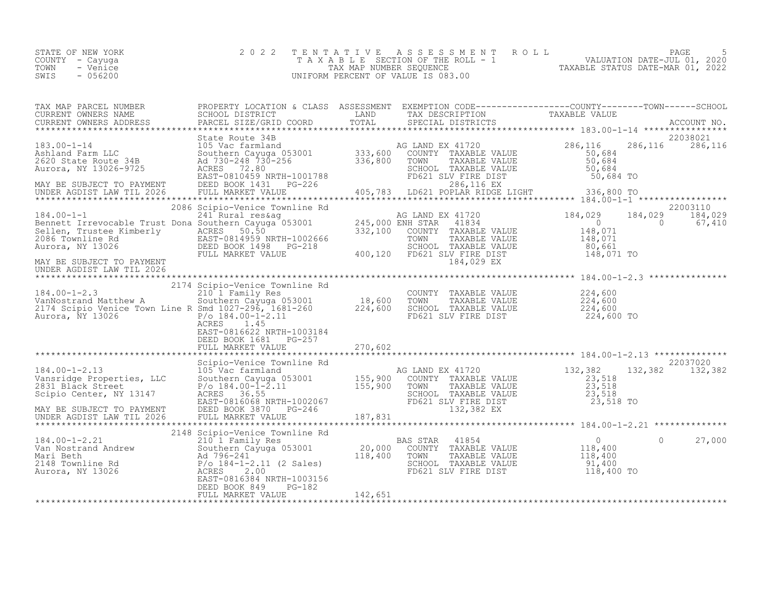STATE OF NEW YORK
COUNTY - Cayuga
TOWN - Venice
SWIS - 056200

# 2022 TENTATIVE ASSESSMENT ROLL

TAXABLE SECTION OF THE ROLL - 1
TAX MAP NUMBER SEQUENCE
UNIFORM PERCENT OF VALUE IS 083.00

VALUATION DATE-JUL 01, 2020
TAXABLE STATUS DATE-MAR 01, 2022

```
TAX MAP PARCEL NUMBER          PROPERTY LOCATION & CLASS  ASSESSMENT  EXEMPTION CODE------------------COUNTY--------TOWN------SCHOOL
CURRENT OWNERS NAME            SCHOOL DISTRICT               LAND      TAX DESCRIPTION            TAXABLE VALUE
CURRENT OWNERS ADDRESS         PARCEL SIZE/GRID COORD        TOTAL     SPECIAL DISTRICTS                                 ACCOUNT NO.
************************************************************************************************ 183.00-1-14 ****************
                               State Route 34B                                                                     22038021
183.00-1-14                    105 Vac farmland                         AG LAND EX 41720          286,116    286,116    286,116
Ashland Farm LLC               Southern Cayuga 053001      333,600     COUNTY  TAXABLE VALUE       50,684
2620 State Route 34B           Ad 730-248 730-256          336,800     TOWN    TAXABLE VALUE       50,684
Aurora, NY 13026-9725          ACRES   72.80                           SCHOOL  TAXABLE VALUE       50,684
                               EAST-0810459 NRTH-1001788               FD621 SLV FIRE DIST          50,684 TO
MAY BE SUBJECT TO PAYMENT      DEED BOOK 1431   PG-226                    286,116 EX
UNDER AGDIST LAW TIL 2026      FULL MARKET VALUE           405,783     LD621 POPLAR RIDGE LIGHT    336,800 TO
************************************************************************************************ 184.00-1-1 *****************
                          2086 Scipio-Venice Townline Rd                                                           22003110
184.00-1-1                     241 Rural res&ag                         AG LAND EX 41720          184,029    184,029    184,029
Bennett Irrevocable Trust Dona Southern Cayuga 053001      245,000 ENH STAR   41834                     0          0     67,410
Sellen, Trustee Kimberly       ACRES   50.50               332,100     COUNTY  TAXABLE VALUE      148,071
2086 Townline Rd               EAST-0814959 NRTH-1002666               TOWN    TAXABLE VALUE      148,071
Aurora, NY 13026               DEED BOOK 1498   PG-218                 SCHOOL  TAXABLE VALUE       80,661
                               FULL MARKET VALUE           400,120     FD621 SLV FIRE DIST         148,071 TO
MAY BE SUBJECT TO PAYMENT                                                 184,029 EX
UNDER AGDIST LAW TIL 2026
************************************************************************************************ 184.00-1-2.3 ***************
                          2174 Scipio-Venice Townline Rd
184.00-1-2.3                   210 1 Family Res                        COUNTY  TAXABLE VALUE      224,600
VanNostrand Matthew A          Southern Cayuga 053001       18,600     TOWN    TAXABLE VALUE      224,600
2174 Scipio Venice Town Line R Smd 1027-296, 1681-260      224,600     SCHOOL  TAXABLE VALUE      224,600
Aurora, NY 13026               P/o 184.00-1-2.11                       FD621 SLV FIRE DIST         224,600 TO
                               ACRES    1.45
                               EAST-0816622 NRTH-1003184
                               DEED BOOK 1681   PG-257
                               FULL MARKET VALUE           270,602
************************************************************************************************ 184.00-1-2.13 **************
                               Scipio-Venice Townline Rd                                                           22037020
184.00-1-2.13                  105 Vac farmland                         AG LAND EX 41720          132,382    132,382    132,382
Vansridge Properties, LLC      Southern Cayuga 053001      155,900     COUNTY  TAXABLE VALUE       23,518
2831 Black Street              P/o 184.00-1-2.11           155,900     TOWN    TAXABLE VALUE       23,518
Scipio Center, NY 13147        ACRES   36.55                           SCHOOL  TAXABLE VALUE       23,518
                               EAST-0816068 NRTH-1002067               FD621 SLV FIRE DIST          23,518 TO
MAY BE SUBJECT TO PAYMENT      DEED BOOK 3870   PG-246                    132,382 EX
UNDER AGDIST LAW TIL 2026      FULL MARKET VALUE           187,831
************************************************************************************************ 184.00-1-2.21 **************
                          2148 Scipio-Venice Townline Rd
184.00-1-2.21                  210 1 Family Res                         BAS STAR   41854                  0          0     27,000
Van Nostrand Andrew            Southern Cayuga 053001       20,000     COUNTY  TAXABLE VALUE      118,400
Mari Beth                      Ad 796-241                  118,400     TOWN    TAXABLE VALUE      118,400
2148 Townline Rd               P/o 184-1-2.11 (2 Sales)                SCHOOL  TAXABLE VALUE       91,400
Aurora, NY 13026               ACRES    2.00                           FD621 SLV FIRE DIST         118,400 TO
                               EAST-0816384 NRTH-1003156
                               DEED BOOK 849    PG-182
                               FULL MARKET VALUE           142,651
******************************************************************************************************************************
```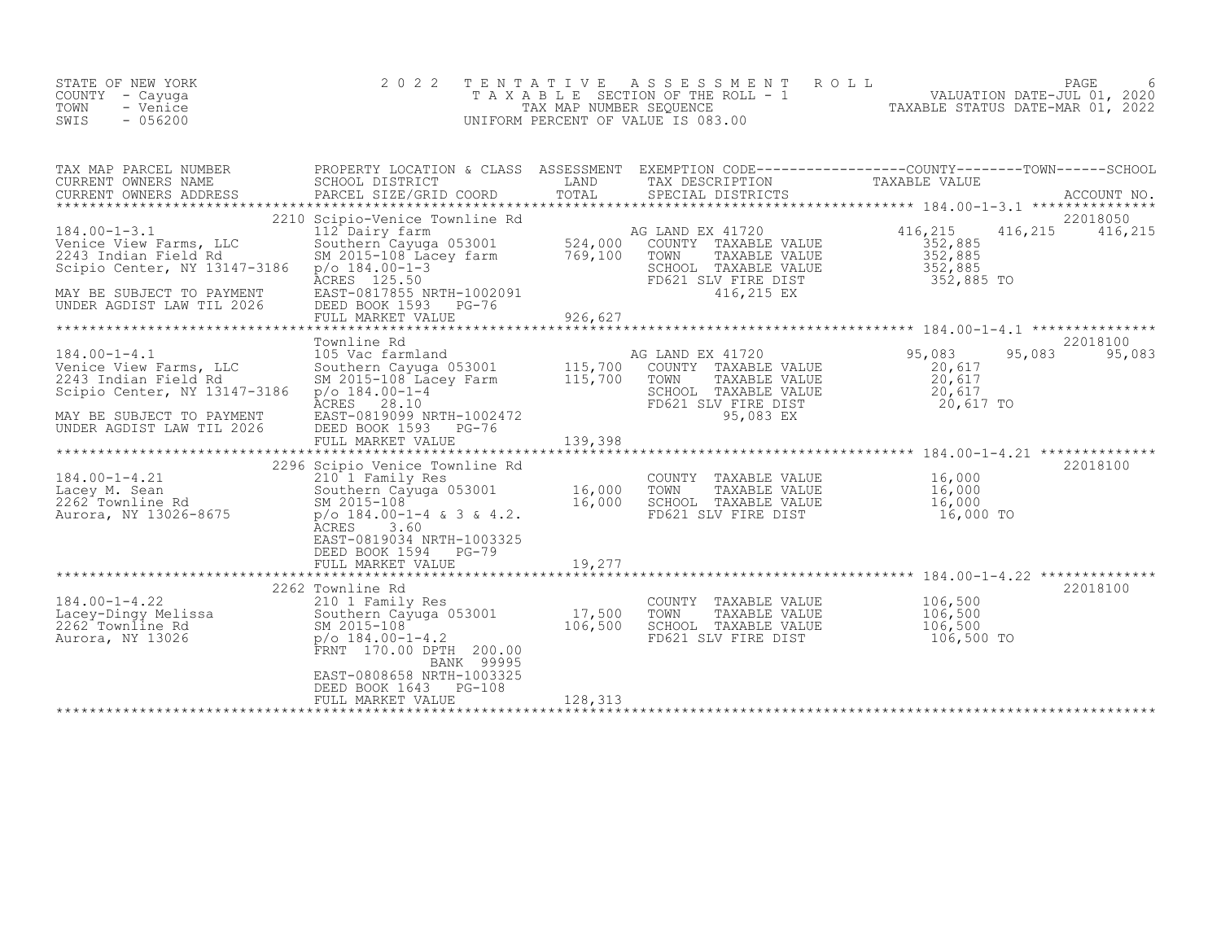STATE OF NEW YORK
COUNTY - Cayuga
TOWN - Venice
SWIS - 056200

2022 TENTATIVE ASSESSMENT ROLL
TAXABLE SECTION OF THE ROLL - 1
TAX MAP NUMBER SEQUENCE
UNIFORM PERCENT OF VALUE IS 083.00

VALUATION DATE-JUL 01, 2020
TAXABLE STATUS DATE-MAR 01, 2022

| TAX MAP PARCEL NUMBER / CURRENT OWNERS NAME / CURRENT OWNERS ADDRESS | PROPERTY LOCATION & CLASS / SCHOOL DISTRICT / PARCEL SIZE/GRID COORD | ASSESSMENT LAND / TOTAL | EXEMPTION CODE / TAX DESCRIPTION / SPECIAL DISTRICTS | COUNTY | TOWN | SCHOOL / ACCOUNT NO. |
|---|---|---|---|---|---|---|
| 184.00-1-3.1 | 2210 Scipio-Venice Townline Rd | | | | | 22018050 |
| Venice View Farms, LLC | 112 Dairy farm | | AG LAND EX 41720 | 416,215 | 416,215 | 416,215 |
| 2243 Indian Field Rd | Southern Cayuga 053001 | 524,000 | COUNTY TAXABLE VALUE | 352,885 | | |
| Scipio Center, NY 13147-3186 | SM 2015-108 Lacey farm | 769,100 | TOWN TAXABLE VALUE | 352,885 | | |
| | p/o 184.00-1-3 | | SCHOOL TAXABLE VALUE | 352,885 | | |
| | ACRES 125.50 | | FD621 SLV FIRE DIST | 352,885 TO | | |
| MAY BE SUBJECT TO PAYMENT | EAST-0817855 NRTH-1002091 | | 416,215 EX | | | |
| UNDER AGDIST LAW TIL 2026 | DEED BOOK 1593 PG-76 | | | | | |
| | FULL MARKET VALUE | 926,627 | | | | |
| 184.00-1-4.1 | Townline Rd | | | | | 22018100 |
| Venice View Farms, LLC | 105 Vac farmland | | AG LAND EX 41720 | 95,083 | 95,083 | 95,083 |
| 2243 Indian Field Rd | Southern Cayuga 053001 | 115,700 | COUNTY TAXABLE VALUE | 20,617 | | |
| Scipio Center, NY 13147-3186 | SM 2015-108 Lacey Farm | 115,700 | TOWN TAXABLE VALUE | 20,617 | | |
| | p/o 184.00-1-4 | | SCHOOL TAXABLE VALUE | 20,617 | | |
| | ACRES 28.10 | | FD621 SLV FIRE DIST | 20,617 TO | | |
| MAY BE SUBJECT TO PAYMENT | EAST-0819099 NRTH-1002472 | | 95,083 EX | | | |
| UNDER AGDIST LAW TIL 2026 | DEED BOOK 1593 PG-76 | | | | | |
| | FULL MARKET VALUE | 139,398 | | | | |
| 184.00-1-4.21 | 2296 Scipio Venice Townline Rd | | | | | 22018100 |
| Lacey M. Sean | 210 1 Family Res | | COUNTY TAXABLE VALUE | 16,000 | | |
| 2262 Townline Rd | Southern Cayuga 053001 | 16,000 | TOWN TAXABLE VALUE | 16,000 | | |
| Aurora, NY 13026-8675 | SM 2015-108 | 16,000 | SCHOOL TAXABLE VALUE | 16,000 | | |
| | p/o 184.00-1-4 & 3 & 4.2. | | FD621 SLV FIRE DIST | 16,000 TO | | |
| | ACRES 3.60 | | | | | |
| | EAST-0819034 NRTH-1003325 | | | | | |
| | DEED BOOK 1594 PG-79 | | | | | |
| | FULL MARKET VALUE | 19,277 | | | | |
| 184.00-1-4.22 | 2262 Townline Rd | | | | | 22018100 |
| Lacey-Dingy Melissa | 210 1 Family Res | | COUNTY TAXABLE VALUE | 106,500 | | |
| 2262 Townline Rd | Southern Cayuga 053001 | 17,500 | TOWN TAXABLE VALUE | 106,500 | | |
| Aurora, NY 13026 | SM 2015-108 | 106,500 | SCHOOL TAXABLE VALUE | 106,500 | | |
| | p/o 184.00-1-4.2 | | FD621 SLV FIRE DIST | 106,500 TO | | |
| | FRNT 170.00 DPTH 200.00 | | | | | |
| | BANK 99995 | | | | | |
| | EAST-0808658 NRTH-1003325 | | | | | |
| | DEED BOOK 1643 PG-108 | | | | | |
| | FULL MARKET VALUE | 128,313 | | | | |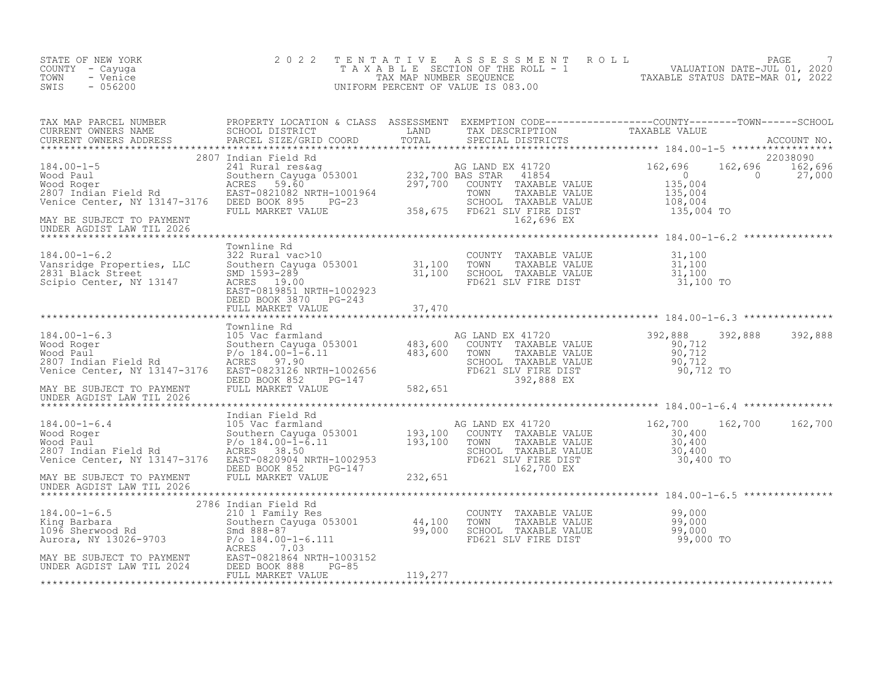STATE OF NEW YORK
COUNTY - Cayuga
TOWN - Venice
SWIS - 056200

# 2022 TENTATIVE ASSESSMENT ROLL

TAXABLE SECTION OF THE ROLL - 1
TAX MAP NUMBER SEQUENCE
UNIFORM PERCENT OF VALUE IS 083.00

VALUATION DATE-JUL 01, 2020
TAXABLE STATUS DATE-MAR 01, 2022

| TAX MAP PARCEL NUMBER / CURRENT OWNERS NAME / CURRENT OWNERS ADDRESS | PROPERTY LOCATION & CLASS / SCHOOL DISTRICT / PARCEL SIZE/GRID COORD | ASSESSMENT LAND / TOTAL | EXEMPTION CODE / TAX DESCRIPTION / SPECIAL DISTRICTS | COUNTY TAXABLE VALUE | TOWN | SCHOOL / ACCOUNT NO. |
|---|---|---|---|---|---|---|
| 184.00-1-5 | 2807 Indian Field Rd | | | | | 22038090 |
| 184.00-1-5 | 241 Rural res&ag | | AG LAND EX 41720 | 162,696 | 162,696 | 162,696 |
| Wood Paul | Southern Cayuga 053001 | 232,700 | BAS STAR 41854 | 0 | 0 | 27,000 |
| Wood Roger | ACRES 59.60 | 297,700 | COUNTY TAXABLE VALUE | 135,004 | | |
| 2807 Indian Field Rd | EAST-0821082 NRTH-1001964 | | TOWN TAXABLE VALUE | 135,004 | | |
| Venice Center, NY 13147-3176 | DEED BOOK 895 PG-23 | | SCHOOL TAXABLE VALUE | 108,004 | | |
| | FULL MARKET VALUE | 358,675 | FD621 SLV FIRE DIST | 135,004 TO | | |
| MAY BE SUBJECT TO PAYMENT | | | 162,696 EX | | | |
| UNDER AGDIST LAW TIL 2026 | | | | | | |
| 184.00-1-6.2 | Townline Rd | | | | | |
| 184.00-1-6.2 | 322 Rural vac>10 | | COUNTY TAXABLE VALUE | 31,100 | | |
| Vansridge Properties, LLC | Southern Cayuga 053001 | 31,100 | TOWN TAXABLE VALUE | 31,100 | | |
| 2831 Black Street | SMD 1593-289 | 31,100 | SCHOOL TAXABLE VALUE | 31,100 | | |
| Scipio Center, NY 13147 | ACRES 19.00 | | FD621 SLV FIRE DIST | 31,100 TO | | |
| | EAST-0819851 NRTH-1002923 | | | | | |
| | DEED BOOK 3870 PG-243 | | | | | |
| | FULL MARKET VALUE | 37,470 | | | | |
| 184.00-1-6.3 | Townline Rd | | | | | |
| 184.00-1-6.3 | 105 Vac farmland | | AG LAND EX 41720 | 392,888 | 392,888 | 392,888 |
| Wood Roger | Southern Cayuga 053001 | 483,600 | COUNTY TAXABLE VALUE | 90,712 | | |
| Wood Paul | P/o 184.00-1-6.11 | 483,600 | TOWN TAXABLE VALUE | 90,712 | | |
| 2807 Indian Field Rd | ACRES 97.90 | | SCHOOL TAXABLE VALUE | 90,712 | | |
| Venice Center, NY 13147-3176 | EAST-0823126 NRTH-1002656 | | FD621 SLV FIRE DIST | 90,712 TO | | |
| | DEED BOOK 852 PG-147 | | 392,888 EX | | | |
| MAY BE SUBJECT TO PAYMENT | FULL MARKET VALUE | 582,651 | | | | |
| UNDER AGDIST LAW TIL 2026 | | | | | | |
| 184.00-1-6.4 | Indian Field Rd | | | | | |
| 184.00-1-6.4 | 105 Vac farmland | | AG LAND EX 41720 | 162,700 | 162,700 | 162,700 |
| Wood Roger | Southern Cayuga 053001 | 193,100 | COUNTY TAXABLE VALUE | 30,400 | | |
| Wood Paul | P/o 184.00-1-6.11 | 193,100 | TOWN TAXABLE VALUE | 30,400 | | |
| 2807 Indian Field Rd | ACRES 38.50 | | SCHOOL TAXABLE VALUE | 30,400 | | |
| Venice Center, NY 13147-3176 | EAST-0820904 NRTH-1002953 | | FD621 SLV FIRE DIST | 30,400 TO | | |
| | DEED BOOK 852 PG-147 | | 162,700 EX | | | |
| MAY BE SUBJECT TO PAYMENT | FULL MARKET VALUE | 232,651 | | | | |
| UNDER AGDIST LAW TIL 2026 | | | | | | |
| 184.00-1-6.5 | 2786 Indian Field Rd | | | | | |
| 184.00-1-6.5 | 210 1 Family Res | | COUNTY TAXABLE VALUE | 99,000 | | |
| King Barbara | Southern Cayuga 053001 | 44,100 | TOWN TAXABLE VALUE | 99,000 | | |
| 1096 Sherwood Rd | Smd 888-87 | 99,000 | SCHOOL TAXABLE VALUE | 99,000 | | |
| Aurora, NY 13026-9703 | P/o 184.00-1-6.111 | | FD621 SLV FIRE DIST | 99,000 TO | | |
| | ACRES 7.03 | | | | | |
| MAY BE SUBJECT TO PAYMENT | EAST-0821864 NRTH-1003152 | | | | | |
| UNDER AGDIST LAW TIL 2024 | DEED BOOK 888 PG-85 | | | | | |
| | FULL MARKET VALUE | 119,277 | | | | |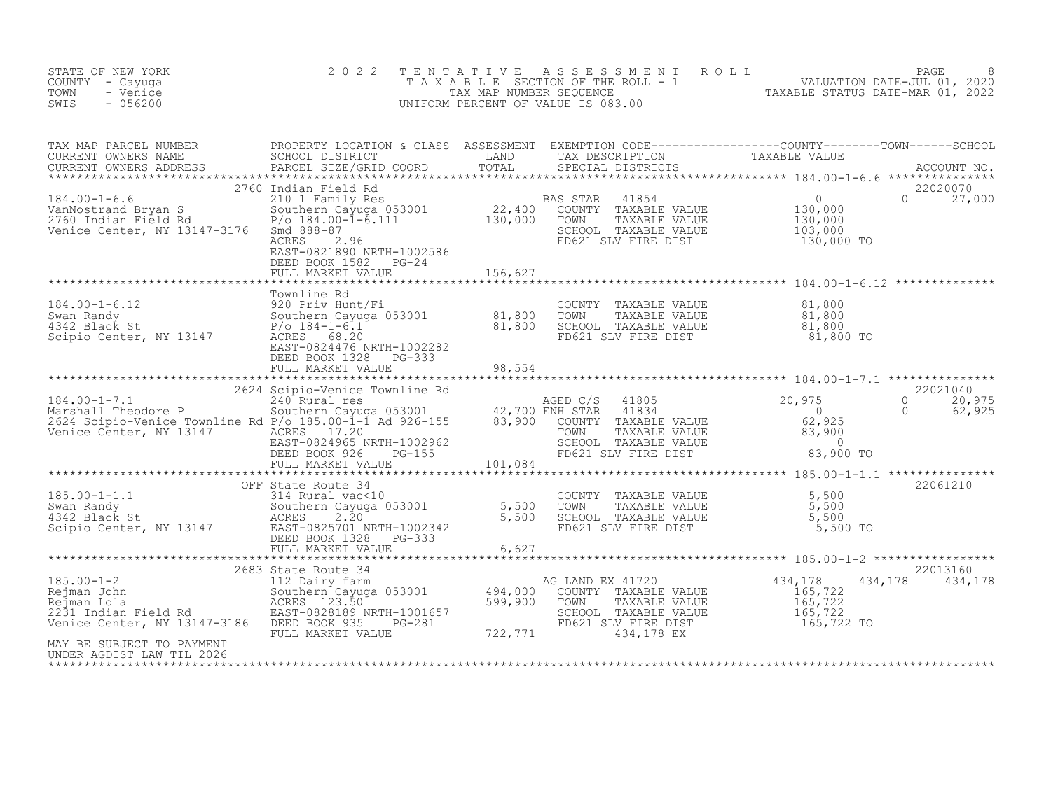STATE OF NEW YORK
COUNTY - Cayuga
TOWN - Venice
SWIS - 056200

# 2022 TENTATIVE ASSESSMENT ROLL

TAXABLE SECTION OF THE ROLL - 1
TAX MAP NUMBER SEQUENCE
UNIFORM PERCENT OF VALUE IS 083.00

VALUATION DATE-JUL 01, 2020
TAXABLE STATUS DATE-MAR 01, 2022

| TAX MAP PARCEL NUMBER / CURRENT OWNERS NAME / CURRENT OWNERS ADDRESS | PROPERTY LOCATION & CLASS / SCHOOL DISTRICT / PARCEL SIZE/GRID COORD | ASSESSMENT LAND | TOTAL | EXEMPTION CODE / TAX DESCRIPTION / SPECIAL DISTRICTS | COUNTY TAXABLE VALUE | TOWN | SCHOOL / ACCOUNT NO. |
|---|---|---|---|---|---|---|---|
| **184.00-1-6.6** | 2760 Indian Field Rd | | | | | | 22020070 |
| VanNostrand Bryan S | 210 1 Family Res | | | BAS STAR 41854 | 0 | 0 | 27,000 |
| 2760 Indian Field Rd | Southern Cayuga 053001 | 22,400 | | COUNTY TAXABLE VALUE | 130,000 | | |
| Venice Center, NY 13147-3176 | P/o 184.00-1-6.111 | | 130,000 | TOWN TAXABLE VALUE | 130,000 | | |
| | Smd 888-87 | | | SCHOOL TAXABLE VALUE | 103,000 | | |
| | ACRES 2.96 | | | FD621 SLV FIRE DIST | 130,000 TO | | |
| | EAST-0821890 NRTH-1002586 | | | | | | |
| | DEED BOOK 1582 PG-24 | | | | | | |
| | FULL MARKET VALUE | | 156,627 | | | | |
| **184.00-1-6.12** | Townline Rd | | | | | | |
| Swan Randy | 920 Priv Hunt/Fi | | | COUNTY TAXABLE VALUE | 81,800 | | |
| 4342 Black St | Southern Cayuga 053001 | 81,800 | | TOWN TAXABLE VALUE | 81,800 | | |
| Scipio Center, NY 13147 | P/o 184-1-6.1 | | 81,800 | SCHOOL TAXABLE VALUE | 81,800 | | |
| | ACRES 68.20 | | | FD621 SLV FIRE DIST | 81,800 TO | | |
| | EAST-0824476 NRTH-1002282 | | | | | | |
| | DEED BOOK 1328 PG-333 | | | | | | |
| | FULL MARKET VALUE | | 98,554 | | | | |
| **184.00-1-7.1** | 2624 Scipio-Venice Townline Rd | | | | | | 22021040 |
| Marshall Theodore P | 240 Rural res | | | AGED C/S 41805 | 20,975 | 0 | 20,975 |
| 2624 Scipio-Venice Townline Rd | Southern Cayuga 053001 | 42,700 | | ENH STAR 41834 | 0 | 0 | 62,925 |
| Venice Center, NY 13147 | P/o 185.00-1-1 Ad 926-155 | | 83,900 | COUNTY TAXABLE VALUE | 62,925 | | |
| | ACRES 17.20 | | | TOWN TAXABLE VALUE | 83,900 | | |
| | EAST-0824965 NRTH-1002962 | | | SCHOOL TAXABLE VALUE | 0 | | |
| | DEED BOOK 926 PG-155 | | | FD621 SLV FIRE DIST | 83,900 TO | | |
| | FULL MARKET VALUE | | 101,084 | | | | |
| **185.00-1-1.1** | OFF State Route 34 | | | | | | 22061210 |
| Swan Randy | 314 Rural vac<10 | | | COUNTY TAXABLE VALUE | 5,500 | | |
| 4342 Black St | Southern Cayuga 053001 | 5,500 | | TOWN TAXABLE VALUE | 5,500 | | |
| Scipio Center, NY 13147 | ACRES 2.20 | | 5,500 | SCHOOL TAXABLE VALUE | 5,500 | | |
| | EAST-0825701 NRTH-1002342 | | | FD621 SLV FIRE DIST | 5,500 TO | | |
| | DEED BOOK 1328 PG-333 | | | | | | |
| | FULL MARKET VALUE | | 6,627 | | | | |
| **185.00-1-2** | 2683 State Route 34 | | | | | | 22013160 |
| Rejman John | 112 Dairy farm | | | AG LAND EX 41720 | 434,178 | 434,178 | 434,178 |
| Rejman Lola | Southern Cayuga 053001 | 494,000 | | COUNTY TAXABLE VALUE | 165,722 | | |
| 2231 Indian Field Rd | ACRES 123.50 | | 599,900 | TOWN TAXABLE VALUE | 165,722 | | |
| Venice Center, NY 13147-3186 | EAST-0828189 NRTH-1001657 | | | SCHOOL TAXABLE VALUE | 165,722 | | |
| | DEED BOOK 935 PG-281 | | | FD621 SLV FIRE DIST | 165,722 TO | | |
| | FULL MARKET VALUE | | 722,771 | 434,178 EX | | | |
| MAY BE SUBJECT TO PAYMENT UNDER AGDIST LAW TIL 2026 | | | | | | | |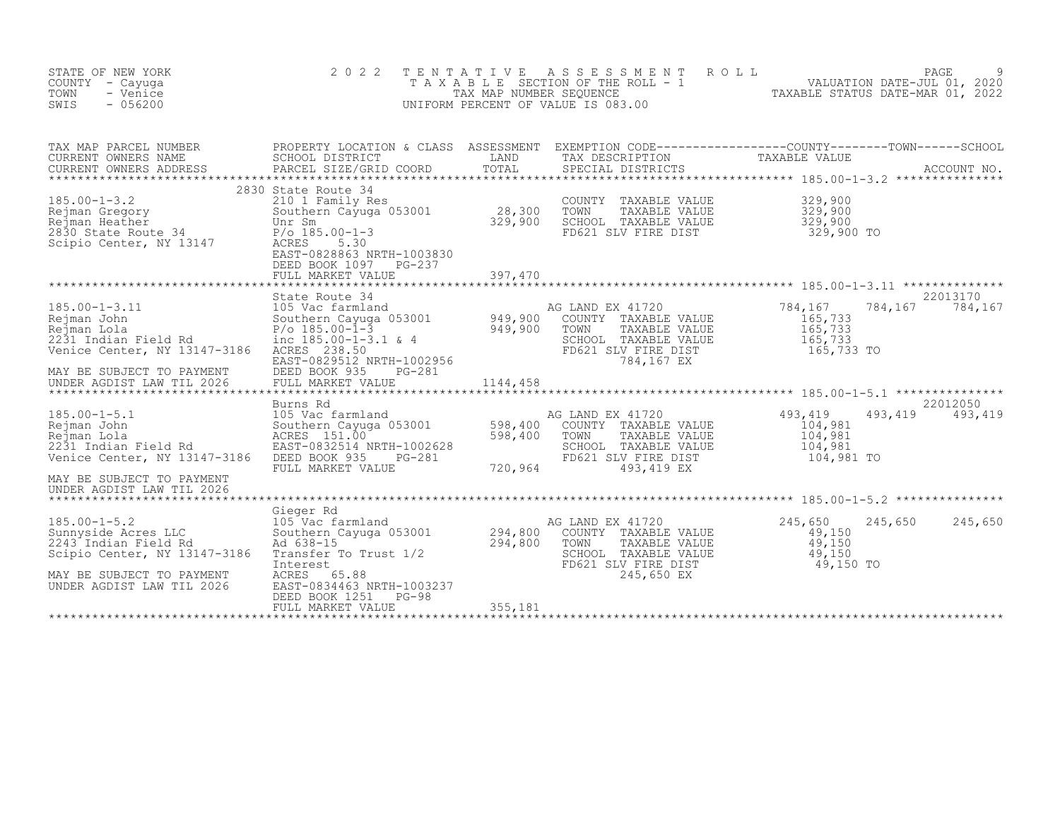STATE OF NEW YORK
COUNTY - Cayuga
TOWN - Venice
SWIS - 056200

2022 TENTATIVE ASSESSMENT ROLL
TAXABLE SECTION OF THE ROLL - 1
TAX MAP NUMBER SEQUENCE
UNIFORM PERCENT OF VALUE IS 083.00

VALUATION DATE-JUL 01, 2020
TAXABLE STATUS DATE-MAR 01, 2022

| TAX MAP PARCEL NUMBER / CURRENT OWNERS NAME / CURRENT OWNERS ADDRESS | PROPERTY LOCATION & CLASS / SCHOOL DISTRICT / PARCEL SIZE/GRID COORD | ASSESSMENT LAND | TOTAL | EXEMPTION CODE / TAX DESCRIPTION / SPECIAL DISTRICTS | COUNTY TAXABLE VALUE | TOWN | SCHOOL | ACCOUNT NO. |
|---|---|---|---|---|---|---|---|---|
| **185.00-1-3.2** | 2830 State Route 34 | | | | | | | |
| 185.00-1-3.2 | 210 1 Family Res | | | COUNTY TAXABLE VALUE | 329,900 | | | |
| Rejman Gregory | Southern Cayuga 053001 | 28,300 | | TOWN TAXABLE VALUE | 329,900 | | | |
| Rejman Heather | Unr Sm | | 329,900 | SCHOOL TAXABLE VALUE | 329,900 | | | |
| 2830 State Route 34 | P/o 185.00-1-3 | | | FD621 SLV FIRE DIST | 329,900 TO | | | |
| Scipio Center, NY 13147 | ACRES 5.30 | | | | | | | |
| | EAST-0828863 NRTH-1003830 | | | | | | | |
| | DEED BOOK 1097 PG-237 | | | | | | | |
| | FULL MARKET VALUE | | 397,470 | | | | | |
| **185.00-1-3.11** | State Route 34 | | | | | | | 22013170 |
| 185.00-1-3.11 | 105 Vac farmland | | | AG LAND EX 41720 | 784,167 | 784,167 | 784,167 | |
| Rejman John | Southern Cayuga 053001 | 949,900 | | COUNTY TAXABLE VALUE | 165,733 | | | |
| Rejman Lola | P/o 185.00-1-3 | | 949,900 | TOWN TAXABLE VALUE | 165,733 | | | |
| 2231 Indian Field Rd | inc 185.00-1-3.1 & 4 | | | SCHOOL TAXABLE VALUE | 165,733 | | | |
| Venice Center, NY 13147-3186 | ACRES 238.50 | | | FD621 SLV FIRE DIST | 165,733 TO | | | |
| | EAST-0829512 NRTH-1002956 | | | 784,167 EX | | | | |
| MAY BE SUBJECT TO PAYMENT | DEED BOOK 935 PG-281 | | | | | | | |
| UNDER AGDIST LAW TIL 2026 | FULL MARKET VALUE | | 1144,458 | | | | | |
| **185.00-1-5.1** | Burns Rd | | | | | | | 22012050 |
| 185.00-1-5.1 | 105 Vac farmland | | | AG LAND EX 41720 | 493,419 | 493,419 | 493,419 | |
| Rejman John | Southern Cayuga 053001 | 598,400 | | COUNTY TAXABLE VALUE | 104,981 | | | |
| Rejman Lola | ACRES 151.00 | | 598,400 | TOWN TAXABLE VALUE | 104,981 | | | |
| 2231 Indian Field Rd | EAST-0832514 NRTH-1002628 | | | SCHOOL TAXABLE VALUE | 104,981 | | | |
| Venice Center, NY 13147-3186 | DEED BOOK 935 PG-281 | | | FD621 SLV FIRE DIST | 104,981 TO | | | |
| | FULL MARKET VALUE | | 720,964 | 493,419 EX | | | | |
| MAY BE SUBJECT TO PAYMENT | | | | | | | | |
| UNDER AGDIST LAW TIL 2026 | | | | | | | | |
| **185.00-1-5.2** | Gieger Rd | | | | | | | |
| 185.00-1-5.2 | 105 Vac farmland | | | AG LAND EX 41720 | 245,650 | 245,650 | 245,650 | |
| Sunnyside Acres LLC | Southern Cayuga 053001 | 294,800 | | COUNTY TAXABLE VALUE | 49,150 | | | |
| 2243 Indian Field Rd | Ad 638-15 | | 294,800 | TOWN TAXABLE VALUE | 49,150 | | | |
| Scipio Center, NY 13147-3186 | Transfer To Trust 1/2 | | | SCHOOL TAXABLE VALUE | 49,150 | | | |
| | Interest | | | FD621 SLV FIRE DIST | 49,150 TO | | | |
| MAY BE SUBJECT TO PAYMENT | ACRES 65.88 | | | 245,650 EX | | | | |
| UNDER AGDIST LAW TIL 2026 | EAST-0834463 NRTH-1003237 | | | | | | | |
| | DEED BOOK 1251 PG-98 | | | | | | | |
| | FULL MARKET VALUE | | 355,181 | | | | | |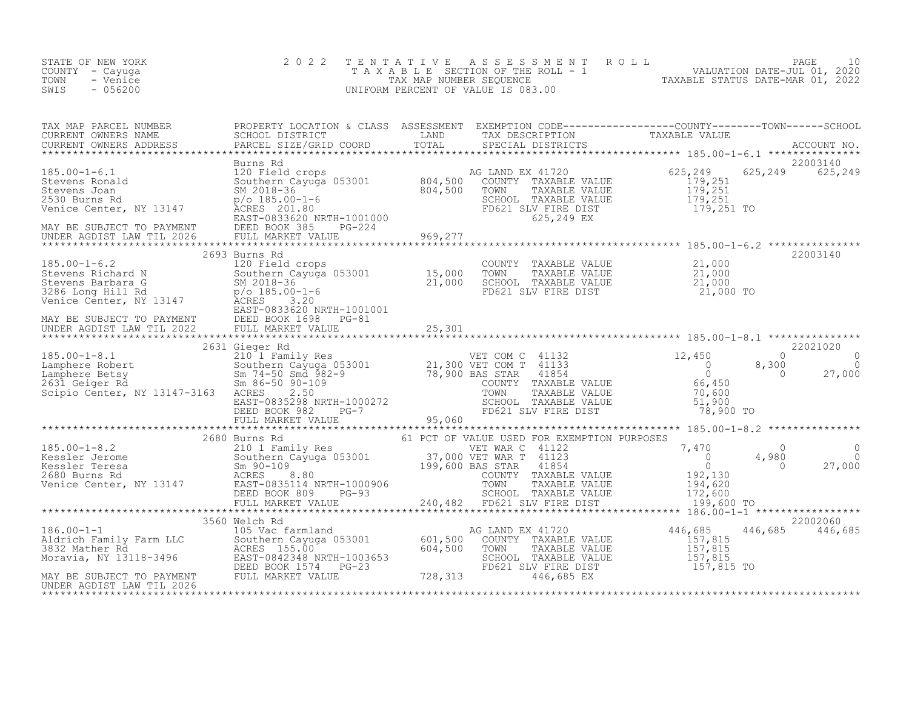STATE OF NEW YORK
COUNTY - Cayuga
TOWN - Venice
SWIS - 056200

2022 TENTATIVE ASSESSMENT ROLL
TAXABLE SECTION OF THE ROLL - 1
TAX MAP NUMBER SEQUENCE
UNIFORM PERCENT OF VALUE IS 083.00

VALUATION DATE-JUL 01, 2020
TAXABLE STATUS DATE-MAR 01, 2022

```
TAX MAP PARCEL NUMBER          PROPERTY LOCATION & CLASS  ASSESSMENT  EXEMPTION CODE------------------COUNTY--------TOWN------SCHOOL
CURRENT OWNERS NAME            SCHOOL DISTRICT               LAND      TAX DESCRIPTION              TAXABLE VALUE
CURRENT OWNERS ADDRESS         PARCEL SIZE/GRID COORD        TOTAL     SPECIAL DISTRICTS                                          ACCOUNT NO.
******************************************************************************************************* 185.00-1-6.1 ***************
                               Burns Rd                                                                                  22003140
185.00-1-6.1                   120 Field crops                        AG LAND EX 41720              625,249     625,249     625,249
Stevens Ronald                 Southern Cayuga 053001      804,500    COUNTY  TAXABLE VALUE          179,251
Stevens Joan                   SM 2018-36                  804,500    TOWN    TAXABLE VALUE          179,251
2530 Burns Rd                  p/o 185.00-1-6                         SCHOOL  TAXABLE VALUE          179,251
Venice Center, NY 13147        ACRES  201.80                          FD621 SLV FIRE DIST            179,251 TO
                               EAST-0833620 NRTH-1001000                    625,249 EX
MAY BE SUBJECT TO PAYMENT      DEED BOOK 385    PG-224
UNDER AGDIST LAW TIL 2026      FULL MARKET VALUE           969,277
******************************************************************************************************* 185.00-1-6.2 ***************
                          2693 Burns Rd                                                                                  22003140
185.00-1-6.2                   120 Field crops                        COUNTY  TAXABLE VALUE           21,000
Stevens Richard N              Southern Cayuga 053001       15,000    TOWN    TAXABLE VALUE           21,000
Stevens Barbara G              SM 2018-36                   21,000    SCHOOL  TAXABLE VALUE           21,000
3286 Long Hill Rd              p/o 185.00-1-6                         FD621 SLV FIRE DIST             21,000 TO
Venice Center, NY 13147        ACRES    3.20
                               EAST-0833620 NRTH-1001001
MAY BE SUBJECT TO PAYMENT      DEED BOOK 1698   PG-81
UNDER AGDIST LAW TIL 2022      FULL MARKET VALUE            25,301
******************************************************************************************************* 185.00-1-8.1 ***************
                          2631 Gieger Rd                                                                                 22021020
185.00-1-8.1                   210 1 Family Res                       VET COM C  41132               12,450           0           0
Lamphere Robert                Southern Cayuga 053001       21,300 VET COM T  41133                       0       8,300           0
Lamphere Betsy                 Sm 74-50 Smd 982-9           78,900 BAS STAR   41854                       0           0      27,000
2631 Geiger Rd                 Sm 86-50 90-109                        COUNTY  TAXABLE VALUE           66,450
Scipio Center, NY 13147-3163   ACRES    2.50                          TOWN    TAXABLE VALUE           70,600
                               EAST-0835298 NRTH-1000272              SCHOOL  TAXABLE VALUE           51,900
                               DEED BOOK 982    PG-7                  FD621 SLV FIRE DIST             78,900 TO
                               FULL MARKET VALUE            95,060
******************************************************************************************************* 185.00-1-8.2 ***************
                          2680 Burns Rd                     61 PCT OF VALUE USED FOR EXEMPTION PURPOSES
185.00-1-8.2                   210 1 Family Res                       VET WAR C  41122                7,470           0           0
Kessler Jerome                 Southern Cayuga 053001       37,000 VET WAR T  41123                       0       4,980           0
Kessler Teresa                 Sm 90-109                   199,600 BAS STAR   41854                       0           0      27,000
2680 Burns Rd                  ACRES    8.80                          COUNTY  TAXABLE VALUE          192,130
Venice Center, NY 13147        EAST-0835114 NRTH-1000906              TOWN    TAXABLE VALUE          194,620
                               DEED BOOK 809    PG-93                 SCHOOL  TAXABLE VALUE          172,600
                               FULL MARKET VALUE           240,482    FD621 SLV FIRE DIST            199,600 TO
******************************************************************************************************* 186.00-1-1 *****************
                          3560 Welch Rd                                                                                  22002060
186.00-1-1                     105 Vac farmland                       AG LAND EX 41720              446,685     446,685     446,685
Aldrich Family Farm LLC        Southern Cayuga 053001      601,500    COUNTY  TAXABLE VALUE          157,815
3832 Mather Rd                 ACRES  155.00               604,500    TOWN    TAXABLE VALUE          157,815
Moravia, NY 13118-3496         EAST-0842348 NRTH-1003653              SCHOOL  TAXABLE VALUE          157,815
                               DEED BOOK 1574   PG-23                 FD621 SLV FIRE DIST            157,815 TO
MAY BE SUBJECT TO PAYMENT      FULL MARKET VALUE           728,313          446,685 EX
UNDER AGDIST LAW TIL 2026
************************************************************************************************************************************
```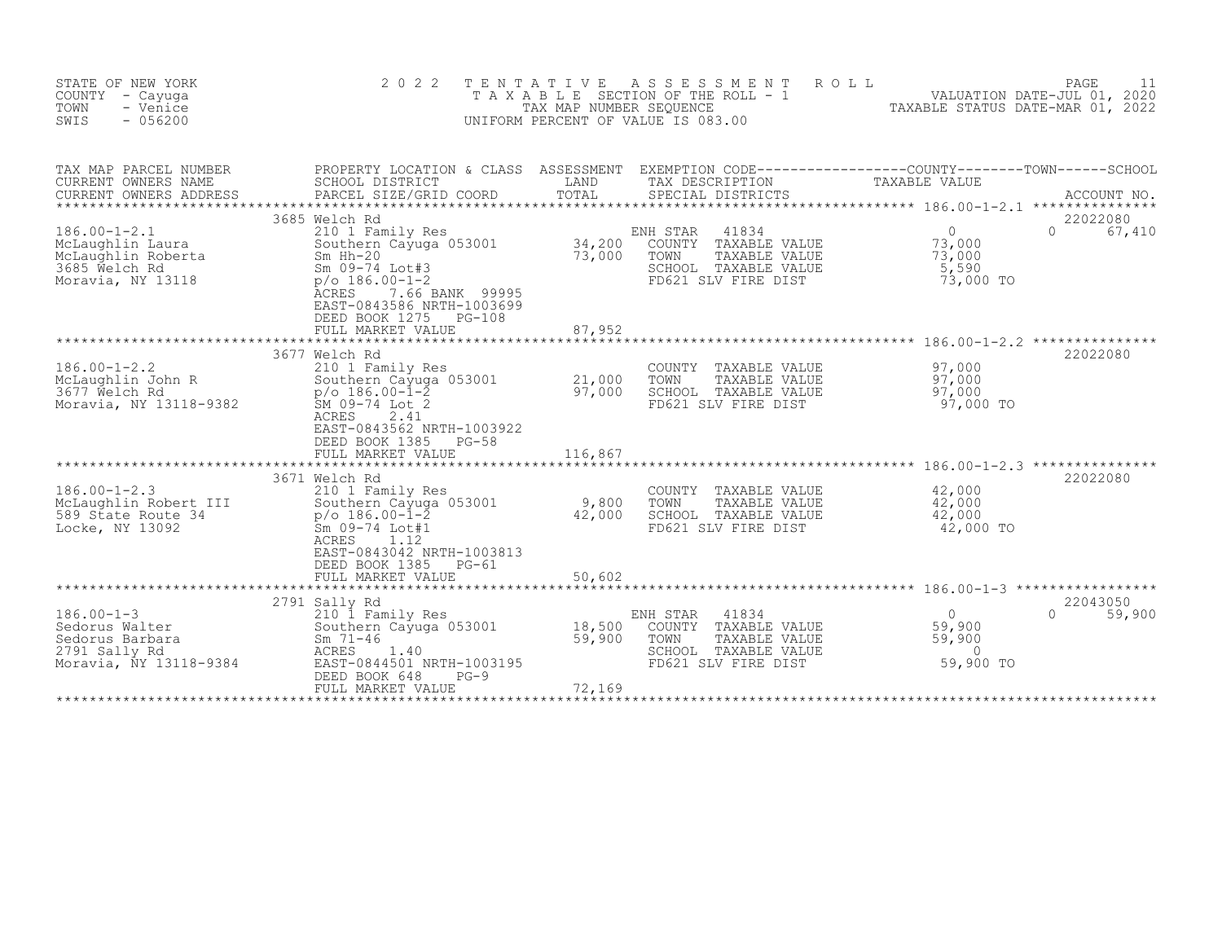STATE OF NEW YORK
COUNTY - Cayuga
TOWN - Venice
SWIS - 056200

2022 TENTATIVE ASSESSMENT ROLL
TAXABLE SECTION OF THE ROLL - 1
TAX MAP NUMBER SEQUENCE
UNIFORM PERCENT OF VALUE IS 083.00

VALUATION DATE-JUL 01, 2020
TAXABLE STATUS DATE-MAR 01, 2022

| TAX MAP PARCEL NUMBER / CURRENT OWNERS NAME / CURRENT OWNERS ADDRESS | PROPERTY LOCATION & CLASS / SCHOOL DISTRICT / PARCEL SIZE/GRID COORD | ASSESSMENT LAND / TOTAL | EXEMPTION CODE / TAX DESCRIPTION / SPECIAL DISTRICTS | COUNTY TAXABLE VALUE | TOWN | SCHOOL | ACCOUNT NO. |
|---|---|---|---|---|---|---|---|
| 186.00-1-2.1 | 3685 Welch Rd | | | | | | 22022080 |
| McLaughlin Laura | 210 1 Family Res | | ENH STAR 41834 | 0 | 0 | 67,410 | |
| McLaughlin Roberta | Southern Cayuga 053001 | 34,200 | COUNTY TAXABLE VALUE | 73,000 | | | |
| 3685 Welch Rd | Sm Hh-20 | 73,000 | TOWN TAXABLE VALUE | 73,000 | | | |
| Moravia, NY 13118 | Sm 09-74 Lot#3 | | SCHOOL TAXABLE VALUE | 5,590 | | | |
| | p/o 186.00-1-2 | | FD621 SLV FIRE DIST | 73,000 TO | | | |
| | ACRES 7.66 BANK 99995 | | | | | | |
| | EAST-0843586 NRTH-1003699 | | | | | | |
| | DEED BOOK 1275 PG-108 | | | | | | |
| | FULL MARKET VALUE | 87,952 | | | | | |
| 186.00-1-2.2 | 3677 Welch Rd | | | | | | 22022080 |
| McLaughlin John R | 210 1 Family Res | | COUNTY TAXABLE VALUE | 97,000 | | | |
| 3677 Welch Rd | Southern Cayuga 053001 | 21,000 | TOWN TAXABLE VALUE | 97,000 | | | |
| Moravia, NY 13118-9382 | p/o 186.00-1-2 | 97,000 | SCHOOL TAXABLE VALUE | 97,000 | | | |
| | SM 09-74 Lot 2 | | FD621 SLV FIRE DIST | 97,000 TO | | | |
| | ACRES 2.41 | | | | | | |
| | EAST-0843562 NRTH-1003922 | | | | | | |
| | DEED BOOK 1385 PG-58 | | | | | | |
| | FULL MARKET VALUE | 116,867 | | | | | |
| 186.00-1-2.3 | 3671 Welch Rd | | | | | | 22022080 |
| McLaughlin Robert III | 210 1 Family Res | | COUNTY TAXABLE VALUE | 42,000 | | | |
| 589 State Route 34 | Southern Cayuga 053001 | 9,800 | TOWN TAXABLE VALUE | 42,000 | | | |
| Locke, NY 13092 | p/o 186.00-1-2 | 42,000 | SCHOOL TAXABLE VALUE | 42,000 | | | |
| | Sm 09-74 Lot#1 | | FD621 SLV FIRE DIST | 42,000 TO | | | |
| | ACRES 1.12 | | | | | | |
| | EAST-0843042 NRTH-1003813 | | | | | | |
| | DEED BOOK 1385 PG-61 | | | | | | |
| | FULL MARKET VALUE | 50,602 | | | | | |
| 186.00-1-3 | 2791 Sally Rd | | | | | | 22043050 |
| Sedorus Walter | 210 1 Family Res | | ENH STAR 41834 | 0 | 0 | 59,900 | |
| Sedorus Barbara | Southern Cayuga 053001 | 18,500 | COUNTY TAXABLE VALUE | 59,900 | | | |
| 2791 Sally Rd | Sm 71-46 | 59,900 | TOWN TAXABLE VALUE | 59,900 | | | |
| Moravia, NY 13118-9384 | ACRES 1.40 | | SCHOOL TAXABLE VALUE | 0 | | | |
| | EAST-0844501 NRTH-1003195 | | FD621 SLV FIRE DIST | 59,900 TO | | | |
| | DEED BOOK 648 PG-9 | | | | | | |
| | FULL MARKET VALUE | 72,169 | | | | | |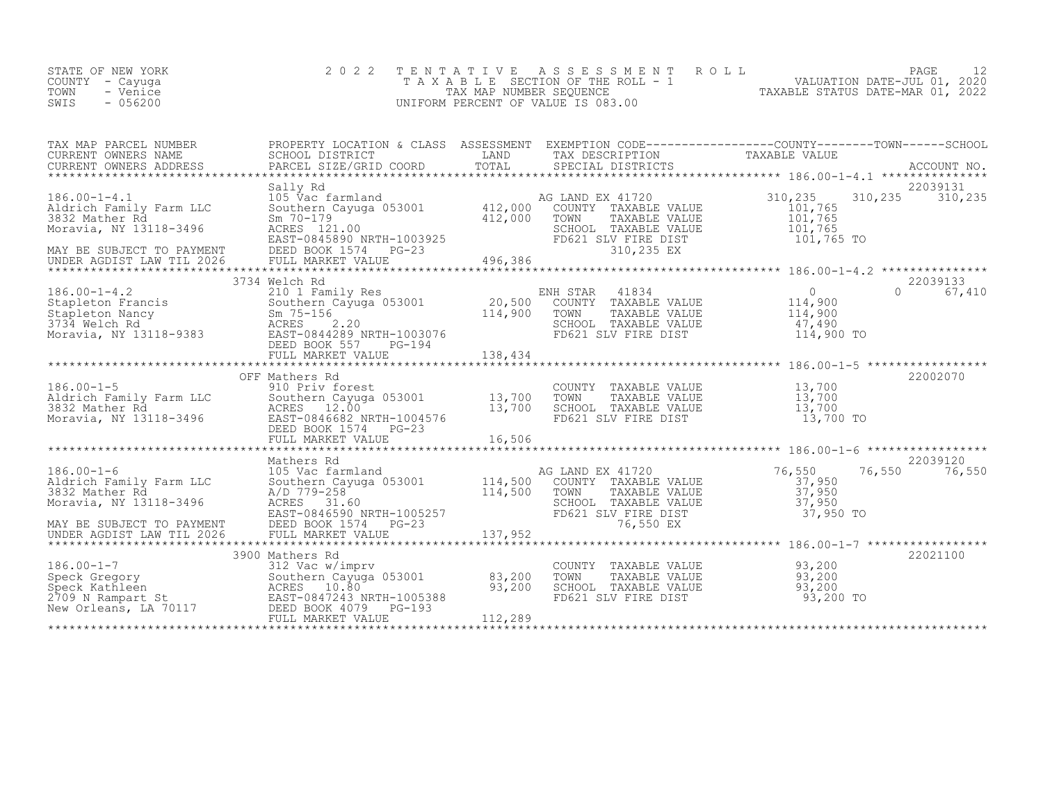STATE OF NEW YORK
COUNTY - Cayuga
TOWN - Venice
SWIS - 056200

2 0 2 2 T E N T A T I V E A S S E S S M E N T R O L L
T A X A B L E SECTION OF THE ROLL - 1
TAX MAP NUMBER SEQUENCE
UNIFORM PERCENT OF VALUE IS 083.00

VALUATION DATE-JUL 01, 2020
TAXABLE STATUS DATE-MAR 01, 2022

| TAX MAP PARCEL NUMBER / CURRENT OWNERS NAME / CURRENT OWNERS ADDRESS | PROPERTY LOCATION & CLASS / SCHOOL DISTRICT / PARCEL SIZE/GRID COORD | ASSESSMENT LAND / TOTAL | EXEMPTION CODE / TAX DESCRIPTION / SPECIAL DISTRICTS | COUNTY TAXABLE VALUE | TOWN | SCHOOL | ACCOUNT NO. |
|---|---|---|---|---|---|---|---|
| | Sally Rd | | | | | | 22039131 |
| 186.00-1-4.1 | 105 Vac farmland | | AG LAND EX 41720 | 310,235 | 310,235 | 310,235 | |
| Aldrich Family Farm LLC | Southern Cayuga 053001 | 412,000 | COUNTY TAXABLE VALUE | 101,765 | | | |
| 3832 Mather Rd | Sm 70-179 | 412,000 | TOWN TAXABLE VALUE | 101,765 | | | |
| Moravia, NY 13118-3496 | ACRES 121.00 | | SCHOOL TAXABLE VALUE | 101,765 | | | |
| | EAST-0845890 NRTH-1003925 | | FD621 SLV FIRE DIST | 101,765 TO | | | |
| MAY BE SUBJECT TO PAYMENT | DEED BOOK 1574 PG-23 | | 310,235 EX | | | | |
| UNDER AGDIST LAW TIL 2026 | FULL MARKET VALUE | 496,386 | | | | | |
| | 3734 Welch Rd | | | | | | 22039133 |
| 186.00-1-4.2 | 210 1 Family Res | | ENH STAR 41834 | 0 | 0 | 67,410 | |
| Stapleton Francis | Southern Cayuga 053001 | 20,500 | COUNTY TAXABLE VALUE | 114,900 | | | |
| Stapleton Nancy | Sm 75-156 | 114,900 | TOWN TAXABLE VALUE | 114,900 | | | |
| 3734 Welch Rd | ACRES 2.20 | | SCHOOL TAXABLE VALUE | 47,490 | | | |
| Moravia, NY 13118-9383 | EAST-0844289 NRTH-1003076 | | FD621 SLV FIRE DIST | 114,900 TO | | | |
| | DEED BOOK 557 PG-194 | | | | | | |
| | FULL MARKET VALUE | 138,434 | | | | | |
| | OFF Mathers Rd | | | | | | 22002070 |
| 186.00-1-5 | 910 Priv forest | | COUNTY TAXABLE VALUE | 13,700 | | | |
| Aldrich Family Farm LLC | Southern Cayuga 053001 | 13,700 | TOWN TAXABLE VALUE | 13,700 | | | |
| 3832 Mather Rd | ACRES 12.00 | 13,700 | SCHOOL TAXABLE VALUE | 13,700 | | | |
| Moravia, NY 13118-3496 | EAST-0846682 NRTH-1004576 | | FD621 SLV FIRE DIST | 13,700 TO | | | |
| | DEED BOOK 1574 PG-23 | | | | | | |
| | FULL MARKET VALUE | 16,506 | | | | | |
| | Mathers Rd | | | | | | 22039120 |
| 186.00-1-6 | 105 Vac farmland | | AG LAND EX 41720 | 76,550 | 76,550 | 76,550 | |
| Aldrich Family Farm LLC | Southern Cayuga 053001 | 114,500 | COUNTY TAXABLE VALUE | 37,950 | | | |
| 3832 Mather Rd | A/D 779-258 | 114,500 | TOWN TAXABLE VALUE | 37,950 | | | |
| Moravia, NY 13118-3496 | ACRES 31.60 | | SCHOOL TAXABLE VALUE | 37,950 | | | |
| | EAST-0846590 NRTH-1005257 | | FD621 SLV FIRE DIST | 37,950 TO | | | |
| MAY BE SUBJECT TO PAYMENT | DEED BOOK 1574 PG-23 | | 76,550 EX | | | | |
| UNDER AGDIST LAW TIL 2026 | FULL MARKET VALUE | 137,952 | | | | | |
| | 3900 Mathers Rd | | | | | | 22021100 |
| 186.00-1-7 | 312 Vac w/imprv | | COUNTY TAXABLE VALUE | 93,200 | | | |
| Speck Gregory | Southern Cayuga 053001 | 83,200 | TOWN TAXABLE VALUE | 93,200 | | | |
| Speck Kathleen | ACRES 10.80 | 93,200 | SCHOOL TAXABLE VALUE | 93,200 | | | |
| 2709 N Rampart St | EAST-0847243 NRTH-1005388 | | FD621 SLV FIRE DIST | 93,200 TO | | | |
| New Orleans, LA 70117 | DEED BOOK 4079 PG-193 | | | | | | |
| | FULL MARKET VALUE | 112,289 | | | | | |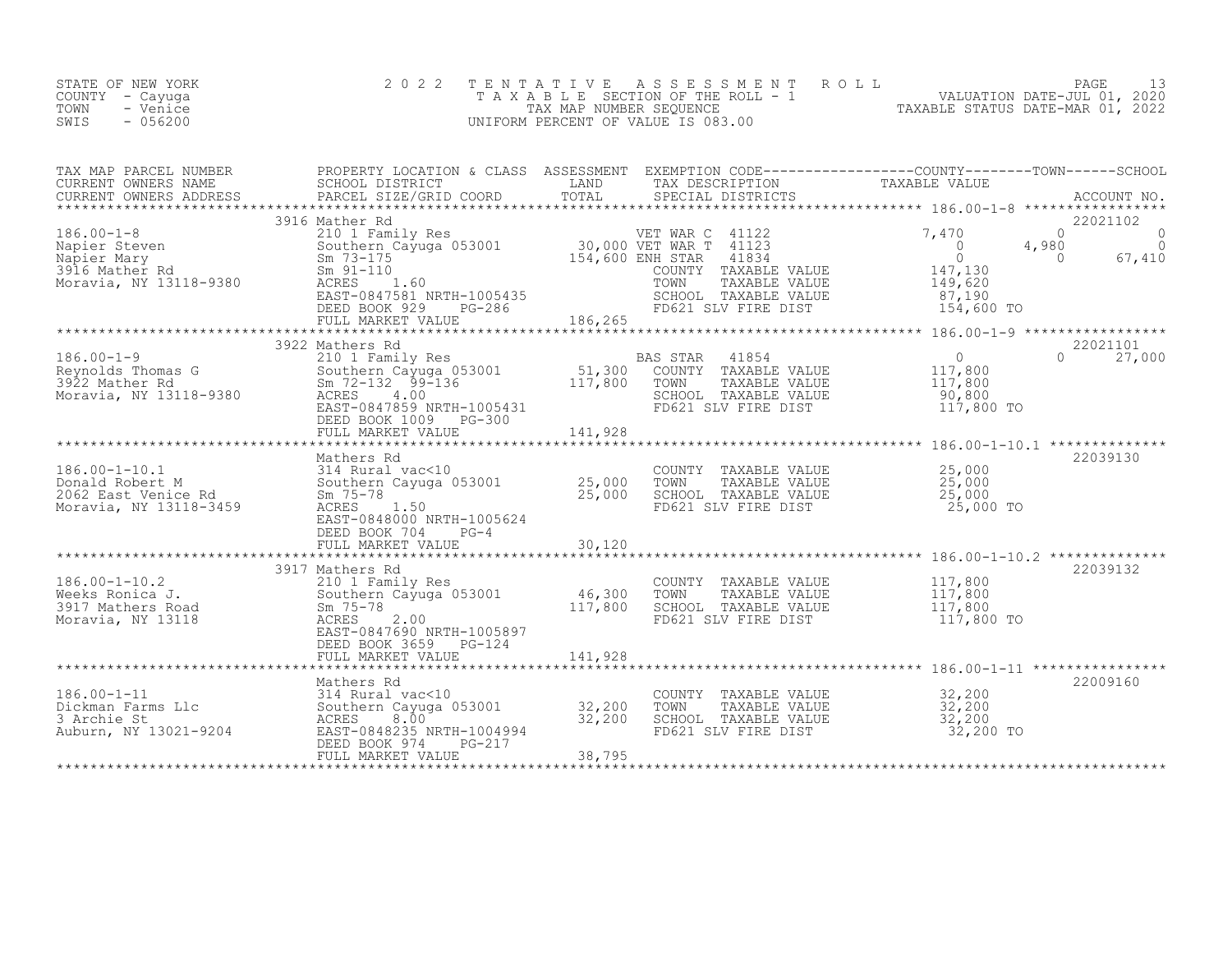STATE OF NEW YORK
COUNTY - Cayuga
TOWN - Venice
SWIS - 056200

2022 TENTATIVE ASSESSMENT ROLL
TAXABLE SECTION OF THE ROLL - 1
TAX MAP NUMBER SEQUENCE
UNIFORM PERCENT OF VALUE IS 083.00

VALUATION DATE-JUL 01, 2020
TAXABLE STATUS DATE-MAR 01, 2022

| TAX MAP PARCEL NUMBER / CURRENT OWNERS NAME / CURRENT OWNERS ADDRESS | PROPERTY LOCATION & CLASS / SCHOOL DISTRICT / PARCEL SIZE/GRID COORD | ASSESSMENT LAND / TOTAL | EXEMPTION CODE / TAX DESCRIPTION / SPECIAL DISTRICTS | COUNTY | TOWN | SCHOOL | ACCOUNT NO. |
|---|---|---|---|---|---|---|---|
| 186.00-1-8 | 3916 Mather Rd | | | | | | 22021102 |
| 186.00-1-8 | 210 1 Family Res | | VET WAR C 41122 | 7,470 | 0 | 0 | |
| Napier Steven | Southern Cayuga 053001 | 30,000 | VET WAR T 41123 | 0 | 4,980 | 0 | |
| Napier Mary | Sm 73-175 | 154,600 | ENH STAR 41834 | 0 | 0 | 67,410 | |
| 3916 Mather Rd | Sm 91-110 | | COUNTY TAXABLE VALUE | 147,130 | | | |
| Moravia, NY 13118-9380 | ACRES 1.60 | | TOWN TAXABLE VALUE | 149,620 | | | |
| | EAST-0847581 NRTH-1005435 | | SCHOOL TAXABLE VALUE | 87,190 | | | |
| | DEED BOOK 929 PG-286 | | FD621 SLV FIRE DIST | 154,600 TO | | | |
| | FULL MARKET VALUE | 186,265 | | | | | |
| 186.00-1-9 | 3922 Mathers Rd | | | | | | 22021101 |
| 186.00-1-9 | 210 1 Family Res | | BAS STAR 41854 | 0 | 0 | 27,000 | |
| Reynolds Thomas G | Southern Cayuga 053001 | 51,300 | COUNTY TAXABLE VALUE | 117,800 | | | |
| 3922 Mather Rd | Sm 72-132 99-136 | 117,800 | TOWN TAXABLE VALUE | 117,800 | | | |
| Moravia, NY 13118-9380 | ACRES 4.00 | | SCHOOL TAXABLE VALUE | 90,800 | | | |
| | EAST-0847859 NRTH-1005431 | | FD621 SLV FIRE DIST | 117,800 TO | | | |
| | DEED BOOK 1009 PG-300 | | | | | | |
| | FULL MARKET VALUE | 141,928 | | | | | |
| 186.00-1-10.1 | Mathers Rd | | | | | | 22039130 |
| 186.00-1-10.1 | 314 Rural vac<10 | | COUNTY TAXABLE VALUE | 25,000 | | | |
| Donald Robert M | Southern Cayuga 053001 | 25,000 | TOWN TAXABLE VALUE | 25,000 | | | |
| 2062 East Venice Rd | Sm 75-78 | 25,000 | SCHOOL TAXABLE VALUE | 25,000 | | | |
| Moravia, NY 13118-3459 | ACRES 1.50 | | FD621 SLV FIRE DIST | 25,000 TO | | | |
| | EAST-0848000 NRTH-1005624 | | | | | | |
| | DEED BOOK 704 PG-4 | | | | | | |
| | FULL MARKET VALUE | 30,120 | | | | | |
| 186.00-1-10.2 | 3917 Mathers Rd | | | | | | 22039132 |
| 186.00-1-10.2 | 210 1 Family Res | | COUNTY TAXABLE VALUE | 117,800 | | | |
| Weeks Ronica J. | Southern Cayuga 053001 | 46,300 | TOWN TAXABLE VALUE | 117,800 | | | |
| 3917 Mathers Road | Sm 75-78 | 117,800 | SCHOOL TAXABLE VALUE | 117,800 | | | |
| Moravia, NY 13118 | ACRES 2.00 | | FD621 SLV FIRE DIST | 117,800 TO | | | |
| | EAST-0847690 NRTH-1005897 | | | | | | |
| | DEED BOOK 3659 PG-124 | | | | | | |
| | FULL MARKET VALUE | 141,928 | | | | | |
| 186.00-1-11 | Mathers Rd | | | | | | 22009160 |
| 186.00-1-11 | 314 Rural vac<10 | | COUNTY TAXABLE VALUE | 32,200 | | | |
| Dickman Farms Llc | Southern Cayuga 053001 | 32,200 | TOWN TAXABLE VALUE | 32,200 | | | |
| 3 Archie St | ACRES 8.00 | 32,200 | SCHOOL TAXABLE VALUE | 32,200 | | | |
| Auburn, NY 13021-9204 | EAST-0848235 NRTH-1004994 | | FD621 SLV FIRE DIST | 32,200 TO | | | |
| | DEED BOOK 974 PG-217 | | | | | | |
| | FULL MARKET VALUE | 38,795 | | | | | |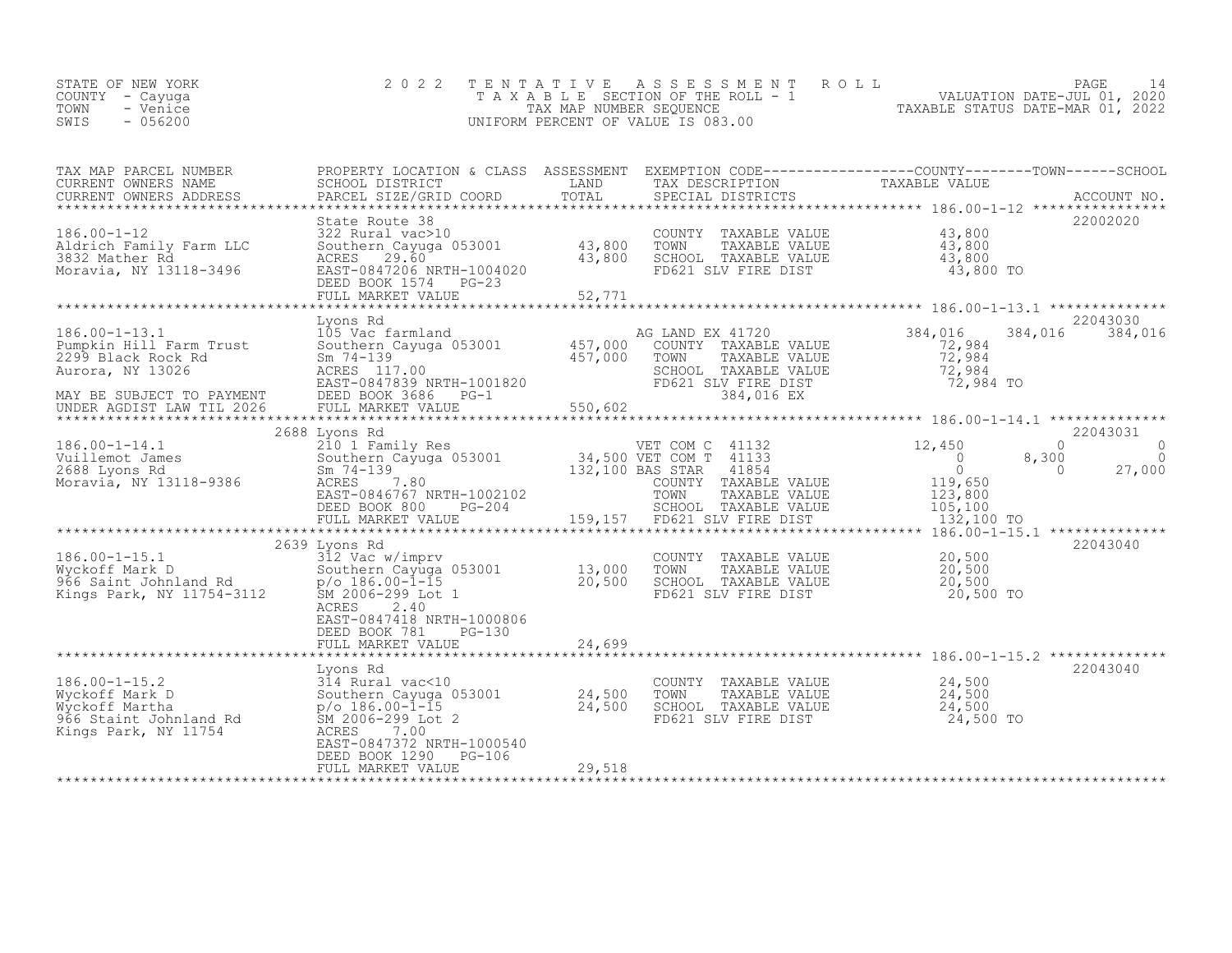STATE OF NEW YORK
COUNTY - Cayuga
TOWN - Venice
SWIS - 056200

# 2022 TENTATIVE ASSESSMENT ROLL
TAXABLE SECTION OF THE ROLL - 1
TAX MAP NUMBER SEQUENCE
UNIFORM PERCENT OF VALUE IS 083.00

VALUATION DATE-JUL 01, 2020
TAXABLE STATUS DATE-MAR 01, 2022

| TAX MAP PARCEL NUMBER / CURRENT OWNERS NAME / CURRENT OWNERS ADDRESS | PROPERTY LOCATION & CLASS / SCHOOL DISTRICT / PARCEL SIZE/GRID COORD | ASSESSMENT LAND / TOTAL | EXEMPTION CODE / TAX DESCRIPTION / SPECIAL DISTRICTS | COUNTY TAXABLE VALUE | TOWN | SCHOOL | ACCOUNT NO. |
|---|---|---|---|---|---|---|---|
| 186.00-1-12 | State Route 38 | | | | | | 22002020 |
| | 322 Rural vac>10 | | COUNTY TAXABLE VALUE | 43,800 | | | |
| Aldrich Family Farm LLC | Southern Cayuga 053001 | 43,800 | TOWN TAXABLE VALUE | 43,800 | | | |
| 3832 Mather Rd | ACRES 29.60 | 43,800 | SCHOOL TAXABLE VALUE | 43,800 | | | |
| Moravia, NY 13118-3496 | EAST-0847206 NRTH-1004020 | | FD621 SLV FIRE DIST | 43,800 TO | | | |
| | DEED BOOK 1574 PG-23 | | | | | | |
| | FULL MARKET VALUE | 52,771 | | | | | |
| 186.00-1-13.1 | Lyons Rd | | | | | | 22043030 |
| | 105 Vac farmland | | AG LAND EX 41720 | 384,016 | 384,016 | 384,016 | |
| Pumpkin Hill Farm Trust | Southern Cayuga 053001 | 457,000 | COUNTY TAXABLE VALUE | 72,984 | | | |
| 2299 Black Rock Rd | Sm 74-139 | 457,000 | TOWN TAXABLE VALUE | 72,984 | | | |
| Aurora, NY 13026 | ACRES 117.00 | | SCHOOL TAXABLE VALUE | 72,984 | | | |
| | EAST-0847839 NRTH-1001820 | | FD621 SLV FIRE DIST | 72,984 TO | | | |
| MAY BE SUBJECT TO PAYMENT | DEED BOOK 3686 PG-1 | | 384,016 EX | | | | |
| UNDER AGDIST LAW TIL 2026 | FULL MARKET VALUE | 550,602 | | | | | |
| 186.00-1-14.1 | 2688 Lyons Rd | | | | | | 22043031 |
| | 210 1 Family Res | | VET COM C 41132 | 12,450 | 0 | 0 | |
| Vuillemot James | Southern Cayuga 053001 | 34,500 | VET COM T 41133 | 0 | 8,300 | 0 | |
| 2688 Lyons Rd | Sm 74-139 | 132,100 | BAS STAR 41854 | 0 | 0 | 27,000 | |
| Moravia, NY 13118-9386 | ACRES 7.80 | | COUNTY TAXABLE VALUE | 119,650 | | | |
| | EAST-0846767 NRTH-1002102 | | TOWN TAXABLE VALUE | 123,800 | | | |
| | DEED BOOK 800 PG-204 | | SCHOOL TAXABLE VALUE | 105,100 | | | |
| | FULL MARKET VALUE | 159,157 | FD621 SLV FIRE DIST | 132,100 TO | | | |
| 186.00-1-15.1 | 2639 Lyons Rd | | | | | | 22043040 |
| | 312 Vac w/imprv | | COUNTY TAXABLE VALUE | 20,500 | | | |
| Wyckoff Mark D | Southern Cayuga 053001 | 13,000 | TOWN TAXABLE VALUE | 20,500 | | | |
| 966 Saint Johnland Rd | p/o 186.00-1-15 | 20,500 | SCHOOL TAXABLE VALUE | 20,500 | | | |
| Kings Park, NY 11754-3112 | SM 2006-299 Lot 1 | | FD621 SLV FIRE DIST | 20,500 TO | | | |
| | ACRES 2.40 | | | | | | |
| | EAST-0847418 NRTH-1000806 | | | | | | |
| | DEED BOOK 781 PG-130 | | | | | | |
| | FULL MARKET VALUE | 24,699 | | | | | |
| 186.00-1-15.2 | Lyons Rd | | | | | | 22043040 |
| | 314 Rural vac<10 | | COUNTY TAXABLE VALUE | 24,500 | | | |
| Wyckoff Mark D | Southern Cayuga 053001 | 24,500 | TOWN TAXABLE VALUE | 24,500 | | | |
| Wyckoff Martha | p/o 186.00-1-15 | 24,500 | SCHOOL TAXABLE VALUE | 24,500 | | | |
| 966 Staint Johnland Rd | SM 2006-299 Lot 2 | | FD621 SLV FIRE DIST | 24,500 TO | | | |
| Kings Park, NY 11754 | ACRES 7.00 | | | | | | |
| | EAST-0847372 NRTH-1000540 | | | | | | |
| | DEED BOOK 1290 PG-106 | | | | | | |
| | FULL MARKET VALUE | 29,518 | | | | | |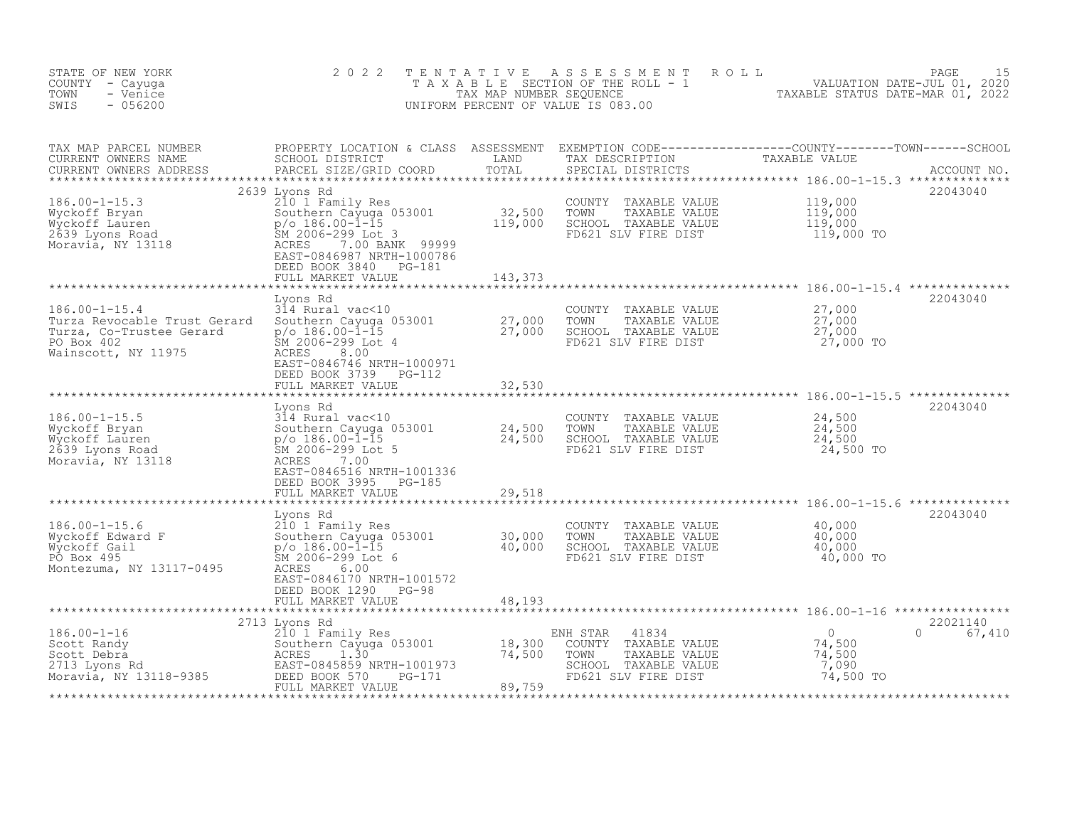STATE OF NEW YORK
COUNTY - Cayuga
TOWN - Venice
SWIS - 056200

2022 TENTATIVE ASSESSMENT ROLL
TAXABLE SECTION OF THE ROLL - 1
TAX MAP NUMBER SEQUENCE
UNIFORM PERCENT OF VALUE IS 083.00

VALUATION DATE-JUL 01, 2020
TAXABLE STATUS DATE-MAR 01, 2022

| TAX MAP PARCEL NUMBER / CURRENT OWNERS NAME / CURRENT OWNERS ADDRESS | PROPERTY LOCATION & CLASS / SCHOOL DISTRICT / PARCEL SIZE/GRID COORD | ASSESSMENT LAND / TOTAL | EXEMPTION CODE / TAX DESCRIPTION / SPECIAL DISTRICTS | COUNTY / TOWN / SCHOOL TAXABLE VALUE | ACCOUNT NO. |
|---|---|---|---|---|---|
| 186.00-1-15.3 | 2639 Lyons Rd | | | | 22043040 |
| 186.00-1-15.3 | 210 1 Family Res | | COUNTY TAXABLE VALUE | 119,000 | |
| Wyckoff Bryan | Southern Cayuga 053001 | 32,500 | TOWN TAXABLE VALUE | 119,000 | |
| Wyckoff Lauren | p/o 186.00-1-15 | 119,000 | SCHOOL TAXABLE VALUE | 119,000 | |
| 2639 Lyons Road | SM 2006-299 Lot 3 | | FD621 SLV FIRE DIST | 119,000 TO | |
| Moravia, NY 13118 | ACRES 7.00 BANK 99999 | | | | |
| | EAST-0846987 NRTH-1000786 | | | | |
| | DEED BOOK 3840 PG-181 | | | | |
| | FULL MARKET VALUE | 143,373 | | | |
| 186.00-1-15.4 | Lyons Rd | | | | 22043040 |
| 186.00-1-15.4 | 314 Rural vac<10 | | COUNTY TAXABLE VALUE | 27,000 | |
| Turza Revocable Trust Gerard | Southern Cayuga 053001 | 27,000 | TOWN TAXABLE VALUE | 27,000 | |
| Turza, Co-Trustee Gerard | p/o 186.00-1-15 | 27,000 | SCHOOL TAXABLE VALUE | 27,000 | |
| PO Box 402 | SM 2006-299 Lot 4 | | FD621 SLV FIRE DIST | 27,000 TO | |
| Wainscott, NY 11975 | ACRES 8.00 | | | | |
| | EAST-0846746 NRTH-1000971 | | | | |
| | DEED BOOK 3739 PG-112 | | | | |
| | FULL MARKET VALUE | 32,530 | | | |
| 186.00-1-15.5 | Lyons Rd | | | | 22043040 |
| 186.00-1-15.5 | 314 Rural vac<10 | | COUNTY TAXABLE VALUE | 24,500 | |
| Wyckoff Bryan | Southern Cayuga 053001 | 24,500 | TOWN TAXABLE VALUE | 24,500 | |
| Wyckoff Lauren | p/o 186.00-1-15 | 24,500 | SCHOOL TAXABLE VALUE | 24,500 | |
| 2639 Lyons Road | SM 2006-299 Lot 5 | | FD621 SLV FIRE DIST | 24,500 TO | |
| Moravia, NY 13118 | ACRES 7.00 | | | | |
| | EAST-0846516 NRTH-1001336 | | | | |
| | DEED BOOK 3995 PG-185 | | | | |
| | FULL MARKET VALUE | 29,518 | | | |
| 186.00-1-15.6 | Lyons Rd | | | | 22043040 |
| 186.00-1-15.6 | 210 1 Family Res | | COUNTY TAXABLE VALUE | 40,000 | |
| Wyckoff Edward F | Southern Cayuga 053001 | 30,000 | TOWN TAXABLE VALUE | 40,000 | |
| Wyckoff Gail | p/o 186.00-1-15 | 40,000 | SCHOOL TAXABLE VALUE | 40,000 | |
| PO Box 495 | SM 2006-299 Lot 6 | | FD621 SLV FIRE DIST | 40,000 TO | |
| Montezuma, NY 13117-0495 | ACRES 6.00 | | | | |
| | EAST-0846170 NRTH-1001572 | | | | |
| | DEED BOOK 1290 PG-98 | | | | |
| | FULL MARKET VALUE | 48,193 | | | |
| 186.00-1-16 | 2713 Lyons Rd | | | | 22021140 |
| 186.00-1-16 | 210 1 Family Res | | ENH STAR 41834 | 0 0 | 67,410 |
| Scott Randy | Southern Cayuga 053001 | 18,300 | COUNTY TAXABLE VALUE | 74,500 | |
| Scott Debra | ACRES 1.30 | 74,500 | TOWN TAXABLE VALUE | 74,500 | |
| 2713 Lyons Rd | EAST-0845859 NRTH-1001973 | | SCHOOL TAXABLE VALUE | 7,090 | |
| Moravia, NY 13118-9385 | DEED BOOK 570 PG-171 | | FD621 SLV FIRE DIST | 74,500 TO | |
| | FULL MARKET VALUE | 89,759 | | | |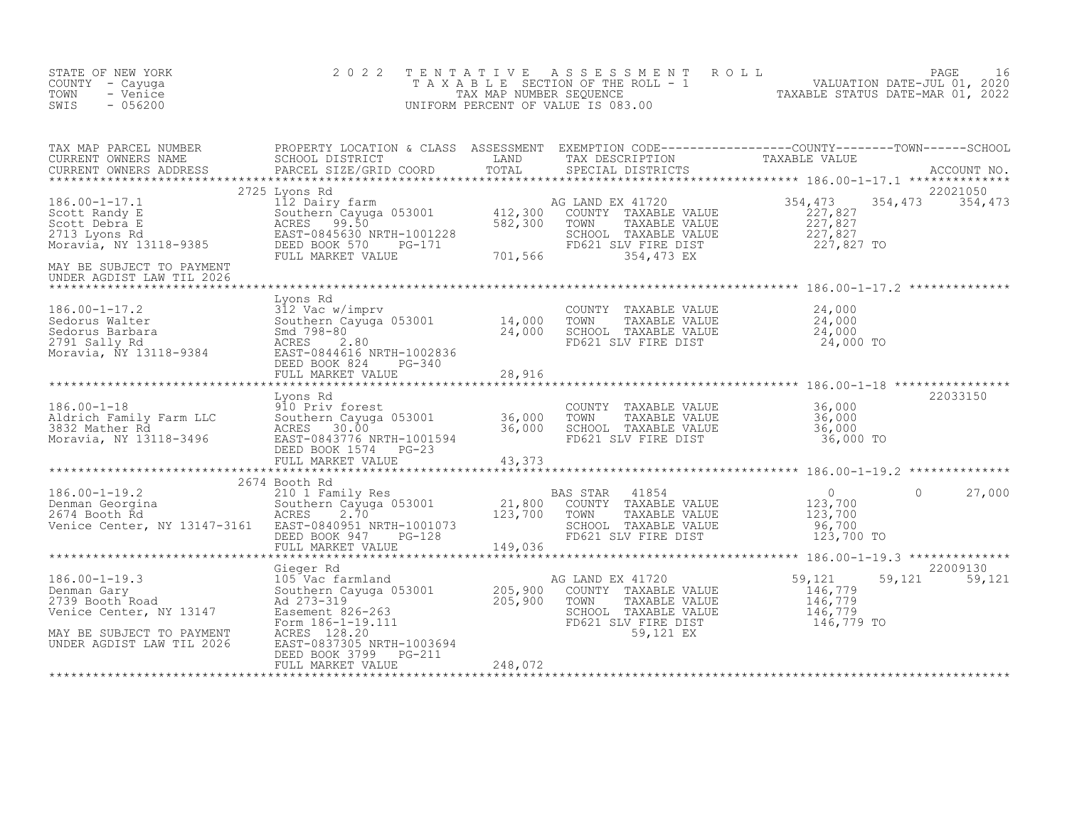STATE OF NEW YORK
COUNTY - Cayuga
TOWN - Venice
SWIS - 056200

# 2022 TENTATIVE ASSESSMENT ROLL
TAXABLE SECTION OF THE ROLL - 1
TAX MAP NUMBER SEQUENCE
UNIFORM PERCENT OF VALUE IS 083.00

VALUATION DATE-JUL 01, 2020
TAXABLE STATUS DATE-MAR 01, 2022

| TAX MAP PARCEL NUMBER / CURRENT OWNERS NAME / CURRENT OWNERS ADDRESS | PROPERTY LOCATION & CLASS / SCHOOL DISTRICT / PARCEL SIZE/GRID COORD | ASSESSMENT LAND / TOTAL | EXEMPTION CODE / TAX DESCRIPTION / SPECIAL DISTRICTS | COUNTY TAXABLE VALUE | TOWN | SCHOOL | ACCOUNT NO. |
|---|---|---|---|---|---|---|---|
| 186.00-1-17.1 | 2725 Lyons Rd | | | | | | 22021050 |
| Scott Randy E | 112 Dairy farm | | AG LAND EX 41720 | 354,473 | 354,473 | 354,473 | |
| Scott Debra E | Southern Cayuga 053001 | 412,300 | COUNTY TAXABLE VALUE | 227,827 | | | |
| 2713 Lyons Rd | ACRES 99.50 | 582,300 | TOWN TAXABLE VALUE | 227,827 | | | |
| Moravia, NY 13118-9385 | EAST-0845630 NRTH-1001228 | | SCHOOL TAXABLE VALUE | 227,827 | | | |
| | DEED BOOK 570 PG-171 | | FD621 SLV FIRE DIST | 227,827 TO | | | |
| MAY BE SUBJECT TO PAYMENT | FULL MARKET VALUE | 701,566 | 354,473 EX | | | | |
| UNDER AGDIST LAW TIL 2026 | | | | | | | |
| 186.00-1-17.2 | Lyons Rd | | | | | | |
| Sedorus Walter | 312 Vac w/imprv | | COUNTY TAXABLE VALUE | 24,000 | | | |
| Sedorus Barbara | Southern Cayuga 053001 | 14,000 | TOWN TAXABLE VALUE | 24,000 | | | |
| 2791 Sally Rd | Smd 798-80 | 24,000 | SCHOOL TAXABLE VALUE | 24,000 | | | |
| Moravia, NY 13118-9384 | ACRES 2.80 | | FD621 SLV FIRE DIST | 24,000 TO | | | |
| | EAST-0844616 NRTH-1002836 | | | | | | |
| | DEED BOOK 824 PG-340 | | | | | | |
| | FULL MARKET VALUE | 28,916 | | | | | |
| 186.00-1-18 | Lyons Rd | | | | | | 22033150 |
| Aldrich Family Farm LLC | 910 Priv forest | | COUNTY TAXABLE VALUE | 36,000 | | | |
| 3832 Mather Rd | Southern Cayuga 053001 | 36,000 | TOWN TAXABLE VALUE | 36,000 | | | |
| Moravia, NY 13118-3496 | ACRES 30.00 | 36,000 | SCHOOL TAXABLE VALUE | 36,000 | | | |
| | EAST-0843776 NRTH-1001594 | | FD621 SLV FIRE DIST | 36,000 TO | | | |
| | DEED BOOK 1574 PG-23 | | | | | | |
| | FULL MARKET VALUE | 43,373 | | | | | |
| 186.00-1-19.2 | 2674 Booth Rd | | | | | | |
| Denman Georgina | 210 1 Family Res | | BAS STAR 41854 | 0 | 0 | 27,000 | |
| 2674 Booth Rd | Southern Cayuga 053001 | 21,800 | COUNTY TAXABLE VALUE | 123,700 | | | |
| Venice Center, NY 13147-3161 | ACRES 2.70 | 123,700 | TOWN TAXABLE VALUE | 123,700 | | | |
| | EAST-0840951 NRTH-1001073 | | SCHOOL TAXABLE VALUE | 96,700 | | | |
| | DEED BOOK 947 PG-128 | | FD621 SLV FIRE DIST | 123,700 TO | | | |
| | FULL MARKET VALUE | 149,036 | | | | | |
| 186.00-1-19.3 | Gieger Rd | | | | | | 22009130 |
| Denman Gary | 105 Vac farmland | | AG LAND EX 41720 | 59,121 | 59,121 | 59,121 | |
| 2739 Booth Road | Southern Cayuga 053001 | 205,900 | COUNTY TAXABLE VALUE | 146,779 | | | |
| Venice Center, NY 13147 | Ad 273-319 | 205,900 | TOWN TAXABLE VALUE | 146,779 | | | |
| | Easement 826-263 | | SCHOOL TAXABLE VALUE | 146,779 | | | |
| MAY BE SUBJECT TO PAYMENT | Form 186-1-19.111 | | FD621 SLV FIRE DIST | 146,779 TO | | | |
| UNDER AGDIST LAW TIL 2026 | ACRES 128.20 | | 59,121 EX | | | | |
| | EAST-0837305 NRTH-1003694 | | | | | | |
| | DEED BOOK 3799 PG-211 | | | | | | |
| | FULL MARKET VALUE | 248,072 | | | | | |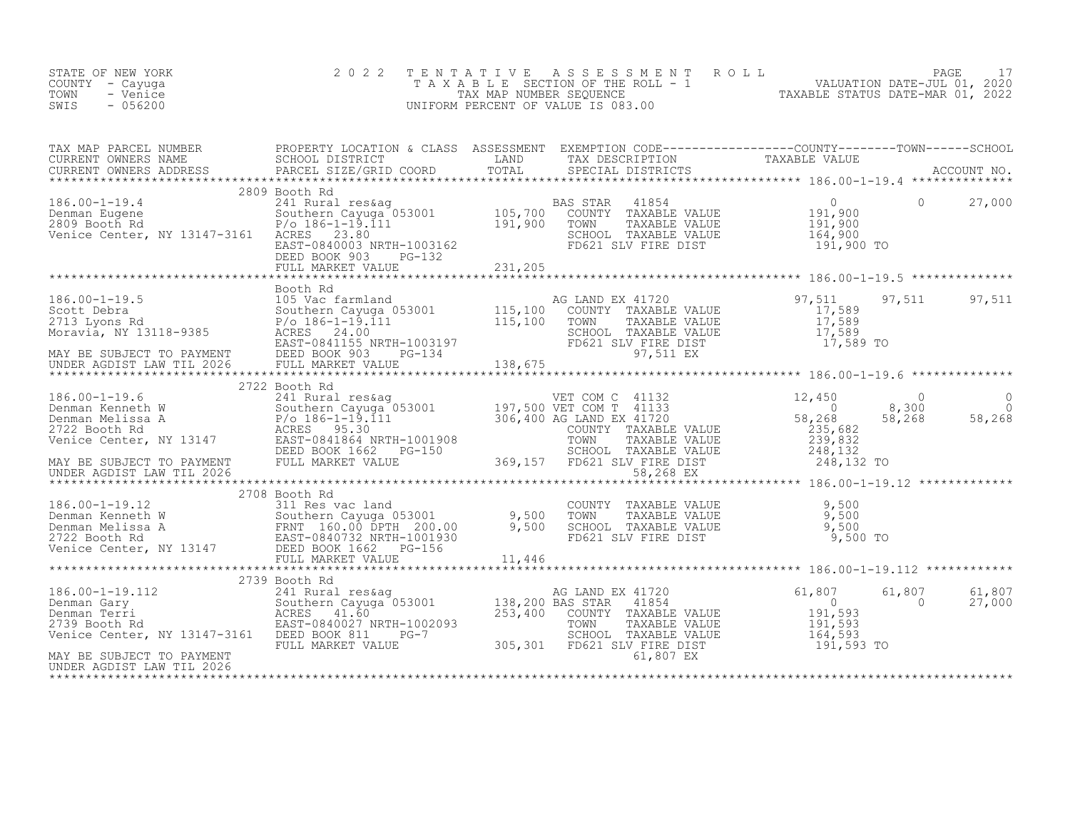STATE OF NEW YORK
COUNTY - Cayuga
TOWN - Venice
SWIS - 056200

# 2022 TENTATIVE ASSESSMENT ROLL

TAXABLE SECTION OF THE ROLL - 1
TAX MAP NUMBER SEQUENCE
UNIFORM PERCENT OF VALUE IS 083.00

VALUATION DATE-JUL 01, 2020
TAXABLE STATUS DATE-MAR 01, 2022

| TAX MAP PARCEL NUMBER / CURRENT OWNERS NAME / CURRENT OWNERS ADDRESS | PROPERTY LOCATION & CLASS / SCHOOL DISTRICT / PARCEL SIZE/GRID COORD | ASSESSMENT LAND / TOTAL | EXEMPTION CODE / TAX DESCRIPTION / SPECIAL DISTRICTS | COUNTY TAXABLE VALUE | TOWN | SCHOOL |
|---|---|---|---|---|---|---|
| **186.00-1-19.4** | 2809 Booth Rd | | | | | |
| 186.00-1-19.4 | 241 Rural res&ag | | BAS STAR 41854 | 0 | 0 | 27,000 |
| Denman Eugene | Southern Cayuga 053001 | 105,700 | COUNTY TAXABLE VALUE | 191,900 | | |
| 2809 Booth Rd | P/o 186-1-19.111 | 191,900 | TOWN TAXABLE VALUE | 191,900 | | |
| Venice Center, NY 13147-3161 | ACRES 23.80 | | SCHOOL TAXABLE VALUE | 164,900 | | |
| | EAST-0840003 NRTH-1003162 | | FD621 SLV FIRE DIST | 191,900 TO | | |
| | DEED BOOK 903 PG-132 | | | | | |
| | FULL MARKET VALUE | 231,205 | | | | |
| **186.00-1-19.5** | Booth Rd | | | | | |
| 186.00-1-19.5 | 105 Vac farmland | | AG LAND EX 41720 | 97,511 | 97,511 | 97,511 |
| Scott Debra | Southern Cayuga 053001 | 115,100 | COUNTY TAXABLE VALUE | 17,589 | | |
| 2713 Lyons Rd | P/o 186-1-19.111 | 115,100 | TOWN TAXABLE VALUE | 17,589 | | |
| Moravia, NY 13118-9385 | ACRES 24.00 | | SCHOOL TAXABLE VALUE | 17,589 | | |
| | EAST-0841155 NRTH-1003197 | | FD621 SLV FIRE DIST | 17,589 TO | | |
| MAY BE SUBJECT TO PAYMENT | DEED BOOK 903 PG-134 | | 97,511 EX | | | |
| UNDER AGDIST LAW TIL 2026 | FULL MARKET VALUE | 138,675 | | | | |
| **186.00-1-19.6** | 2722 Booth Rd | | | | | |
| 186.00-1-19.6 | 241 Rural res&ag | | VET COM C 41132 | 12,450 | 0 | 0 |
| Denman Kenneth W | Southern Cayuga 053001 | 197,500 | VET COM T 41133 | 0 | 8,300 | 0 |
| Denman Melissa A | P/o 186-1-19.111 | 306,400 | AG LAND EX 41720 | 58,268 | 58,268 | 58,268 |
| 2722 Booth Rd | ACRES 95.30 | | COUNTY TAXABLE VALUE | 235,682 | | |
| Venice Center, NY 13147 | EAST-0841864 NRTH-1001908 | | TOWN TAXABLE VALUE | 239,832 | | |
| | DEED BOOK 1662 PG-150 | | SCHOOL TAXABLE VALUE | 248,132 | | |
| MAY BE SUBJECT TO PAYMENT | FULL MARKET VALUE | 369,157 | FD621 SLV FIRE DIST | 248,132 TO | | |
| UNDER AGDIST LAW TIL 2026 | | | 58,268 EX | | | |
| **186.00-1-19.12** | 2708 Booth Rd | | | | | |
| 186.00-1-19.12 | 311 Res vac land | | COUNTY TAXABLE VALUE | 9,500 | | |
| Denman Kenneth W | Southern Cayuga 053001 | 9,500 | TOWN TAXABLE VALUE | 9,500 | | |
| Denman Melissa A | FRNT 160.00 DPTH 200.00 | 9,500 | SCHOOL TAXABLE VALUE | 9,500 | | |
| 2722 Booth Rd | EAST-0840732 NRTH-1001930 | | FD621 SLV FIRE DIST | 9,500 TO | | |
| Venice Center, NY 13147 | DEED BOOK 1662 PG-156 | | | | | |
| | FULL MARKET VALUE | 11,446 | | | | |
| **186.00-1-19.112** | 2739 Booth Rd | | | | | |
| 186.00-1-19.112 | 241 Rural res&ag | | AG LAND EX 41720 | 61,807 | 61,807 | 61,807 |
| Denman Gary | Southern Cayuga 053001 | 138,200 | BAS STAR 41854 | 0 | 0 | 27,000 |
| Denman Terri | ACRES 41.60 | 253,400 | COUNTY TAXABLE VALUE | 191,593 | | |
| 2739 Booth Rd | EAST-0840027 NRTH-1002093 | | TOWN TAXABLE VALUE | 191,593 | | |
| Venice Center, NY 13147-3161 | DEED BOOK 811 PG-7 | | SCHOOL TAXABLE VALUE | 164,593 | | |
| | FULL MARKET VALUE | 305,301 | FD621 SLV FIRE DIST | 191,593 TO | | |
| MAY BE SUBJECT TO PAYMENT | | | 61,807 EX | | | |
| UNDER AGDIST LAW TIL 2026 | | | | | | |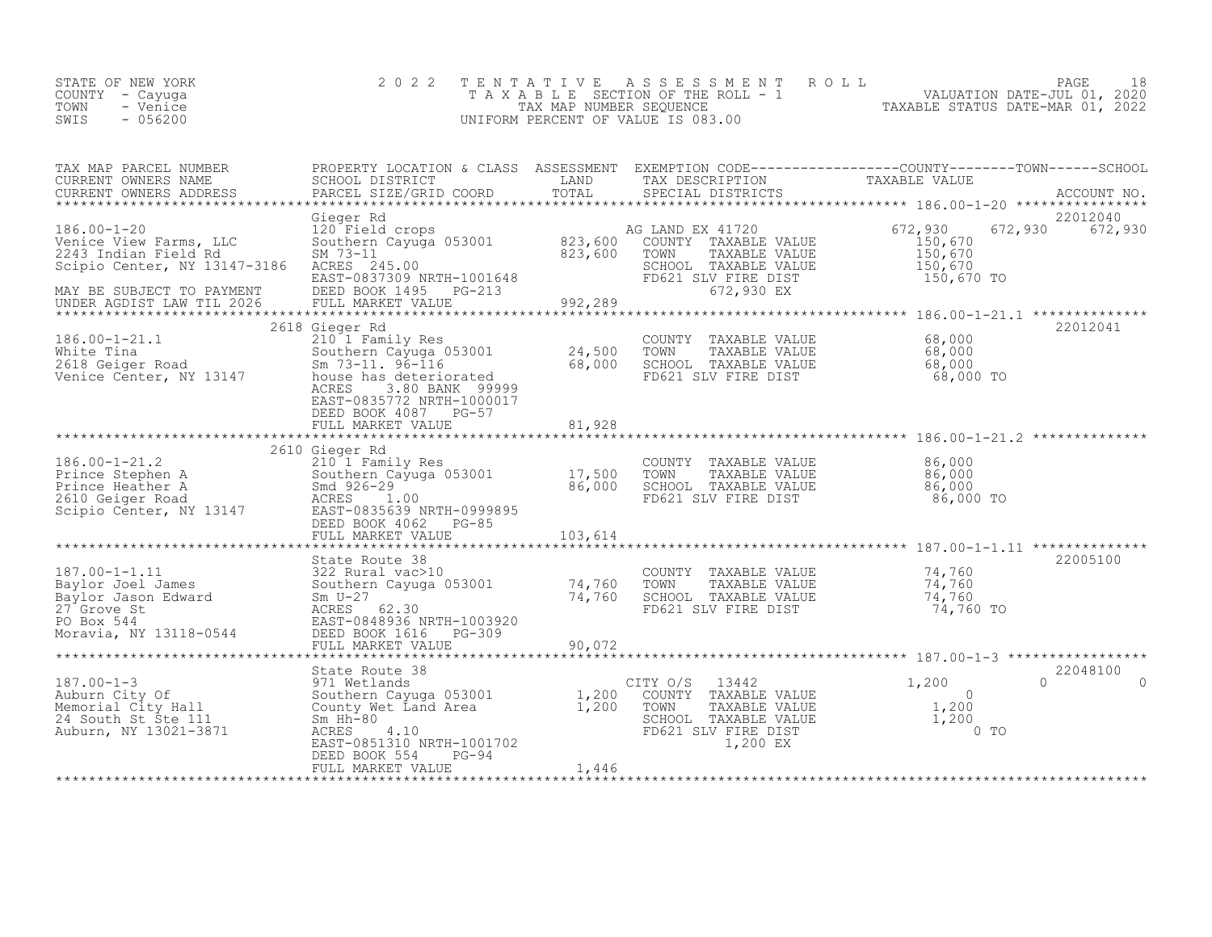STATE OF NEW YORK
COUNTY - Cayuga
TOWN - Venice
SWIS - 056200

2022 TENTATIVE ASSESSMENT ROLL
TAXABLE SECTION OF THE ROLL - 1
TAX MAP NUMBER SEQUENCE
UNIFORM PERCENT OF VALUE IS 083.00

VALUATION DATE-JUL 01, 2020
TAXABLE STATUS DATE-MAR 01, 2022

| TAX MAP PARCEL NUMBER / CURRENT OWNERS NAME / CURRENT OWNERS ADDRESS | PROPERTY LOCATION & CLASS / SCHOOL DISTRICT / PARCEL SIZE/GRID COORD | ASSESSMENT LAND / TOTAL | EXEMPTION CODE / TAX DESCRIPTION / SPECIAL DISTRICTS | COUNTY | TOWN | SCHOOL | ACCOUNT NO. |
|---|---|---|---|---|---|---|---|
| **186.00-1-20** | Gieger Rd | | | | | | 22012040 |
| 186.00-1-20 | 120 Field crops | | AG LAND EX 41720 | 672,930 | 672,930 | 672,930 | |
| Venice View Farms, LLC | Southern Cayuga 053001 | 823,600 | COUNTY TAXABLE VALUE | 150,670 | | | |
| 2243 Indian Field Rd | SM 73-11 | 823,600 | TOWN TAXABLE VALUE | | 150,670 | | |
| Scipio Center, NY 13147-3186 | ACRES 245.00 | | SCHOOL TAXABLE VALUE | | | 150,670 | |
| | EAST-0837309 NRTH-1001648 | | FD621 SLV FIRE DIST | 150,670 TO | | | |
| MAY BE SUBJECT TO PAYMENT | DEED BOOK 1495 PG-213 | | 672,930 EX | | | | |
| UNDER AGDIST LAW TIL 2026 | FULL MARKET VALUE | 992,289 | | | | | |
| **186.00-1-21.1** | 2618 Gieger Rd | | | | | | 22012041 |
| 186.00-1-21.1 | 210 1 Family Res | | COUNTY TAXABLE VALUE | 68,000 | | | |
| White Tina | Southern Cayuga 053001 | 24,500 | TOWN TAXABLE VALUE | | 68,000 | | |
| 2618 Geiger Road | Sm 73-11. 96-116 | 68,000 | SCHOOL TAXABLE VALUE | | | 68,000 | |
| Venice Center, NY 13147 | house has deteriorated | | FD621 SLV FIRE DIST | 68,000 TO | | | |
| | ACRES 3.80 BANK 99999 | | | | | | |
| | EAST-0835772 NRTH-1000017 | | | | | | |
| | DEED BOOK 4087 PG-57 | | | | | | |
| | FULL MARKET VALUE | 81,928 | | | | | |
| **186.00-1-21.2** | 2610 Gieger Rd | | | | | | |
| 186.00-1-21.2 | 210 1 Family Res | | COUNTY TAXABLE VALUE | 86,000 | | | |
| Prince Stephen A | Southern Cayuga 053001 | 17,500 | TOWN TAXABLE VALUE | | 86,000 | | |
| Prince Heather A | Smd 926-29 | 86,000 | SCHOOL TAXABLE VALUE | | | 86,000 | |
| 2610 Geiger Road | ACRES 1.00 | | FD621 SLV FIRE DIST | 86,000 TO | | | |
| Scipio Center, NY 13147 | EAST-0835639 NRTH-0999895 | | | | | | |
| | DEED BOOK 4062 PG-85 | | | | | | |
| | FULL MARKET VALUE | 103,614 | | | | | |
| **187.00-1-1.11** | State Route 38 | | | | | | 22005100 |
| 187.00-1-1.11 | 322 Rural vac>10 | | COUNTY TAXABLE VALUE | 74,760 | | | |
| Baylor Joel James | Southern Cayuga 053001 | 74,760 | TOWN TAXABLE VALUE | | 74,760 | | |
| Baylor Jason Edward | Sm U-27 | 74,760 | SCHOOL TAXABLE VALUE | | | 74,760 | |
| 27 Grove St | ACRES 62.30 | | FD621 SLV FIRE DIST | 74,760 TO | | | |
| PO Box 544 | EAST-0848936 NRTH-1003920 | | | | | | |
| Moravia, NY 13118-0544 | DEED BOOK 1616 PG-309 | | | | | | |
| | FULL MARKET VALUE | 90,072 | | | | | |
| **187.00-1-3** | State Route 38 | | | | | | 22048100 |
| 187.00-1-3 | 971 Wetlands | | CITY O/S 13442 | 1,200 | 0 | 0 | |
| Auburn City Of | Southern Cayuga 053001 | 1,200 | COUNTY TAXABLE VALUE | 0 | | | |
| Memorial City Hall | County Wet Land Area | 1,200 | TOWN TAXABLE VALUE | | 1,200 | | |
| 24 South St Ste 111 | Sm Hh-80 | | SCHOOL TAXABLE VALUE | | | 1,200 | |
| Auburn, NY 13021-3871 | ACRES 4.10 | | FD621 SLV FIRE DIST | 0 TO | | | |
| | EAST-0851310 NRTH-1001702 | | 1,200 EX | | | | |
| | DEED BOOK 554 PG-94 | | | | | | |
| | FULL MARKET VALUE | 1,446 | | | | | |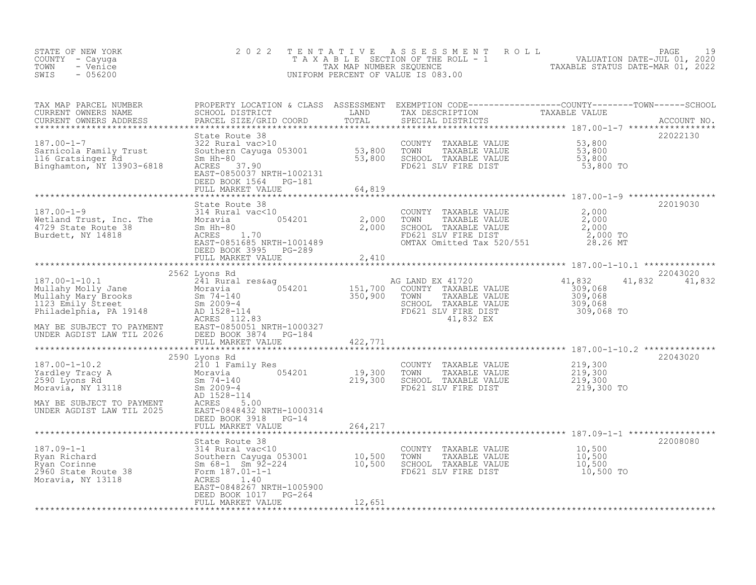STATE OF NEW YORK
COUNTY - Cayuga
TOWN - Venice
SWIS - 056200

# 2022 TENTATIVE ASSESSMENT ROLL

TAXABLE SECTION OF THE ROLL - 1
TAX MAP NUMBER SEQUENCE
UNIFORM PERCENT OF VALUE IS 083.00

VALUATION DATE-JUL 01, 2020
TAXABLE STATUS DATE-MAR 01, 2022

| TAX MAP PARCEL NUMBER / CURRENT OWNERS NAME / CURRENT OWNERS ADDRESS | PROPERTY LOCATION & CLASS / SCHOOL DISTRICT / PARCEL SIZE/GRID COORD | ASSESSMENT LAND / TOTAL | EXEMPTION CODE / TAX DESCRIPTION / SPECIAL DISTRICTS | COUNTY | TOWN | SCHOOL | ACCOUNT NO. |
|---|---|---|---|---|---|---|---|
| **187.00-1-7** | State Route 38 | | | | | | 22022130 |
| Sarnicola Family Trust | 322 Rural vac>10 | | COUNTY TAXABLE VALUE | 53,800 | | | |
| 116 Gratsinger Rd | Southern Cayuga 053001 | 53,800 | TOWN TAXABLE VALUE | | 53,800 | | |
| Binghamton, NY 13903-6818 | Sm Hh-80 | 53,800 | SCHOOL TAXABLE VALUE | | | 53,800 | |
| | ACRES 37.90 | | FD621 SLV FIRE DIST | 53,800 TO | | | |
| | EAST-0850037 NRTH-1002131 | | | | | | |
| | DEED BOOK 1564 PG-181 | | | | | | |
| | FULL MARKET VALUE | 64,819 | | | | | |
| **187.00-1-9** | State Route 38 | | | | | | 22019030 |
| Wetland Trust, Inc. The | 314 Rural vac<10 | | COUNTY TAXABLE VALUE | 2,000 | | | |
| 4729 State Route 38 | Moravia 054201 | 2,000 | TOWN TAXABLE VALUE | | 2,000 | | |
| Burdett, NY 14818 | Sm Hh-80 | 2,000 | SCHOOL TAXABLE VALUE | | | 2,000 | |
| | ACRES 1.70 | | FD621 SLV FIRE DIST | 2,000 TO | | | |
| | EAST-0851685 NRTH-1001489 | | OMTAX Omitted Tax 520/551 | 28.26 MT | | | |
| | DEED BOOK 3995 PG-289 | | | | | | |
| | FULL MARKET VALUE | 2,410 | | | | | |
| **187.00-1-10.1** | 2562 Lyons Rd | | | | | | 22043020 |
| Mullahy Molly Jane | 241 Rural res&ag | | AG LAND EX 41720 | 41,832 | 41,832 | 41,832 | |
| Mullahy Mary Brooks | Moravia 054201 | 151,700 | COUNTY TAXABLE VALUE | 309,068 | | | |
| 1123 Emily Street | Sm 74-140 | 350,900 | TOWN TAXABLE VALUE | | 309,068 | | |
| Philadelphia, PA 19148 | Sm 2009-4 | | SCHOOL TAXABLE VALUE | | | 309,068 | |
| | AD 1528-114 | | FD621 SLV FIRE DIST | 309,068 TO | | | |
| | ACRES 112.83 | | 41,832 EX | | | | |
| MAY BE SUBJECT TO PAYMENT | EAST-0850051 NRTH-1000327 | | | | | | |
| UNDER AGDIST LAW TIL 2026 | DEED BOOK 3874 PG-184 | | | | | | |
| | FULL MARKET VALUE | 422,771 | | | | | |
| **187.00-1-10.2** | 2590 Lyons Rd | | | | | | 22043020 |
| Yardley Tracy A | 210 1 Family Res | | COUNTY TAXABLE VALUE | 219,300 | | | |
| 2590 Lyons Rd | Moravia 054201 | 19,300 | TOWN TAXABLE VALUE | | 219,300 | | |
| Moravia, NY 13118 | Sm 74-140 | 219,300 | SCHOOL TAXABLE VALUE | | | 219,300 | |
| | Sm 2009-4 | | FD621 SLV FIRE DIST | 219,300 TO | | | |
| | AD 1528-114 | | | | | | |
| MAY BE SUBJECT TO PAYMENT | ACRES 5.00 | | | | | | |
| UNDER AGDIST LAW TIL 2025 | EAST-0848432 NRTH-1000314 | | | | | | |
| | DEED BOOK 3918 PG-14 | | | | | | |
| | FULL MARKET VALUE | 264,217 | | | | | |
| **187.09-1-1** | State Route 38 | | | | | | 22008080 |
| Ryan Richard | 314 Rural vac<10 | | COUNTY TAXABLE VALUE | 10,500 | | | |
| Ryan Corinne | Southern Cayuga 053001 | 10,500 | TOWN TAXABLE VALUE | | 10,500 | | |
| 2960 State Route 38 | Sm 68-1 Sm 92-224 | 10,500 | SCHOOL TAXABLE VALUE | | | 10,500 | |
| Moravia, NY 13118 | Form 187.01-1-1 | | FD621 SLV FIRE DIST | 10,500 TO | | | |
| | ACRES 1.40 | | | | | | |
| | EAST-0848267 NRTH-1005900 | | | | | | |
| | DEED BOOK 1017 PG-264 | | | | | | |
| | FULL MARKET VALUE | 12,651 | | | | | |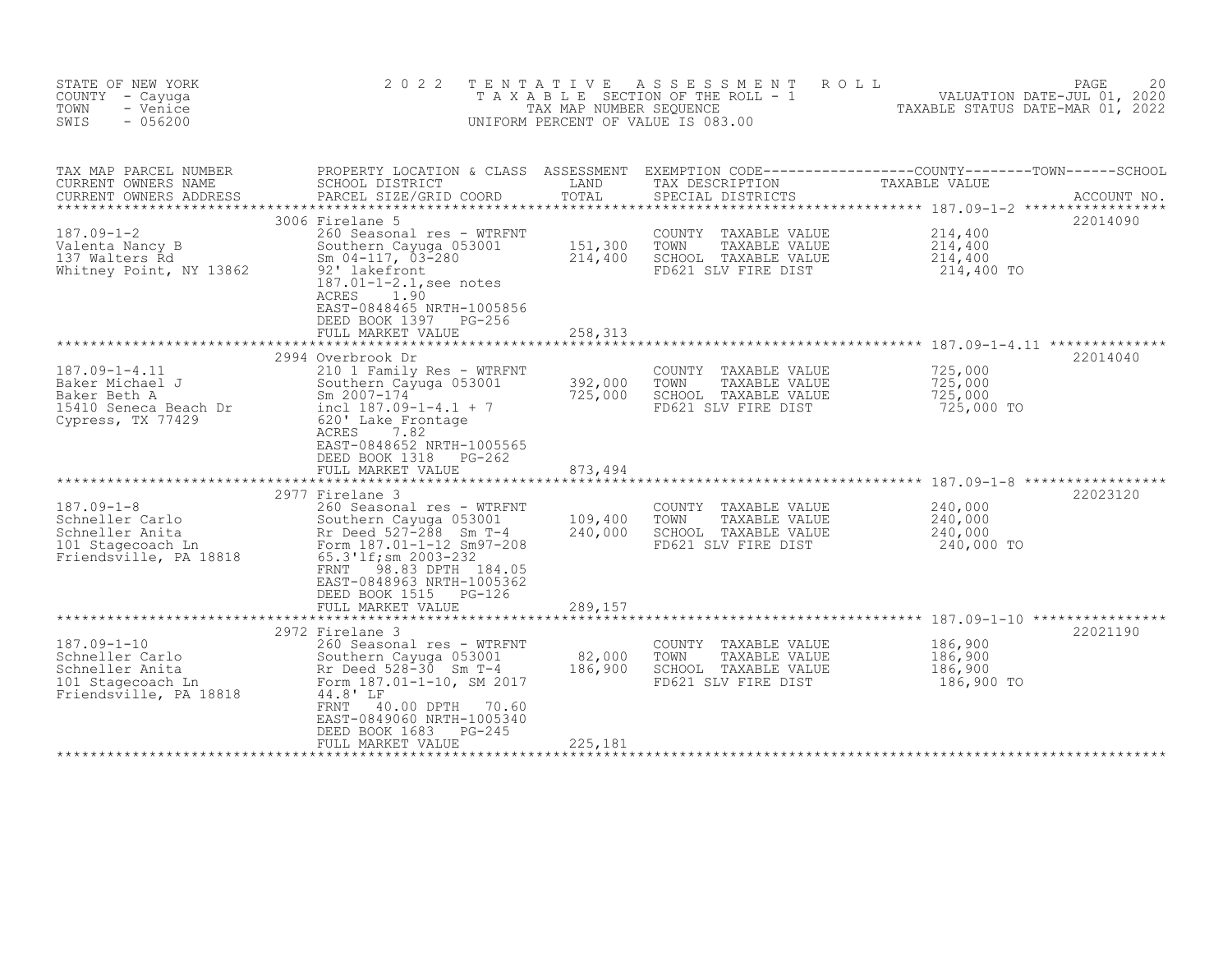STATE OF NEW YORK
COUNTY - Cayuga
TOWN - Venice
SWIS - 056200

2022 TENTATIVE ASSESSMENT ROLL
TAXABLE SECTION OF THE ROLL - 1
TAX MAP NUMBER SEQUENCE
UNIFORM PERCENT OF VALUE IS 083.00

VALUATION DATE-JUL 01, 2020
TAXABLE STATUS DATE-MAR 01, 2022

| TAX MAP PARCEL NUMBER / CURRENT OWNERS NAME / CURRENT OWNERS ADDRESS | PROPERTY LOCATION & CLASS / SCHOOL DISTRICT / PARCEL SIZE/GRID COORD | ASSESSMENT LAND | TOTAL | EXEMPTION CODE / TAX DESCRIPTION / SPECIAL DISTRICTS | TAXABLE VALUE (COUNTY / TOWN / SCHOOL) | ACCOUNT NO. |
|---|---|---|---|---|---|---|
| **187.09-1-2** | 3006 Firelane 5 | | | | | 22014090 |
| 187.09-1-2 | 260 Seasonal res - WTRFNT | | | COUNTY TAXABLE VALUE | 214,400 | |
| Valenta Nancy B | Southern Cayuga 053001 | 151,300 | | TOWN TAXABLE VALUE | 214,400 | |
| 137 Walters Rd | Sm 04-117, 03-280 | | 214,400 | SCHOOL TAXABLE VALUE | 214,400 | |
| Whitney Point, NY 13862 | 92' lakefront | | | FD621 SLV FIRE DIST | 214,400 TO | |
| | 187.01-1-2.1,see notes | | | | | |
| | ACRES 1.90 | | | | | |
| | EAST-0848465 NRTH-1005856 | | | | | |
| | DEED BOOK 1397 PG-256 | | | | | |
| | FULL MARKET VALUE | | 258,313 | | | |
| **187.09-1-4.11** | 2994 Overbrook Dr | | | | | 22014040 |
| 187.09-1-4.11 | 210 1 Family Res - WTRFNT | | | COUNTY TAXABLE VALUE | 725,000 | |
| Baker Michael J | Southern Cayuga 053001 | 392,000 | | TOWN TAXABLE VALUE | 725,000 | |
| Baker Beth A | Sm 2007-174 | | 725,000 | SCHOOL TAXABLE VALUE | 725,000 | |
| 15410 Seneca Beach Dr | incl 187.09-1-4.1 + 7 | | | FD621 SLV FIRE DIST | 725,000 TO | |
| Cypress, TX 77429 | 620' Lake Frontage | | | | | |
| | ACRES 7.82 | | | | | |
| | EAST-0848652 NRTH-1005565 | | | | | |
| | DEED BOOK 1318 PG-262 | | | | | |
| | FULL MARKET VALUE | | 873,494 | | | |
| **187.09-1-8** | 2977 Firelane 3 | | | | | 22023120 |
| 187.09-1-8 | 260 Seasonal res - WTRFNT | | | COUNTY TAXABLE VALUE | 240,000 | |
| Schneller Carlo | Southern Cayuga 053001 | 109,400 | | TOWN TAXABLE VALUE | 240,000 | |
| Schneller Anita | Rr Deed 527-288 Sm T-4 | | 240,000 | SCHOOL TAXABLE VALUE | 240,000 | |
| 101 Stagecoach Ln | Form 187.01-1-12 Sm97-208 | | | FD621 SLV FIRE DIST | 240,000 TO | |
| Friendsville, PA 18818 | 65.3'lf;sm 2003-232 | | | | | |
| | FRNT 98.83 DPTH 184.05 | | | | | |
| | EAST-0848963 NRTH-1005362 | | | | | |
| | DEED BOOK 1515 PG-126 | | | | | |
| | FULL MARKET VALUE | | 289,157 | | | |
| **187.09-1-10** | 2972 Firelane 3 | | | | | 22021190 |
| 187.09-1-10 | 260 Seasonal res - WTRFNT | | | COUNTY TAXABLE VALUE | 186,900 | |
| Schneller Carlo | Southern Cayuga 053001 | 82,000 | | TOWN TAXABLE VALUE | 186,900 | |
| Schneller Anita | Rr Deed 528-30 Sm T-4 | | 186,900 | SCHOOL TAXABLE VALUE | 186,900 | |
| 101 Stagecoach Ln | Form 187.01-1-10, SM 2017 | | | FD621 SLV FIRE DIST | 186,900 TO | |
| Friendsville, PA 18818 | 44.8' LF | | | | | |
| | FRNT 40.00 DPTH 70.60 | | | | | |
| | EAST-0849060 NRTH-1005340 | | | | | |
| | DEED BOOK 1683 PG-245 | | | | | |
| | FULL MARKET VALUE | | 225,181 | | | |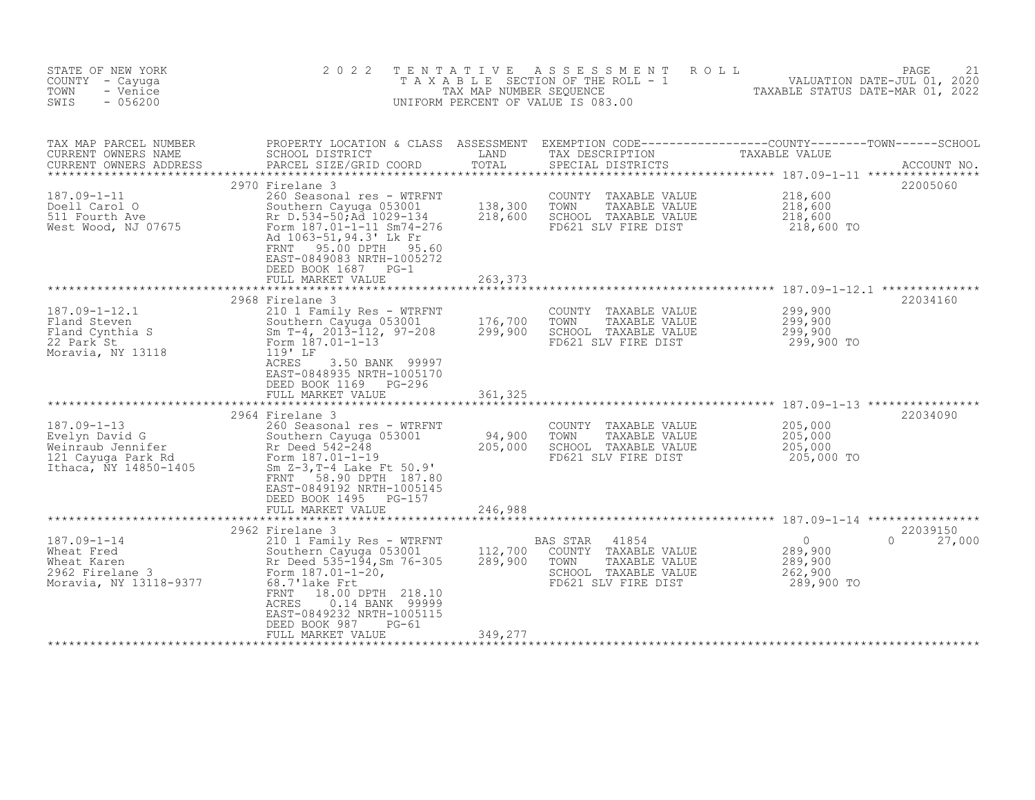STATE OF NEW YORK
COUNTY - Cayuga
TOWN - Venice
SWIS - 056200

# 2022 TENTATIVE ASSESSMENT ROLL

TAXABLE SECTION OF THE ROLL - 1
TAX MAP NUMBER SEQUENCE
UNIFORM PERCENT OF VALUE IS 083.00

VALUATION DATE-JUL 01, 2020
TAXABLE STATUS DATE-MAR 01, 2022

| TAX MAP PARCEL NUMBER / CURRENT OWNERS NAME / CURRENT OWNERS ADDRESS | PROPERTY LOCATION & CLASS / SCHOOL DISTRICT / PARCEL SIZE/GRID COORD | ASSESSMENT LAND / TOTAL | EXEMPTION CODE / TAX DESCRIPTION / SPECIAL DISTRICTS | COUNTY | TOWN | SCHOOL / TAXABLE VALUE | ACCOUNT NO. |
|---|---|---|---|---|---|---|---|
| 187.09-1-11 | 2970 Firelane 3 | | | | | | 22005060 |
| Doell Carol O | 260 Seasonal res - WTRFNT | | COUNTY TAXABLE VALUE | 218,600 | | | |
| 511 Fourth Ave | Southern Cayuga 053001 | 138,300 | TOWN TAXABLE VALUE | | 218,600 | | |
| West Wood, NJ 07675 | Rr D.534-50;Ad 1029-134 | 218,600 | SCHOOL TAXABLE VALUE | | | 218,600 | |
| | Form 187.01-1-11 Sm74-276 | | FD621 SLV FIRE DIST | | | 218,600 TO | |
| | Ad 1063-51,94.3' Lk Fr | | | | | | |
| | FRNT 95.00 DPTH 95.60 | | | | | | |
| | EAST-0849083 NRTH-1005272 | | | | | | |
| | DEED BOOK 1687 PG-1 | | | | | | |
| | FULL MARKET VALUE | 263,373 | | | | | |
| 187.09-1-12.1 | 2968 Firelane 3 | | | | | | 22034160 |
| Fland Steven | 210 1 Family Res - WTRFNT | | COUNTY TAXABLE VALUE | 299,900 | | | |
| Fland Cynthia S | Southern Cayuga 053001 | 176,700 | TOWN TAXABLE VALUE | | 299,900 | | |
| 22 Park St | Sm T-4, 2013-112, 97-208 | 299,900 | SCHOOL TAXABLE VALUE | | | 299,900 | |
| Moravia, NY 13118 | Form 187.01-1-13 | | FD621 SLV FIRE DIST | | | 299,900 TO | |
| | 119' LF | | | | | | |
| | ACRES 3.50 BANK 99997 | | | | | | |
| | EAST-0848935 NRTH-1005170 | | | | | | |
| | DEED BOOK 1169 PG-296 | | | | | | |
| | FULL MARKET VALUE | 361,325 | | | | | |
| 187.09-1-13 | 2964 Firelane 3 | | | | | | 22034090 |
| Evelyn David G | 260 Seasonal res - WTRFNT | | COUNTY TAXABLE VALUE | 205,000 | | | |
| Weinraub Jennifer | Southern Cayuga 053001 | 94,900 | TOWN TAXABLE VALUE | | 205,000 | | |
| 121 Cayuga Park Rd | Rr Deed 542-248 | 205,000 | SCHOOL TAXABLE VALUE | | | 205,000 | |
| Ithaca, NY 14850-1405 | Form 187.01-1-19 | | FD621 SLV FIRE DIST | | | 205,000 TO | |
| | Sm Z-3,T-4 Lake Ft 50.9' | | | | | | |
| | FRNT 58.90 DPTH 187.80 | | | | | | |
| | EAST-0849192 NRTH-1005145 | | | | | | |
| | DEED BOOK 1495 PG-157 | | | | | | |
| | FULL MARKET VALUE | 246,988 | | | | | |
| 187.09-1-14 | 2962 Firelane 3 | | | | | | 22039150 |
| Wheat Fred | 210 1 Family Res - WTRFNT | | BAS STAR 41854 | 0 | 0 | 27,000 | |
| Wheat Karen | Southern Cayuga 053001 | 112,700 | COUNTY TAXABLE VALUE | 289,900 | | | |
| 2962 Firelane 3 | Rr Deed 535-194,Sm 76-305 | 289,900 | TOWN TAXABLE VALUE | | 289,900 | | |
| Moravia, NY 13118-9377 | Form 187.01-1-20, | | SCHOOL TAXABLE VALUE | | | 262,900 | |
| | 68.7'lake Frt | | FD621 SLV FIRE DIST | | | 289,900 TO | |
| | FRNT 18.00 DPTH 218.10 | | | | | | |
| | ACRES 0.14 BANK 99999 | | | | | | |
| | EAST-0849232 NRTH-1005115 | | | | | | |
| | DEED BOOK 987 PG-61 | | | | | | |
| | FULL MARKET VALUE | 349,277 | | | | | |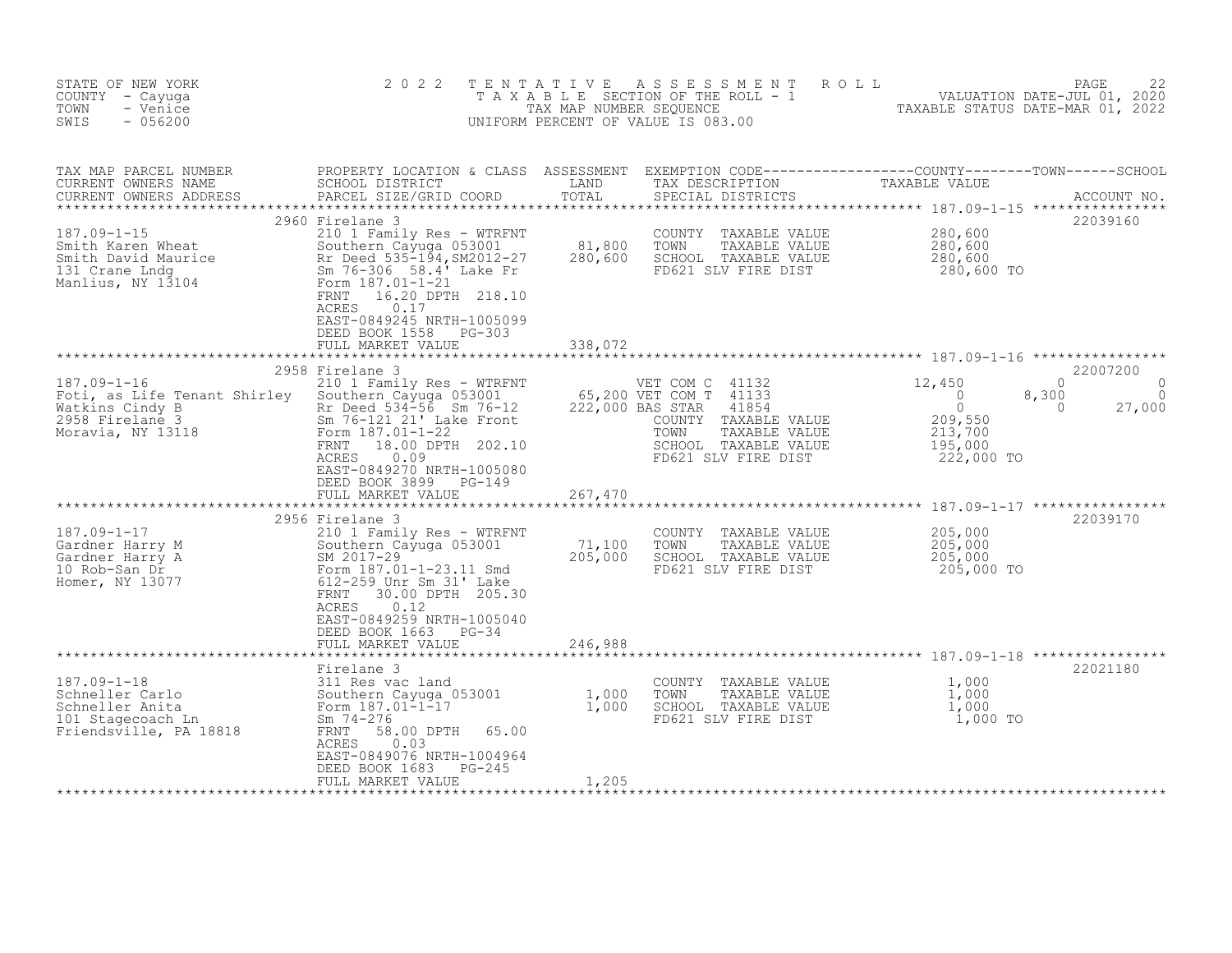STATE OF NEW YORK
COUNTY - Cayuga
TOWN - Venice
SWIS - 056200

# 2022 TENTATIVE ASSESSMENT ROLL

TAXABLE SECTION OF THE ROLL - 1
TAX MAP NUMBER SEQUENCE
UNIFORM PERCENT OF VALUE IS 083.00

VALUATION DATE-JUL 01, 2020
TAXABLE STATUS DATE-MAR 01, 2022

| TAX MAP PARCEL NUMBER / CURRENT OWNERS NAME / CURRENT OWNERS ADDRESS | PROPERTY LOCATION & CLASS / SCHOOL DISTRICT / PARCEL SIZE/GRID COORD | ASSESSMENT LAND | TOTAL | EXEMPTION CODE / TAX DESCRIPTION / SPECIAL DISTRICTS | COUNTY | TOWN | SCHOOL | ACCOUNT NO. |
|---|---|---|---|---|---|---|---|---|
| 187.09-1-15 | 2960 Firelane 3 | | | | | | | 22039160 |
| Smith Karen Wheat | 210 1 Family Res - WTRFNT | | | COUNTY TAXABLE VALUE | 280,600 | | | |
| Smith David Maurice | Southern Cayuga 053001 | 81,800 | | TOWN TAXABLE VALUE | | 280,600 | | |
| 131 Crane Lndg | Rr Deed 535-194,SM2012-27 | | 280,600 | SCHOOL TAXABLE VALUE | | | 280,600 | |
| Manlius, NY 13104 | Sm 76-306 58.4' Lake Fr | | | FD621 SLV FIRE DIST | 280,600 TO | | | |
| | Form 187.01-1-21 | | | | | | | |
| | FRNT 16.20 DPTH 218.10 | | | | | | | |
| | ACRES 0.17 | | | | | | | |
| | EAST-0849245 NRTH-1005099 | | | | | | | |
| | DEED BOOK 1558 PG-303 | | | | | | | |
| | FULL MARKET VALUE | | 338,072 | | | | | |
| 187.09-1-16 | 2958 Firelane 3 | | | | | | | 22007200 |
| Foti, as Life Tenant Shirley | 210 1 Family Res - WTRFNT | | | VET COM C 41132 | 12,450 | 0 | 0 | |
| Watkins Cindy B | Southern Cayuga 053001 | 65,200 | | VET COM T 41133 | 0 | 8,300 | 0 | |
| 2958 Firelane 3 | Rr Deed 534-56 Sm 76-12 | | 222,000 | BAS STAR 41854 | 0 | 0 | 27,000 | |
| Moravia, NY 13118 | Sm 76-121 21' Lake Front | | | COUNTY TAXABLE VALUE | 209,550 | | | |
| | Form 187.01-1-22 | | | TOWN TAXABLE VALUE | | 213,700 | | |
| | FRNT 18.00 DPTH 202.10 | | | SCHOOL TAXABLE VALUE | | | 195,000 | |
| | ACRES 0.09 | | | FD621 SLV FIRE DIST | 222,000 TO | | | |
| | EAST-0849270 NRTH-1005080 | | | | | | | |
| | DEED BOOK 3899 PG-149 | | | | | | | |
| | FULL MARKET VALUE | | 267,470 | | | | | |
| 187.09-1-17 | 2956 Firelane 3 | | | | | | | 22039170 |
| Gardner Harry M | 210 1 Family Res - WTRFNT | | | COUNTY TAXABLE VALUE | 205,000 | | | |
| Gardner Harry A | Southern Cayuga 053001 | 71,100 | | TOWN TAXABLE VALUE | | 205,000 | | |
| 10 Rob-San Dr | SM 2017-29 | | 205,000 | SCHOOL TAXABLE VALUE | | | 205,000 | |
| Homer, NY 13077 | Form 187.01-1-23.11 Smd | | | FD621 SLV FIRE DIST | 205,000 TO | | | |
| | 612-259 Unr Sm 31' Lake | | | | | | | |
| | FRNT 30.00 DPTH 205.30 | | | | | | | |
| | ACRES 0.12 | | | | | | | |
| | EAST-0849259 NRTH-1005040 | | | | | | | |
| | DEED BOOK 1663 PG-34 | | | | | | | |
| | FULL MARKET VALUE | | 246,988 | | | | | |
| 187.09-1-18 | Firelane 3 | | | | | | | 22021180 |
| Schneller Carlo | 311 Res vac land | | | COUNTY TAXABLE VALUE | 1,000 | | | |
| Schneller Anita | Southern Cayuga 053001 | 1,000 | | TOWN TAXABLE VALUE | | 1,000 | | |
| 101 Stagecoach Ln | Form 187.01-1-17 | | 1,000 | SCHOOL TAXABLE VALUE | | | 1,000 | |
| Friendsville, PA 18818 | Sm 74-276 | | | FD621 SLV FIRE DIST | 1,000 TO | | | |
| | FRNT 58.00 DPTH 65.00 | | | | | | | |
| | ACRES 0.03 | | | | | | | |
| | EAST-0849076 NRTH-1004964 | | | | | | | |
| | DEED BOOK 1683 PG-245 | | | | | | | |
| | FULL MARKET VALUE | | 1,205 | | | | | |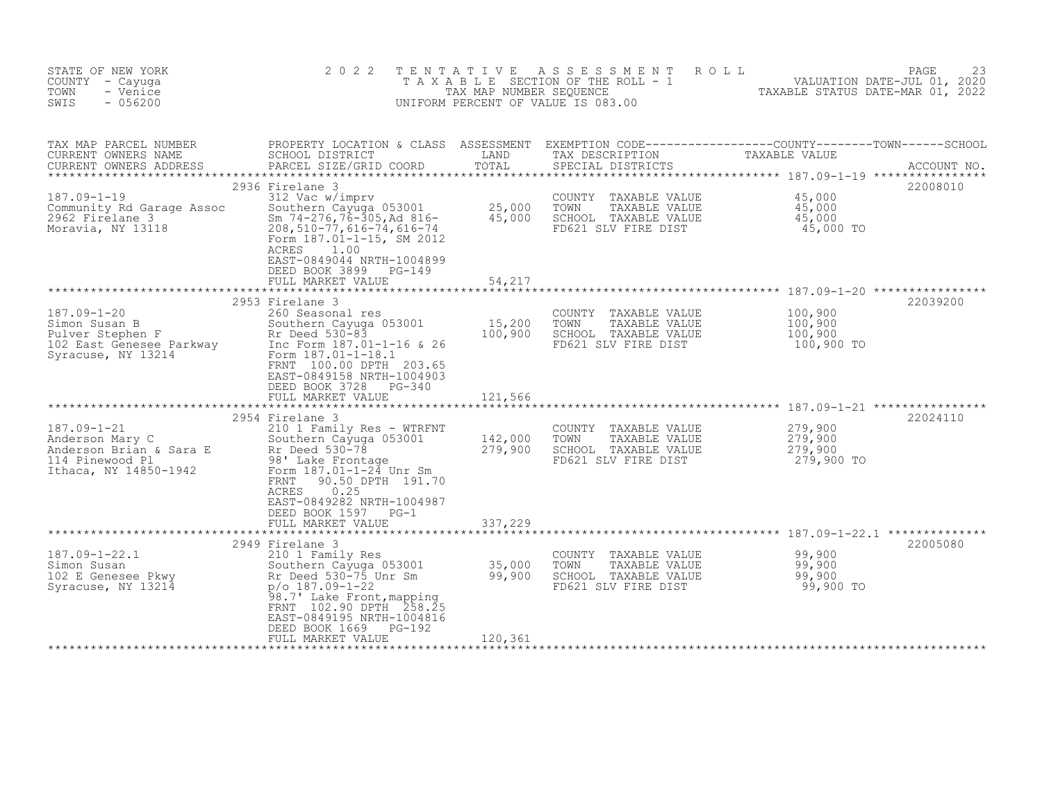STATE OF NEW YORK
COUNTY - Cayuga
TOWN - Venice
SWIS - 056200

2 0 2 2 T E N T A T I V E A S S E S S M E N T R O L L
T A X A B L E SECTION OF THE ROLL - 1
TAX MAP NUMBER SEQUENCE
UNIFORM PERCENT OF VALUE IS 083.00

VALUATION DATE-JUL 01, 2020
TAXABLE STATUS DATE-MAR 01, 2022

| TAX MAP PARCEL NUMBER / CURRENT OWNERS NAME / CURRENT OWNERS ADDRESS | PROPERTY LOCATION & CLASS / SCHOOL DISTRICT / PARCEL SIZE/GRID COORD | ASSESSMENT LAND / TOTAL | EXEMPTION CODE / TAX DESCRIPTION / SPECIAL DISTRICTS | COUNTY--------TOWN------SCHOOL TAXABLE VALUE | ACCOUNT NO. |
|---|---|---|---|---|---|
| 187.09-1-19 | 2936 Firelane 3 | | | | 22008010 |
| 187.09-1-19 | 312 Vac w/imprv | | COUNTY TAXABLE VALUE | 45,000 | |
| Community Rd Garage Assoc | Southern Cayuga 053001 | 25,000 | TOWN TAXABLE VALUE | 45,000 | |
| 2962 Firelane 3 | Sm 74-276,76-305,Ad 816- | 45,000 | SCHOOL TAXABLE VALUE | 45,000 | |
| Moravia, NY 13118 | 208,510-77,616-74,616-74 | | FD621 SLV FIRE DIST | 45,000 TO | |
| | Form 187.01-1-15, SM 2012 | | | | |
| | ACRES 1.00 | | | | |
| | EAST-0849044 NRTH-1004899 | | | | |
| | DEED BOOK 3899 PG-149 | | | | |
| | FULL MARKET VALUE | 54,217 | | | |
| 187.09-1-20 | 2953 Firelane 3 | | | | 22039200 |
| 187.09-1-20 | 260 Seasonal res | | COUNTY TAXABLE VALUE | 100,900 | |
| Simon Susan B | Southern Cayuga 053001 | 15,200 | TOWN TAXABLE VALUE | 100,900 | |
| Pulver Stephen F | Rr Deed 530-83 | 100,900 | SCHOOL TAXABLE VALUE | 100,900 | |
| 102 East Genesee Parkway | Inc Form 187.01-1-16 & 26 | | FD621 SLV FIRE DIST | 100,900 TO | |
| Syracuse, NY 13214 | Form 187.01-1-18.1 | | | | |
| | FRNT 100.00 DPTH 203.65 | | | | |
| | EAST-0849158 NRTH-1004903 | | | | |
| | DEED BOOK 3728 PG-340 | | | | |
| | FULL MARKET VALUE | 121,566 | | | |
| 187.09-1-21 | 2954 Firelane 3 | | | | 22024110 |
| 187.09-1-21 | 210 1 Family Res - WTRFNT | | COUNTY TAXABLE VALUE | 279,900 | |
| Anderson Mary C | Southern Cayuga 053001 | 142,000 | TOWN TAXABLE VALUE | 279,900 | |
| Anderson Brian & Sara E | Rr Deed 530-78 | 279,900 | SCHOOL TAXABLE VALUE | 279,900 | |
| 114 Pinewood Pl | 98' Lake Frontage | | FD621 SLV FIRE DIST | 279,900 TO | |
| Ithaca, NY 14850-1942 | Form 187.01-1-24 Unr Sm | | | | |
| | FRNT 90.50 DPTH 191.70 | | | | |
| | ACRES 0.25 | | | | |
| | EAST-0849282 NRTH-1004987 | | | | |
| | DEED BOOK 1597 PG-1 | | | | |
| | FULL MARKET VALUE | 337,229 | | | |
| 187.09-1-22.1 | 2949 Firelane 3 | | | | 22005080 |
| 187.09-1-22.1 | 210 1 Family Res | | COUNTY TAXABLE VALUE | 99,900 | |
| Simon Susan | Southern Cayuga 053001 | 35,000 | TOWN TAXABLE VALUE | 99,900 | |
| 102 E Genesee Pkwy | Rr Deed 530-75 Unr Sm | 99,900 | SCHOOL TAXABLE VALUE | 99,900 | |
| Syracuse, NY 13214 | p/o 187.09-1-22 | | FD621 SLV FIRE DIST | 99,900 TO | |
| | 98.7' Lake Front,mapping | | | | |
| | FRNT 102.90 DPTH 258.25 | | | | |
| | EAST-0849195 NRTH-1004816 | | | | |
| | DEED BOOK 1669 PG-192 | | | | |
| | FULL MARKET VALUE | 120,361 | | | |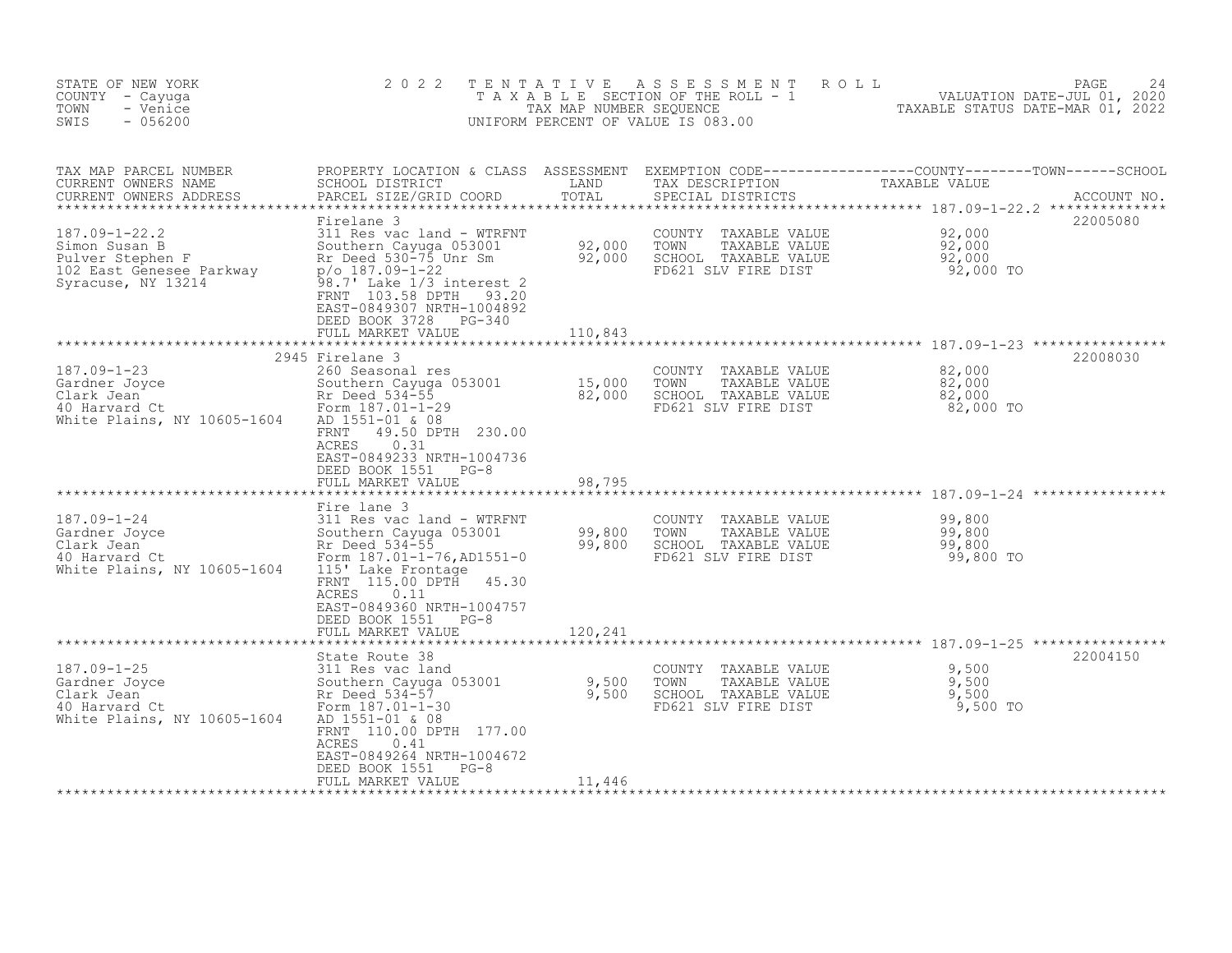STATE OF NEW YORK
COUNTY - Cayuga
TOWN - Venice
SWIS - 056200

# 2022 TENTATIVE ASSESSMENT ROLL

TAXABLE SECTION OF THE ROLL - 1
TAX MAP NUMBER SEQUENCE
UNIFORM PERCENT OF VALUE IS 083.00

VALUATION DATE-JUL 01, 2020
TAXABLE STATUS DATE-MAR 01, 2022

| TAX MAP PARCEL NUMBER / CURRENT OWNERS NAME / CURRENT OWNERS ADDRESS | PROPERTY LOCATION & CLASS / SCHOOL DISTRICT / PARCEL SIZE/GRID COORD | ASSESSMENT LAND / TOTAL | EXEMPTION CODE / TAX DESCRIPTION / SPECIAL DISTRICTS | TAXABLE VALUE (COUNTY / TOWN / SCHOOL) | ACCOUNT NO. |
|---|---|---|---|---|---|
| 187.09-1-22.2 | Firelane 3 | | | | 22005080 |
| Simon Susan B | 311 Res vac land - WTRFNT | | COUNTY TAXABLE VALUE | 92,000 | |
| Pulver Stephen F | Southern Cayuga 053001 | 92,000 | TOWN TAXABLE VALUE | 92,000 | |
| 102 East Genesee Parkway | Rr Deed 530-75 Unr Sm | 92,000 | SCHOOL TAXABLE VALUE | 92,000 | |
| Syracuse, NY 13214 | p/o 187.09-1-22 | | FD621 SLV FIRE DIST | 92,000 TO | |
| | 98.7' Lake 1/3 interest 2 | | | | |
| | FRNT 103.58 DPTH 93.20 | | | | |
| | EAST-0849307 NRTH-1004892 | | | | |
| | DEED BOOK 3728 PG-340 | | | | |
| | FULL MARKET VALUE | 110,843 | | | |
| 187.09-1-23 | 2945 Firelane 3 | | | | 22008030 |
| Gardner Joyce | 260 Seasonal res | | COUNTY TAXABLE VALUE | 82,000 | |
| Clark Jean | Southern Cayuga 053001 | 15,000 | TOWN TAXABLE VALUE | 82,000 | |
| 40 Harvard Ct | Rr Deed 534-55 | 82,000 | SCHOOL TAXABLE VALUE | 82,000 | |
| White Plains, NY 10605-1604 | Form 187.01-1-29 | | FD621 SLV FIRE DIST | 82,000 TO | |
| | AD 1551-01 & 08 | | | | |
| | FRNT 49.50 DPTH 230.00 | | | | |
| | ACRES 0.31 | | | | |
| | EAST-0849233 NRTH-1004736 | | | | |
| | DEED BOOK 1551 PG-8 | | | | |
| | FULL MARKET VALUE | 98,795 | | | |
| 187.09-1-24 | Fire lane 3 | | | | |
| Gardner Joyce | 311 Res vac land - WTRFNT | | COUNTY TAXABLE VALUE | 99,800 | |
| Clark Jean | Southern Cayuga 053001 | 99,800 | TOWN TAXABLE VALUE | 99,800 | |
| 40 Harvard Ct | Rr Deed 534-55 | 99,800 | SCHOOL TAXABLE VALUE | 99,800 | |
| White Plains, NY 10605-1604 | Form 187.01-1-76,AD1551-0 | | FD621 SLV FIRE DIST | 99,800 TO | |
| | 115' Lake Frontage | | | | |
| | FRNT 115.00 DPTH 45.30 | | | | |
| | ACRES 0.11 | | | | |
| | EAST-0849360 NRTH-1004757 | | | | |
| | DEED BOOK 1551 PG-8 | | | | |
| | FULL MARKET VALUE | 120,241 | | | |
| 187.09-1-25 | State Route 38 | | | | 22004150 |
| Gardner Joyce | 311 Res vac land | | COUNTY TAXABLE VALUE | 9,500 | |
| Clark Jean | Southern Cayuga 053001 | 9,500 | TOWN TAXABLE VALUE | 9,500 | |
| 40 Harvard Ct | Rr Deed 534-57 | 9,500 | SCHOOL TAXABLE VALUE | 9,500 | |
| White Plains, NY 10605-1604 | Form 187.01-1-30 | | FD621 SLV FIRE DIST | 9,500 TO | |
| | AD 1551-01 & 08 | | | | |
| | FRNT 110.00 DPTH 177.00 | | | | |
| | ACRES 0.41 | | | | |
| | EAST-0849264 NRTH-1004672 | | | | |
| | DEED BOOK 1551 PG-8 | | | | |
| | FULL MARKET VALUE | 11,446 | | | |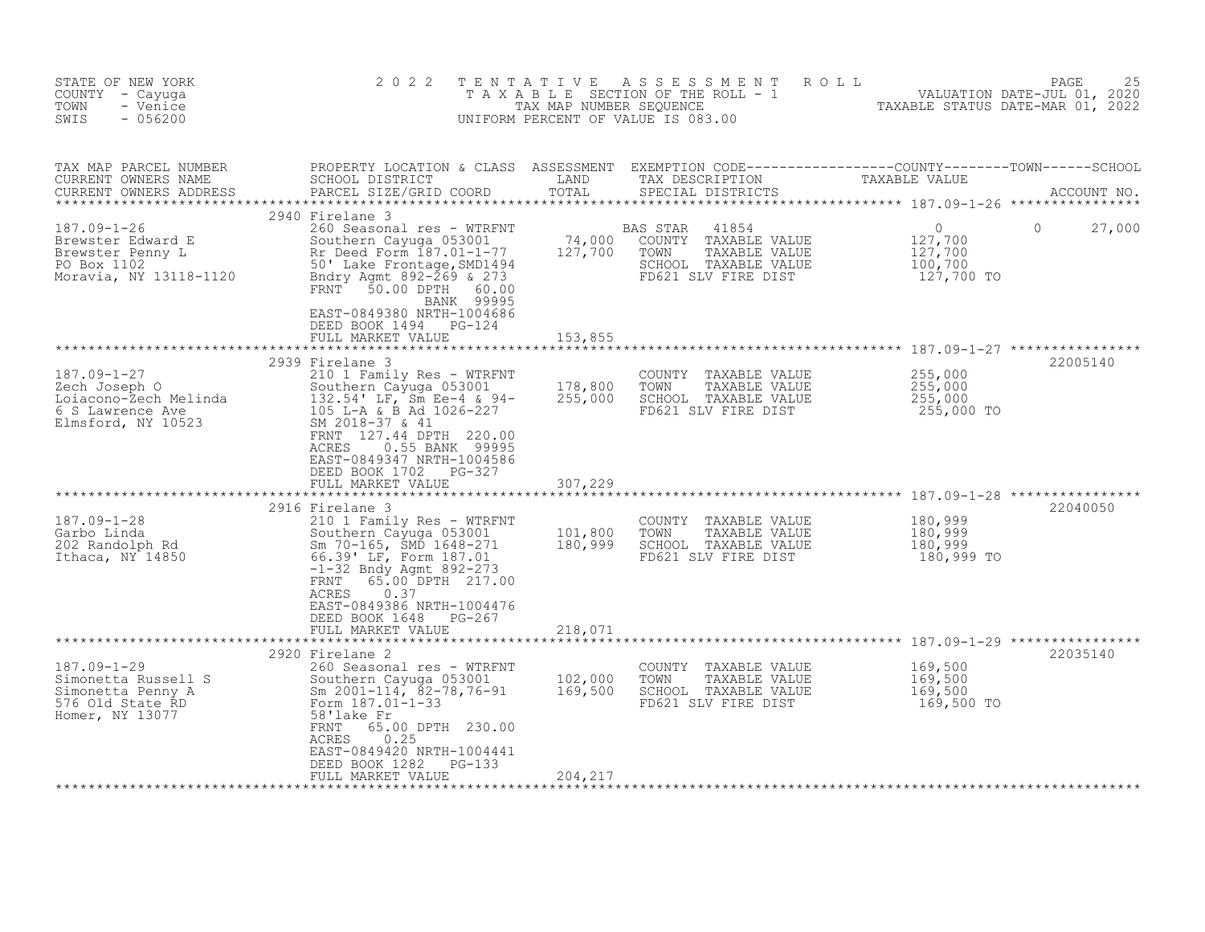STATE OF NEW YORK
COUNTY - Cayuga
TOWN - Venice
SWIS - 056200

2022 TENTATIVE ASSESSMENT ROLL
TAXABLE SECTION OF THE ROLL - 1
TAX MAP NUMBER SEQUENCE
UNIFORM PERCENT OF VALUE IS 083.00

VALUATION DATE-JUL 01, 2020
TAXABLE STATUS DATE-MAR 01, 2022

| TAX MAP PARCEL NUMBER / CURRENT OWNERS NAME / CURRENT OWNERS ADDRESS | PROPERTY LOCATION & CLASS / SCHOOL DISTRICT / PARCEL SIZE/GRID COORD | ASSESSMENT LAND / TOTAL | EXEMPTION CODE / TAX DESCRIPTION / SPECIAL DISTRICTS | COUNTY / TOWN / SCHOOL TAXABLE VALUE | ACCOUNT NO. |
|---|---|---|---|---|---|
| **187.09-1-26** | 2940 Firelane 3 | | | | |
| Brewster Edward E | 260 Seasonal res - WTRFNT | | BAS STAR 41854 | 0 / 0 / 27,000 | |
| Brewster Penny L | Southern Cayuga 053001 | 74,000 | COUNTY TAXABLE VALUE | 127,700 | |
| PO Box 1102 | Rr Deed Form 187.01-1-77 | 127,700 | TOWN TAXABLE VALUE | 127,700 | |
| Moravia, NY 13118-1120 | 50' Lake Frontage,SMD1494 | | SCHOOL TAXABLE VALUE | 100,700 | |
| | Bndry Agmt 892-269 & 273 | | FD621 SLV FIRE DIST | 127,700 TO | |
| | FRNT 50.00 DPTH 60.00 | | | | |
| | BANK 99995 | | | | |
| | EAST-0849380 NRTH-1004686 | | | | |
| | DEED BOOK 1494 PG-124 | | | | |
| | FULL MARKET VALUE | 153,855 | | | |
| **187.09-1-27** | 2939 Firelane 3 | | | | 22005140 |
| Zech Joseph O | 210 1 Family Res - WTRFNT | | COUNTY TAXABLE VALUE | 255,000 | |
| Loiacono-Zech Melinda | Southern Cayuga 053001 | 178,800 | TOWN TAXABLE VALUE | 255,000 | |
| 6 S Lawrence Ave | 132.54' LF, Sm Ee-4 & 94- | 255,000 | SCHOOL TAXABLE VALUE | 255,000 | |
| Elmsford, NY 10523 | 105 L-A & B Ad 1026-227 | | FD621 SLV FIRE DIST | 255,000 TO | |
| | SM 2018-37 & 41 | | | | |
| | FRNT 127.44 DPTH 220.00 | | | | |
| | ACRES 0.55 BANK 99995 | | | | |
| | EAST-0849347 NRTH-1004586 | | | | |
| | DEED BOOK 1702 PG-327 | | | | |
| | FULL MARKET VALUE | 307,229 | | | |
| **187.09-1-28** | 2916 Firelane 3 | | | | 22040050 |
| Garbo Linda | 210 1 Family Res - WTRFNT | | COUNTY TAXABLE VALUE | 180,999 | |
| 202 Randolph Rd | Southern Cayuga 053001 | 101,800 | TOWN TAXABLE VALUE | 180,999 | |
| Ithaca, NY 14850 | Sm 70-165, SMD 1648-271 | 180,999 | SCHOOL TAXABLE VALUE | 180,999 | |
| | 66.39' LF, Form 187.01 | | FD621 SLV FIRE DIST | 180,999 TO | |
| | -1-32 Bndy Agmt 892-273 | | | | |
| | FRNT 65.00 DPTH 217.00 | | | | |
| | ACRES 0.37 | | | | |
| | EAST-0849386 NRTH-1004476 | | | | |
| | DEED BOOK 1648 PG-267 | | | | |
| | FULL MARKET VALUE | 218,071 | | | |
| **187.09-1-29** | 2920 Firelane 2 | | | | 22035140 |
| Simonetta Russell S | 260 Seasonal res - WTRFNT | | COUNTY TAXABLE VALUE | 169,500 | |
| Simonetta Penny A | Southern Cayuga 053001 | 102,000 | TOWN TAXABLE VALUE | 169,500 | |
| 576 Old State RD | Sm 2001-114, 82-78,76-91 | 169,500 | SCHOOL TAXABLE VALUE | 169,500 | |
| Homer, NY 13077 | Form 187.01-1-33 | | FD621 SLV FIRE DIST | 169,500 TO | |
| | 58'lake Fr | | | | |
| | FRNT 65.00 DPTH 230.00 | | | | |
| | ACRES 0.25 | | | | |
| | EAST-0849420 NRTH-1004441 | | | | |
| | DEED BOOK 1282 PG-133 | | | | |
| | FULL MARKET VALUE | 204,217 | | | |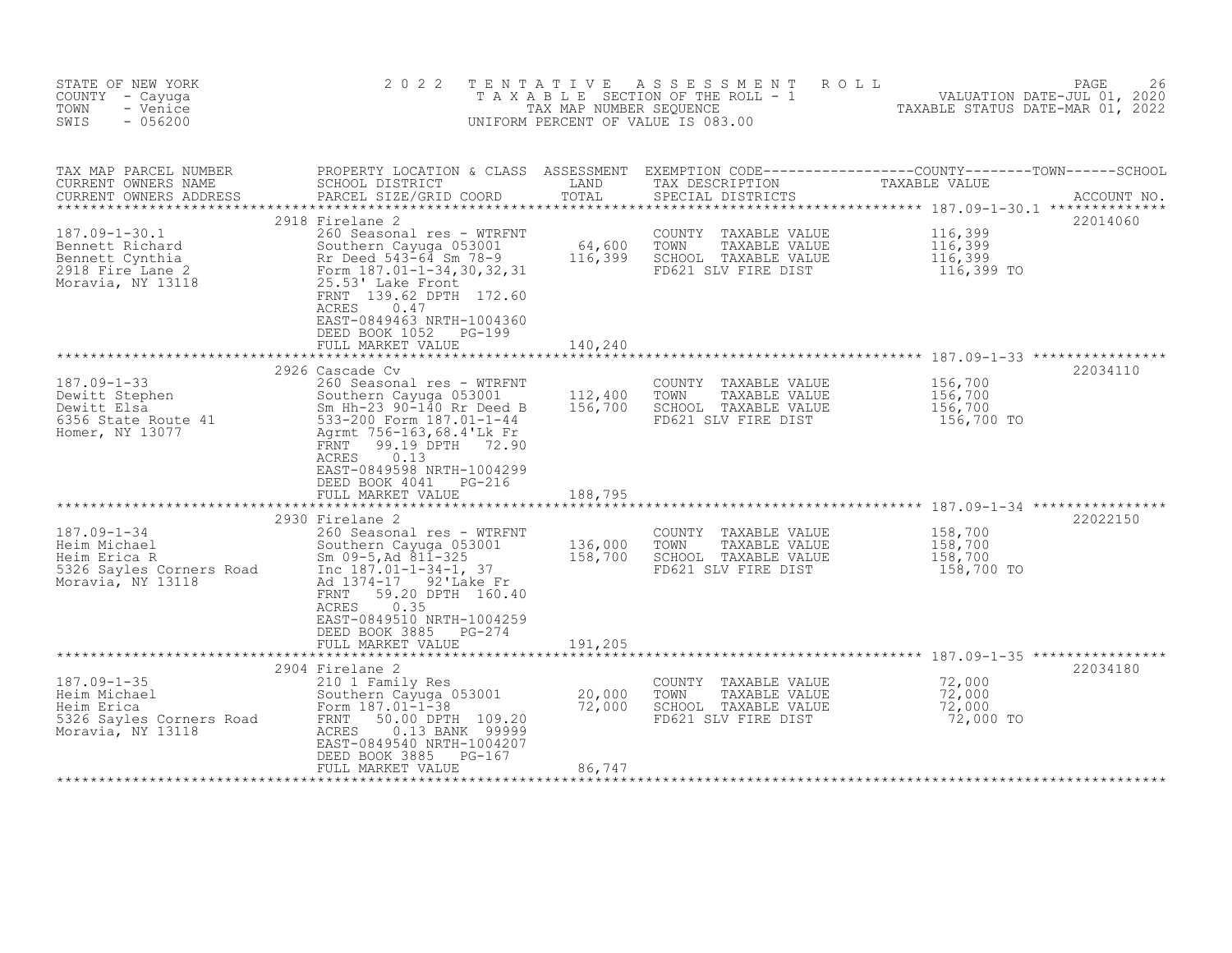STATE OF NEW YORK
COUNTY - Cayuga
TOWN - Venice
SWIS - 056200

# 2022 TENTATIVE ASSESSMENT ROLL

TAXABLE SECTION OF THE ROLL - 1
TAX MAP NUMBER SEQUENCE
UNIFORM PERCENT OF VALUE IS 083.00

VALUATION DATE-JUL 01, 2020
TAXABLE STATUS DATE-MAR 01, 2022

| TAX MAP PARCEL NUMBER / CURRENT OWNERS NAME / CURRENT OWNERS ADDRESS | PROPERTY LOCATION & CLASS / SCHOOL DISTRICT / PARCEL SIZE/GRID COORD | ASSESSMENT LAND / TOTAL | EXEMPTION CODE / TAX DESCRIPTION / SPECIAL DISTRICTS | COUNTY / TOWN / SCHOOL TAXABLE VALUE | ACCOUNT NO. |
|---|---|---|---|---|---|
| 187.09-1-30.1<br>Bennett Richard<br>Bennett Cynthia<br>2918 Fire Lane 2<br>Moravia, NY 13118 | 2918 Firelane 2<br>260 Seasonal res - WTRFNT<br>Southern Cayuga 053001<br>Rr Deed 543-64 Sm 78-9<br>Form 187.01-1-34,30,32,31<br>25.53' Lake Front<br>FRNT 139.62 DPTH 172.60<br>ACRES 0.47<br>EAST-0849463 NRTH-1004360<br>DEED BOOK 1052 PG-199<br>FULL MARKET VALUE | 64,600<br>116,399<br><br><br><br><br><br><br><br><br>140,240 | COUNTY TAXABLE VALUE<br>TOWN TAXABLE VALUE<br>SCHOOL TAXABLE VALUE<br>FD621 SLV FIRE DIST | 116,399<br>116,399<br>116,399<br>116,399 TO | 22014060 |
| 187.09-1-33<br>Dewitt Stephen<br>Dewitt Elsa<br>6356 State Route 41<br>Homer, NY 13077 | 2926 Cascade Cv<br>260 Seasonal res - WTRFNT<br>Southern Cayuga 053001<br>Sm Hh-23 90-140 Rr Deed B<br>533-200 Form 187.01-1-44<br>Agrmt 756-163,68.4'Lk Fr<br>FRNT 99.19 DPTH 72.90<br>ACRES 0.13<br>EAST-0849598 NRTH-1004299<br>DEED BOOK 4041 PG-216<br>FULL MARKET VALUE | 112,400<br>156,700<br><br><br><br><br><br><br><br><br>188,795 | COUNTY TAXABLE VALUE<br>TOWN TAXABLE VALUE<br>SCHOOL TAXABLE VALUE<br>FD621 SLV FIRE DIST | 156,700<br>156,700<br>156,700<br>156,700 TO | 22034110 |
| 187.09-1-34<br>Heim Michael<br>Heim Erica R<br>5326 Sayles Corners Road<br>Moravia, NY 13118 | 2930 Firelane 2<br>260 Seasonal res - WTRFNT<br>Southern Cayuga 053001<br>Sm 09-5,Ad 811-325<br>Inc 187.01-1-34-1, 37<br>Ad 1374-17 92'Lake Fr<br>FRNT 59.20 DPTH 160.40<br>ACRES 0.35<br>EAST-0849510 NRTH-1004259<br>DEED BOOK 3885 PG-274<br>FULL MARKET VALUE | 136,000<br>158,700<br><br><br><br><br><br><br><br><br>191,205 | COUNTY TAXABLE VALUE<br>TOWN TAXABLE VALUE<br>SCHOOL TAXABLE VALUE<br>FD621 SLV FIRE DIST | 158,700<br>158,700<br>158,700<br>158,700 TO | 22022150 |
| 187.09-1-35<br>Heim Michael<br>Heim Erica<br>5326 Sayles Corners Road<br>Moravia, NY 13118 | 2904 Firelane 2<br>210 1 Family Res<br>Southern Cayuga 053001<br>Form 187.01-1-38<br>FRNT 50.00 DPTH 109.20<br>ACRES 0.13 BANK 99999<br>EAST-0849540 NRTH-1004207<br>DEED BOOK 3885 PG-167<br>FULL MARKET VALUE | 20,000<br>72,000<br><br><br><br><br><br><br>86,747 | COUNTY TAXABLE VALUE<br>TOWN TAXABLE VALUE<br>SCHOOL TAXABLE VALUE<br>FD621 SLV FIRE DIST | 72,000<br>72,000<br>72,000<br>72,000 TO | 22034180 |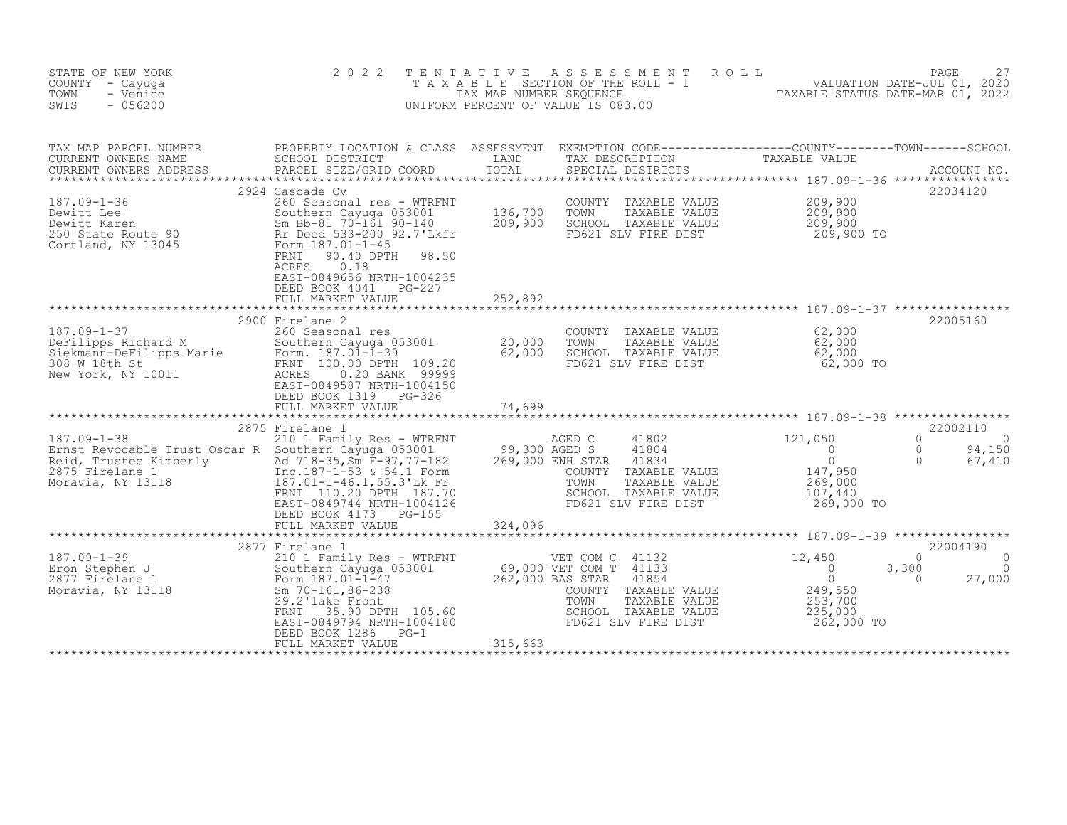STATE OF NEW YORK
COUNTY - Cayuga
TOWN - Venice
SWIS - 056200

2022 TENTATIVE ASSESSMENT ROLL
TAXABLE SECTION OF THE ROLL - 1
TAX MAP NUMBER SEQUENCE
UNIFORM PERCENT OF VALUE IS 083.00

VALUATION DATE-JUL 01, 2020
TAXABLE STATUS DATE-MAR 01, 2022

| TAX MAP PARCEL NUMBER / CURRENT OWNERS NAME / CURRENT OWNERS ADDRESS | PROPERTY LOCATION & CLASS / SCHOOL DISTRICT / PARCEL SIZE/GRID COORD | ASSESSMENT LAND / TOTAL | EXEMPTION CODE / TAX DESCRIPTION / SPECIAL DISTRICTS | COUNTY TAXABLE VALUE | TOWN | SCHOOL | ACCOUNT NO. |
|---|---|---|---|---|---|---|---|
| 187.09-1-36 | 2924 Cascade Cv | | | | | | 22034120 |
| Dewitt Lee | 260 Seasonal res - WTRFNT | | COUNTY TAXABLE VALUE | 209,900 | | | |
| Dewitt Karen | Southern Cayuga 053001 | 136,700 | TOWN TAXABLE VALUE | 209,900 | | | |
| 250 State Route 90 | Sm Bb-81 70-161 90-140 | 209,900 | SCHOOL TAXABLE VALUE | 209,900 | | | |
| Cortland, NY 13045 | Rr Deed 533-200 92.7'Lkfr | | FD621 SLV FIRE DIST | 209,900 TO | | | |
| | Form 187.01-1-45 | | | | | | |
| | FRNT 90.40 DPTH 98.50 | | | | | | |
| | ACRES 0.18 | | | | | | |
| | EAST-0849656 NRTH-1004235 | | | | | | |
| | DEED BOOK 4041 PG-227 | | | | | | |
| | FULL MARKET VALUE | 252,892 | | | | | |
| 187.09-1-37 | 2900 Firelane 2 | | | | | | 22005160 |
| DeFilipps Richard M | 260 Seasonal res | | COUNTY TAXABLE VALUE | 62,000 | | | |
| Siekmann-DeFilipps Marie | Southern Cayuga 053001 | 20,000 | TOWN TAXABLE VALUE | 62,000 | | | |
| 308 W 18th St | Form. 187.01-1-39 | 62,000 | SCHOOL TAXABLE VALUE | 62,000 | | | |
| New York, NY 10011 | FRNT 100.00 DPTH 109.20 | | FD621 SLV FIRE DIST | 62,000 TO | | | |
| | ACRES 0.20 BANK 99999 | | | | | | |
| | EAST-0849587 NRTH-1004150 | | | | | | |
| | DEED BOOK 1319 PG-326 | | | | | | |
| | FULL MARKET VALUE | 74,699 | | | | | |
| 187.09-1-38 | 2875 Firelane 1 | | | | | | 22002110 |
| Ernst Revocable Trust Oscar R | 210 1 Family Res - WTRFNT | | AGED C 41802 | 121,050 | 0 | 0 | |
| Reid, Trustee Kimberly | Southern Cayuga 053001 | 99,300 | AGED S 41804 | 0 | 0 | 94,150 | |
| 2875 Firelane 1 | Ad 718-35,Sm F-97,77-182 | 269,000 | ENH STAR 41834 | 0 | 0 | 67,410 | |
| Moravia, NY 13118 | Inc.187-1-53 & 54.1 Form | | COUNTY TAXABLE VALUE | 147,950 | | | |
| | 187.01-1-46.1,55.3'Lk Fr | | TOWN TAXABLE VALUE | 269,000 | | | |
| | FRNT 110.20 DPTH 187.70 | | SCHOOL TAXABLE VALUE | 107,440 | | | |
| | EAST-0849744 NRTH-1004126 | | FD621 SLV FIRE DIST | 269,000 TO | | | |
| | DEED BOOK 4173 PG-155 | | | | | | |
| | FULL MARKET VALUE | 324,096 | | | | | |
| 187.09-1-39 | 2877 Firelane 1 | | | | | | 22004190 |
| Eron Stephen J | 210 1 Family Res - WTRFNT | | VET COM C 41132 | 12,450 | 0 | 0 | |
| 2877 Firelane 1 | Southern Cayuga 053001 | 69,000 | VET COM T 41133 | 0 | 8,300 | 0 | |
| Moravia, NY 13118 | Form 187.01-1-47 | 262,000 | BAS STAR 41854 | 0 | 0 | 27,000 | |
| | Sm 70-161,86-238 | | COUNTY TAXABLE VALUE | 249,550 | | | |
| | 29.2'lake Front | | TOWN TAXABLE VALUE | 253,700 | | | |
| | FRNT 35.90 DPTH 105.60 | | SCHOOL TAXABLE VALUE | 235,000 | | | |
| | EAST-0849794 NRTH-1004180 | | FD621 SLV FIRE DIST | 262,000 TO | | | |
| | DEED BOOK 1286 PG-1 | | | | | | |
| | FULL MARKET VALUE | 315,663 | | | | | |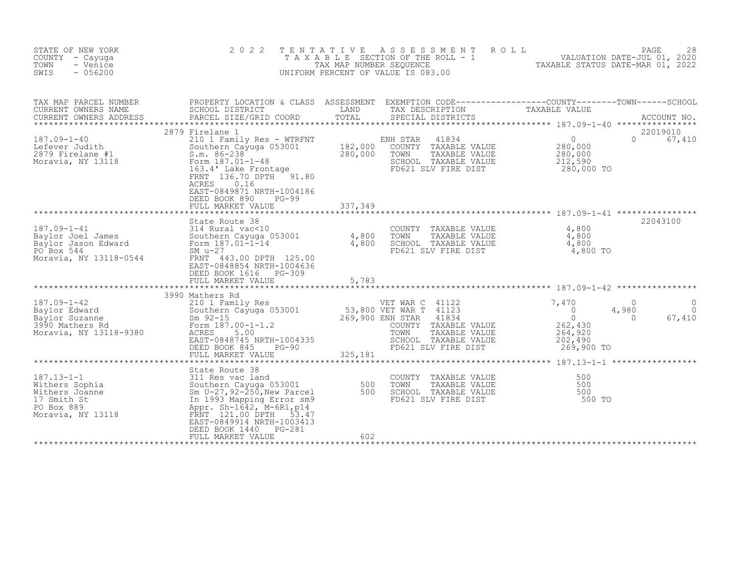STATE OF NEW YORK
COUNTY - Cayuga
TOWN - Venice
SWIS - 056200

2022 TENTATIVE ASSESSMENT ROLL
TAXABLE SECTION OF THE ROLL - 1
TAX MAP NUMBER SEQUENCE
UNIFORM PERCENT OF VALUE IS 083.00

VALUATION DATE-JUL 01, 2020
TAXABLE STATUS DATE-MAR 01, 2022

| TAX MAP PARCEL NUMBER / CURRENT OWNERS NAME / CURRENT OWNERS ADDRESS | PROPERTY LOCATION & CLASS / SCHOOL DISTRICT / PARCEL SIZE/GRID COORD | ASSESSMENT LAND / TOTAL | EXEMPTION CODE / TAX DESCRIPTION / SPECIAL DISTRICTS | COUNTY TAXABLE VALUE | TOWN | SCHOOL / ACCOUNT NO. |
|---|---|---|---|---|---|---|
| **187.09-1-40** | 2879 Firelane 1 | | | | | 22019010 |
| Lefever Judith | 210 1 Family Res - WTRFNT | | ENH STAR 41834 | 0 | 0 | 67,410 |
| 2879 Firelane #1 | Southern Cayuga 053001 | 182,000 | COUNTY TAXABLE VALUE | 280,000 | | |
| Moravia, NY 13118 | S.m. 86-238 | 280,000 | TOWN TAXABLE VALUE | 280,000 | | |
| | Form 187.01-1-48 | | SCHOOL TAXABLE VALUE | 212,590 | | |
| | 163.4' Lake Frontage | | FD621 SLV FIRE DIST | 280,000 TO | | |
| | FRNT 136.70 DPTH 91.80 | | | | | |
| | ACRES 0.16 | | | | | |
| | EAST-0849871 NRTH-1004186 | | | | | |
| | DEED BOOK 890 PG-99 | | | | | |
| | FULL MARKET VALUE | 337,349 | | | | |
| **187.09-1-41** | State Route 38 | | | | | 22043100 |
| Baylor Joel James | 314 Rural vac<10 | | COUNTY TAXABLE VALUE | 4,800 | | |
| Baylor Jason Edward | Southern Cayuga 053001 | 4,800 | TOWN TAXABLE VALUE | 4,800 | | |
| PO Box 544 | Form 187.01-1-14 | 4,800 | SCHOOL TAXABLE VALUE | 4,800 | | |
| Moravia, NY 13118-0544 | SM u-27 | | FD621 SLV FIRE DIST | 4,800 TO | | |
| | FRNT 443.00 DPTH 125.00 | | | | | |
| | EAST-0848854 NRTH-1004636 | | | | | |
| | DEED BOOK 1616 PG-309 | | | | | |
| | FULL MARKET VALUE | 5,783 | | | | |
| **187.09-1-42** | 3990 Mathers Rd | | | | | |
| Baylor Edward | 210 1 Family Res | | VET WAR C 41122 | 7,470 | 0 | 0 |
| Baylor Suzanne | Southern Cayuga 053001 | 53,800 | VET WAR T 41123 | 0 | 4,980 | 0 |
| 3990 Mathers Rd | Sm 92-15 | 269,900 | ENH STAR 41834 | 0 | 0 | 67,410 |
| Moravia, NY 13118-9380 | Form 187.00-1-1.2 | | COUNTY TAXABLE VALUE | 262,430 | | |
| | ACRES 5.00 | | TOWN TAXABLE VALUE | 264,920 | | |
| | EAST-0848745 NRTH-1004335 | | SCHOOL TAXABLE VALUE | 202,490 | | |
| | DEED BOOK 845 PG-90 | | FD621 SLV FIRE DIST | 269,900 TO | | |
| | FULL MARKET VALUE | 325,181 | | | | |
| **187.13-1-1** | State Route 38 | | | | | |
| Withers Sophia | 311 Res vac land | | COUNTY TAXABLE VALUE | 500 | | |
| Withers Joanne | Southern Cayuga 053001 | 500 | TOWN TAXABLE VALUE | 500 | | |
| 17 Smith St | Sm U-27,92-250,New Parcel | 500 | SCHOOL TAXABLE VALUE | 500 | | |
| PO Box 889 | In 1993 Mapping Error sm9 | | FD621 SLV FIRE DIST | 500 TO | | |
| Moravia, NY 13118 | Appr. Sh-1642, M-6R1,p14 | | | | | |
| | FRNT 121.00 DPTH 53.47 | | | | | |
| | EAST-0849914 NRTH-1003413 | | | | | |
| | DEED BOOK 1440 PG-281 | | | | | |
| | FULL MARKET VALUE | 602 | | | | |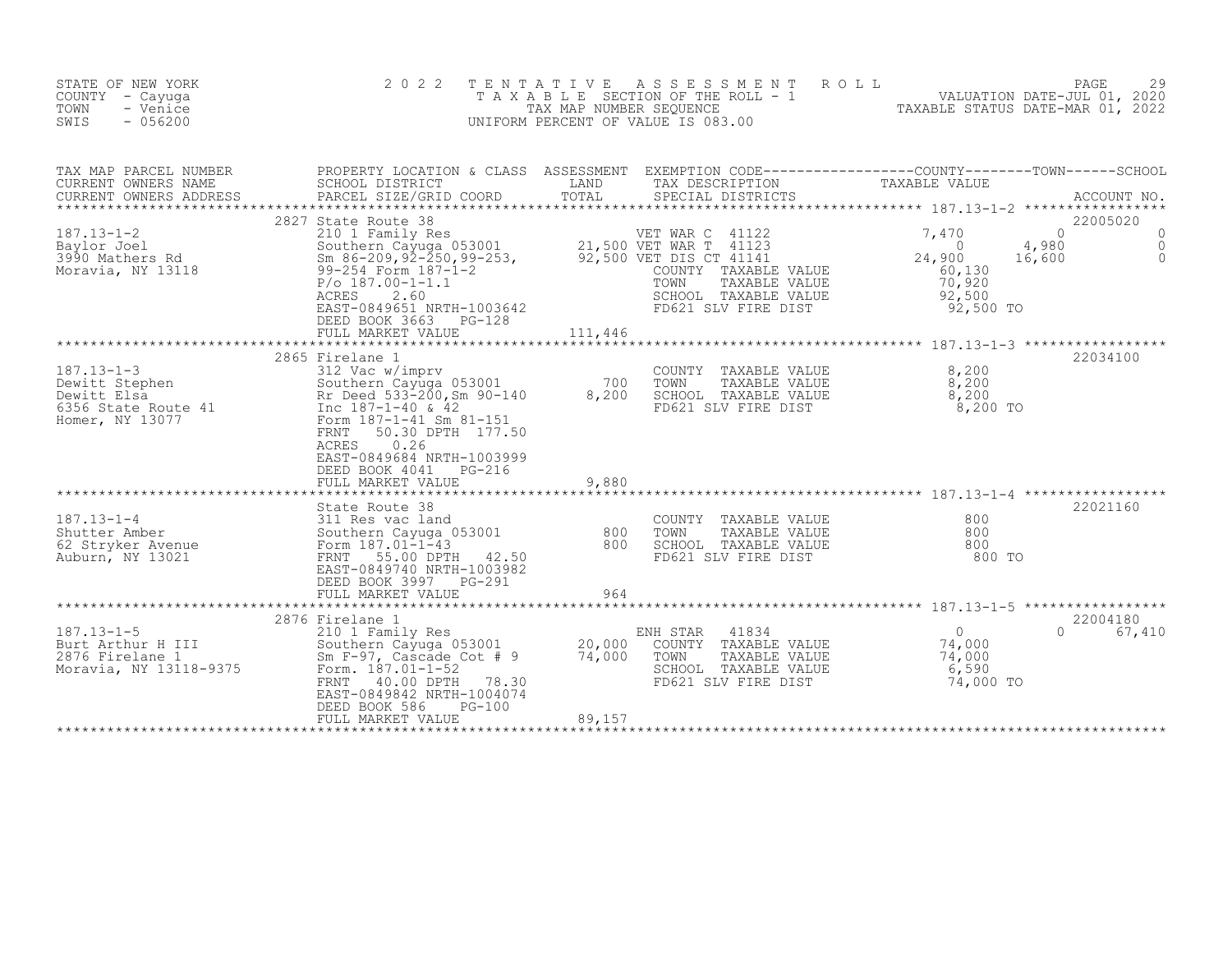STATE OF NEW YORK
COUNTY - Cayuga
TOWN - Venice
SWIS - 056200

# 2022 TENTATIVE ASSESSMENT ROLL

TAXABLE SECTION OF THE ROLL - 1
TAX MAP NUMBER SEQUENCE
UNIFORM PERCENT OF VALUE IS 083.00

VALUATION DATE-JUL 01, 2020
TAXABLE STATUS DATE-MAR 01, 2022

| TAX MAP PARCEL NUMBER / CURRENT OWNERS NAME / CURRENT OWNERS ADDRESS | PROPERTY LOCATION & CLASS / SCHOOL DISTRICT / PARCEL SIZE/GRID COORD | ASSESSMENT LAND / TOTAL | EXEMPTION CODE / TAX DESCRIPTION / SPECIAL DISTRICTS | COUNTY TAXABLE VALUE | TOWN | SCHOOL | ACCOUNT NO. |
|---|---|---|---|---|---|---|---|
| 187.13-1-2 | 2827 State Route 38 | | | | | | 22005020 |
| Baylor Joel | 210 1 Family Res | | VET WAR C 41122 | 7,470 | 0 | 0 | |
| 3990 Mathers Rd | Southern Cayuga 053001 | 21,500 | VET WAR T 41123 | 0 | 4,980 | 0 | |
| Moravia, NY 13118 | Sm 86-209,92-250,99-253, | 92,500 | VET DIS CT 41141 | 24,900 | 16,600 | 0 | |
| | 99-254 Form 187-1-2 | | COUNTY TAXABLE VALUE | 60,130 | | | |
| | P/o 187.00-1-1.1 | | TOWN TAXABLE VALUE | 70,920 | | | |
| | ACRES 2.60 | | SCHOOL TAXABLE VALUE | 92,500 | | | |
| | EAST-0849651 NRTH-1003642 | | FD621 SLV FIRE DIST | 92,500 TO | | | |
| | DEED BOOK 3663 PG-128 | | | | | | |
| | FULL MARKET VALUE | 111,446 | | | | | |
| 187.13-1-3 | 2865 Firelane 1 | | | | | | 22034100 |
| Dewitt Stephen | 312 Vac w/imprv | | COUNTY TAXABLE VALUE | 8,200 | | | |
| Dewitt Elsa | Southern Cayuga 053001 | 700 | TOWN TAXABLE VALUE | 8,200 | | | |
| 6356 State Route 41 | Rr Deed 533-200,Sm 90-140 | 8,200 | SCHOOL TAXABLE VALUE | 8,200 | | | |
| Homer, NY 13077 | Inc 187-1-40 & 42 | | FD621 SLV FIRE DIST | 8,200 TO | | | |
| | Form 187-1-41 Sm 81-151 | | | | | | |
| | FRNT 50.30 DPTH 177.50 | | | | | | |
| | ACRES 0.26 | | | | | | |
| | EAST-0849684 NRTH-1003999 | | | | | | |
| | DEED BOOK 4041 PG-216 | | | | | | |
| | FULL MARKET VALUE | 9,880 | | | | | |
| 187.13-1-4 | State Route 38 | | | | | | 22021160 |
| Shutter Amber | 311 Res vac land | | COUNTY TAXABLE VALUE | 800 | | | |
| 62 Stryker Avenue | Southern Cayuga 053001 | 800 | TOWN TAXABLE VALUE | 800 | | | |
| Auburn, NY 13021 | Form 187.01-1-43 | 800 | SCHOOL TAXABLE VALUE | 800 | | | |
| | FRNT 55.00 DPTH 42.50 | | FD621 SLV FIRE DIST | 800 TO | | | |
| | EAST-0849740 NRTH-1003982 | | | | | | |
| | DEED BOOK 3997 PG-291 | | | | | | |
| | FULL MARKET VALUE | 964 | | | | | |
| 187.13-1-5 | 2876 Firelane 1 | | | | | | 22004180 |
| Burt Arthur H III | 210 1 Family Res | | ENH STAR 41834 | 0 | 0 | 67,410 | |
| 2876 Firelane 1 | Southern Cayuga 053001 | 20,000 | COUNTY TAXABLE VALUE | 74,000 | | | |
| Moravia, NY 13118-9375 | Sm F-97, Cascade Cot # 9 | 74,000 | TOWN TAXABLE VALUE | 74,000 | | | |
| | Form. 187.01-1-52 | | SCHOOL TAXABLE VALUE | 6,590 | | | |
| | FRNT 40.00 DPTH 78.30 | | FD621 SLV FIRE DIST | 74,000 TO | | | |
| | EAST-0849842 NRTH-1004074 | | | | | | |
| | DEED BOOK 586 PG-100 | | | | | | |
| | FULL MARKET VALUE | 89,157 | | | | | |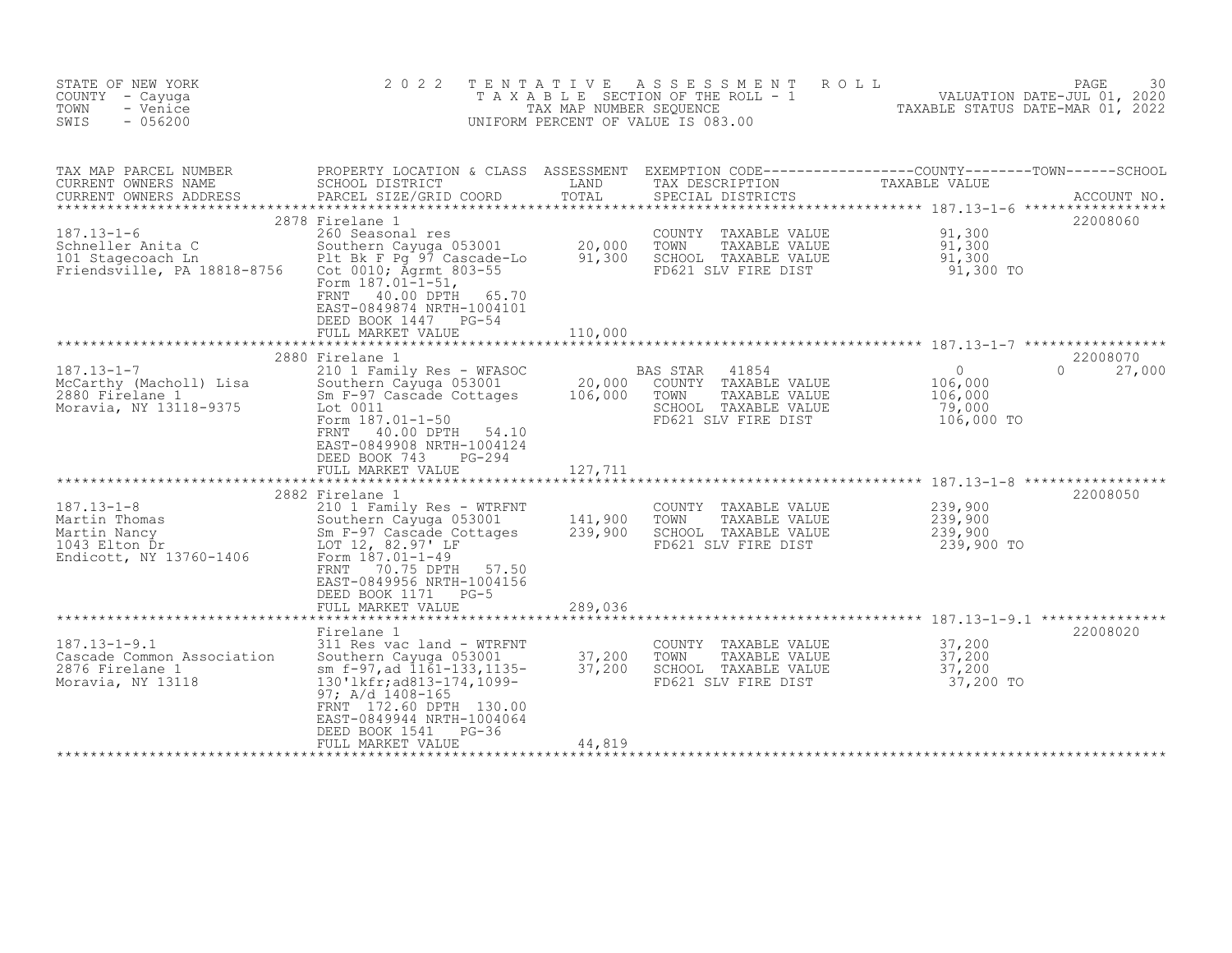STATE OF NEW YORK
COUNTY - Cayuga
TOWN - Venice
SWIS - 056200

# 2022 TENTATIVE ASSESSMENT ROLL

TAXABLE SECTION OF THE ROLL - 1
TAX MAP NUMBER SEQUENCE
UNIFORM PERCENT OF VALUE IS 083.00

VALUATION DATE-JUL 01, 2020
TAXABLE STATUS DATE-MAR 01, 2022

| TAX MAP PARCEL NUMBER / CURRENT OWNERS NAME / CURRENT OWNERS ADDRESS | PROPERTY LOCATION & CLASS / SCHOOL DISTRICT / PARCEL SIZE/GRID COORD | ASSESSMENT LAND / TOTAL | EXEMPTION CODE / TAX DESCRIPTION / SPECIAL DISTRICTS | COUNTY | TOWN | SCHOOL | ACCOUNT NO. |
|---|---|---|---|---|---|---|---|
| **187.13-1-6** | 2878 Firelane 1 | | | | | | 22008060 |
| 187.13-1-6 | 260 Seasonal res | | COUNTY TAXABLE VALUE | 91,300 | | | |
| Schneller Anita C | Southern Cayuga 053001 | 20,000 | TOWN TAXABLE VALUE | | 91,300 | | |
| 101 Stagecoach Ln | Plt Bk F Pg 97 Cascade-Lo | 91,300 | SCHOOL TAXABLE VALUE | | | 91,300 | |
| Friendsville, PA 18818-8756 | Cot 0010; Agrmt 803-55 | | FD621 SLV FIRE DIST | 91,300 TO | | | |
| | Form 187.01-1-51, | | | | | | |
| | FRNT 40.00 DPTH 65.70 | | | | | | |
| | EAST-0849874 NRTH-1004101 | | | | | | |
| | DEED BOOK 1447 PG-54 | | | | | | |
| | FULL MARKET VALUE | 110,000 | | | | | |
| **187.13-1-7** | 2880 Firelane 1 | | | | | | 22008070 |
| 187.13-1-7 | 210 1 Family Res - WFASOC | | BAS STAR 41854 | 0 | 0 | 27,000 | |
| McCarthy (Macholl) Lisa | Southern Cayuga 053001 | 20,000 | COUNTY TAXABLE VALUE | 106,000 | | | |
| 2880 Firelane 1 | Sm F-97 Cascade Cottages | 106,000 | TOWN TAXABLE VALUE | | 106,000 | | |
| Moravia, NY 13118-9375 | Lot 0011 | | SCHOOL TAXABLE VALUE | | | 79,000 | |
| | Form 187.01-1-50 | | FD621 SLV FIRE DIST | 106,000 TO | | | |
| | FRNT 40.00 DPTH 54.10 | | | | | | |
| | EAST-0849908 NRTH-1004124 | | | | | | |
| | DEED BOOK 743 PG-294 | | | | | | |
| | FULL MARKET VALUE | 127,711 | | | | | |
| **187.13-1-8** | 2882 Firelane 1 | | | | | | 22008050 |
| 187.13-1-8 | 210 1 Family Res - WTRFNT | | COUNTY TAXABLE VALUE | 239,900 | | | |
| Martin Thomas | Southern Cayuga 053001 | 141,900 | TOWN TAXABLE VALUE | | 239,900 | | |
| Martin Nancy | Sm F-97 Cascade Cottages | 239,900 | SCHOOL TAXABLE VALUE | | | 239,900 | |
| 1043 Elton Dr | LOT 12, 82.97' LF | | FD621 SLV FIRE DIST | 239,900 TO | | | |
| Endicott, NY 13760-1406 | Form 187.01-1-49 | | | | | | |
| | FRNT 70.75 DPTH 57.50 | | | | | | |
| | EAST-0849956 NRTH-1004156 | | | | | | |
| | DEED BOOK 1171 PG-5 | | | | | | |
| | FULL MARKET VALUE | 289,036 | | | | | |
| **187.13-1-9.1** | Firelane 1 | | | | | | 22008020 |
| 187.13-1-9.1 | 311 Res vac land - WTRFNT | | COUNTY TAXABLE VALUE | 37,200 | | | |
| Cascade Common Association | Southern Cayuga 053001 | 37,200 | TOWN TAXABLE VALUE | | 37,200 | | |
| 2876 Firelane 1 | sm f-97,ad 1161-133,1135- | 37,200 | SCHOOL TAXABLE VALUE | | | 37,200 | |
| Moravia, NY 13118 | 130'lkfr;ad813-174,1099- | | FD621 SLV FIRE DIST | 37,200 TO | | | |
| | 97; A/d 1408-165 | | | | | | |
| | FRNT 172.60 DPTH 130.00 | | | | | | |
| | EAST-0849944 NRTH-1004064 | | | | | | |
| | DEED BOOK 1541 PG-36 | | | | | | |
| | FULL MARKET VALUE | 44,819 | | | | | |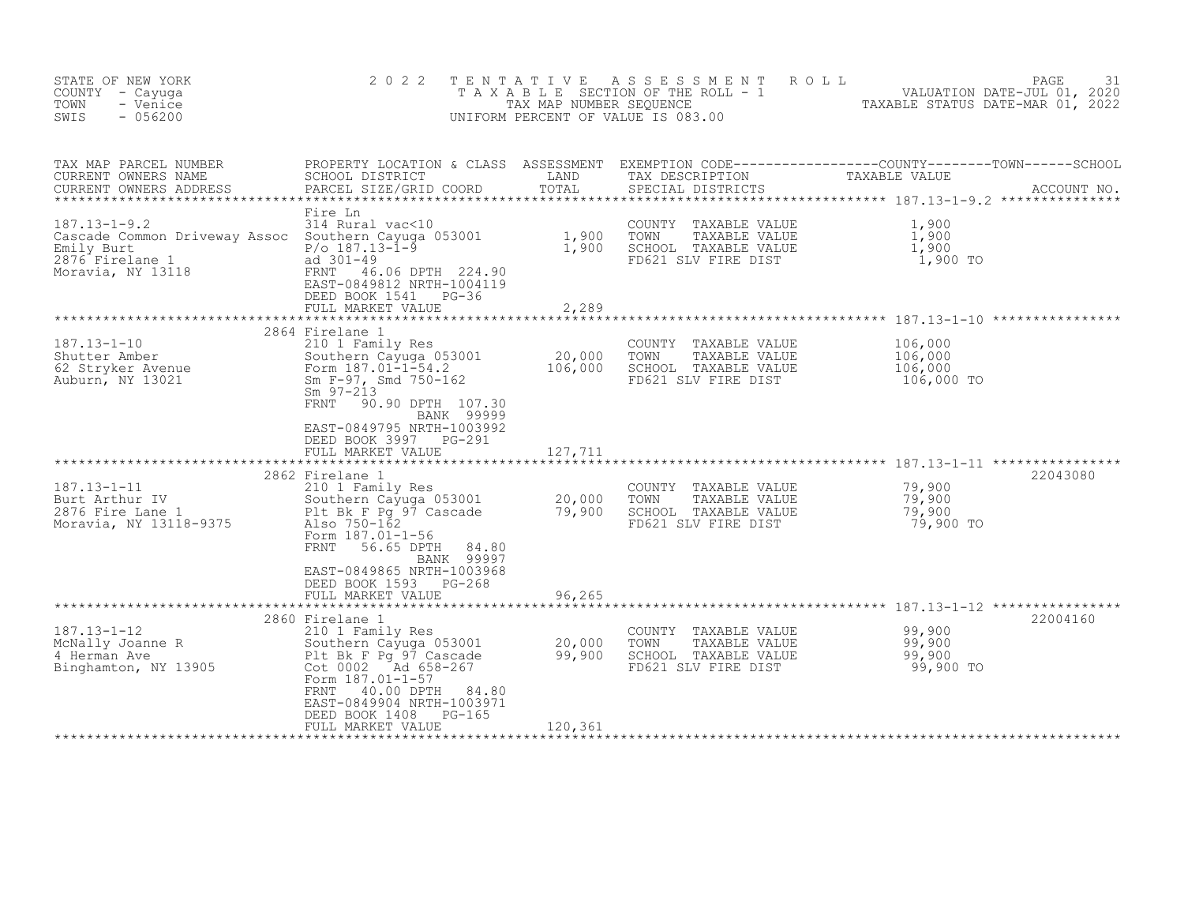STATE OF NEW YORK
COUNTY - Cayuga
TOWN - Venice
SWIS - 056200

2022 TENTATIVE ASSESSMENT ROLL
TAXABLE SECTION OF THE ROLL - 1
TAX MAP NUMBER SEQUENCE
UNIFORM PERCENT OF VALUE IS 083.00

VALUATION DATE-JUL 01, 2020
TAXABLE STATUS DATE-MAR 01, 2022

| TAX MAP PARCEL NUMBER / CURRENT OWNERS NAME / CURRENT OWNERS ADDRESS | PROPERTY LOCATION & CLASS / SCHOOL DISTRICT / PARCEL SIZE/GRID COORD | ASSESSMENT LAND | ASSESSMENT TOTAL | EXEMPTION CODE / TAX DESCRIPTION / SPECIAL DISTRICTS | TAXABLE VALUE (COUNTY / TOWN / SCHOOL) | ACCOUNT NO. |
|---|---|---|---|---|---|---|
| 187.13-1-9.2 | Fire Ln | | | | | |
| | 314 Rural vac<10 | | | COUNTY TAXABLE VALUE | 1,900 | |
| Cascade Common Driveway Assoc | Southern Cayuga 053001 | 1,900 | | TOWN TAXABLE VALUE | 1,900 | |
| Emily Burt | P/o 187.13-1-9 | | 1,900 | SCHOOL TAXABLE VALUE | 1,900 | |
| 2876 Firelane 1 | ad 301-49 | | | FD621 SLV FIRE DIST | 1,900 TO | |
| Moravia, NY 13118 | FRNT 46.06 DPTH 224.90 | | | | | |
| | EAST-0849812 NRTH-1004119 | | | | | |
| | DEED BOOK 1541 PG-36 | | | | | |
| | FULL MARKET VALUE | | 2,289 | | | |
| 187.13-1-10 | 2864 Firelane 1 | | | | | |
| | 210 1 Family Res | | | COUNTY TAXABLE VALUE | 106,000 | |
| Shutter Amber | Southern Cayuga 053001 | 20,000 | | TOWN TAXABLE VALUE | 106,000 | |
| 62 Stryker Avenue | Form 187.01-1-54.2 | | 106,000 | SCHOOL TAXABLE VALUE | 106,000 | |
| Auburn, NY 13021 | Sm F-97, Smd 750-162 | | | FD621 SLV FIRE DIST | 106,000 TO | |
| | Sm 97-213 | | | | | |
| | FRNT 90.90 DPTH 107.30 | | | | | |
| | BANK 99999 | | | | | |
| | EAST-0849795 NRTH-1003992 | | | | | |
| | DEED BOOK 3997 PG-291 | | | | | |
| | FULL MARKET VALUE | | 127,711 | | | |
| 187.13-1-11 | 2862 Firelane 1 | | | | | 22043080 |
| | 210 1 Family Res | | | COUNTY TAXABLE VALUE | 79,900 | |
| Burt Arthur IV | Southern Cayuga 053001 | 20,000 | | TOWN TAXABLE VALUE | 79,900 | |
| 2876 Fire Lane 1 | Plt Bk F Pg 97 Cascade | | 79,900 | SCHOOL TAXABLE VALUE | 79,900 | |
| Moravia, NY 13118-9375 | Also 750-162 | | | FD621 SLV FIRE DIST | 79,900 TO | |
| | Form 187.01-1-56 | | | | | |
| | FRNT 56.65 DPTH 84.80 | | | | | |
| | BANK 99997 | | | | | |
| | EAST-0849865 NRTH-1003968 | | | | | |
| | DEED BOOK 1593 PG-268 | | | | | |
| | FULL MARKET VALUE | | 96,265 | | | |
| 187.13-1-12 | 2860 Firelane 1 | | | | | 22004160 |
| | 210 1 Family Res | | | COUNTY TAXABLE VALUE | 99,900 | |
| McNally Joanne R | Southern Cayuga 053001 | 20,000 | | TOWN TAXABLE VALUE | 99,900 | |
| 4 Herman Ave | Plt Bk F Pg 97 Cascade | | 99,900 | SCHOOL TAXABLE VALUE | 99,900 | |
| Binghamton, NY 13905 | Cot 0002 Ad 658-267 | | | FD621 SLV FIRE DIST | 99,900 TO | |
| | Form 187.01-1-57 | | | | | |
| | FRNT 40.00 DPTH 84.80 | | | | | |
| | EAST-0849904 NRTH-1003971 | | | | | |
| | DEED BOOK 1408 PG-165 | | | | | |
| | FULL MARKET VALUE | | 120,361 | | | |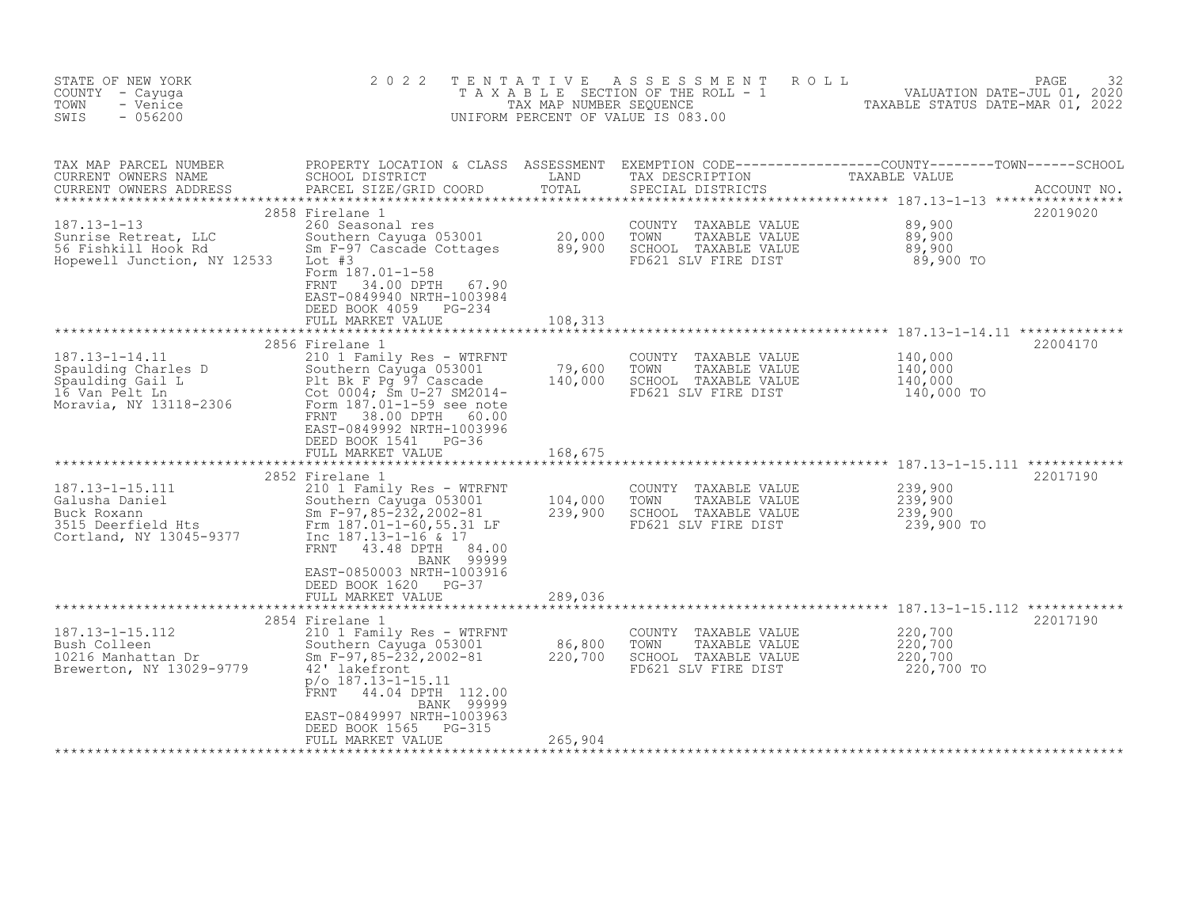STATE OF NEW YORK
COUNTY - Cayuga
TOWN - Venice
SWIS - 056200

# 2022 TENTATIVE ASSESSMENT ROLL

TAXABLE SECTION OF THE ROLL - 1
TAX MAP NUMBER SEQUENCE
UNIFORM PERCENT OF VALUE IS 083.00

VALUATION DATE-JUL 01, 2020
TAXABLE STATUS DATE-MAR 01, 2022

| TAX MAP PARCEL NUMBER / CURRENT OWNERS NAME / CURRENT OWNERS ADDRESS | PROPERTY LOCATION & CLASS / SCHOOL DISTRICT / PARCEL SIZE/GRID COORD | ASSESSMENT LAND / TOTAL | EXEMPTION CODE / TAX DESCRIPTION / SPECIAL DISTRICTS | TAXABLE VALUE (COUNTY / TOWN / SCHOOL) | ACCOUNT NO. |
|---|---|---|---|---|---|
| 187.13-1-13 | 2858 Firelane 1 | | | | 22019020 |
| Sunrise Retreat, LLC | 260 Seasonal res | | COUNTY TAXABLE VALUE | 89,900 | |
| 56 Fishkill Hook Rd | Southern Cayuga 053001 | 20,000 | TOWN TAXABLE VALUE | 89,900 | |
| Hopewell Junction, NY 12533 | Sm F-97 Cascade Cottages | 89,900 | SCHOOL TAXABLE VALUE | 89,900 | |
| | Lot #3 | | FD621 SLV FIRE DIST | 89,900 TO | |
| | Form 187.01-1-58 | | | | |
| | FRNT 34.00 DPTH 67.90 | | | | |
| | EAST-0849940 NRTH-1003984 | | | | |
| | DEED BOOK 4059 PG-234 | | | | |
| | FULL MARKET VALUE | 108,313 | | | |
| 187.13-1-14.11 | 2856 Firelane 1 | | | | 22004170 |
| Spaulding Charles D | 210 1 Family Res - WTRFNT | | COUNTY TAXABLE VALUE | 140,000 | |
| Spaulding Gail L | Southern Cayuga 053001 | 79,600 | TOWN TAXABLE VALUE | 140,000 | |
| 16 Van Pelt Ln | Plt Bk F Pg 97 Cascade | 140,000 | SCHOOL TAXABLE VALUE | 140,000 | |
| Moravia, NY 13118-2306 | Cot 0004; Sm U-27 SM2014- | | FD621 SLV FIRE DIST | 140,000 TO | |
| | Form 187.01-1-59 see note | | | | |
| | FRNT 38.00 DPTH 60.00 | | | | |
| | EAST-0849992 NRTH-1003996 | | | | |
| | DEED BOOK 1541 PG-36 | | | | |
| | FULL MARKET VALUE | 168,675 | | | |
| 187.13-1-15.111 | 2852 Firelane 1 | | | | 22017190 |
| Galusha Daniel | 210 1 Family Res - WTRFNT | | COUNTY TAXABLE VALUE | 239,900 | |
| Buck Roxann | Southern Cayuga 053001 | 104,000 | TOWN TAXABLE VALUE | 239,900 | |
| 3515 Deerfield Hts | Sm F-97,85-232,2002-81 | 239,900 | SCHOOL TAXABLE VALUE | 239,900 | |
| Cortland, NY 13045-9377 | Frm 187.01-1-60,55.31 LF | | FD621 SLV FIRE DIST | 239,900 TO | |
| | Inc 187.13-1-16 & 17 | | | | |
| | FRNT 43.48 DPTH 84.00 | | | | |
| | BANK 99999 | | | | |
| | EAST-0850003 NRTH-1003916 | | | | |
| | DEED BOOK 1620 PG-37 | | | | |
| | FULL MARKET VALUE | 289,036 | | | |
| 187.13-1-15.112 | 2854 Firelane 1 | | | | 22017190 |
| Bush Colleen | 210 1 Family Res - WTRFNT | | COUNTY TAXABLE VALUE | 220,700 | |
| 10216 Manhattan Dr | Southern Cayuga 053001 | 86,800 | TOWN TAXABLE VALUE | 220,700 | |
| Brewerton, NY 13029-9779 | Sm F-97,85-232,2002-81 | 220,700 | SCHOOL TAXABLE VALUE | 220,700 | |
| | 42' lakefront | | FD621 SLV FIRE DIST | 220,700 TO | |
| | p/o 187.13-1-15.11 | | | | |
| | FRNT 44.04 DPTH 112.00 | | | | |
| | BANK 99999 | | | | |
| | EAST-0849997 NRTH-1003963 | | | | |
| | DEED BOOK 1565 PG-315 | | | | |
| | FULL MARKET VALUE | 265,904 | | | |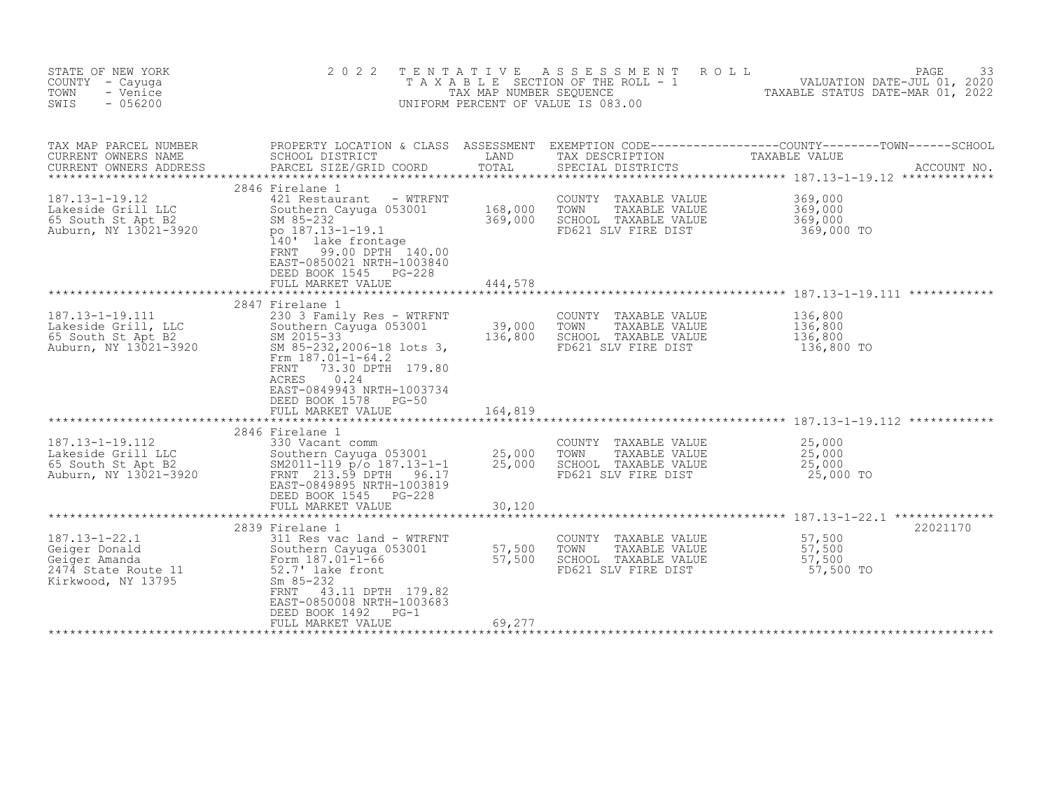STATE OF NEW YORK
COUNTY - Cayuga
TOWN - Venice
SWIS - 056200

2 0 2 2 T E N T A T I V E A S S E S S M E N T R O L L
T A X A B L E SECTION OF THE ROLL - 1
TAX MAP NUMBER SEQUENCE
UNIFORM PERCENT OF VALUE IS 083.00

VALUATION DATE-JUL 01, 2020
TAXABLE STATUS DATE-MAR 01, 2022

| TAX MAP PARCEL NUMBER / CURRENT OWNERS NAME / CURRENT OWNERS ADDRESS | PROPERTY LOCATION & CLASS / SCHOOL DISTRICT / PARCEL SIZE/GRID COORD | ASSESSMENT LAND | TOTAL | EXEMPTION CODE / TAX DESCRIPTION / SPECIAL DISTRICTS | COUNTY--------TOWN------SCHOOL TAXABLE VALUE | ACCOUNT NO. |
|---|---|---|---|---|---|---|
| **187.13-1-19.12** | 2846 Firelane 1 | | | | | |
| 187.13-1-19.12 | 421 Restaurant - WTRFNT | | | COUNTY TAXABLE VALUE | 369,000 | |
| Lakeside Grill LLC | Southern Cayuga 053001 | 168,000 | | TOWN TAXABLE VALUE | 369,000 | |
| 65 South St Apt B2 | SM 85-232 | | 369,000 | SCHOOL TAXABLE VALUE | 369,000 | |
| Auburn, NY 13021-3920 | po 187.13-1-19.1 | | | FD621 SLV FIRE DIST | 369,000 TO | |
| | 140' lake frontage | | | | | |
| | FRNT 99.00 DPTH 140.00 | | | | | |
| | EAST-0850021 NRTH-1003840 | | | | | |
| | DEED BOOK 1545 PG-228 | | | | | |
| | FULL MARKET VALUE | | 444,578 | | | |
| **187.13-1-19.111** | 2847 Firelane 1 | | | | | |
| 187.13-1-19.111 | 230 3 Family Res - WTRFNT | | | COUNTY TAXABLE VALUE | 136,800 | |
| Lakeside Grill, LLC | Southern Cayuga 053001 | 39,000 | | TOWN TAXABLE VALUE | 136,800 | |
| 65 South St Apt B2 | SM 2015-33 | | 136,800 | SCHOOL TAXABLE VALUE | 136,800 | |
| Auburn, NY 13021-3920 | SM 85-232,2006-18 lots 3, | | | FD621 SLV FIRE DIST | 136,800 TO | |
| | Frm 187.01-1-64.2 | | | | | |
| | FRNT 73.30 DPTH 179.80 | | | | | |
| | ACRES 0.24 | | | | | |
| | EAST-0849943 NRTH-1003734 | | | | | |
| | DEED BOOK 1578 PG-50 | | | | | |
| | FULL MARKET VALUE | | 164,819 | | | |
| **187.13-1-19.112** | 2846 Firelane 1 | | | | | |
| 187.13-1-19.112 | 330 Vacant comm | | | COUNTY TAXABLE VALUE | 25,000 | |
| Lakeside Grill LLC | Southern Cayuga 053001 | 25,000 | | TOWN TAXABLE VALUE | 25,000 | |
| 65 South St Apt B2 | SM2011-119 p/o 187.13-1-1 | | 25,000 | SCHOOL TAXABLE VALUE | 25,000 | |
| Auburn, NY 13021-3920 | FRNT 213.59 DPTH 96.17 | | | FD621 SLV FIRE DIST | 25,000 TO | |
| | EAST-0849895 NRTH-1003819 | | | | | |
| | DEED BOOK 1545 PG-228 | | | | | |
| | FULL MARKET VALUE | | 30,120 | | | |
| **187.13-1-22.1** | 2839 Firelane 1 | | | | | 22021170 |
| 187.13-1-22.1 | 311 Res vac land - WTRFNT | | | COUNTY TAXABLE VALUE | 57,500 | |
| Geiger Donald | Southern Cayuga 053001 | 57,500 | | TOWN TAXABLE VALUE | 57,500 | |
| Geiger Amanda | Form 187.01-1-66 | | 57,500 | SCHOOL TAXABLE VALUE | 57,500 | |
| 2474 State Route 11 | 52.7' lake front | | | FD621 SLV FIRE DIST | 57,500 TO | |
| Kirkwood, NY 13795 | Sm 85-232 | | | | | |
| | FRNT 43.11 DPTH 179.82 | | | | | |
| | EAST-0850008 NRTH-1003683 | | | | | |
| | DEED BOOK 1492 PG-1 | | | | | |
| | FULL MARKET VALUE | | 69,277 | | | |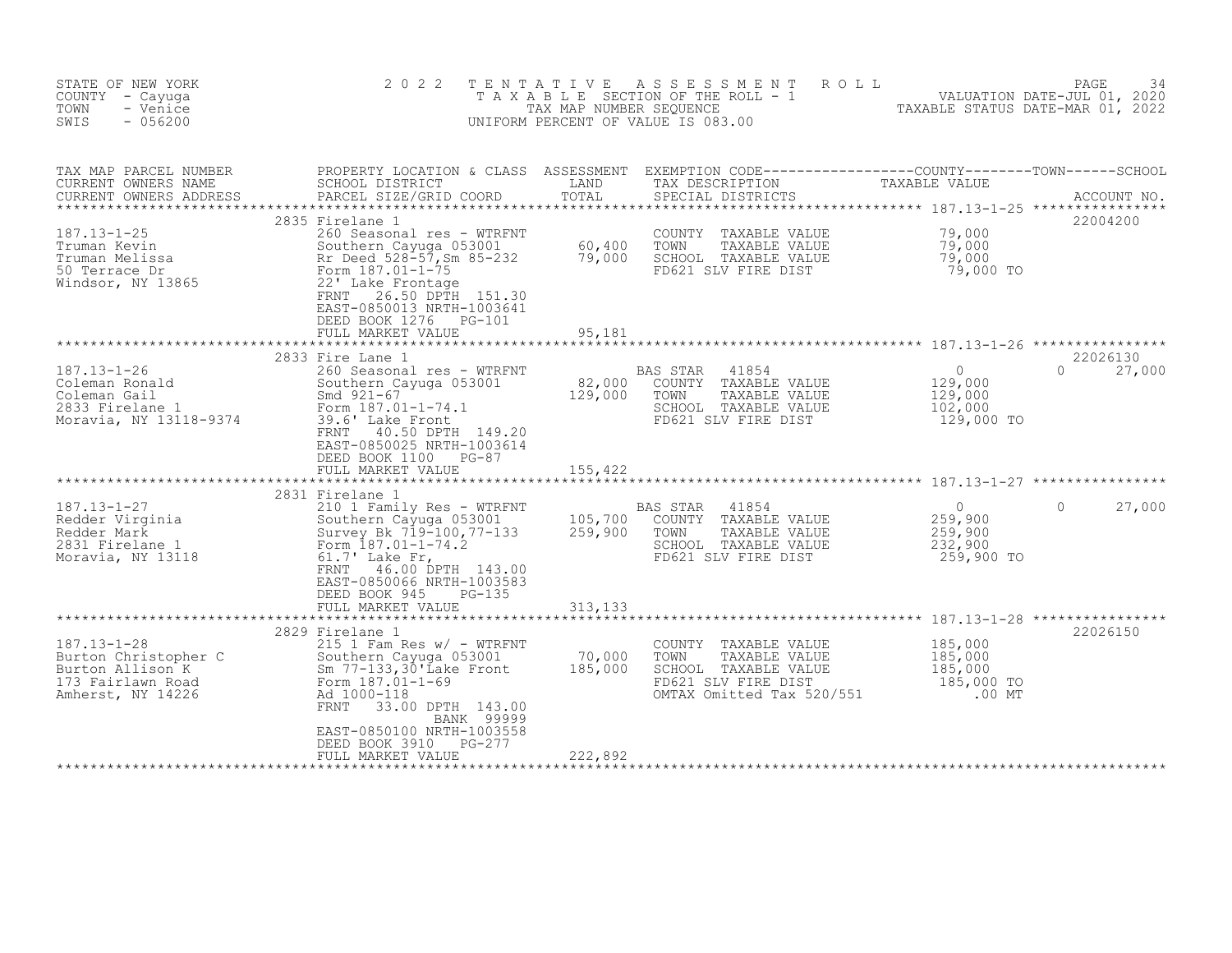STATE OF NEW YORK
COUNTY - Cayuga
TOWN - Venice
SWIS - 056200

2 0 2 2 T E N T A T I V E A S S E S S M E N T R O L L
T A X A B L E SECTION OF THE ROLL - 1
TAX MAP NUMBER SEQUENCE
UNIFORM PERCENT OF VALUE IS 083.00

VALUATION DATE-JUL 01, 2020
TAXABLE STATUS DATE-MAR 01, 2022

| TAX MAP PARCEL NUMBER / CURRENT OWNERS NAME / CURRENT OWNERS ADDRESS | PROPERTY LOCATION & CLASS / SCHOOL DISTRICT / PARCEL SIZE/GRID COORD | ASSESSMENT LAND / TOTAL | EXEMPTION CODE / TAX DESCRIPTION / SPECIAL DISTRICTS | COUNTY / TAXABLE VALUE | TOWN | SCHOOL / ACCOUNT NO. |
|---|---|---|---|---|---|---|
| **187.13-1-25** | 2835 Firelane 1 | | | | | 22004200 |
| 187.13-1-25 | 260 Seasonal res - WTRFNT | | COUNTY TAXABLE VALUE | 79,000 | | |
| Truman Kevin | Southern Cayuga 053001 | 60,400 | TOWN TAXABLE VALUE | 79,000 | | |
| Truman Melissa | Rr Deed 528-57,Sm 85-232 | 79,000 | SCHOOL TAXABLE VALUE | 79,000 | | |
| 50 Terrace Dr | Form 187.01-1-75 | | FD621 SLV FIRE DIST | 79,000 TO | | |
| Windsor, NY 13865 | 22' Lake Frontage | | | | | |
| | FRNT 26.50 DPTH 151.30 | | | | | |
| | EAST-0850013 NRTH-1003641 | | | | | |
| | DEED BOOK 1276 PG-101 | | | | | |
| | FULL MARKET VALUE | 95,181 | | | | |
| **187.13-1-26** | 2833 Fire Lane 1 | | | | | 22026130 |
| 187.13-1-26 | 260 Seasonal res - WTRFNT | | BAS STAR 41854 | 0 | 0 | 27,000 |
| Coleman Ronald | Southern Cayuga 053001 | 82,000 | COUNTY TAXABLE VALUE | 129,000 | | |
| Coleman Gail | Smd 921-67 | 129,000 | TOWN TAXABLE VALUE | 129,000 | | |
| 2833 Firelane 1 | Form 187.01-1-74.1 | | SCHOOL TAXABLE VALUE | 102,000 | | |
| Moravia, NY 13118-9374 | 39.6' Lake Front | | FD621 SLV FIRE DIST | 129,000 TO | | |
| | FRNT 40.50 DPTH 149.20 | | | | | |
| | EAST-0850025 NRTH-1003614 | | | | | |
| | DEED BOOK 1100 PG-87 | | | | | |
| | FULL MARKET VALUE | 155,422 | | | | |
| **187.13-1-27** | 2831 Firelane 1 | | | | | |
| 187.13-1-27 | 210 1 Family Res - WTRFNT | | BAS STAR 41854 | 0 | 0 | 27,000 |
| Redder Virginia | Southern Cayuga 053001 | 105,700 | COUNTY TAXABLE VALUE | 259,900 | | |
| Redder Mark | Survey Bk 719-100,77-133 | 259,900 | TOWN TAXABLE VALUE | 259,900 | | |
| 2831 Firelane 1 | Form 187.01-1-74.2 | | SCHOOL TAXABLE VALUE | 232,900 | | |
| Moravia, NY 13118 | 61.7' Lake Fr, | | FD621 SLV FIRE DIST | 259,900 TO | | |
| | FRNT 46.00 DPTH 143.00 | | | | | |
| | EAST-0850066 NRTH-1003583 | | | | | |
| | DEED BOOK 945 PG-135 | | | | | |
| | FULL MARKET VALUE | 313,133 | | | | |
| **187.13-1-28** | 2829 Firelane 1 | | | | | 22026150 |
| 187.13-1-28 | 215 1 Fam Res w/ - WTRFNT | | COUNTY TAXABLE VALUE | 185,000 | | |
| Burton Christopher C | Southern Cayuga 053001 | 70,000 | TOWN TAXABLE VALUE | 185,000 | | |
| Burton Allison K | Sm 77-133,30'Lake Front | 185,000 | SCHOOL TAXABLE VALUE | 185,000 | | |
| 173 Fairlawn Road | Form 187.01-1-69 | | FD621 SLV FIRE DIST | 185,000 TO | | |
| Amherst, NY 14226 | Ad 1000-118 | | OMTAX Omitted Tax 520/551 | .00 MT | | |
| | FRNT 33.00 DPTH 143.00 | | | | | |
| | BANK 99999 | | | | | |
| | EAST-0850100 NRTH-1003558 | | | | | |
| | DEED BOOK 3910 PG-277 | | | | | |
| | FULL MARKET VALUE | 222,892 | | | | |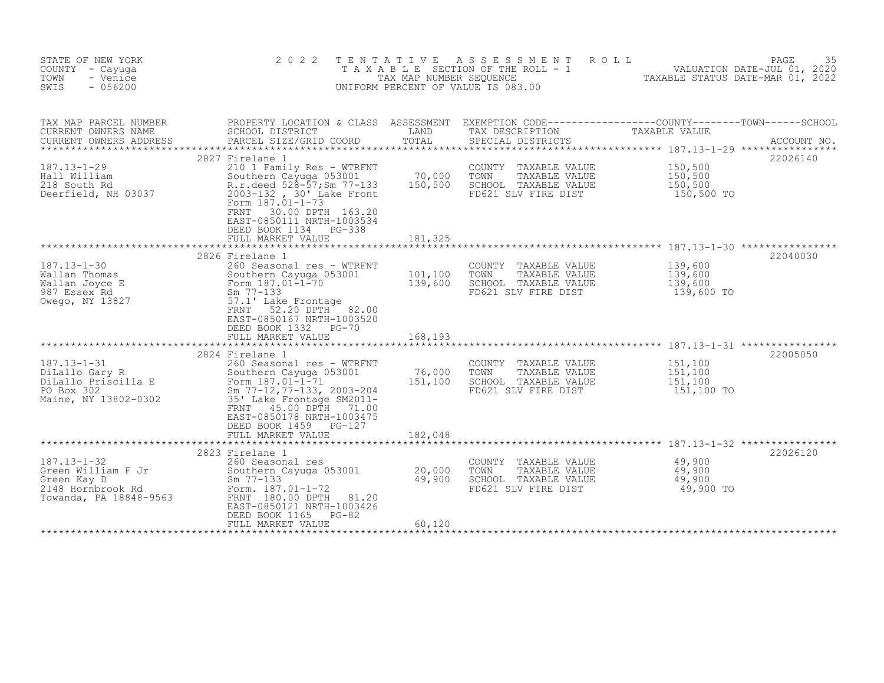STATE OF NEW YORK
COUNTY - Cayuga
TOWN - Venice
SWIS - 056200

2022 TENTATIVE ASSESSMENT ROLL
TAXABLE SECTION OF THE ROLL - 1
TAX MAP NUMBER SEQUENCE
UNIFORM PERCENT OF VALUE IS 083.00

VALUATION DATE-JUL 01, 2020
TAXABLE STATUS DATE-MAR 01, 2022

| TAX MAP PARCEL NUMBER / CURRENT OWNERS NAME / CURRENT OWNERS ADDRESS | PROPERTY LOCATION & CLASS / SCHOOL DISTRICT / PARCEL SIZE/GRID COORD | ASSESSMENT LAND / TOTAL | EXEMPTION CODE / TAX DESCRIPTION / SPECIAL DISTRICTS | COUNTY / TOWN / SCHOOL TAXABLE VALUE | ACCOUNT NO. |
|---|---|---|---|---|---|
| 187.13-1-29 | 2827 Firelane 1 | | | | 22026140 |
| Hall William | 210 1 Family Res - WTRFNT | | COUNTY TAXABLE VALUE | 150,500 | |
| 218 South Rd | Southern Cayuga 053001 | 70,000 | TOWN TAXABLE VALUE | 150,500 | |
| Deerfield, NH 03037 | R.r.deed 528-57;Sm 77-133 | 150,500 | SCHOOL TAXABLE VALUE | 150,500 | |
| | 2003-132 , 30' Lake Front | | FD621 SLV FIRE DIST | 150,500 TO | |
| | Form 187.01-1-73 | | | | |
| | FRNT 30.00 DPTH 163.20 | | | | |
| | EAST-0850111 NRTH-1003534 | | | | |
| | DEED BOOK 1134 PG-338 | | | | |
| | FULL MARKET VALUE | 181,325 | | | |
| 187.13-1-30 | 2826 Firelane 1 | | | | 22040030 |
| Wallan Thomas | 260 Seasonal res - WTRFNT | | COUNTY TAXABLE VALUE | 139,600 | |
| Wallan Joyce E | Southern Cayuga 053001 | 101,100 | TOWN TAXABLE VALUE | 139,600 | |
| 987 Essex Rd | Form 187.01-1-70 | 139,600 | SCHOOL TAXABLE VALUE | 139,600 | |
| Owego, NY 13827 | Sm 77-133 | | FD621 SLV FIRE DIST | 139,600 TO | |
| | 57.1' Lake Frontage | | | | |
| | FRNT 52.20 DPTH 82.00 | | | | |
| | EAST-0850167 NRTH-1003520 | | | | |
| | DEED BOOK 1332 PG-70 | | | | |
| | FULL MARKET VALUE | 168,193 | | | |
| 187.13-1-31 | 2824 Firelane 1 | | | | 22005050 |
| DiLallo Gary R | 260 Seasonal res - WTRFNT | | COUNTY TAXABLE VALUE | 151,100 | |
| DiLallo Priscilla E | Southern Cayuga 053001 | 76,000 | TOWN TAXABLE VALUE | 151,100 | |
| PO Box 302 | Form 187.01-1-71 | 151,100 | SCHOOL TAXABLE VALUE | 151,100 | |
| Maine, NY 13802-0302 | Sm 77-12,77-133, 2003-204 | | FD621 SLV FIRE DIST | 151,100 TO | |
| | 35' Lake Frontage SM2011- | | | | |
| | FRNT 45.00 DPTH 71.00 | | | | |
| | EAST-0850178 NRTH-1003475 | | | | |
| | DEED BOOK 1459 PG-127 | | | | |
| | FULL MARKET VALUE | 182,048 | | | |
| 187.13-1-32 | 2823 Firelane 1 | | | | 22026120 |
| Green William F Jr | 260 Seasonal res | | COUNTY TAXABLE VALUE | 49,900 | |
| Green Kay D | Southern Cayuga 053001 | 20,000 | TOWN TAXABLE VALUE | 49,900 | |
| 2148 Hornbrook Rd | Sm 77-133 | 49,900 | SCHOOL TAXABLE VALUE | 49,900 | |
| Towanda, PA 18848-9563 | Form. 187.01-1-72 | | FD621 SLV FIRE DIST | 49,900 TO | |
| | FRNT 180.00 DPTH 81.20 | | | | |
| | EAST-0850121 NRTH-1003426 | | | | |
| | DEED BOOK 1165 PG-82 | | | | |
| | FULL MARKET VALUE | 60,120 | | | |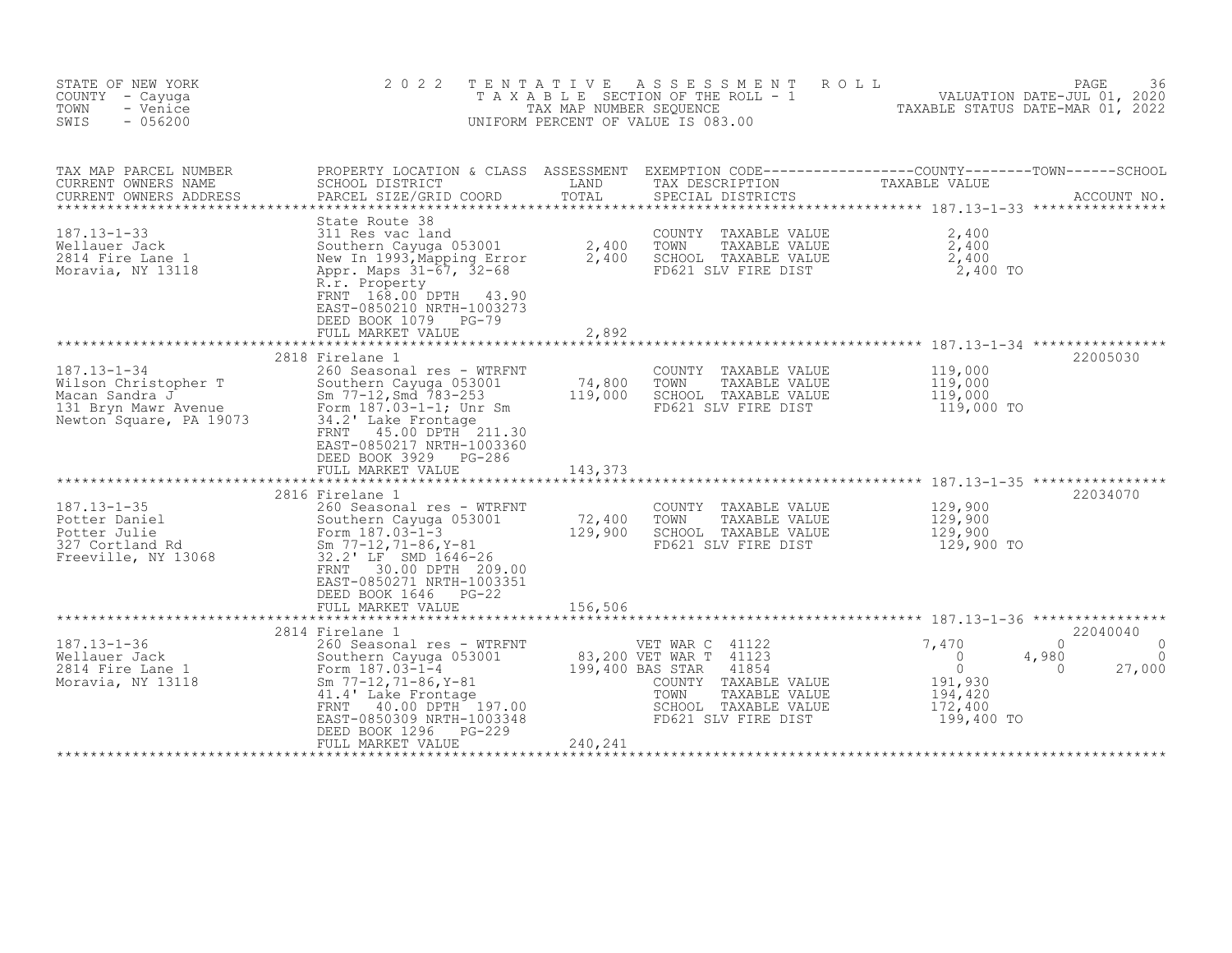STATE OF NEW YORK
COUNTY - Cayuga
TOWN - Venice
SWIS - 056200

2022 TENTATIVE ASSESSMENT ROLL
TAXABLE SECTION OF THE ROLL - 1
TAX MAP NUMBER SEQUENCE
UNIFORM PERCENT OF VALUE IS 083.00

VALUATION DATE-JUL 01, 2020
TAXABLE STATUS DATE-MAR 01, 2022

| TAX MAP PARCEL NUMBER / CURRENT OWNERS NAME / CURRENT OWNERS ADDRESS | PROPERTY LOCATION & CLASS / SCHOOL DISTRICT / PARCEL SIZE/GRID COORD | ASSESSMENT LAND / TOTAL | EXEMPTION CODE / TAX DESCRIPTION / SPECIAL DISTRICTS | COUNTY TAXABLE VALUE | TOWN | SCHOOL | ACCOUNT NO. |
|---|---|---|---|---|---|---|---|
| 187.13-1-33 | State Route 38 | | | | | | |
| | 311 Res vac land | | COUNTY TAXABLE VALUE | 2,400 | | | |
| Wellauer Jack | Southern Cayuga 053001 | 2,400 | TOWN TAXABLE VALUE | 2,400 | | | |
| 2814 Fire Lane 1 | New In 1993,Mapping Error | 2,400 | SCHOOL TAXABLE VALUE | 2,400 | | | |
| Moravia, NY 13118 | Appr. Maps 31-67, 32-68 | | FD621 SLV FIRE DIST | 2,400 TO | | | |
| | R.r. Property | | | | | | |
| | FRNT 168.00 DPTH 43.90 | | | | | | |
| | EAST-0850210 NRTH-1003273 | | | | | | |
| | DEED BOOK 1079 PG-79 | | | | | | |
| | FULL MARKET VALUE | 2,892 | | | | | |
| 187.13-1-34 | 2818 Firelane 1 | | | | | | 22005030 |
| | 260 Seasonal res - WTRFNT | | COUNTY TAXABLE VALUE | 119,000 | | | |
| Wilson Christopher T | Southern Cayuga 053001 | 74,800 | TOWN TAXABLE VALUE | 119,000 | | | |
| Macan Sandra J | Sm 77-12,Smd 783-253 | 119,000 | SCHOOL TAXABLE VALUE | 119,000 | | | |
| 131 Bryn Mawr Avenue | Form 187.03-1-1; Unr Sm | | FD621 SLV FIRE DIST | 119,000 TO | | | |
| Newton Square, PA 19073 | 34.2' Lake Frontage | | | | | | |
| | FRNT 45.00 DPTH 211.30 | | | | | | |
| | EAST-0850217 NRTH-1003360 | | | | | | |
| | DEED BOOK 3929 PG-286 | | | | | | |
| | FULL MARKET VALUE | 143,373 | | | | | |
| 187.13-1-35 | 2816 Firelane 1 | | | | | | 22034070 |
| | 260 Seasonal res - WTRFNT | | COUNTY TAXABLE VALUE | 129,900 | | | |
| Potter Daniel | Southern Cayuga 053001 | 72,400 | TOWN TAXABLE VALUE | 129,900 | | | |
| Potter Julie | Form 187.03-1-3 | 129,900 | SCHOOL TAXABLE VALUE | 129,900 | | | |
| 327 Cortland Rd | Sm 77-12,71-86,Y-81 | | FD621 SLV FIRE DIST | 129,900 TO | | | |
| Freeville, NY 13068 | 32.2' LF SMD 1646-26 | | | | | | |
| | FRNT 30.00 DPTH 209.00 | | | | | | |
| | EAST-0850271 NRTH-1003351 | | | | | | |
| | DEED BOOK 1646 PG-22 | | | | | | |
| | FULL MARKET VALUE | 156,506 | | | | | |
| 187.13-1-36 | 2814 Firelane 1 | | | | | | 22040040 |
| | 260 Seasonal res - WTRFNT | | VET WAR C 41122 | 7,470 | 0 | 0 | |
| Wellauer Jack | Southern Cayuga 053001 | 83,200 | VET WAR T 41123 | 0 | 4,980 | 0 | |
| 2814 Fire Lane 1 | Form 187.03-1-4 | 199,400 | BAS STAR 41854 | 0 | 0 | 27,000 | |
| Moravia, NY 13118 | Sm 77-12,71-86,Y-81 | | COUNTY TAXABLE VALUE | 191,930 | | | |
| | 41.4' Lake Frontage | | TOWN TAXABLE VALUE | 194,420 | | | |
| | FRNT 40.00 DPTH 197.00 | | SCHOOL TAXABLE VALUE | 172,400 | | | |
| | EAST-0850309 NRTH-1003348 | | FD621 SLV FIRE DIST | 199,400 TO | | | |
| | DEED BOOK 1296 PG-229 | | | | | | |
| | FULL MARKET VALUE | 240,241 | | | | | |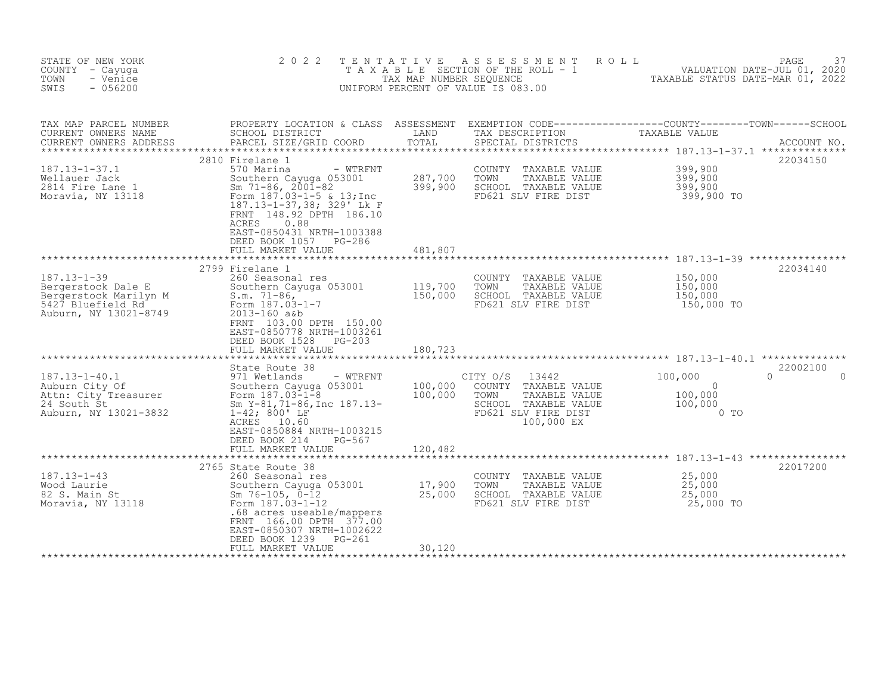STATE OF NEW YORK
COUNTY - Cayuga
TOWN - Venice
SWIS - 056200

2022 TENTATIVE ASSESSMENT ROLL
TAXABLE SECTION OF THE ROLL - 1
TAX MAP NUMBER SEQUENCE
UNIFORM PERCENT OF VALUE IS 083.00

VALUATION DATE-JUL 01, 2020
TAXABLE STATUS DATE-MAR 01, 2022

| TAX MAP PARCEL NUMBER / CURRENT OWNERS NAME / CURRENT OWNERS ADDRESS | PROPERTY LOCATION & CLASS / SCHOOL DISTRICT / PARCEL SIZE/GRID COORD | ASSESSMENT LAND / TOTAL | EXEMPTION CODE / TAX DESCRIPTION / SPECIAL DISTRICTS | COUNTY | TOWN | SCHOOL | TAXABLE VALUE | ACCOUNT NO. |
|---|---|---|---|---|---|---|---|---|
| 187.13-1-37.1 | 2810 Firelane 1 | | | | | | | 22034150 |
| 187.13-1-37.1 | 570 Marina - WTRFNT | | COUNTY TAXABLE VALUE | | | | 399,900 | |
| Wellauer Jack | Southern Cayuga 053001 | 287,700 | TOWN TAXABLE VALUE | | | | 399,900 | |
| 2814 Fire Lane 1 | Sm 71-86, 2001-82 | 399,900 | SCHOOL TAXABLE VALUE | | | | 399,900 | |
| Moravia, NY 13118 | Form 187.03-1-5 & 13;Inc | | FD621 SLV FIRE DIST | | | | 399,900 TO | |
| | 187.13-1-37,38; 329' Lk F | | | | | | | |
| | FRNT 148.92 DPTH 186.10 | | | | | | | |
| | ACRES 0.88 | | | | | | | |
| | EAST-0850431 NRTH-1003388 | | | | | | | |
| | DEED BOOK 1057 PG-286 | | | | | | | |
| | FULL MARKET VALUE | 481,807 | | | | | | |
| 187.13-1-39 | 2799 Firelane 1 | | | | | | | 22034140 |
| 187.13-1-39 | 260 Seasonal res | | COUNTY TAXABLE VALUE | | | | 150,000 | |
| Bergerstock Dale E | Southern Cayuga 053001 | 119,700 | TOWN TAXABLE VALUE | | | | 150,000 | |
| Bergerstock Marilyn M | S.m. 71-86, | 150,000 | SCHOOL TAXABLE VALUE | | | | 150,000 | |
| 5427 Bluefield Rd | Form 187.03-1-7 | | FD621 SLV FIRE DIST | | | | 150,000 TO | |
| Auburn, NY 13021-8749 | 2013-160 a&b | | | | | | | |
| | FRNT 103.00 DPTH 150.00 | | | | | | | |
| | EAST-0850778 NRTH-1003261 | | | | | | | |
| | DEED BOOK 1528 PG-203 | | | | | | | |
| | FULL MARKET VALUE | 180,723 | | | | | | |
| 187.13-1-40.1 | State Route 38 | | | | | | | 22002100 |
| 187.13-1-40.1 | 971 Wetlands - WTRFNT | | CITY O/S 13442 | 100,000 | 0 | 0 | | |
| Auburn City Of | Southern Cayuga 053001 | 100,000 | COUNTY TAXABLE VALUE | | | | 0 | |
| Attn: City Treasurer | Form 187.03-1-8 | 100,000 | TOWN TAXABLE VALUE | | | | 100,000 | |
| 24 South St | Sm Y-81,71-86,Inc 187.13- | | SCHOOL TAXABLE VALUE | | | | 100,000 | |
| Auburn, NY 13021-3832 | 1-42; 800' LF | | FD621 SLV FIRE DIST | | | | 0 TO | |
| | ACRES 10.60 | | 100,000 EX | | | | | |
| | EAST-0850884 NRTH-1003215 | | | | | | | |
| | DEED BOOK 214 PG-567 | | | | | | | |
| | FULL MARKET VALUE | 120,482 | | | | | | |
| 187.13-1-43 | 2765 State Route 38 | | | | | | | 22017200 |
| 187.13-1-43 | 260 Seasonal res | | COUNTY TAXABLE VALUE | | | | 25,000 | |
| Wood Laurie | Southern Cayuga 053001 | 17,900 | TOWN TAXABLE VALUE | | | | 25,000 | |
| 82 S. Main St | Sm 76-105, 0-12 | 25,000 | SCHOOL TAXABLE VALUE | | | | 25,000 | |
| Moravia, NY 13118 | Form 187.03-1-12 | | FD621 SLV FIRE DIST | | | | 25,000 TO | |
| | .68 acres useable/mappers | | | | | | | |
| | FRNT 166.00 DPTH 377.00 | | | | | | | |
| | EAST-0850307 NRTH-1002622 | | | | | | | |
| | DEED BOOK 1239 PG-261 | | | | | | | |
| | FULL MARKET VALUE | 30,120 | | | | | | |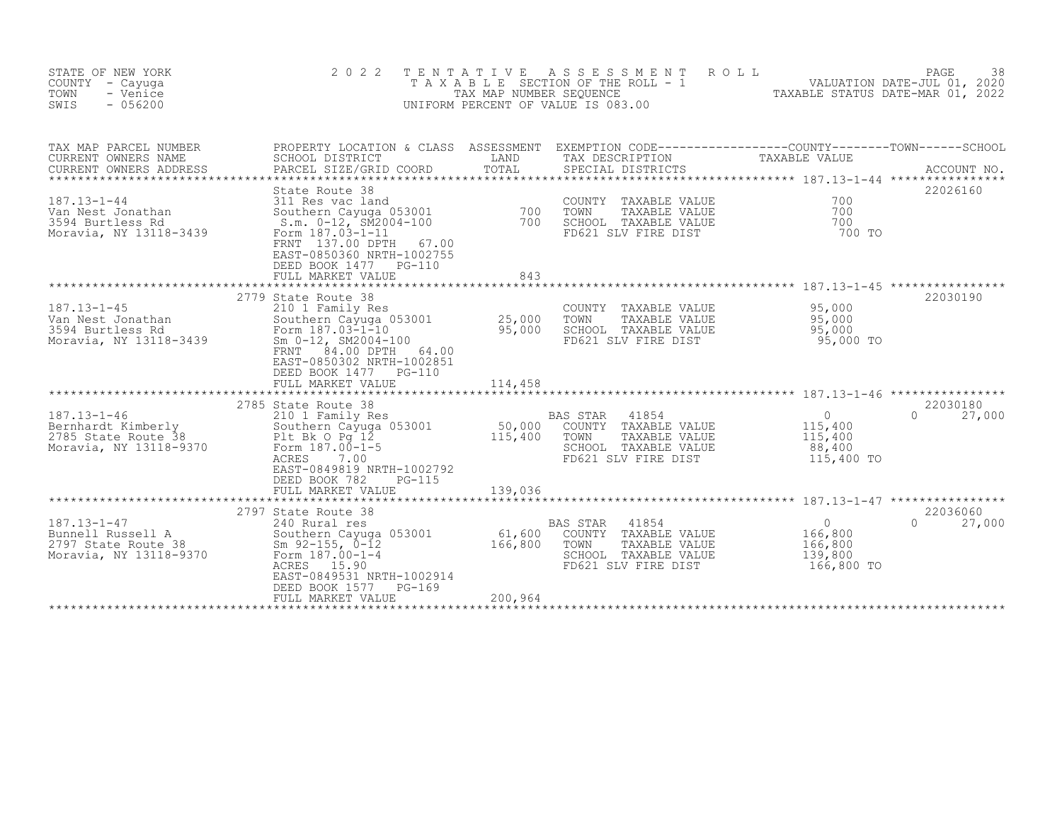STATE OF NEW YORK
COUNTY - Cayuga
TOWN - Venice
SWIS - 056200

2 0 2 2 T E N T A T I V E A S S E S S M E N T R O L L
T A X A B L E SECTION OF THE ROLL - 1
TAX MAP NUMBER SEQUENCE
UNIFORM PERCENT OF VALUE IS 083.00

VALUATION DATE-JUL 01, 2020
TAXABLE STATUS DATE-MAR 01, 2022

| TAX MAP PARCEL NUMBER / CURRENT OWNERS NAME / CURRENT OWNERS ADDRESS | PROPERTY LOCATION & CLASS / SCHOOL DISTRICT / PARCEL SIZE/GRID COORD | ASSESSMENT LAND / TOTAL | EXEMPTION CODE / TAX DESCRIPTION / SPECIAL DISTRICTS | COUNTY / TOWN TAXABLE VALUE | SCHOOL / ACCOUNT NO. |
|---|---|---|---|---|---|
| 187.13-1-44 | State Route 38 | | | | 22026160 |
| Van Nest Jonathan | 311 Res vac land | | COUNTY TAXABLE VALUE | 700 | |
| 3594 Burtless Rd | Southern Cayuga 053001 | 700 | TOWN TAXABLE VALUE | 700 | |
| Moravia, NY 13118-3439 | S.m. 0-12, SM2004-100 | 700 | SCHOOL TAXABLE VALUE | 700 | |
| | Form 187.03-1-11 | | FD621 SLV FIRE DIST | 700 TO | |
| | FRNT 137.00 DPTH 67.00 | | | | |
| | EAST-0850360 NRTH-1002755 | | | | |
| | DEED BOOK 1477 PG-110 | | | | |
| | FULL MARKET VALUE | 843 | | | |
| 187.13-1-45 | 2779 State Route 38 | | | | 22030190 |
| Van Nest Jonathan | 210 1 Family Res | | COUNTY TAXABLE VALUE | 95,000 | |
| 3594 Burtless Rd | Southern Cayuga 053001 | 25,000 | TOWN TAXABLE VALUE | 95,000 | |
| Moravia, NY 13118-3439 | Form 187.03-1-10 | 95,000 | SCHOOL TAXABLE VALUE | 95,000 | |
| | Sm 0-12, SM2004-100 | | FD621 SLV FIRE DIST | 95,000 TO | |
| | FRNT 84.00 DPTH 64.00 | | | | |
| | EAST-0850302 NRTH-1002851 | | | | |
| | DEED BOOK 1477 PG-110 | | | | |
| | FULL MARKET VALUE | 114,458 | | | |
| 187.13-1-46 | 2785 State Route 38 | | | | 22030180 |
| Bernhardt Kimberly | 210 1 Family Res | | BAS STAR 41854 | 0 | 0 27,000 |
| 2785 State Route 38 | Southern Cayuga 053001 | 50,000 | COUNTY TAXABLE VALUE | 115,400 | |
| Moravia, NY 13118-9370 | Plt Bk O Pg 12 | 115,400 | TOWN TAXABLE VALUE | 115,400 | |
| | Form 187.00-1-5 | | SCHOOL TAXABLE VALUE | 88,400 | |
| | ACRES 7.00 | | FD621 SLV FIRE DIST | 115,400 TO | |
| | EAST-0849819 NRTH-1002792 | | | | |
| | DEED BOOK 782 PG-115 | | | | |
| | FULL MARKET VALUE | 139,036 | | | |
| 187.13-1-47 | 2797 State Route 38 | | | | 22036060 |
| Bunnell Russell A | 240 Rural res | | BAS STAR 41854 | 0 | 0 27,000 |
| 2797 State Route 38 | Southern Cayuga 053001 | 61,600 | COUNTY TAXABLE VALUE | 166,800 | |
| Moravia, NY 13118-9370 | Sm 92-155, 0-12 | 166,800 | TOWN TAXABLE VALUE | 166,800 | |
| | Form 187.00-1-4 | | SCHOOL TAXABLE VALUE | 139,800 | |
| | ACRES 15.90 | | FD621 SLV FIRE DIST | 166,800 TO | |
| | EAST-0849531 NRTH-1002914 | | | | |
| | DEED BOOK 1577 PG-169 | | | | |
| | FULL MARKET VALUE | 200,964 | | | |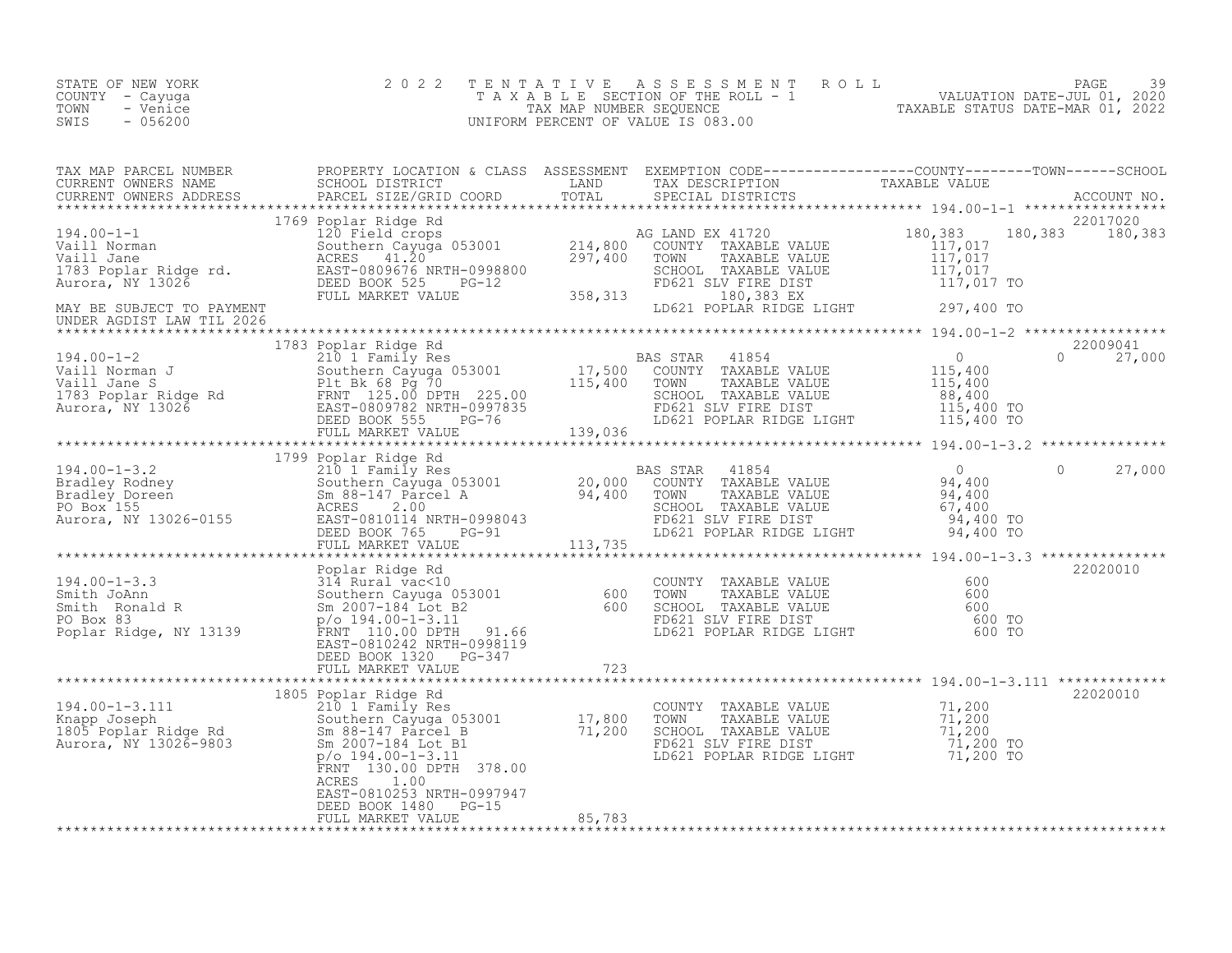STATE OF NEW YORK
COUNTY - Cayuga
TOWN - Venice
SWIS - 056200

2 0 2 2 T E N T A T I V E A S S E S S M E N T R O L L
T A X A B L E SECTION OF THE ROLL - 1
TAX MAP NUMBER SEQUENCE
UNIFORM PERCENT OF VALUE IS 083.00

VALUATION DATE-JUL 01, 2020
TAXABLE STATUS DATE-MAR 01, 2022

```
TAX MAP PARCEL NUMBER          PROPERTY LOCATION & CLASS  ASSESSMENT  EXEMPTION CODE------------------COUNTY--------TOWN------SCHOOL
CURRENT OWNERS NAME            SCHOOL DISTRICT               LAND      TAX DESCRIPTION             TAXABLE VALUE
CURRENT OWNERS ADDRESS         PARCEL SIZE/GRID COORD        TOTAL     SPECIAL DISTRICTS                                        ACCOUNT NO.
******************************************************************************************************* 194.00-1-1 *****************
                           1769 Poplar Ridge Rd                                                                             22017020
194.00-1-1                     120 Field crops                     AG LAND EX 41720         180,383    180,383     180,383
Vaill Norman                   Southern Cayuga 053001   214,800    COUNTY  TAXABLE VALUE      117,017
Vaill Jane                     ACRES   41.20            297,400    TOWN    TAXABLE VALUE      117,017
1783 Poplar Ridge rd.          EAST-0809676 NRTH-0998800           SCHOOL  TAXABLE VALUE      117,017
Aurora, NY 13026               DEED BOOK 525    PG-12              FD621 SLV FIRE DIST        117,017 TO
                               FULL MARKET VALUE        358,313          180,383 EX
MAY BE SUBJECT TO PAYMENT                                          LD621 POPLAR RIDGE LIGHT   297,400 TO
UNDER AGDIST LAW TIL 2026
******************************************************************************************************* 194.00-1-2 *****************
                           1783 Poplar Ridge Rd                                                                             22009041
194.00-1-2                     210 1 Family Res                    BAS STAR   41854               0          0      27,000
Vaill Norman J                 Southern Cayuga 053001    17,500    COUNTY  TAXABLE VALUE      115,400
Vaill Jane S                   Plt Bk 68 Pg 70          115,400    TOWN    TAXABLE VALUE      115,400
1783 Poplar Ridge Rd           FRNT 125.00 DPTH 225.00             SCHOOL  TAXABLE VALUE       88,400
Aurora, NY 13026               EAST-0809782 NRTH-0997835           FD621 SLV FIRE DIST        115,400 TO
                               DEED BOOK 555    PG-76              LD621 POPLAR RIDGE LIGHT   115,400 TO
                               FULL MARKET VALUE        139,036
******************************************************************************************************* 194.00-1-3.2 ***************
                           1799 Poplar Ridge Rd
194.00-1-3.2                   210 1 Family Res                    BAS STAR   41854               0          0      27,000
Bradley Rodney                 Southern Cayuga 053001    20,000    COUNTY  TAXABLE VALUE       94,400
Bradley Doreen                 Sm 88-147 Parcel A        94,400    TOWN    TAXABLE VALUE       94,400
PO Box 155                     ACRES    2.00                       SCHOOL  TAXABLE VALUE       67,400
Aurora, NY 13026-0155          EAST-0810114 NRTH-0998043           FD621 SLV FIRE DIST         94,400 TO
                               DEED BOOK 765    PG-91              LD621 POPLAR RIDGE LIGHT    94,400 TO
                               FULL MARKET VALUE        113,735
******************************************************************************************************* 194.00-1-3.3 ***************
                               Poplar Ridge Rd                                                                              22020010
194.00-1-3.3                   314 Rural vac<10                    COUNTY  TAXABLE VALUE          600
Smith JoAnn                    Southern Cayuga 053001       600    TOWN    TAXABLE VALUE          600
Smith  Ronald R                Sm 2007-184 Lot B2           600    SCHOOL  TAXABLE VALUE          600
PO Box 83                      p/o 194.00-1-3.11                   FD621 SLV FIRE DIST            600 TO
Poplar Ridge, NY 13139         FRNT 110.00 DPTH  91.66             LD621 POPLAR RIDGE LIGHT       600 TO
                               EAST-0810242 NRTH-0998119
                               DEED BOOK 1320   PG-347
                               FULL MARKET VALUE            723
******************************************************************************************************* 194.00-1-3.111 *************
                           1805 Poplar Ridge Rd                                                                             22020010
194.00-1-3.111                 210 1 Family Res                    COUNTY  TAXABLE VALUE       71,200
Knapp Joseph                   Southern Cayuga 053001    17,800    TOWN    TAXABLE VALUE       71,200
1805 Poplar Ridge Rd           Sm 88-147 Parcel B        71,200    SCHOOL  TAXABLE VALUE       71,200
Aurora, NY 13026-9803          Sm 2007-184 Lot B1                  FD621 SLV FIRE DIST         71,200 TO
                               p/o 194.00-1-3.11                   LD621 POPLAR RIDGE LIGHT    71,200 TO
                               FRNT 130.00 DPTH 378.00
                               ACRES    1.00
                               EAST-0810253 NRTH-0997947
                               DEED BOOK 1480   PG-15
                               FULL MARKET VALUE         85,783
************************************************************************************************************************************
```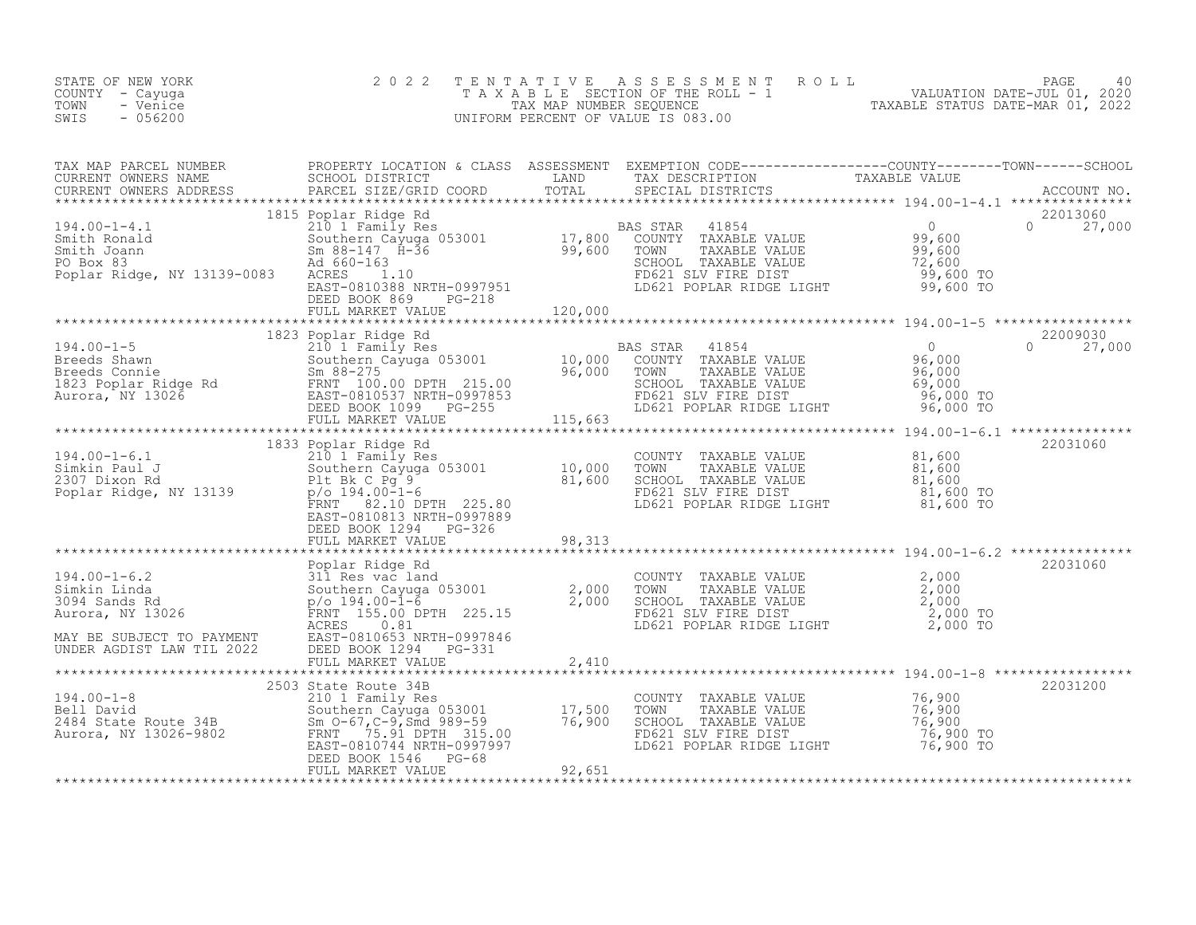STATE OF NEW YORK
COUNTY - Cayuga
TOWN - Venice
SWIS - 056200

# 2022 TENTATIVE ASSESSMENT ROLL

TAXABLE SECTION OF THE ROLL - 1
TAX MAP NUMBER SEQUENCE
UNIFORM PERCENT OF VALUE IS 083.00

VALUATION DATE-JUL 01, 2020
TAXABLE STATUS DATE-MAR 01, 2022

| TAX MAP PARCEL NUMBER / CURRENT OWNERS NAME / CURRENT OWNERS ADDRESS | PROPERTY LOCATION & CLASS / SCHOOL DISTRICT / PARCEL SIZE/GRID COORD | ASSESSMENT LAND / TOTAL | EXEMPTION CODE / TAX DESCRIPTION / SPECIAL DISTRICTS | COUNTY / TOWN TAXABLE VALUE | SCHOOL / ACCOUNT NO. |
|---|---|---|---|---|---|
| 194.00-1-4.1 | 1815 Poplar Ridge Rd | | | | 22013060 |
| 194.00-1-4.1 | 210 1 Family Res | | BAS STAR 41854 | 0 | 0 27,000 |
| Smith Ronald | Southern Cayuga 053001 | 17,800 | COUNTY TAXABLE VALUE | 99,600 | |
| Smith Joann | Sm 88-147 H-36 | 99,600 | TOWN TAXABLE VALUE | 99,600 | |
| PO Box 83 | Ad 660-163 | | SCHOOL TAXABLE VALUE | 72,600 | |
| Poplar Ridge, NY 13139-0083 | ACRES 1.10 | | FD621 SLV FIRE DIST | 99,600 TO | |
| | EAST-0810388 NRTH-0997951 | | LD621 POPLAR RIDGE LIGHT | 99,600 TO | |
| | DEED BOOK 869 PG-218 | | | | |
| | FULL MARKET VALUE | 120,000 | | | |
| 194.00-1-5 | 1823 Poplar Ridge Rd | | | | 22009030 |
| 194.00-1-5 | 210 1 Family Res | | BAS STAR 41854 | 0 | 0 27,000 |
| Breeds Shawn | Southern Cayuga 053001 | 10,000 | COUNTY TAXABLE VALUE | 96,000 | |
| Breeds Connie | Sm 88-275 | 96,000 | TOWN TAXABLE VALUE | 96,000 | |
| 1823 Poplar Ridge Rd | FRNT 100.00 DPTH 215.00 | | SCHOOL TAXABLE VALUE | 69,000 | |
| Aurora, NY 13026 | EAST-0810537 NRTH-0997853 | | FD621 SLV FIRE DIST | 96,000 TO | |
| | DEED BOOK 1099 PG-255 | | LD621 POPLAR RIDGE LIGHT | 96,000 TO | |
| | FULL MARKET VALUE | 115,663 | | | |
| 194.00-1-6.1 | 1833 Poplar Ridge Rd | | | | 22031060 |
| 194.00-1-6.1 | 210 1 Family Res | | COUNTY TAXABLE VALUE | 81,600 | |
| Simkin Paul J | Southern Cayuga 053001 | 10,000 | TOWN TAXABLE VALUE | 81,600 | |
| 2307 Dixon Rd | Plt Bk C Pg 9 | 81,600 | SCHOOL TAXABLE VALUE | 81,600 | |
| Poplar Ridge, NY 13139 | p/o 194.00-1-6 | | FD621 SLV FIRE DIST | 81,600 TO | |
| | FRNT 82.10 DPTH 225.80 | | LD621 POPLAR RIDGE LIGHT | 81,600 TO | |
| | EAST-0810813 NRTH-0997889 | | | | |
| | DEED BOOK 1294 PG-326 | | | | |
| | FULL MARKET VALUE | 98,313 | | | |
| 194.00-1-6.2 | Poplar Ridge Rd | | | | 22031060 |
| 194.00-1-6.2 | 311 Res vac land | | COUNTY TAXABLE VALUE | 2,000 | |
| Simkin Linda | Southern Cayuga 053001 | 2,000 | TOWN TAXABLE VALUE | 2,000 | |
| 3094 Sands Rd | p/o 194.00-1-6 | 2,000 | SCHOOL TAXABLE VALUE | 2,000 | |
| Aurora, NY 13026 | FRNT 155.00 DPTH 225.15 | | FD621 SLV FIRE DIST | 2,000 TO | |
| | ACRES 0.81 | | LD621 POPLAR RIDGE LIGHT | 2,000 TO | |
| MAY BE SUBJECT TO PAYMENT | EAST-0810653 NRTH-0997846 | | | | |
| UNDER AGDIST LAW TIL 2022 | DEED BOOK 1294 PG-331 | | | | |
| | FULL MARKET VALUE | 2,410 | | | |
| 194.00-1-8 | 2503 State Route 34B | | | | 22031200 |
| 194.00-1-8 | 210 1 Family Res | | COUNTY TAXABLE VALUE | 76,900 | |
| Bell David | Southern Cayuga 053001 | 17,500 | TOWN TAXABLE VALUE | 76,900 | |
| 2484 State Route 34B | Sm O-67,C-9,Smd 989-59 | 76,900 | SCHOOL TAXABLE VALUE | 76,900 | |
| Aurora, NY 13026-9802 | FRNT 75.91 DPTH 315.00 | | FD621 SLV FIRE DIST | 76,900 TO | |
| | EAST-0810744 NRTH-0997997 | | LD621 POPLAR RIDGE LIGHT | 76,900 TO | |
| | DEED BOOK 1546 PG-68 | | | | |
| | FULL MARKET VALUE | 92,651 | | | |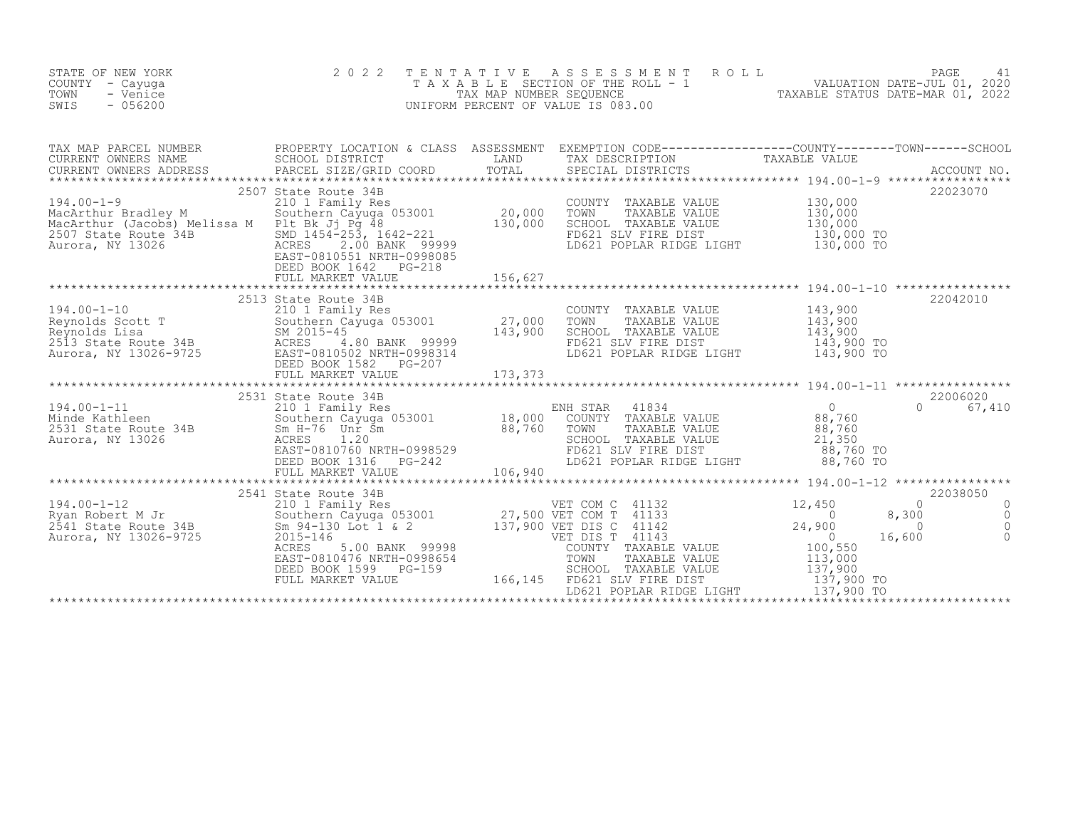STATE OF NEW YORK
COUNTY - Cayuga
TOWN - Venice
SWIS - 056200

2022 TENTATIVE ASSESSMENT ROLL
TAXABLE SECTION OF THE ROLL - 1
TAX MAP NUMBER SEQUENCE
UNIFORM PERCENT OF VALUE IS 083.00

VALUATION DATE-JUL 01, 2020
TAXABLE STATUS DATE-MAR 01, 2022

| TAX MAP PARCEL NUMBER / CURRENT OWNERS NAME / CURRENT OWNERS ADDRESS | PROPERTY LOCATION & CLASS / SCHOOL DISTRICT / PARCEL SIZE/GRID COORD | ASSESSMENT LAND / TOTAL | EXEMPTION CODE / TAX DESCRIPTION / SPECIAL DISTRICTS | COUNTY TAXABLE VALUE | TOWN | SCHOOL | ACCOUNT NO. |
|---|---|---|---|---|---|---|---|
| 194.00-1-9 | 2507 State Route 34B | | | | | | 22023070 |
| 194.00-1-9 | 210 1 Family Res | | COUNTY TAXABLE VALUE | 130,000 | | | |
| MacArthur Bradley M | Southern Cayuga 053001 | 20,000 | TOWN TAXABLE VALUE | 130,000 | | | |
| MacArthur (Jacobs) Melissa M | Plt Bk Jj Pg 48 | 130,000 | SCHOOL TAXABLE VALUE | 130,000 | | | |
| 2507 State Route 34B | SMD 1454-253, 1642-221 | | FD621 SLV FIRE DIST | 130,000 TO | | | |
| Aurora, NY 13026 | ACRES 2.00 BANK 99999 | | LD621 POPLAR RIDGE LIGHT | 130,000 TO | | | |
| | EAST-0810551 NRTH-0998085 | | | | | | |
| | DEED BOOK 1642 PG-218 | | | | | | |
| | FULL MARKET VALUE | 156,627 | | | | | |
| 194.00-1-10 | 2513 State Route 34B | | | | | | 22042010 |
| 194.00-1-10 | 210 1 Family Res | | COUNTY TAXABLE VALUE | 143,900 | | | |
| Reynolds Scott T | Southern Cayuga 053001 | 27,000 | TOWN TAXABLE VALUE | 143,900 | | | |
| Reynolds Lisa | SM 2015-45 | 143,900 | SCHOOL TAXABLE VALUE | 143,900 | | | |
| 2513 State Route 34B | ACRES 4.80 BANK 99999 | | FD621 SLV FIRE DIST | 143,900 TO | | | |
| Aurora, NY 13026-9725 | EAST-0810502 NRTH-0998314 | | LD621 POPLAR RIDGE LIGHT | 143,900 TO | | | |
| | DEED BOOK 1582 PG-207 | | | | | | |
| | FULL MARKET VALUE | 173,373 | | | | | |
| 194.00-1-11 | 2531 State Route 34B | | | | | | 22006020 |
| 194.00-1-11 | 210 1 Family Res | | ENH STAR 41834 | 0 | 0 | 67,410 | |
| Minde Kathleen | Southern Cayuga 053001 | 18,000 | COUNTY TAXABLE VALUE | 88,760 | | | |
| 2531 State Route 34B | Sm H-76 Unr Sm | 88,760 | TOWN TAXABLE VALUE | 88,760 | | | |
| Aurora, NY 13026 | ACRES 1.20 | | SCHOOL TAXABLE VALUE | 21,350 | | | |
| | EAST-0810760 NRTH-0998529 | | FD621 SLV FIRE DIST | 88,760 TO | | | |
| | DEED BOOK 1316 PG-242 | | LD621 POPLAR RIDGE LIGHT | 88,760 TO | | | |
| | FULL MARKET VALUE | 106,940 | | | | | |
| 194.00-1-12 | 2541 State Route 34B | | | | | | 22038050 |
| 194.00-1-12 | 210 1 Family Res | | VET COM C 41132 | 12,450 | 0 | 0 | |
| Ryan Robert M Jr | Southern Cayuga 053001 | 27,500 | VET COM T 41133 | 0 | 8,300 | 0 | |
| 2541 State Route 34B | Sm 94-130 Lot 1 & 2 | 137,900 | VET DIS C 41142 | 24,900 | 0 | 0 | |
| Aurora, NY 13026-9725 | 2015-146 | | VET DIS T 41143 | 0 | 16,600 | 0 | |
| | ACRES 5.00 BANK 99998 | | COUNTY TAXABLE VALUE | 100,550 | | | |
| | EAST-0810476 NRTH-0998654 | | TOWN TAXABLE VALUE | 113,000 | | | |
| | DEED BOOK 1599 PG-159 | | SCHOOL TAXABLE VALUE | 137,900 | | | |
| | FULL MARKET VALUE | 166,145 | FD621 SLV FIRE DIST | 137,900 TO | | | |
| | | | LD621 POPLAR RIDGE LIGHT | 137,900 TO | | | |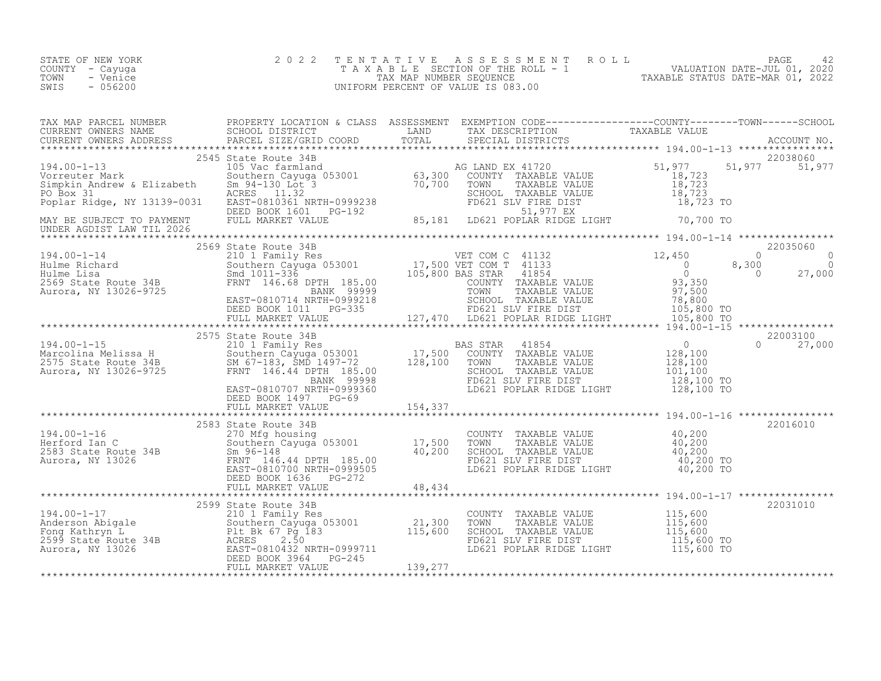STATE OF NEW YORK
COUNTY - Cayuga
TOWN - Venice
SWIS - 056200

2022 TENTATIVE ASSESSMENT ROLL
TAXABLE SECTION OF THE ROLL - 1
TAX MAP NUMBER SEQUENCE
UNIFORM PERCENT OF VALUE IS 083.00

VALUATION DATE-JUL 01, 2020
TAXABLE STATUS DATE-MAR 01, 2022

| TAX MAP PARCEL NUMBER / CURRENT OWNERS NAME / CURRENT OWNERS ADDRESS | PROPERTY LOCATION & CLASS / SCHOOL DISTRICT / PARCEL SIZE/GRID COORD | ASSESSMENT LAND / TOTAL | EXEMPTION CODE / TAX DESCRIPTION / SPECIAL DISTRICTS | COUNTY TAXABLE VALUE | TOWN | SCHOOL / ACCOUNT NO. |
|---|---|---|---|---|---|---|
| | 2545 State Route 34B | | | | | 22038060 |
| 194.00-1-13 | 105 Vac farmland | | AG LAND EX 41720 | 51,977 | 51,977 | 51,977 |
| Vorreuter Mark | Southern Cayuga 053001 | 63,300 | COUNTY TAXABLE VALUE | 18,723 | | |
| Simpkin Andrew & Elizabeth | Sm 94-130 Lot 3 | 70,700 | TOWN TAXABLE VALUE | 18,723 | | |
| PO Box 31 | ACRES 11.32 | | SCHOOL TAXABLE VALUE | 18,723 | | |
| Poplar Ridge, NY 13139-0031 | EAST-0810361 NRTH-0999238 | | FD621 SLV FIRE DIST | 18,723 TO | | |
| | DEED BOOK 1601 PG-192 | | 51,977 EX | | | |
| MAY BE SUBJECT TO PAYMENT | FULL MARKET VALUE | 85,181 | LD621 POPLAR RIDGE LIGHT | 70,700 TO | | |
| UNDER AGDIST LAW TIL 2026 | | | | | | |
| | 2569 State Route 34B | | | | | 22035060 |
| 194.00-1-14 | 210 1 Family Res | | VET COM C 41132 | 12,450 | 0 | 0 |
| Hulme Richard | Southern Cayuga 053001 | 17,500 | VET COM T 41133 | 0 | 8,300 | 0 |
| Hulme Lisa | Smd 1011-336 | 105,800 | BAS STAR 41854 | 0 | 0 | 27,000 |
| 2569 State Route 34B | FRNT 146.68 DPTH 185.00 | | COUNTY TAXABLE VALUE | 93,350 | | |
| Aurora, NY 13026-9725 | BANK 99999 | | TOWN TAXABLE VALUE | 97,500 | | |
| | EAST-0810714 NRTH-0999218 | | SCHOOL TAXABLE VALUE | 78,800 | | |
| | DEED BOOK 1011 PG-335 | | FD621 SLV FIRE DIST | 105,800 TO | | |
| | FULL MARKET VALUE | 127,470 | LD621 POPLAR RIDGE LIGHT | 105,800 TO | | |
| | 2575 State Route 34B | | | | | 22003100 |
| 194.00-1-15 | 210 1 Family Res | | BAS STAR 41854 | 0 | 0 | 27,000 |
| Marcolina Melissa H | Southern Cayuga 053001 | 17,500 | COUNTY TAXABLE VALUE | 128,100 | | |
| 2575 State Route 34B | SM 67-183, SMD 1497-72 | 128,100 | TOWN TAXABLE VALUE | 128,100 | | |
| Aurora, NY 13026-9725 | FRNT 146.44 DPTH 185.00 | | SCHOOL TAXABLE VALUE | 101,100 | | |
| | BANK 99998 | | FD621 SLV FIRE DIST | 128,100 TO | | |
| | EAST-0810707 NRTH-0999360 | | LD621 POPLAR RIDGE LIGHT | 128,100 TO | | |
| | DEED BOOK 1497 PG-69 | | | | | |
| | FULL MARKET VALUE | 154,337 | | | | |
| | 2583 State Route 34B | | | | | 22016010 |
| 194.00-1-16 | 270 Mfg housing | | COUNTY TAXABLE VALUE | 40,200 | | |
| Herford Ian C | Southern Cayuga 053001 | 17,500 | TOWN TAXABLE VALUE | 40,200 | | |
| 2583 State Route 34B | Sm 96-148 | 40,200 | SCHOOL TAXABLE VALUE | 40,200 | | |
| Aurora, NY 13026 | FRNT 146.44 DPTH 185.00 | | FD621 SLV FIRE DIST | 40,200 TO | | |
| | EAST-0810700 NRTH-0999505 | | LD621 POPLAR RIDGE LIGHT | 40,200 TO | | |
| | DEED BOOK 1636 PG-272 | | | | | |
| | FULL MARKET VALUE | 48,434 | | | | |
| | 2599 State Route 34B | | | | | 22031010 |
| 194.00-1-17 | 210 1 Family Res | | COUNTY TAXABLE VALUE | 115,600 | | |
| Anderson Abigale | Southern Cayuga 053001 | 21,300 | TOWN TAXABLE VALUE | 115,600 | | |
| Fong Kathryn L | Plt Bk 67 Pg 183 | 115,600 | SCHOOL TAXABLE VALUE | 115,600 | | |
| 2599 State Route 34B | ACRES 2.50 | | FD621 SLV FIRE DIST | 115,600 TO | | |
| Aurora, NY 13026 | EAST-0810432 NRTH-0999711 | | LD621 POPLAR RIDGE LIGHT | 115,600 TO | | |
| | DEED BOOK 3964 PG-245 | | | | | |
| | FULL MARKET VALUE | 139,277 | | | | |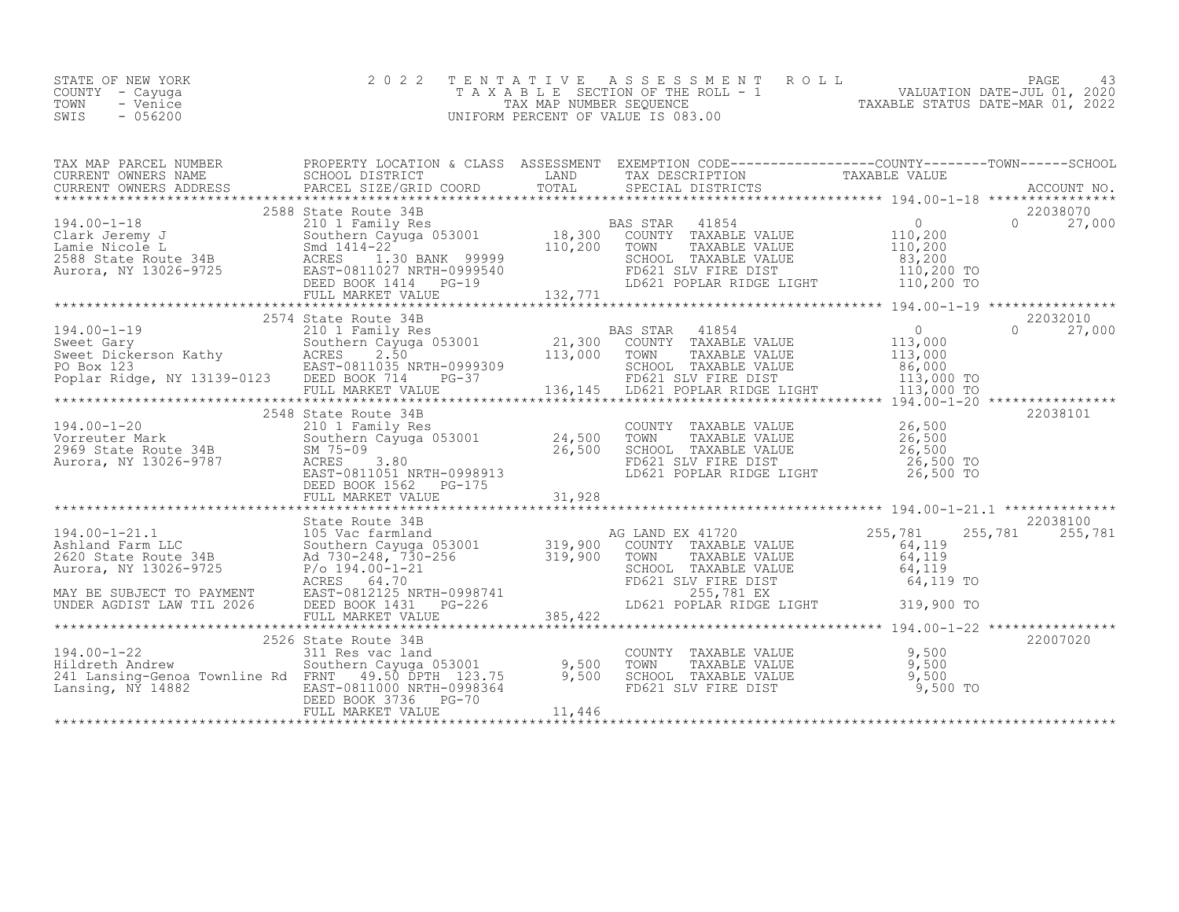STATE OF NEW YORK
COUNTY - Cayuga
TOWN - Venice
SWIS - 056200

# 2022 TENTATIVE ASSESSMENT ROLL

TAXABLE SECTION OF THE ROLL - 1
TAX MAP NUMBER SEQUENCE
UNIFORM PERCENT OF VALUE IS 083.00

VALUATION DATE-JUL 01, 2020
TAXABLE STATUS DATE-MAR 01, 2022

| TAX MAP PARCEL NUMBER / CURRENT OWNERS NAME / CURRENT OWNERS ADDRESS | PROPERTY LOCATION & CLASS / SCHOOL DISTRICT / PARCEL SIZE/GRID COORD | ASSESSMENT LAND / TOTAL | EXEMPTION CODE / TAX DESCRIPTION / SPECIAL DISTRICTS | COUNTY | TOWN | SCHOOL / ACCOUNT NO. |
|---|---|---|---|---|---|---|
| 194.00-1-18 | 2588 State Route 34B | | | | | 22038070 |
| 194.00-1-18 | 210 1 Family Res | | BAS STAR 41854 | 0 | 0 | 27,000 |
| Clark Jeremy J | Southern Cayuga 053001 | 18,300 | COUNTY TAXABLE VALUE | 110,200 | | |
| Lamie Nicole L | Smd 1414-22 | 110,200 | TOWN TAXABLE VALUE | 110,200 | | |
| 2588 State Route 34B | ACRES 1.30 BANK 99999 | | SCHOOL TAXABLE VALUE | 83,200 | | |
| Aurora, NY 13026-9725 | EAST-0811027 NRTH-0999540 | | FD621 SLV FIRE DIST | 110,200 TO | | |
| | DEED BOOK 1414 PG-19 | | LD621 POPLAR RIDGE LIGHT | 110,200 TO | | |
| | FULL MARKET VALUE | 132,771 | | | | |
| 194.00-1-19 | 2574 State Route 34B | | | | | 22032010 |
| 194.00-1-19 | 210 1 Family Res | | BAS STAR 41854 | 0 | 0 | 27,000 |
| Sweet Gary | Southern Cayuga 053001 | 21,300 | COUNTY TAXABLE VALUE | 113,000 | | |
| Sweet Dickerson Kathy | ACRES 2.50 | 113,000 | TOWN TAXABLE VALUE | 113,000 | | |
| PO Box 123 | EAST-0811035 NRTH-0999309 | | SCHOOL TAXABLE VALUE | 86,000 | | |
| Poplar Ridge, NY 13139-0123 | DEED BOOK 714 PG-37 | | FD621 SLV FIRE DIST | 113,000 TO | | |
| | FULL MARKET VALUE | 136,145 | LD621 POPLAR RIDGE LIGHT | 113,000 TO | | |
| 194.00-1-20 | 2548 State Route 34B | | | | | 22038101 |
| 194.00-1-20 | 210 1 Family Res | | COUNTY TAXABLE VALUE | 26,500 | | |
| Vorreuter Mark | Southern Cayuga 053001 | 24,500 | TOWN TAXABLE VALUE | 26,500 | | |
| 2969 State Route 34B | SM 75-09 | 26,500 | SCHOOL TAXABLE VALUE | 26,500 | | |
| Aurora, NY 13026-9787 | ACRES 3.80 | | FD621 SLV FIRE DIST | 26,500 TO | | |
| | EAST-0811051 NRTH-0998913 | | LD621 POPLAR RIDGE LIGHT | 26,500 TO | | |
| | DEED BOOK 1562 PG-175 | | | | | |
| | FULL MARKET VALUE | 31,928 | | | | |
| 194.00-1-21.1 | State Route 34B | | | | | 22038100 |
| 194.00-1-21.1 | 105 Vac farmland | | AG LAND EX 41720 | 255,781 | 255,781 | 255,781 |
| Ashland Farm LLC | Southern Cayuga 053001 | 319,900 | COUNTY TAXABLE VALUE | 64,119 | | |
| 2620 State Route 34B | Ad 730-248, 730-256 | 319,900 | TOWN TAXABLE VALUE | 64,119 | | |
| Aurora, NY 13026-9725 | P/o 194.00-1-21 | | SCHOOL TAXABLE VALUE | 64,119 | | |
| | ACRES 64.70 | | FD621 SLV FIRE DIST | 64,119 TO | | |
| MAY BE SUBJECT TO PAYMENT | EAST-0812125 NRTH-0998741 | | 255,781 EX | | | |
| UNDER AGDIST LAW TIL 2026 | DEED BOOK 1431 PG-226 | | LD621 POPLAR RIDGE LIGHT | 319,900 TO | | |
| | FULL MARKET VALUE | 385,422 | | | | |
| 194.00-1-22 | 2526 State Route 34B | | | | | 22007020 |
| 194.00-1-22 | 311 Res vac land | | COUNTY TAXABLE VALUE | 9,500 | | |
| Hildreth Andrew | Southern Cayuga 053001 | 9,500 | TOWN TAXABLE VALUE | 9,500 | | |
| 241 Lansing-Genoa Townline Rd | FRNT 49.50 DPTH 123.75 | 9,500 | SCHOOL TAXABLE VALUE | 9,500 | | |
| Lansing, NY 14882 | EAST-0811000 NRTH-0998364 | | FD621 SLV FIRE DIST | 9,500 TO | | |
| | DEED BOOK 3736 PG-70 | | | | | |
| | FULL MARKET VALUE | 11,446 | | | | |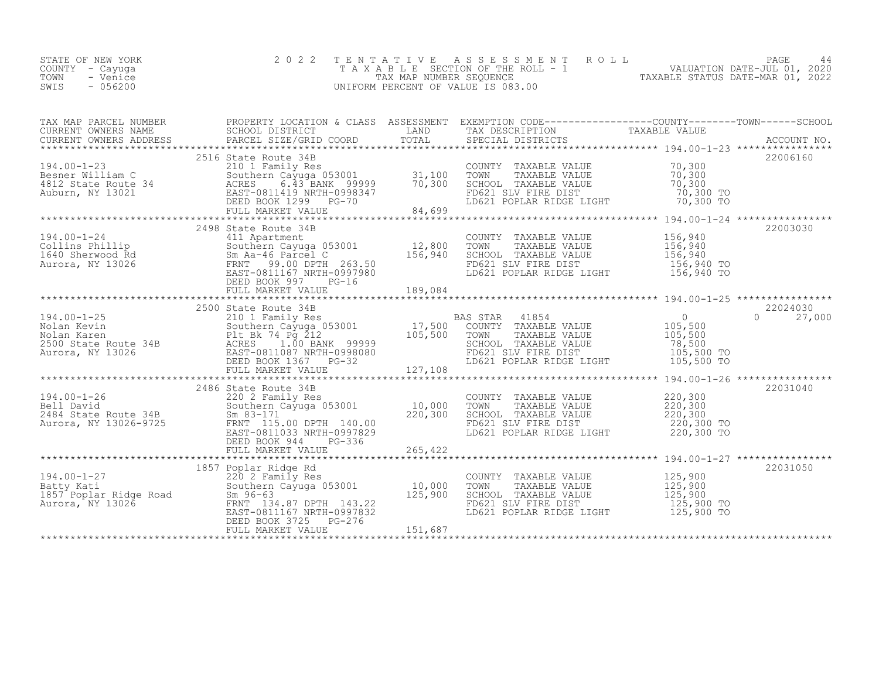STATE OF NEW YORK
COUNTY - Cayuga
TOWN - Venice
SWIS - 056200

# 2022 TENTATIVE ASSESSMENT ROLL

TAXABLE SECTION OF THE ROLL - 1
TAX MAP NUMBER SEQUENCE
UNIFORM PERCENT OF VALUE IS 083.00

VALUATION DATE-JUL 01, 2020
TAXABLE STATUS DATE-MAR 01, 2022

| TAX MAP PARCEL NUMBER / CURRENT OWNERS NAME / CURRENT OWNERS ADDRESS | PROPERTY LOCATION & CLASS / SCHOOL DISTRICT / PARCEL SIZE/GRID COORD | ASSESSMENT LAND | TOTAL | EXEMPTION CODE / TAX DESCRIPTION / SPECIAL DISTRICTS | COUNTY TAXABLE VALUE | TOWN | SCHOOL | ACCOUNT NO. |
|---|---|---|---|---|---|---|---|---|
| 194.00-1-23 | 2516 State Route 34B | | | | | | | 22006160 |
| Besner William C | 210 1 Family Res | | | COUNTY TAXABLE VALUE | 70,300 | | | |
| 4812 State Route 34 | Southern Cayuga 053001 | 31,100 | | TOWN TAXABLE VALUE | 70,300 | | | |
| Auburn, NY 13021 | ACRES 6.43 BANK 99999 | | 70,300 | SCHOOL TAXABLE VALUE | 70,300 | | | |
| | EAST-0811419 NRTH-0998347 | | | FD621 SLV FIRE DIST | 70,300 TO | | | |
| | DEED BOOK 1299 PG-70 | | | LD621 POPLAR RIDGE LIGHT | 70,300 TO | | | |
| | FULL MARKET VALUE | | 84,699 | | | | | |
| 194.00-1-24 | 2498 State Route 34B | | | | | | | 22003030 |
| Collins Phillip | 411 Apartment | | | COUNTY TAXABLE VALUE | 156,940 | | | |
| 1640 Sherwood Rd | Southern Cayuga 053001 | 12,800 | | TOWN TAXABLE VALUE | 156,940 | | | |
| Aurora, NY 13026 | Sm Aa-46 Parcel C | | 156,940 | SCHOOL TAXABLE VALUE | 156,940 | | | |
| | FRNT 99.00 DPTH 263.50 | | | FD621 SLV FIRE DIST | 156,940 TO | | | |
| | EAST-0811167 NRTH-0997980 | | | LD621 POPLAR RIDGE LIGHT | 156,940 TO | | | |
| | DEED BOOK 997 PG-16 | | | | | | | |
| | FULL MARKET VALUE | | 189,084 | | | | | |
| 194.00-1-25 | 2500 State Route 34B | | | | | | | 22024030 |
| Nolan Kevin | 210 1 Family Res | | | BAS STAR 41854 | 0 | | 0 | 27,000 |
| Nolan Karen | Southern Cayuga 053001 | 17,500 | | COUNTY TAXABLE VALUE | 105,500 | | | |
| 2500 State Route 34B | Plt Bk 74 Pg 212 | | 105,500 | TOWN TAXABLE VALUE | 105,500 | | | |
| Aurora, NY 13026 | ACRES 1.00 BANK 99999 | | | SCHOOL TAXABLE VALUE | 78,500 | | | |
| | EAST-0811087 NRTH-0998080 | | | FD621 SLV FIRE DIST | 105,500 TO | | | |
| | DEED BOOK 1367 PG-32 | | | LD621 POPLAR RIDGE LIGHT | 105,500 TO | | | |
| | FULL MARKET VALUE | | 127,108 | | | | | |
| 194.00-1-26 | 2486 State Route 34B | | | | | | | 22031040 |
| Bell David | 220 2 Family Res | | | COUNTY TAXABLE VALUE | 220,300 | | | |
| 2484 State Route 34B | Southern Cayuga 053001 | 10,000 | | TOWN TAXABLE VALUE | 220,300 | | | |
| Aurora, NY 13026-9725 | Sm 83-171 | | 220,300 | SCHOOL TAXABLE VALUE | 220,300 | | | |
| | FRNT 115.00 DPTH 140.00 | | | FD621 SLV FIRE DIST | 220,300 TO | | | |
| | EAST-0811033 NRTH-0997829 | | | LD621 POPLAR RIDGE LIGHT | 220,300 TO | | | |
| | DEED BOOK 944 PG-336 | | | | | | | |
| | FULL MARKET VALUE | | 265,422 | | | | | |
| 194.00-1-27 | 1857 Poplar Ridge Rd | | | | | | | 22031050 |
| Batty Kati | 220 2 Family Res | | | COUNTY TAXABLE VALUE | 125,900 | | | |
| 1857 Poplar Ridge Road | Southern Cayuga 053001 | 10,000 | | TOWN TAXABLE VALUE | 125,900 | | | |
| Aurora, NY 13026 | Sm 96-63 | | 125,900 | SCHOOL TAXABLE VALUE | 125,900 | | | |
| | FRNT 134.87 DPTH 143.22 | | | FD621 SLV FIRE DIST | 125,900 TO | | | |
| | EAST-0811167 NRTH-0997832 | | | LD621 POPLAR RIDGE LIGHT | 125,900 TO | | | |
| | DEED BOOK 3725 PG-276 | | | | | | | |
| | FULL MARKET VALUE | | 151,687 | | | | | |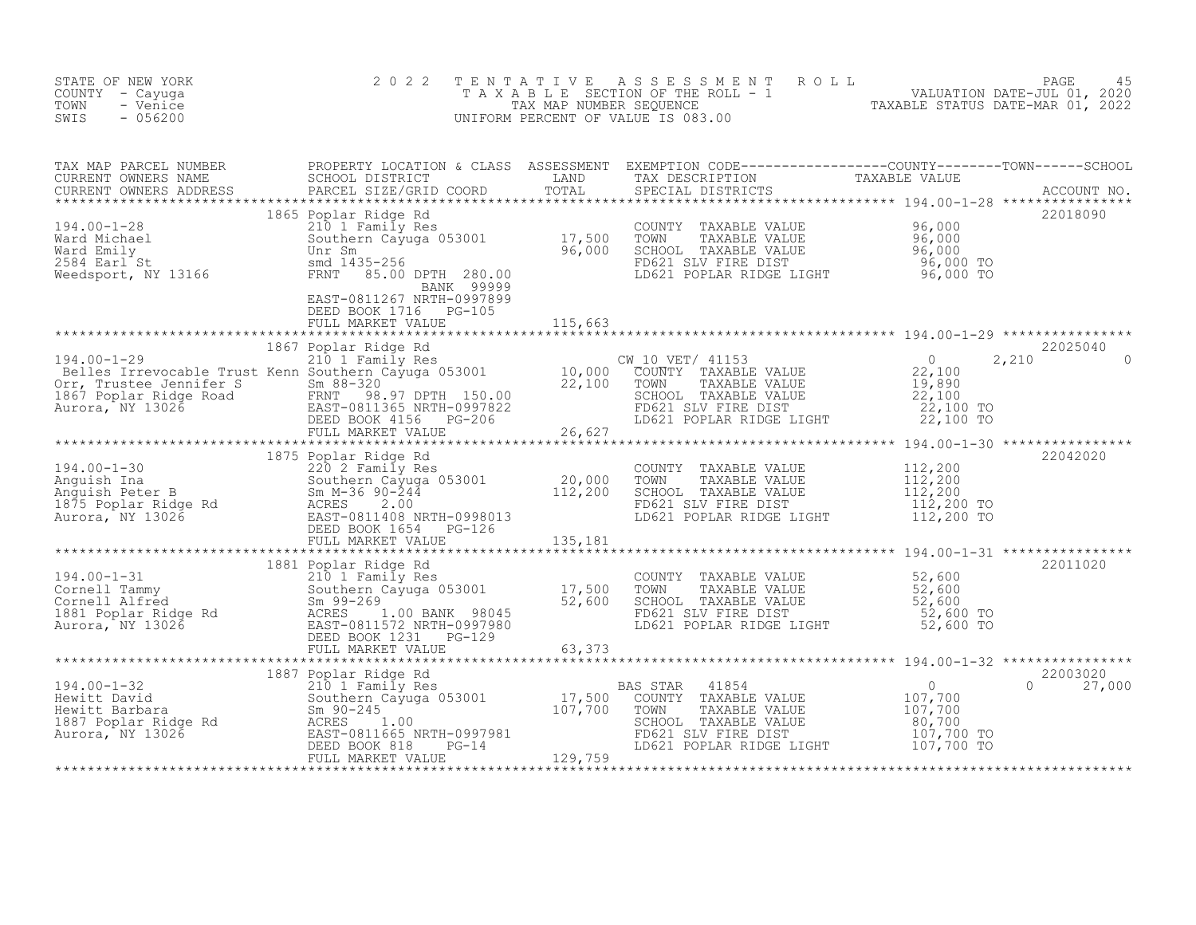STATE OF NEW YORK
COUNTY - Cayuga
TOWN - Venice
SWIS - 056200

2022 TENTATIVE ASSESSMENT ROLL
TAXABLE SECTION OF THE ROLL - 1
TAX MAP NUMBER SEQUENCE
UNIFORM PERCENT OF VALUE IS 083.00

VALUATION DATE-JUL 01, 2020
TAXABLE STATUS DATE-MAR 01, 2022

| TAX MAP PARCEL NUMBER / CURRENT OWNERS NAME / CURRENT OWNERS ADDRESS | PROPERTY LOCATION & CLASS / SCHOOL DISTRICT / PARCEL SIZE/GRID COORD | ASSESSMENT LAND / TOTAL | EXEMPTION CODE / TAX DESCRIPTION / SPECIAL DISTRICTS | COUNTY TAXABLE VALUE | TOWN | SCHOOL | ACCOUNT NO. |
|---|---|---|---|---|---|---|---|
| 194.00-1-28 | 1865 Poplar Ridge Rd | | | | | | 22018090 |
| Ward Michael | 210 1 Family Res | | COUNTY TAXABLE VALUE | 96,000 | | | |
| Ward Emily | Southern Cayuga 053001 | 17,500 | TOWN TAXABLE VALUE | 96,000 | | | |
| 2584 Earl St | Unr Sm | 96,000 | SCHOOL TAXABLE VALUE | 96,000 | | | |
| Weedsport, NY 13166 | smd 1435-256 | | FD621 SLV FIRE DIST | 96,000 TO | | | |
| | FRNT 85.00 DPTH 280.00 | | LD621 POPLAR RIDGE LIGHT | 96,000 TO | | | |
| | BANK 99999 | | | | | | |
| | EAST-0811267 NRTH-0997899 | | | | | | |
| | DEED BOOK 1716 PG-105 | | | | | | |
| | FULL MARKET VALUE | 115,663 | | | | | |
| 194.00-1-29 | 1867 Poplar Ridge Rd | | | | | | 22025040 |
| Belles Irrevocable Trust Kenn | 210 1 Family Res | | CW_10_VET/ 41153 | 0 | 2,210 | 0 | |
| Orr, Trustee Jennifer S | Southern Cayuga 053001 | 10,000 | COUNTY TAXABLE VALUE | 22,100 | | | |
| 1867 Poplar Ridge Road | Sm 88-320 | 22,100 | TOWN TAXABLE VALUE | 19,890 | | | |
| Aurora, NY 13026 | FRNT 98.97 DPTH 150.00 | | SCHOOL TAXABLE VALUE | 22,100 | | | |
| | EAST-0811365 NRTH-0997822 | | FD621 SLV FIRE DIST | 22,100 TO | | | |
| | DEED BOOK 4156 PG-206 | | LD621 POPLAR RIDGE LIGHT | 22,100 TO | | | |
| | FULL MARKET VALUE | 26,627 | | | | | |
| 194.00-1-30 | 1875 Poplar Ridge Rd | | | | | | 22042020 |
| Anguish Ina | 220 2 Family Res | | COUNTY TAXABLE VALUE | 112,200 | | | |
| Anguish Peter B | Southern Cayuga 053001 | 20,000 | TOWN TAXABLE VALUE | 112,200 | | | |
| 1875 Poplar Ridge Rd | Sm M-36 90-244 | 112,200 | SCHOOL TAXABLE VALUE | 112,200 | | | |
| Aurora, NY 13026 | ACRES 2.00 | | FD621 SLV FIRE DIST | 112,200 TO | | | |
| | EAST-0811408 NRTH-0998013 | | LD621 POPLAR RIDGE LIGHT | 112,200 TO | | | |
| | DEED BOOK 1654 PG-126 | | | | | | |
| | FULL MARKET VALUE | 135,181 | | | | | |
| 194.00-1-31 | 1881 Poplar Ridge Rd | | | | | | 22011020 |
| Cornell Tammy | 210 1 Family Res | | COUNTY TAXABLE VALUE | 52,600 | | | |
| Cornell Alfred | Southern Cayuga 053001 | 17,500 | TOWN TAXABLE VALUE | 52,600 | | | |
| 1881 Poplar Ridge Rd | Sm 99-269 | 52,600 | SCHOOL TAXABLE VALUE | 52,600 | | | |
| Aurora, NY 13026 | ACRES 1.00 BANK 98045 | | FD621 SLV FIRE DIST | 52,600 TO | | | |
| | EAST-0811572 NRTH-0997980 | | LD621 POPLAR RIDGE LIGHT | 52,600 TO | | | |
| | DEED BOOK 1231 PG-129 | | | | | | |
| | FULL MARKET VALUE | 63,373 | | | | | |
| 194.00-1-32 | 1887 Poplar Ridge Rd | | | | | | 22003020 |
| Hewitt David | 210 1 Family Res | | BAS STAR 41854 | 0 | 0 | 27,000 | |
| Hewitt Barbara | Southern Cayuga 053001 | 17,500 | COUNTY TAXABLE VALUE | 107,700 | | | |
| 1887 Poplar Ridge Rd | Sm 90-245 | 107,700 | TOWN TAXABLE VALUE | 107,700 | | | |
| Aurora, NY 13026 | ACRES 1.00 | | SCHOOL TAXABLE VALUE | 80,700 | | | |
| | EAST-0811665 NRTH-0997981 | | FD621 SLV FIRE DIST | 107,700 TO | | | |
| | DEED BOOK 818 PG-14 | | LD621 POPLAR RIDGE LIGHT | 107,700 TO | | | |
| | FULL MARKET VALUE | 129,759 | | | | | |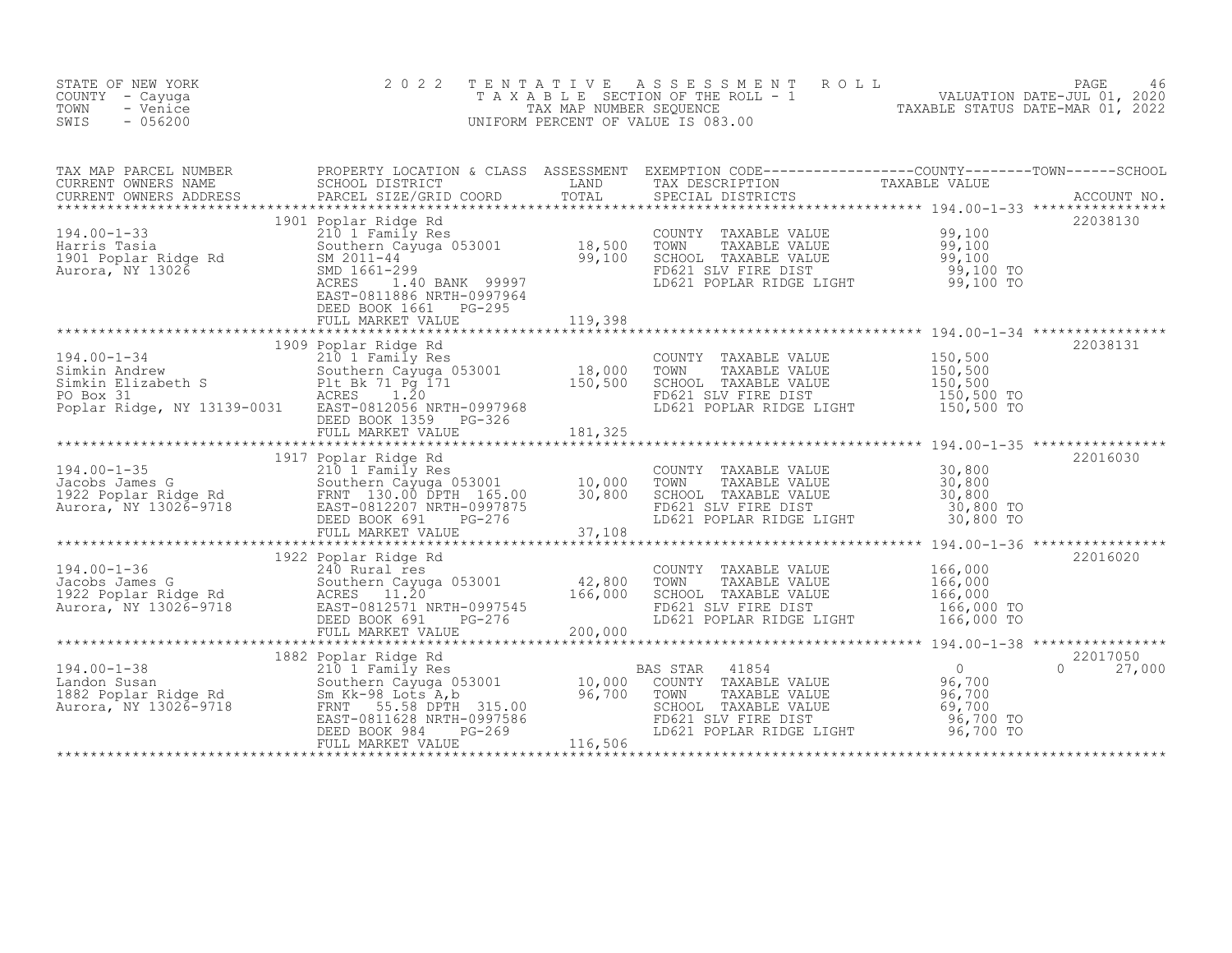STATE OF NEW YORK
COUNTY - Cayuga
TOWN - Venice
SWIS - 056200

# 2022 TENTATIVE ASSESSMENT ROLL
TAXABLE SECTION OF THE ROLL - 1
TAX MAP NUMBER SEQUENCE
UNIFORM PERCENT OF VALUE IS 083.00

VALUATION DATE-JUL 01, 2020
TAXABLE STATUS DATE-MAR 01, 2022

| TAX MAP PARCEL NUMBER / CURRENT OWNERS NAME / CURRENT OWNERS ADDRESS | PROPERTY LOCATION & CLASS / SCHOOL DISTRICT / PARCEL SIZE/GRID COORD | ASSESSMENT LAND | TOTAL | EXEMPTION CODE / TAX DESCRIPTION / SPECIAL DISTRICTS | COUNTY / TOWN / SCHOOL TAXABLE VALUE | ACCOUNT NO. |
|---|---|---|---|---|---|---|
| 194.00-1-33 | 1901 Poplar Ridge Rd | | | | | 22038130 |
| Harris Tasia | 210 1 Family Res | | | COUNTY TAXABLE VALUE | 99,100 | |
| 1901 Poplar Ridge Rd | Southern Cayuga 053001 | 18,500 | | TOWN TAXABLE VALUE | 99,100 | |
| Aurora, NY 13026 | SM 2011-44 | | 99,100 | SCHOOL TAXABLE VALUE | 99,100 | |
| | SMD 1661-299 | | | FD621 SLV FIRE DIST | 99,100 TO | |
| | ACRES 1.40 BANK 99997 | | | LD621 POPLAR RIDGE LIGHT | 99,100 TO | |
| | EAST-0811886 NRTH-0997964 | | | | | |
| | DEED BOOK 1661 PG-295 | | | | | |
| | FULL MARKET VALUE | | 119,398 | | | |
| 194.00-1-34 | 1909 Poplar Ridge Rd | | | | | 22038131 |
| Simkin Andrew | 210 1 Family Res | | | COUNTY TAXABLE VALUE | 150,500 | |
| Simkin Elizabeth S | Southern Cayuga 053001 | 18,000 | | TOWN TAXABLE VALUE | 150,500 | |
| PO Box 31 | Plt Bk 71 Pg 171 | | 150,500 | SCHOOL TAXABLE VALUE | 150,500 | |
| Poplar Ridge, NY 13139-0031 | ACRES 1.20 | | | FD621 SLV FIRE DIST | 150,500 TO | |
| | EAST-0812056 NRTH-0997968 | | | LD621 POPLAR RIDGE LIGHT | 150,500 TO | |
| | DEED BOOK 1359 PG-326 | | | | | |
| | FULL MARKET VALUE | | 181,325 | | | |
| 194.00-1-35 | 1917 Poplar Ridge Rd | | | | | 22016030 |
| Jacobs James G | 210 1 Family Res | | | COUNTY TAXABLE VALUE | 30,800 | |
| 1922 Poplar Ridge Rd | Southern Cayuga 053001 | 10,000 | | TOWN TAXABLE VALUE | 30,800 | |
| Aurora, NY 13026-9718 | FRNT 130.00 DPTH 165.00 | | 30,800 | SCHOOL TAXABLE VALUE | 30,800 | |
| | EAST-0812207 NRTH-0997875 | | | FD621 SLV FIRE DIST | 30,800 TO | |
| | DEED BOOK 691 PG-276 | | | LD621 POPLAR RIDGE LIGHT | 30,800 TO | |
| | FULL MARKET VALUE | | 37,108 | | | |
| 194.00-1-36 | 1922 Poplar Ridge Rd | | | | | 22016020 |
| Jacobs James G | 240 Rural res | | | COUNTY TAXABLE VALUE | 166,000 | |
| 1922 Poplar Ridge Rd | Southern Cayuga 053001 | 42,800 | | TOWN TAXABLE VALUE | 166,000 | |
| Aurora, NY 13026-9718 | ACRES 11.20 | | 166,000 | SCHOOL TAXABLE VALUE | 166,000 | |
| | EAST-0812571 NRTH-0997545 | | | FD621 SLV FIRE DIST | 166,000 TO | |
| | DEED BOOK 691 PG-276 | | | LD621 POPLAR RIDGE LIGHT | 166,000 TO | |
| | FULL MARKET VALUE | | 200,000 | | | |
| 194.00-1-38 | 1882 Poplar Ridge Rd | | | | | 22017050 |
| Landon Susan | 210 1 Family Res | | | BAS STAR 41854 | 0 | 0 27,000 |
| 1882 Poplar Ridge Rd | Southern Cayuga 053001 | 10,000 | | COUNTY TAXABLE VALUE | 96,700 | |
| Aurora, NY 13026-9718 | Sm Kk-98 Lots A,b | | 96,700 | TOWN TAXABLE VALUE | 96,700 | |
| | FRNT 55.58 DPTH 315.00 | | | SCHOOL TAXABLE VALUE | 69,700 | |
| | EAST-0811628 NRTH-0997586 | | | FD621 SLV FIRE DIST | 96,700 TO | |
| | DEED BOOK 984 PG-269 | | | LD621 POPLAR RIDGE LIGHT | 96,700 TO | |
| | FULL MARKET VALUE | | 116,506 | | | |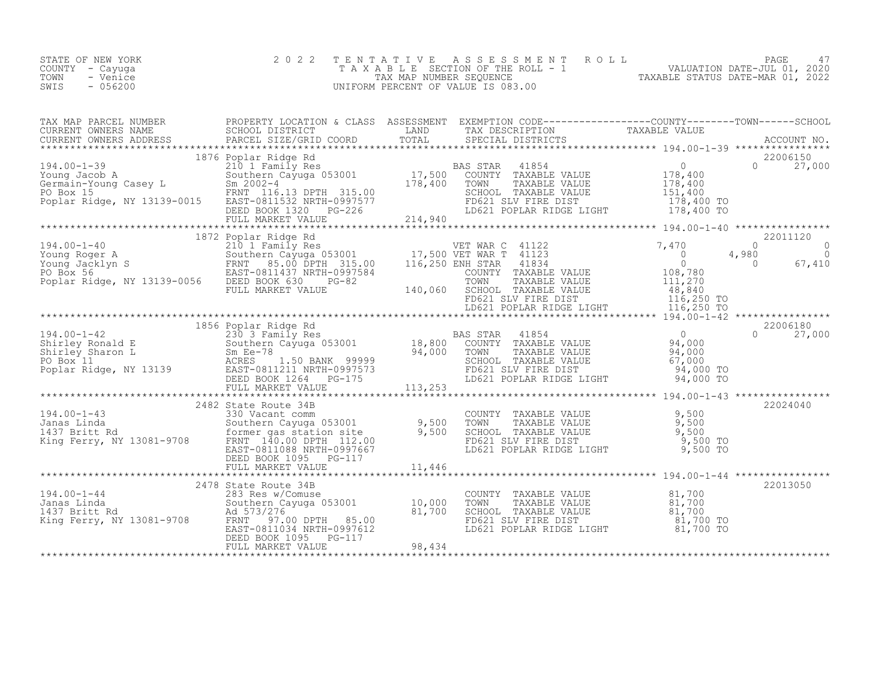STATE OF NEW YORK
COUNTY - Cayuga
TOWN - Venice
SWIS - 056200

2022 TENTATIVE ASSESSMENT ROLL
TAXABLE SECTION OF THE ROLL - 1
TAX MAP NUMBER SEQUENCE
UNIFORM PERCENT OF VALUE IS 083.00

VALUATION DATE-JUL 01, 2020
TAXABLE STATUS DATE-MAR 01, 2022

| TAX MAP PARCEL NUMBER / CURRENT OWNERS NAME / CURRENT OWNERS ADDRESS | PROPERTY LOCATION & CLASS / SCHOOL DISTRICT / PARCEL SIZE/GRID COORD | ASSESSMENT LAND / TOTAL | EXEMPTION CODE / TAX DESCRIPTION / SPECIAL DISTRICTS | COUNTY TAXABLE VALUE | TOWN | SCHOOL / ACCOUNT NO. |
|---|---|---|---|---|---|---|
| **194.00-1-39** | 1876 Poplar Ridge Rd | | | | | 22006150 |
| Young Jacob A | 210 1 Family Res | | BAS STAR 41854 | 0 | 0 | 27,000 |
| Germain-Young Casey L | Southern Cayuga 053001 | 17,500 | COUNTY TAXABLE VALUE | 178,400 | | |
| PO Box 15 | Sm 2002-4 | 178,400 | TOWN TAXABLE VALUE | 178,400 | | |
| Poplar Ridge, NY 13139-0015 | FRNT 116.13 DPTH 315.00 | | SCHOOL TAXABLE VALUE | 151,400 | | |
| | EAST-0811532 NRTH-0997577 | | FD621 SLV FIRE DIST | 178,400 TO | | |
| | DEED BOOK 1320 PG-226 | | LD621 POPLAR RIDGE LIGHT | 178,400 TO | | |
| | FULL MARKET VALUE | 214,940 | | | | |
| **194.00-1-40** | 1872 Poplar Ridge Rd | | | | | 22011120 |
| Young Roger A | 210 1 Family Res | | VET WAR C 41122 | 7,470 | 0 | 0 |
| Young Jacklyn S | Southern Cayuga 053001 | 17,500 | VET WAR T 41123 | 0 | 4,980 | 0 |
| PO Box 56 | FRNT 85.00 DPTH 315.00 | 116,250 | ENH STAR 41834 | 0 | 0 | 67,410 |
| Poplar Ridge, NY 13139-0056 | EAST-0811437 NRTH-0997584 | | COUNTY TAXABLE VALUE | 108,780 | | |
| | DEED BOOK 630 PG-82 | | TOWN TAXABLE VALUE | 111,270 | | |
| | FULL MARKET VALUE | 140,060 | SCHOOL TAXABLE VALUE | 48,840 | | |
| | | | FD621 SLV FIRE DIST | 116,250 TO | | |
| | | | LD621 POPLAR RIDGE LIGHT | 116,250 TO | | |
| **194.00-1-42** | 1856 Poplar Ridge Rd | | | | | 22006180 |
| Shirley Ronald E | 230 3 Family Res | | BAS STAR 41854 | 0 | 0 | 27,000 |
| Shirley Sharon L | Southern Cayuga 053001 | 18,800 | COUNTY TAXABLE VALUE | 94,000 | | |
| PO Box 11 | Sm Ee-78 | 94,000 | TOWN TAXABLE VALUE | 94,000 | | |
| Poplar Ridge, NY 13139 | ACRES 1.50 BANK 99999 | | SCHOOL TAXABLE VALUE | 67,000 | | |
| | EAST-0811211 NRTH-0997573 | | FD621 SLV FIRE DIST | 94,000 TO | | |
| | DEED BOOK 1264 PG-175 | | LD621 POPLAR RIDGE LIGHT | 94,000 TO | | |
| | FULL MARKET VALUE | 113,253 | | | | |
| **194.00-1-43** | 2482 State Route 34B | | | | | 22024040 |
| Janas Linda | 330 Vacant comm | | COUNTY TAXABLE VALUE | 9,500 | | |
| 1437 Britt Rd | Southern Cayuga 053001 | 9,500 | TOWN TAXABLE VALUE | 9,500 | | |
| King Ferry, NY 13081-9708 | former gas station site | 9,500 | SCHOOL TAXABLE VALUE | 9,500 | | |
| | FRNT 140.00 DPTH 112.00 | | FD621 SLV FIRE DIST | 9,500 TO | | |
| | EAST-0811088 NRTH-0997667 | | LD621 POPLAR RIDGE LIGHT | 9,500 TO | | |
| | DEED BOOK 1095 PG-117 | | | | | |
| | FULL MARKET VALUE | 11,446 | | | | |
| **194.00-1-44** | 2478 State Route 34B | | | | | 22013050 |
| Janas Linda | 283 Res w/Comuse | | COUNTY TAXABLE VALUE | 81,700 | | |
| 1437 Britt Rd | Southern Cayuga 053001 | 10,000 | TOWN TAXABLE VALUE | 81,700 | | |
| King Ferry, NY 13081-9708 | Ad 573/276 | 81,700 | SCHOOL TAXABLE VALUE | 81,700 | | |
| | FRNT 97.00 DPTH 85.00 | | FD621 SLV FIRE DIST | 81,700 TO | | |
| | EAST-0811034 NRTH-0997612 | | LD621 POPLAR RIDGE LIGHT | 81,700 TO | | |
| | DEED BOOK 1095 PG-117 | | | | | |
| | FULL MARKET VALUE | 98,434 | | | | |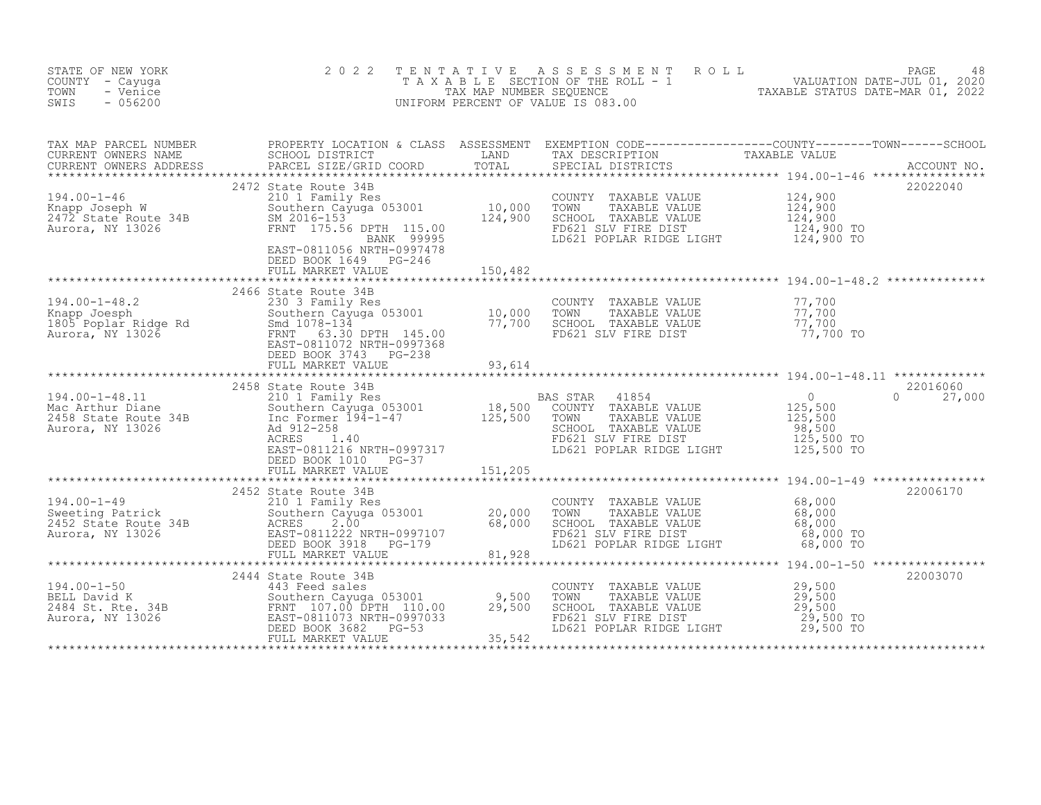STATE OF NEW YORK
COUNTY - Cayuga
TOWN - Venice
SWIS - 056200

# 2022 TENTATIVE ASSESSMENT ROLL
TAXABLE SECTION OF THE ROLL - 1
TAX MAP NUMBER SEQUENCE
UNIFORM PERCENT OF VALUE IS 083.00

VALUATION DATE-JUL 01, 2020
TAXABLE STATUS DATE-MAR 01, 2022

| TAX MAP PARCEL NUMBER / CURRENT OWNERS NAME / CURRENT OWNERS ADDRESS | PROPERTY LOCATION & CLASS / SCHOOL DISTRICT / PARCEL SIZE/GRID COORD | ASSESSMENT LAND | TOTAL | EXEMPTION CODE / TAX DESCRIPTION / SPECIAL DISTRICTS | COUNTY TAXABLE VALUE | TOWN | SCHOOL / ACCOUNT NO. |
|---|---|---|---|---|---|---|---|
| 194.00-1-46 | 2472 State Route 34B | | | | | | 22022040 |
| | 210 1 Family Res | | | COUNTY TAXABLE VALUE | 124,900 | | |
| Knapp Joseph W | Southern Cayuga 053001 | 10,000 | | TOWN TAXABLE VALUE | 124,900 | | |
| 2472 State Route 34B | SM 2016-153 | | 124,900 | SCHOOL TAXABLE VALUE | 124,900 | | |
| Aurora, NY 13026 | FRNT 175.56 DPTH 115.00 | | | FD621 SLV FIRE DIST | 124,900 TO | | |
| | BANK 99995 | | | LD621 POPLAR RIDGE LIGHT | 124,900 TO | | |
| | EAST-0811056 NRTH-0997478 | | | | | | |
| | DEED BOOK 1649 PG-246 | | | | | | |
| | FULL MARKET VALUE | | 150,482 | | | | |
| 194.00-1-48.2 | 2466 State Route 34B | | | | | | |
| | 230 3 Family Res | | | COUNTY TAXABLE VALUE | 77,700 | | |
| Knapp Joesph | Southern Cayuga 053001 | 10,000 | | TOWN TAXABLE VALUE | 77,700 | | |
| 1805 Poplar Ridge Rd | Smd 1078-134 | | 77,700 | SCHOOL TAXABLE VALUE | 77,700 | | |
| Aurora, NY 13026 | FRNT 63.30 DPTH 145.00 | | | FD621 SLV FIRE DIST | 77,700 TO | | |
| | EAST-0811072 NRTH-0997368 | | | | | | |
| | DEED BOOK 3743 PG-238 | | | | | | |
| | FULL MARKET VALUE | | 93,614 | | | | |
| 194.00-1-48.11 | 2458 State Route 34B | | | | | | 22016060 |
| | 210 1 Family Res | | | BAS STAR 41854 | 0 | 0 | 27,000 |
| Mac Arthur Diane | Southern Cayuga 053001 | 18,500 | | COUNTY TAXABLE VALUE | 125,500 | | |
| 2458 State Route 34B | Inc Former 194-1-47 | | 125,500 | TOWN TAXABLE VALUE | 125,500 | | |
| Aurora, NY 13026 | Ad 912-258 | | | SCHOOL TAXABLE VALUE | 98,500 | | |
| | ACRES 1.40 | | | FD621 SLV FIRE DIST | 125,500 TO | | |
| | EAST-0811216 NRTH-0997317 | | | LD621 POPLAR RIDGE LIGHT | 125,500 TO | | |
| | DEED BOOK 1010 PG-37 | | | | | | |
| | FULL MARKET VALUE | | 151,205 | | | | |
| 194.00-1-49 | 2452 State Route 34B | | | | | | 22006170 |
| | 210 1 Family Res | | | COUNTY TAXABLE VALUE | 68,000 | | |
| Sweeting Patrick | Southern Cayuga 053001 | 20,000 | | TOWN TAXABLE VALUE | 68,000 | | |
| 2452 State Route 34B | ACRES 2.00 | | 68,000 | SCHOOL TAXABLE VALUE | 68,000 | | |
| Aurora, NY 13026 | EAST-0811222 NRTH-0997107 | | | FD621 SLV FIRE DIST | 68,000 TO | | |
| | DEED BOOK 3918 PG-179 | | | LD621 POPLAR RIDGE LIGHT | 68,000 TO | | |
| | FULL MARKET VALUE | | 81,928 | | | | |
| 194.00-1-50 | 2444 State Route 34B | | | | | | 22003070 |
| | 443 Feed sales | | | COUNTY TAXABLE VALUE | 29,500 | | |
| BELL David K | Southern Cayuga 053001 | 9,500 | | TOWN TAXABLE VALUE | 29,500 | | |
| 2484 St. Rte. 34B | FRNT 107.00 DPTH 110.00 | | 29,500 | SCHOOL TAXABLE VALUE | 29,500 | | |
| Aurora, NY 13026 | EAST-0811073 NRTH-0997033 | | | FD621 SLV FIRE DIST | 29,500 TO | | |
| | DEED BOOK 3682 PG-53 | | | LD621 POPLAR RIDGE LIGHT | 29,500 TO | | |
| | FULL MARKET VALUE | | 35,542 | | | | |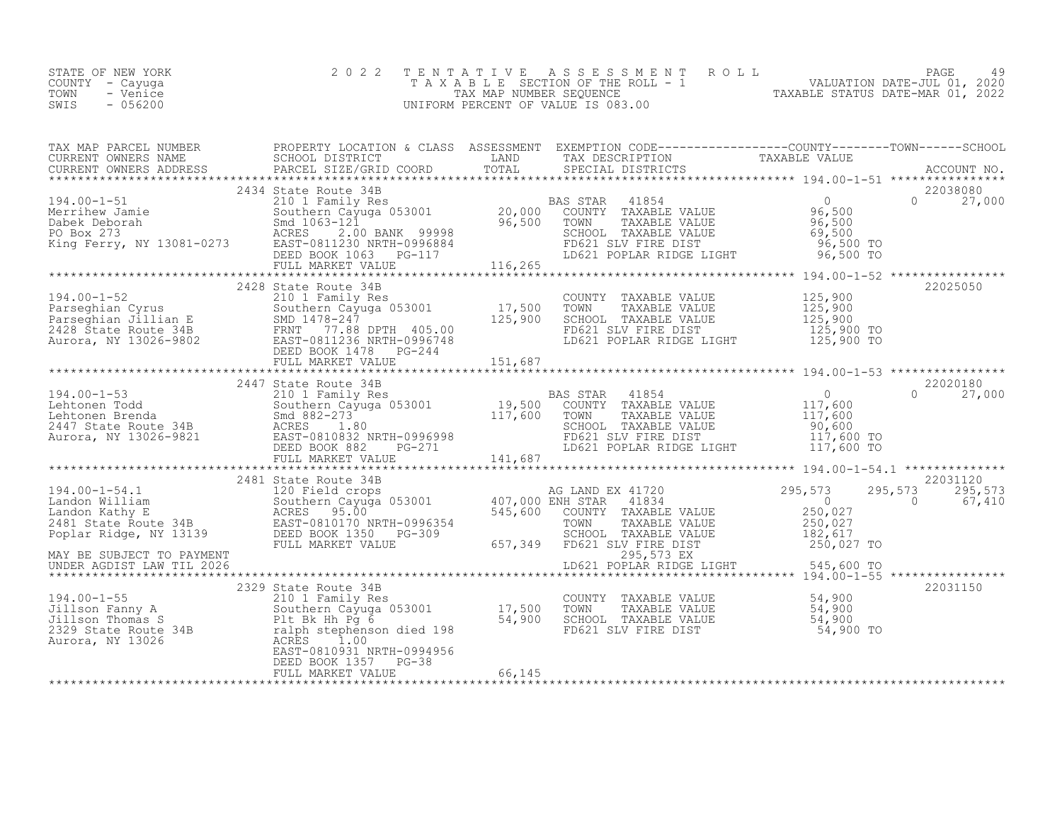STATE OF NEW YORK
COUNTY - Cayuga
TOWN - Venice
SWIS - 056200

2 0 2 2 T E N T A T I V E A S S E S S M E N T R O L L
T A X A B L E SECTION OF THE ROLL - 1
TAX MAP NUMBER SEQUENCE
UNIFORM PERCENT OF VALUE IS 083.00

VALUATION DATE-JUL 01, 2020
TAXABLE STATUS DATE-MAR 01, 2022

| TAX MAP PARCEL NUMBER / CURRENT OWNERS NAME / CURRENT OWNERS ADDRESS | PROPERTY LOCATION & CLASS / SCHOOL DISTRICT / PARCEL SIZE/GRID COORD | ASSESSMENT LAND / TOTAL | EXEMPTION CODE / TAX DESCRIPTION / SPECIAL DISTRICTS | COUNTY TAXABLE VALUE | TOWN | SCHOOL | ACCOUNT NO. |
|---|---|---|---|---|---|---|---|
| **194.00-1-51** | 2434 State Route 34B | | | | | | 22038080 |
| 194.00-1-51 | 210 1 Family Res | | BAS STAR 41854 | 0 | 0 | 27,000 | |
| Merrihew Jamie | Southern Cayuga 053001 | 20,000 | COUNTY TAXABLE VALUE | 96,500 | | | |
| Dabek Deborah | Smd 1063-121 | 96,500 | TOWN TAXABLE VALUE | 96,500 | | | |
| PO Box 273 | ACRES 2.00 BANK 99998 | | SCHOOL TAXABLE VALUE | 69,500 | | | |
| King Ferry, NY 13081-0273 | EAST-0811230 NRTH-0996884 | | FD621 SLV FIRE DIST | 96,500 TO | | | |
| | DEED BOOK 1063 PG-117 | | LD621 POPLAR RIDGE LIGHT | 96,500 TO | | | |
| | FULL MARKET VALUE | 116,265 | | | | | |
| **194.00-1-52** | 2428 State Route 34B | | | | | | 22025050 |
| 194.00-1-52 | 210 1 Family Res | | COUNTY TAXABLE VALUE | 125,900 | | | |
| Parseghian Cyrus | Southern Cayuga 053001 | 17,500 | TOWN TAXABLE VALUE | 125,900 | | | |
| Parseghian Jillian E | SMD 1478-247 | 125,900 | SCHOOL TAXABLE VALUE | 125,900 | | | |
| 2428 State Route 34B | FRNT 77.88 DPTH 405.00 | | FD621 SLV FIRE DIST | 125,900 TO | | | |
| Aurora, NY 13026-9802 | EAST-0811236 NRTH-0996748 | | LD621 POPLAR RIDGE LIGHT | 125,900 TO | | | |
| | DEED BOOK 1478 PG-244 | | | | | | |
| | FULL MARKET VALUE | 151,687 | | | | | |
| **194.00-1-53** | 2447 State Route 34B | | | | | | 22020180 |
| 194.00-1-53 | 210 1 Family Res | | BAS STAR 41854 | 0 | 0 | 27,000 | |
| Lehtonen Todd | Southern Cayuga 053001 | 19,500 | COUNTY TAXABLE VALUE | 117,600 | | | |
| Lehtonen Brenda | Smd 882-273 | 117,600 | TOWN TAXABLE VALUE | 117,600 | | | |
| 2447 State Route 34B | ACRES 1.80 | | SCHOOL TAXABLE VALUE | 90,600 | | | |
| Aurora, NY 13026-9821 | EAST-0810832 NRTH-0996998 | | FD621 SLV FIRE DIST | 117,600 TO | | | |
| | DEED BOOK 882 PG-271 | | LD621 POPLAR RIDGE LIGHT | 117,600 TO | | | |
| | FULL MARKET VALUE | 141,687 | | | | | |
| **194.00-1-54.1** | 2481 State Route 34B | | | | | | 22031120 |
| 194.00-1-54.1 | 120 Field crops | | AG LAND EX 41720 | 295,573 | 295,573 | 295,573 | |
| Landon William | Southern Cayuga 053001 | 407,000 | ENH STAR 41834 | 0 | 0 | 67,410 | |
| Landon Kathy E | ACRES 95.00 | 545,600 | COUNTY TAXABLE VALUE | 250,027 | | | |
| 2481 State Route 34B | EAST-0810170 NRTH-0996354 | | TOWN TAXABLE VALUE | 250,027 | | | |
| Poplar Ridge, NY 13139 | DEED BOOK 1350 PG-309 | | SCHOOL TAXABLE VALUE | 182,617 | | | |
| | FULL MARKET VALUE | 657,349 | FD621 SLV FIRE DIST | 250,027 TO | | | |
| MAY BE SUBJECT TO PAYMENT | | | 295,573 EX | | | | |
| UNDER AGDIST LAW TIL 2026 | | | LD621 POPLAR RIDGE LIGHT | 545,600 TO | | | |
| **194.00-1-55** | 2329 State Route 34B | | | | | | 22031150 |
| 194.00-1-55 | 210 1 Family Res | | COUNTY TAXABLE VALUE | 54,900 | | | |
| Jillson Fanny A | Southern Cayuga 053001 | 17,500 | TOWN TAXABLE VALUE | 54,900 | | | |
| Jillson Thomas S | Plt Bk Hh Pg 6 | 54,900 | SCHOOL TAXABLE VALUE | 54,900 | | | |
| 2329 State Route 34B | ralph stephenson died 198 | | FD621 SLV FIRE DIST | 54,900 TO | | | |
| Aurora, NY 13026 | ACRES 1.00 | | | | | | |
| | EAST-0810931 NRTH-0994956 | | | | | | |
| | DEED BOOK 1357 PG-38 | | | | | | |
| | FULL MARKET VALUE | 66,145 | | | | | |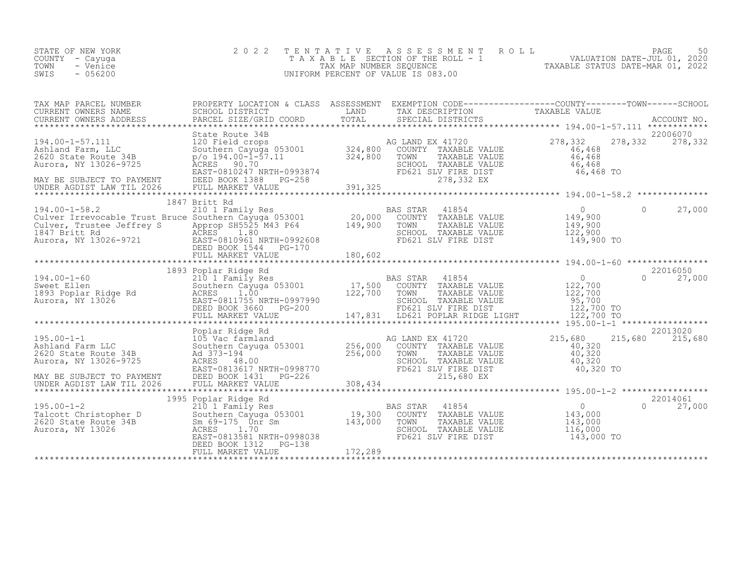STATE OF NEW YORK
COUNTY - Cayuga
TOWN - Venice
SWIS - 056200

2022 TENTATIVE ASSESSMENT ROLL
TAXABLE SECTION OF THE ROLL - 1
TAX MAP NUMBER SEQUENCE
UNIFORM PERCENT OF VALUE IS 083.00

VALUATION DATE-JUL 01, 2020
TAXABLE STATUS DATE-MAR 01, 2022

| TAX MAP PARCEL NUMBER / CURRENT OWNERS NAME / CURRENT OWNERS ADDRESS | PROPERTY LOCATION & CLASS / SCHOOL DISTRICT / PARCEL SIZE/GRID COORD | ASSESSMENT LAND / TOTAL | EXEMPTION CODE / TAX DESCRIPTION / SPECIAL DISTRICTS | COUNTY TAXABLE VALUE | TOWN | SCHOOL / ACCOUNT NO. |
|---|---|---|---|---|---|---|
| **194.00-1-57.111** | State Route 34B | | | | | 22006070 |
| 194.00-1-57.111 | 120 Field crops | | AG LAND EX 41720 | 278,332 | 278,332 | 278,332 |
| Ashland Farm, LLC | Southern Cayuga 053001 | 324,800 | COUNTY TAXABLE VALUE | 46,468 | | |
| 2620 State Route 34B | p/o 194.00-1-57.11 | 324,800 | TOWN TAXABLE VALUE | 46,468 | | |
| Aurora, NY 13026-9725 | ACRES 90.70 | | SCHOOL TAXABLE VALUE | 46,468 | | |
| | EAST-0810247 NRTH-0993874 | | FD621 SLV FIRE DIST | 46,468 TO | | |
| MAY BE SUBJECT TO PAYMENT | DEED BOOK 1388 PG-258 | | 278,332 EX | | | |
| UNDER AGDIST LAW TIL 2026 | FULL MARKET VALUE | 391,325 | | | | |
| **194.00-1-58.2** | 1847 Britt Rd | | | | | |
| 194.00-1-58.2 | 210 1 Family Res | | BAS STAR 41854 | 0 | 0 | 27,000 |
| Culver Irrevocable Trust Bruce | Southern Cayuga 053001 | 20,000 | COUNTY TAXABLE VALUE | 149,900 | | |
| Culver, Trustee Jeffrey S | Approp SH5525 M43 P64 | 149,900 | TOWN TAXABLE VALUE | 149,900 | | |
| 1847 Britt Rd | ACRES 1.80 | | SCHOOL TAXABLE VALUE | 122,900 | | |
| Aurora, NY 13026-9721 | EAST-0810961 NRTH-0992608 | | FD621 SLV FIRE DIST | 149,900 TO | | |
| | DEED BOOK 1544 PG-170 | | | | | |
| | FULL MARKET VALUE | 180,602 | | | | |
| **194.00-1-60** | 1893 Poplar Ridge Rd | | | | | 22016050 |
| 194.00-1-60 | 210 1 Family Res | | BAS STAR 41854 | 0 | 0 | 27,000 |
| Sweet Ellen | Southern Cayuga 053001 | 17,500 | COUNTY TAXABLE VALUE | 122,700 | | |
| 1893 Poplar Ridge Rd | ACRES 1.00 | 122,700 | TOWN TAXABLE VALUE | 122,700 | | |
| Aurora, NY 13026 | EAST-0811755 NRTH-0997990 | | SCHOOL TAXABLE VALUE | 95,700 | | |
| | DEED BOOK 3660 PG-200 | | FD621 SLV FIRE DIST | 122,700 TO | | |
| | FULL MARKET VALUE | 147,831 | LD621 POPLAR RIDGE LIGHT | 122,700 TO | | |
| **195.00-1-1** | Poplar Ridge Rd | | | | | 22013020 |
| 195.00-1-1 | 105 Vac farmland | | AG LAND EX 41720 | 215,680 | 215,680 | 215,680 |
| Ashland Farm LLC | Southern Cayuga 053001 | 256,000 | COUNTY TAXABLE VALUE | 40,320 | | |
| 2620 State Route 34B | Ad 373-194 | 256,000 | TOWN TAXABLE VALUE | 40,320 | | |
| Aurora, NY 13026-9725 | ACRES 48.00 | | SCHOOL TAXABLE VALUE | 40,320 | | |
| | EAST-0813617 NRTH-0998770 | | FD621 SLV FIRE DIST | 40,320 TO | | |
| MAY BE SUBJECT TO PAYMENT | DEED BOOK 1431 PG-226 | | 215,680 EX | | | |
| UNDER AGDIST LAW TIL 2026 | FULL MARKET VALUE | 308,434 | | | | |
| **195.00-1-2** | 1995 Poplar Ridge Rd | | | | | 22014061 |
| 195.00-1-2 | 210 1 Family Res | | BAS STAR 41854 | 0 | 0 | 27,000 |
| Talcott Christopher D | Southern Cayuga 053001 | 19,300 | COUNTY TAXABLE VALUE | 143,000 | | |
| 2620 State Route 34B | Sm 69-175 Unr Sm | 143,000 | TOWN TAXABLE VALUE | 143,000 | | |
| Aurora, NY 13026 | ACRES 1.70 | | SCHOOL TAXABLE VALUE | 116,000 | | |
| | EAST-0813581 NRTH-0998038 | | FD621 SLV FIRE DIST | 143,000 TO | | |
| | DEED BOOK 1312 PG-138 | | | | | |
| | FULL MARKET VALUE | 172,289 | | | | |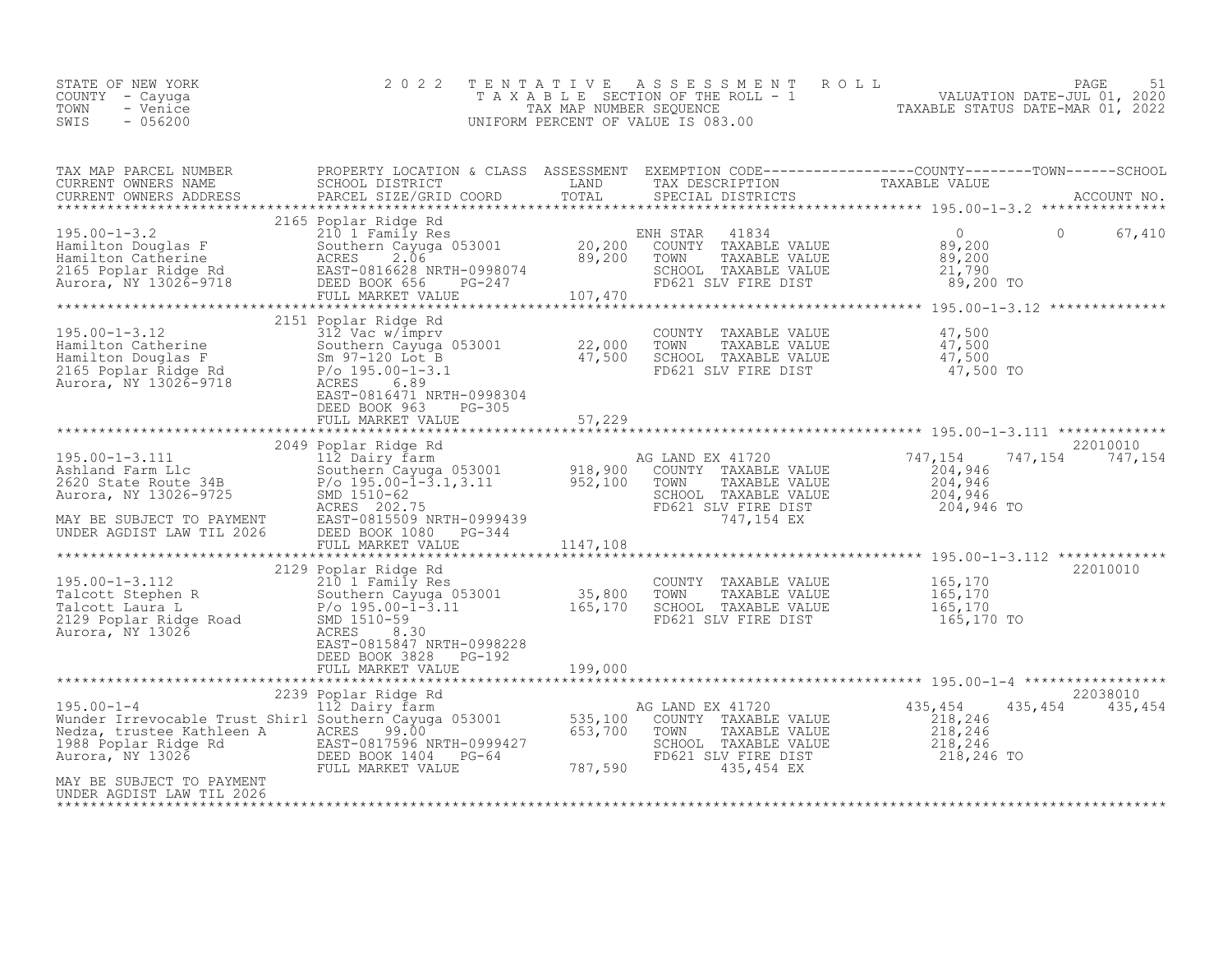STATE OF NEW YORK
COUNTY - Cayuga
TOWN - Venice
SWIS - 056200

2022 TENTATIVE ASSESSMENT ROLL
TAXABLE SECTION OF THE ROLL - 1
TAX MAP NUMBER SEQUENCE
UNIFORM PERCENT OF VALUE IS 083.00

VALUATION DATE-JUL 01, 2020
TAXABLE STATUS DATE-MAR 01, 2022

| TAX MAP PARCEL NUMBER / CURRENT OWNERS NAME / CURRENT OWNERS ADDRESS | PROPERTY LOCATION & CLASS / SCHOOL DISTRICT / PARCEL SIZE/GRID COORD | ASSESSMENT LAND | TOTAL | EXEMPTION CODE / TAX DESCRIPTION / SPECIAL DISTRICTS | COUNTY TAXABLE VALUE | TOWN | SCHOOL / ACCOUNT NO. |
|---|---|---|---|---|---|---|---|
| **195.00-1-3.2** | 2165 Poplar Ridge Rd | | | | | | |
| 195.00-1-3.2 | 210 1 Family Res | | | ENH STAR 41834 | 0 | 0 | 67,410 |
| Hamilton Douglas F | Southern Cayuga 053001 | 20,200 | | COUNTY TAXABLE VALUE | 89,200 | | |
| Hamilton Catherine | ACRES 2.06 | | 89,200 | TOWN TAXABLE VALUE | 89,200 | | |
| 2165 Poplar Ridge Rd | EAST-0816628 NRTH-0998074 | | | SCHOOL TAXABLE VALUE | 21,790 | | |
| Aurora, NY 13026-9718 | DEED BOOK 656 PG-247 | | | FD621 SLV FIRE DIST | 89,200 TO | | |
| | FULL MARKET VALUE | | 107,470 | | | | |
| **195.00-1-3.12** | 2151 Poplar Ridge Rd | | | | | | |
| 195.00-1-3.12 | 312 Vac w/imprv | | | COUNTY TAXABLE VALUE | 47,500 | | |
| Hamilton Catherine | Southern Cayuga 053001 | 22,000 | | TOWN TAXABLE VALUE | 47,500 | | |
| Hamilton Douglas F | Sm 97-120 Lot B | | 47,500 | SCHOOL TAXABLE VALUE | 47,500 | | |
| 2165 Poplar Ridge Rd | P/o 195.00-1-3.1 | | | FD621 SLV FIRE DIST | 47,500 TO | | |
| Aurora, NY 13026-9718 | ACRES 6.89 | | | | | | |
| | EAST-0816471 NRTH-0998304 | | | | | | |
| | DEED BOOK 963 PG-305 | | | | | | |
| | FULL MARKET VALUE | | 57,229 | | | | |
| **195.00-1-3.111** | 2049 Poplar Ridge Rd | | | | | | 22010010 |
| 195.00-1-3.111 | 112 Dairy farm | | | AG LAND EX 41720 | 747,154 | 747,154 | 747,154 |
| Ashland Farm Llc | Southern Cayuga 053001 | 918,900 | | COUNTY TAXABLE VALUE | 204,946 | | |
| 2620 State Route 34B | P/o 195.00-1-3.1,3.11 | | 952,100 | TOWN TAXABLE VALUE | 204,946 | | |
| Aurora, NY 13026-9725 | SMD 1510-62 | | | SCHOOL TAXABLE VALUE | 204,946 | | |
| | ACRES 202.75 | | | FD621 SLV FIRE DIST | 204,946 TO | | |
| MAY BE SUBJECT TO PAYMENT | EAST-0815509 NRTH-0999439 | | | 747,154 EX | | | |
| UNDER AGDIST LAW TIL 2026 | DEED BOOK 1080 PG-344 | | | | | | |
| | FULL MARKET VALUE | | 1147,108 | | | | |
| **195.00-1-3.112** | 2129 Poplar Ridge Rd | | | | | | 22010010 |
| 195.00-1-3.112 | 210 1 Family Res | | | COUNTY TAXABLE VALUE | 165,170 | | |
| Talcott Stephen R | Southern Cayuga 053001 | 35,800 | | TOWN TAXABLE VALUE | 165,170 | | |
| Talcott Laura L | P/o 195.00-1-3.11 | | 165,170 | SCHOOL TAXABLE VALUE | 165,170 | | |
| 2129 Poplar Ridge Road | SMD 1510-59 | | | FD621 SLV FIRE DIST | 165,170 TO | | |
| Aurora, NY 13026 | ACRES 8.30 | | | | | | |
| | EAST-0815847 NRTH-0998228 | | | | | | |
| | DEED BOOK 3828 PG-192 | | | | | | |
| | FULL MARKET VALUE | | 199,000 | | | | |
| **195.00-1-4** | 2239 Poplar Ridge Rd | | | | | | 22038010 |
| 195.00-1-4 | 112 Dairy farm | | | AG LAND EX 41720 | 435,454 | 435,454 | 435,454 |
| Wunder Irrevocable Trust Shirl | Southern Cayuga 053001 | 535,100 | | COUNTY TAXABLE VALUE | 218,246 | | |
| Nedza, trustee Kathleen A | ACRES 99.00 | | 653,700 | TOWN TAXABLE VALUE | 218,246 | | |
| 1988 Poplar Ridge Rd | EAST-0817596 NRTH-0999427 | | | SCHOOL TAXABLE VALUE | 218,246 | | |
| Aurora, NY 13026 | DEED BOOK 1404 PG-64 | | | FD621 SLV FIRE DIST | 218,246 TO | | |
| | FULL MARKET VALUE | | 787,590 | 435,454 EX | | | |
| MAY BE SUBJECT TO PAYMENT | | | | | | | |
| UNDER AGDIST LAW TIL 2026 | | | | | | | |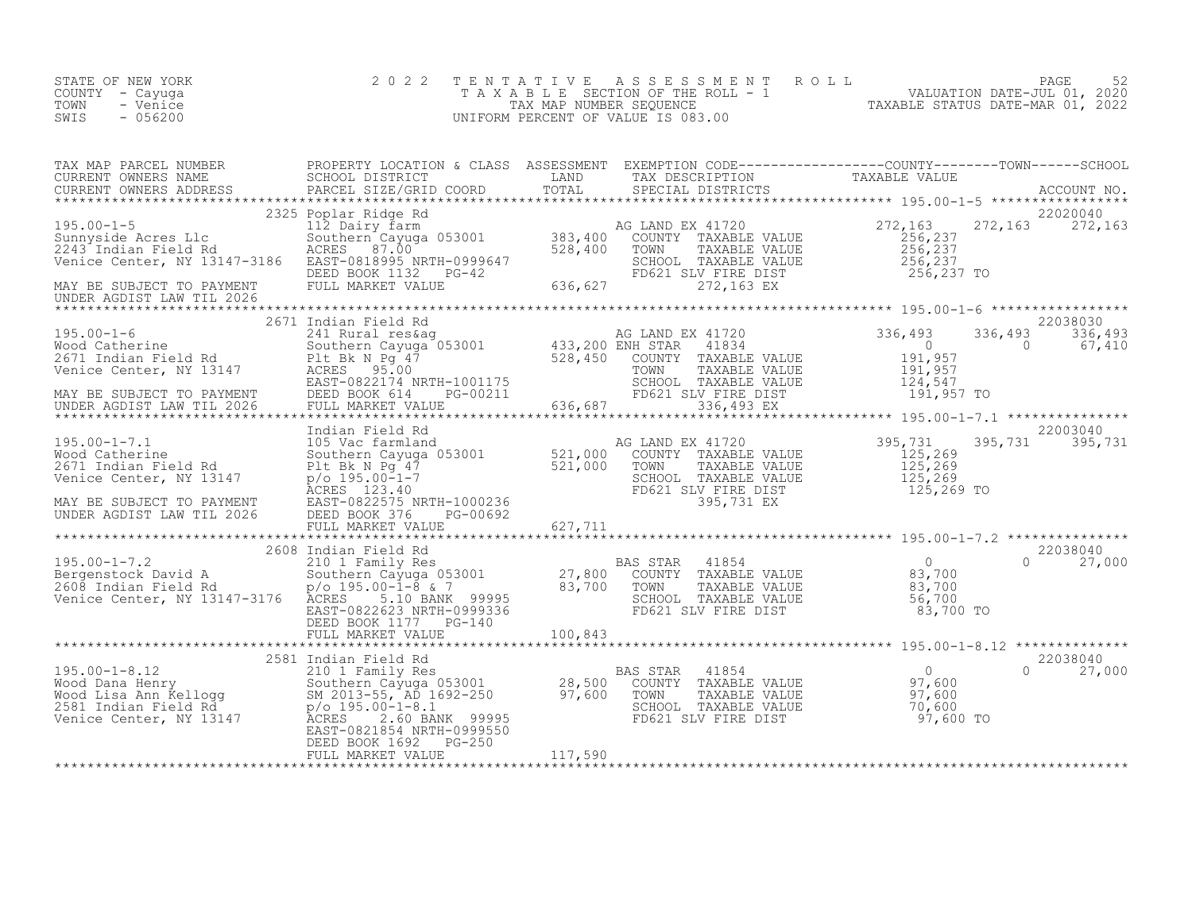STATE OF NEW YORK
COUNTY - Cayuga
TOWN - Venice
SWIS - 056200

# 2022 TENTATIVE ASSESSMENT ROLL
TAXABLE SECTION OF THE ROLL - 1
TAX MAP NUMBER SEQUENCE
UNIFORM PERCENT OF VALUE IS 083.00

VALUATION DATE-JUL 01, 2020
TAXABLE STATUS DATE-MAR 01, 2022

| TAX MAP PARCEL NUMBER / CURRENT OWNERS NAME / CURRENT OWNERS ADDRESS | PROPERTY LOCATION & CLASS / SCHOOL DISTRICT / PARCEL SIZE/GRID COORD | ASSESSMENT LAND / TOTAL | EXEMPTION CODE / TAX DESCRIPTION / SPECIAL DISTRICTS | COUNTY TAXABLE VALUE | TOWN | SCHOOL / ACCOUNT NO. |
|---|---|---|---|---|---|---|
| 195.00-1-5 | 2325 Poplar Ridge Rd | | | | | 22020040 |
| Sunnyside Acres Llc | 112 Dairy farm | | AG LAND EX 41720 | 272,163 | 272,163 | 272,163 |
| 2243 Indian Field Rd | Southern Cayuga 053001 | 383,400 | COUNTY TAXABLE VALUE | 256,237 | | |
| Venice Center, NY 13147-3186 | ACRES 87.00 | 528,400 | TOWN TAXABLE VALUE | 256,237 | | |
| | EAST-0818995 NRTH-0999647 | | SCHOOL TAXABLE VALUE | 256,237 | | |
| | DEED BOOK 1132 PG-42 | | FD621 SLV FIRE DIST | 256,237 TO | | |
| MAY BE SUBJECT TO PAYMENT | FULL MARKET VALUE | 636,627 | 272,163 EX | | | |
| UNDER AGDIST LAW TIL 2026 | | | | | | |
| 195.00-1-6 | 2671 Indian Field Rd | | | | | 22038030 |
| Wood Catherine | 241 Rural res&ag | | AG LAND EX 41720 | 336,493 | 336,493 | 336,493 |
| 2671 Indian Field Rd | Southern Cayuga 053001 | 433,200 | ENH STAR 41834 | 0 | 0 | 67,410 |
| Venice Center, NY 13147 | Plt Bk N Pg 47 | 528,450 | COUNTY TAXABLE VALUE | 191,957 | | |
| | ACRES 95.00 | | TOWN TAXABLE VALUE | 191,957 | | |
| | EAST-0822174 NRTH-1001175 | | SCHOOL TAXABLE VALUE | 124,547 | | |
| MAY BE SUBJECT TO PAYMENT | DEED BOOK 614 PG-00211 | | FD621 SLV FIRE DIST | 191,957 TO | | |
| UNDER AGDIST LAW TIL 2026 | FULL MARKET VALUE | 636,687 | 336,493 EX | | | |
| 195.00-1-7.1 | Indian Field Rd | | | | | 22003040 |
| Wood Catherine | 105 Vac farmland | | AG LAND EX 41720 | 395,731 | 395,731 | 395,731 |
| 2671 Indian Field Rd | Southern Cayuga 053001 | 521,000 | COUNTY TAXABLE VALUE | 125,269 | | |
| Venice Center, NY 13147 | Plt Bk N Pg 47 | 521,000 | TOWN TAXABLE VALUE | 125,269 | | |
| | p/o 195.00-1-7 | | SCHOOL TAXABLE VALUE | 125,269 | | |
| | ACRES 123.40 | | FD621 SLV FIRE DIST | 125,269 TO | | |
| MAY BE SUBJECT TO PAYMENT | EAST-0822575 NRTH-1000236 | | 395,731 EX | | | |
| UNDER AGDIST LAW TIL 2026 | DEED BOOK 376 PG-00692 | | | | | |
| | FULL MARKET VALUE | 627,711 | | | | |
| 195.00-1-7.2 | 2608 Indian Field Rd | | | | | 22038040 |
| Bergenstock David A | 210 1 Family Res | | BAS STAR 41854 | 0 | 0 | 27,000 |
| 2608 Indian Field Rd | Southern Cayuga 053001 | 27,800 | COUNTY TAXABLE VALUE | 83,700 | | |
| Venice Center, NY 13147-3176 | p/o 195.00-1-8 & 7 | 83,700 | TOWN TAXABLE VALUE | 83,700 | | |
| | ACRES 5.10 BANK 99995 | | SCHOOL TAXABLE VALUE | 56,700 | | |
| | EAST-0822623 NRTH-0999336 | | FD621 SLV FIRE DIST | 83,700 TO | | |
| | DEED BOOK 1177 PG-140 | | | | | |
| | FULL MARKET VALUE | 100,843 | | | | |
| 195.00-1-8.12 | 2581 Indian Field Rd | | | | | 22038040 |
| Wood Dana Henry | 210 1 Family Res | | BAS STAR 41854 | 0 | 0 | 27,000 |
| Wood Lisa Ann Kellogg | Southern Cayuga 053001 | 28,500 | COUNTY TAXABLE VALUE | 97,600 | | |
| 2581 Indian Field Rd | SM 2013-55, AD 1692-250 | 97,600 | TOWN TAXABLE VALUE | 97,600 | | |
| Venice Center, NY 13147 | p/o 195.00-1-8.1 | | SCHOOL TAXABLE VALUE | 70,600 | | |
| | ACRES 2.60 BANK 99995 | | FD621 SLV FIRE DIST | 97,600 TO | | |
| | EAST-0821854 NRTH-0999550 | | | | | |
| | DEED BOOK 1692 PG-250 | | | | | |
| | FULL MARKET VALUE | 117,590 | | | | |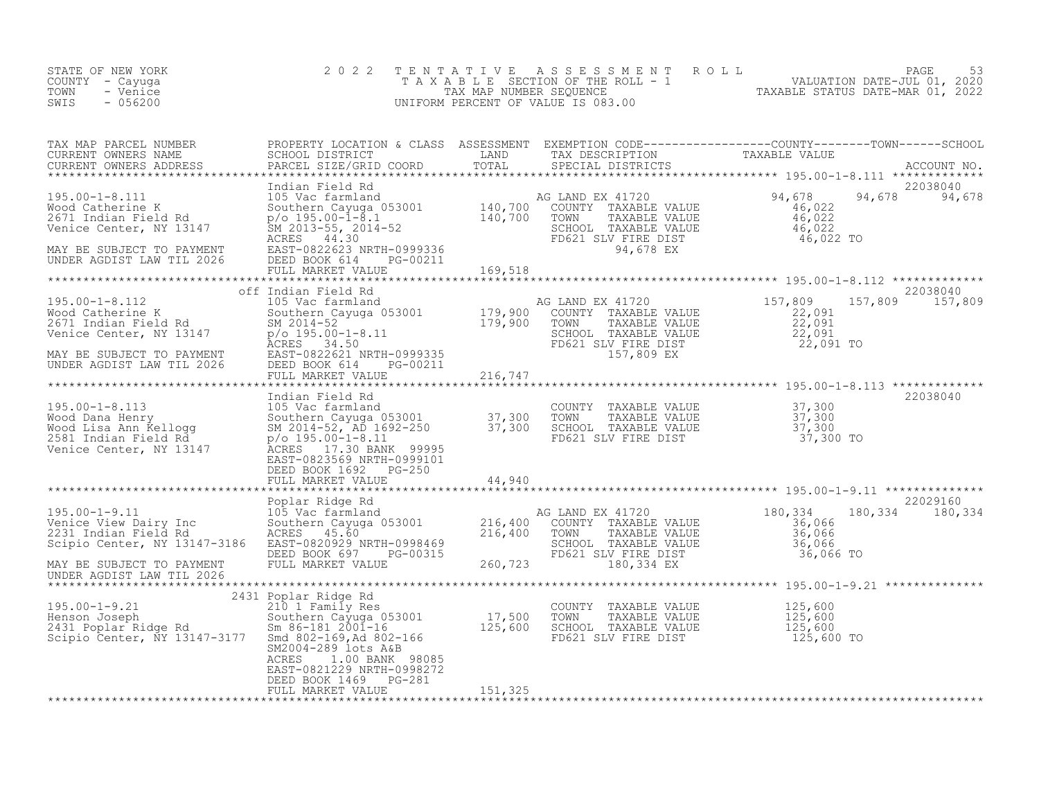STATE OF NEW YORK
COUNTY - Cayuga
TOWN - Venice
SWIS - 056200

# 2022 TENTATIVE ASSESSMENT ROLL
TAXABLE SECTION OF THE ROLL - 1
TAX MAP NUMBER SEQUENCE
UNIFORM PERCENT OF VALUE IS 083.00

VALUATION DATE-JUL 01, 2020
TAXABLE STATUS DATE-MAR 01, 2022

| TAX MAP PARCEL NUMBER / CURRENT OWNERS NAME / CURRENT OWNERS ADDRESS | PROPERTY LOCATION & CLASS / SCHOOL DISTRICT / PARCEL SIZE/GRID COORD | ASSESSMENT LAND / TOTAL | EXEMPTION CODE / TAX DESCRIPTION / SPECIAL DISTRICTS | COUNTY | TOWN | SCHOOL | ACCOUNT NO. |
|---|---|---|---|---|---|---|---|
| 195.00-1-8.111 | Indian Field Rd | | | | | | 22038040 |
| Wood Catherine K | 105 Vac farmland | | AG LAND EX 41720 | 94,678 | 94,678 | 94,678 | |
| 2671 Indian Field Rd | Southern Cayuga 053001 | 140,700 | COUNTY TAXABLE VALUE | 46,022 | | | |
| Venice Center, NY 13147 | p/o 195.00-1-8.1 | 140,700 | TOWN TAXABLE VALUE | | 46,022 | | |
| | SM 2013-55, 2014-52 | | SCHOOL TAXABLE VALUE | | | 46,022 | |
| | ACRES 44.30 | | FD621 SLV FIRE DIST | 46,022 TO | | | |
| MAY BE SUBJECT TO PAYMENT | EAST-0822623 NRTH-0999336 | | 94,678 EX | | | | |
| UNDER AGDIST LAW TIL 2026 | DEED BOOK 614 PG-00211 | | | | | | |
| | FULL MARKET VALUE | 169,518 | | | | | |
| 195.00-1-8.112 | off Indian Field Rd | | | | | | 22038040 |
| Wood Catherine K | 105 Vac farmland | | AG LAND EX 41720 | 157,809 | 157,809 | 157,809 | |
| 2671 Indian Field Rd | Southern Cayuga 053001 | 179,900 | COUNTY TAXABLE VALUE | 22,091 | | | |
| Venice Center, NY 13147 | SM 2014-52 | 179,900 | TOWN TAXABLE VALUE | | 22,091 | | |
| | p/o 195.00-1-8.11 | | SCHOOL TAXABLE VALUE | | | 22,091 | |
| | ACRES 34.50 | | FD621 SLV FIRE DIST | 22,091 TO | | | |
| MAY BE SUBJECT TO PAYMENT | EAST-0822621 NRTH-0999335 | | 157,809 EX | | | | |
| UNDER AGDIST LAW TIL 2026 | DEED BOOK 614 PG-00211 | | | | | | |
| | FULL MARKET VALUE | 216,747 | | | | | |
| 195.00-1-8.113 | Indian Field Rd | | | | | | 22038040 |
| Wood Dana Henry | 105 Vac farmland | | COUNTY TAXABLE VALUE | 37,300 | | | |
| Wood Lisa Ann Kellogg | Southern Cayuga 053001 | 37,300 | TOWN TAXABLE VALUE | | 37,300 | | |
| 2581 Indian Field Rd | SM 2014-52, AD 1692-250 | 37,300 | SCHOOL TAXABLE VALUE | | | 37,300 | |
| Venice Center, NY 13147 | p/o 195.00-1-8.11 | | FD621 SLV FIRE DIST | 37,300 TO | | | |
| | ACRES 17.30 BANK 99995 | | | | | | |
| | EAST-0823569 NRTH-0999101 | | | | | | |
| | DEED BOOK 1692 PG-250 | | | | | | |
| | FULL MARKET VALUE | 44,940 | | | | | |
| 195.00-1-9.11 | Poplar Ridge Rd | | | | | | 22029160 |
| Venice View Dairy Inc | 105 Vac farmland | | AG LAND EX 41720 | 180,334 | 180,334 | 180,334 | |
| 2231 Indian Field Rd | Southern Cayuga 053001 | 216,400 | COUNTY TAXABLE VALUE | 36,066 | | | |
| Scipio Center, NY 13147-3186 | ACRES 45.60 | 216,400 | TOWN TAXABLE VALUE | | 36,066 | | |
| | EAST-0820929 NRTH-0998469 | | SCHOOL TAXABLE VALUE | | | 36,066 | |
| | DEED BOOK 697 PG-00315 | | FD621 SLV FIRE DIST | 36,066 TO | | | |
| MAY BE SUBJECT TO PAYMENT | FULL MARKET VALUE | 260,723 | 180,334 EX | | | | |
| UNDER AGDIST LAW TIL 2026 | | | | | | | |
| 195.00-1-9.21 | 2431 Poplar Ridge Rd | | | | | | |
| Henson Joseph | 210 1 Family Res | | COUNTY TAXABLE VALUE | 125,600 | | | |
| 2431 Poplar Ridge Rd | Southern Cayuga 053001 | 17,500 | TOWN TAXABLE VALUE | | 125,600 | | |
| Scipio Center, NY 13147-3177 | Sm 86-181 2001-16 | 125,600 | SCHOOL TAXABLE VALUE | | | 125,600 | |
| | Smd 802-169,Ad 802-166 | | FD621 SLV FIRE DIST | 125,600 TO | | | |
| | SM2004-289 lots A&B | | | | | | |
| | ACRES 1.00 BANK 98085 | | | | | | |
| | EAST-0821229 NRTH-0998272 | | | | | | |
| | DEED BOOK 1469 PG-281 | | | | | | |
| | FULL MARKET VALUE | 151,325 | | | | | |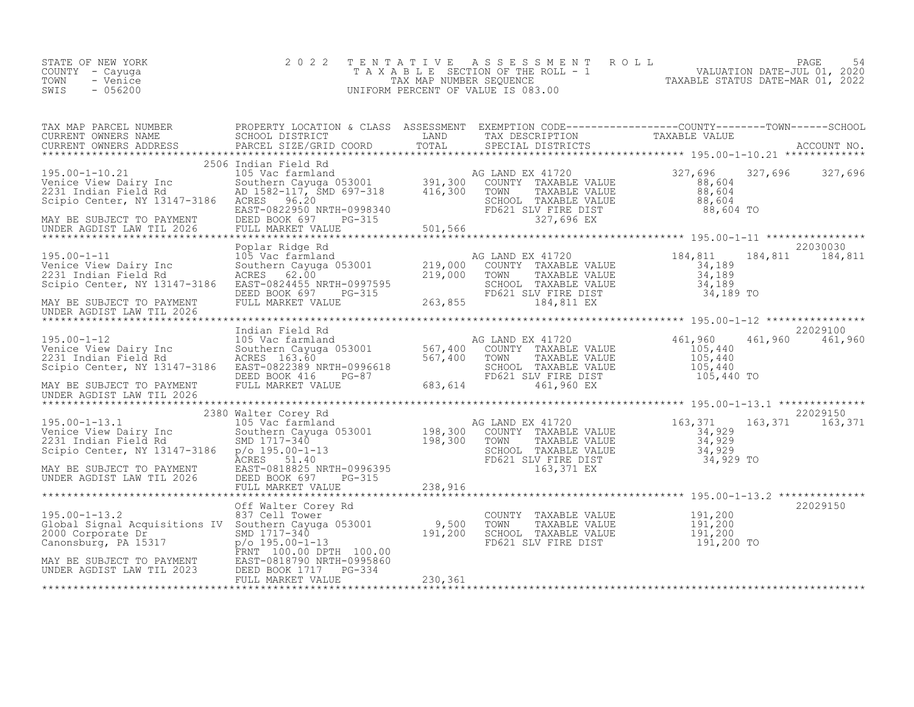STATE OF NEW YORK
COUNTY - Cayuga
TOWN - Venice
SWIS - 056200

2 0 2 2 T E N T A T I V E A S S E S S M E N T R O L L
T A X A B L E SECTION OF THE ROLL - 1
TAX MAP NUMBER SEQUENCE
UNIFORM PERCENT OF VALUE IS 083.00

VALUATION DATE-JUL 01, 2020
TAXABLE STATUS DATE-MAR 01, 2022

```
TAX MAP PARCEL NUMBER          PROPERTY LOCATION & CLASS  ASSESSMENT  EXEMPTION CODE------------------COUNTY--------TOWN------SCHOOL
CURRENT OWNERS NAME            SCHOOL DISTRICT               LAND      TAX DESCRIPTION              TAXABLE VALUE
CURRENT OWNERS ADDRESS         PARCEL SIZE/GRID COORD        TOTAL     SPECIAL DISTRICTS                                          ACCOUNT NO.
******************************************************************************************************* 195.00-1-10.21 *************
                           2506 Indian Field Rd
195.00-1-10.21                 105 Vac farmland                        AG LAND EX 41720              327,696     327,696     327,696
Venice View Dairy Inc          Southern Cayuga 053001       391,300    COUNTY  TAXABLE VALUE          88,604
2231 Indian Field Rd           AD 1582-117, SMD 697-318     416,300    TOWN    TAXABLE VALUE          88,604
Scipio Center, NY 13147-3186   ACRES   96.20                           SCHOOL  TAXABLE VALUE          88,604
                               EAST-0822950 NRTH-0998340               FD621 SLV FIRE DIST            88,604 TO
MAY BE SUBJECT TO PAYMENT      DEED BOOK 697    PG-315                       327,696 EX
UNDER AGDIST LAW TIL 2026      FULL MARKET VALUE            501,566
******************************************************************************************************* 195.00-1-11 ****************
                               Poplar Ridge Rd                                                                        22030030
195.00-1-11                    105 Vac farmland                        AG LAND EX 41720              184,811     184,811     184,811
Venice View Dairy Inc          Southern Cayuga 053001       219,000    COUNTY  TAXABLE VALUE          34,189
2231 Indian Field Rd           ACRES   62.00                219,000    TOWN    TAXABLE VALUE          34,189
Scipio Center, NY 13147-3186   EAST-0824455 NRTH-0997595               SCHOOL  TAXABLE VALUE          34,189
                               DEED BOOK 697    PG-315                 FD621 SLV FIRE DIST            34,189 TO
MAY BE SUBJECT TO PAYMENT      FULL MARKET VALUE            263,855          184,811 EX
UNDER AGDIST LAW TIL 2026
******************************************************************************************************* 195.00-1-12 ****************
                               Indian Field Rd                                                                        22029100
195.00-1-12                    105 Vac farmland                        AG LAND EX 41720              461,960     461,960     461,960
Venice View Dairy Inc          Southern Cayuga 053001       567,400    COUNTY  TAXABLE VALUE         105,440
2231 Indian Field Rd           ACRES  163.60                567,400    TOWN    TAXABLE VALUE         105,440
Scipio Center, NY 13147-3186   EAST-0822389 NRTH-0996618               SCHOOL  TAXABLE VALUE         105,440
                               DEED BOOK 416    PG-87                  FD621 SLV FIRE DIST           105,440 TO
MAY BE SUBJECT TO PAYMENT      FULL MARKET VALUE            683,614          461,960 EX
UNDER AGDIST LAW TIL 2026
******************************************************************************************************* 195.00-1-13.1 **************
                           2380 Walter Corey Rd                                                                       22029150
195.00-1-13.1                  105 Vac farmland                        AG LAND EX 41720              163,371     163,371     163,371
Venice View Dairy Inc          Southern Cayuga 053001       198,300    COUNTY  TAXABLE VALUE          34,929
2231 Indian Field Rd           SMD 1717-340                 198,300    TOWN    TAXABLE VALUE          34,929
Scipio Center, NY 13147-3186   p/o 195.00-1-13                         SCHOOL  TAXABLE VALUE          34,929
                               ACRES   51.40                           FD621 SLV FIRE DIST            34,929 TO
MAY BE SUBJECT TO PAYMENT      EAST-0818825 NRTH-0996395                     163,371 EX
UNDER AGDIST LAW TIL 2026      DEED BOOK 697    PG-315
                               FULL MARKET VALUE            238,916
******************************************************************************************************* 195.00-1-13.2 **************
                               Off Walter Corey Rd                                                                    22029150
195.00-1-13.2                  837 Cell Tower                          COUNTY  TAXABLE VALUE         191,200
Global Signal Acquisitions IV  Southern Cayuga 053001         9,500    TOWN    TAXABLE VALUE         191,200
2000 Corporate Dr              SMD 1717-340                 191,200    SCHOOL  TAXABLE VALUE         191,200
Canonsburg, PA 15317           p/o 195.00-1-13                         FD621 SLV FIRE DIST           191,200 TO
                               FRNT 100.00 DPTH 100.00
MAY BE SUBJECT TO PAYMENT      EAST-0818790 NRTH-0995860
UNDER AGDIST LAW TIL 2023      DEED BOOK 1717   PG-334
                               FULL MARKET VALUE            230,361
************************************************************************************************************************************
```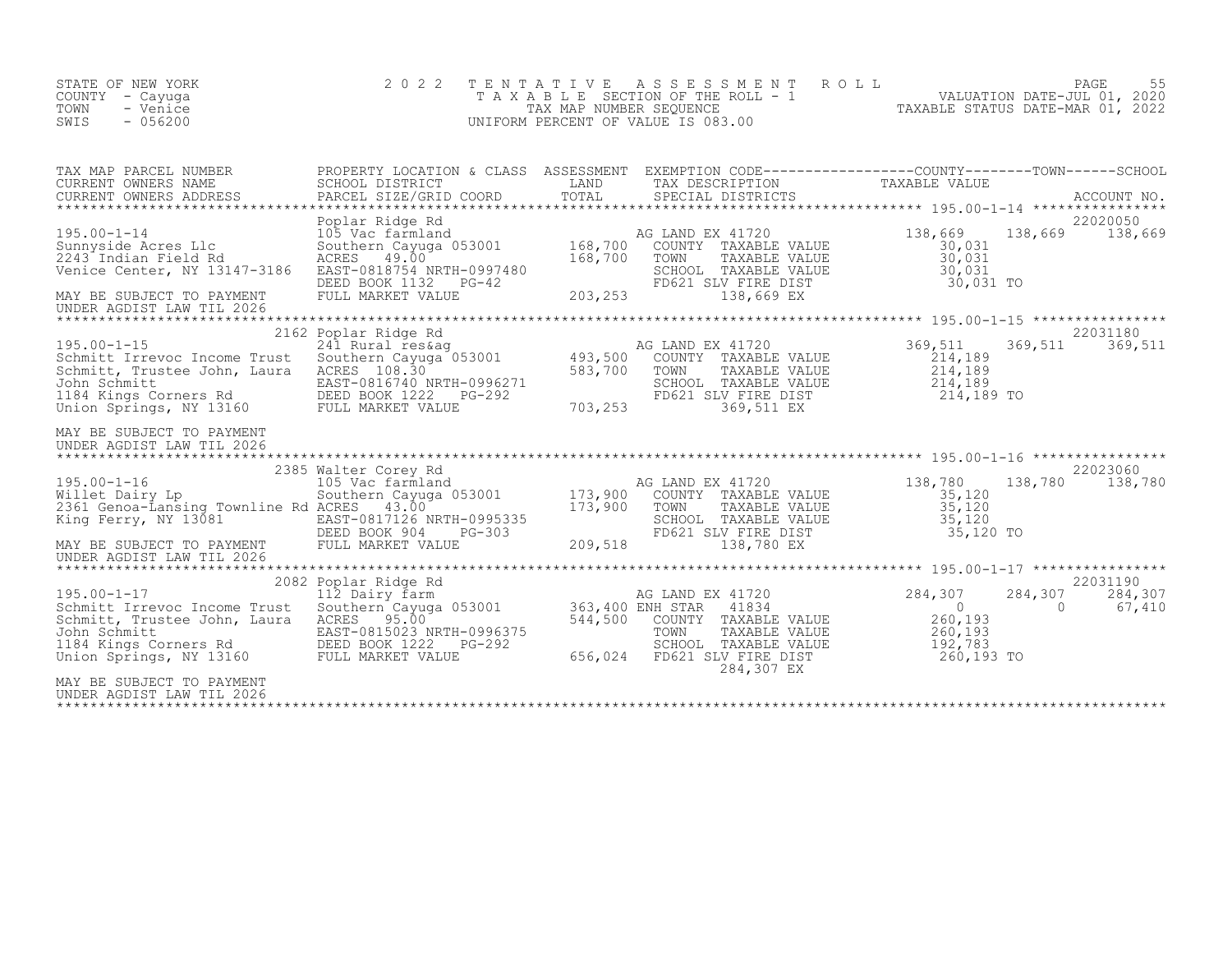STATE OF NEW YORK
COUNTY - Cayuga
TOWN - Venice
SWIS - 056200

2 0 2 2 T E N T A T I V E A S S E S S M E N T R O L L
T A X A B L E SECTION OF THE ROLL - 1
TAX MAP NUMBER SEQUENCE
UNIFORM PERCENT OF VALUE IS 083.00

VALUATION DATE-JUL 01, 2020
TAXABLE STATUS DATE-MAR 01, 2022

| TAX MAP PARCEL NUMBER / CURRENT OWNERS NAME / CURRENT OWNERS ADDRESS | PROPERTY LOCATION & CLASS / SCHOOL DISTRICT / PARCEL SIZE/GRID COORD | ASSESSMENT LAND / TOTAL | EXEMPTION CODE / TAX DESCRIPTION / SPECIAL DISTRICTS | COUNTY TAXABLE VALUE | TOWN | SCHOOL / ACCOUNT NO. |
|---|---|---|---|---|---|---|
| | Poplar Ridge Rd | | | | | 22020050 |
| 195.00-1-14 | 105 Vac farmland | | AG LAND EX 41720 | 138,669 | 138,669 | 138,669 |
| Sunnyside Acres Llc | Southern Cayuga 053001 | 168,700 | COUNTY TAXABLE VALUE | 30,031 | | |
| 2243 Indian Field Rd | ACRES 49.00 | 168,700 | TOWN TAXABLE VALUE | 30,031 | | |
| Venice Center, NY 13147-3186 | EAST-0818754 NRTH-0997480 | | SCHOOL TAXABLE VALUE | 30,031 | | |
| | DEED BOOK 1132 PG-42 | | FD621 SLV FIRE DIST | 30,031 TO | | |
| MAY BE SUBJECT TO PAYMENT | FULL MARKET VALUE | 203,253 | 138,669 EX | | | |
| UNDER AGDIST LAW TIL 2026 | | | | | | |
| | 2162 Poplar Ridge Rd | | | | | 22031180 |
| 195.00-1-15 | 241 Rural res&ag | | AG LAND EX 41720 | 369,511 | 369,511 | 369,511 |
| Schmitt Irrevoc Income Trust | Southern Cayuga 053001 | 493,500 | COUNTY TAXABLE VALUE | 214,189 | | |
| Schmitt, Trustee John, Laura | ACRES 108.30 | 583,700 | TOWN TAXABLE VALUE | 214,189 | | |
| John Schmitt | EAST-0816740 NRTH-0996271 | | SCHOOL TAXABLE VALUE | 214,189 | | |
| 1184 Kings Corners Rd | DEED BOOK 1222 PG-292 | | FD621 SLV FIRE DIST | 214,189 TO | | |
| Union Springs, NY 13160 | FULL MARKET VALUE | 703,253 | 369,511 EX | | | |
| MAY BE SUBJECT TO PAYMENT | | | | | | |
| UNDER AGDIST LAW TIL 2026 | | | | | | |
| | 2385 Walter Corey Rd | | | | | 22023060 |
| 195.00-1-16 | 105 Vac farmland | | AG LAND EX 41720 | 138,780 | 138,780 | 138,780 |
| Willet Dairy Lp | Southern Cayuga 053001 | 173,900 | COUNTY TAXABLE VALUE | 35,120 | | |
| 2361 Genoa-Lansing Townline Rd | ACRES 43.00 | 173,900 | TOWN TAXABLE VALUE | 35,120 | | |
| King Ferry, NY 13081 | EAST-0817126 NRTH-0995335 | | SCHOOL TAXABLE VALUE | 35,120 | | |
| | DEED BOOK 904 PG-303 | | FD621 SLV FIRE DIST | 35,120 TO | | |
| MAY BE SUBJECT TO PAYMENT | FULL MARKET VALUE | 209,518 | 138,780 EX | | | |
| UNDER AGDIST LAW TIL 2026 | | | | | | |
| | 2082 Poplar Ridge Rd | | | | | 22031190 |
| 195.00-1-17 | 112 Dairy farm | | AG LAND EX 41720 | 284,307 | 284,307 | 284,307 |
| Schmitt Irrevoc Income Trust | Southern Cayuga 053001 | 363,400 | ENH STAR 41834 | 0 | 0 | 67,410 |
| Schmitt, Trustee John, Laura | ACRES 95.00 | 544,500 | COUNTY TAXABLE VALUE | 260,193 | | |
| John Schmitt | EAST-0815023 NRTH-0996375 | | TOWN TAXABLE VALUE | 260,193 | | |
| 1184 Kings Corners Rd | DEED BOOK 1222 PG-292 | | SCHOOL TAXABLE VALUE | 192,783 | | |
| Union Springs, NY 13160 | FULL MARKET VALUE | 656,024 | FD621 SLV FIRE DIST | 260,193 TO | | |
| | | | 284,307 EX | | | |
| MAY BE SUBJECT TO PAYMENT | | | | | | |
| UNDER AGDIST LAW TIL 2026 | | | | | | |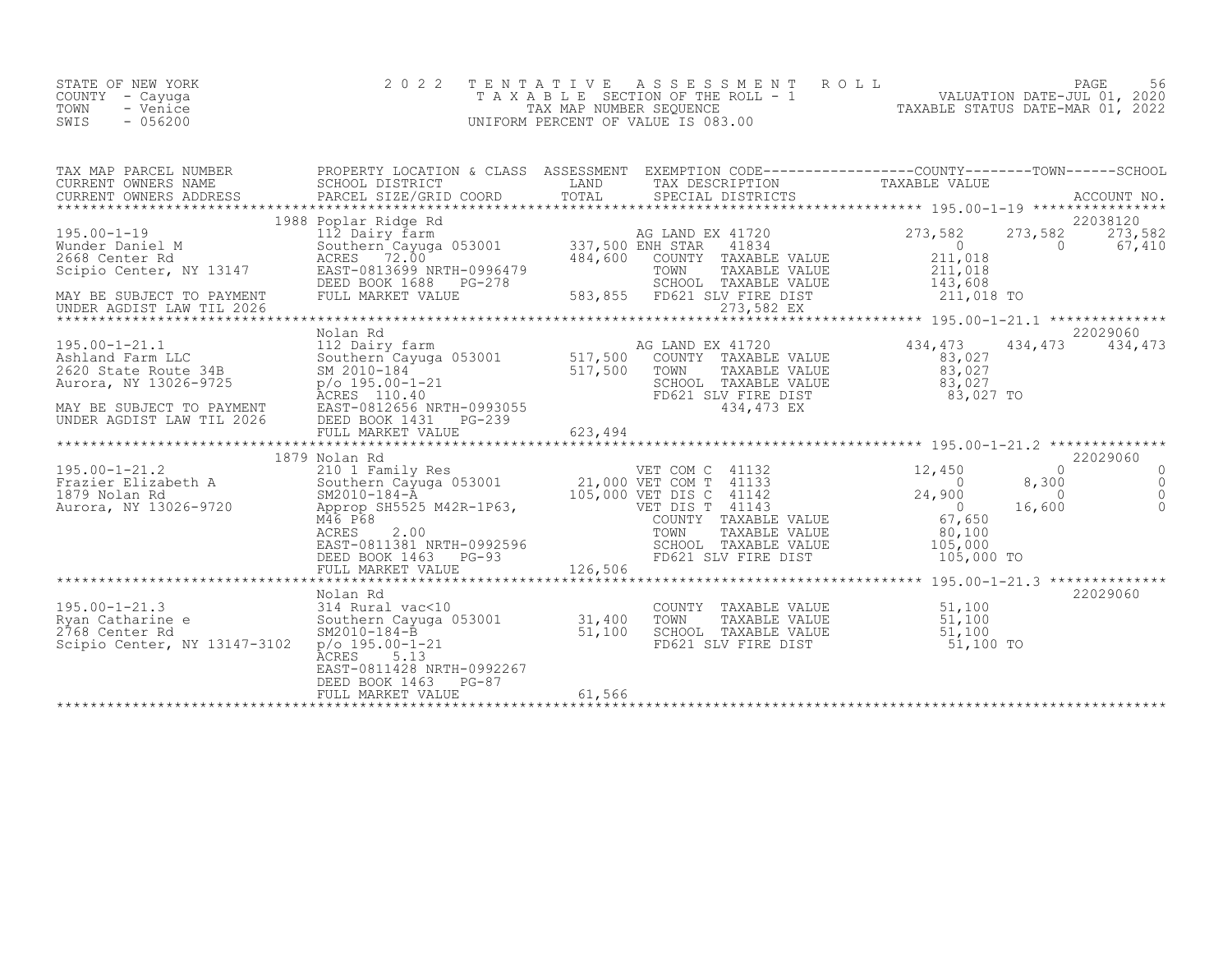STATE OF NEW YORK
COUNTY - Cayuga
TOWN - Venice
SWIS - 056200

2022 TENTATIVE ASSESSMENT ROLL
TAXABLE SECTION OF THE ROLL - 1
TAX MAP NUMBER SEQUENCE
UNIFORM PERCENT OF VALUE IS 083.00

VALUATION DATE-JUL 01, 2020
TAXABLE STATUS DATE-MAR 01, 2022

| TAX MAP PARCEL NUMBER / CURRENT OWNERS NAME / CURRENT OWNERS ADDRESS | PROPERTY LOCATION & CLASS / SCHOOL DISTRICT / PARCEL SIZE/GRID COORD | ASSESSMENT LAND / TOTAL | EXEMPTION CODE / TAX DESCRIPTION / SPECIAL DISTRICTS | COUNTY TAXABLE VALUE | TOWN | SCHOOL / ACCOUNT NO. |
|---|---|---|---|---|---|---|
| **195.00-1-19** | 1988 Poplar Ridge Rd | | | | | 22038120 |
| Wunder Daniel M | 112 Dairy farm | | AG LAND EX 41720 | 273,582 | 273,582 | 273,582 |
| 2668 Center Rd | Southern Cayuga 053001 | 337,500 | ENH STAR 41834 | 0 | 0 | 67,410 |
| Scipio Center, NY 13147 | ACRES 72.00 | 484,600 | COUNTY TAXABLE VALUE | 211,018 | | |
| | EAST-0813699 NRTH-0996479 | | TOWN TAXABLE VALUE | 211,018 | | |
| | DEED BOOK 1688 PG-278 | | SCHOOL TAXABLE VALUE | 143,608 | | |
| MAY BE SUBJECT TO PAYMENT | FULL MARKET VALUE | 583,855 | FD621 SLV FIRE DIST | 211,018 TO | | |
| UNDER AGDIST LAW TIL 2026 | | | 273,582 EX | | | |
| **195.00-1-21.1** | Nolan Rd | | | | | 22029060 |
| Ashland Farm LLC | 112 Dairy farm | | AG LAND EX 41720 | 434,473 | 434,473 | 434,473 |
| 2620 State Route 34B | Southern Cayuga 053001 | 517,500 | COUNTY TAXABLE VALUE | 83,027 | | |
| Aurora, NY 13026-9725 | SM 2010-184 | 517,500 | TOWN TAXABLE VALUE | 83,027 | | |
| | p/o 195.00-1-21 | | SCHOOL TAXABLE VALUE | 83,027 | | |
| | ACRES 110.40 | | FD621 SLV FIRE DIST | 83,027 TO | | |
| MAY BE SUBJECT TO PAYMENT | EAST-0812656 NRTH-0993055 | | 434,473 EX | | | |
| UNDER AGDIST LAW TIL 2026 | DEED BOOK 1431 PG-239 | | | | | |
| | FULL MARKET VALUE | 623,494 | | | | |
| **195.00-1-21.2** | 1879 Nolan Rd | | | | | 22029060 |
| Frazier Elizabeth A | 210 1 Family Res | | VET COM C 41132 | 12,450 | 0 | 0 |
| 1879 Nolan Rd | Southern Cayuga 053001 | 21,000 | VET COM T 41133 | 0 | 8,300 | 0 |
| Aurora, NY 13026-9720 | SM2010-184-A | 105,000 | VET DIS C 41142 | 24,900 | 0 | 0 |
| | Approp SH5525 M42R-1P63, | | VET DIS T 41143 | 0 | 16,600 | 0 |
| | M46 P68 | | COUNTY TAXABLE VALUE | 67,650 | | |
| | ACRES 2.00 | | TOWN TAXABLE VALUE | 80,100 | | |
| | EAST-0811381 NRTH-0992596 | | SCHOOL TAXABLE VALUE | 105,000 | | |
| | DEED BOOK 1463 PG-93 | | FD621 SLV FIRE DIST | 105,000 TO | | |
| | FULL MARKET VALUE | 126,506 | | | | |
| **195.00-1-21.3** | Nolan Rd | | | | | 22029060 |
| Ryan Catharine e | 314 Rural vac<10 | | COUNTY TAXABLE VALUE | 51,100 | | |
| 2768 Center Rd | Southern Cayuga 053001 | 31,400 | TOWN TAXABLE VALUE | 51,100 | | |
| Scipio Center, NY 13147-3102 | SM2010-184-B | 51,100 | SCHOOL TAXABLE VALUE | 51,100 | | |
| | p/o 195.00-1-21 | | FD621 SLV FIRE DIST | 51,100 TO | | |
| | ACRES 5.13 | | | | | |
| | EAST-0811428 NRTH-0992267 | | | | | |
| | DEED BOOK 1463 PG-87 | | | | | |
| | FULL MARKET VALUE | 61,566 | | | | |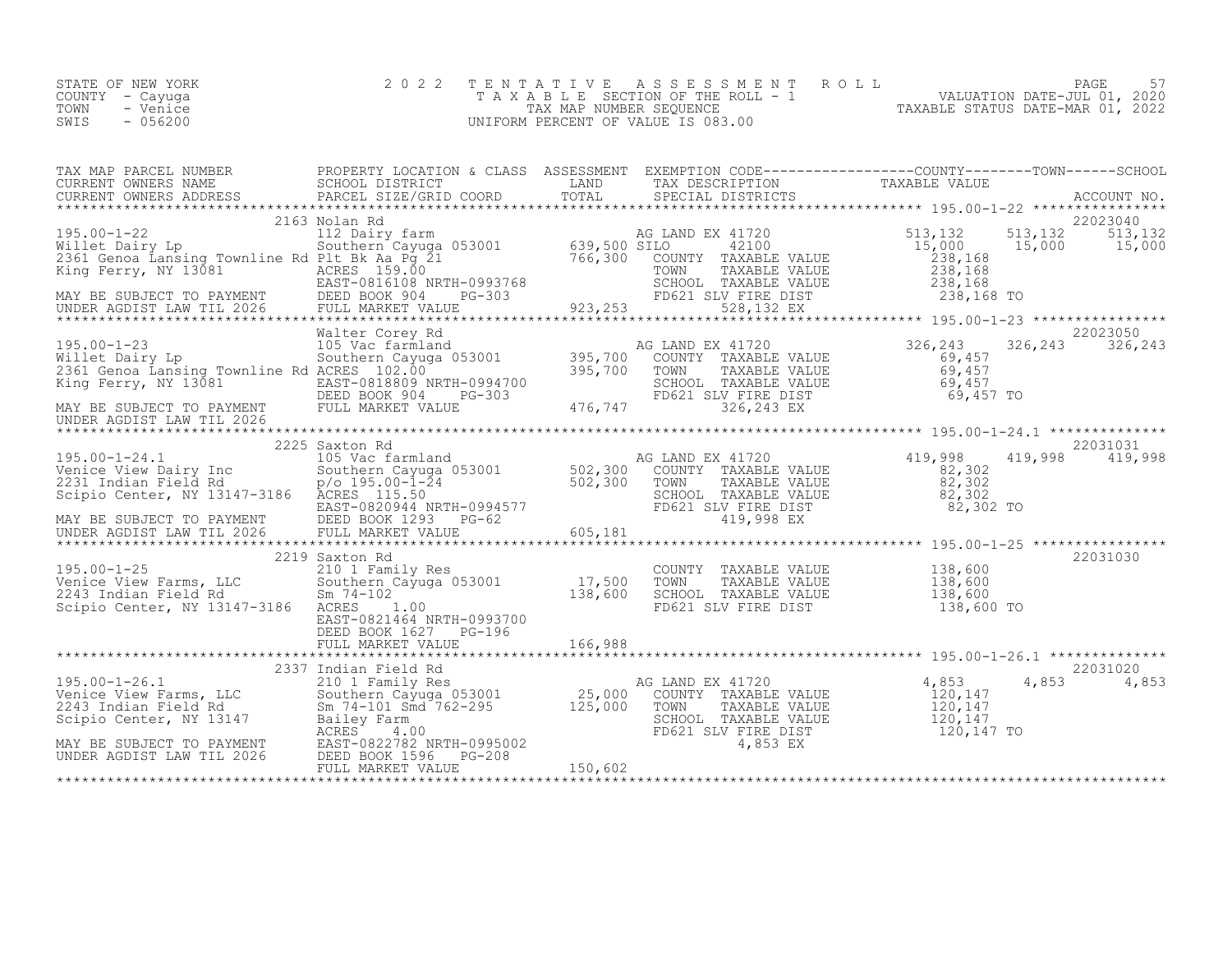STATE OF NEW YORK
COUNTY - Cayuga
TOWN - Venice
SWIS - 056200

2 0 2 2 T E N T A T I V E A S S E S S M E N T R O L L
T A X A B L E SECTION OF THE ROLL - 1
TAX MAP NUMBER SEQUENCE
UNIFORM PERCENT OF VALUE IS 083.00

VALUATION DATE-JUL 01, 2020
TAXABLE STATUS DATE-MAR 01, 2022

| TAX MAP PARCEL NUMBER / CURRENT OWNERS NAME / CURRENT OWNERS ADDRESS | PROPERTY LOCATION & CLASS / SCHOOL DISTRICT / PARCEL SIZE/GRID COORD | ASSESSMENT LAND / TOTAL | EXEMPTION CODE / TAX DESCRIPTION / SPECIAL DISTRICTS | COUNTY TAXABLE VALUE | TOWN | SCHOOL | ACCOUNT NO. |
|---|---|---|---|---|---|---|---|
| **195.00-1-22** | 2163 Nolan Rd | | | | | | 22023040 |
| 195.00-1-22 | 112 Dairy farm | | AG LAND EX 41720 | 513,132 | 513,132 | 513,132 | |
| Willet Dairy Lp | Southern Cayuga 053001 | 639,500 | SILO 42100 | 15,000 | 15,000 | 15,000 | |
| 2361 Genoa Lansing Townline Rd | Plt Bk Aa Pg 21 | 766,300 | COUNTY TAXABLE VALUE | 238,168 | | | |
| King Ferry, NY 13081 | ACRES 159.00 | | TOWN TAXABLE VALUE | 238,168 | | | |
| | EAST-0816108 NRTH-0993768 | | SCHOOL TAXABLE VALUE | 238,168 | | | |
| MAY BE SUBJECT TO PAYMENT | DEED BOOK 904 PG-303 | | FD621 SLV FIRE DIST | 238,168 TO | | | |
| UNDER AGDIST LAW TIL 2026 | FULL MARKET VALUE | 923,253 | 528,132 EX | | | | |
| **195.00-1-23** | Walter Corey Rd | | | | | | 22023050 |
| 195.00-1-23 | 105 Vac farmland | | AG LAND EX 41720 | 326,243 | 326,243 | 326,243 | |
| Willet Dairy Lp | Southern Cayuga 053001 | 395,700 | COUNTY TAXABLE VALUE | 69,457 | | | |
| 2361 Genoa Lansing Townline Rd | ACRES 102.00 | 395,700 | TOWN TAXABLE VALUE | 69,457 | | | |
| King Ferry, NY 13081 | EAST-0818809 NRTH-0994700 | | SCHOOL TAXABLE VALUE | 69,457 | | | |
| | DEED BOOK 904 PG-303 | | FD621 SLV FIRE DIST | 69,457 TO | | | |
| MAY BE SUBJECT TO PAYMENT | FULL MARKET VALUE | 476,747 | 326,243 EX | | | | |
| UNDER AGDIST LAW TIL 2026 | | | | | | | |
| **195.00-1-24.1** | 2225 Saxton Rd | | | | | | 22031031 |
| 195.00-1-24.1 | 105 Vac farmland | | AG LAND EX 41720 | 419,998 | 419,998 | 419,998 | |
| Venice View Dairy Inc | Southern Cayuga 053001 | 502,300 | COUNTY TAXABLE VALUE | 82,302 | | | |
| 2231 Indian Field Rd | p/o 195.00-1-24 | 502,300 | TOWN TAXABLE VALUE | 82,302 | | | |
| Scipio Center, NY 13147-3186 | ACRES 115.50 | | SCHOOL TAXABLE VALUE | 82,302 | | | |
| | EAST-0820944 NRTH-0994577 | | FD621 SLV FIRE DIST | 82,302 TO | | | |
| MAY BE SUBJECT TO PAYMENT | DEED BOOK 1293 PG-62 | | 419,998 EX | | | | |
| UNDER AGDIST LAW TIL 2026 | FULL MARKET VALUE | 605,181 | | | | | |
| **195.00-1-25** | 2219 Saxton Rd | | | | | | 22031030 |
| 195.00-1-25 | 210 1 Family Res | | COUNTY TAXABLE VALUE | 138,600 | | | |
| Venice View Farms, LLC | Southern Cayuga 053001 | 17,500 | TOWN TAXABLE VALUE | 138,600 | | | |
| 2243 Indian Field Rd | Sm 74-102 | 138,600 | SCHOOL TAXABLE VALUE | 138,600 | | | |
| Scipio Center, NY 13147-3186 | ACRES 1.00 | | FD621 SLV FIRE DIST | 138,600 TO | | | |
| | EAST-0821464 NRTH-0993700 | | | | | | |
| | DEED BOOK 1627 PG-196 | | | | | | |
| | FULL MARKET VALUE | 166,988 | | | | | |
| **195.00-1-26.1** | 2337 Indian Field Rd | | | | | | 22031020 |
| 195.00-1-26.1 | 210 1 Family Res | | AG LAND EX 41720 | 4,853 | 4,853 | 4,853 | |
| Venice View Farms, LLC | Southern Cayuga 053001 | 25,000 | COUNTY TAXABLE VALUE | 120,147 | | | |
| 2243 Indian Field Rd | Sm 74-101 Smd 762-295 | 125,000 | TOWN TAXABLE VALUE | 120,147 | | | |
| Scipio Center, NY 13147 | Bailey Farm | | SCHOOL TAXABLE VALUE | 120,147 | | | |
| | ACRES 4.00 | | FD621 SLV FIRE DIST | 120,147 TO | | | |
| MAY BE SUBJECT TO PAYMENT | EAST-0822782 NRTH-0995002 | | 4,853 EX | | | | |
| UNDER AGDIST LAW TIL 2026 | DEED BOOK 1596 PG-208 | | | | | | |
| | FULL MARKET VALUE | 150,602 | | | | | |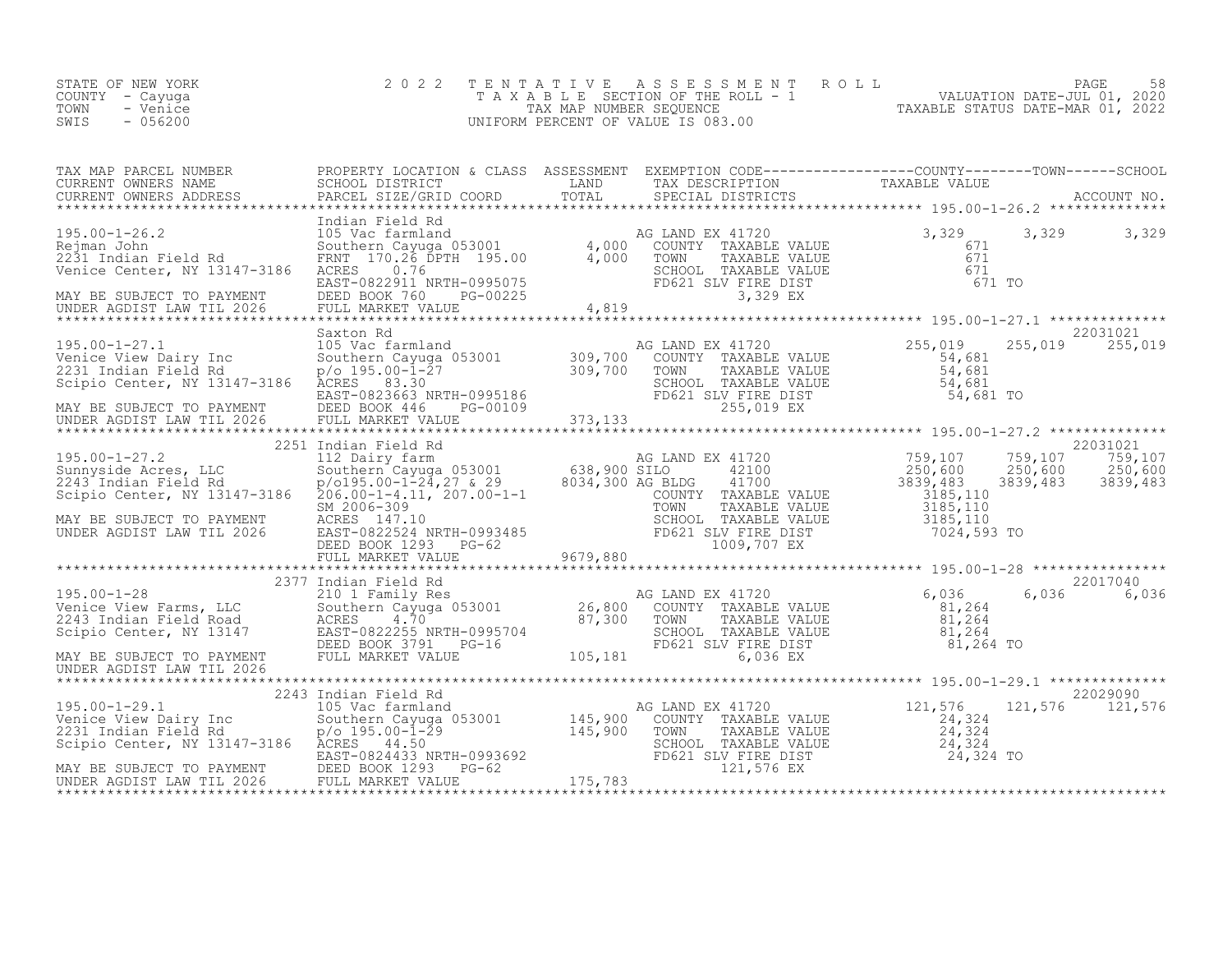STATE OF NEW YORK
COUNTY - Cayuga
TOWN - Venice
SWIS - 056200

2022 TENTATIVE ASSESSMENT ROLL
TAXABLE SECTION OF THE ROLL - 1
TAX MAP NUMBER SEQUENCE
UNIFORM PERCENT OF VALUE IS 083.00

VALUATION DATE-JUL 01, 2020
TAXABLE STATUS DATE-MAR 01, 2022

| TAX MAP PARCEL NUMBER / CURRENT OWNERS NAME / CURRENT OWNERS ADDRESS | PROPERTY LOCATION & CLASS / SCHOOL DISTRICT / PARCEL SIZE/GRID COORD | ASSESSMENT LAND / TOTAL | EXEMPTION CODE / TAX DESCRIPTION / SPECIAL DISTRICTS | COUNTY TAXABLE VALUE | TOWN | SCHOOL | ACCOUNT NO. |
|---|---|---|---|---|---|---|---|
| 195.00-1-26.2 | Indian Field Rd | | | | | | |
| 195.00-1-26.2 | 105 Vac farmland | | AG LAND EX 41720 | 3,329 | 3,329 | 3,329 | |
| Rejman John | Southern Cayuga 053001 | 4,000 | COUNTY TAXABLE VALUE | 671 | | | |
| 2231 Indian Field Rd | FRNT 170.26 DPTH 195.00 | 4,000 | TOWN TAXABLE VALUE | 671 | | | |
| Venice Center, NY 13147-3186 | ACRES 0.76 | | SCHOOL TAXABLE VALUE | 671 | | | |
| | EAST-0822911 NRTH-0995075 | | FD621 SLV FIRE DIST | 671 TO | | | |
| MAY BE SUBJECT TO PAYMENT | DEED BOOK 760 PG-00225 | | 3,329 EX | | | | |
| UNDER AGDIST LAW TIL 2026 | FULL MARKET VALUE | 4,819 | | | | | |
| 195.00-1-27.1 | Saxton Rd | | | | | | 22031021 |
| 195.00-1-27.1 | 105 Vac farmland | | AG LAND EX 41720 | 255,019 | 255,019 | 255,019 | |
| Venice View Dairy Inc | Southern Cayuga 053001 | 309,700 | COUNTY TAXABLE VALUE | 54,681 | | | |
| 2231 Indian Field Rd | p/o 195.00-1-27 | 309,700 | TOWN TAXABLE VALUE | 54,681 | | | |
| Scipio Center, NY 13147-3186 | ACRES 83.30 | | SCHOOL TAXABLE VALUE | 54,681 | | | |
| | EAST-0823663 NRTH-0995186 | | FD621 SLV FIRE DIST | 54,681 TO | | | |
| MAY BE SUBJECT TO PAYMENT | DEED BOOK 446 PG-00109 | | 255,019 EX | | | | |
| UNDER AGDIST LAW TIL 2026 | FULL MARKET VALUE | 373,133 | | | | | |
| 195.00-1-27.2 | 2251 Indian Field Rd | | | | | | 22031021 |
| 195.00-1-27.2 | 112 Dairy farm | | AG LAND EX 41720 | 759,107 | 759,107 | 759,107 | |
| Sunnyside Acres, LLC | Southern Cayuga 053001 | 638,900 | SILO 42100 | 250,600 | 250,600 | 250,600 | |
| 2243 Indian Field Rd | p/o195.00-1-24,27 & 29 | 8034,300 | AG BLDG 41700 | 3839,483 | 3839,483 | 3839,483 | |
| Scipio Center, NY 13147-3186 | 206.00-1-4.11, 207.00-1-1 | | COUNTY TAXABLE VALUE | 3185,110 | | | |
| | SM 2006-309 | | TOWN TAXABLE VALUE | 3185,110 | | | |
| MAY BE SUBJECT TO PAYMENT | ACRES 147.10 | | SCHOOL TAXABLE VALUE | 3185,110 | | | |
| UNDER AGDIST LAW TIL 2026 | EAST-0822524 NRTH-0993485 | | FD621 SLV FIRE DIST | 7024,593 TO | | | |
| | DEED BOOK 1293 PG-62 | | 1009,707 EX | | | | |
| | FULL MARKET VALUE | 9679,880 | | | | | |
| 195.00-1-28 | 2377 Indian Field Rd | | | | | | 22017040 |
| 195.00-1-28 | 210 1 Family Res | | AG LAND EX 41720 | 6,036 | 6,036 | 6,036 | |
| Venice View Farms, LLC | Southern Cayuga 053001 | 26,800 | COUNTY TAXABLE VALUE | 81,264 | | | |
| 2243 Indian Field Road | ACRES 4.70 | 87,300 | TOWN TAXABLE VALUE | 81,264 | | | |
| Scipio Center, NY 13147 | EAST-0822255 NRTH-0995704 | | SCHOOL TAXABLE VALUE | 81,264 | | | |
| | DEED BOOK 3791 PG-16 | | FD621 SLV FIRE DIST | 81,264 TO | | | |
| MAY BE SUBJECT TO PAYMENT | FULL MARKET VALUE | 105,181 | 6,036 EX | | | | |
| UNDER AGDIST LAW TIL 2026 | | | | | | | |
| 195.00-1-29.1 | 2243 Indian Field Rd | | | | | | 22029090 |
| 195.00-1-29.1 | 105 Vac farmland | | AG LAND EX 41720 | 121,576 | 121,576 | 121,576 | |
| Venice View Dairy Inc | Southern Cayuga 053001 | 145,900 | COUNTY TAXABLE VALUE | 24,324 | | | |
| 2231 Indian Field Rd | p/o 195.00-1-29 | 145,900 | TOWN TAXABLE VALUE | 24,324 | | | |
| Scipio Center, NY 13147-3186 | ACRES 44.50 | | SCHOOL TAXABLE VALUE | 24,324 | | | |
| | EAST-0824433 NRTH-0993692 | | FD621 SLV FIRE DIST | 24,324 TO | | | |
| MAY BE SUBJECT TO PAYMENT | DEED BOOK 1293 PG-62 | | 121,576 EX | | | | |
| UNDER AGDIST LAW TIL 2026 | FULL MARKET VALUE | 175,783 | | | | | |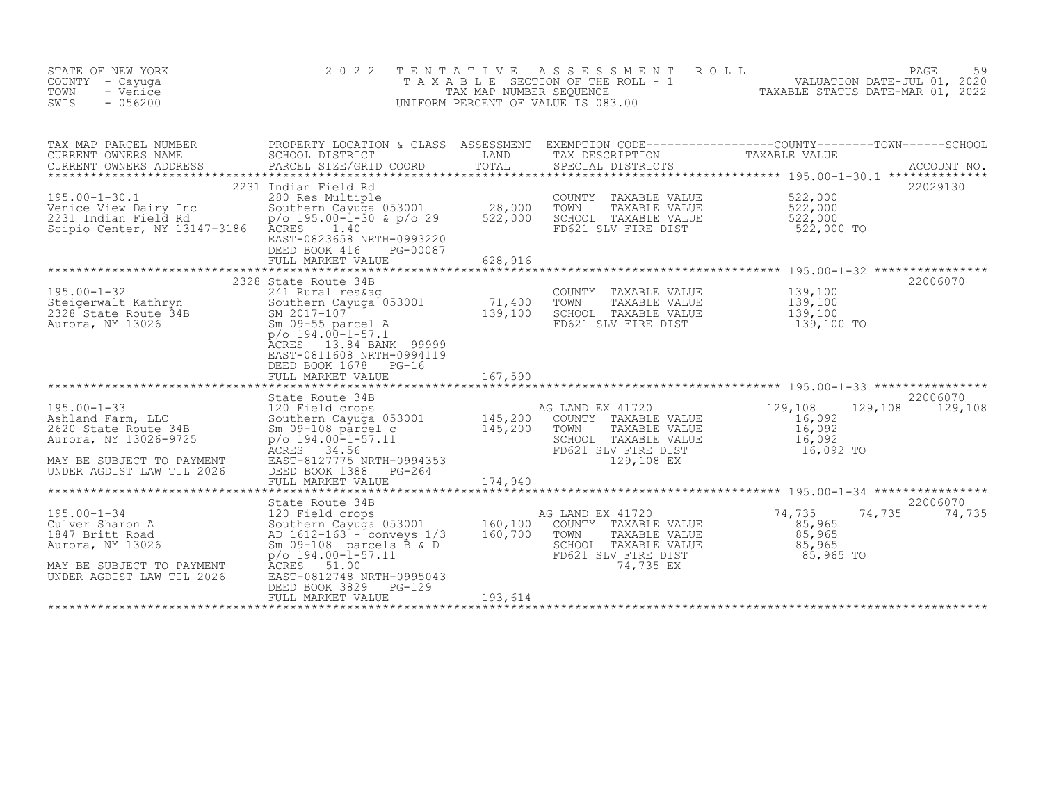STATE OF NEW YORK
COUNTY - Cayuga
TOWN - Venice
SWIS - 056200

2 0 2 2 T E N T A T I V E A S S E S S M E N T R O L L
T A X A B L E SECTION OF THE ROLL - 1
TAX MAP NUMBER SEQUENCE
UNIFORM PERCENT OF VALUE IS 083.00

VALUATION DATE-JUL 01, 2020
TAXABLE STATUS DATE-MAR 01, 2022

| TAX MAP PARCEL NUMBER<br>CURRENT OWNERS NAME<br>CURRENT OWNERS ADDRESS | PROPERTY LOCATION & CLASS<br>SCHOOL DISTRICT<br>PARCEL SIZE/GRID COORD | ASSESSMENT<br>LAND<br>TOTAL | EXEMPTION CODE<br>TAX DESCRIPTION<br>SPECIAL DISTRICTS | COUNTY<br>TAXABLE VALUE | TOWN | SCHOOL<br>ACCOUNT NO. |
|---|---|---|---|---|---|---|
| **195.00-1-30.1** | 2231 Indian Field Rd | | | | | 22029130 |
| 195.00-1-30.1 | 280 Res Multiple | | COUNTY TAXABLE VALUE | 522,000 | | |
| Venice View Dairy Inc | Southern Cayuga 053001 | 28,000 | TOWN TAXABLE VALUE | 522,000 | | |
| 2231 Indian Field Rd | p/o 195.00-1-30 & p/o 29 | 522,000 | SCHOOL TAXABLE VALUE | 522,000 | | |
| Scipio Center, NY 13147-3186 | ACRES 1.40 | | FD621 SLV FIRE DIST | 522,000 TO | | |
| | EAST-0823658 NRTH-0993220 | | | | | |
| | DEED BOOK 416 PG-00087 | | | | | |
| | FULL MARKET VALUE | 628,916 | | | | |
| **195.00-1-32** | 2328 State Route 34B | | | | | 22006070 |
| 195.00-1-32 | 241 Rural res&ag | | COUNTY TAXABLE VALUE | 139,100 | | |
| Steigerwalt Kathryn | Southern Cayuga 053001 | 71,400 | TOWN TAXABLE VALUE | 139,100 | | |
| 2328 State Route 34B | SM 2017-107 | 139,100 | SCHOOL TAXABLE VALUE | 139,100 | | |
| Aurora, NY 13026 | Sm 09-55 parcel A | | FD621 SLV FIRE DIST | 139,100 TO | | |
| | p/o 194.00-1-57.1 | | | | | |
| | ACRES 13.84 BANK 99999 | | | | | |
| | EAST-0811608 NRTH-0994119 | | | | | |
| | DEED BOOK 1678 PG-16 | | | | | |
| | FULL MARKET VALUE | 167,590 | | | | |
| **195.00-1-33** | State Route 34B | | | | | 22006070 |
| 195.00-1-33 | 120 Field crops | | AG LAND EX 41720 | 129,108 | 129,108 | 129,108 |
| Ashland Farm, LLC | Southern Cayuga 053001 | 145,200 | COUNTY TAXABLE VALUE | 16,092 | | |
| 2620 State Route 34B | Sm 09-108 parcel c | 145,200 | TOWN TAXABLE VALUE | 16,092 | | |
| Aurora, NY 13026-9725 | p/o 194.00-1-57.11 | | SCHOOL TAXABLE VALUE | 16,092 | | |
| | ACRES 34.56 | | FD621 SLV FIRE DIST | 16,092 TO | | |
| MAY BE SUBJECT TO PAYMENT | EAST-8127775 NRTH-0994353 | | 129,108 EX | | | |
| UNDER AGDIST LAW TIL 2026 | DEED BOOK 1388 PG-264 | | | | | |
| | FULL MARKET VALUE | 174,940 | | | | |
| **195.00-1-34** | State Route 34B | | | | | 22006070 |
| 195.00-1-34 | 120 Field crops | | AG LAND EX 41720 | 74,735 | 74,735 | 74,735 |
| Culver Sharon A | Southern Cayuga 053001 | 160,100 | COUNTY TAXABLE VALUE | 85,965 | | |
| 1847 Britt Road | AD 1612-163 - conveys 1/3 | 160,700 | TOWN TAXABLE VALUE | 85,965 | | |
| Aurora, NY 13026 | Sm 09-108 parcels B & D | | SCHOOL TAXABLE VALUE | 85,965 | | |
| | p/o 194.00-1-57.11 | | FD621 SLV FIRE DIST | 85,965 TO | | |
| MAY BE SUBJECT TO PAYMENT | ACRES 51.00 | | 74,735 EX | | | |
| UNDER AGDIST LAW TIL 2026 | EAST-0812748 NRTH-0995043 | | | | | |
| | DEED BOOK 3829 PG-129 | | | | | |
| | FULL MARKET VALUE | 193,614 | | | | |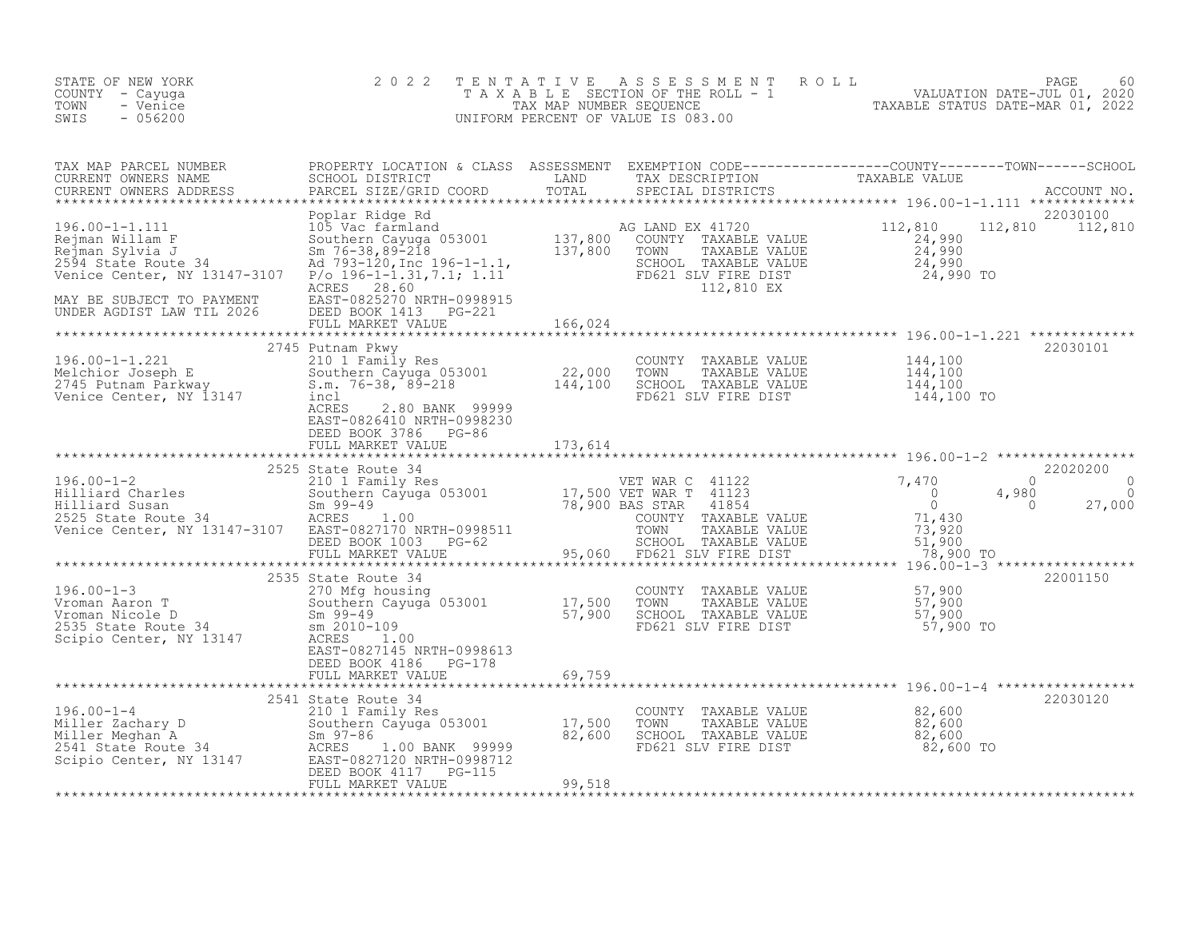STATE OF NEW YORK
COUNTY - Cayuga
TOWN - Venice
SWIS - 056200

2022 TENTATIVE ASSESSMENT ROLL
TAXABLE SECTION OF THE ROLL - 1
TAX MAP NUMBER SEQUENCE
UNIFORM PERCENT OF VALUE IS 083.00

VALUATION DATE-JUL 01, 2020
TAXABLE STATUS DATE-MAR 01, 2022

| TAX MAP PARCEL NUMBER / CURRENT OWNERS NAME / CURRENT OWNERS ADDRESS | PROPERTY LOCATION & CLASS / SCHOOL DISTRICT / PARCEL SIZE/GRID COORD | ASSESSMENT LAND / TOTAL | EXEMPTION CODE / TAX DESCRIPTION / SPECIAL DISTRICTS | COUNTY TAXABLE VALUE | TOWN | SCHOOL / ACCOUNT NO. |
|---|---|---|---|---|---|---|
| **196.00-1-1.111** | Poplar Ridge Rd | | | | | 22030100 |
| 196.00-1-1.111 | 105 Vac farmland | | AG LAND EX 41720 | 112,810 | 112,810 | 112,810 |
| Rejman Willam F | Southern Cayuga 053001 | 137,800 | COUNTY TAXABLE VALUE | 24,990 | | |
| Rejman Sylvia J | Sm 76-38,89-218 | 137,800 | TOWN TAXABLE VALUE | 24,990 | | |
| 2594 State Route 34 | Ad 793-120,Inc 196-1-1.1, | | SCHOOL TAXABLE VALUE | 24,990 | | |
| Venice Center, NY 13147-3107 | P/o 196-1-1.31,7.1; 1.11 | | FD621 SLV FIRE DIST | 24,990 TO | | |
| | ACRES 28.60 | | 112,810 EX | | | |
| MAY BE SUBJECT TO PAYMENT | EAST-0825270 NRTH-0998915 | | | | | |
| UNDER AGDIST LAW TIL 2026 | DEED BOOK 1413 PG-221 | | | | | |
| | FULL MARKET VALUE | 166,024 | | | | |
| **196.00-1-1.221** | 2745 Putnam Pkwy | | | | | 22030101 |
| 196.00-1-1.221 | 210 1 Family Res | | COUNTY TAXABLE VALUE | 144,100 | | |
| Melchior Joseph E | Southern Cayuga 053001 | 22,000 | TOWN TAXABLE VALUE | 144,100 | | |
| 2745 Putnam Parkway | S.m. 76-38, 89-218 | 144,100 | SCHOOL TAXABLE VALUE | 144,100 | | |
| Venice Center, NY 13147 | incl | | FD621 SLV FIRE DIST | 144,100 TO | | |
| | ACRES 2.80 BANK 99999 | | | | | |
| | EAST-0826410 NRTH-0998230 | | | | | |
| | DEED BOOK 3786 PG-86 | | | | | |
| | FULL MARKET VALUE | 173,614 | | | | |
| **196.00-1-2** | 2525 State Route 34 | | | | | 22020200 |
| 196.00-1-2 | 210 1 Family Res | | VET WAR C 41122 | 7,470 | 0 | 0 |
| Hilliard Charles | Southern Cayuga 053001 | 17,500 | VET WAR T 41123 | 0 | 4,980 | 0 |
| Hilliard Susan | Sm 99-49 | 78,900 | BAS STAR 41854 | 0 | 0 | 27,000 |
| 2525 State Route 34 | ACRES 1.00 | | COUNTY TAXABLE VALUE | 71,430 | | |
| Venice Center, NY 13147-3107 | EAST-0827170 NRTH-0998511 | | TOWN TAXABLE VALUE | 73,920 | | |
| | DEED BOOK 1003 PG-62 | | SCHOOL TAXABLE VALUE | 51,900 | | |
| | FULL MARKET VALUE | 95,060 | FD621 SLV FIRE DIST | 78,900 TO | | |
| **196.00-1-3** | 2535 State Route 34 | | | | | 22001150 |
| 196.00-1-3 | 270 Mfg housing | | COUNTY TAXABLE VALUE | 57,900 | | |
| Vroman Aaron T | Southern Cayuga 053001 | 17,500 | TOWN TAXABLE VALUE | 57,900 | | |
| Vroman Nicole D | Sm 99-49 | 57,900 | SCHOOL TAXABLE VALUE | 57,900 | | |
| 2535 State Route 34 | sm 2010-109 | | FD621 SLV FIRE DIST | 57,900 TO | | |
| Scipio Center, NY 13147 | ACRES 1.00 | | | | | |
| | EAST-0827145 NRTH-0998613 | | | | | |
| | DEED BOOK 4186 PG-178 | | | | | |
| | FULL MARKET VALUE | 69,759 | | | | |
| **196.00-1-4** | 2541 State Route 34 | | | | | 22030120 |
| 196.00-1-4 | 210 1 Family Res | | COUNTY TAXABLE VALUE | 82,600 | | |
| Miller Zachary D | Southern Cayuga 053001 | 17,500 | TOWN TAXABLE VALUE | 82,600 | | |
| Miller Meghan A | Sm 97-86 | 82,600 | SCHOOL TAXABLE VALUE | 82,600 | | |
| 2541 State Route 34 | ACRES 1.00 BANK 99999 | | FD621 SLV FIRE DIST | 82,600 TO | | |
| Scipio Center, NY 13147 | EAST-0827120 NRTH-0998712 | | | | | |
| | DEED BOOK 4117 PG-115 | | | | | |
| | FULL MARKET VALUE | 99,518 | | | | |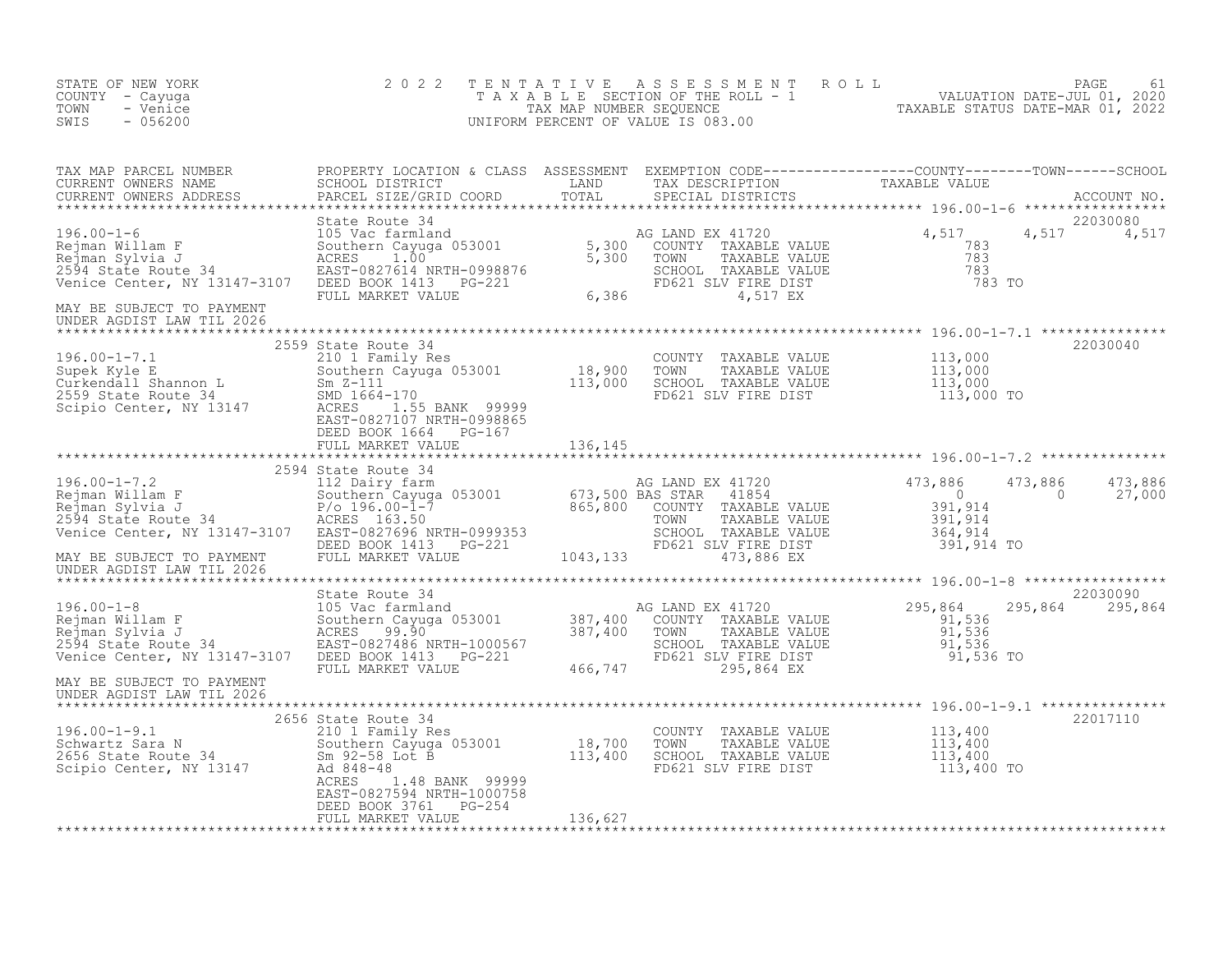STATE OF NEW YORK
COUNTY - Cayuga
TOWN - Venice
SWIS - 056200

2022 TENTATIVE ASSESSMENT ROLL
TAXABLE SECTION OF THE ROLL - 1
TAX MAP NUMBER SEQUENCE
UNIFORM PERCENT OF VALUE IS 083.00

VALUATION DATE-JUL 01, 2020
TAXABLE STATUS DATE-MAR 01, 2022

| TAX MAP PARCEL NUMBER / CURRENT OWNERS NAME / CURRENT OWNERS ADDRESS | PROPERTY LOCATION & CLASS / SCHOOL DISTRICT / PARCEL SIZE/GRID COORD | ASSESSMENT LAND | TOTAL | EXEMPTION CODE / TAX DESCRIPTION / SPECIAL DISTRICTS | COUNTY TAXABLE VALUE | TOWN | SCHOOL | ACCOUNT NO. |
|---|---|---|---|---|---|---|---|---|
| **196.00-1-6** | State Route 34 | | | | | | | 22030080 |
| Rejman Willam F | 105 Vac farmland | | | AG LAND EX 41720 | 4,517 | 4,517 | 4,517 | |
| Rejman Sylvia J | Southern Cayuga 053001 | 5,300 | | COUNTY TAXABLE VALUE | 783 | | | |
| 2594 State Route 34 | ACRES 1.00 | | 5,300 | TOWN TAXABLE VALUE | 783 | | | |
| Venice Center, NY 13147-3107 | EAST-0827614 NRTH-0998876 | | | SCHOOL TAXABLE VALUE | 783 | | | |
| | DEED BOOK 1413 PG-221 | | | FD621 SLV FIRE DIST | 783 TO | | | |
| | FULL MARKET VALUE | | 6,386 | 4,517 EX | | | | |
| MAY BE SUBJECT TO PAYMENT UNDER AGDIST LAW TIL 2026 | | | | | | | | |
| **196.00-1-7.1** | 2559 State Route 34 | | | | | | | 22030040 |
| Supek Kyle E | 210 1 Family Res | | | COUNTY TAXABLE VALUE | 113,000 | | | |
| Curkendall Shannon L | Southern Cayuga 053001 | 18,900 | | TOWN TAXABLE VALUE | 113,000 | | | |
| 2559 State Route 34 | Sm Z-111 | | 113,000 | SCHOOL TAXABLE VALUE | 113,000 | | | |
| Scipio Center, NY 13147 | SMD 1664-170 | | | FD621 SLV FIRE DIST | 113,000 TO | | | |
| | ACRES 1.55 BANK 99999 | | | | | | | |
| | EAST-0827107 NRTH-0998865 | | | | | | | |
| | DEED BOOK 1664 PG-167 | | | | | | | |
| | FULL MARKET VALUE | | 136,145 | | | | | |
| **196.00-1-7.2** | 2594 State Route 34 | | | | | | | |
| Rejman Willam F | 112 Dairy farm | | | AG LAND EX 41720 | 473,886 | 473,886 | 473,886 | |
| Rejman Sylvia J | Southern Cayuga 053001 | 673,500 | | BAS STAR 41854 | 0 | 0 | 27,000 | |
| 2594 State Route 34 | P/o 196.00-1-7 | | 865,800 | COUNTY TAXABLE VALUE | 391,914 | | | |
| Venice Center, NY 13147-3107 | ACRES 163.50 | | | TOWN TAXABLE VALUE | 391,914 | | | |
| | EAST-0827696 NRTH-0999353 | | | SCHOOL TAXABLE VALUE | 364,914 | | | |
| | DEED BOOK 1413 PG-221 | | | FD621 SLV FIRE DIST | 391,914 TO | | | |
| MAY BE SUBJECT TO PAYMENT UNDER AGDIST LAW TIL 2026 | FULL MARKET VALUE | | 1043,133 | 473,886 EX | | | | |
| **196.00-1-8** | State Route 34 | | | | | | | 22030090 |
| Rejman Willam F | 105 Vac farmland | | | AG LAND EX 41720 | 295,864 | 295,864 | 295,864 | |
| Rejman Sylvia J | Southern Cayuga 053001 | 387,400 | | COUNTY TAXABLE VALUE | 91,536 | | | |
| 2594 State Route 34 | ACRES 99.90 | | 387,400 | TOWN TAXABLE VALUE | 91,536 | | | |
| Venice Center, NY 13147-3107 | EAST-0827486 NRTH-1000567 | | | SCHOOL TAXABLE VALUE | 91,536 | | | |
| | DEED BOOK 1413 PG-221 | | | FD621 SLV FIRE DIST | 91,536 TO | | | |
| | FULL MARKET VALUE | | 466,747 | 295,864 EX | | | | |
| MAY BE SUBJECT TO PAYMENT UNDER AGDIST LAW TIL 2026 | | | | | | | | |
| **196.00-1-9.1** | 2656 State Route 34 | | | | | | | 22017110 |
| Schwartz Sara N | 210 1 Family Res | | | COUNTY TAXABLE VALUE | 113,400 | | | |
| 2656 State Route 34 | Southern Cayuga 053001 | 18,700 | | TOWN TAXABLE VALUE | 113,400 | | | |
| Scipio Center, NY 13147 | Sm 92-58 Lot B | | 113,400 | SCHOOL TAXABLE VALUE | 113,400 | | | |
| | Ad 848-48 | | | FD621 SLV FIRE DIST | 113,400 TO | | | |
| | ACRES 1.48 BANK 99999 | | | | | | | |
| | EAST-0827594 NRTH-1000758 | | | | | | | |
| | DEED BOOK 3761 PG-254 | | | | | | | |
| | FULL MARKET VALUE | | 136,627 | | | | | |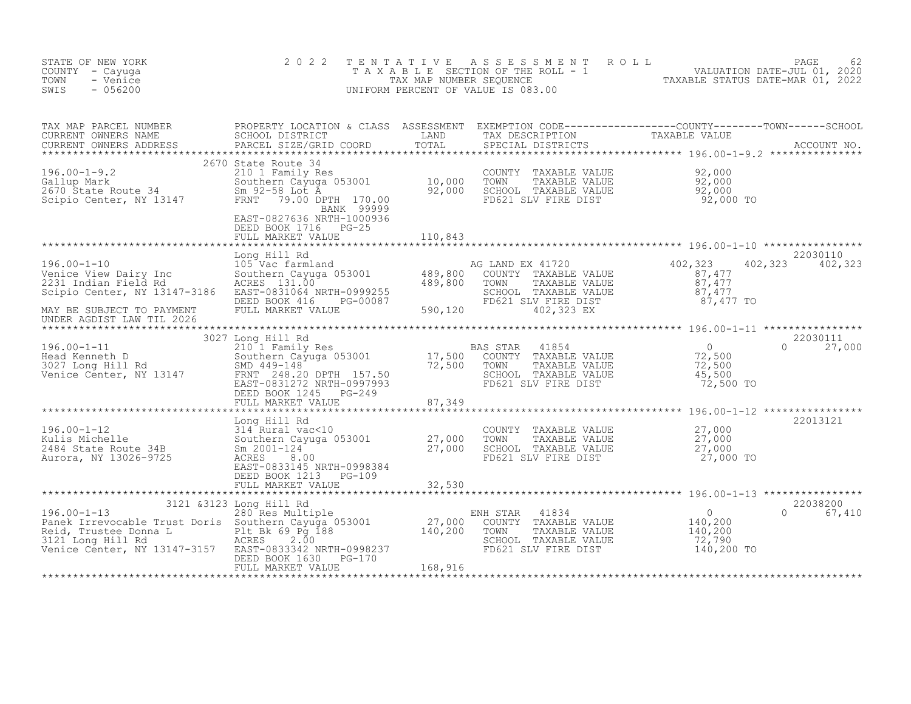STATE OF NEW YORK
COUNTY - Cayuga
TOWN - Venice
SWIS - 056200

2022 TENTATIVE ASSESSMENT ROLL
TAXABLE SECTION OF THE ROLL - 1
TAX MAP NUMBER SEQUENCE
UNIFORM PERCENT OF VALUE IS 083.00

VALUATION DATE-JUL 01, 2020
TAXABLE STATUS DATE-MAR 01, 2022

| TAX MAP PARCEL NUMBER / CURRENT OWNERS NAME / CURRENT OWNERS ADDRESS | PROPERTY LOCATION & CLASS / SCHOOL DISTRICT / PARCEL SIZE/GRID COORD | ASSESSMENT LAND / TOTAL | EXEMPTION CODE / TAX DESCRIPTION / SPECIAL DISTRICTS | COUNTY TAXABLE VALUE | TOWN | SCHOOL | ACCOUNT NO. |
|---|---|---|---|---|---|---|---|
| **196.00-1-9.2** | 2670 State Route 34 | | | | | | |
| 196.00-1-9.2 | 210 1 Family Res | | COUNTY TAXABLE VALUE | 92,000 | | | |
| Gallup Mark | Southern Cayuga 053001 | 10,000 | TOWN TAXABLE VALUE | 92,000 | | | |
| 2670 State Route 34 | Sm 92-58 Lot A | 92,000 | SCHOOL TAXABLE VALUE | 92,000 | | | |
| Scipio Center, NY 13147 | FRNT 79.00 DPTH 170.00 | | FD621 SLV FIRE DIST | 92,000 TO | | | |
| | BANK 99999 | | | | | | |
| | EAST-0827636 NRTH-1000936 | | | | | | |
| | DEED BOOK 1716 PG-25 | | | | | | |
| | FULL MARKET VALUE | 110,843 | | | | | |
| **196.00-1-10** | Long Hill Rd | | | | | | 22030110 |
| 196.00-1-10 | 105 Vac farmland | | AG LAND EX 41720 | 402,323 | 402,323 | 402,323 | |
| Venice View Dairy Inc | Southern Cayuga 053001 | 489,800 | COUNTY TAXABLE VALUE | 87,477 | | | |
| 2231 Indian Field Rd | ACRES 131.00 | 489,800 | TOWN TAXABLE VALUE | 87,477 | | | |
| Scipio Center, NY 13147-3186 | EAST-0831064 NRTH-0999255 | | SCHOOL TAXABLE VALUE | 87,477 | | | |
| | DEED BOOK 416 PG-00087 | | FD621 SLV FIRE DIST | 87,477 TO | | | |
| MAY BE SUBJECT TO PAYMENT | FULL MARKET VALUE | 590,120 | 402,323 EX | | | | |
| UNDER AGDIST LAW TIL 2026 | | | | | | | |
| **196.00-1-11** | 3027 Long Hill Rd | | | | | | 22030111 |
| 196.00-1-11 | 210 1 Family Res | | BAS STAR 41854 | 0 | | 0 | 27,000 |
| Head Kenneth D | Southern Cayuga 053001 | 17,500 | COUNTY TAXABLE VALUE | 72,500 | | | |
| 3027 Long Hill Rd | SMD 449-148 | 72,500 | TOWN TAXABLE VALUE | 72,500 | | | |
| Venice Center, NY 13147 | FRNT 248.20 DPTH 157.50 | | SCHOOL TAXABLE VALUE | 45,500 | | | |
| | EAST-0831272 NRTH-0997993 | | FD621 SLV FIRE DIST | 72,500 TO | | | |
| | DEED BOOK 1245 PG-249 | | | | | | |
| | FULL MARKET VALUE | 87,349 | | | | | |
| **196.00-1-12** | Long Hill Rd | | | | | | 22013121 |
| 196.00-1-12 | 314 Rural vac<10 | | COUNTY TAXABLE VALUE | 27,000 | | | |
| Kulis Michelle | Southern Cayuga 053001 | 27,000 | TOWN TAXABLE VALUE | 27,000 | | | |
| 2484 State Route 34B | Sm 2001-124 | 27,000 | SCHOOL TAXABLE VALUE | 27,000 | | | |
| Aurora, NY 13026-9725 | ACRES 8.00 | | FD621 SLV FIRE DIST | 27,000 TO | | | |
| | EAST-0833145 NRTH-0998384 | | | | | | |
| | DEED BOOK 1213 PG-109 | | | | | | |
| | FULL MARKET VALUE | 32,530 | | | | | |
| **196.00-1-13** | 3121 &3123 Long Hill Rd | | | | | | 22038200 |
| 196.00-1-13 | 280 Res Multiple | | ENH STAR 41834 | 0 | | 0 | 67,410 |
| Panek Irrevocable Trust Doris | Southern Cayuga 053001 | 27,000 | COUNTY TAXABLE VALUE | 140,200 | | | |
| Reid, Trustee Donna L | Plt Bk 69 Pg 188 | 140,200 | TOWN TAXABLE VALUE | 140,200 | | | |
| 3121 Long Hill Rd | ACRES 2.00 | | SCHOOL TAXABLE VALUE | 72,790 | | | |
| Venice Center, NY 13147-3157 | EAST-0833342 NRTH-0998237 | | FD621 SLV FIRE DIST | 140,200 TO | | | |
| | DEED BOOK 1630 PG-170 | | | | | | |
| | FULL MARKET VALUE | 168,916 | | | | | |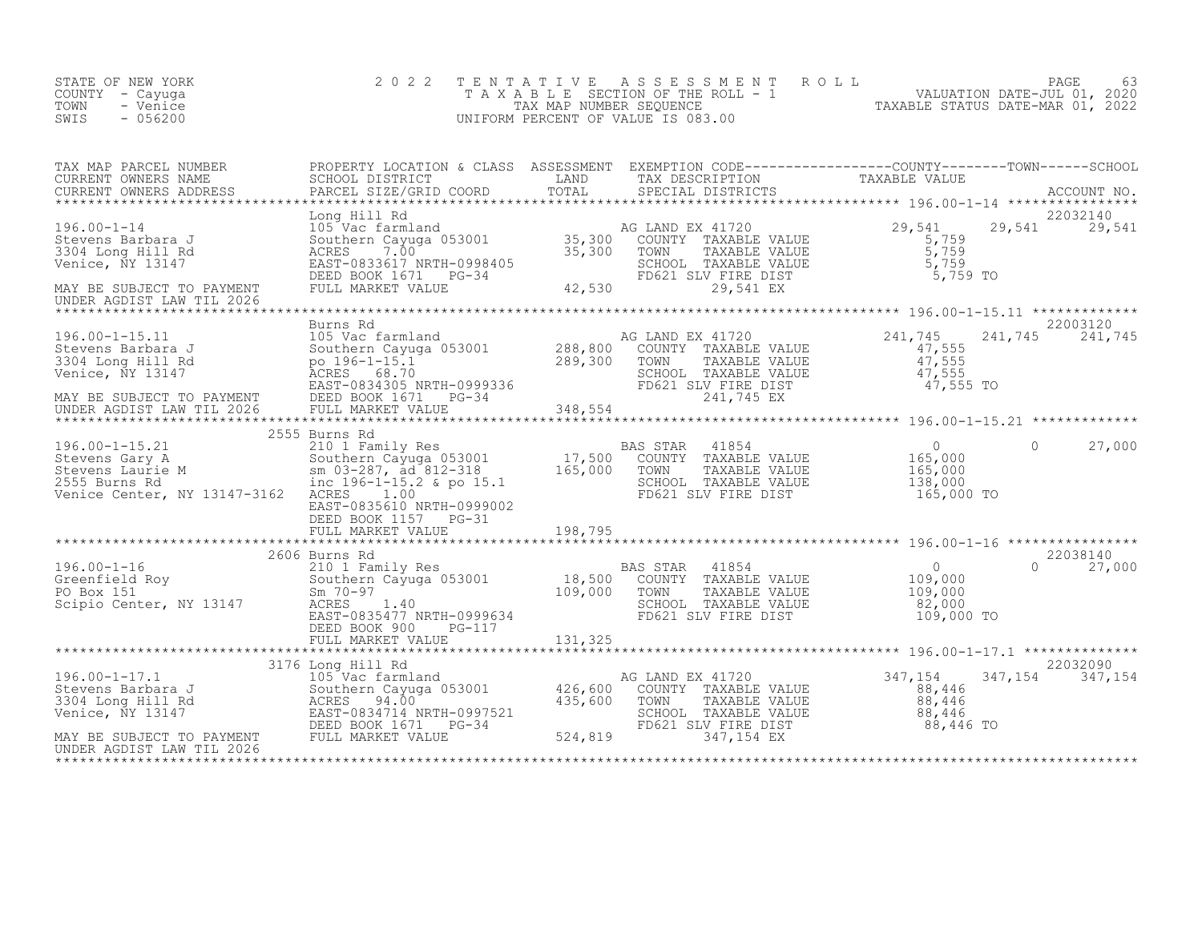STATE OF NEW YORK
COUNTY - Cayuga
TOWN - Venice
SWIS - 056200

# 2022 TENTATIVE ASSESSMENT ROLL

TAXABLE SECTION OF THE ROLL - 1
TAX MAP NUMBER SEQUENCE
UNIFORM PERCENT OF VALUE IS 083.00

VALUATION DATE-JUL 01, 2020
TAXABLE STATUS DATE-MAR 01, 2022

| TAX MAP PARCEL NUMBER / CURRENT OWNERS NAME / CURRENT OWNERS ADDRESS | PROPERTY LOCATION & CLASS / SCHOOL DISTRICT / PARCEL SIZE/GRID COORD | ASSESSMENT LAND / TOTAL | EXEMPTION CODE / TAX DESCRIPTION / SPECIAL DISTRICTS | COUNTY TAXABLE VALUE | TOWN | SCHOOL / ACCOUNT NO. |
|---|---|---|---|---|---|---|
| 196.00-1-14 | Long Hill Rd | | | | | 22032140 |
| Stevens Barbara J | 105 Vac farmland | | AG LAND EX 41720 | 29,541 | 29,541 | 29,541 |
| 3304 Long Hill Rd | Southern Cayuga 053001 | 35,300 | COUNTY TAXABLE VALUE | 5,759 | | |
| Venice, NY 13147 | ACRES 7.00 | 35,300 | TOWN TAXABLE VALUE | 5,759 | | |
| | EAST-0833617 NRTH-0998405 | | SCHOOL TAXABLE VALUE | 5,759 | | |
| | DEED BOOK 1671 PG-34 | | FD621 SLV FIRE DIST | 5,759 TO | | |
| MAY BE SUBJECT TO PAYMENT UNDER AGDIST LAW TIL 2026 | FULL MARKET VALUE | 42,530 | 29,541 EX | | | |
| 196.00-1-15.11 | Burns Rd | | | | | 22003120 |
| Stevens Barbara J | 105 Vac farmland | | AG LAND EX 41720 | 241,745 | 241,745 | 241,745 |
| 3304 Long Hill Rd | Southern Cayuga 053001 | 288,800 | COUNTY TAXABLE VALUE | 47,555 | | |
| Venice, NY 13147 | po 196-1-15.1 | 289,300 | TOWN TAXABLE VALUE | 47,555 | | |
| | ACRES 68.70 | | SCHOOL TAXABLE VALUE | 47,555 | | |
| | EAST-0834305 NRTH-0999336 | | FD621 SLV FIRE DIST | 47,555 TO | | |
| MAY BE SUBJECT TO PAYMENT | DEED BOOK 1671 PG-34 | | 241,745 EX | | | |
| UNDER AGDIST LAW TIL 2026 | FULL MARKET VALUE | 348,554 | | | | |
| 196.00-1-15.21 | 2555 Burns Rd | | | | | |
| Stevens Gary A | 210 1 Family Res | | BAS STAR 41854 | 0 | 0 | 27,000 |
| Stevens Laurie M | Southern Cayuga 053001 | 17,500 | COUNTY TAXABLE VALUE | 165,000 | | |
| 2555 Burns Rd | sm 03-287, ad 812-318 | 165,000 | TOWN TAXABLE VALUE | 165,000 | | |
| Venice Center, NY 13147-3162 | inc 196-1-15.2 & po 15.1 | | SCHOOL TAXABLE VALUE | 138,000 | | |
| | ACRES 1.00 | | FD621 SLV FIRE DIST | 165,000 TO | | |
| | EAST-0835610 NRTH-0999002 | | | | | |
| | DEED BOOK 1157 PG-31 | | | | | |
| | FULL MARKET VALUE | 198,795 | | | | |
| 196.00-1-16 | 2606 Burns Rd | | | | | 22038140 |
| Greenfield Roy | 210 1 Family Res | | BAS STAR 41854 | 0 | 0 | 27,000 |
| PO Box 151 | Southern Cayuga 053001 | 18,500 | COUNTY TAXABLE VALUE | 109,000 | | |
| Scipio Center, NY 13147 | Sm 70-97 | 109,000 | TOWN TAXABLE VALUE | 109,000 | | |
| | ACRES 1.40 | | SCHOOL TAXABLE VALUE | 82,000 | | |
| | EAST-0835477 NRTH-0999634 | | FD621 SLV FIRE DIST | 109,000 TO | | |
| | DEED BOOK 900 PG-117 | | | | | |
| | FULL MARKET VALUE | 131,325 | | | | |
| 196.00-1-17.1 | 3176 Long Hill Rd | | | | | 22032090 |
| Stevens Barbara J | 105 Vac farmland | | AG LAND EX 41720 | 347,154 | 347,154 | 347,154 |
| 3304 Long Hill Rd | Southern Cayuga 053001 | 426,600 | COUNTY TAXABLE VALUE | 88,446 | | |
| Venice, NY 13147 | ACRES 94.00 | 435,600 | TOWN TAXABLE VALUE | 88,446 | | |
| | EAST-0834714 NRTH-0997521 | | SCHOOL TAXABLE VALUE | 88,446 | | |
| | DEED BOOK 1671 PG-34 | | FD621 SLV FIRE DIST | 88,446 TO | | |
| MAY BE SUBJECT TO PAYMENT UNDER AGDIST LAW TIL 2026 | FULL MARKET VALUE | 524,819 | 347,154 EX | | | |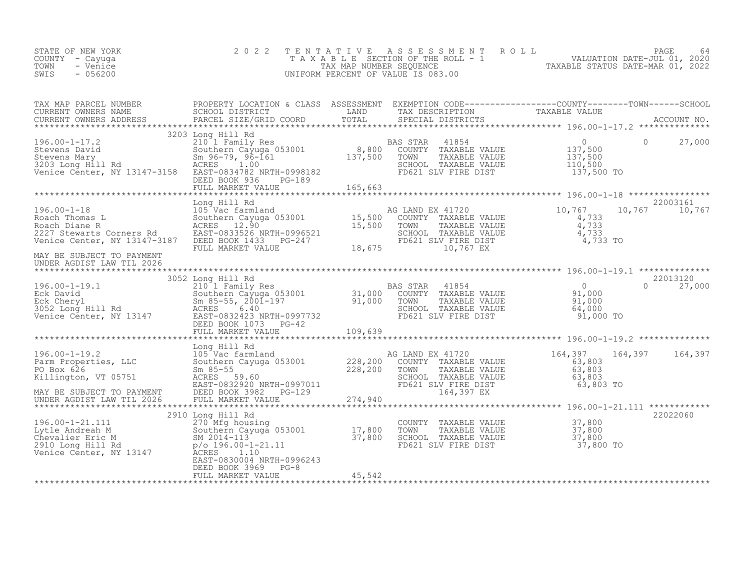STATE OF NEW YORK
COUNTY - Cayuga
TOWN - Venice
SWIS - 056200

2022 TENTATIVE ASSESSMENT ROLL
TAXABLE SECTION OF THE ROLL - 1
TAX MAP NUMBER SEQUENCE
UNIFORM PERCENT OF VALUE IS 083.00

VALUATION DATE-JUL 01, 2020
TAXABLE STATUS DATE-MAR 01, 2022

| TAX MAP PARCEL NUMBER / CURRENT OWNERS NAME / CURRENT OWNERS ADDRESS | PROPERTY LOCATION & CLASS / SCHOOL DISTRICT / PARCEL SIZE/GRID COORD | ASSESSMENT LAND / TOTAL | EXEMPTION CODE / TAX DESCRIPTION / SPECIAL DISTRICTS | COUNTY TAXABLE VALUE | TOWN | SCHOOL / ACCOUNT NO. |
|---|---|---|---|---|---|---|
| 196.00-1-17.2 | 3203 Long Hill Rd | | | | | |
| 196.00-1-17.2 | 210 1 Family Res | | BAS STAR 41854 | 0 | 0 | 27,000 |
| Stevens David | Southern Cayuga 053001 | 8,800 | COUNTY TAXABLE VALUE | 137,500 | | |
| Stevens Mary | Sm 96-79, 96-161 | 137,500 | TOWN TAXABLE VALUE | 137,500 | | |
| 3203 Long Hill Rd | ACRES 1.00 | | SCHOOL TAXABLE VALUE | 110,500 | | |
| Venice Center, NY 13147-3158 | EAST-0834782 NRTH-0998182 | | FD621 SLV FIRE DIST | 137,500 TO | | |
| | DEED BOOK 936 PG-189 | | | | | |
| | FULL MARKET VALUE | 165,663 | | | | |
| 196.00-1-18 | Long Hill Rd | | | | | 22003161 |
| 196.00-1-18 | 105 Vac farmland | | AG LAND EX 41720 | 10,767 | 10,767 | 10,767 |
| Roach Thomas L | Southern Cayuga 053001 | 15,500 | COUNTY TAXABLE VALUE | 4,733 | | |
| Roach Diane R | ACRES 12.90 | 15,500 | TOWN TAXABLE VALUE | 4,733 | | |
| 2227 Stewarts Corners Rd | EAST-0833526 NRTH-0996521 | | SCHOOL TAXABLE VALUE | 4,733 | | |
| Venice Center, NY 13147-3187 | DEED BOOK 1433 PG-247 | | FD621 SLV FIRE DIST | 4,733 TO | | |
| | FULL MARKET VALUE | 18,675 | 10,767 EX | | | |
| MAY BE SUBJECT TO PAYMENT UNDER AGDIST LAW TIL 2026 | | | | | | |
| 196.00-1-19.1 | 3052 Long Hill Rd | | | | | 22013120 |
| 196.00-1-19.1 | 210 1 Family Res | | BAS STAR 41854 | 0 | 0 | 27,000 |
| Eck David | Southern Cayuga 053001 | 31,000 | COUNTY TAXABLE VALUE | 91,000 | | |
| Eck Cheryl | Sm 85-55, 2001-197 | 91,000 | TOWN TAXABLE VALUE | 91,000 | | |
| 3052 Long Hill Rd | ACRES 6.40 | | SCHOOL TAXABLE VALUE | 64,000 | | |
| Venice Center, NY 13147 | EAST-0832423 NRTH-0997732 | | FD621 SLV FIRE DIST | 91,000 TO | | |
| | DEED BOOK 1073 PG-42 | | | | | |
| | FULL MARKET VALUE | 109,639 | | | | |
| 196.00-1-19.2 | Long Hill Rd | | | | | |
| 196.00-1-19.2 | 105 Vac farmland | | AG LAND EX 41720 | 164,397 | 164,397 | 164,397 |
| Parm Properties, LLC | Southern Cayuga 053001 | 228,200 | COUNTY TAXABLE VALUE | 63,803 | | |
| PO Box 626 | Sm 85-55 | 228,200 | TOWN TAXABLE VALUE | 63,803 | | |
| Killington, VT 05751 | ACRES 59.60 | | SCHOOL TAXABLE VALUE | 63,803 | | |
| | EAST-0832920 NRTH-0997011 | | FD621 SLV FIRE DIST | 63,803 TO | | |
| MAY BE SUBJECT TO PAYMENT | DEED BOOK 3982 PG-129 | | 164,397 EX | | | |
| UNDER AGDIST LAW TIL 2026 | FULL MARKET VALUE | 274,940 | | | | |
| 196.00-1-21.111 | 2910 Long Hill Rd | | | | | 22022060 |
| 196.00-1-21.111 | 270 Mfg housing | | COUNTY TAXABLE VALUE | 37,800 | | |
| Lytle Andreah M | Southern Cayuga 053001 | 17,800 | TOWN TAXABLE VALUE | 37,800 | | |
| Chevalier Eric M | SM 2014-113 | 37,800 | SCHOOL TAXABLE VALUE | 37,800 | | |
| 2910 Long Hill Rd | p/o 196.00-1-21.11 | | FD621 SLV FIRE DIST | 37,800 TO | | |
| Venice Center, NY 13147 | ACRES 1.10 | | | | | |
| | EAST-0830004 NRTH-0996243 | | | | | |
| | DEED BOOK 3969 PG-8 | | | | | |
| | FULL MARKET VALUE | 45,542 | | | | |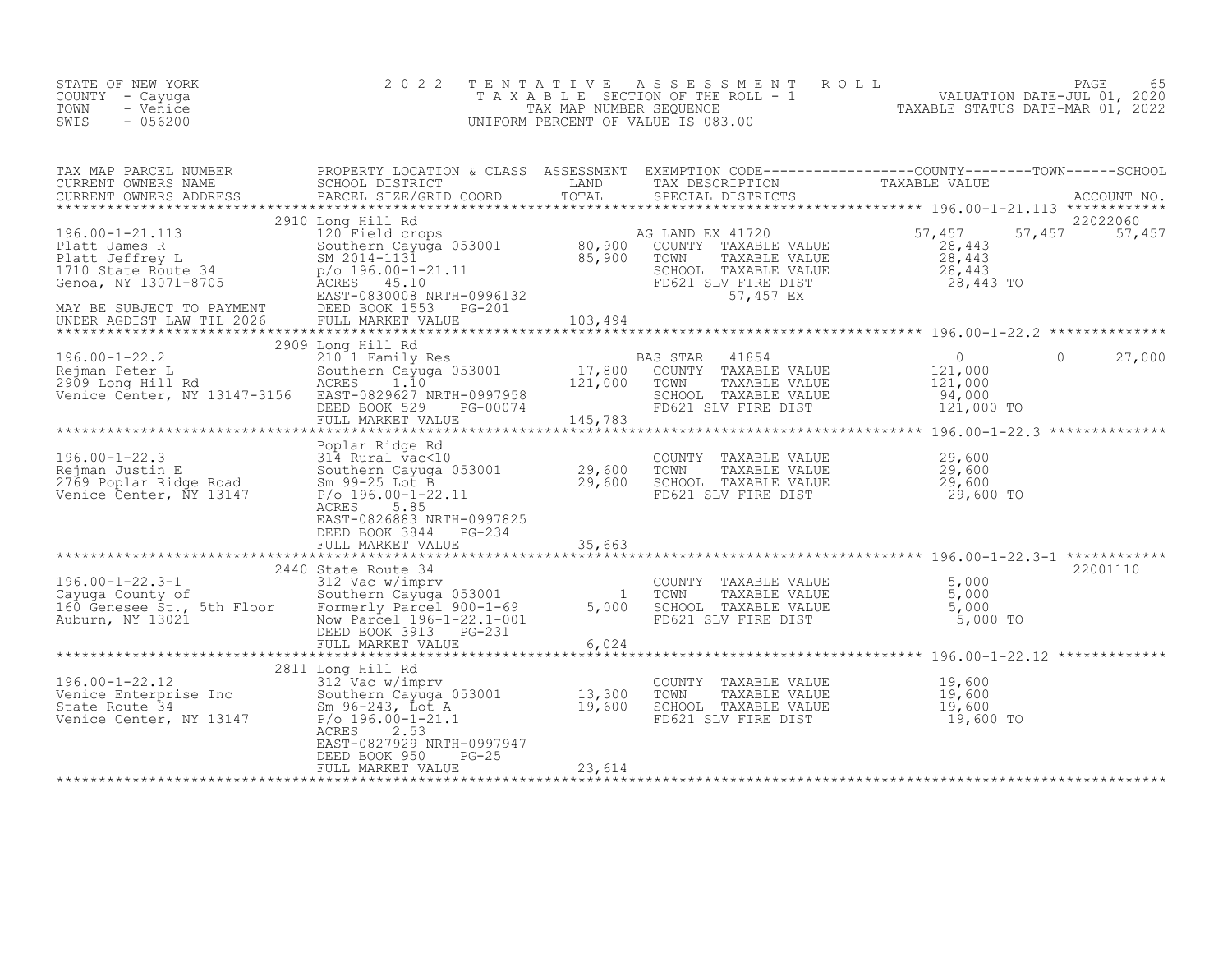STATE OF NEW YORK &nbsp;&nbsp;&nbsp;&nbsp; 2022 TENTATIVE ASSESSMENT ROLL
COUNTY - Cayuga &nbsp;&nbsp;&nbsp;&nbsp; TAXABLE SECTION OF THE ROLL - 1 &nbsp;&nbsp;&nbsp;&nbsp; VALUATION DATE-JUL 01, 2020
TOWN - Venice &nbsp;&nbsp;&nbsp;&nbsp; TAX MAP NUMBER SEQUENCE &nbsp;&nbsp;&nbsp;&nbsp; TAXABLE STATUS DATE-MAR 01, 2022
SWIS - 056200 &nbsp;&nbsp;&nbsp;&nbsp; UNIFORM PERCENT OF VALUE IS 083.00

| TAX MAP PARCEL NUMBER / CURRENT OWNERS NAME / CURRENT OWNERS ADDRESS | PROPERTY LOCATION & CLASS / SCHOOL DISTRICT / PARCEL SIZE/GRID COORD | ASSESSMENT LAND / TOTAL | EXEMPTION CODE / TAX DESCRIPTION / SPECIAL DISTRICTS | COUNTY TAXABLE VALUE | TOWN | SCHOOL / ACCOUNT NO. |
|---|---|---|---|---|---|---|
| **196.00-1-21.113** | 2910 Long Hill Rd | | | | | 22022060 |
| Platt James R | 120 Field crops | | AG LAND EX 41720 | 57,457 | 57,457 | 57,457 |
| Platt Jeffrey L | Southern Cayuga 053001 | 80,900 | COUNTY TAXABLE VALUE | 28,443 | | |
| 1710 State Route 34 | SM 2014-1131 | 85,900 | TOWN TAXABLE VALUE | 28,443 | | |
| Genoa, NY 13071-8705 | p/o 196.00-1-21.11 | | SCHOOL TAXABLE VALUE | 28,443 | | |
| | ACRES 45.10 | | FD621 SLV FIRE DIST | 28,443 TO | | |
| | EAST-0830008 NRTH-0996132 | | 57,457 EX | | | |
| MAY BE SUBJECT TO PAYMENT | DEED BOOK 1553 PG-201 | | | | | |
| UNDER AGDIST LAW TIL 2026 | FULL MARKET VALUE | 103,494 | | | | |
| **196.00-1-22.2** | 2909 Long Hill Rd | | | | | |
| Rejman Peter L | 210 1 Family Res | | BAS STAR 41854 | 0 | 0 | 27,000 |
| 2909 Long Hill Rd | Southern Cayuga 053001 | 17,800 | COUNTY TAXABLE VALUE | 121,000 | | |
| Venice Center, NY 13147-3156 | ACRES 1.10 | 121,000 | TOWN TAXABLE VALUE | 121,000 | | |
| | EAST-0829627 NRTH-0997958 | | SCHOOL TAXABLE VALUE | 94,000 | | |
| | DEED BOOK 529 PG-00074 | | FD621 SLV FIRE DIST | 121,000 TO | | |
| | FULL MARKET VALUE | 145,783 | | | | |
| **196.00-1-22.3** | Poplar Ridge Rd | | | | | |
| Rejman Justin E | 314 Rural vac<10 | | COUNTY TAXABLE VALUE | 29,600 | | |
| 2769 Poplar Ridge Road | Southern Cayuga 053001 | 29,600 | TOWN TAXABLE VALUE | 29,600 | | |
| Venice Center, NY 13147 | Sm 99-25 Lot B | 29,600 | SCHOOL TAXABLE VALUE | 29,600 | | |
| | P/o 196.00-1-22.11 | | FD621 SLV FIRE DIST | 29,600 TO | | |
| | ACRES 5.85 | | | | | |
| | EAST-0826883 NRTH-0997825 | | | | | |
| | DEED BOOK 3844 PG-234 | | | | | |
| | FULL MARKET VALUE | 35,663 | | | | |
| **196.00-1-22.3-1** | 2440 State Route 34 | | | | | 22001110 |
| Cayuga County of | 312 Vac w/imprv | | COUNTY TAXABLE VALUE | 5,000 | | |
| 160 Genesee St., 5th Floor | Southern Cayuga 053001 | 1 | TOWN TAXABLE VALUE | 5,000 | | |
| Auburn, NY 13021 | Formerly Parcel 900-1-69 | 5,000 | SCHOOL TAXABLE VALUE | 5,000 | | |
| | Now Parcel 196-1-22.1-001 | | FD621 SLV FIRE DIST | 5,000 TO | | |
| | DEED BOOK 3913 PG-231 | | | | | |
| | FULL MARKET VALUE | 6,024 | | | | |
| **196.00-1-22.12** | 2811 Long Hill Rd | | | | | |
| Venice Enterprise Inc | 312 Vac w/imprv | | COUNTY TAXABLE VALUE | 19,600 | | |
| State Route 34 | Southern Cayuga 053001 | 13,300 | TOWN TAXABLE VALUE | 19,600 | | |
| Venice Center, NY 13147 | Sm 96-243, Lot A | 19,600 | SCHOOL TAXABLE VALUE | 19,600 | | |
| | P/o 196.00-1-21.1 | | FD621 SLV FIRE DIST | 19,600 TO | | |
| | ACRES 2.53 | | | | | |
| | EAST-0827929 NRTH-0997947 | | | | | |
| | DEED BOOK 950 PG-25 | | | | | |
| | FULL MARKET VALUE | 23,614 | | | | |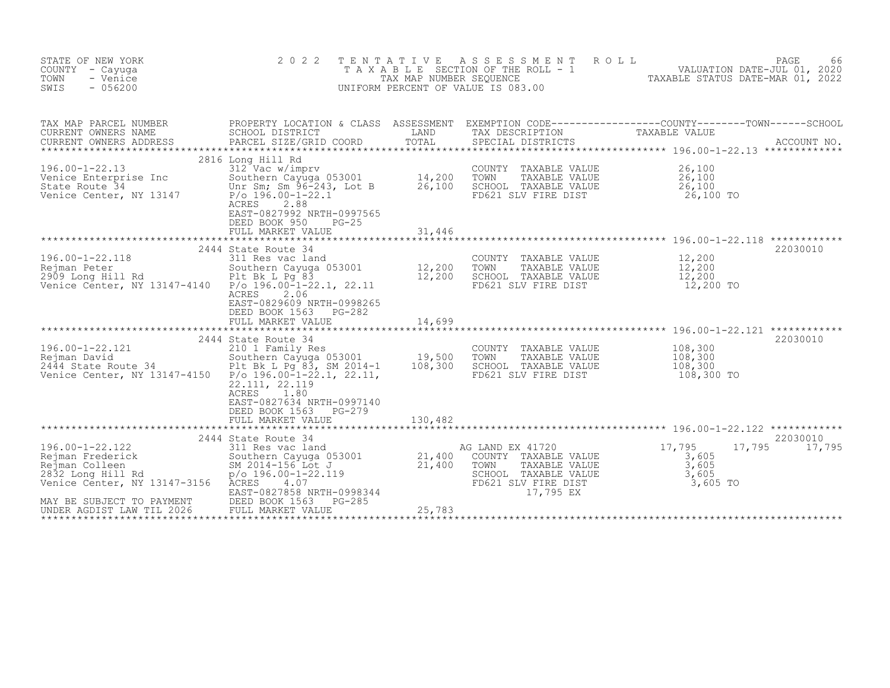STATE OF NEW YORK
COUNTY - Cayuga
TOWN - Venice
SWIS - 056200

2 0 2 2 T E N T A T I V E A S S E S S M E N T R O L L
T A X A B L E SECTION OF THE ROLL - 1
TAX MAP NUMBER SEQUENCE
UNIFORM PERCENT OF VALUE IS 083.00

VALUATION DATE-JUL 01, 2020
TAXABLE STATUS DATE-MAR 01, 2022

| TAX MAP PARCEL NUMBER / CURRENT OWNERS NAME / CURRENT OWNERS ADDRESS | PROPERTY LOCATION & CLASS / SCHOOL DISTRICT / PARCEL SIZE/GRID COORD | ASSESSMENT LAND / TOTAL | EXEMPTION CODE / TAX DESCRIPTION / SPECIAL DISTRICTS | COUNTY | TOWN | SCHOOL TAXABLE VALUE / ACCOUNT NO. |
|---|---|---|---|---|---|---|
| **196.00-1-22.13** | 2816 Long Hill Rd | | | | | |
| 196.00-1-22.13 | 312 Vac w/imprv | | COUNTY TAXABLE VALUE | 26,100 | | |
| Venice Enterprise Inc | Southern Cayuga 053001 | 14,200 | TOWN TAXABLE VALUE | 26,100 | | |
| State Route 34 | Unr Sm; Sm 96-243, Lot B | 26,100 | SCHOOL TAXABLE VALUE | 26,100 | | |
| Venice Center, NY 13147 | P/o 196.00-1-22.1 | | FD621 SLV FIRE DIST | 26,100 TO | | |
| | ACRES 2.88 | | | | | |
| | EAST-0827992 NRTH-0997565 | | | | | |
| | DEED BOOK 950 PG-25 | | | | | |
| | FULL MARKET VALUE | 31,446 | | | | |
| **196.00-1-22.118** | 2444 State Route 34 | | | | | 22030010 |
| 196.00-1-22.118 | 311 Res vac land | | COUNTY TAXABLE VALUE | 12,200 | | |
| Rejman Peter | Southern Cayuga 053001 | 12,200 | TOWN TAXABLE VALUE | 12,200 | | |
| 2909 Long Hill Rd | Plt Bk L Pg 83 | 12,200 | SCHOOL TAXABLE VALUE | 12,200 | | |
| Venice Center, NY 13147-4140 | P/o 196.00-1-22.1, 22.11 | | FD621 SLV FIRE DIST | 12,200 TO | | |
| | ACRES 2.06 | | | | | |
| | EAST-0829609 NRTH-0998265 | | | | | |
| | DEED BOOK 1563 PG-282 | | | | | |
| | FULL MARKET VALUE | 14,699 | | | | |
| **196.00-1-22.121** | 2444 State Route 34 | | | | | 22030010 |
| 196.00-1-22.121 | 210 1 Family Res | | COUNTY TAXABLE VALUE | 108,300 | | |
| Rejman David | Southern Cayuga 053001 | 19,500 | TOWN TAXABLE VALUE | 108,300 | | |
| 2444 State Route 34 | Plt Bk L Pg 83, SM 2014-1 | 108,300 | SCHOOL TAXABLE VALUE | 108,300 | | |
| Venice Center, NY 13147-4150 | P/o 196.00-1-22.1, 22.11, | | FD621 SLV FIRE DIST | 108,300 TO | | |
| | 22.111, 22.119 | | | | | |
| | ACRES 1.80 | | | | | |
| | EAST-0827634 NRTH-0997140 | | | | | |
| | DEED BOOK 1563 PG-279 | | | | | |
| | FULL MARKET VALUE | 130,482 | | | | |
| **196.00-1-22.122** | 2444 State Route 34 | | | | | 22030010 |
| 196.00-1-22.122 | 311 Res vac land | | AG LAND EX 41720 | 17,795 | 17,795 | 17,795 |
| Rejman Frederick | Southern Cayuga 053001 | 21,400 | COUNTY TAXABLE VALUE | 3,605 | | |
| Rejman Colleen | SM 2014-156 Lot J | 21,400 | TOWN TAXABLE VALUE | 3,605 | | |
| 2832 Long Hill Rd | p/o 196.00-1-22.119 | | SCHOOL TAXABLE VALUE | 3,605 | | |
| Venice Center, NY 13147-3156 | ACRES 4.07 | | FD621 SLV FIRE DIST | 3,605 TO | | |
| | EAST-0827858 NRTH-0998344 | | 17,795 EX | | | |
| MAY BE SUBJECT TO PAYMENT | DEED BOOK 1563 PG-285 | | | | | |
| UNDER AGDIST LAW TIL 2026 | FULL MARKET VALUE | 25,783 | | | | |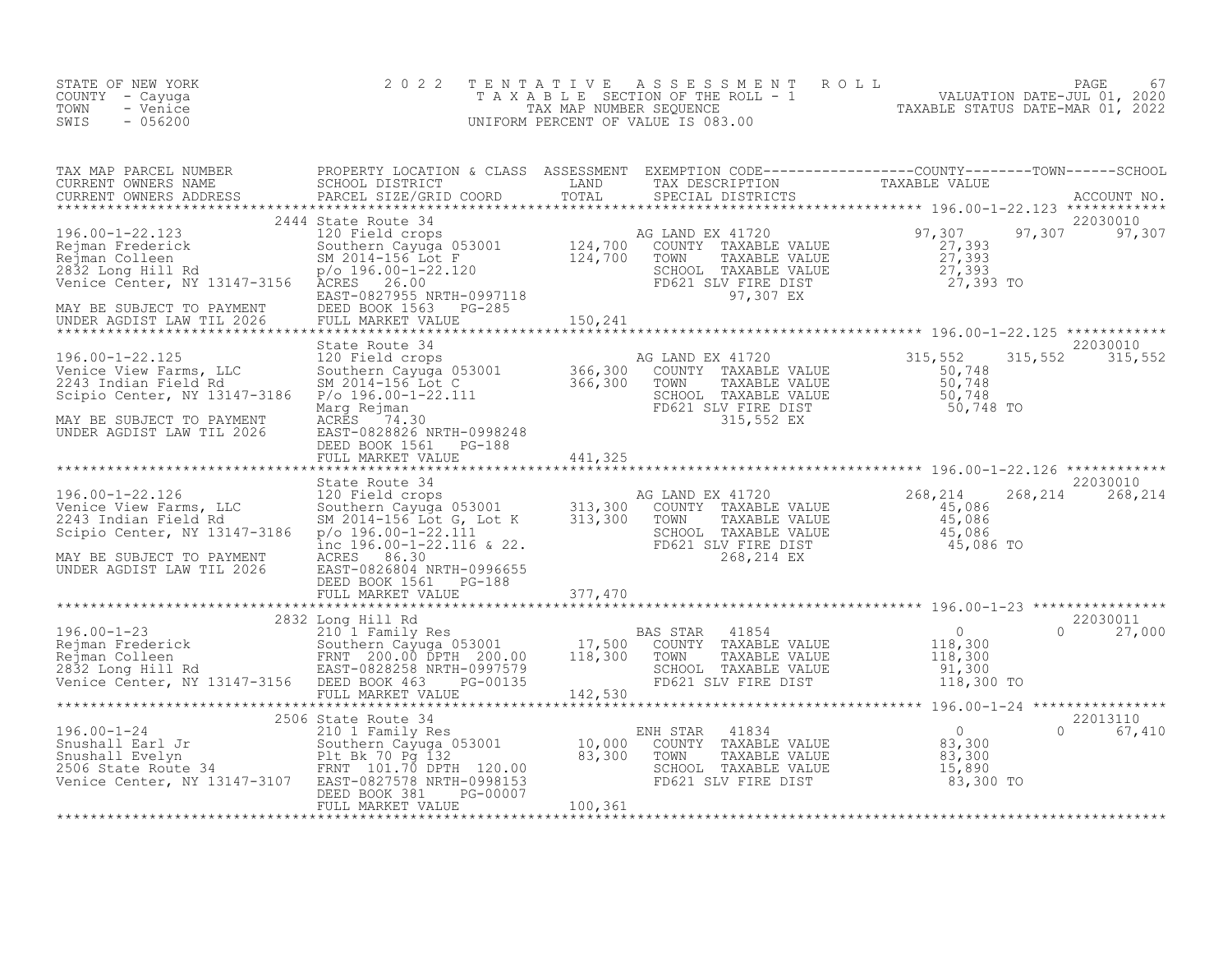STATE OF NEW YORK
COUNTY - Cayuga
TOWN - Venice
SWIS - 056200

2022 TENTATIVE ASSESSMENT ROLL
TAXABLE SECTION OF THE ROLL - 1
TAX MAP NUMBER SEQUENCE
UNIFORM PERCENT OF VALUE IS 083.00

VALUATION DATE-JUL 01, 2020
TAXABLE STATUS DATE-MAR 01, 2022

| TAX MAP PARCEL NUMBER / CURRENT OWNERS NAME / CURRENT OWNERS ADDRESS | PROPERTY LOCATION & CLASS / SCHOOL DISTRICT / PARCEL SIZE/GRID COORD | ASSESSMENT LAND / TOTAL | EXEMPTION CODE / TAX DESCRIPTION / SPECIAL DISTRICTS | COUNTY TAXABLE VALUE | TOWN | SCHOOL | ACCOUNT NO. |
|---|---|---|---|---|---|---|---|
| 196.00-1-22.123 | 2444 State Route 34 | | | | | | 22030010 |
| Rejman Frederick | 120 Field crops | | AG LAND EX 41720 | 97,307 | 97,307 | 97,307 | |
| Rejman Colleen | Southern Cayuga 053001 | 124,700 | COUNTY TAXABLE VALUE | 27,393 | | | |
| 2832 Long Hill Rd | SM 2014-156 Lot F | 124,700 | TOWN TAXABLE VALUE | 27,393 | | | |
| Venice Center, NY 13147-3156 | p/o 196.00-1-22.120 | | SCHOOL TAXABLE VALUE | 27,393 | | | |
| | ACRES 26.00 | | FD621 SLV FIRE DIST | 27,393 TO | | | |
| | EAST-0827955 NRTH-0997118 | | 97,307 EX | | | | |
| MAY BE SUBJECT TO PAYMENT | DEED BOOK 1563 PG-285 | | | | | | |
| UNDER AGDIST LAW TIL 2026 | FULL MARKET VALUE | 150,241 | | | | | |
| 196.00-1-22.125 | State Route 34 | | | | | | 22030010 |
| Venice View Farms, LLC | 120 Field crops | | AG LAND EX 41720 | 315,552 | 315,552 | 315,552 | |
| 2243 Indian Field Rd | Southern Cayuga 053001 | 366,300 | COUNTY TAXABLE VALUE | 50,748 | | | |
| Scipio Center, NY 13147-3186 | SM 2014-156 Lot C | 366,300 | TOWN TAXABLE VALUE | 50,748 | | | |
| | P/o 196.00-1-22.111 | | SCHOOL TAXABLE VALUE | 50,748 | | | |
| | Marg Rejman | | FD621 SLV FIRE DIST | 50,748 TO | | | |
| MAY BE SUBJECT TO PAYMENT | ACRES 74.30 | | 315,552 EX | | | | |
| UNDER AGDIST LAW TIL 2026 | EAST-0828826 NRTH-0998248 | | | | | | |
| | DEED BOOK 1561 PG-188 | | | | | | |
| | FULL MARKET VALUE | 441,325 | | | | | |
| 196.00-1-22.126 | State Route 34 | | | | | | 22030010 |
| Venice View Farms, LLC | 120 Field crops | | AG LAND EX 41720 | 268,214 | 268,214 | 268,214 | |
| 2243 Indian Field Rd | Southern Cayuga 053001 | 313,300 | COUNTY TAXABLE VALUE | 45,086 | | | |
| Scipio Center, NY 13147-3186 | SM 2014-156 Lot G, Lot K | 313,300 | TOWN TAXABLE VALUE | 45,086 | | | |
| | p/o 196.00-1-22.111 | | SCHOOL TAXABLE VALUE | 45,086 | | | |
| | inc 196.00-1-22.116 & 22. | | FD621 SLV FIRE DIST | 45,086 TO | | | |
| MAY BE SUBJECT TO PAYMENT | ACRES 86.30 | | 268,214 EX | | | | |
| UNDER AGDIST LAW TIL 2026 | EAST-0826804 NRTH-0996655 | | | | | | |
| | DEED BOOK 1561 PG-188 | | | | | | |
| | FULL MARKET VALUE | 377,470 | | | | | |
| 196.00-1-23 | 2832 Long Hill Rd | | | | | | 22030011 |
| Rejman Frederick | 210 1 Family Res | | BAS STAR 41854 | 0 | 0 | 27,000 | |
| Rejman Colleen | Southern Cayuga 053001 | 17,500 | COUNTY TAXABLE VALUE | 118,300 | | | |
| 2832 Long Hill Rd | FRNT 200.00 DPTH 200.00 | 118,300 | TOWN TAXABLE VALUE | 118,300 | | | |
| Venice Center, NY 13147-3156 | EAST-0828258 NRTH-0997579 | | SCHOOL TAXABLE VALUE | 91,300 | | | |
| | DEED BOOK 463 PG-00135 | | FD621 SLV FIRE DIST | 118,300 TO | | | |
| | FULL MARKET VALUE | 142,530 | | | | | |
| 196.00-1-24 | 2506 State Route 34 | | | | | | 22013110 |
| Snushall Earl Jr | 210 1 Family Res | | ENH STAR 41834 | 0 | 0 | 67,410 | |
| Snushall Evelyn | Southern Cayuga 053001 | 10,000 | COUNTY TAXABLE VALUE | 83,300 | | | |
| 2506 State Route 34 | Plt Bk 70 Pg 132 | 83,300 | TOWN TAXABLE VALUE | 83,300 | | | |
| Venice Center, NY 13147-3107 | FRNT 101.70 DPTH 120.00 | | SCHOOL TAXABLE VALUE | 15,890 | | | |
| | EAST-0827578 NRTH-0998153 | | FD621 SLV FIRE DIST | 83,300 TO | | | |
| | DEED BOOK 381 PG-00007 | | | | | | |
| | FULL MARKET VALUE | 100,361 | | | | | |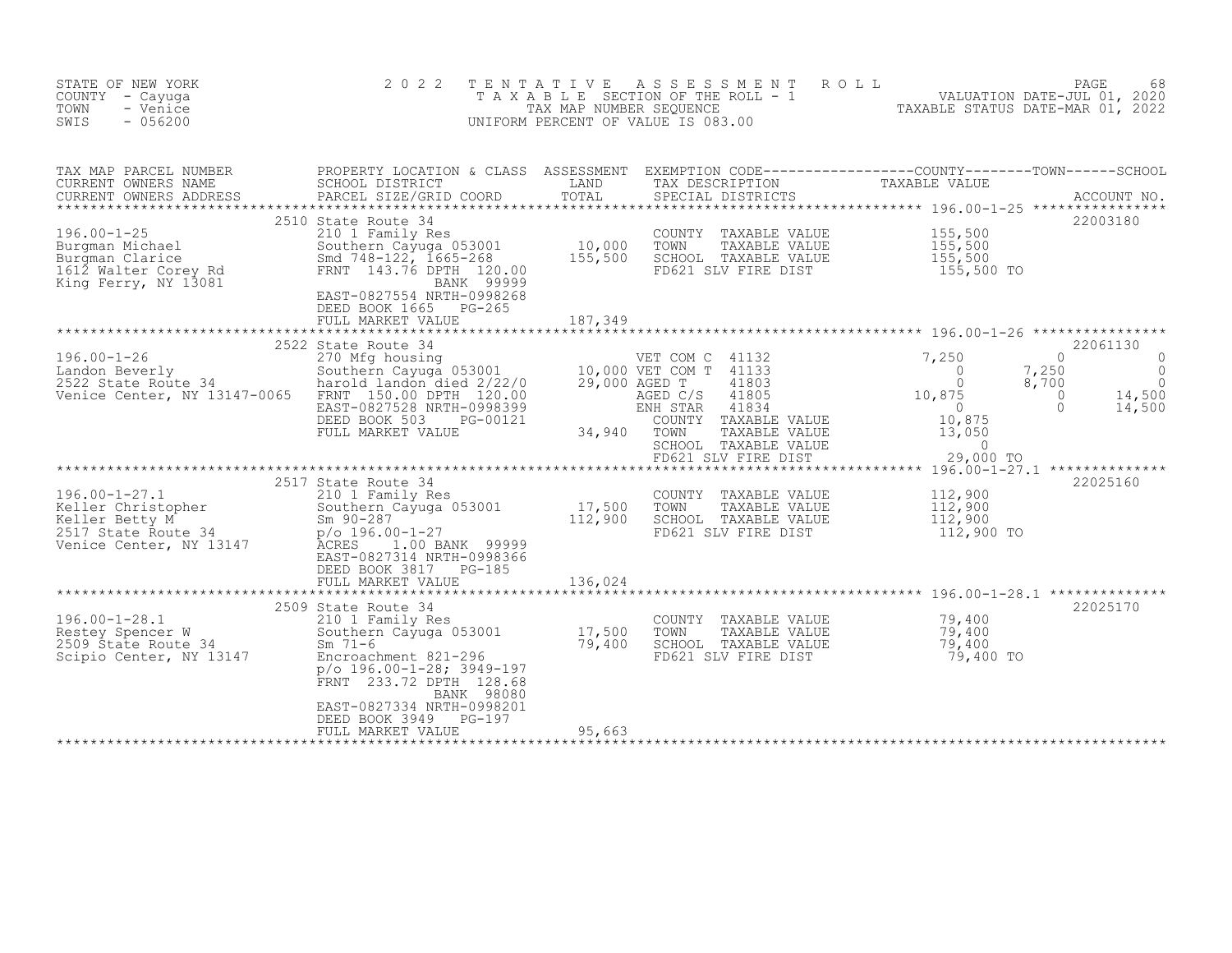STATE OF NEW YORK
COUNTY - Cayuga
TOWN - Venice
SWIS - 056200

2022 TENTATIVE ASSESSMENT ROLL
TAXABLE SECTION OF THE ROLL - 1
TAX MAP NUMBER SEQUENCE
UNIFORM PERCENT OF VALUE IS 083.00

VALUATION DATE-JUL 01, 2020
TAXABLE STATUS DATE-MAR 01, 2022

| TAX MAP PARCEL NUMBER / CURRENT OWNERS NAME / CURRENT OWNERS ADDRESS | PROPERTY LOCATION & CLASS / SCHOOL DISTRICT / PARCEL SIZE/GRID COORD | ASSESSMENT LAND / TOTAL | EXEMPTION CODE / TAX DESCRIPTION / SPECIAL DISTRICTS | COUNTY | TOWN | SCHOOL | TAXABLE VALUE / ACCOUNT NO. |
|---|---|---|---|---|---|---|---|
| | 2510 State Route 34 | | | | | | 22003180 |
| 196.00-1-25 | 210 1 Family Res | | COUNTY TAXABLE VALUE | 155,500 | | | |
| Burgman Michael | Southern Cayuga 053001 | 10,000 | TOWN TAXABLE VALUE | 155,500 | | | |
| Burgman Clarice | Smd 748-122, 1665-268 | 155,500 | SCHOOL TAXABLE VALUE | 155,500 | | | |
| 1612 Walter Corey Rd | FRNT 143.76 DPTH 120.00 | | FD621 SLV FIRE DIST | 155,500 TO | | | |
| King Ferry, NY 13081 | BANK 99999 | | | | | | |
| | EAST-0827554 NRTH-0998268 | | | | | | |
| | DEED BOOK 1665 PG-265 | | | | | | |
| | FULL MARKET VALUE | 187,349 | | | | | |
| | 2522 State Route 34 | | | | | | 22061130 |
| 196.00-1-26 | 270 Mfg housing | | VET COM C 41132 | 7,250 | 0 | 0 | |
| Landon Beverly | Southern Cayuga 053001 | 10,000 | VET COM T 41133 | 0 | 7,250 | 0 | |
| 2522 State Route 34 | harold landon died 2/22/0 | 29,000 | AGED T 41803 | 0 | 8,700 | 0 | |
| Venice Center, NY 13147-0065 | FRNT 150.00 DPTH 120.00 | | AGED C/S 41805 | 10,875 | 0 | 14,500 | |
| | EAST-0827528 NRTH-0998399 | | ENH STAR 41834 | 0 | 0 | 14,500 | |
| | DEED BOOK 503 PG-00121 | | COUNTY TAXABLE VALUE | 10,875 | | | |
| | FULL MARKET VALUE | 34,940 | TOWN TAXABLE VALUE | 13,050 | | | |
| | | | SCHOOL TAXABLE VALUE | 0 | | | |
| | | | FD621 SLV FIRE DIST | 29,000 TO | | | |
| | 2517 State Route 34 | | | | | | 22025160 |
| 196.00-1-27.1 | 210 1 Family Res | | COUNTY TAXABLE VALUE | 112,900 | | | |
| Keller Christopher | Southern Cayuga 053001 | 17,500 | TOWN TAXABLE VALUE | 112,900 | | | |
| Keller Betty M | Sm 90-287 | 112,900 | SCHOOL TAXABLE VALUE | 112,900 | | | |
| 2517 State Route 34 | p/o 196.00-1-27 | | FD621 SLV FIRE DIST | 112,900 TO | | | |
| Venice Center, NY 13147 | ACRES 1.00 BANK 99999 | | | | | | |
| | EAST-0827314 NRTH-0998366 | | | | | | |
| | DEED BOOK 3817 PG-185 | | | | | | |
| | FULL MARKET VALUE | 136,024 | | | | | |
| | 2509 State Route 34 | | | | | | 22025170 |
| 196.00-1-28.1 | 210 1 Family Res | | COUNTY TAXABLE VALUE | 79,400 | | | |
| Restey Spencer W | Southern Cayuga 053001 | 17,500 | TOWN TAXABLE VALUE | 79,400 | | | |
| 2509 State Route 34 | Sm 71-6 | 79,400 | SCHOOL TAXABLE VALUE | 79,400 | | | |
| Scipio Center, NY 13147 | Encroachment 821-296 | | FD621 SLV FIRE DIST | 79,400 TO | | | |
| | p/o 196.00-1-28; 3949-197 | | | | | | |
| | FRNT 233.72 DPTH 128.68 | | | | | | |
| | BANK 98080 | | | | | | |
| | EAST-0827334 NRTH-0998201 | | | | | | |
| | DEED BOOK 3949 PG-197 | | | | | | |
| | FULL MARKET VALUE | 95,663 | | | | | |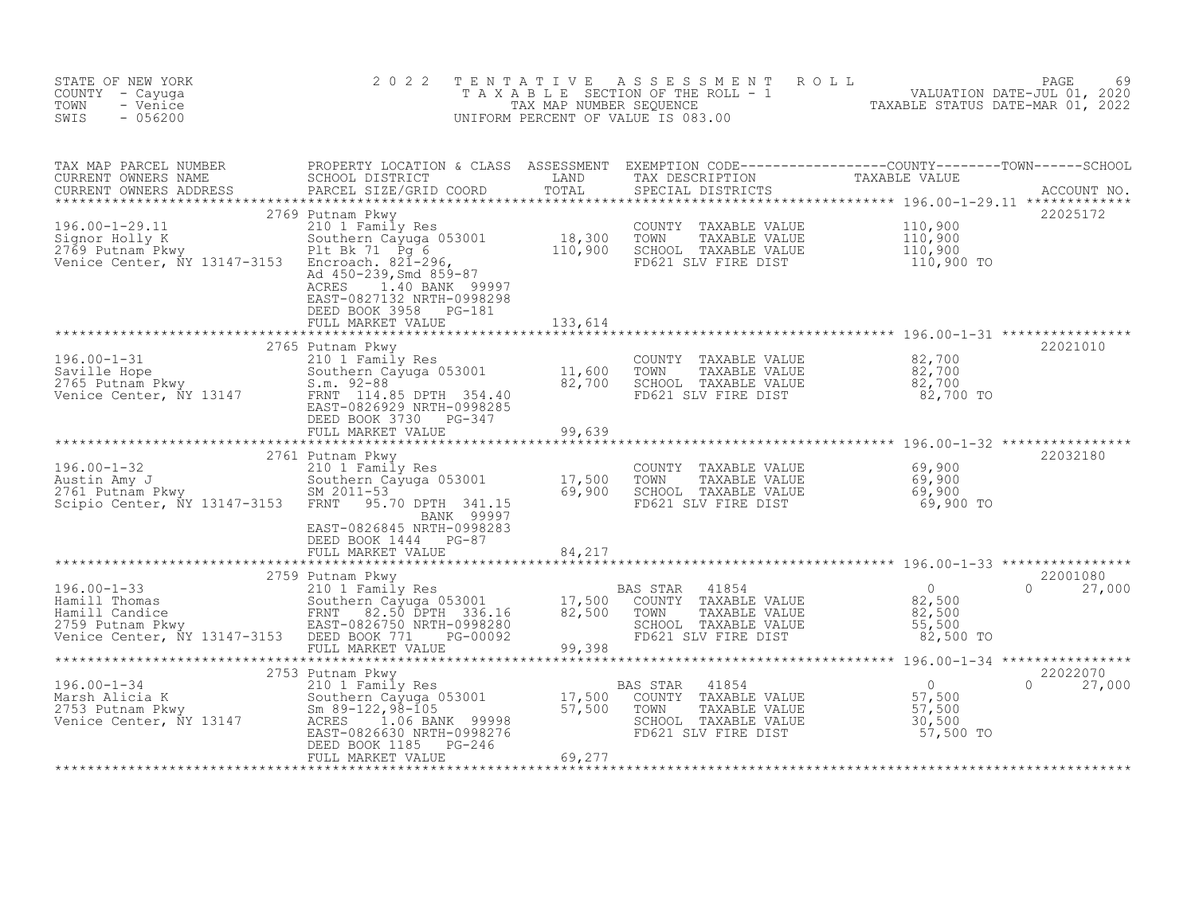STATE OF NEW YORK
COUNTY - Cayuga
TOWN - Venice
SWIS - 056200

# 2022 TENTATIVE ASSESSMENT ROLL

TAXABLE SECTION OF THE ROLL - 1
TAX MAP NUMBER SEQUENCE
UNIFORM PERCENT OF VALUE IS 083.00

VALUATION DATE-JUL 01, 2020
TAXABLE STATUS DATE-MAR 01, 2022

| TAX MAP PARCEL NUMBER / CURRENT OWNERS NAME / CURRENT OWNERS ADDRESS | PROPERTY LOCATION & CLASS / SCHOOL DISTRICT / PARCEL SIZE/GRID COORD | ASSESSMENT LAND | ASSESSMENT TOTAL | EXEMPTION CODE / TAX DESCRIPTION / SPECIAL DISTRICTS | COUNTY TAXABLE VALUE | TOWN | SCHOOL | ACCOUNT NO. |
|---|---|---|---|---|---|---|---|---|
| 196.00-1-29.11 | 2769 Putnam Pkwy | | | | | | | 22025172 |
| Signor Holly K | 210 1 Family Res | | | COUNTY TAXABLE VALUE | 110,900 | | | |
| 2769 Putnam Pkwy | Southern Cayuga 053001 | 18,300 | | TOWN TAXABLE VALUE | 110,900 | | | |
| Venice Center, NY 13147-3153 | Plt Bk 71 Pg 6 | | 110,900 | SCHOOL TAXABLE VALUE | 110,900 | | | |
| | Encroach. 821-296, | | | FD621 SLV FIRE DIST | 110,900 TO | | | |
| | Ad 450-239,Smd 859-87 | | | | | | | |
| | ACRES 1.40 BANK 99997 | | | | | | | |
| | EAST-0827132 NRTH-0998298 | | | | | | | |
| | DEED BOOK 3958 PG-181 | | | | | | | |
| | FULL MARKET VALUE | | 133,614 | | | | | |
| 196.00-1-31 | 2765 Putnam Pkwy | | | | | | | 22021010 |
| Saville Hope | 210 1 Family Res | | | COUNTY TAXABLE VALUE | 82,700 | | | |
| 2765 Putnam Pkwy | Southern Cayuga 053001 | 11,600 | | TOWN TAXABLE VALUE | 82,700 | | | |
| Venice Center, NY 13147 | S.m. 92-88 | | 82,700 | SCHOOL TAXABLE VALUE | 82,700 | | | |
| | FRNT 114.85 DPTH 354.40 | | | FD621 SLV FIRE DIST | 82,700 TO | | | |
| | EAST-0826929 NRTH-0998285 | | | | | | | |
| | DEED BOOK 3730 PG-347 | | | | | | | |
| | FULL MARKET VALUE | | 99,639 | | | | | |
| 196.00-1-32 | 2761 Putnam Pkwy | | | | | | | 22032180 |
| Austin Amy J | 210 1 Family Res | | | COUNTY TAXABLE VALUE | 69,900 | | | |
| 2761 Putnam Pkwy | Southern Cayuga 053001 | 17,500 | | TOWN TAXABLE VALUE | 69,900 | | | |
| Scipio Center, NY 13147-3153 | SM 2011-53 | | 69,900 | SCHOOL TAXABLE VALUE | 69,900 | | | |
| | FRNT 95.70 DPTH 341.15 | | | FD621 SLV FIRE DIST | 69,900 TO | | | |
| | BANK 99997 | | | | | | | |
| | EAST-0826845 NRTH-0998283 | | | | | | | |
| | DEED BOOK 1444 PG-87 | | | | | | | |
| | FULL MARKET VALUE | | 84,217 | | | | | |
| 196.00-1-33 | 2759 Putnam Pkwy | | | | | | | 22001080 |
| Hamill Thomas | 210 1 Family Res | | | BAS STAR 41854 | 0 | | 0 | 27,000 |
| Hamill Candice | Southern Cayuga 053001 | 17,500 | | COUNTY TAXABLE VALUE | 82,500 | | | |
| 2759 Putnam Pkwy | FRNT 82.50 DPTH 336.16 | | 82,500 | TOWN TAXABLE VALUE | 82,500 | | | |
| Venice Center, NY 13147-3153 | EAST-0826750 NRTH-0998280 | | | SCHOOL TAXABLE VALUE | 55,500 | | | |
| | DEED BOOK 771 PG-00092 | | | FD621 SLV FIRE DIST | 82,500 TO | | | |
| | FULL MARKET VALUE | | 99,398 | | | | | |
| 196.00-1-34 | 2753 Putnam Pkwy | | | | | | | 22022070 |
| Marsh Alicia K | 210 1 Family Res | | | BAS STAR 41854 | 0 | | 0 | 27,000 |
| 2753 Putnam Pkwy | Southern Cayuga 053001 | 17,500 | | COUNTY TAXABLE VALUE | 57,500 | | | |
| Venice Center, NY 13147 | Sm 89-122,98-105 | | 57,500 | TOWN TAXABLE VALUE | 57,500 | | | |
| | ACRES 1.06 BANK 99998 | | | SCHOOL TAXABLE VALUE | 30,500 | | | |
| | EAST-0826630 NRTH-0998276 | | | FD621 SLV FIRE DIST | 57,500 TO | | | |
| | DEED BOOK 1185 PG-246 | | | | | | | |
| | FULL MARKET VALUE | | 69,277 | | | | | |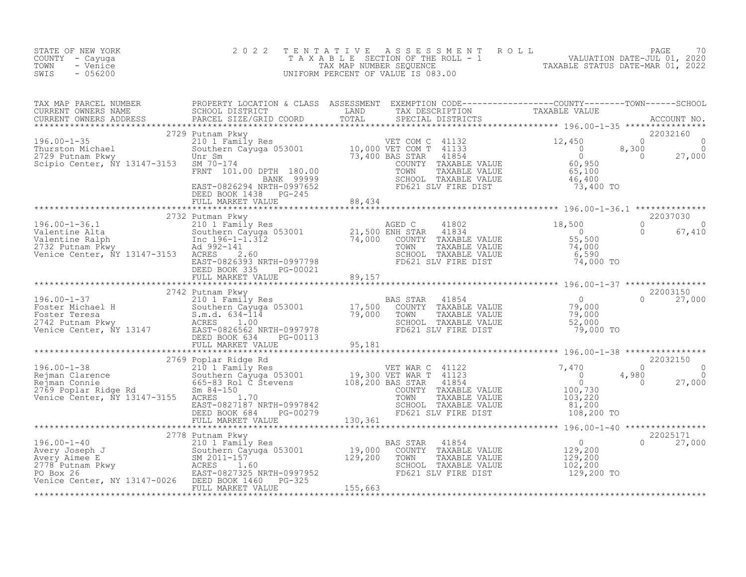STATE OF NEW YORK
COUNTY - Cayuga
TOWN - Venice
SWIS - 056200

2022 TENTATIVE ASSESSMENT ROLL
TAXABLE SECTION OF THE ROLL - 1
TAX MAP NUMBER SEQUENCE
UNIFORM PERCENT OF VALUE IS 083.00

VALUATION DATE-JUL 01, 2020
TAXABLE STATUS DATE-MAR 01, 2022

| TAX MAP PARCEL NUMBER / CURRENT OWNERS NAME / CURRENT OWNERS ADDRESS | PROPERTY LOCATION & CLASS / SCHOOL DISTRICT / PARCEL SIZE/GRID COORD | ASSESSMENT LAND / TOTAL | EXEMPTION CODE / TAX DESCRIPTION / SPECIAL DISTRICTS | COUNTY TAXABLE VALUE | TOWN | SCHOOL / ACCOUNT NO. |
|---|---|---|---|---|---|---|
| **196.00-1-35** | 2729 Putnam Pkwy | | | | | 22032160 |
| Thurston Michael | 210 1 Family Res | | VET COM C 41132 | 12,450 | 0 | 0 |
| 2729 Putnam Pkwy | Southern Cayuga 053001 | 10,000 | VET COM T 41133 | 0 | 8,300 | 0 |
| Scipio Center, NY 13147-3153 | Unr Sm | 73,400 | BAS STAR 41854 | 0 | 0 | 27,000 |
| | SM 70-174 | | COUNTY TAXABLE VALUE | 60,950 | | |
| | FRNT 101.00 DPTH 180.00 | | TOWN TAXABLE VALUE | 65,100 | | |
| | BANK 99999 | | SCHOOL TAXABLE VALUE | 46,400 | | |
| | EAST-0826294 NRTH-0997652 | | FD621 SLV FIRE DIST | 73,400 TO | | |
| | DEED BOOK 1438 PG-245 | | | | | |
| | FULL MARKET VALUE | 88,434 | | | | |
| **196.00-1-36.1** | 2732 Putman Pkwy | | | | | 22037030 |
| Valentine Alta | 210 1 Family Res | | AGED C 41802 | 18,500 | 0 | 0 |
| Valentine Ralph | Southern Cayuga 053001 | 21,500 | ENH STAR 41834 | 0 | 0 | 67,410 |
| 2732 Putnam Pkwy | Inc 196-1-1.312 | 74,000 | COUNTY TAXABLE VALUE | 55,500 | | |
| Venice Center, NY 13147-3153 | Ad 992-141 | | TOWN TAXABLE VALUE | 74,000 | | |
| | ACRES 2.60 | | SCHOOL TAXABLE VALUE | 6,590 | | |
| | EAST-0826393 NRTH-0997798 | | FD621 SLV FIRE DIST | 74,000 TO | | |
| | DEED BOOK 335 PG-00021 | | | | | |
| | FULL MARKET VALUE | 89,157 | | | | |
| **196.00-1-37** | 2742 Putnam Pkwy | | | | | 22003150 |
| Foster Michael H | 210 1 Family Res | | BAS STAR 41854 | 0 | 0 | 27,000 |
| Foster Teresa | Southern Cayuga 053001 | 17,500 | COUNTY TAXABLE VALUE | 79,000 | | |
| 2742 Putnam Pkwy | S.m.d. 634-114 | 79,000 | TOWN TAXABLE VALUE | 79,000 | | |
| Venice Center, NY 13147 | ACRES 1.00 | | SCHOOL TAXABLE VALUE | 52,000 | | |
| | EAST-0826562 NRTH-0997978 | | FD621 SLV FIRE DIST | 79,000 TO | | |
| | DEED BOOK 634 PG-00113 | | | | | |
| | FULL MARKET VALUE | 95,181 | | | | |
| **196.00-1-38** | 2769 Poplar Ridge Rd | | | | | 22032150 |
| Rejman Clarence | 210 1 Family Res | | VET WAR C 41122 | 7,470 | 0 | 0 |
| Rejman Connie | Southern Cayuga 053001 | 19,300 | VET WAR T 41123 | 0 | 4,980 | 0 |
| 2769 Poplar Ridge Rd | 665-83 Rol C Stevens | 108,200 | BAS STAR 41854 | 0 | 0 | 27,000 |
| Venice Center, NY 13147-3155 | Sm 84-150 | | COUNTY TAXABLE VALUE | 100,730 | | |
| | ACRES 1.70 | | TOWN TAXABLE VALUE | 103,220 | | |
| | EAST-0827187 NRTH-0997842 | | SCHOOL TAXABLE VALUE | 81,200 | | |
| | DEED BOOK 684 PG-00279 | | FD621 SLV FIRE DIST | 108,200 TO | | |
| | FULL MARKET VALUE | 130,361 | | | | |
| **196.00-1-40** | 2778 Putnam Pkwy | | | | | 22025171 |
| Avery Joseph J | 210 1 Family Res | | BAS STAR 41854 | 0 | 0 | 27,000 |
| Avery Aimee E | Southern Cayuga 053001 | 19,000 | COUNTY TAXABLE VALUE | 129,200 | | |
| 2778 Putnam Pkwy | SM 2011-157 | 129,200 | TOWN TAXABLE VALUE | 129,200 | | |
| PO Box 26 | ACRES 1.60 | | SCHOOL TAXABLE VALUE | 102,200 | | |
| Venice Center, NY 13147-0026 | EAST-0827325 NRTH-0997952 | | FD621 SLV FIRE DIST | 129,200 TO | | |
| | DEED BOOK 1460 PG-325 | | | | | |
| | FULL MARKET VALUE | 155,663 | | | | |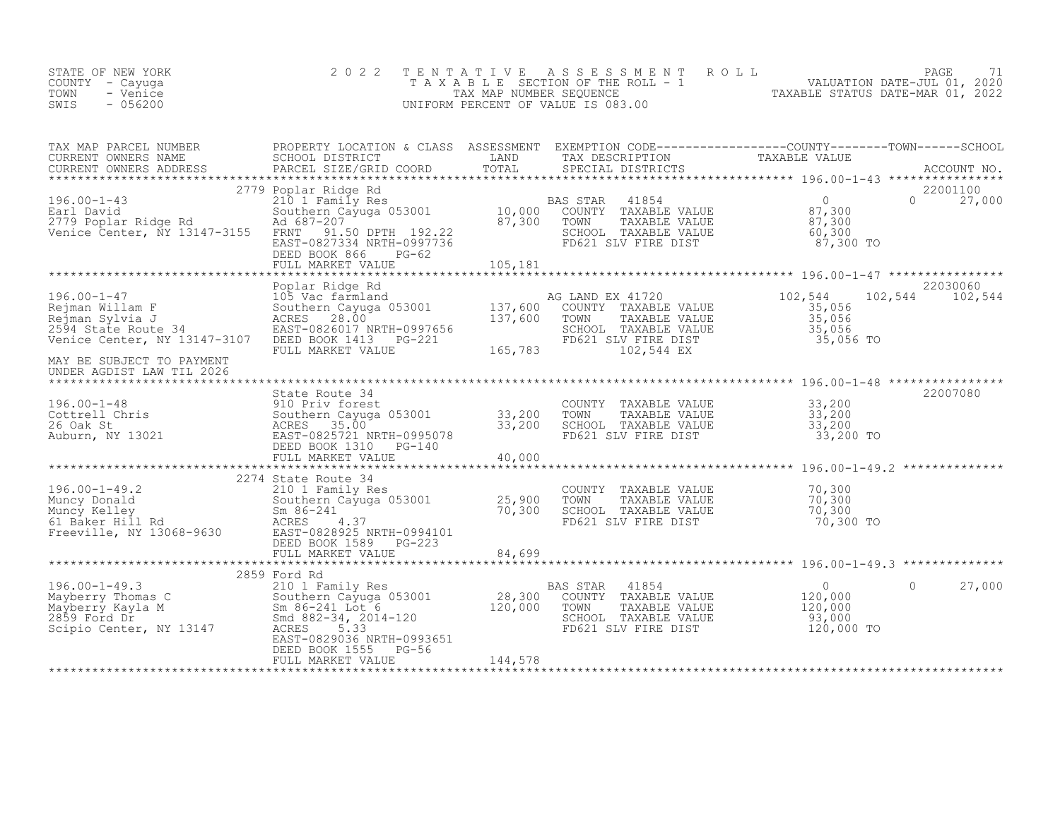STATE OF NEW YORK
COUNTY - Cayuga
TOWN - Venice
SWIS - 056200

2022 TENTATIVE ASSESSMENT ROLL
TAXABLE SECTION OF THE ROLL - 1
TAX MAP NUMBER SEQUENCE
UNIFORM PERCENT OF VALUE IS 083.00

VALUATION DATE-JUL 01, 2020
TAXABLE STATUS DATE-MAR 01, 2022

| TAX MAP PARCEL NUMBER / CURRENT OWNERS NAME / CURRENT OWNERS ADDRESS | PROPERTY LOCATION & CLASS / SCHOOL DISTRICT / PARCEL SIZE/GRID COORD | ASSESSMENT LAND | TOTAL | EXEMPTION CODE / TAX DESCRIPTION / SPECIAL DISTRICTS | COUNTY TAXABLE VALUE | TOWN | SCHOOL | ACCOUNT NO. |
|---|---|---|---|---|---|---|---|---|
| 196.00-1-43 | 2779 Poplar Ridge Rd | | | | | | | 22001100 |
| Earl David | 210 1 Family Res | | | BAS STAR 41854 | 0 | 0 | 27,000 | |
| 2779 Poplar Ridge Rd | Southern Cayuga 053001 | 10,000 | | COUNTY TAXABLE VALUE | 87,300 | | | |
| Venice Center, NY 13147-3155 | Ad 687-207 | | 87,300 | TOWN TAXABLE VALUE | 87,300 | | | |
| | FRNT 91.50 DPTH 192.22 | | | SCHOOL TAXABLE VALUE | 60,300 | | | |
| | EAST-0827334 NRTH-0997736 | | | FD621 SLV FIRE DIST | 87,300 TO | | | |
| | DEED BOOK 866 PG-62 | | | | | | | |
| | FULL MARKET VALUE | | 105,181 | | | | | |
| 196.00-1-47 | Poplar Ridge Rd | | | | | | | 22030060 |
| Rejman Willam F | 105 Vac farmland | | | AG LAND EX 41720 | 102,544 | 102,544 | 102,544 | |
| Rejman Sylvia J | Southern Cayuga 053001 | 137,600 | | COUNTY TAXABLE VALUE | 35,056 | | | |
| 2594 State Route 34 | ACRES 28.00 | | 137,600 | TOWN TAXABLE VALUE | 35,056 | | | |
| Venice Center, NY 13147-3107 | EAST-0826017 NRTH-0997656 | | | SCHOOL TAXABLE VALUE | 35,056 | | | |
| | DEED BOOK 1413 PG-221 | | | FD621 SLV FIRE DIST | 35,056 TO | | | |
| | FULL MARKET VALUE | | 165,783 | 102,544 EX | | | | |
| MAY BE SUBJECT TO PAYMENT UNDER AGDIST LAW TIL 2026 | | | | | | | | |
| 196.00-1-48 | State Route 34 | | | | | | | 22007080 |
| Cottrell Chris | 910 Priv forest | | | COUNTY TAXABLE VALUE | 33,200 | | | |
| 26 Oak St | Southern Cayuga 053001 | 33,200 | | TOWN TAXABLE VALUE | 33,200 | | | |
| Auburn, NY 13021 | ACRES 35.00 | | 33,200 | SCHOOL TAXABLE VALUE | 33,200 | | | |
| | EAST-0825721 NRTH-0995078 | | | FD621 SLV FIRE DIST | 33,200 TO | | | |
| | DEED BOOK 1310 PG-140 | | | | | | | |
| | FULL MARKET VALUE | | 40,000 | | | | | |
| 196.00-1-49.2 | 2274 State Route 34 | | | | | | | |
| Muncy Donald | 210 1 Family Res | | | COUNTY TAXABLE VALUE | 70,300 | | | |
| Muncy Kelley | Southern Cayuga 053001 | 25,900 | | TOWN TAXABLE VALUE | 70,300 | | | |
| 61 Baker Hill Rd | Sm 86-241 | | 70,300 | SCHOOL TAXABLE VALUE | 70,300 | | | |
| Freeville, NY 13068-9630 | ACRES 4.37 | | | FD621 SLV FIRE DIST | 70,300 TO | | | |
| | EAST-0828925 NRTH-0994101 | | | | | | | |
| | DEED BOOK 1589 PG-223 | | | | | | | |
| | FULL MARKET VALUE | | 84,699 | | | | | |
| 196.00-1-49.3 | 2859 Ford Rd | | | | | | | |
| Mayberry Thomas C | 210 1 Family Res | | | BAS STAR 41854 | 0 | 0 | 27,000 | |
| Mayberry Kayla M | Southern Cayuga 053001 | 28,300 | | COUNTY TAXABLE VALUE | 120,000 | | | |
| 2859 Ford Dr | Sm 86-241 Lot 6 | | 120,000 | TOWN TAXABLE VALUE | 120,000 | | | |
| Scipio Center, NY 13147 | Smd 882-34, 2014-120 | | | SCHOOL TAXABLE VALUE | 93,000 | | | |
| | ACRES 5.33 | | | FD621 SLV FIRE DIST | 120,000 TO | | | |
| | EAST-0829036 NRTH-0993651 | | | | | | | |
| | DEED BOOK 1555 PG-56 | | | | | | | |
| | FULL MARKET VALUE | | 144,578 | | | | | |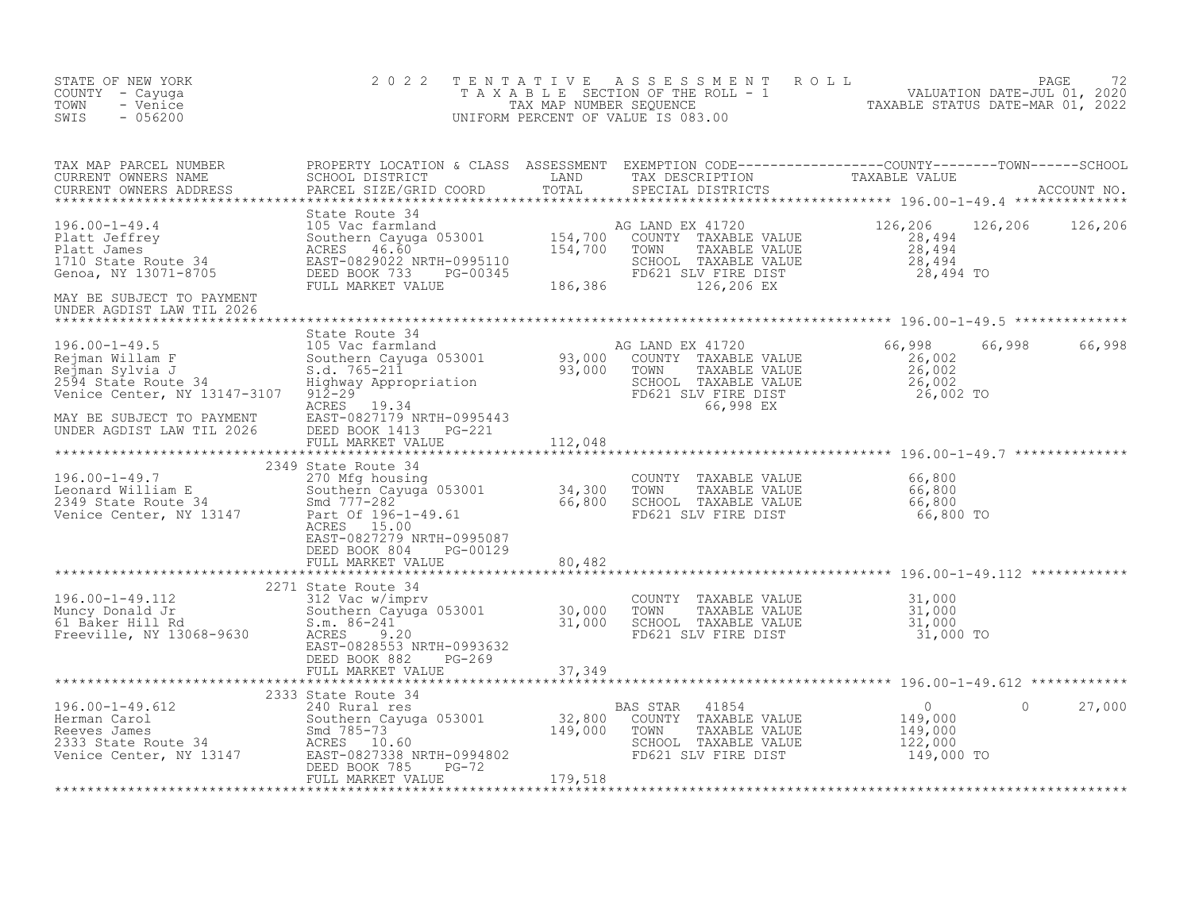STATE OF NEW YORK
COUNTY - Cayuga
TOWN - Venice
SWIS - 056200

2022 TENTATIVE ASSESSMENT ROLL
TAXABLE SECTION OF THE ROLL - 1
TAX MAP NUMBER SEQUENCE
UNIFORM PERCENT OF VALUE IS 083.00

VALUATION DATE-JUL 01, 2020
TAXABLE STATUS DATE-MAR 01, 2022

| TAX MAP PARCEL NUMBER / CURRENT OWNERS NAME / CURRENT OWNERS ADDRESS | PROPERTY LOCATION & CLASS / SCHOOL DISTRICT / PARCEL SIZE/GRID COORD | ASSESSMENT LAND | TOTAL | EXEMPTION CODE / TAX DESCRIPTION / SPECIAL DISTRICTS | COUNTY TAXABLE VALUE | TOWN | SCHOOL |
|---|---|---|---|---|---|---|---|
| 196.00-1-49.4 | State Route 34 | | | | | | |
| | 105 Vac farmland | | | AG LAND EX 41720 | 126,206 | 126,206 | 126,206 |
| Platt Jeffrey | Southern Cayuga 053001 | 154,700 | | COUNTY TAXABLE VALUE | 28,494 | | |
| Platt James | ACRES 46.60 | | 154,700 | TOWN TAXABLE VALUE | 28,494 | | |
| 1710 State Route 34 | EAST-0829022 NRTH-0995110 | | | SCHOOL TAXABLE VALUE | 28,494 | | |
| Genoa, NY 13071-8705 | DEED BOOK 733 PG-00345 | | | FD621 SLV FIRE DIST | 28,494 TO | | |
| | FULL MARKET VALUE | | 186,386 | 126,206 EX | | | |
| MAY BE SUBJECT TO PAYMENT UNDER AGDIST LAW TIL 2026 | | | | | | | |
| 196.00-1-49.5 | State Route 34 | | | | | | |
| | 105 Vac farmland | | | AG LAND EX 41720 | 66,998 | 66,998 | 66,998 |
| Rejman Willam F | Southern Cayuga 053001 | 93,000 | | COUNTY TAXABLE VALUE | 26,002 | | |
| Rejman Sylvia J | S.d. 765-211 | | 93,000 | TOWN TAXABLE VALUE | 26,002 | | |
| 2594 State Route 34 | Highway Appropriation | | | SCHOOL TAXABLE VALUE | 26,002 | | |
| Venice Center, NY 13147-3107 | 912-29 | | | FD621 SLV FIRE DIST | 26,002 TO | | |
| | ACRES 19.34 | | | 66,998 EX | | | |
| MAY BE SUBJECT TO PAYMENT | EAST-0827179 NRTH-0995443 | | | | | | |
| UNDER AGDIST LAW TIL 2026 | DEED BOOK 1413 PG-221 | | | | | | |
| | FULL MARKET VALUE | | 112,048 | | | | |
| 196.00-1-49.7 | 2349 State Route 34 | | | | | | |
| | 270 Mfg housing | | | COUNTY TAXABLE VALUE | 66,800 | | |
| Leonard William E | Southern Cayuga 053001 | 34,300 | | TOWN TAXABLE VALUE | 66,800 | | |
| 2349 State Route 34 | Smd 777-282 | | 66,800 | SCHOOL TAXABLE VALUE | 66,800 | | |
| Venice Center, NY 13147 | Part Of 196-1-49.61 | | | FD621 SLV FIRE DIST | 66,800 TO | | |
| | ACRES 15.00 | | | | | | |
| | EAST-0827279 NRTH-0995087 | | | | | | |
| | DEED BOOK 804 PG-00129 | | | | | | |
| | FULL MARKET VALUE | | 80,482 | | | | |
| 196.00-1-49.112 | 2271 State Route 34 | | | | | | |
| | 312 Vac w/imprv | | | COUNTY TAXABLE VALUE | 31,000 | | |
| Muncy Donald Jr | Southern Cayuga 053001 | 30,000 | | TOWN TAXABLE VALUE | 31,000 | | |
| 61 Baker Hill Rd | S.m. 86-241 | | 31,000 | SCHOOL TAXABLE VALUE | 31,000 | | |
| Freeville, NY 13068-9630 | ACRES 9.20 | | | FD621 SLV FIRE DIST | 31,000 TO | | |
| | EAST-0828553 NRTH-0993632 | | | | | | |
| | DEED BOOK 882 PG-269 | | | | | | |
| | FULL MARKET VALUE | | 37,349 | | | | |
| 196.00-1-49.612 | 2333 State Route 34 | | | | | | |
| | 240 Rural res | | | BAS STAR 41854 | 0 | 0 | 27,000 |
| Herman Carol | Southern Cayuga 053001 | 32,800 | | COUNTY TAXABLE VALUE | 149,000 | | |
| Reeves James | Smd 785-73 | | 149,000 | TOWN TAXABLE VALUE | 149,000 | | |
| 2333 State Route 34 | ACRES 10.60 | | | SCHOOL TAXABLE VALUE | 122,000 | | |
| Venice Center, NY 13147 | EAST-0827338 NRTH-0994802 | | | FD621 SLV FIRE DIST | 149,000 TO | | |
| | DEED BOOK 785 PG-72 | | | | | | |
| | FULL MARKET VALUE | | 179,518 | | | | |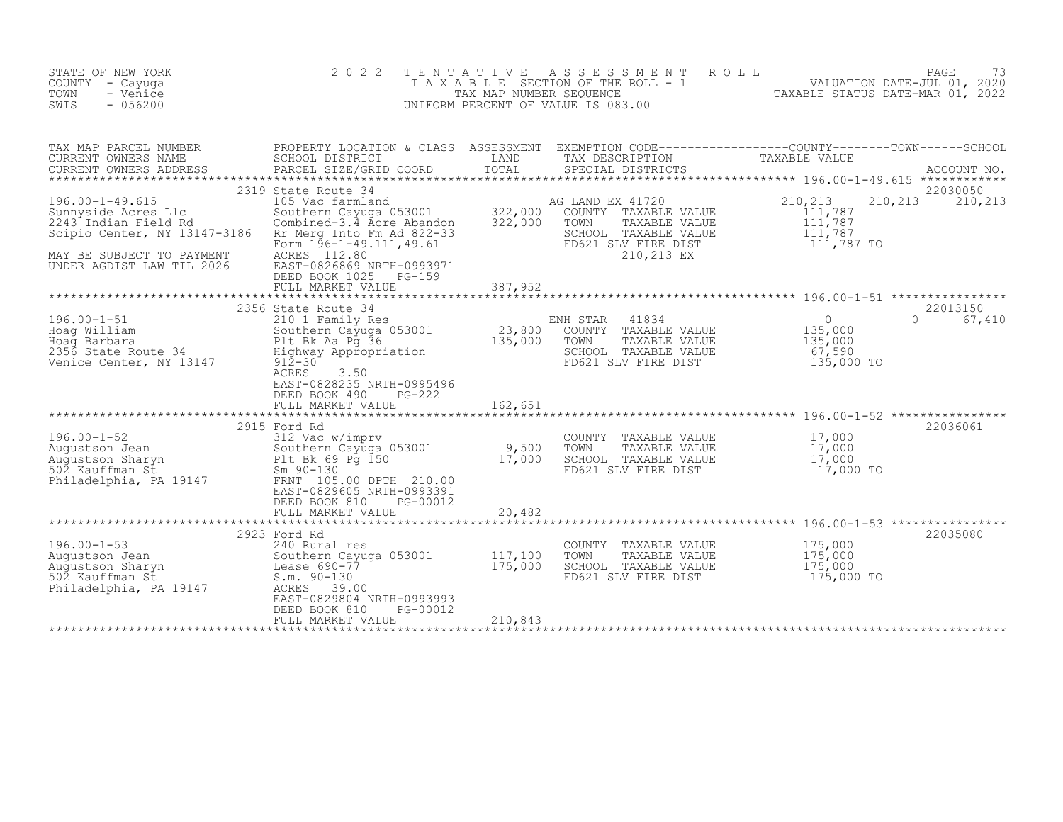STATE OF NEW YORK
COUNTY - Cayuga
TOWN - Venice
SWIS - 056200

2022 TENTATIVE ASSESSMENT ROLL
TAXABLE SECTION OF THE ROLL - 1
TAX MAP NUMBER SEQUENCE
UNIFORM PERCENT OF VALUE IS 083.00

VALUATION DATE-JUL 01, 2020
TAXABLE STATUS DATE-MAR 01, 2022

| TAX MAP PARCEL NUMBER / CURRENT OWNERS NAME / CURRENT OWNERS ADDRESS | PROPERTY LOCATION & CLASS / SCHOOL DISTRICT / PARCEL SIZE/GRID COORD | ASSESSMENT LAND | TOTAL | EXEMPTION CODE / TAX DESCRIPTION / SPECIAL DISTRICTS | COUNTY TAXABLE VALUE | TOWN | SCHOOL | ACCOUNT NO. |
|---|---|---|---|---|---|---|---|---|
| | 2319 State Route 34 | | | | | | | 22030050 |
| 196.00-1-49.615 | 105 Vac farmland | | | AG LAND EX 41720 | 210,213 | 210,213 | 210,213 | |
| Sunnyside Acres Llc | Southern Cayuga 053001 | 322,000 | | COUNTY TAXABLE VALUE | 111,787 | | | |
| 2243 Indian Field Rd | Combined-3.4 Acre Abandon | | 322,000 | TOWN TAXABLE VALUE | 111,787 | | | |
| Scipio Center, NY 13147-3186 | Rr Merg Into Fm Ad 822-33 | | | SCHOOL TAXABLE VALUE | 111,787 | | | |
| | Form 196-1-49.111,49.61 | | | FD621 SLV FIRE DIST | 111,787 TO | | | |
| MAY BE SUBJECT TO PAYMENT | ACRES 112.80 | | | 210,213 EX | | | | |
| UNDER AGDIST LAW TIL 2026 | EAST-0826869 NRTH-0993971 | | | | | | | |
| | DEED BOOK 1025 PG-159 | | | | | | | |
| | FULL MARKET VALUE | | 387,952 | | | | | |
| | 2356 State Route 34 | | | | | | | 22013150 |
| 196.00-1-51 | 210 1 Family Res | | | ENH STAR 41834 | 0 | 0 | 67,410 | |
| Hoag William | Southern Cayuga 053001 | 23,800 | | COUNTY TAXABLE VALUE | 135,000 | | | |
| Hoag Barbara | Plt Bk Aa Pg 36 | | 135,000 | TOWN TAXABLE VALUE | 135,000 | | | |
| 2356 State Route 34 | Highway Appropriation | | | SCHOOL TAXABLE VALUE | 67,590 | | | |
| Venice Center, NY 13147 | 912-30 | | | FD621 SLV FIRE DIST | 135,000 TO | | | |
| | ACRES 3.50 | | | | | | | |
| | EAST-0828235 NRTH-0995496 | | | | | | | |
| | DEED BOOK 490 PG-222 | | | | | | | |
| | FULL MARKET VALUE | | 162,651 | | | | | |
| | 2915 Ford Rd | | | | | | | 22036061 |
| 196.00-1-52 | 312 Vac w/imprv | | | COUNTY TAXABLE VALUE | 17,000 | | | |
| Augustson Jean | Southern Cayuga 053001 | 9,500 | | TOWN TAXABLE VALUE | 17,000 | | | |
| Augustson Sharyn | Plt Bk 69 Pg 150 | | 17,000 | SCHOOL TAXABLE VALUE | 17,000 | | | |
| 502 Kauffman St | Sm 90-130 | | | FD621 SLV FIRE DIST | 17,000 TO | | | |
| Philadelphia, PA 19147 | FRNT 105.00 DPTH 210.00 | | | | | | | |
| | EAST-0829605 NRTH-0993391 | | | | | | | |
| | DEED BOOK 810 PG-00012 | | | | | | | |
| | FULL MARKET VALUE | | 20,482 | | | | | |
| | 2923 Ford Rd | | | | | | | 22035080 |
| 196.00-1-53 | 240 Rural res | | | COUNTY TAXABLE VALUE | 175,000 | | | |
| Augustson Jean | Southern Cayuga 053001 | 117,100 | | TOWN TAXABLE VALUE | 175,000 | | | |
| Augustson Sharyn | Lease 690-77 | | 175,000 | SCHOOL TAXABLE VALUE | 175,000 | | | |
| 502 Kauffman St | S.m. 90-130 | | | FD621 SLV FIRE DIST | 175,000 TO | | | |
| Philadelphia, PA 19147 | ACRES 39.00 | | | | | | | |
| | EAST-0829804 NRTH-0993993 | | | | | | | |
| | DEED BOOK 810 PG-00012 | | | | | | | |
| | FULL MARKET VALUE | | 210,843 | | | | | |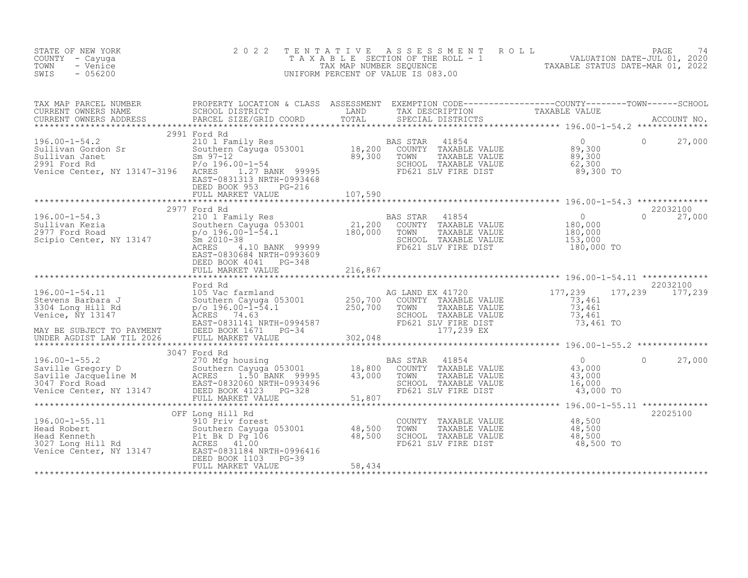STATE OF NEW YORK
COUNTY - Cayuga
TOWN - Venice
SWIS - 056200

2 0 2 2 T E N T A T I V E A S S E S S M E N T R O L L
T A X A B L E SECTION OF THE ROLL - 1
TAX MAP NUMBER SEQUENCE
UNIFORM PERCENT OF VALUE IS 083.00

VALUATION DATE-JUL 01, 2020
TAXABLE STATUS DATE-MAR 01, 2022

| TAX MAP PARCEL NUMBER / CURRENT OWNERS NAME / CURRENT OWNERS ADDRESS | PROPERTY LOCATION & CLASS / SCHOOL DISTRICT / PARCEL SIZE/GRID COORD | ASSESSMENT LAND / TOTAL | EXEMPTION CODE / TAX DESCRIPTION / SPECIAL DISTRICTS | COUNTY TAXABLE VALUE | TOWN | SCHOOL | ACCOUNT NO. |
|---|---|---|---|---|---|---|---|
| **196.00-1-54.2** | 2991 Ford Rd | | | | | | |
| 196.00-1-54.2 | 210 1 Family Res | | BAS STAR 41854 | 0 | 0 | 27,000 | |
| Sullivan Gordon Sr | Southern Cayuga 053001 | 18,200 | COUNTY TAXABLE VALUE | 89,300 | | | |
| Sullivan Janet | Sm 97-12 | 89,300 | TOWN TAXABLE VALUE | 89,300 | | | |
| 2991 Ford Rd | P/o 196.00-1-54 | | SCHOOL TAXABLE VALUE | 62,300 | | | |
| Venice Center, NY 13147-3196 | ACRES 1.27 BANK 99995 | | FD621 SLV FIRE DIST | 89,300 TO | | | |
| | EAST-0831313 NRTH-0993468 | | | | | | |
| | DEED BOOK 953 PG-216 | | | | | | |
| | FULL MARKET VALUE | 107,590 | | | | | |
| **196.00-1-54.3** | 2977 Ford Rd | | | | | | 22032100 |
| 196.00-1-54.3 | 210 1 Family Res | | BAS STAR 41854 | 0 | 0 | 27,000 | |
| Sullivan Kezia | Southern Cayuga 053001 | 21,200 | COUNTY TAXABLE VALUE | 180,000 | | | |
| 2977 Ford Road | p/o 196.00-1-54.1 | 180,000 | TOWN TAXABLE VALUE | 180,000 | | | |
| Scipio Center, NY 13147 | Sm 2010-38 | | SCHOOL TAXABLE VALUE | 153,000 | | | |
| | ACRES 4.10 BANK 99999 | | FD621 SLV FIRE DIST | 180,000 TO | | | |
| | EAST-0830684 NRTH-0993609 | | | | | | |
| | DEED BOOK 4041 PG-348 | | | | | | |
| | FULL MARKET VALUE | 216,867 | | | | | |
| **196.00-1-54.11** | Ford Rd | | | | | | 22032100 |
| 196.00-1-54.11 | 105 Vac farmland | | AG LAND EX 41720 | 177,239 | 177,239 | 177,239 | |
| Stevens Barbara J | Southern Cayuga 053001 | 250,700 | COUNTY TAXABLE VALUE | 73,461 | | | |
| 3304 Long Hill Rd | p/o 196.00-1-54.1 | 250,700 | TOWN TAXABLE VALUE | 73,461 | | | |
| Venice, NY 13147 | ACRES 74.63 | | SCHOOL TAXABLE VALUE | 73,461 | | | |
| | EAST-0831141 NRTH-0994587 | | FD621 SLV FIRE DIST | 73,461 TO | | | |
| MAY BE SUBJECT TO PAYMENT | DEED BOOK 1671 PG-34 | | 177,239 EX | | | | |
| UNDER AGDIST LAW TIL 2026 | FULL MARKET VALUE | 302,048 | | | | | |
| **196.00-1-55.2** | 3047 Ford Rd | | | | | | |
| 196.00-1-55.2 | 270 Mfg housing | | BAS STAR 41854 | 0 | 0 | 27,000 | |
| Saville Gregory D | Southern Cayuga 053001 | 18,800 | COUNTY TAXABLE VALUE | 43,000 | | | |
| Saville Jacqueline M | ACRES 1.50 BANK 99995 | 43,000 | TOWN TAXABLE VALUE | 43,000 | | | |
| 3047 Ford Road | EAST-0832060 NRTH-0993496 | | SCHOOL TAXABLE VALUE | 16,000 | | | |
| Venice Center, NY 13147 | DEED BOOK 4123 PG-328 | | FD621 SLV FIRE DIST | 43,000 TO | | | |
| | FULL MARKET VALUE | 51,807 | | | | | |
| **196.00-1-55.11** | OFF Long Hill Rd | | | | | | 22025100 |
| 196.00-1-55.11 | 910 Priv forest | | COUNTY TAXABLE VALUE | 48,500 | | | |
| Head Robert | Southern Cayuga 053001 | 48,500 | TOWN TAXABLE VALUE | 48,500 | | | |
| Head Kenneth | Plt Bk D Pg 106 | 48,500 | SCHOOL TAXABLE VALUE | 48,500 | | | |
| 3027 Long Hill Rd | ACRES 41.00 | | FD621 SLV FIRE DIST | 48,500 TO | | | |
| Venice Center, NY 13147 | EAST-0831184 NRTH-0996416 | | | | | | |
| | DEED BOOK 1103 PG-39 | | | | | | |
| | FULL MARKET VALUE | 58,434 | | | | | |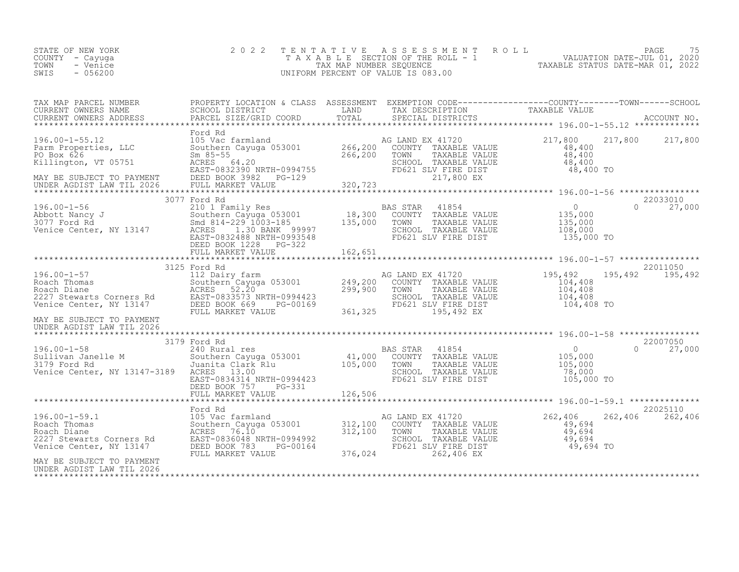STATE OF NEW YORK
COUNTY - Cayuga
TOWN - Venice
SWIS - 056200

2022 TENTATIVE ASSESSMENT ROLL
TAXABLE SECTION OF THE ROLL - 1
TAX MAP NUMBER SEQUENCE
UNIFORM PERCENT OF VALUE IS 083.00

VALUATION DATE-JUL 01, 2020
TAXABLE STATUS DATE-MAR 01, 2022

| TAX MAP PARCEL NUMBER / CURRENT OWNERS NAME / CURRENT OWNERS ADDRESS | PROPERTY LOCATION & CLASS / SCHOOL DISTRICT / PARCEL SIZE/GRID COORD | ASSESSMENT LAND | TOTAL | EXEMPTION CODE / TAX DESCRIPTION / SPECIAL DISTRICTS | COUNTY TAXABLE VALUE | TOWN | SCHOOL | ACCOUNT NO. |
|---|---|---|---|---|---|---|---|---|
| **196.00-1-55.12** | Ford Rd | | | | | | | |
| 196.00-1-55.12 | 105 Vac farmland | | | AG LAND EX 41720 | 217,800 | 217,800 | 217,800 | |
| Parm Properties, LLC | Southern Cayuga 053001 | 266,200 | | COUNTY TAXABLE VALUE | 48,400 | | | |
| PO Box 626 | Sm 85-55 | | 266,200 | TOWN TAXABLE VALUE | 48,400 | | | |
| Killington, VT 05751 | ACRES 64.20 | | | SCHOOL TAXABLE VALUE | 48,400 | | | |
| | EAST-0832390 NRTH-0994755 | | | FD621 SLV FIRE DIST | 48,400 TO | | | |
| MAY BE SUBJECT TO PAYMENT | DEED BOOK 3982 PG-129 | | | 217,800 EX | | | | |
| UNDER AGDIST LAW TIL 2026 | FULL MARKET VALUE | | 320,723 | | | | | |
| **196.00-1-56** | 3077 Ford Rd | | | | | | | 22033010 |
| 196.00-1-56 | 210 1 Family Res | | | BAS STAR 41854 | 0 | | 0 | 27,000 |
| Abbott Nancy J | Southern Cayuga 053001 | 18,300 | | COUNTY TAXABLE VALUE | 135,000 | | | |
| 3077 Ford Rd | Smd 814-229 1003-185 | | 135,000 | TOWN TAXABLE VALUE | 135,000 | | | |
| Venice Center, NY 13147 | ACRES 1.30 BANK 99997 | | | SCHOOL TAXABLE VALUE | 108,000 | | | |
| | EAST-0832488 NRTH-0993548 | | | FD621 SLV FIRE DIST | 135,000 TO | | | |
| | DEED BOOK 1228 PG-322 | | | | | | | |
| | FULL MARKET VALUE | | 162,651 | | | | | |
| **196.00-1-57** | 3125 Ford Rd | | | | | | | 22011050 |
| 196.00-1-57 | 112 Dairy farm | | | AG LAND EX 41720 | 195,492 | 195,492 | 195,492 | |
| Roach Thomas | Southern Cayuga 053001 | 249,200 | | COUNTY TAXABLE VALUE | 104,408 | | | |
| Roach Diane | ACRES 52.20 | | 299,900 | TOWN TAXABLE VALUE | 104,408 | | | |
| 2227 Stewarts Corners Rd | EAST-0833573 NRTH-0994423 | | | SCHOOL TAXABLE VALUE | 104,408 | | | |
| Venice Center, NY 13147 | DEED BOOK 669 PG-00169 | | | FD621 SLV FIRE DIST | 104,408 TO | | | |
| | FULL MARKET VALUE | | 361,325 | 195,492 EX | | | | |
| MAY BE SUBJECT TO PAYMENT | | | | | | | | |
| UNDER AGDIST LAW TIL 2026 | | | | | | | | |
| **196.00-1-58** | 3179 Ford Rd | | | | | | | 22007050 |
| 196.00-1-58 | 240 Rural res | | | BAS STAR 41854 | 0 | | 0 | 27,000 |
| Sullivan Janelle M | Southern Cayuga 053001 | 41,000 | | COUNTY TAXABLE VALUE | 105,000 | | | |
| 3179 Ford Rd | Juanita Clark Rlu | | 105,000 | TOWN TAXABLE VALUE | 105,000 | | | |
| Venice Center, NY 13147-3189 | ACRES 13.00 | | | SCHOOL TAXABLE VALUE | 78,000 | | | |
| | EAST-0834314 NRTH-0994423 | | | FD621 SLV FIRE DIST | 105,000 TO | | | |
| | DEED BOOK 757 PG-331 | | | | | | | |
| | FULL MARKET VALUE | | 126,506 | | | | | |
| **196.00-1-59.1** | Ford Rd | | | | | | | 22025110 |
| 196.00-1-59.1 | 105 Vac farmland | | | AG LAND EX 41720 | 262,406 | 262,406 | 262,406 | |
| Roach Thomas | Southern Cayuga 053001 | 312,100 | | COUNTY TAXABLE VALUE | 49,694 | | | |
| Roach Diane | ACRES 76.10 | | 312,100 | TOWN TAXABLE VALUE | 49,694 | | | |
| 2227 Stewarts Corners Rd | EAST-0836048 NRTH-0994992 | | | SCHOOL TAXABLE VALUE | 49,694 | | | |
| Venice Center, NY 13147 | DEED BOOK 783 PG-00164 | | | FD621 SLV FIRE DIST | 49,694 TO | | | |
| | FULL MARKET VALUE | | 376,024 | 262,406 EX | | | | |
| MAY BE SUBJECT TO PAYMENT | | | | | | | | |
| UNDER AGDIST LAW TIL 2026 | | | | | | | | |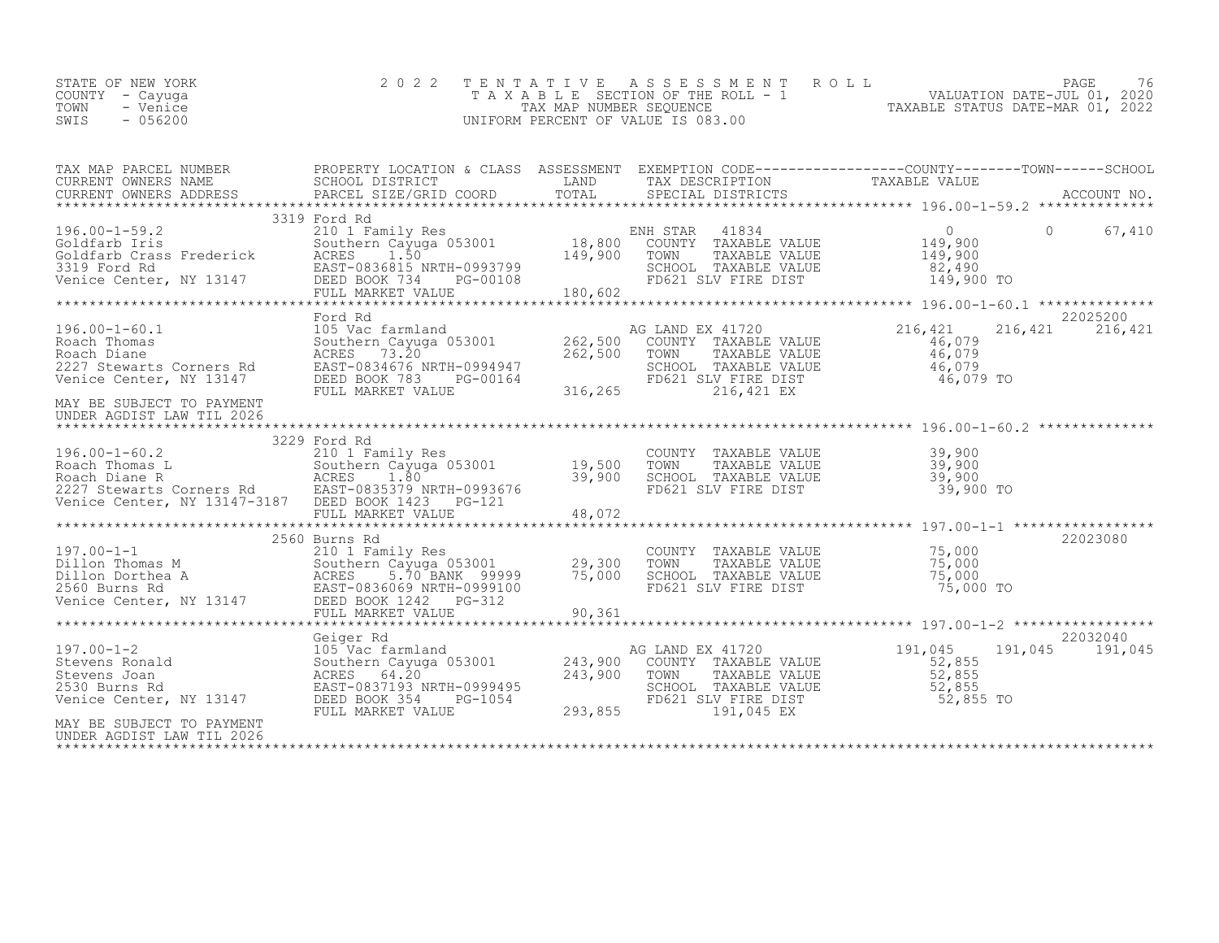STATE OF NEW YORK
COUNTY - Cayuga
TOWN - Venice
SWIS - 056200

2022 TENTATIVE ASSESSMENT ROLL
TAXABLE SECTION OF THE ROLL - 1
TAX MAP NUMBER SEQUENCE
UNIFORM PERCENT OF VALUE IS 083.00

VALUATION DATE-JUL 01, 2020
TAXABLE STATUS DATE-MAR 01, 2022

| TAX MAP PARCEL NUMBER / CURRENT OWNERS NAME / CURRENT OWNERS ADDRESS | PROPERTY LOCATION & CLASS / SCHOOL DISTRICT / PARCEL SIZE/GRID COORD | ASSESSMENT LAND / TOTAL | EXEMPTION CODE / TAX DESCRIPTION / SPECIAL DISTRICTS | COUNTY TAXABLE VALUE | TOWN | SCHOOL | ACCOUNT NO. |
|---|---|---|---|---|---|---|---|
| 196.00-1-59.2 | 3319 Ford Rd | | | | | | |
| 196.00-1-59.2 | 210 1 Family Res | | ENH STAR 41834 | 0 | 0 | 67,410 | |
| Goldfarb Iris | Southern Cayuga 053001 | 18,800 | COUNTY TAXABLE VALUE | 149,900 | | | |
| Goldfarb Crass Frederick | ACRES 1.50 | 149,900 | TOWN TAXABLE VALUE | 149,900 | | | |
| 3319 Ford Rd | EAST-0836815 NRTH-0993799 | | SCHOOL TAXABLE VALUE | 82,490 | | | |
| Venice Center, NY 13147 | DEED BOOK 734 PG-00108 | | FD621 SLV FIRE DIST | 149,900 TO | | | |
| | FULL MARKET VALUE | 180,602 | | | | | |
| 196.00-1-60.1 | Ford Rd | | | | | | 22025200 |
| 196.00-1-60.1 | 105 Vac farmland | | AG LAND EX 41720 | 216,421 | 216,421 | 216,421 | |
| Roach Thomas | Southern Cayuga 053001 | 262,500 | COUNTY TAXABLE VALUE | 46,079 | | | |
| Roach Diane | ACRES 73.20 | 262,500 | TOWN TAXABLE VALUE | 46,079 | | | |
| 2227 Stewarts Corners Rd | EAST-0834676 NRTH-0994947 | | SCHOOL TAXABLE VALUE | 46,079 | | | |
| Venice Center, NY 13147 | DEED BOOK 783 PG-00164 | | FD621 SLV FIRE DIST | 46,079 TO | | | |
| | FULL MARKET VALUE | 316,265 | 216,421 EX | | | | |
| MAY BE SUBJECT TO PAYMENT UNDER AGDIST LAW TIL 2026 | | | | | | | |
| 196.00-1-60.2 | 3229 Ford Rd | | | | | | |
| 196.00-1-60.2 | 210 1 Family Res | | COUNTY TAXABLE VALUE | 39,900 | | | |
| Roach Thomas L | Southern Cayuga 053001 | 19,500 | TOWN TAXABLE VALUE | 39,900 | | | |
| Roach Diane R | ACRES 1.80 | 39,900 | SCHOOL TAXABLE VALUE | 39,900 | | | |
| 2227 Stewarts Corners Rd | EAST-0835379 NRTH-0993676 | | FD621 SLV FIRE DIST | 39,900 TO | | | |
| Venice Center, NY 13147-3187 | DEED BOOK 1423 PG-121 | | | | | | |
| | FULL MARKET VALUE | 48,072 | | | | | |
| 197.00-1-1 | 2560 Burns Rd | | | | | | 22023080 |
| 197.00-1-1 | 210 1 Family Res | | COUNTY TAXABLE VALUE | 75,000 | | | |
| Dillon Thomas M | Southern Cayuga 053001 | 29,300 | TOWN TAXABLE VALUE | 75,000 | | | |
| Dillon Dorthea A | ACRES 5.70 BANK 99999 | 75,000 | SCHOOL TAXABLE VALUE | 75,000 | | | |
| 2560 Burns Rd | EAST-0836069 NRTH-0999100 | | FD621 SLV FIRE DIST | 75,000 TO | | | |
| Venice Center, NY 13147 | DEED BOOK 1242 PG-312 | | | | | | |
| | FULL MARKET VALUE | 90,361 | | | | | |
| 197.00-1-2 | Geiger Rd | | | | | | 22032040 |
| 197.00-1-2 | 105 Vac farmland | | AG LAND EX 41720 | 191,045 | 191,045 | 191,045 | |
| Stevens Ronald | Southern Cayuga 053001 | 243,900 | COUNTY TAXABLE VALUE | 52,855 | | | |
| Stevens Joan | ACRES 64.20 | 243,900 | TOWN TAXABLE VALUE | 52,855 | | | |
| 2530 Burns Rd | EAST-0837193 NRTH-0999495 | | SCHOOL TAXABLE VALUE | 52,855 | | | |
| Venice Center, NY 13147 | DEED BOOK 354 PG-1054 | | FD621 SLV FIRE DIST | 52,855 TO | | | |
| | FULL MARKET VALUE | 293,855 | 191,045 EX | | | | |
| MAY BE SUBJECT TO PAYMENT UNDER AGDIST LAW TIL 2026 | | | | | | | |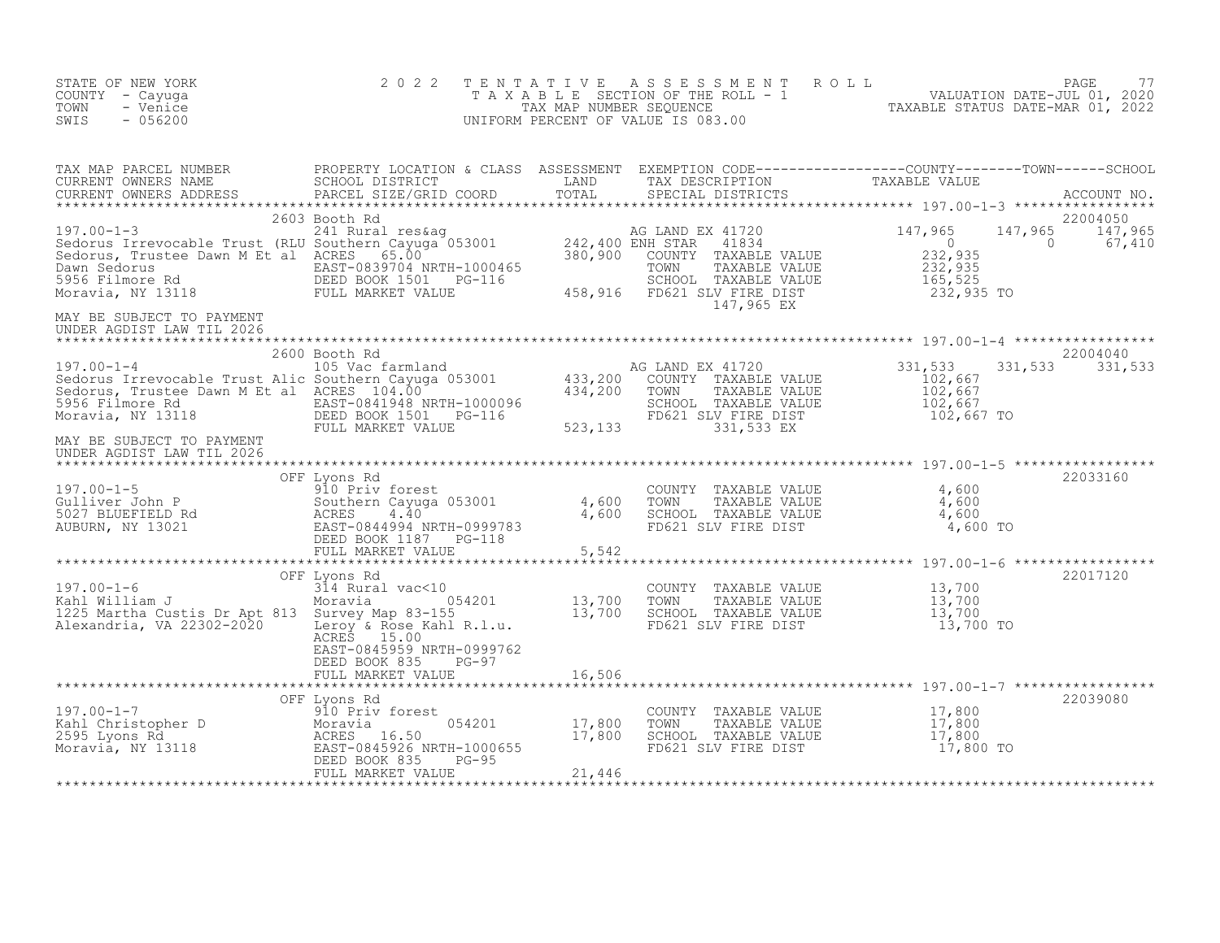STATE OF NEW YORK
COUNTY - Cayuga
TOWN - Venice
SWIS - 056200

2 0 2 2 T E N T A T I V E A S S E S S M E N T R O L L
T A X A B L E SECTION OF THE ROLL - 1
TAX MAP NUMBER SEQUENCE
UNIFORM PERCENT OF VALUE IS 083.00

VALUATION DATE-JUL 01, 2020
TAXABLE STATUS DATE-MAR 01, 2022

```
TAX MAP PARCEL NUMBER          PROPERTY LOCATION & CLASS  ASSESSMENT  EXEMPTION CODE------------------COUNTY--------TOWN------SCHOOL
CURRENT OWNERS NAME            SCHOOL DISTRICT              LAND      TAX DESCRIPTION              TAXABLE VALUE
CURRENT OWNERS ADDRESS         PARCEL SIZE/GRID COORD       TOTAL     SPECIAL DISTRICTS                                    ACCOUNT NO.
******************************************************************************************************* 197.00-1-3 *****************
                            2603 Booth Rd                                                                                 22004050
197.00-1-3                     241 Rural res&ag                       AG LAND EX 41720             147,965    147,965     147,965
Sedorus Irrevocable Trust (RLU Southern Cayuga 053001      242,400 ENH STAR    41834                  0           0        67,410
Sedorus, Trustee Dawn M Et al  ACRES    65.00              380,900    COUNTY  TAXABLE VALUE          232,935
Dawn Sedorus                   EAST-0839704 NRTH-1000465              TOWN    TAXABLE VALUE          232,935
5956 Filmore Rd                DEED BOOK 1501   PG-116                SCHOOL  TAXABLE VALUE          165,525
Moravia, NY 13118              FULL MARKET VALUE           458,916    FD621 SLV FIRE DIST            232,935 TO
                                                                            147,965 EX
MAY BE SUBJECT TO PAYMENT
UNDER AGDIST LAW TIL 2026
******************************************************************************************************* 197.00-1-4 *****************
                            2600 Booth Rd                                                                                 22004040
197.00-1-4                     105 Vac farmland                       AG LAND EX 41720             331,533    331,533     331,533
Sedorus Irrevocable Trust Alic Southern Cayuga 053001      433,200    COUNTY  TAXABLE VALUE          102,667
Sedorus, Trustee Dawn M Et al  ACRES   104.00              434,200    TOWN    TAXABLE VALUE          102,667
5956 Filmore Rd                EAST-0841948 NRTH-1000096              SCHOOL  TAXABLE VALUE          102,667
Moravia, NY 13118              DEED BOOK 1501   PG-116                FD621 SLV FIRE DIST            102,667 TO
                               FULL MARKET VALUE           523,133          331,533 EX
MAY BE SUBJECT TO PAYMENT
UNDER AGDIST LAW TIL 2026
******************************************************************************************************* 197.00-1-5 *****************
                            OFF Lyons Rd                                                                                  22033160
197.00-1-5                     910 Priv forest                        COUNTY  TAXABLE VALUE            4,600
Gulliver John P                Southern Cayuga 053001        4,600    TOWN    TAXABLE VALUE            4,600
5027 BLUEFIELD Rd              ACRES     4.40                4,600    SCHOOL  TAXABLE VALUE            4,600
AUBURN, NY 13021               EAST-0844994 NRTH-0999783              FD621 SLV FIRE DIST              4,600 TO
                               DEED BOOK 1187   PG-118
                               FULL MARKET VALUE             5,542
******************************************************************************************************* 197.00-1-6 *****************
                            OFF Lyons Rd                                                                                  22017120
197.00-1-6                     314 Rural vac<10                       COUNTY  TAXABLE VALUE           13,700
Kahl William J                 Moravia         054201       13,700    TOWN    TAXABLE VALUE           13,700
1225 Martha Custis Dr Apt 813  Survey Map 83-155            13,700    SCHOOL  TAXABLE VALUE           13,700
Alexandria, VA 22302-2020      Leroy & Rose Kahl R.l.u.               FD621 SLV FIRE DIST             13,700 TO
                               ACRES    15.00
                               EAST-0845959 NRTH-0999762
                               DEED BOOK 835    PG-97
                               FULL MARKET VALUE            16,506
******************************************************************************************************* 197.00-1-7 *****************
                            OFF Lyons Rd                                                                                  22039080
197.00-1-7                     910 Priv forest                        COUNTY  TAXABLE VALUE           17,800
Kahl Christopher D             Moravia         054201       17,800    TOWN    TAXABLE VALUE           17,800
2595 Lyons Rd                  ACRES    16.50               17,800    SCHOOL  TAXABLE VALUE           17,800
Moravia, NY 13118              EAST-0845926 NRTH-1000655              FD621 SLV FIRE DIST             17,800 TO
                               DEED BOOK 835    PG-95
                               FULL MARKET VALUE            21,446
************************************************************************************************************************************
```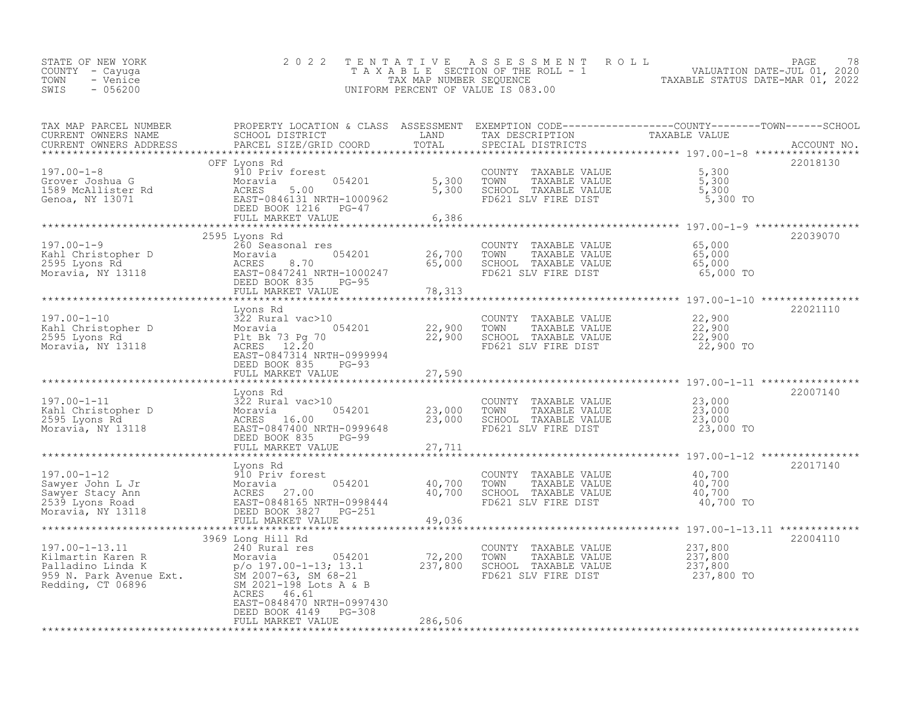STATE OF NEW YORK
COUNTY - Cayuga
TOWN - Venice
SWIS - 056200

2022 TENTATIVE ASSESSMENT ROLL
TAXABLE SECTION OF THE ROLL - 1
TAX MAP NUMBER SEQUENCE
UNIFORM PERCENT OF VALUE IS 083.00

VALUATION DATE-JUL 01, 2020
TAXABLE STATUS DATE-MAR 01, 2022

| TAX MAP PARCEL NUMBER / CURRENT OWNERS NAME / CURRENT OWNERS ADDRESS | PROPERTY LOCATION & CLASS / SCHOOL DISTRICT / PARCEL SIZE/GRID COORD | ASSESSMENT LAND | TOTAL | EXEMPTION CODE / TAX DESCRIPTION / SPECIAL DISTRICTS | TAXABLE VALUE (COUNTY / TOWN / SCHOOL) | ACCOUNT NO. |
|---|---|---|---|---|---|---|
| 197.00-1-8 | OFF Lyons Rd | | | | | 22018130 |
| Grover Joshua G | 910 Priv forest | | | COUNTY TAXABLE VALUE | 5,300 | |
| 1589 McAllister Rd | Moravia 054201 | 5,300 | | TOWN TAXABLE VALUE | 5,300 | |
| Genoa, NY 13071 | ACRES 5.00 | | 5,300 | SCHOOL TAXABLE VALUE | 5,300 | |
| | EAST-0846131 NRTH-1000962 | | | FD621 SLV FIRE DIST | 5,300 TO | |
| | DEED BOOK 1216 PG-47 | | | | | |
| | FULL MARKET VALUE | | 6,386 | | | |
| 197.00-1-9 | 2595 Lyons Rd | | | | | 22039070 |
| Kahl Christopher D | 260 Seasonal res | | | COUNTY TAXABLE VALUE | 65,000 | |
| 2595 Lyons Rd | Moravia 054201 | 26,700 | | TOWN TAXABLE VALUE | 65,000 | |
| Moravia, NY 13118 | ACRES 8.70 | | 65,000 | SCHOOL TAXABLE VALUE | 65,000 | |
| | EAST-0847241 NRTH-1000247 | | | FD621 SLV FIRE DIST | 65,000 TO | |
| | DEED BOOK 835 PG-95 | | | | | |
| | FULL MARKET VALUE | | 78,313 | | | |
| 197.00-1-10 | Lyons Rd | | | | | 22021110 |
| Kahl Christopher D | 322 Rural vac>10 | | | COUNTY TAXABLE VALUE | 22,900 | |
| 2595 Lyons Rd | Moravia 054201 | 22,900 | | TOWN TAXABLE VALUE | 22,900 | |
| Moravia, NY 13118 | Plt Bk 73 Pg 70 | | 22,900 | SCHOOL TAXABLE VALUE | 22,900 | |
| | ACRES 12.20 | | | FD621 SLV FIRE DIST | 22,900 TO | |
| | EAST-0847314 NRTH-0999994 | | | | | |
| | DEED BOOK 835 PG-93 | | | | | |
| | FULL MARKET VALUE | | 27,590 | | | |
| 197.00-1-11 | Lyons Rd | | | | | 22007140 |
| Kahl Christopher D | 322 Rural vac>10 | | | COUNTY TAXABLE VALUE | 23,000 | |
| 2595 Lyons Rd | Moravia 054201 | 23,000 | | TOWN TAXABLE VALUE | 23,000 | |
| Moravia, NY 13118 | ACRES 16.00 | | 23,000 | SCHOOL TAXABLE VALUE | 23,000 | |
| | EAST-0847400 NRTH-0999648 | | | FD621 SLV FIRE DIST | 23,000 TO | |
| | DEED BOOK 835 PG-99 | | | | | |
| | FULL MARKET VALUE | | 27,711 | | | |
| 197.00-1-12 | Lyons Rd | | | | | 22017140 |
| Sawyer John L Jr | 910 Priv forest | | | COUNTY TAXABLE VALUE | 40,700 | |
| Sawyer Stacy Ann | Moravia 054201 | 40,700 | | TOWN TAXABLE VALUE | 40,700 | |
| 2539 Lyons Road | ACRES 27.00 | | 40,700 | SCHOOL TAXABLE VALUE | 40,700 | |
| Moravia, NY 13118 | EAST-0848165 NRTH-0998444 | | | FD621 SLV FIRE DIST | 40,700 TO | |
| | DEED BOOK 3827 PG-251 | | | | | |
| | FULL MARKET VALUE | | 49,036 | | | |
| 197.00-1-13.11 | 3969 Long Hill Rd | | | | | 22004110 |
| Kilmartin Karen R | 240 Rural res | | | COUNTY TAXABLE VALUE | 237,800 | |
| Palladino Linda K | Moravia 054201 | 72,200 | | TOWN TAXABLE VALUE | 237,800 | |
| 959 N. Park Avenue Ext. | p/o 197.00-1-13; 13.1 | | 237,800 | SCHOOL TAXABLE VALUE | 237,800 | |
| Redding, CT 06896 | SM 2007-63, SM 68-21 | | | FD621 SLV FIRE DIST | 237,800 TO | |
| | SM 2021-198 Lots A & B | | | | | |
| | ACRES 46.61 | | | | | |
| | EAST-0848470 NRTH-0997430 | | | | | |
| | DEED BOOK 4149 PG-308 | | | | | |
| | FULL MARKET VALUE | | 286,506 | | | |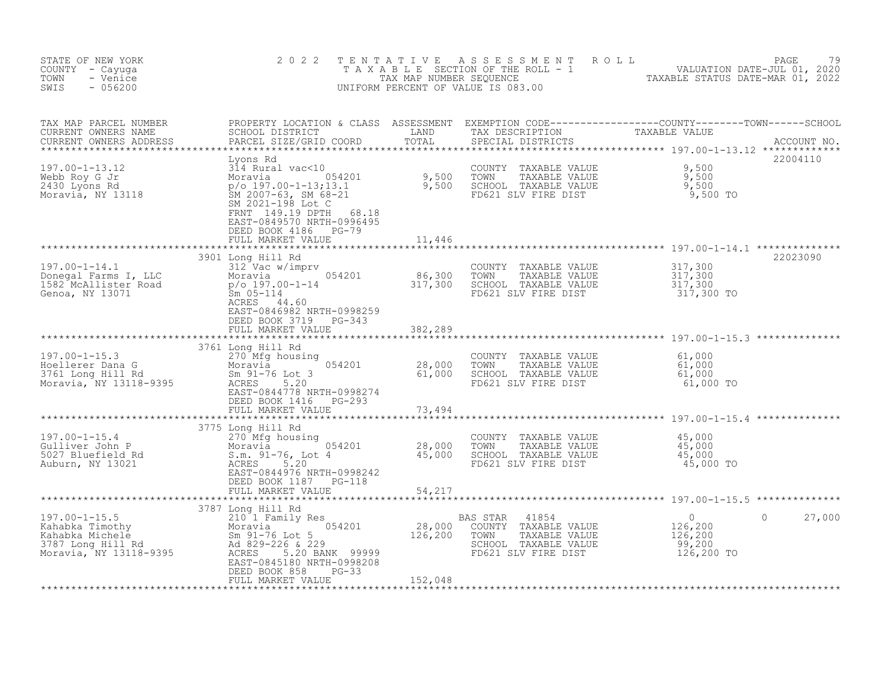STATE OF NEW YORK
COUNTY - Cayuga
TOWN - Venice
SWIS - 056200

2022 TENTATIVE ASSESSMENT ROLL
TAXABLE SECTION OF THE ROLL - 1
TAX MAP NUMBER SEQUENCE
UNIFORM PERCENT OF VALUE IS 083.00

VALUATION DATE-JUL 01, 2020
TAXABLE STATUS DATE-MAR 01, 2022

| TAX MAP PARCEL NUMBER / CURRENT OWNERS NAME / CURRENT OWNERS ADDRESS | PROPERTY LOCATION & CLASS / SCHOOL DISTRICT / PARCEL SIZE/GRID COORD | ASSESSMENT LAND / TOTAL | EXEMPTION CODE / TAX DESCRIPTION / SPECIAL DISTRICTS | COUNTY | TOWN | SCHOOL / TAXABLE VALUE | ACCOUNT NO. |
|---|---|---|---|---|---|---|---|
| 197.00-1-13.12 | Lyons Rd | | | | | | 22004110 |
| 197.00-1-13.12 | 314 Rural vac<10 | | COUNTY TAXABLE VALUE | 9,500 | | | |
| Webb Roy G Jr | Moravia 054201 | 9,500 | TOWN TAXABLE VALUE | | 9,500 | | |
| 2430 Lyons Rd | p/o 197.00-1-13;13.1 | 9,500 | SCHOOL TAXABLE VALUE | | | 9,500 | |
| Moravia, NY 13118 | SM 2007-63, SM 68-21 | | FD621 SLV FIRE DIST | 9,500 TO | | | |
| | SM 2021-198 Lot C | | | | | | |
| | FRNT 149.19 DPTH 68.18 | | | | | | |
| | EAST-0849570 NRTH-0996495 | | | | | | |
| | DEED BOOK 4186 PG-79 | | | | | | |
| | FULL MARKET VALUE | 11,446 | | | | | |
| 197.00-1-14.1 | 3901 Long Hill Rd | | | | | | 22023090 |
| 197.00-1-14.1 | 312 Vac w/imprv | | COUNTY TAXABLE VALUE | 317,300 | | | |
| Donegal Farms I, LLC | Moravia 054201 | 86,300 | TOWN TAXABLE VALUE | | 317,300 | | |
| 1582 McAllister Road | p/o 197.00-1-14 | 317,300 | SCHOOL TAXABLE VALUE | | | 317,300 | |
| Genoa, NY 13071 | Sm 05-114 | | FD621 SLV FIRE DIST | 317,300 TO | | | |
| | ACRES 44.60 | | | | | | |
| | EAST-0846982 NRTH-0998259 | | | | | | |
| | DEED BOOK 3719 PG-343 | | | | | | |
| | FULL MARKET VALUE | 382,289 | | | | | |
| 197.00-1-15.3 | 3761 Long Hill Rd | | | | | | |
| 197.00-1-15.3 | 270 Mfg housing | | COUNTY TAXABLE VALUE | 61,000 | | | |
| Hoellerer Dana G | Moravia 054201 | 28,000 | TOWN TAXABLE VALUE | | 61,000 | | |
| 3761 Long Hill Rd | Sm 91-76 Lot 3 | 61,000 | SCHOOL TAXABLE VALUE | | | 61,000 | |
| Moravia, NY 13118-9395 | ACRES 5.20 | | FD621 SLV FIRE DIST | 61,000 TO | | | |
| | EAST-0844778 NRTH-0998274 | | | | | | |
| | DEED BOOK 1416 PG-293 | | | | | | |
| | FULL MARKET VALUE | 73,494 | | | | | |
| 197.00-1-15.4 | 3775 Long Hill Rd | | | | | | |
| 197.00-1-15.4 | 270 Mfg housing | | COUNTY TAXABLE VALUE | 45,000 | | | |
| Gulliver John P | Moravia 054201 | 28,000 | TOWN TAXABLE VALUE | | 45,000 | | |
| 5027 Bluefield Rd | S.m. 91-76, Lot 4 | 45,000 | SCHOOL TAXABLE VALUE | | | 45,000 | |
| Auburn, NY 13021 | ACRES 5.20 | | FD621 SLV FIRE DIST | 45,000 TO | | | |
| | EAST-0844976 NRTH-0998242 | | | | | | |
| | DEED BOOK 1187 PG-118 | | | | | | |
| | FULL MARKET VALUE | 54,217 | | | | | |
| 197.00-1-15.5 | 3787 Long Hill Rd | | | | | | |
| 197.00-1-15.5 | 210 1 Family Res | | BAS STAR 41854 | 0 | 0 | 27,000 | |
| Kahabka Timothy | Moravia 054201 | 28,000 | COUNTY TAXABLE VALUE | 126,200 | | | |
| Kahabka Michele | Sm 91-76 Lot 5 | 126,200 | TOWN TAXABLE VALUE | | 126,200 | | |
| 3787 Long Hill Rd | Ad 829-226 & 229 | | SCHOOL TAXABLE VALUE | | | 99,200 | |
| Moravia, NY 13118-9395 | ACRES 5.20 BANK 99999 | | FD621 SLV FIRE DIST | 126,200 TO | | | |
| | EAST-0845180 NRTH-0998208 | | | | | | |
| | DEED BOOK 858 PG-33 | | | | | | |
| | FULL MARKET VALUE | 152,048 | | | | | |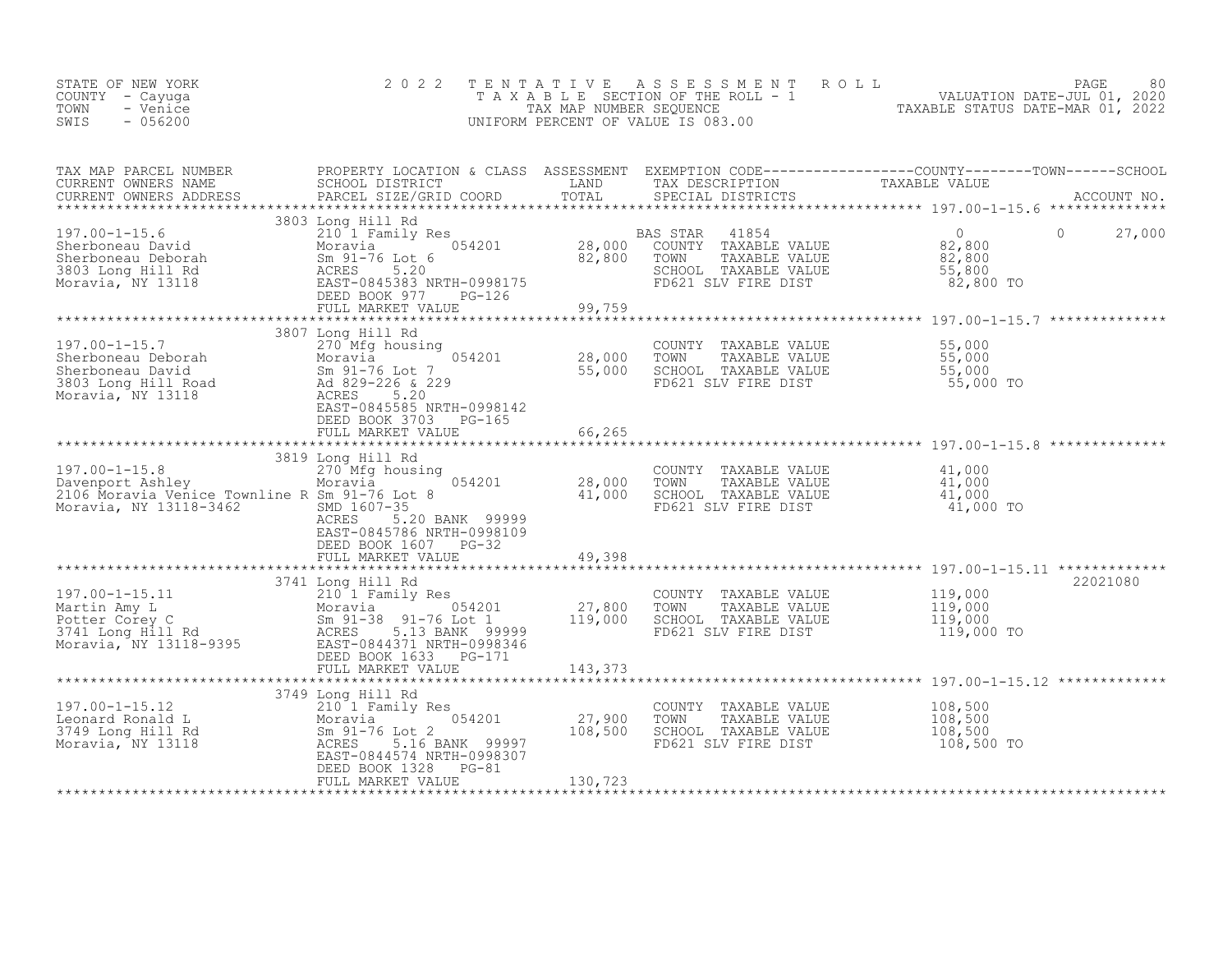STATE OF NEW YORK
COUNTY - Cayuga
TOWN - Venice
SWIS - 056200

# 2022 TENTATIVE ASSESSMENT ROLL

TAXABLE SECTION OF THE ROLL - 1
TAX MAP NUMBER SEQUENCE
UNIFORM PERCENT OF VALUE IS 083.00

VALUATION DATE-JUL 01, 2020
TAXABLE STATUS DATE-MAR 01, 2022

| TAX MAP PARCEL NUMBER / CURRENT OWNERS NAME / CURRENT OWNERS ADDRESS | PROPERTY LOCATION & CLASS / SCHOOL DISTRICT / PARCEL SIZE/GRID COORD | ASSESSMENT LAND / TOTAL | EXEMPTION CODE / TAX DESCRIPTION / SPECIAL DISTRICTS | COUNTY TAXABLE VALUE | TOWN | SCHOOL / ACCOUNT NO. |
|---|---|---|---|---|---|---|
| 197.00-1-15.6 | 3803 Long Hill Rd | | | | | |
| Sherboneau David | 210 1 Family Res | | BAS STAR 41854 | 0 | 0 | 27,000 |
| Sherboneau Deborah | Moravia 054201 | 28,000 | COUNTY TAXABLE VALUE | 82,800 | | |
| 3803 Long Hill Rd | Sm 91-76 Lot 6 | 82,800 | TOWN TAXABLE VALUE | 82,800 | | |
| Moravia, NY 13118 | ACRES 5.20 | | SCHOOL TAXABLE VALUE | 55,800 | | |
| | EAST-0845383 NRTH-0998175 | | FD621 SLV FIRE DIST | 82,800 TO | | |
| | DEED BOOK 977 PG-126 | | | | | |
| | FULL MARKET VALUE | 99,759 | | | | |
| 197.00-1-15.7 | 3807 Long Hill Rd | | | | | |
| Sherboneau Deborah | 270 Mfg housing | | COUNTY TAXABLE VALUE | 55,000 | | |
| Sherboneau David | Moravia 054201 | 28,000 | TOWN TAXABLE VALUE | 55,000 | | |
| 3803 Long Hill Road | Sm 91-76 Lot 7 | 55,000 | SCHOOL TAXABLE VALUE | 55,000 | | |
| Moravia, NY 13118 | Ad 829-226 & 229 | | FD621 SLV FIRE DIST | 55,000 TO | | |
| | ACRES 5.20 | | | | | |
| | EAST-0845585 NRTH-0998142 | | | | | |
| | DEED BOOK 3703 PG-165 | | | | | |
| | FULL MARKET VALUE | 66,265 | | | | |
| 197.00-1-15.8 | 3819 Long Hill Rd | | | | | |
| Davenport Ashley | 270 Mfg housing | | COUNTY TAXABLE VALUE | 41,000 | | |
| 2106 Moravia Venice Townline R | Moravia 054201 | 28,000 | TOWN TAXABLE VALUE | 41,000 | | |
| Moravia, NY 13118-3462 | Sm 91-76 Lot 8 | 41,000 | SCHOOL TAXABLE VALUE | 41,000 | | |
| | SMD 1607-35 | | FD621 SLV FIRE DIST | 41,000 TO | | |
| | ACRES 5.20 BANK 99999 | | | | | |
| | EAST-0845786 NRTH-0998109 | | | | | |
| | DEED BOOK 1607 PG-32 | | | | | |
| | FULL MARKET VALUE | 49,398 | | | | |
| 197.00-1-15.11 | 3741 Long Hill Rd | | | | | 22021080 |
| Martin Amy L | 210 1 Family Res | | COUNTY TAXABLE VALUE | 119,000 | | |
| Potter Corey C | Moravia 054201 | 27,800 | TOWN TAXABLE VALUE | 119,000 | | |
| 3741 Long Hill Rd | Sm 91-38 91-76 Lot 1 | 119,000 | SCHOOL TAXABLE VALUE | 119,000 | | |
| Moravia, NY 13118-9395 | ACRES 5.13 BANK 99999 | | FD621 SLV FIRE DIST | 119,000 TO | | |
| | EAST-0844371 NRTH-0998346 | | | | | |
| | DEED BOOK 1633 PG-171 | | | | | |
| | FULL MARKET VALUE | 143,373 | | | | |
| 197.00-1-15.12 | 3749 Long Hill Rd | | | | | |
| Leonard Ronald L | 210 1 Family Res | | COUNTY TAXABLE VALUE | 108,500 | | |
| 3749 Long Hill Rd | Moravia 054201 | 27,900 | TOWN TAXABLE VALUE | 108,500 | | |
| Moravia, NY 13118 | Sm 91-76 Lot 2 | 108,500 | SCHOOL TAXABLE VALUE | 108,500 | | |
| | ACRES 5.16 BANK 99997 | | FD621 SLV FIRE DIST | 108,500 TO | | |
| | EAST-0844574 NRTH-0998307 | | | | | |
| | DEED BOOK 1328 PG-81 | | | | | |
| | FULL MARKET VALUE | 130,723 | | | | |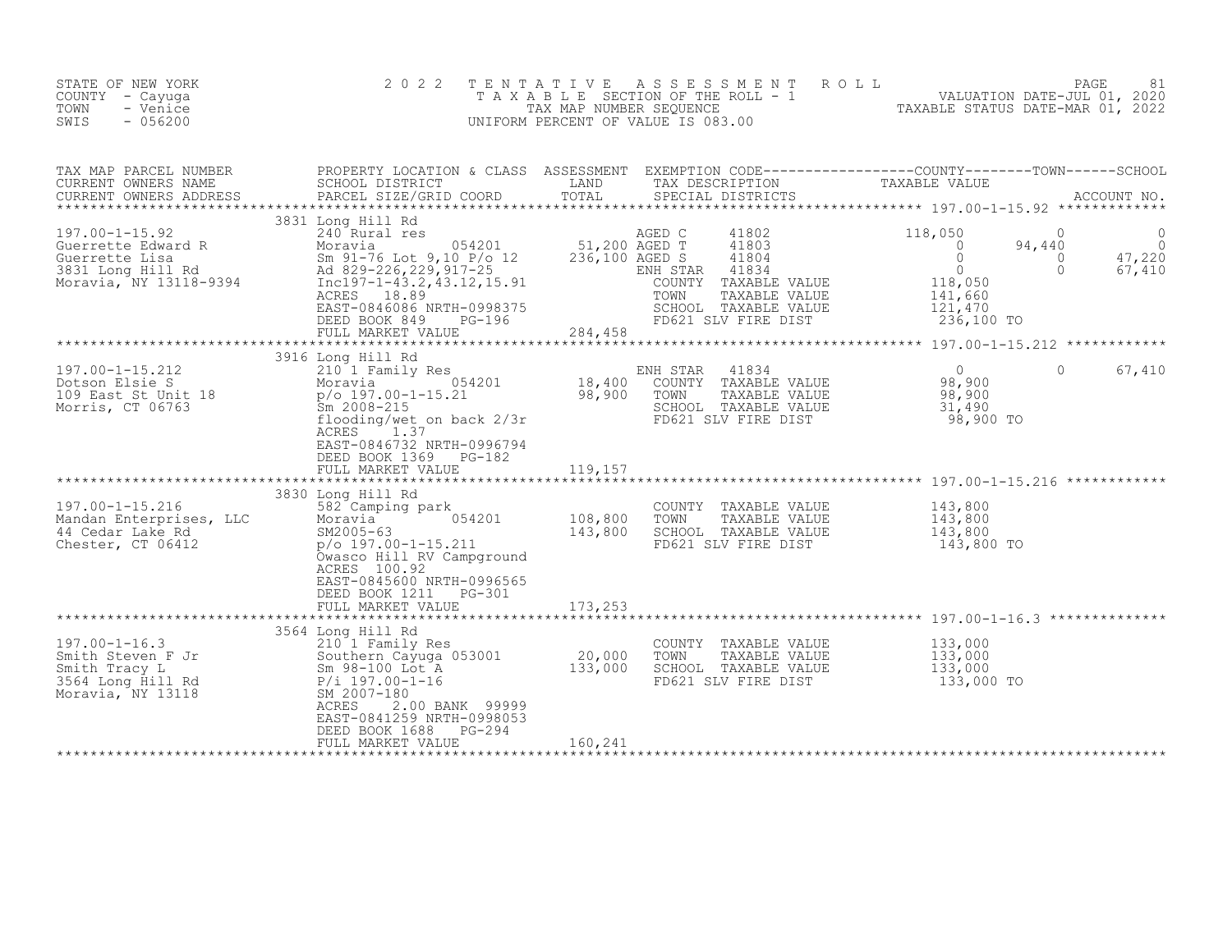STATE OF NEW YORK
COUNTY - Cayuga
TOWN - Venice
SWIS - 056200

2 0 2 2 T E N T A T I V E A S S E S S M E N T R O L L
T A X A B L E SECTION OF THE ROLL - 1
TAX MAP NUMBER SEQUENCE
UNIFORM PERCENT OF VALUE IS 083.00

VALUATION DATE-JUL 01, 2020
TAXABLE STATUS DATE-MAR 01, 2022

| TAX MAP PARCEL NUMBER<br>CURRENT OWNERS NAME<br>CURRENT OWNERS ADDRESS | PROPERTY LOCATION & CLASS<br>SCHOOL DISTRICT<br>PARCEL SIZE/GRID COORD | ASSESSMENT<br>LAND<br>TOTAL | EXEMPTION CODE<br>TAX DESCRIPTION<br>SPECIAL DISTRICTS | COUNTY<br>TAXABLE VALUE | TOWN | SCHOOL<br>ACCOUNT NO. |
|---|---|---|---|---|---|---|
| **197.00-1-15.92** | 3831 Long Hill Rd | | | | | |
| 197.00-1-15.92 | 240 Rural res | | AGED C 41802 | 118,050 | 0 | 0 |
| Guerrette Edward R | Moravia 054201 | 51,200 | AGED T 41803 | 0 | 94,440 | 0 |
| Guerrette Lisa | Sm 91-76 Lot 9,10 P/o 12 | 236,100 | AGED S 41804 | 0 | 0 | 47,220 |
| 3831 Long Hill Rd | Ad 829-226,229,917-25 | | ENH STAR 41834 | 0 | 0 | 67,410 |
| Moravia, NY 13118-9394 | Inc197-1-43.2,43.12,15.91 | | COUNTY TAXABLE VALUE | 118,050 | | |
| | ACRES 18.89 | | TOWN TAXABLE VALUE | 141,660 | | |
| | EAST-0846086 NRTH-0998375 | | SCHOOL TAXABLE VALUE | 121,470 | | |
| | DEED BOOK 849 PG-196 | | FD621 SLV FIRE DIST | 236,100 TO | | |
| | FULL MARKET VALUE | 284,458 | | | | |
| **197.00-1-15.212** | 3916 Long Hill Rd | | | | | |
| 197.00-1-15.212 | 210 1 Family Res | | ENH STAR 41834 | 0 | 0 | 67,410 |
| Dotson Elsie S | Moravia 054201 | 18,400 | COUNTY TAXABLE VALUE | 98,900 | | |
| 109 East St Unit 18 | p/o 197.00-1-15.21 | 98,900 | TOWN TAXABLE VALUE | 98,900 | | |
| Morris, CT 06763 | Sm 2008-215 | | SCHOOL TAXABLE VALUE | 31,490 | | |
| | flooding/wet on back 2/3r | | FD621 SLV FIRE DIST | 98,900 TO | | |
| | ACRES 1.37 | | | | | |
| | EAST-0846732 NRTH-0996794 | | | | | |
| | DEED BOOK 1369 PG-182 | | | | | |
| | FULL MARKET VALUE | 119,157 | | | | |
| **197.00-1-15.216** | 3830 Long Hill Rd | | | | | |
| 197.00-1-15.216 | 582 Camping park | | COUNTY TAXABLE VALUE | 143,800 | | |
| Mandan Enterprises, LLC | Moravia 054201 | 108,800 | TOWN TAXABLE VALUE | 143,800 | | |
| 44 Cedar Lake Rd | SM2005-63 | 143,800 | SCHOOL TAXABLE VALUE | 143,800 | | |
| Chester, CT 06412 | p/o 197.00-1-15.211 | | FD621 SLV FIRE DIST | 143,800 TO | | |
| | Owasco Hill RV Campground | | | | | |
| | ACRES 100.92 | | | | | |
| | EAST-0845600 NRTH-0996565 | | | | | |
| | DEED BOOK 1211 PG-301 | | | | | |
| | FULL MARKET VALUE | 173,253 | | | | |
| **197.00-1-16.3** | 3564 Long Hill Rd | | | | | |
| 197.00-1-16.3 | 210 1 Family Res | | COUNTY TAXABLE VALUE | 133,000 | | |
| Smith Steven F Jr | Southern Cayuga 053001 | 20,000 | TOWN TAXABLE VALUE | 133,000 | | |
| Smith Tracy L | Sm 98-100 Lot A | 133,000 | SCHOOL TAXABLE VALUE | 133,000 | | |
| 3564 Long Hill Rd | P/i 197.00-1-16 | | FD621 SLV FIRE DIST | 133,000 TO | | |
| Moravia, NY 13118 | SM 2007-180 | | | | | |
| | ACRES 2.00 BANK 99999 | | | | | |
| | EAST-0841259 NRTH-0998053 | | | | | |
| | DEED BOOK 1688 PG-294 | | | | | |
| | FULL MARKET VALUE | 160,241 | | | | |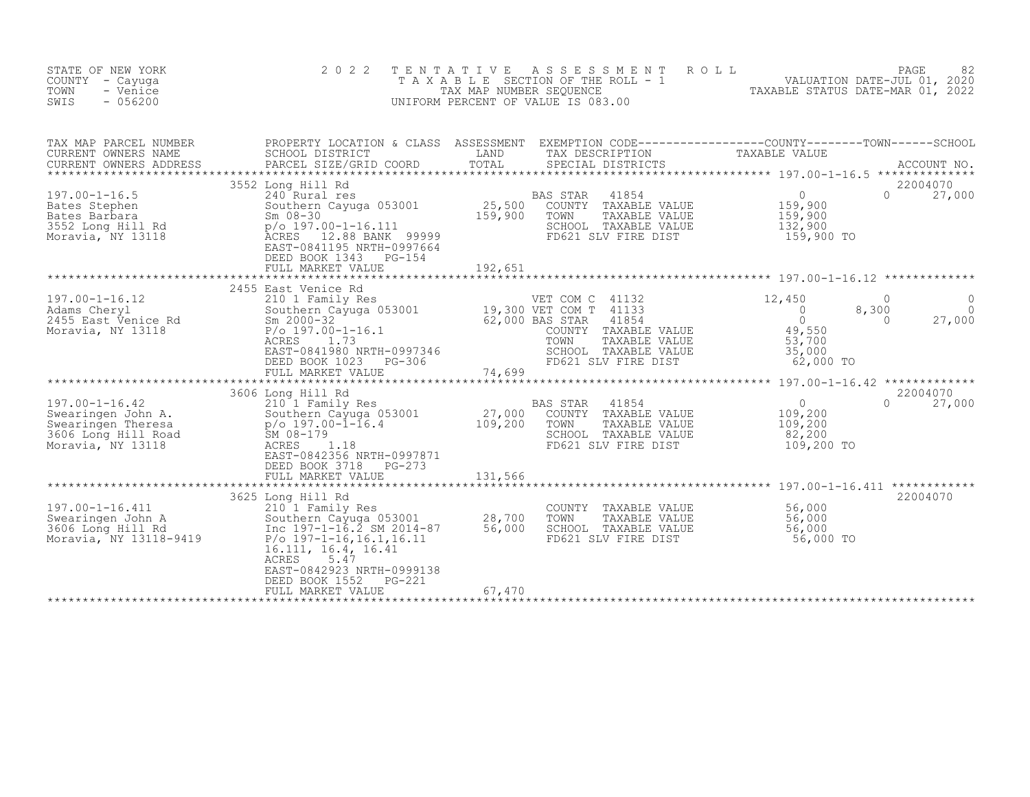STATE OF NEW YORK
COUNTY - Cayuga
TOWN - Venice
SWIS - 056200

2 0 2 2 TENTATIVE ASSESSMENT ROLL
TAXABLE SECTION OF THE ROLL - 1
TAX MAP NUMBER SEQUENCE
UNIFORM PERCENT OF VALUE IS 083.00

VALUATION DATE-JUL 01, 2020
TAXABLE STATUS DATE-MAR 01, 2022

| TAX MAP PARCEL NUMBER / CURRENT OWNERS NAME / CURRENT OWNERS ADDRESS | PROPERTY LOCATION & CLASS / SCHOOL DISTRICT / PARCEL SIZE/GRID COORD | ASSESSMENT LAND / TOTAL | EXEMPTION CODE / TAX DESCRIPTION / SPECIAL DISTRICTS | COUNTY TAXABLE VALUE | TOWN | SCHOOL / ACCOUNT NO. |
|---|---|---|---|---|---|---|
| 197.00-1-16.5 | 3552 Long Hill Rd | | | | | 22004070 |
| Bates Stephen | 240 Rural res | | BAS STAR 41854 | 0 | 0 | 27,000 |
| Bates Barbara | Southern Cayuga 053001 | 25,500 | COUNTY TAXABLE VALUE | 159,900 | | |
| 3552 Long Hill Rd | Sm 08-30 | 159,900 | TOWN TAXABLE VALUE | 159,900 | | |
| Moravia, NY 13118 | p/o 197.00-1-16.111 | | SCHOOL TAXABLE VALUE | 132,900 | | |
| | ACRES 12.88 BANK 99999 | | FD621 SLV FIRE DIST | 159,900 TO | | |
| | EAST-0841195 NRTH-0997664 | | | | | |
| | DEED BOOK 1343 PG-154 | | | | | |
| | FULL MARKET VALUE | 192,651 | | | | |
| 197.00-1-16.12 | 2455 East Venice Rd | | | | | |
| Adams Cheryl | 210 1 Family Res | | VET COM C 41132 | 12,450 | 0 | 0 |
| 2455 East Venice Rd | Southern Cayuga 053001 | 19,300 | VET COM T 41133 | 0 | 8,300 | 0 |
| Moravia, NY 13118 | Sm 2000-32 | 62,000 | BAS STAR 41854 | 0 | 0 | 27,000 |
| | P/o 197.00-1-16.1 | | COUNTY TAXABLE VALUE | 49,550 | | |
| | ACRES 1.73 | | TOWN TAXABLE VALUE | 53,700 | | |
| | EAST-0841980 NRTH-0997346 | | SCHOOL TAXABLE VALUE | 35,000 | | |
| | DEED BOOK 1023 PG-306 | | FD621 SLV FIRE DIST | 62,000 TO | | |
| | FULL MARKET VALUE | 74,699 | | | | |
| 197.00-1-16.42 | 3606 Long Hill Rd | | | | | 22004070 |
| Swearingen John A. | 210 1 Family Res | | BAS STAR 41854 | 0 | 0 | 27,000 |
| Swearingen Theresa | Southern Cayuga 053001 | 27,000 | COUNTY TAXABLE VALUE | 109,200 | | |
| 3606 Long Hill Road | p/o 197.00-1-16.4 | 109,200 | TOWN TAXABLE VALUE | 109,200 | | |
| Moravia, NY 13118 | SM 08-179 | | SCHOOL TAXABLE VALUE | 82,200 | | |
| | ACRES 1.18 | | FD621 SLV FIRE DIST | 109,200 TO | | |
| | EAST-0842356 NRTH-0997871 | | | | | |
| | DEED BOOK 3718 PG-273 | | | | | |
| | FULL MARKET VALUE | 131,566 | | | | |
| 197.00-1-16.411 | 3625 Long Hill Rd | | | | | 22004070 |
| Swearingen John A | 210 1 Family Res | | COUNTY TAXABLE VALUE | 56,000 | | |
| 3606 Long Hill Rd | Southern Cayuga 053001 | 28,700 | TOWN TAXABLE VALUE | 56,000 | | |
| Moravia, NY 13118-9419 | Inc 197-1-16.2 SM 2014-87 | 56,000 | SCHOOL TAXABLE VALUE | 56,000 | | |
| | P/o 197-1-16,16.1,16.11 | | FD621 SLV FIRE DIST | 56,000 TO | | |
| | 16.111, 16.4, 16.41 | | | | | |
| | ACRES 5.47 | | | | | |
| | EAST-0842923 NRTH-0999138 | | | | | |
| | DEED BOOK 1552 PG-221 | | | | | |
| | FULL MARKET VALUE | 67,470 | | | | |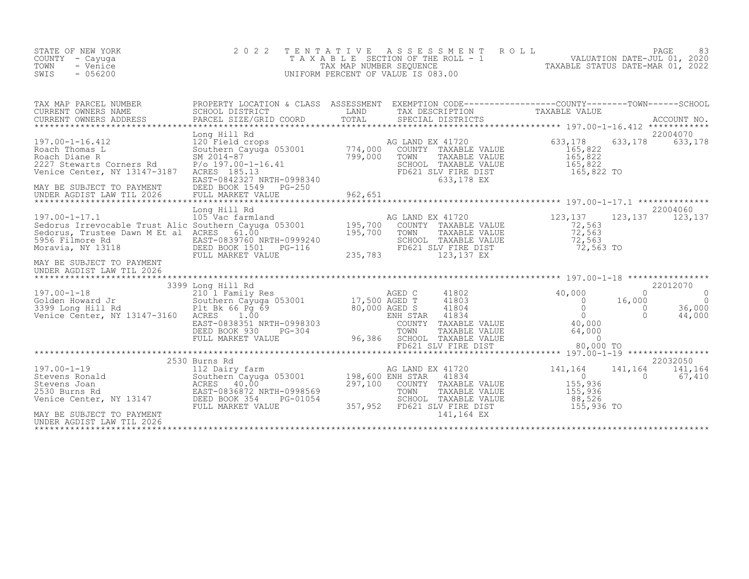STATE OF NEW YORK
COUNTY - Cayuga
TOWN - Venice
SWIS - 056200

2 0 2 2 T E N T A T I V E A S S E S S M E N T R O L L
T A X A B L E SECTION OF THE ROLL - 1
TAX MAP NUMBER SEQUENCE
UNIFORM PERCENT OF VALUE IS 083.00

VALUATION DATE-JUL 01, 2020
TAXABLE STATUS DATE-MAR 01, 2022

| TAX MAP PARCEL NUMBER / CURRENT OWNERS NAME / CURRENT OWNERS ADDRESS | PROPERTY LOCATION & CLASS / SCHOOL DISTRICT / PARCEL SIZE/GRID COORD | ASSESSMENT LAND / TOTAL | EXEMPTION CODE / TAX DESCRIPTION / SPECIAL DISTRICTS | COUNTY TAXABLE VALUE | TOWN | SCHOOL / ACCOUNT NO. |
|---|---|---|---|---|---|---|
| ******* 197.00-1-16.412 ******* | Long Hill Rd | | | | | 22004070 |
| 197.00-1-16.412 | 120 Field crops | | AG LAND EX 41720 | 633,178 | 633,178 | 633,178 |
| Roach Thomas L | Southern Cayuga 053001 | 774,000 | COUNTY TAXABLE VALUE | 165,822 | | |
| Roach Diane R | SM 2014-87 | 799,000 | TOWN TAXABLE VALUE | 165,822 | | |
| 2227 Stewarts Corners Rd | P/o 197.00-1-16.41 | | SCHOOL TAXABLE VALUE | 165,822 | | |
| Venice Center, NY 13147-3187 | ACRES 185.13 | | FD621 SLV FIRE DIST | 165,822 TO | | |
| | EAST-0842327 NRTH-0998340 | | 633,178 EX | | | |
| MAY BE SUBJECT TO PAYMENT | DEED BOOK 1549 PG-250 | | | | | |
| UNDER AGDIST LAW TIL 2026 | FULL MARKET VALUE | 962,651 | | | | |
| ******* 197.00-1-17.1 ******* | Long Hill Rd | | | | | 22004060 |
| 197.00-1-17.1 | 105 Vac farmland | | AG LAND EX 41720 | 123,137 | 123,137 | 123,137 |
| Sedorus Irrevocable Trust Alic | Southern Cayuga 053001 | 195,700 | COUNTY TAXABLE VALUE | 72,563 | | |
| Sedorus, Trustee Dawn M Et al | ACRES 61.00 | 195,700 | TOWN TAXABLE VALUE | 72,563 | | |
| 5956 Filmore Rd | EAST-0839760 NRTH-0999240 | | SCHOOL TAXABLE VALUE | 72,563 | | |
| Moravia, NY 13118 | DEED BOOK 1501 PG-116 | | FD621 SLV FIRE DIST | 72,563 TO | | |
| | FULL MARKET VALUE | 235,783 | 123,137 EX | | | |
| MAY BE SUBJECT TO PAYMENT | | | | | | |
| UNDER AGDIST LAW TIL 2026 | | | | | | |
| ******* 197.00-1-18 ******* | 3399 Long Hill Rd | | | | | 22012070 |
| 197.00-1-18 | 210 1 Family Res | | AGED C 41802 | 40,000 | 0 | 0 |
| Golden Howard Jr | Southern Cayuga 053001 | 17,500 | AGED T 41803 | 0 | 16,000 | 0 |
| 3399 Long Hill Rd | Plt Bk 66 Pg 69 | 80,000 | AGED S 41804 | 0 | 0 | 36,000 |
| Venice Center, NY 13147-3160 | ACRES 1.00 | | ENH STAR 41834 | 0 | 0 | 44,000 |
| | EAST-0838351 NRTH-0998303 | | COUNTY TAXABLE VALUE | 40,000 | | |
| | DEED BOOK 930 PG-304 | | TOWN TAXABLE VALUE | 64,000 | | |
| | FULL MARKET VALUE | 96,386 | SCHOOL TAXABLE VALUE | 0 | | |
| | | | FD621 SLV FIRE DIST | 80,000 TO | | |
| ******* 197.00-1-19 ******* | 2530 Burns Rd | | | | | 22032050 |
| 197.00-1-19 | 112 Dairy farm | | AG LAND EX 41720 | 141,164 | 141,164 | 141,164 |
| Stevens Ronald | Southern Cayuga 053001 | 198,600 | ENH STAR 41834 | 0 | 0 | 67,410 |
| Stevens Joan | ACRES 40.00 | 297,100 | COUNTY TAXABLE VALUE | 155,936 | | |
| 2530 Burns Rd | EAST-0836872 NRTH-0998569 | | TOWN TAXABLE VALUE | 155,936 | | |
| Venice Center, NY 13147 | DEED BOOK 354 PG-01054 | | SCHOOL TAXABLE VALUE | 88,526 | | |
| | FULL MARKET VALUE | 357,952 | FD621 SLV FIRE DIST | 155,936 TO | | |
| MAY BE SUBJECT TO PAYMENT | | | 141,164 EX | | | |
| UNDER AGDIST LAW TIL 2026 | | | | | | |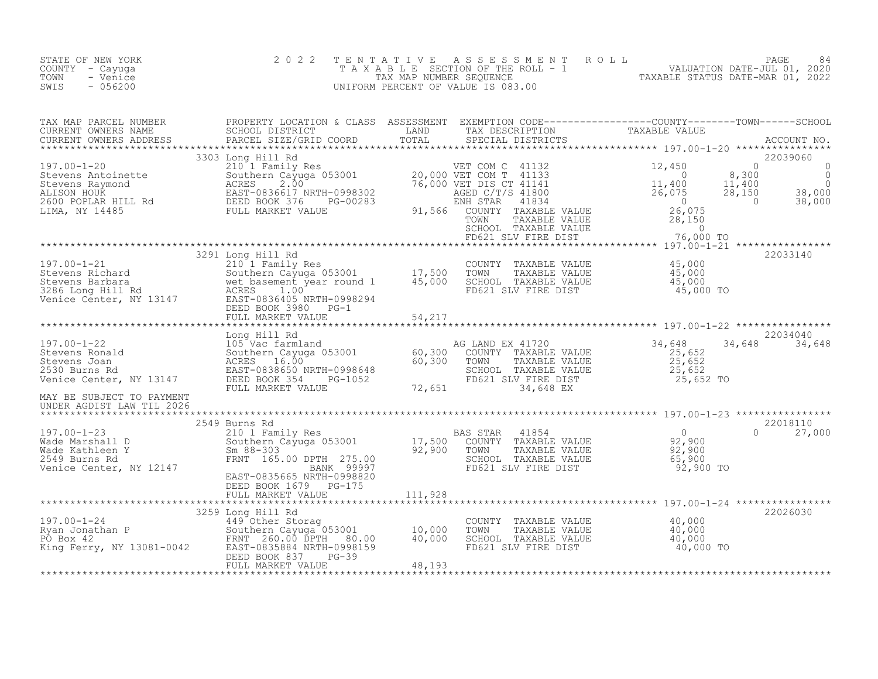STATE OF NEW YORK
COUNTY - Cayuga
TOWN - Venice
SWIS - 056200

# 2022 TENTATIVE ASSESSMENT ROLL

TAXABLE SECTION OF THE ROLL - 1
TAX MAP NUMBER SEQUENCE
UNIFORM PERCENT OF VALUE IS 083.00

VALUATION DATE-JUL 01, 2020
TAXABLE STATUS DATE-MAR 01, 2022

| TAX MAP PARCEL NUMBER / CURRENT OWNERS NAME / CURRENT OWNERS ADDRESS | PROPERTY LOCATION & CLASS / SCHOOL DISTRICT / PARCEL SIZE/GRID COORD | ASSESSMENT LAND / TOTAL | EXEMPTION CODE / TAX DESCRIPTION / SPECIAL DISTRICTS | COUNTY TAXABLE VALUE | TOWN | SCHOOL / ACCOUNT NO. |
|---|---|---|---|---|---|---|
| | 3303 Long Hill Rd | | | | | 22039060 |
| 197.00-1-20 | 210 1 Family Res | | VET COM C 41132 | 12,450 | 0 | 0 |
| Stevens Antoinette | Southern Cayuga 053001 | 20,000 | VET COM T 41133 | 0 | 8,300 | 0 |
| Stevens Raymond | ACRES 2.00 | 76,000 | VET DIS CT 41141 | 11,400 | 11,400 | 0 |
| ALISON HOUK | EAST-0836617 NRTH-0998302 | | AGED C/T/S 41800 | 26,075 | 28,150 | 38,000 |
| 2600 POPLAR HILL Rd | DEED BOOK 376 PG-00283 | | ENH STAR 41834 | 0 | 0 | 38,000 |
| LIMA, NY 14485 | FULL MARKET VALUE | 91,566 | COUNTY TAXABLE VALUE | 26,075 | | |
| | | | TOWN TAXABLE VALUE | 28,150 | | |
| | | | SCHOOL TAXABLE VALUE | 0 | | |
| | | | FD621 SLV FIRE DIST | 76,000 TO | | |
| | 3291 Long Hill Rd | | | | | 22033140 |
| 197.00-1-21 | 210 1 Family Res | | COUNTY TAXABLE VALUE | 45,000 | | |
| Stevens Richard | Southern Cayuga 053001 | 17,500 | TOWN TAXABLE VALUE | 45,000 | | |
| Stevens Barbara | wet basement year round 1 | 45,000 | SCHOOL TAXABLE VALUE | 45,000 | | |
| 3286 Long Hill Rd | ACRES 1.00 | | FD621 SLV FIRE DIST | 45,000 TO | | |
| Venice Center, NY 13147 | EAST-0836405 NRTH-0998294 | | | | | |
| | DEED BOOK 3980 PG-1 | | | | | |
| | FULL MARKET VALUE | 54,217 | | | | |
| | Long Hill Rd | | | | | 22034040 |
| 197.00-1-22 | 105 Vac farmland | | AG LAND EX 41720 | 34,648 | 34,648 | 34,648 |
| Stevens Ronald | Southern Cayuga 053001 | 60,300 | COUNTY TAXABLE VALUE | 25,652 | | |
| Stevens Joan | ACRES 16.00 | 60,300 | TOWN TAXABLE VALUE | 25,652 | | |
| 2530 Burns Rd | EAST-0838650 NRTH-0998648 | | SCHOOL TAXABLE VALUE | 25,652 | | |
| Venice Center, NY 13147 | DEED BOOK 354 PG-1052 | | FD621 SLV FIRE DIST | 25,652 TO | | |
| | FULL MARKET VALUE | 72,651 | 34,648 EX | | | |
| MAY BE SUBJECT TO PAYMENT UNDER AGDIST LAW TIL 2026 | | | | | | |
| | 2549 Burns Rd | | | | | 22018110 |
| 197.00-1-23 | 210 1 Family Res | | BAS STAR 41854 | 0 | 0 | 27,000 |
| Wade Marshall D | Southern Cayuga 053001 | 17,500 | COUNTY TAXABLE VALUE | 92,900 | | |
| Wade Kathleen Y | Sm 88-303 | 92,900 | TOWN TAXABLE VALUE | 92,900 | | |
| 2549 Burns Rd | FRNT 165.00 DPTH 275.00 | | SCHOOL TAXABLE VALUE | 65,900 | | |
| Venice Center, NY 12147 | BANK 99997 | | FD621 SLV FIRE DIST | 92,900 TO | | |
| | EAST-0835665 NRTH-0998820 | | | | | |
| | DEED BOOK 1679 PG-175 | | | | | |
| | FULL MARKET VALUE | 111,928 | | | | |
| | 3259 Long Hill Rd | | | | | 22026030 |
| 197.00-1-24 | 449 Other Storag | | COUNTY TAXABLE VALUE | 40,000 | | |
| Ryan Jonathan P | Southern Cayuga 053001 | 10,000 | TOWN TAXABLE VALUE | 40,000 | | |
| PO Box 42 | FRNT 260.00 DPTH 80.00 | 40,000 | SCHOOL TAXABLE VALUE | 40,000 | | |
| King Ferry, NY 13081-0042 | EAST-0835884 NRTH-0998159 | | FD621 SLV FIRE DIST | 40,000 TO | | |
| | DEED BOOK 837 PG-39 | | | | | |
| | FULL MARKET VALUE | 48,193 | | | | |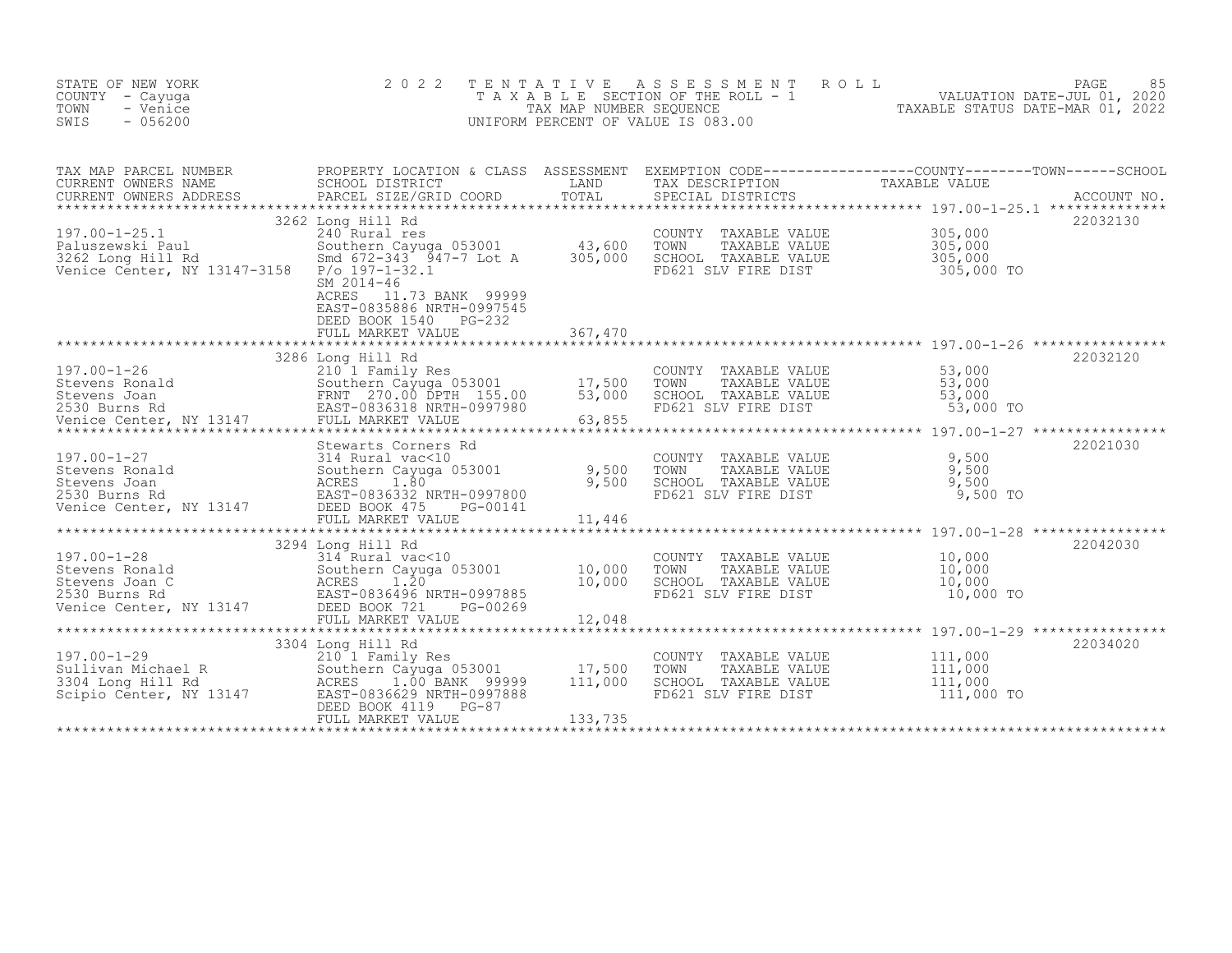STATE OF NEW YORK
COUNTY - Cayuga
TOWN - Venice
SWIS - 056200

2022 TENTATIVE ASSESSMENT ROLL
TAXABLE SECTION OF THE ROLL - 1
TAX MAP NUMBER SEQUENCE
UNIFORM PERCENT OF VALUE IS 083.00

VALUATION DATE-JUL 01, 2020
TAXABLE STATUS DATE-MAR 01, 2022

| TAX MAP PARCEL NUMBER / CURRENT OWNERS NAME / CURRENT OWNERS ADDRESS | PROPERTY LOCATION & CLASS / SCHOOL DISTRICT / PARCEL SIZE/GRID COORD | ASSESSMENT LAND | TOTAL | EXEMPTION CODE / TAX DESCRIPTION / SPECIAL DISTRICTS | TAXABLE VALUE (COUNTY / TOWN / SCHOOL) | ACCOUNT NO. |
|---|---|---|---|---|---|---|
| 197.00-1-25.1 | 3262 Long Hill Rd | | | | | 22032130 |
| Paluszewski Paul | 240 Rural res | | | COUNTY TAXABLE VALUE | 305,000 | |
| 3262 Long Hill Rd | Southern Cayuga 053001 | 43,600 | | TOWN TAXABLE VALUE | 305,000 | |
| Venice Center, NY 13147-3158 | Smd 672-343 947-7 Lot A | | 305,000 | SCHOOL TAXABLE VALUE | 305,000 | |
| | P/o 197-1-32.1 | | | FD621 SLV FIRE DIST | 305,000 TO | |
| | SM 2014-46 | | | | | |
| | ACRES 11.73 BANK 99999 | | | | | |
| | EAST-0835886 NRTH-0997545 | | | | | |
| | DEED BOOK 1540 PG-232 | | | | | |
| | FULL MARKET VALUE | | 367,470 | | | |
| 197.00-1-26 | 3286 Long Hill Rd | | | | | 22032120 |
| Stevens Ronald | 210 1 Family Res | | | COUNTY TAXABLE VALUE | 53,000 | |
| Stevens Joan | Southern Cayuga 053001 | 17,500 | | TOWN TAXABLE VALUE | 53,000 | |
| 2530 Burns Rd | FRNT 270.00 DPTH 155.00 | | 53,000 | SCHOOL TAXABLE VALUE | 53,000 | |
| Venice Center, NY 13147 | EAST-0836318 NRTH-0997980 | | | FD621 SLV FIRE DIST | 53,000 TO | |
| | FULL MARKET VALUE | | 63,855 | | | |
| 197.00-1-27 | Stewarts Corners Rd | | | | | 22021030 |
| Stevens Ronald | 314 Rural vac<10 | | | COUNTY TAXABLE VALUE | 9,500 | |
| Stevens Joan | Southern Cayuga 053001 | 9,500 | | TOWN TAXABLE VALUE | 9,500 | |
| 2530 Burns Rd | ACRES 1.80 | | 9,500 | SCHOOL TAXABLE VALUE | 9,500 | |
| Venice Center, NY 13147 | EAST-0836332 NRTH-0997800 | | | FD621 SLV FIRE DIST | 9,500 TO | |
| | DEED BOOK 475 PG-00141 | | | | | |
| | FULL MARKET VALUE | | 11,446 | | | |
| 197.00-1-28 | 3294 Long Hill Rd | | | | | 22042030 |
| Stevens Ronald | 314 Rural vac<10 | | | COUNTY TAXABLE VALUE | 10,000 | |
| Stevens Joan C | Southern Cayuga 053001 | 10,000 | | TOWN TAXABLE VALUE | 10,000 | |
| 2530 Burns Rd | ACRES 1.20 | | 10,000 | SCHOOL TAXABLE VALUE | 10,000 | |
| Venice Center, NY 13147 | EAST-0836496 NRTH-0997885 | | | FD621 SLV FIRE DIST | 10,000 TO | |
| | DEED BOOK 721 PG-00269 | | | | | |
| | FULL MARKET VALUE | | 12,048 | | | |
| 197.00-1-29 | 3304 Long Hill Rd | | | | | 22034020 |
| Sullivan Michael R | 210 1 Family Res | | | COUNTY TAXABLE VALUE | 111,000 | |
| 3304 Long Hill Rd | Southern Cayuga 053001 | 17,500 | | TOWN TAXABLE VALUE | 111,000 | |
| Scipio Center, NY 13147 | ACRES 1.00 BANK 99999 | | 111,000 | SCHOOL TAXABLE VALUE | 111,000 | |
| | EAST-0836629 NRTH-0997888 | | | FD621 SLV FIRE DIST | 111,000 TO | |
| | DEED BOOK 4119 PG-87 | | | | | |
| | FULL MARKET VALUE | | 133,735 | | | |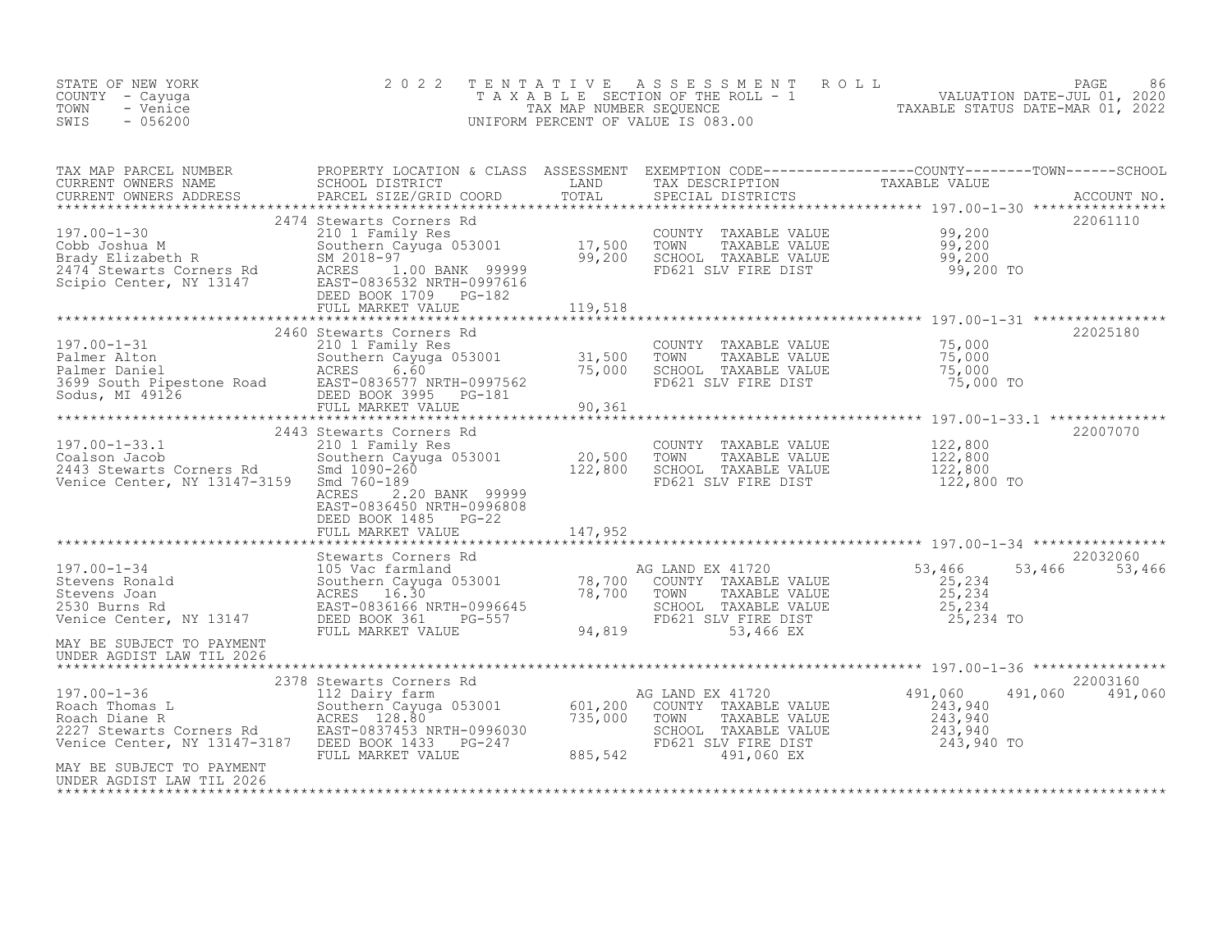STATE OF NEW YORK
COUNTY - Cayuga
TOWN - Venice
SWIS - 056200

# 2022 TENTATIVE ASSESSMENT ROLL

TAXABLE SECTION OF THE ROLL - 1
TAX MAP NUMBER SEQUENCE
UNIFORM PERCENT OF VALUE IS 083.00

VALUATION DATE-JUL 01, 2020
TAXABLE STATUS DATE-MAR 01, 2022

| TAX MAP PARCEL NUMBER / CURRENT OWNERS NAME / CURRENT OWNERS ADDRESS | PROPERTY LOCATION & CLASS / SCHOOL DISTRICT / PARCEL SIZE/GRID COORD | ASSESSMENT LAND / TOTAL | EXEMPTION CODE / TAX DESCRIPTION / SPECIAL DISTRICTS | COUNTY TAXABLE VALUE | TOWN | SCHOOL | ACCOUNT NO. |
|---|---|---|---|---|---|---|---|
| 197.00-1-30 | 2474 Stewarts Corners Rd | | | | | | 22061110 |
| Cobb Joshua M | 210 1 Family Res | | COUNTY TAXABLE VALUE | 99,200 | | | |
| Brady Elizabeth R | Southern Cayuga 053001 | 17,500 | TOWN TAXABLE VALUE | 99,200 | | | |
| 2474 Stewarts Corners Rd | SM 2018-97 | 99,200 | SCHOOL TAXABLE VALUE | 99,200 | | | |
| Scipio Center, NY 13147 | ACRES 1.00 BANK 99999 | | FD621 SLV FIRE DIST | 99,200 TO | | | |
| | EAST-0836532 NRTH-0997616 | | | | | | |
| | DEED BOOK 1709 PG-182 | | | | | | |
| | FULL MARKET VALUE | 119,518 | | | | | |
| 197.00-1-31 | 2460 Stewarts Corners Rd | | | | | | 22025180 |
| Palmer Alton | 210 1 Family Res | | COUNTY TAXABLE VALUE | 75,000 | | | |
| Palmer Daniel | Southern Cayuga 053001 | 31,500 | TOWN TAXABLE VALUE | 75,000 | | | |
| 3699 South Pipestone Road | ACRES 6.60 | 75,000 | SCHOOL TAXABLE VALUE | 75,000 | | | |
| Sodus, MI 49126 | EAST-0836577 NRTH-0997562 | | FD621 SLV FIRE DIST | 75,000 TO | | | |
| | DEED BOOK 3995 PG-181 | | | | | | |
| | FULL MARKET VALUE | 90,361 | | | | | |
| 197.00-1-33.1 | 2443 Stewarts Corners Rd | | | | | | 22007070 |
| Coalson Jacob | 210 1 Family Res | | COUNTY TAXABLE VALUE | 122,800 | | | |
| 2443 Stewarts Corners Rd | Southern Cayuga 053001 | 20,500 | TOWN TAXABLE VALUE | 122,800 | | | |
| Venice Center, NY 13147-3159 | Smd 1090-260 | 122,800 | SCHOOL TAXABLE VALUE | 122,800 | | | |
| | Smd 760-189 | | FD621 SLV FIRE DIST | 122,800 TO | | | |
| | ACRES 2.20 BANK 99999 | | | | | | |
| | EAST-0836450 NRTH-0996808 | | | | | | |
| | DEED BOOK 1485 PG-22 | | | | | | |
| | FULL MARKET VALUE | 147,952 | | | | | |
| 197.00-1-34 | Stewarts Corners Rd | | | | | | 22032060 |
| Stevens Ronald | 105 Vac farmland | | AG LAND EX 41720 | 53,466 | 53,466 | 53,466 | |
| Stevens Joan | Southern Cayuga 053001 | 78,700 | COUNTY TAXABLE VALUE | 25,234 | | | |
| 2530 Burns Rd | ACRES 16.30 | 78,700 | TOWN TAXABLE VALUE | 25,234 | | | |
| Venice Center, NY 13147 | EAST-0836166 NRTH-0996645 | | SCHOOL TAXABLE VALUE | 25,234 | | | |
| | DEED BOOK 361 PG-557 | | FD621 SLV FIRE DIST | 25,234 TO | | | |
| | FULL MARKET VALUE | 94,819 | 53,466 EX | | | | |
| MAY BE SUBJECT TO PAYMENT UNDER AGDIST LAW TIL 2026 | | | | | | | |
| 197.00-1-36 | 2378 Stewarts Corners Rd | | | | | | 22003160 |
| Roach Thomas L | 112 Dairy farm | | AG LAND EX 41720 | 491,060 | 491,060 | 491,060 | |
| Roach Diane R | Southern Cayuga 053001 | 601,200 | COUNTY TAXABLE VALUE | 243,940 | | | |
| 2227 Stewarts Corners Rd | ACRES 128.80 | 735,000 | TOWN TAXABLE VALUE | 243,940 | | | |
| Venice Center, NY 13147-3187 | EAST-0837453 NRTH-0996030 | | SCHOOL TAXABLE VALUE | 243,940 | | | |
| | DEED BOOK 1433 PG-247 | | FD621 SLV FIRE DIST | 243,940 TO | | | |
| | FULL MARKET VALUE | 885,542 | 491,060 EX | | | | |
| MAY BE SUBJECT TO PAYMENT UNDER AGDIST LAW TIL 2026 | | | | | | | |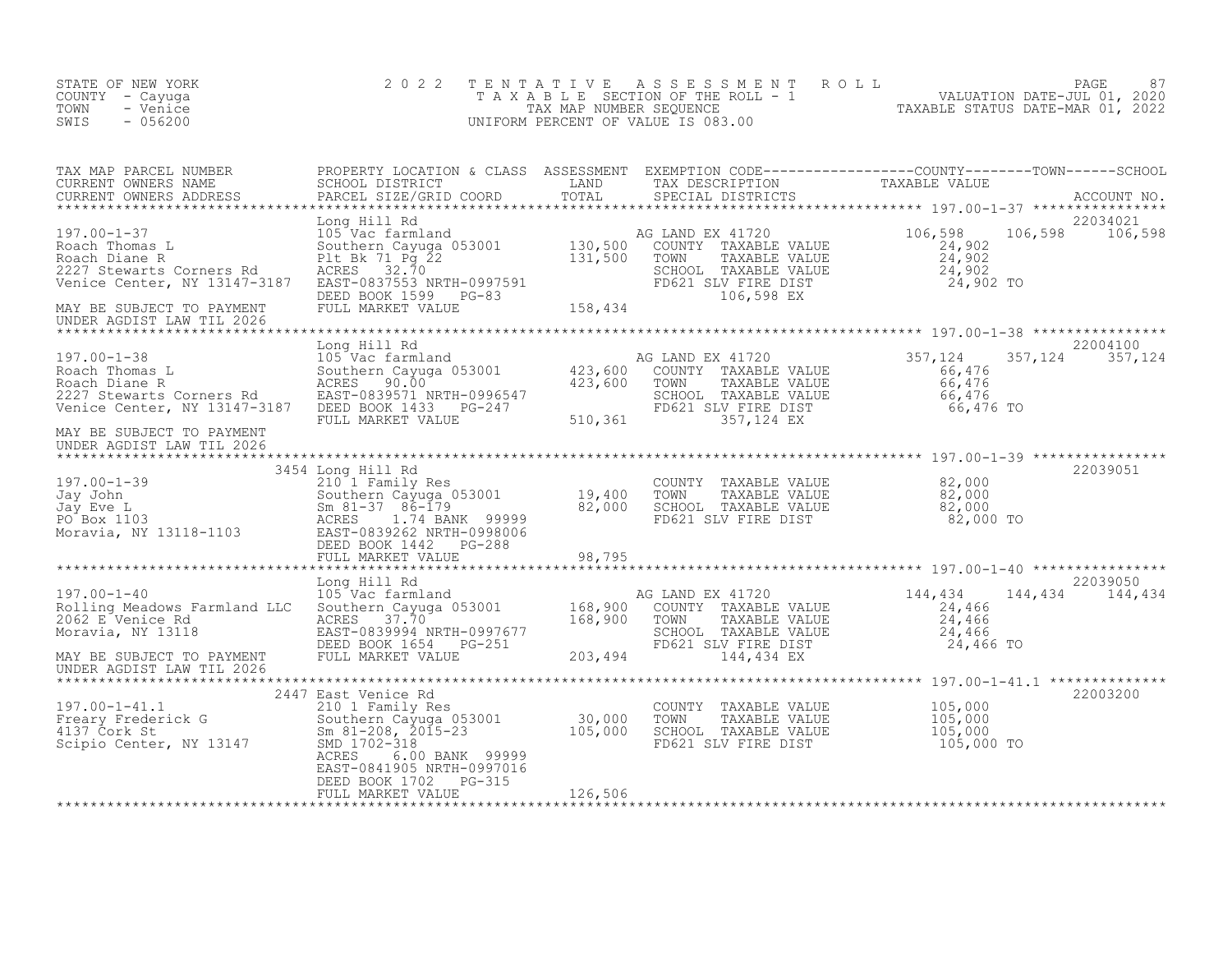STATE OF NEW YORK
COUNTY - Cayuga
TOWN - Venice
SWIS - 056200

2022 TENTATIVE ASSESSMENT ROLL
TAXABLE SECTION OF THE ROLL - 1
TAX MAP NUMBER SEQUENCE
UNIFORM PERCENT OF VALUE IS 083.00

VALUATION DATE-JUL 01, 2020
TAXABLE STATUS DATE-MAR 01, 2022

| TAX MAP PARCEL NUMBER / CURRENT OWNERS NAME / CURRENT OWNERS ADDRESS | PROPERTY LOCATION & CLASS / SCHOOL DISTRICT / PARCEL SIZE/GRID COORD | ASSESSMENT LAND / TOTAL | EXEMPTION CODE / TAX DESCRIPTION / SPECIAL DISTRICTS | COUNTY / TOWN / SCHOOL TAXABLE VALUE | ACCOUNT NO. |
|---|---|---|---|---|---|
| **197.00-1-37** | Long Hill Rd | | | | 22034021 |
| Roach Thomas L | 105 Vac farmland | | AG LAND EX 41720 | 106,598 106,598 106,598 | |
| Roach Diane R | Southern Cayuga 053001 | 130,500 | COUNTY TAXABLE VALUE | 24,902 | |
| 2227 Stewarts Corners Rd | Plt Bk 71 Pg 22 | 131,500 | TOWN TAXABLE VALUE | 24,902 | |
| Venice Center, NY 13147-3187 | ACRES 32.70 | | SCHOOL TAXABLE VALUE | 24,902 | |
| | EAST-0837553 NRTH-0997591 | | FD621 SLV FIRE DIST | 24,902 TO | |
| MAY BE SUBJECT TO PAYMENT | DEED BOOK 1599 PG-83 | | 106,598 EX | | |
| UNDER AGDIST LAW TIL 2026 | FULL MARKET VALUE | 158,434 | | | |
| **197.00-1-38** | Long Hill Rd | | | | 22004100 |
| Roach Thomas L | 105 Vac farmland | | AG LAND EX 41720 | 357,124 357,124 357,124 | |
| Roach Diane R | Southern Cayuga 053001 | 423,600 | COUNTY TAXABLE VALUE | 66,476 | |
| 2227 Stewarts Corners Rd | ACRES 90.00 | 423,600 | TOWN TAXABLE VALUE | 66,476 | |
| Venice Center, NY 13147-3187 | EAST-0839571 NRTH-0996547 | | SCHOOL TAXABLE VALUE | 66,476 | |
| | DEED BOOK 1433 PG-247 | | FD621 SLV FIRE DIST | 66,476 TO | |
| MAY BE SUBJECT TO PAYMENT | FULL MARKET VALUE | 510,361 | 357,124 EX | | |
| UNDER AGDIST LAW TIL 2026 | | | | | |
| **197.00-1-39** | 3454 Long Hill Rd | | | | 22039051 |
| Jay John | 210 1 Family Res | | COUNTY TAXABLE VALUE | 82,000 | |
| Jay Eve L | Southern Cayuga 053001 | 19,400 | TOWN TAXABLE VALUE | 82,000 | |
| PO Box 1103 | Sm 81-37 86-179 | 82,000 | SCHOOL TAXABLE VALUE | 82,000 | |
| Moravia, NY 13118-1103 | ACRES 1.74 BANK 99999 | | FD621 SLV FIRE DIST | 82,000 TO | |
| | EAST-0839262 NRTH-0998006 | | | | |
| | DEED BOOK 1442 PG-288 | | | | |
| | FULL MARKET VALUE | 98,795 | | | |
| **197.00-1-40** | Long Hill Rd | | | | 22039050 |
| Rolling Meadows Farmland LLC | 105 Vac farmland | | AG LAND EX 41720 | 144,434 144,434 144,434 | |
| 2062 E Venice Rd | Southern Cayuga 053001 | 168,900 | COUNTY TAXABLE VALUE | 24,466 | |
| Moravia, NY 13118 | ACRES 37.70 | 168,900 | TOWN TAXABLE VALUE | 24,466 | |
| | EAST-0839994 NRTH-0997677 | | SCHOOL TAXABLE VALUE | 24,466 | |
| | DEED BOOK 1654 PG-251 | | FD621 SLV FIRE DIST | 24,466 TO | |
| MAY BE SUBJECT TO PAYMENT | FULL MARKET VALUE | 203,494 | 144,434 EX | | |
| UNDER AGDIST LAW TIL 2026 | | | | | |
| **197.00-1-41.1** | 2447 East Venice Rd | | | | 22003200 |
| Freary Frederick G | 210 1 Family Res | | COUNTY TAXABLE VALUE | 105,000 | |
| 4137 Cork St | Southern Cayuga 053001 | 30,000 | TOWN TAXABLE VALUE | 105,000 | |
| Scipio Center, NY 13147 | Sm 81-208, 2015-23 | 105,000 | SCHOOL TAXABLE VALUE | 105,000 | |
| | SMD 1702-318 | | FD621 SLV FIRE DIST | 105,000 TO | |
| | ACRES 6.00 BANK 99999 | | | | |
| | EAST-0841905 NRTH-0997016 | | | | |
| | DEED BOOK 1702 PG-315 | | | | |
| | FULL MARKET VALUE | 126,506 | | | |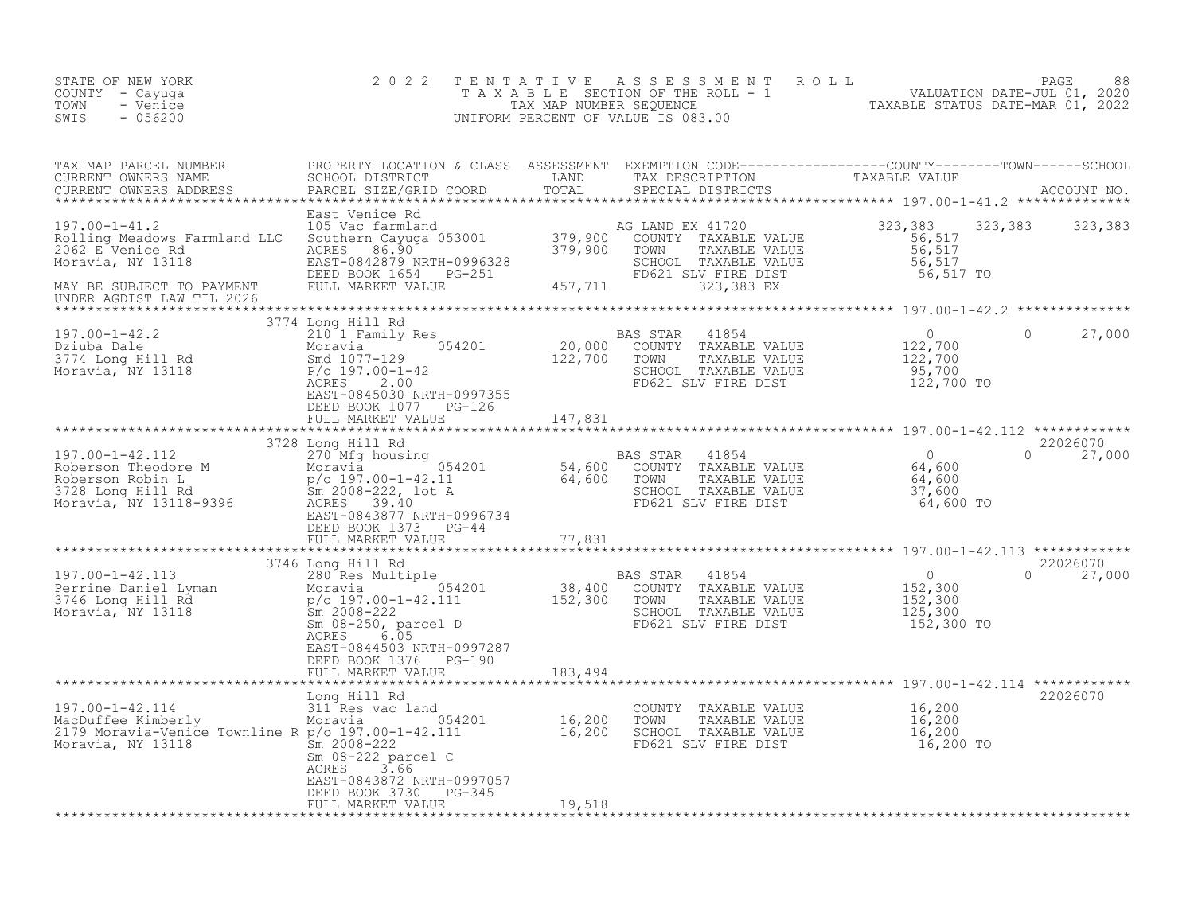STATE OF NEW YORK
COUNTY - Cayuga
TOWN - Venice
SWIS - 056200

# 2022 TENTATIVE ASSESSMENT ROLL

TAXABLE SECTION OF THE ROLL - 1
TAX MAP NUMBER SEQUENCE
UNIFORM PERCENT OF VALUE IS 083.00

VALUATION DATE-JUL 01, 2020
TAXABLE STATUS DATE-MAR 01, 2022

| TAX MAP PARCEL NUMBER / CURRENT OWNERS NAME / CURRENT OWNERS ADDRESS | PROPERTY LOCATION & CLASS / SCHOOL DISTRICT / PARCEL SIZE/GRID COORD | ASSESSMENT LAND | ASSESSMENT TOTAL | EXEMPTION CODE / TAX DESCRIPTION / SPECIAL DISTRICTS | COUNTY TAXABLE VALUE | TOWN | SCHOOL | ACCOUNT NO. |
|---|---|---|---|---|---|---|---|---|
| **197.00-1-41.2** | East Venice Rd | | | | | | | |
| 197.00-1-41.2 | 105 Vac farmland | | | AG LAND EX 41720 | 323,383 | 323,383 | 323,383 | |
| Rolling Meadows Farmland LLC | Southern Cayuga 053001 | 379,900 | | COUNTY TAXABLE VALUE | 56,517 | | | |
| 2062 E Venice Rd | ACRES 86.90 | | 379,900 | TOWN TAXABLE VALUE | 56,517 | | | |
| Moravia, NY 13118 | EAST-0842879 NRTH-0996328 | | | SCHOOL TAXABLE VALUE | 56,517 | | | |
| | DEED BOOK 1654 PG-251 | | | FD621 SLV FIRE DIST | 56,517 TO | | | |
| MAY BE SUBJECT TO PAYMENT | FULL MARKET VALUE | | 457,711 | 323,383 EX | | | | |
| UNDER AGDIST LAW TIL 2026 | | | | | | | | |
| **197.00-1-42.2** | 3774 Long Hill Rd | | | | | | | |
| 197.00-1-42.2 | 210 1 Family Res | | | BAS STAR 41854 | 0 | 0 | 27,000 | |
| Dziuba Dale | Moravia 054201 | 20,000 | | COUNTY TAXABLE VALUE | 122,700 | | | |
| 3774 Long Hill Rd | Smd 1077-129 | | 122,700 | TOWN TAXABLE VALUE | 122,700 | | | |
| Moravia, NY 13118 | P/o 197.00-1-42 | | | SCHOOL TAXABLE VALUE | 95,700 | | | |
| | ACRES 2.00 | | | FD621 SLV FIRE DIST | 122,700 TO | | | |
| | EAST-0845030 NRTH-0997355 | | | | | | | |
| | DEED BOOK 1077 PG-126 | | | | | | | |
| | FULL MARKET VALUE | | 147,831 | | | | | |
| **197.00-1-42.112** | 3728 Long Hill Rd | | | | | | | 22026070 |
| 197.00-1-42.112 | 270 Mfg housing | | | BAS STAR 41854 | 0 | 0 | 27,000 | |
| Roberson Theodore M | Moravia 054201 | 54,600 | | COUNTY TAXABLE VALUE | 64,600 | | | |
| Roberson Robin L | p/o 197.00-1-42.11 | | 64,600 | TOWN TAXABLE VALUE | 64,600 | | | |
| 3728 Long Hill Rd | Sm 2008-222, lot A | | | SCHOOL TAXABLE VALUE | 37,600 | | | |
| Moravia, NY 13118-9396 | ACRES 39.40 | | | FD621 SLV FIRE DIST | 64,600 TO | | | |
| | EAST-0843877 NRTH-0996734 | | | | | | | |
| | DEED BOOK 1373 PG-44 | | | | | | | |
| | FULL MARKET VALUE | | 77,831 | | | | | |
| **197.00-1-42.113** | 3746 Long Hill Rd | | | | | | | 22026070 |
| 197.00-1-42.113 | 280 Res Multiple | | | BAS STAR 41854 | 0 | 0 | 27,000 | |
| Perrine Daniel Lyman | Moravia 054201 | 38,400 | | COUNTY TAXABLE VALUE | 152,300 | | | |
| 3746 Long Hill Rd | p/o 197.00-1-42.111 | | 152,300 | TOWN TAXABLE VALUE | 152,300 | | | |
| Moravia, NY 13118 | Sm 2008-222 | | | SCHOOL TAXABLE VALUE | 125,300 | | | |
| | Sm 08-250, parcel D | | | FD621 SLV FIRE DIST | 152,300 TO | | | |
| | ACRES 6.05 | | | | | | | |
| | EAST-0844503 NRTH-0997287 | | | | | | | |
| | DEED BOOK 1376 PG-190 | | | | | | | |
| | FULL MARKET VALUE | | 183,494 | | | | | |
| **197.00-1-42.114** | Long Hill Rd | | | | | | | 22026070 |
| 197.00-1-42.114 | 311 Res vac land | | | COUNTY TAXABLE VALUE | 16,200 | | | |
| MacDuffee Kimberly | Moravia 054201 | 16,200 | | TOWN TAXABLE VALUE | 16,200 | | | |
| 2179 Moravia-Venice Townline R | p/o 197.00-1-42.111 | | 16,200 | SCHOOL TAXABLE VALUE | 16,200 | | | |
| Moravia, NY 13118 | Sm 2008-222 | | | FD621 SLV FIRE DIST | 16,200 TO | | | |
| | Sm 08-222 parcel C | | | | | | | |
| | ACRES 3.66 | | | | | | | |
| | EAST-0843872 NRTH-0997057 | | | | | | | |
| | DEED BOOK 3730 PG-345 | | | | | | | |
| | FULL MARKET VALUE | | 19,518 | | | | | |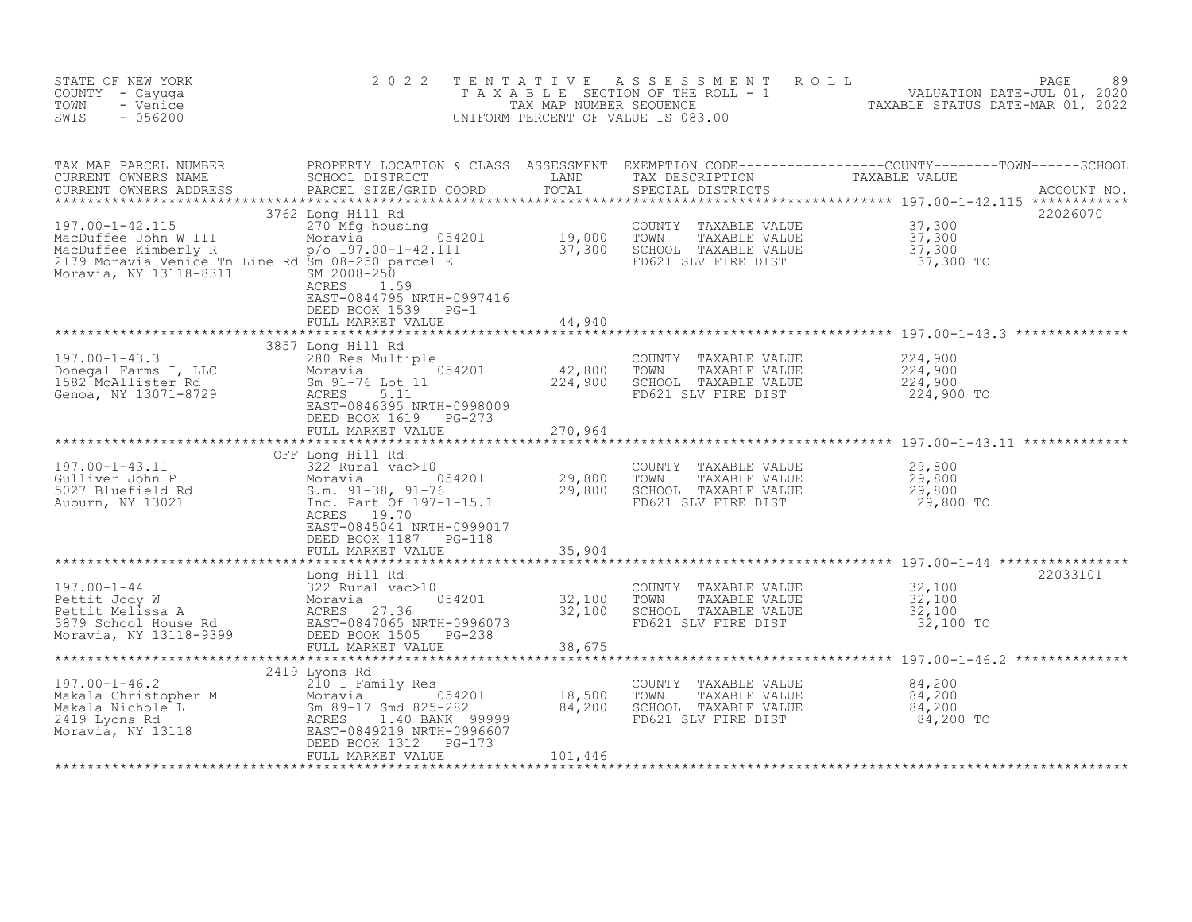STATE OF NEW YORK
COUNTY - Cayuga
TOWN - Venice
SWIS - 056200

2022 TENTATIVE ASSESSMENT ROLL
TAXABLE SECTION OF THE ROLL - 1
TAX MAP NUMBER SEQUENCE
UNIFORM PERCENT OF VALUE IS 083.00

VALUATION DATE-JUL 01, 2020
TAXABLE STATUS DATE-MAR 01, 2022

| TAX MAP PARCEL NUMBER / CURRENT OWNERS NAME / CURRENT OWNERS ADDRESS | PROPERTY LOCATION & CLASS / SCHOOL DISTRICT / PARCEL SIZE/GRID COORD | ASSESSMENT LAND | TOTAL | EXEMPTION CODE / TAX DESCRIPTION / SPECIAL DISTRICTS | COUNTY / TOWN / SCHOOL TAXABLE VALUE | ACCOUNT NO. |
|---|---|---|---|---|---|---|
| 197.00-1-42.115 | 3762 Long Hill Rd | | | | | 22026070 |
| 197.00-1-42.115 | 270 Mfg housing | | | COUNTY TAXABLE VALUE | 37,300 | |
| MacDuffee John W III | Moravia 054201 | 19,000 | | TOWN TAXABLE VALUE | 37,300 | |
| MacDuffee Kimberly R | p/o 197.00-1-42.111 | | 37,300 | SCHOOL TAXABLE VALUE | 37,300 | |
| 2179 Moravia Venice Tn Line Rd | Sm 08-250 parcel E | | | FD621 SLV FIRE DIST | 37,300 TO | |
| Moravia, NY 13118-8311 | SM 2008-250 | | | | | |
| | ACRES 1.59 | | | | | |
| | EAST-0844795 NRTH-0997416 | | | | | |
| | DEED BOOK 1539 PG-1 | | | | | |
| | FULL MARKET VALUE | | 44,940 | | | |
| 197.00-1-43.3 | 3857 Long Hill Rd | | | | | |
| 197.00-1-43.3 | 280 Res Multiple | | | COUNTY TAXABLE VALUE | 224,900 | |
| Donegal Farms I, LLC | Moravia 054201 | 42,800 | | TOWN TAXABLE VALUE | 224,900 | |
| 1582 McAllister Rd | Sm 91-76 Lot 11 | | 224,900 | SCHOOL TAXABLE VALUE | 224,900 | |
| Genoa, NY 13071-8729 | ACRES 5.11 | | | FD621 SLV FIRE DIST | 224,900 TO | |
| | EAST-0846395 NRTH-0998009 | | | | | |
| | DEED BOOK 1619 PG-273 | | | | | |
| | FULL MARKET VALUE | | 270,964 | | | |
| 197.00-1-43.11 | OFF Long Hill Rd | | | | | |
| 197.00-1-43.11 | 322 Rural vac>10 | | | COUNTY TAXABLE VALUE | 29,800 | |
| Gulliver John P | Moravia 054201 | 29,800 | | TOWN TAXABLE VALUE | 29,800 | |
| 5027 Bluefield Rd | S.m. 91-38, 91-76 | | 29,800 | SCHOOL TAXABLE VALUE | 29,800 | |
| Auburn, NY 13021 | Inc. Part Of 197-1-15.1 | | | FD621 SLV FIRE DIST | 29,800 TO | |
| | ACRES 19.70 | | | | | |
| | EAST-0845041 NRTH-0999017 | | | | | |
| | DEED BOOK 1187 PG-118 | | | | | |
| | FULL MARKET VALUE | | 35,904 | | | |
| 197.00-1-44 | Long Hill Rd | | | | | 22033101 |
| 197.00-1-44 | 322 Rural vac>10 | | | COUNTY TAXABLE VALUE | 32,100 | |
| Pettit Jody W | Moravia 054201 | 32,100 | | TOWN TAXABLE VALUE | 32,100 | |
| Pettit Melissa A | ACRES 27.36 | | 32,100 | SCHOOL TAXABLE VALUE | 32,100 | |
| 3879 School House Rd | EAST-0847065 NRTH-0996073 | | | FD621 SLV FIRE DIST | 32,100 TO | |
| Moravia, NY 13118-9399 | DEED BOOK 1505 PG-238 | | | | | |
| | FULL MARKET VALUE | | 38,675 | | | |
| 197.00-1-46.2 | 2419 Lyons Rd | | | | | |
| 197.00-1-46.2 | 210 1 Family Res | | | COUNTY TAXABLE VALUE | 84,200 | |
| Makala Christopher M | Moravia 054201 | 18,500 | | TOWN TAXABLE VALUE | 84,200 | |
| Makala Nichole L | Sm 89-17 Smd 825-282 | | 84,200 | SCHOOL TAXABLE VALUE | 84,200 | |
| 2419 Lyons Rd | ACRES 1.40 BANK 99999 | | | FD621 SLV FIRE DIST | 84,200 TO | |
| Moravia, NY 13118 | EAST-0849219 NRTH-0996607 | | | | | |
| | DEED BOOK 1312 PG-173 | | | | | |
| | FULL MARKET VALUE | | 101,446 | | | |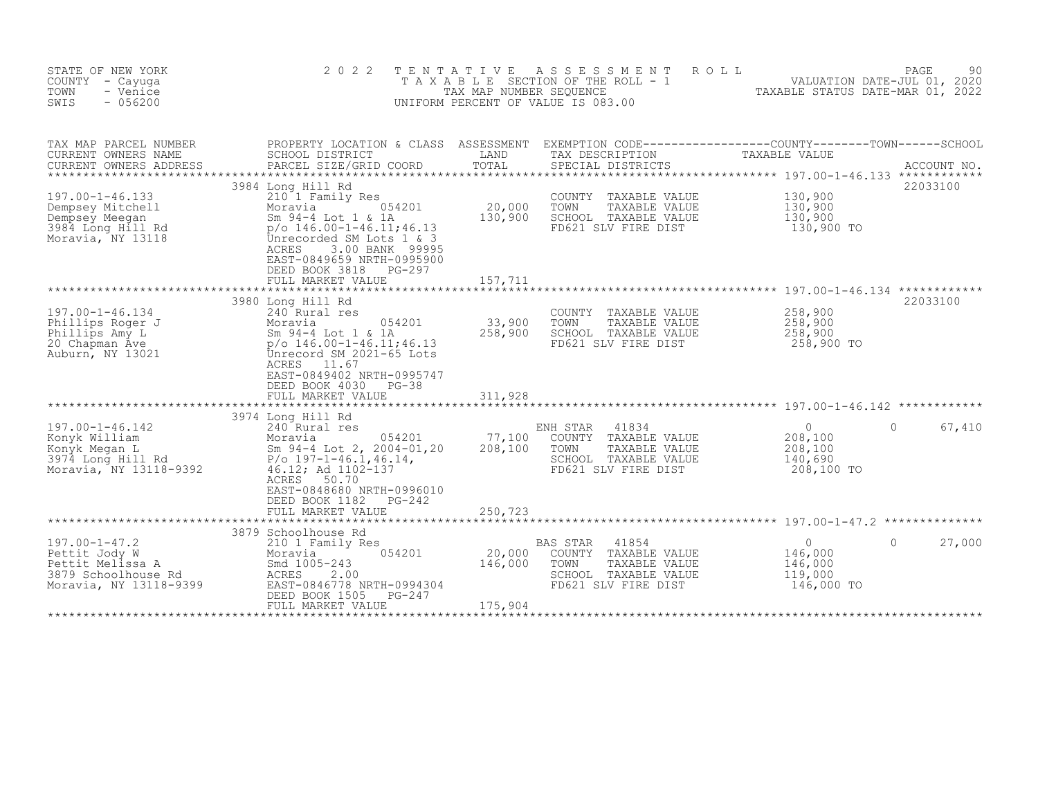STATE OF NEW YORK
COUNTY - Cayuga
TOWN - Venice
SWIS - 056200

2022 TENTATIVE ASSESSMENT ROLL
TAXABLE SECTION OF THE ROLL - 1
TAX MAP NUMBER SEQUENCE
UNIFORM PERCENT OF VALUE IS 083.00

VALUATION DATE-JUL 01, 2020
TAXABLE STATUS DATE-MAR 01, 2022

| TAX MAP PARCEL NUMBER / CURRENT OWNERS NAME / CURRENT OWNERS ADDRESS | PROPERTY LOCATION & CLASS / SCHOOL DISTRICT / PARCEL SIZE/GRID COORD | ASSESSMENT LAND / TOTAL | EXEMPTION CODE / TAX DESCRIPTION / SPECIAL DISTRICTS | COUNTY | TOWN | SCHOOL / TAXABLE VALUE | ACCOUNT NO. |
|---|---|---|---|---|---|---|---|
| **197.00-1-46.133** | 3984 Long Hill Rd | | | | | | 22033100 |
| Dempsey Mitchell | 210 1 Family Res | | COUNTY TAXABLE VALUE | 130,900 | | | |
| Dempsey Meegan | Moravia 054201 | 20,000 | TOWN TAXABLE VALUE | | 130,900 | | |
| 3984 Long Hill Rd | Sm 94-4 Lot 1 & 1A | 130,900 | SCHOOL TAXABLE VALUE | | | 130,900 | |
| Moravia, NY 13118 | p/o 146.00-1-46.11;46.13 | | FD621 SLV FIRE DIST | 130,900 TO | | | |
| | Unrecorded SM Lots 1 & 3 | | | | | | |
| | ACRES 3.00 BANK 99995 | | | | | | |
| | EAST-0849659 NRTH-0995900 | | | | | | |
| | DEED BOOK 3818 PG-297 | | | | | | |
| | FULL MARKET VALUE | 157,711 | | | | | |
| **197.00-1-46.134** | 3980 Long Hill Rd | | | | | | 22033100 |
| Phillips Roger J | 240 Rural res | | COUNTY TAXABLE VALUE | 258,900 | | | |
| Phillips Amy L | Moravia 054201 | 33,900 | TOWN TAXABLE VALUE | | 258,900 | | |
| 20 Chapman Ave | Sm 94-4 Lot 1 & 1A | 258,900 | SCHOOL TAXABLE VALUE | | | 258,900 | |
| Auburn, NY 13021 | p/o 146.00-1-46.11;46.13 | | FD621 SLV FIRE DIST | 258,900 TO | | | |
| | Unrecord SM 2021-65 Lots | | | | | | |
| | ACRES 11.67 | | | | | | |
| | EAST-0849402 NRTH-0995747 | | | | | | |
| | DEED BOOK 4030 PG-38 | | | | | | |
| | FULL MARKET VALUE | 311,928 | | | | | |
| **197.00-1-46.142** | 3974 Long Hill Rd | | | | | | |
| Konyk William | 240 Rural res | | ENH STAR 41834 | 0 | 0 | 67,410 | |
| Konyk Megan L | Moravia 054201 | 77,100 | COUNTY TAXABLE VALUE | 208,100 | | | |
| 3974 Long Hill Rd | Sm 94-4 Lot 2, 2004-01,20 | 208,100 | TOWN TAXABLE VALUE | | 208,100 | | |
| Moravia, NY 13118-9392 | P/o 197-1-46.1,46.14, | | SCHOOL TAXABLE VALUE | | | 140,690 | |
| | 46.12; Ad 1102-137 | | FD621 SLV FIRE DIST | 208,100 TO | | | |
| | ACRES 50.70 | | | | | | |
| | EAST-0848680 NRTH-0996010 | | | | | | |
| | DEED BOOK 1182 PG-242 | | | | | | |
| | FULL MARKET VALUE | 250,723 | | | | | |
| **197.00-1-47.2** | 3879 Schoolhouse Rd | | | | | | |
| Pettit Jody W | 210 1 Family Res | | BAS STAR 41854 | 0 | 0 | 27,000 | |
| Pettit Melissa A | Moravia 054201 | 20,000 | COUNTY TAXABLE VALUE | 146,000 | | | |
| 3879 Schoolhouse Rd | Smd 1005-243 | 146,000 | TOWN TAXABLE VALUE | | 146,000 | | |
| Moravia, NY 13118-9399 | ACRES 2.00 | | SCHOOL TAXABLE VALUE | | | 119,000 | |
| | EAST-0846778 NRTH-0994304 | | FD621 SLV FIRE DIST | 146,000 TO | | | |
| | DEED BOOK 1505 PG-247 | | | | | | |
| | FULL MARKET VALUE | 175,904 | | | | | |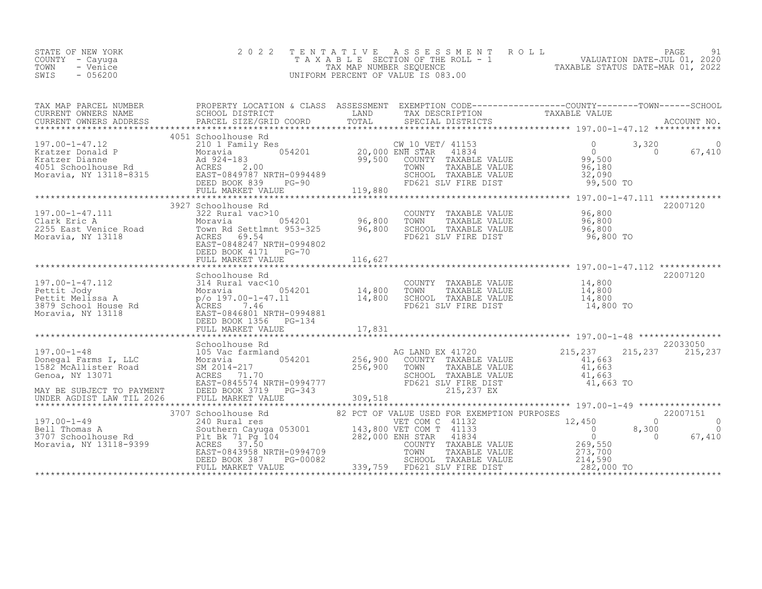STATE OF NEW YORK
COUNTY - Cayuga
TOWN - Venice
SWIS - 056200

2022 TENTATIVE ASSESSMENT ROLL
TAXABLE SECTION OF THE ROLL - 1
TAX MAP NUMBER SEQUENCE
UNIFORM PERCENT OF VALUE IS 083.00

PAGE 91
VALUATION DATE-JUL 01, 2020
TAXABLE STATUS DATE-MAR 01, 2022

| TAX MAP PARCEL NUMBER / CURRENT OWNERS NAME / CURRENT OWNERS ADDRESS | PROPERTY LOCATION & CLASS / SCHOOL DISTRICT / PARCEL SIZE/GRID COORD | ASSESSMENT LAND / TOTAL | EXEMPTION CODE / TAX DESCRIPTION / SPECIAL DISTRICTS | COUNTY TAXABLE VALUE | TOWN | SCHOOL | ACCOUNT NO. |
|---|---|---|---|---|---|---|---|
| **197.00-1-47.12** | 4051 Schoolhouse Rd | | | | | | |
| 197.00-1-47.12 | 210 1 Family Res | | CW_10_VET/ 41153 | 0 | 3,320 | 0 | |
| Kratzer Donald P | Moravia 054201 | 20,000 | ENH STAR 41834 | 0 | 0 | 67,410 | |
| Kratzer Dianne | Ad 924-183 | 99,500 | COUNTY TAXABLE VALUE | 99,500 | | | |
| 4051 Schoolhouse Rd | ACRES 2.00 | | TOWN TAXABLE VALUE | 96,180 | | | |
| Moravia, NY 13118-8315 | EAST-0849787 NRTH-0994489 | | SCHOOL TAXABLE VALUE | 32,090 | | | |
| | DEED BOOK 839 PG-90 | | FD621 SLV FIRE DIST | 99,500 TO | | | |
| | FULL MARKET VALUE | 119,880 | | | | | |
| **197.00-1-47.111** | 3927 Schoolhouse Rd | | | | | | 22007120 |
| 197.00-1-47.111 | 322 Rural vac>10 | | COUNTY TAXABLE VALUE | 96,800 | | | |
| Clark Eric A | Moravia 054201 | 96,800 | TOWN TAXABLE VALUE | 96,800 | | | |
| 2255 East Venice Road | Town Rd Settlmnt 953-325 | 96,800 | SCHOOL TAXABLE VALUE | 96,800 | | | |
| Moravia, NY 13118 | ACRES 69.54 | | FD621 SLV FIRE DIST | 96,800 TO | | | |
| | EAST-0848247 NRTH-0994802 | | | | | | |
| | DEED BOOK 4171 PG-70 | | | | | | |
| | FULL MARKET VALUE | 116,627 | | | | | |
| **197.00-1-47.112** | Schoolhouse Rd | | | | | | 22007120 |
| 197.00-1-47.112 | 314 Rural vac<10 | | COUNTY TAXABLE VALUE | 14,800 | | | |
| Pettit Jody | Moravia 054201 | 14,800 | TOWN TAXABLE VALUE | 14,800 | | | |
| Pettit Melissa A | p/o 197.00-1-47.11 | 14,800 | SCHOOL TAXABLE VALUE | 14,800 | | | |
| 3879 School House Rd | ACRES 7.46 | | FD621 SLV FIRE DIST | 14,800 TO | | | |
| Moravia, NY 13118 | EAST-0846801 NRTH-0994881 | | | | | | |
| | DEED BOOK 1356 PG-134 | | | | | | |
| | FULL MARKET VALUE | 17,831 | | | | | |
| **197.00-1-48** | Schoolhouse Rd | | | | | | 22033050 |
| 197.00-1-48 | 105 Vac farmland | | AG LAND EX 41720 | 215,237 | 215,237 | 215,237 | |
| Donegal Farms I, LLC | Moravia 054201 | 256,900 | COUNTY TAXABLE VALUE | 41,663 | | | |
| 1582 McAllister Road | SM 2014-217 | 256,900 | TOWN TAXABLE VALUE | 41,663 | | | |
| Genoa, NY 13071 | ACRES 71.70 | | SCHOOL TAXABLE VALUE | 41,663 | | | |
| | EAST-0845574 NRTH-0994777 | | FD621 SLV FIRE DIST | 41,663 TO | | | |
| MAY BE SUBJECT TO PAYMENT | DEED BOOK 3719 PG-343 | | 215,237 EX | | | | |
| UNDER AGDIST LAW TIL 2026 | FULL MARKET VALUE | 309,518 | | | | | |
| **197.00-1-49** | 3707 Schoolhouse Rd | | 82 PCT OF VALUE USED FOR EXEMPTION PURPOSES | | | | 22007151 |
| 197.00-1-49 | 240 Rural res | | VET COM C 41132 | 12,450 | 0 | 0 | |
| Bell Thomas A | Southern Cayuga 053001 | 143,800 | VET COM T 41133 | 0 | 8,300 | 0 | |
| 3707 Schoolhouse Rd | Plt Bk 71 Pg 104 | 282,000 | ENH STAR 41834 | 0 | 0 | 67,410 | |
| Moravia, NY 13118-9399 | ACRES 37.50 | | COUNTY TAXABLE VALUE | 269,550 | | | |
| | EAST-0843958 NRTH-0994709 | | TOWN TAXABLE VALUE | 273,700 | | | |
| | DEED BOOK 387 PG-00082 | | SCHOOL TAXABLE VALUE | 214,590 | | | |
| | FULL MARKET VALUE | 339,759 | FD621 SLV FIRE DIST | 282,000 TO | | | |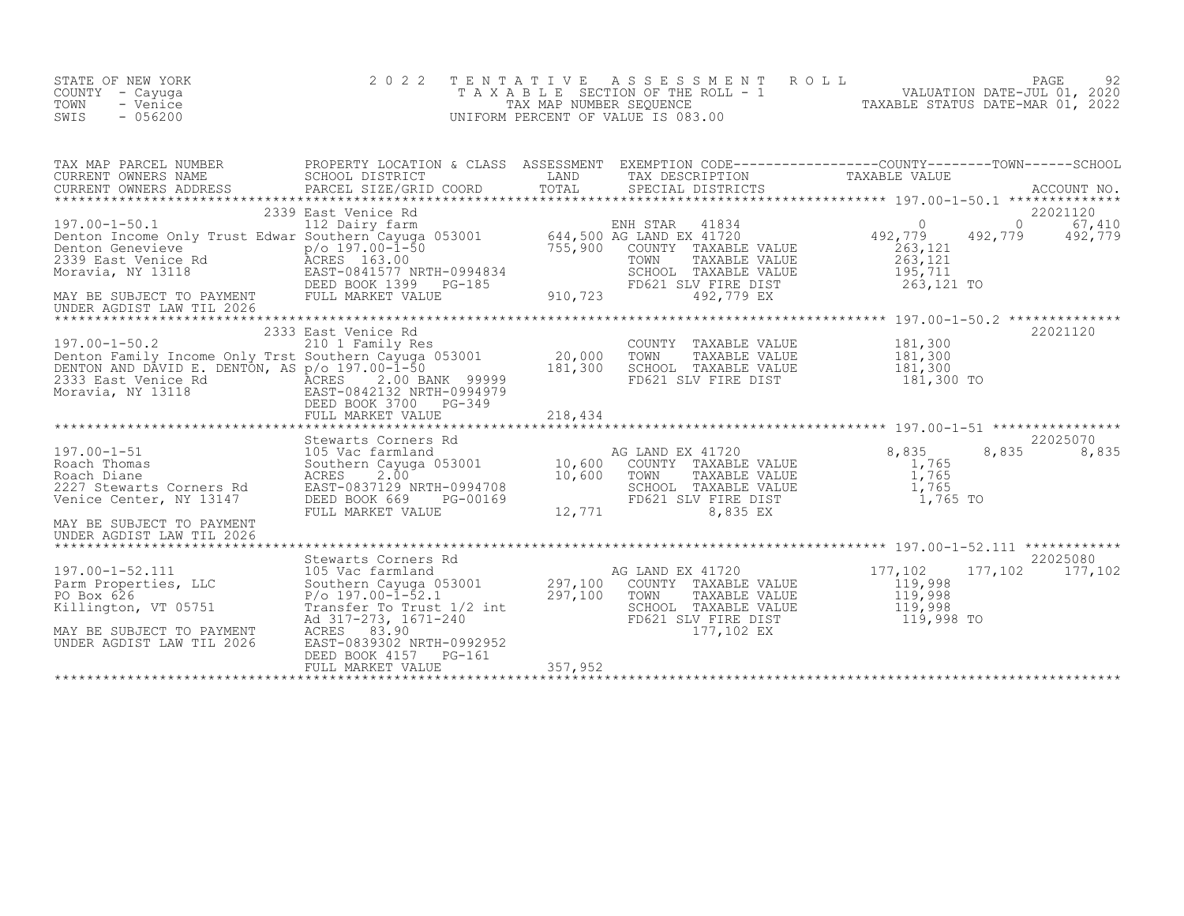STATE OF NEW YORK
COUNTY - Cayuga
TOWN - Venice
SWIS - 056200

2 0 2 2 T E N T A T I V E A S S E S S M E N T R O L L
T A X A B L E SECTION OF THE ROLL - 1
TAX MAP NUMBER SEQUENCE
UNIFORM PERCENT OF VALUE IS 083.00

VALUATION DATE-JUL 01, 2020
TAXABLE STATUS DATE-MAR 01, 2022

| TAX MAP PARCEL NUMBER / CURRENT OWNERS NAME / CURRENT OWNERS ADDRESS | PROPERTY LOCATION & CLASS / SCHOOL DISTRICT / PARCEL SIZE/GRID COORD | ASSESSMENT LAND / TOTAL | EXEMPTION CODE / TAX DESCRIPTION / SPECIAL DISTRICTS | COUNTY TAXABLE VALUE | TOWN | SCHOOL | ACCOUNT NO. |
|---|---|---|---|---|---|---|---|
| **197.00-1-50.1** | 2339 East Venice Rd | | | | | | 22021120 |
| Denton Income Only Trust Edwar | 112 Dairy farm | | ENH STAR 41834 | 0 | 0 | 67,410 | |
| Denton Genevieve | Southern Cayuga 053001 | 644,500 | AG LAND EX 41720 | 492,779 | 492,779 | 492,779 | |
| 2339 East Venice Rd | p/o 197.00-1-50 | 755,900 | COUNTY TAXABLE VALUE | 263,121 | | | |
| Moravia, NY 13118 | ACRES 163.00 | | TOWN TAXABLE VALUE | 263,121 | | | |
| | EAST-0841577 NRTH-0994834 | | SCHOOL TAXABLE VALUE | 195,711 | | | |
| | DEED BOOK 1399 PG-185 | | FD621 SLV FIRE DIST | 263,121 TO | | | |
| MAY BE SUBJECT TO PAYMENT UNDER AGDIST LAW TIL 2026 | FULL MARKET VALUE | 910,723 | 492,779 EX | | | | |
| **197.00-1-50.2** | 2333 East Venice Rd | | | | | | 22021120 |
| Denton Family Income Only Trst | 210 1 Family Res | | COUNTY TAXABLE VALUE | 181,300 | | | |
| DENTON AND DAVID E. DENTON, AS | Southern Cayuga 053001 | 20,000 | TOWN TAXABLE VALUE | 181,300 | | | |
| 2333 East Venice Rd | p/o 197.00-1-50 | 181,300 | SCHOOL TAXABLE VALUE | 181,300 | | | |
| Moravia, NY 13118 | ACRES 2.00 BANK 99999 | | FD621 SLV FIRE DIST | 181,300 TO | | | |
| | EAST-0842132 NRTH-0994979 | | | | | | |
| | DEED BOOK 3700 PG-349 | | | | | | |
| | FULL MARKET VALUE | 218,434 | | | | | |
| **197.00-1-51** | Stewarts Corners Rd | | | | | | 22025070 |
| Roach Thomas | 105 Vac farmland | | AG LAND EX 41720 | 8,835 | 8,835 | 8,835 | |
| Roach Diane | Southern Cayuga 053001 | 10,600 | COUNTY TAXABLE VALUE | 1,765 | | | |
| 2227 Stewarts Corners Rd | ACRES 2.00 | 10,600 | TOWN TAXABLE VALUE | 1,765 | | | |
| Venice Center, NY 13147 | EAST-0837129 NRTH-0994708 | | SCHOOL TAXABLE VALUE | 1,765 | | | |
| | DEED BOOK 669 PG-00169 | | FD621 SLV FIRE DIST | 1,765 TO | | | |
| MAY BE SUBJECT TO PAYMENT UNDER AGDIST LAW TIL 2026 | FULL MARKET VALUE | 12,771 | 8,835 EX | | | | |
| **197.00-1-52.111** | Stewarts Corners Rd | | | | | | 22025080 |
| Parm Properties, LLC | 105 Vac farmland | | AG LAND EX 41720 | 177,102 | 177,102 | 177,102 | |
| PO Box 626 | Southern Cayuga 053001 | 297,100 | COUNTY TAXABLE VALUE | 119,998 | | | |
| Killington, VT 05751 | P/o 197.00-1-52.1 | 297,100 | TOWN TAXABLE VALUE | 119,998 | | | |
| | Transfer To Trust 1/2 int | | SCHOOL TAXABLE VALUE | 119,998 | | | |
| | Ad 317-273, 1671-240 | | FD621 SLV FIRE DIST | 119,998 TO | | | |
| MAY BE SUBJECT TO PAYMENT | ACRES 83.90 | | 177,102 EX | | | | |
| UNDER AGDIST LAW TIL 2026 | EAST-0839302 NRTH-0992952 | | | | | | |
| | DEED BOOK 4157 PG-161 | | | | | | |
| | FULL MARKET VALUE | 357,952 | | | | | |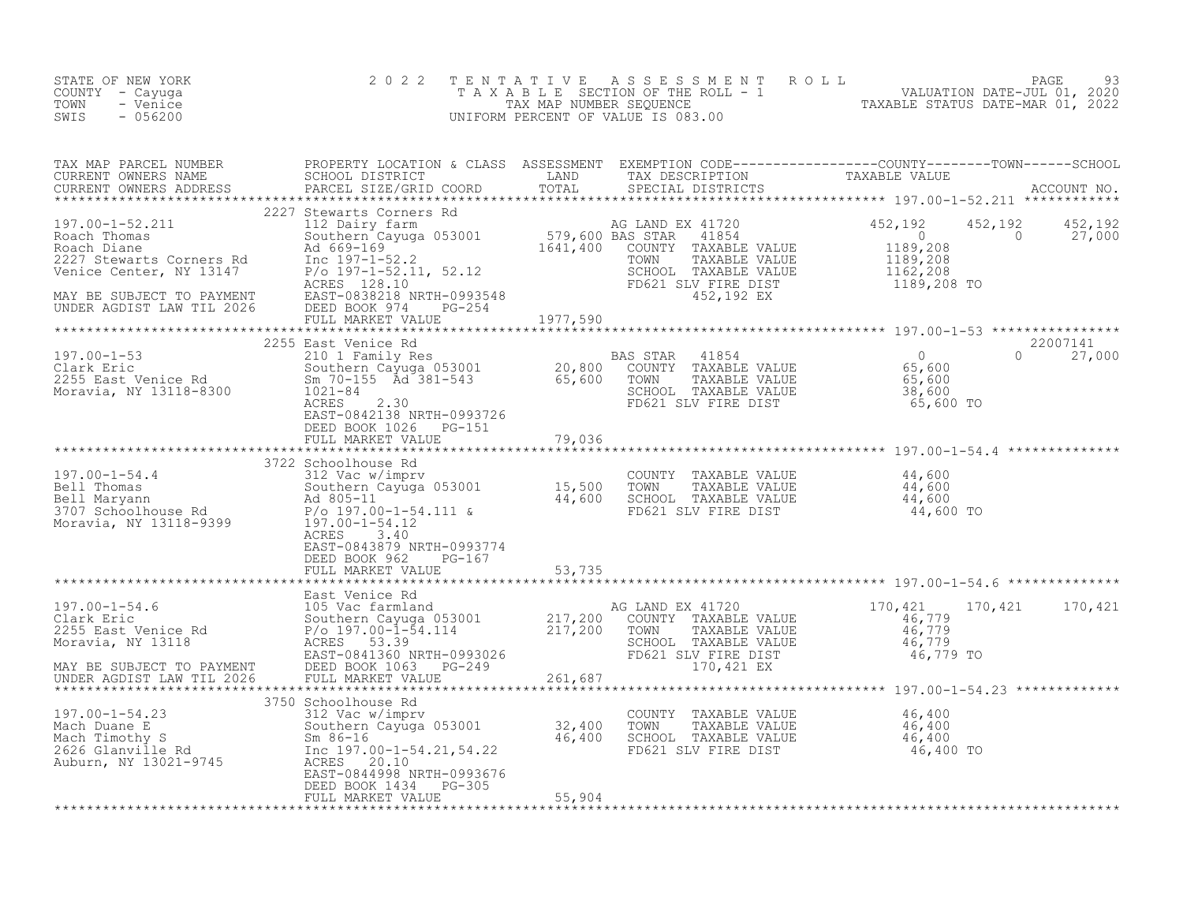STATE OF NEW YORK
COUNTY - Cayuga
TOWN - Venice
SWIS - 056200

2022 TENTATIVE ASSESSMENT ROLL
TAXABLE SECTION OF THE ROLL - 1
TAX MAP NUMBER SEQUENCE
UNIFORM PERCENT OF VALUE IS 083.00

VALUATION DATE-JUL 01, 2020
TAXABLE STATUS DATE-MAR 01, 2022

| TAX MAP PARCEL NUMBER / CURRENT OWNERS NAME / CURRENT OWNERS ADDRESS | PROPERTY LOCATION & CLASS / SCHOOL DISTRICT / PARCEL SIZE/GRID COORD | ASSESSMENT LAND / TOTAL | EXEMPTION CODE / TAX DESCRIPTION / SPECIAL DISTRICTS | COUNTY TAXABLE VALUE | TOWN | SCHOOL / ACCOUNT NO. |
|---|---|---|---|---|---|---|
| **197.00-1-52.211** | 2227 Stewarts Corners Rd | | | | | |
| 197.00-1-52.211 | 112 Dairy farm | | AG LAND EX 41720 | 452,192 | 452,192 | 452,192 |
| Roach Thomas | Southern Cayuga 053001 | 579,600 | BAS STAR 41854 | 0 | 0 | 27,000 |
| Roach Diane | Ad 669-169 | 1641,400 | COUNTY TAXABLE VALUE | 1189,208 | | |
| 2227 Stewarts Corners Rd | Inc 197-1-52.2 | | TOWN TAXABLE VALUE | 1189,208 | | |
| Venice Center, NY 13147 | P/o 197-1-52.11, 52.12 | | SCHOOL TAXABLE VALUE | 1162,208 | | |
| | ACRES 128.10 | | FD621 SLV FIRE DIST | 1189,208 TO | | |
| MAY BE SUBJECT TO PAYMENT | EAST-0838218 NRTH-0993548 | | 452,192 EX | | | |
| UNDER AGDIST LAW TIL 2026 | DEED BOOK 974 PG-254 | | | | | |
| | FULL MARKET VALUE | 1977,590 | | | | |
| **197.00-1-53** | 2255 East Venice Rd | | | | | 22007141 |
| 197.00-1-53 | 210 1 Family Res | | BAS STAR 41854 | 0 | 0 | 27,000 |
| Clark Eric | Southern Cayuga 053001 | 20,800 | COUNTY TAXABLE VALUE | 65,600 | | |
| 2255 East Venice Rd | Sm 70-155 Ad 381-543 | 65,600 | TOWN TAXABLE VALUE | 65,600 | | |
| Moravia, NY 13118-8300 | 1021-84 | | SCHOOL TAXABLE VALUE | 38,600 | | |
| | ACRES 2.30 | | FD621 SLV FIRE DIST | 65,600 TO | | |
| | EAST-0842138 NRTH-0993726 | | | | | |
| | DEED BOOK 1026 PG-151 | | | | | |
| | FULL MARKET VALUE | 79,036 | | | | |
| **197.00-1-54.4** | 3722 Schoolhouse Rd | | | | | |
| 197.00-1-54.4 | 312 Vac w/imprv | | COUNTY TAXABLE VALUE | 44,600 | | |
| Bell Thomas | Southern Cayuga 053001 | 15,500 | TOWN TAXABLE VALUE | 44,600 | | |
| Bell Maryann | Ad 805-11 | 44,600 | SCHOOL TAXABLE VALUE | 44,600 | | |
| 3707 Schoolhouse Rd | P/o 197.00-1-54.111 & | | FD621 SLV FIRE DIST | 44,600 TO | | |
| Moravia, NY 13118-9399 | 197.00-1-54.12 | | | | | |
| | ACRES 3.40 | | | | | |
| | EAST-0843879 NRTH-0993774 | | | | | |
| | DEED BOOK 962 PG-167 | | | | | |
| | FULL MARKET VALUE | 53,735 | | | | |
| **197.00-1-54.6** | East Venice Rd | | | | | |
| 197.00-1-54.6 | 105 Vac farmland | | AG LAND EX 41720 | 170,421 | 170,421 | 170,421 |
| Clark Eric | Southern Cayuga 053001 | 217,200 | COUNTY TAXABLE VALUE | 46,779 | | |
| 2255 East Venice Rd | P/o 197.00-1-54.114 | 217,200 | TOWN TAXABLE VALUE | 46,779 | | |
| Moravia, NY 13118 | ACRES 53.39 | | SCHOOL TAXABLE VALUE | 46,779 | | |
| | EAST-0841360 NRTH-0993026 | | FD621 SLV FIRE DIST | 46,779 TO | | |
| MAY BE SUBJECT TO PAYMENT | DEED BOOK 1063 PG-249 | | 170,421 EX | | | |
| UNDER AGDIST LAW TIL 2026 | FULL MARKET VALUE | 261,687 | | | | |
| **197.00-1-54.23** | 3750 Schoolhouse Rd | | | | | |
| 197.00-1-54.23 | 312 Vac w/imprv | | COUNTY TAXABLE VALUE | 46,400 | | |
| Mach Duane E | Southern Cayuga 053001 | 32,400 | TOWN TAXABLE VALUE | 46,400 | | |
| Mach Timothy S | Sm 86-16 | 46,400 | SCHOOL TAXABLE VALUE | 46,400 | | |
| 2626 Glanville Rd | Inc 197.00-1-54.21,54.22 | | FD621 SLV FIRE DIST | 46,400 TO | | |
| Auburn, NY 13021-9745 | ACRES 20.10 | | | | | |
| | EAST-0844998 NRTH-0993676 | | | | | |
| | DEED BOOK 1434 PG-305 | | | | | |
| | FULL MARKET VALUE | 55,904 | | | | |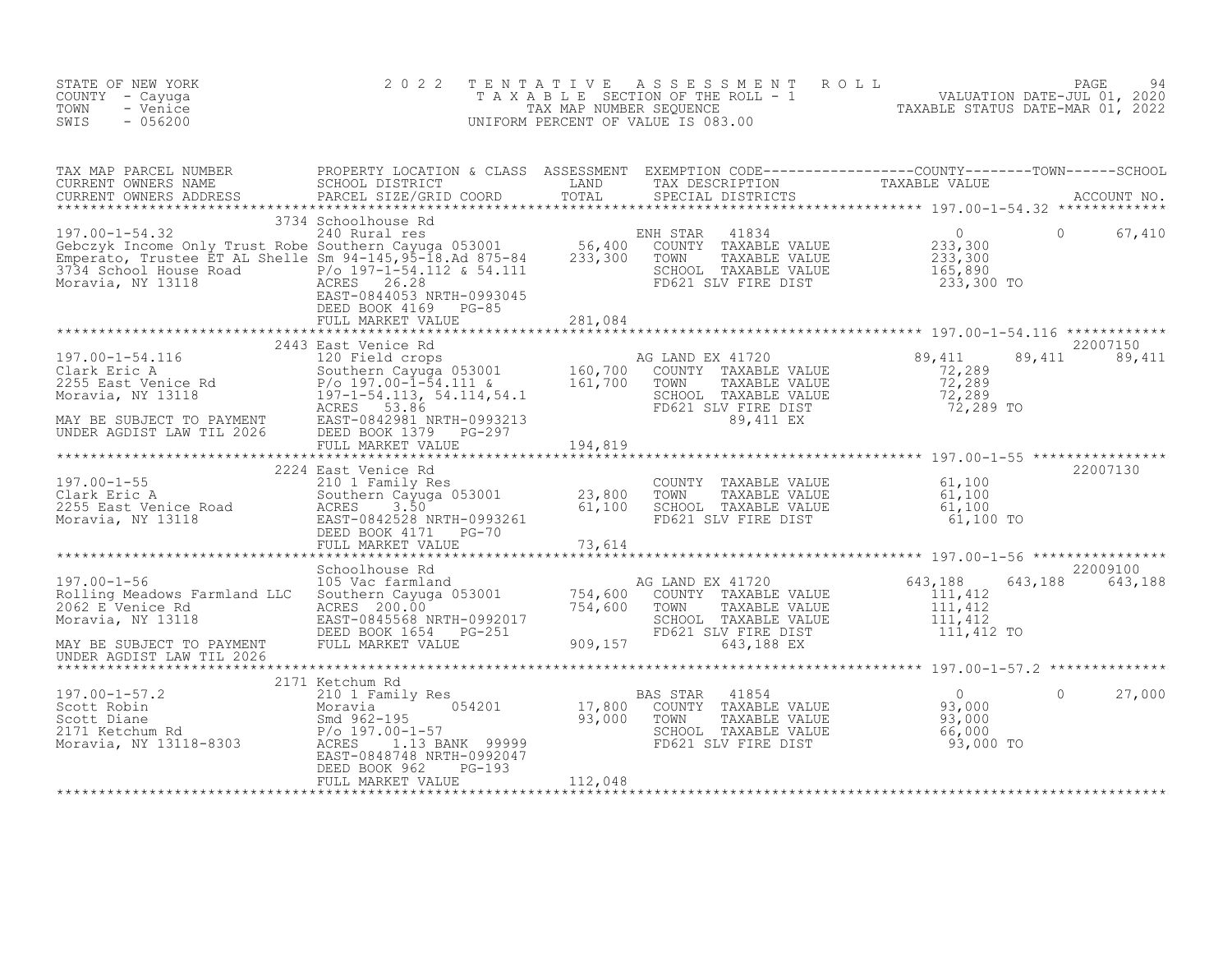STATE OF NEW YORK
COUNTY - Cayuga
TOWN - Venice
SWIS - 056200

2 0 2 2 T E N T A T I V E A S S E S S M E N T R O L L
T A X A B L E SECTION OF THE ROLL - 1
TAX MAP NUMBER SEQUENCE
UNIFORM PERCENT OF VALUE IS 083.00

VALUATION DATE-JUL 01, 2020
TAXABLE STATUS DATE-MAR 01, 2022

```
TAX MAP PARCEL NUMBER          PROPERTY LOCATION & CLASS  ASSESSMENT  EXEMPTION CODE------------------COUNTY--------TOWN------SCHOOL
CURRENT OWNERS NAME            SCHOOL DISTRICT               LAND      TAX DESCRIPTION            TAXABLE VALUE
CURRENT OWNERS ADDRESS         PARCEL SIZE/GRID COORD        TOTAL     SPECIAL DISTRICTS                                      ACCOUNT NO.
******************************************************************************************************* 197.00-1-54.32 *************
                          3734 Schoolhouse Rd
197.00-1-54.32                 240 Rural res                          ENH STAR   41834                  0             0      67,410
Gebczyk Income Only Trust Robe Southern Cayuga 053001       56,400    COUNTY  TAXABLE VALUE          233,300
Emperato, Trustee ET AL Shelle Sm 94-145,95-18.Ad 875-84   233,300    TOWN    TAXABLE VALUE          233,300
3734 School House Road         P/o 197-1-54.112 & 54.111              SCHOOL  TAXABLE VALUE          165,890
Moravia, NY 13118              ACRES  26.28                           FD621 SLV FIRE DIST             233,300 TO
                               EAST-0844053 NRTH-0993045
                               DEED BOOK 4169   PG-85
                               FULL MARKET VALUE            281,084
******************************************************************************************************* 197.00-1-54.116 ************
                          2443 East Venice Rd                                                                          22007150
197.00-1-54.116                120 Field crops                        AG LAND EX 41720             89,411      89,411      89,411
Clark Eric A                   Southern Cayuga 053001      160,700    COUNTY  TAXABLE VALUE           72,289
2255 East Venice Rd            P/o 197.00-1-54.111 &       161,700    TOWN    TAXABLE VALUE           72,289
Moravia, NY 13118              197-1-54.113, 54.114,54.1              SCHOOL  TAXABLE VALUE           72,289
                               ACRES  53.86                           FD621 SLV FIRE DIST              72,289 TO
MAY BE SUBJECT TO PAYMENT      EAST-0842981 NRTH-0993213                       89,411 EX
UNDER AGDIST LAW TIL 2026      DEED BOOK 1379   PG-297
                               FULL MARKET VALUE            194,819
******************************************************************************************************* 197.00-1-55 ****************
                          2224 East Venice Rd                                                                          22007130
197.00-1-55                    210 1 Family Res                       COUNTY  TAXABLE VALUE           61,100
Clark Eric A                   Southern Cayuga 053001       23,800    TOWN    TAXABLE VALUE           61,100
2255 East Venice Road          ACRES   3.50                 61,100    SCHOOL  TAXABLE VALUE           61,100
Moravia, NY 13118              EAST-0842528 NRTH-0993261              FD621 SLV FIRE DIST              61,100 TO
                               DEED BOOK 4171   PG-70
                               FULL MARKET VALUE             73,614
******************************************************************************************************* 197.00-1-56 ****************
                               Schoolhouse Rd                                                                          22009100
197.00-1-56                    105 Vac farmland                       AG LAND EX 41720            643,188     643,188     643,188
Rolling Meadows Farmland LLC   Southern Cayuga 053001      754,600    COUNTY  TAXABLE VALUE          111,412
2062 E Venice Rd               ACRES 200.00                754,600    TOWN    TAXABLE VALUE          111,412
Moravia, NY 13118              EAST-0845568 NRTH-0992017              SCHOOL  TAXABLE VALUE          111,412
                               DEED BOOK 1654   PG-251                FD621 SLV FIRE DIST             111,412 TO
MAY BE SUBJECT TO PAYMENT      FULL MARKET VALUE            909,157           643,188 EX
UNDER AGDIST LAW TIL 2026
******************************************************************************************************* 197.00-1-57.2 **************
                          2171 Ketchum Rd
197.00-1-57.2                  210 1 Family Res                       BAS STAR   41854                  0             0      27,000
Scott Robin                    Moravia         054201       17,800    COUNTY  TAXABLE VALUE           93,000
Scott Diane                    Smd 962-195                  93,000    TOWN    TAXABLE VALUE           93,000
2171 Ketchum Rd                P/o 197.00-1-57                        SCHOOL  TAXABLE VALUE           66,000
Moravia, NY 13118-8303         ACRES   1.13 BANK 99999                FD621 SLV FIRE DIST              93,000 TO
                               EAST-0848748 NRTH-0992047
                               DEED BOOK 962    PG-193
                               FULL MARKET VALUE            112,048
************************************************************************************************************************************
```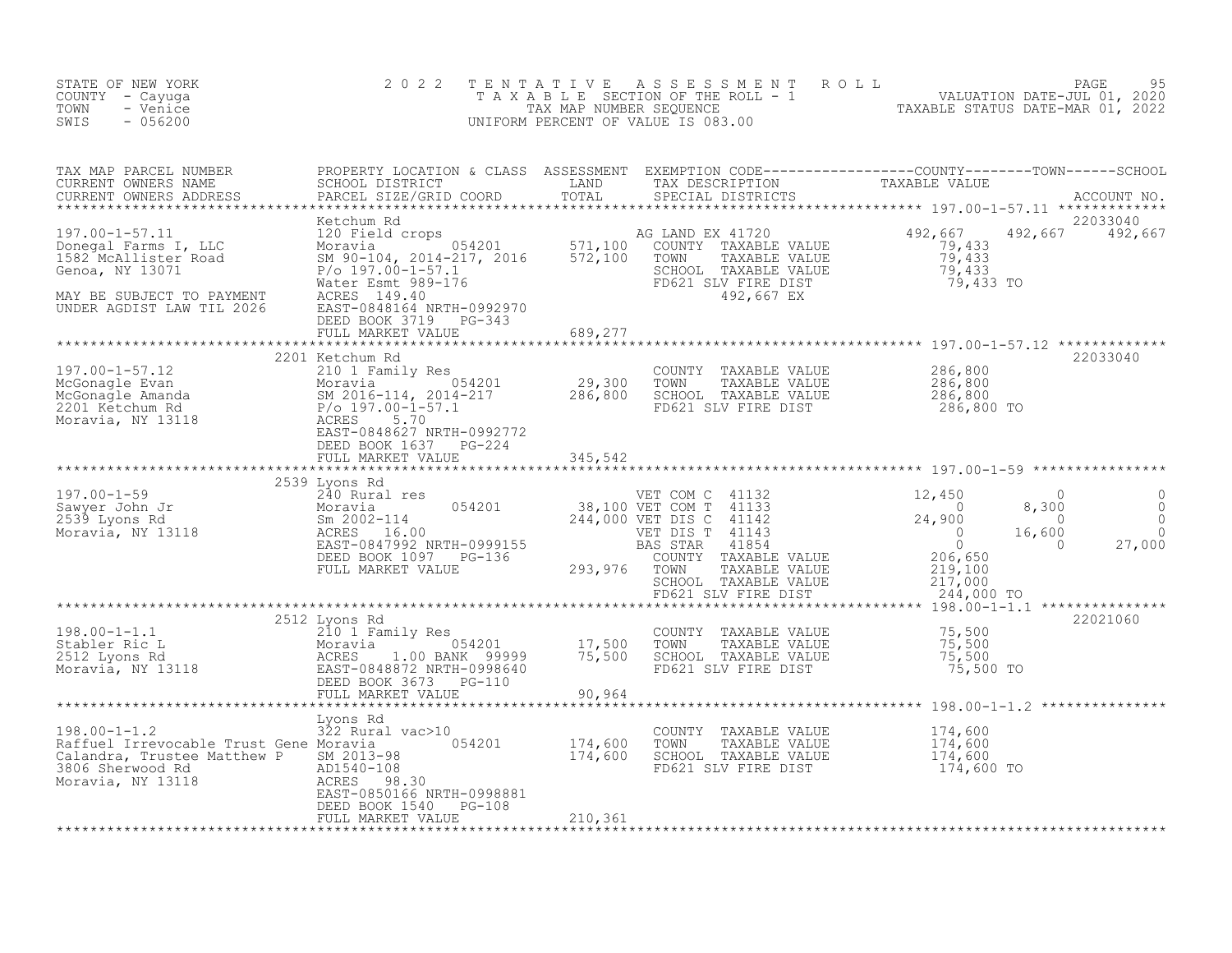STATE OF NEW YORK
COUNTY - Cayuga
TOWN - Venice
SWIS - 056200

2022 TENTATIVE ASSESSMENT ROLL
TAXABLE SECTION OF THE ROLL - 1
TAX MAP NUMBER SEQUENCE
UNIFORM PERCENT OF VALUE IS 083.00

VALUATION DATE-JUL 01, 2020
TAXABLE STATUS DATE-MAR 01, 2022

| TAX MAP PARCEL NUMBER / CURRENT OWNERS NAME / CURRENT OWNERS ADDRESS | PROPERTY LOCATION & CLASS / SCHOOL DISTRICT / PARCEL SIZE/GRID COORD | ASSESSMENT LAND / TOTAL | EXEMPTION CODE / TAX DESCRIPTION / SPECIAL DISTRICTS | COUNTY TAXABLE VALUE | TOWN | SCHOOL | ACCOUNT NO. |
|---|---|---|---|---|---|---|---|
| 197.00-1-57.11 | Ketchum Rd | | | | | | 22033040 |
| Donegal Farms I, LLC | 120 Field crops | | AG LAND EX 41720 | 492,667 | 492,667 | 492,667 | |
| 1582 McAllister Road | Moravia 054201 | 571,100 | COUNTY TAXABLE VALUE | 79,433 | | | |
| Genoa, NY 13071 | SM 90-104, 2014-217, 2016 | 572,100 | TOWN TAXABLE VALUE | 79,433 | | | |
| | P/o 197.00-1-57.1 | | SCHOOL TAXABLE VALUE | 79,433 | | | |
| MAY BE SUBJECT TO PAYMENT | Water Esmt 989-176 | | FD621 SLV FIRE DIST | 79,433 TO | | | |
| UNDER AGDIST LAW TIL 2026 | ACRES 149.40 | | 492,667 EX | | | | |
| | EAST-0848164 NRTH-0992970 | | | | | | |
| | DEED BOOK 3719 PG-343 | | | | | | |
| | FULL MARKET VALUE | 689,277 | | | | | |
| 197.00-1-57.12 | 2201 Ketchum Rd | | | | | | 22033040 |
| McGonagle Evan | 210 1 Family Res | | COUNTY TAXABLE VALUE | 286,800 | | | |
| McGonagle Amanda | Moravia 054201 | 29,300 | TOWN TAXABLE VALUE | 286,800 | | | |
| 2201 Ketchum Rd | SM 2016-114, 2014-217 | 286,800 | SCHOOL TAXABLE VALUE | 286,800 | | | |
| Moravia, NY 13118 | P/o 197.00-1-57.1 | | FD621 SLV FIRE DIST | 286,800 TO | | | |
| | ACRES 5.70 | | | | | | |
| | EAST-0848627 NRTH-0992772 | | | | | | |
| | DEED BOOK 1637 PG-224 | | | | | | |
| | FULL MARKET VALUE | 345,542 | | | | | |
| 197.00-1-59 | 2539 Lyons Rd | | | | | | |
| Sawyer John Jr | 240 Rural res | | VET COM C 41132 | 12,450 | 0 | 0 | |
| 2539 Lyons Rd | Moravia 054201 | 38,100 | VET COM T 41133 | 0 | 8,300 | 0 | |
| Moravia, NY 13118 | Sm 2002-114 | 244,000 | VET DIS C 41142 | 24,900 | 0 | 0 | |
| | ACRES 16.00 | | VET DIS T 41143 | 0 | 16,600 | 0 | |
| | EAST-0847992 NRTH-0999155 | | BAS STAR 41854 | 0 | 0 | 27,000 | |
| | DEED BOOK 1097 PG-136 | | COUNTY TAXABLE VALUE | 206,650 | | | |
| | FULL MARKET VALUE | 293,976 | TOWN TAXABLE VALUE | 219,100 | | | |
| | | | SCHOOL TAXABLE VALUE | 217,000 | | | |
| | | | FD621 SLV FIRE DIST | 244,000 TO | | | |
| 198.00-1-1.1 | 2512 Lyons Rd | | | | | | 22021060 |
| Stabler Ric L | 210 1 Family Res | | COUNTY TAXABLE VALUE | 75,500 | | | |
| 2512 Lyons Rd | Moravia 054201 | 17,500 | TOWN TAXABLE VALUE | 75,500 | | | |
| Moravia, NY 13118 | ACRES 1.00 BANK 99999 | 75,500 | SCHOOL TAXABLE VALUE | 75,500 | | | |
| | EAST-0848872 NRTH-0998640 | | FD621 SLV FIRE DIST | 75,500 TO | | | |
| | DEED BOOK 3673 PG-110 | | | | | | |
| | FULL MARKET VALUE | 90,964 | | | | | |
| 198.00-1-1.2 | Lyons Rd | | | | | | |
| Raffuel Irrevocable Trust Gene | 322 Rural vac>10 | | COUNTY TAXABLE VALUE | 174,600 | | | |
| Calandra, Trustee Matthew P | Moravia 054201 | 174,600 | TOWN TAXABLE VALUE | 174,600 | | | |
| 3806 Sherwood Rd | SM 2013-98 | 174,600 | SCHOOL TAXABLE VALUE | 174,600 | | | |
| Moravia, NY 13118 | AD1540-108 | | FD621 SLV FIRE DIST | 174,600 TO | | | |
| | ACRES 98.30 | | | | | | |
| | EAST-0850166 NRTH-0998881 | | | | | | |
| | DEED BOOK 1540 PG-108 | | | | | | |
| | FULL MARKET VALUE | 210,361 | | | | | |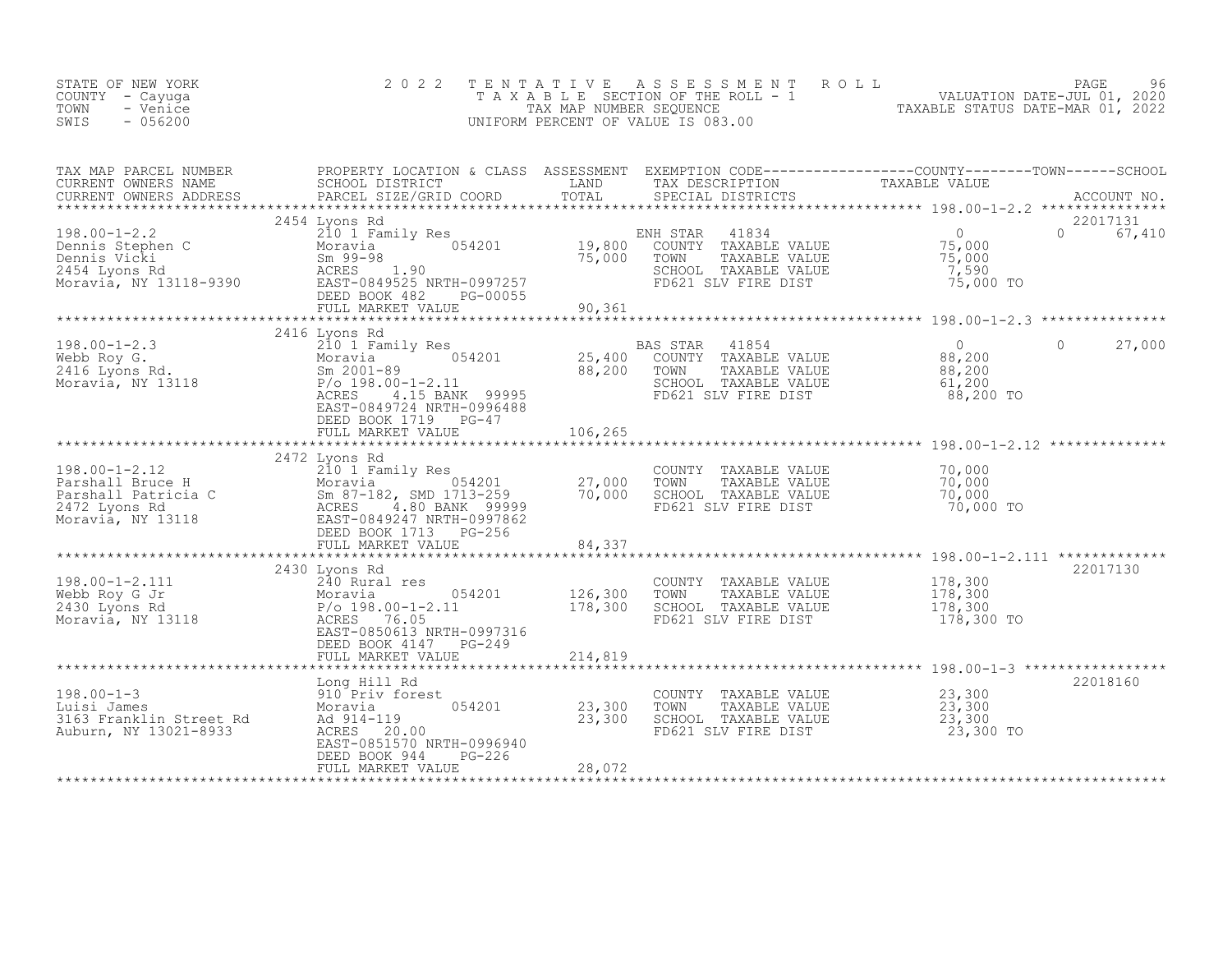STATE OF NEW YORK
COUNTY - Cayuga
TOWN - Venice
SWIS - 056200

2022 TENTATIVE ASSESSMENT ROLL
TAXABLE SECTION OF THE ROLL - 1
TAX MAP NUMBER SEQUENCE
UNIFORM PERCENT OF VALUE IS 083.00

VALUATION DATE-JUL 01, 2020
TAXABLE STATUS DATE-MAR 01, 2022

| TAX MAP PARCEL NUMBER / CURRENT OWNERS NAME / CURRENT OWNERS ADDRESS | PROPERTY LOCATION & CLASS / SCHOOL DISTRICT / PARCEL SIZE/GRID COORD | ASSESSMENT LAND | TOTAL | EXEMPTION CODE / TAX DESCRIPTION / SPECIAL DISTRICTS | COUNTY TAXABLE VALUE | TOWN | SCHOOL | ACCOUNT NO. |
|---|---|---|---|---|---|---|---|---|
| 198.00-1-2.2 | 2454 Lyons Rd | | | | | | | 22017131 |
| Dennis Stephen C | 210 1 Family Res | | | ENH STAR 41834 | 0 | 0 | 67,410 | |
| Dennis Vicki | Moravia 054201 | 19,800 | | COUNTY TAXABLE VALUE | 75,000 | | | |
| 2454 Lyons Rd | Sm 99-98 | | 75,000 | TOWN TAXABLE VALUE | 75,000 | | | |
| Moravia, NY 13118-9390 | ACRES 1.90 | | | SCHOOL TAXABLE VALUE | 7,590 | | | |
| | EAST-0849525 NRTH-0997257 | | | FD621 SLV FIRE DIST | 75,000 TO | | | |
| | DEED BOOK 482 PG-00055 | | | | | | | |
| | FULL MARKET VALUE | | 90,361 | | | | | |
| 198.00-1-2.3 | 2416 Lyons Rd | | | | | | | |
| Webb Roy G. | 210 1 Family Res | | | BAS STAR 41854 | 0 | 0 | 27,000 | |
| 2416 Lyons Rd. | Moravia 054201 | 25,400 | | COUNTY TAXABLE VALUE | 88,200 | | | |
| Moravia, NY 13118 | Sm 2001-89 | | 88,200 | TOWN TAXABLE VALUE | 88,200 | | | |
| | P/o 198.00-1-2.11 | | | SCHOOL TAXABLE VALUE | 61,200 | | | |
| | ACRES 4.15 BANK 99995 | | | FD621 SLV FIRE DIST | 88,200 TO | | | |
| | EAST-0849724 NRTH-0996488 | | | | | | | |
| | DEED BOOK 1719 PG-47 | | | | | | | |
| | FULL MARKET VALUE | | 106,265 | | | | | |
| 198.00-1-2.12 | 2472 Lyons Rd | | | | | | | |
| Parshall Bruce H | 210 1 Family Res | | | COUNTY TAXABLE VALUE | 70,000 | | | |
| Parshall Patricia C | Moravia 054201 | 27,000 | | TOWN TAXABLE VALUE | 70,000 | | | |
| 2472 Lyons Rd | Sm 87-182, SMD 1713-259 | | 70,000 | SCHOOL TAXABLE VALUE | 70,000 | | | |
| Moravia, NY 13118 | ACRES 4.80 BANK 99999 | | | FD621 SLV FIRE DIST | 70,000 TO | | | |
| | EAST-0849247 NRTH-0997862 | | | | | | | |
| | DEED BOOK 1713 PG-256 | | | | | | | |
| | FULL MARKET VALUE | | 84,337 | | | | | |
| 198.00-1-2.111 | 2430 Lyons Rd | | | | | | | 22017130 |
| Webb Roy G Jr | 240 Rural res | | | COUNTY TAXABLE VALUE | 178,300 | | | |
| 2430 Lyons Rd | Moravia 054201 | 126,300 | | TOWN TAXABLE VALUE | 178,300 | | | |
| Moravia, NY 13118 | P/o 198.00-1-2.11 | | 178,300 | SCHOOL TAXABLE VALUE | 178,300 | | | |
| | ACRES 76.05 | | | FD621 SLV FIRE DIST | 178,300 TO | | | |
| | EAST-0850613 NRTH-0997316 | | | | | | | |
| | DEED BOOK 4147 PG-249 | | | | | | | |
| | FULL MARKET VALUE | | 214,819 | | | | | |
| 198.00-1-3 | Long Hill Rd | | | | | | | 22018160 |
| Luisi James | 910 Priv forest | | | COUNTY TAXABLE VALUE | 23,300 | | | |
| 3163 Franklin Street Rd | Moravia 054201 | 23,300 | | TOWN TAXABLE VALUE | 23,300 | | | |
| Auburn, NY 13021-8933 | Ad 914-119 | | 23,300 | SCHOOL TAXABLE VALUE | 23,300 | | | |
| | ACRES 20.00 | | | FD621 SLV FIRE DIST | 23,300 TO | | | |
| | EAST-0851570 NRTH-0996940 | | | | | | | |
| | DEED BOOK 944 PG-226 | | | | | | | |
| | FULL MARKET VALUE | | 28,072 | | | | | |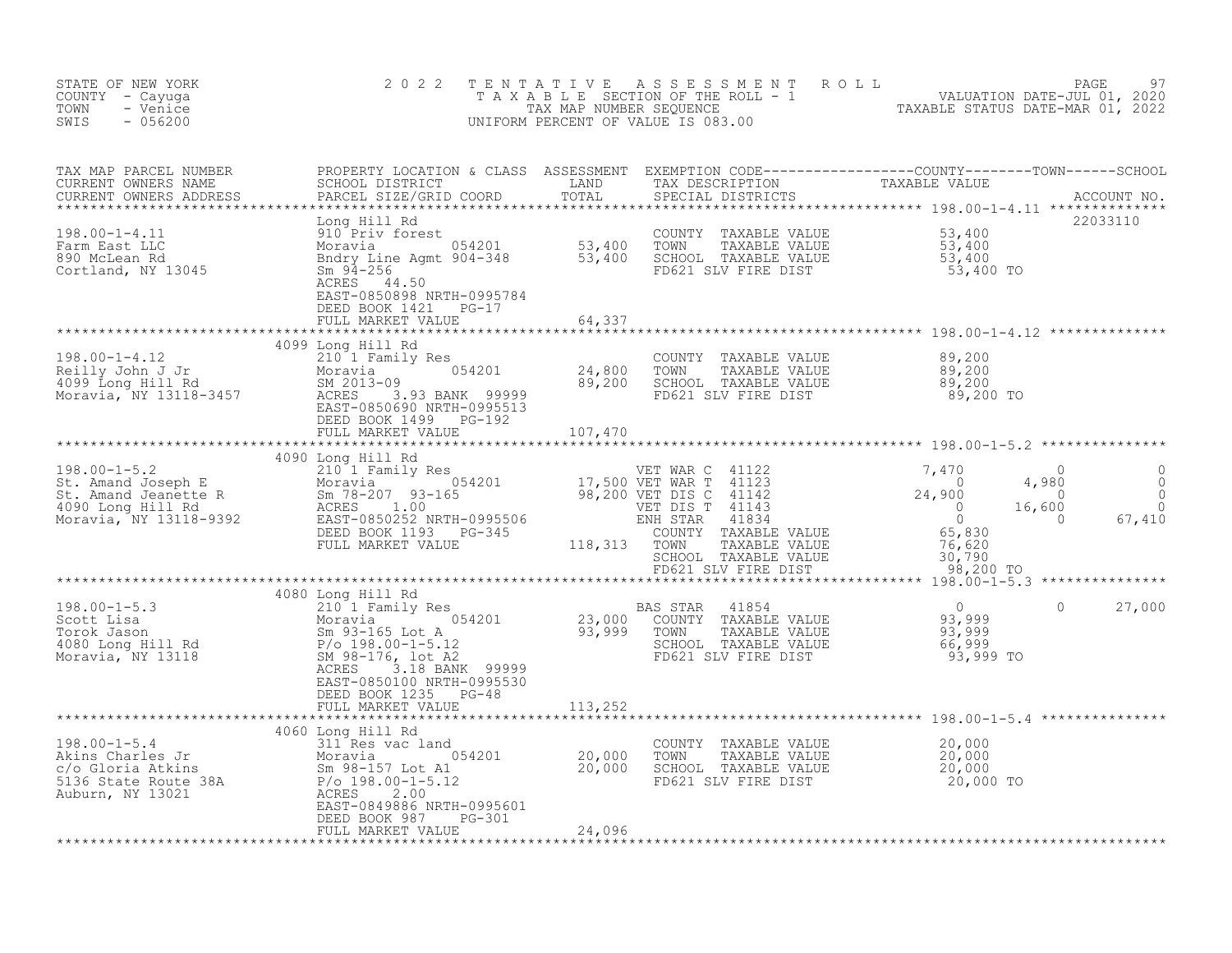STATE OF NEW YORK
COUNTY - Cayuga
TOWN - Venice
SWIS - 056200

2022 TENTATIVE ASSESSMENT ROLL
TAXABLE SECTION OF THE ROLL - 1
TAX MAP NUMBER SEQUENCE
UNIFORM PERCENT OF VALUE IS 083.00

VALUATION DATE-JUL 01, 2020
TAXABLE STATUS DATE-MAR 01, 2022

| TAX MAP PARCEL NUMBER / CURRENT OWNERS NAME / CURRENT OWNERS ADDRESS | PROPERTY LOCATION & CLASS / SCHOOL DISTRICT / PARCEL SIZE/GRID COORD | ASSESSMENT LAND | TOTAL | EXEMPTION CODE / TAX DESCRIPTION / SPECIAL DISTRICTS | COUNTY TAXABLE VALUE | TOWN | SCHOOL | ACCOUNT NO. |
|---|---|---|---|---|---|---|---|---|
| **198.00-1-4.11** | Long Hill Rd | | | | | | | 22033110 |
| 198.00-1-4.11 | 910 Priv forest | | | COUNTY TAXABLE VALUE | 53,400 | | | |
| Farm East LLC | Moravia 054201 | 53,400 | | TOWN TAXABLE VALUE | 53,400 | | | |
| 890 McLean Rd | Bndry Line Agmt 904-348 | | 53,400 | SCHOOL TAXABLE VALUE | 53,400 | | | |
| Cortland, NY 13045 | Sm 94-256 | | | FD621 SLV FIRE DIST | 53,400 TO | | | |
| | ACRES 44.50 | | | | | | | |
| | EAST-0850898 NRTH-0995784 | | | | | | | |
| | DEED BOOK 1421 PG-17 | | | | | | | |
| | FULL MARKET VALUE | | 64,337 | | | | | |
| **198.00-1-4.12** | 4099 Long Hill Rd | | | | | | | |
| 198.00-1-4.12 | 210 1 Family Res | | | COUNTY TAXABLE VALUE | 89,200 | | | |
| Reilly John J Jr | Moravia 054201 | 24,800 | | TOWN TAXABLE VALUE | 89,200 | | | |
| 4099 Long Hill Rd | SM 2013-09 | | 89,200 | SCHOOL TAXABLE VALUE | 89,200 | | | |
| Moravia, NY 13118-3457 | ACRES 3.93 BANK 99999 | | | FD621 SLV FIRE DIST | 89,200 TO | | | |
| | EAST-0850690 NRTH-0995513 | | | | | | | |
| | DEED BOOK 1499 PG-192 | | | | | | | |
| | FULL MARKET VALUE | | 107,470 | | | | | |
| **198.00-1-5.2** | 4090 Long Hill Rd | | | | | | | |
| 198.00-1-5.2 | 210 1 Family Res | | | VET WAR C 41122 | 7,470 | 0 | 0 | |
| St. Amand Joseph E | Moravia 054201 | 17,500 | | VET WAR T 41123 | 0 | 4,980 | 0 | |
| St. Amand Jeanette R | Sm 78-207 93-165 | | 98,200 | VET DIS C 41142 | 24,900 | 0 | 0 | |
| 4090 Long Hill Rd | ACRES 1.00 | | | VET DIS T 41143 | 0 | 16,600 | 0 | |
| Moravia, NY 13118-9392 | EAST-0850252 NRTH-0995506 | | | ENH STAR 41834 | 0 | 0 | 67,410 | |
| | DEED BOOK 1193 PG-345 | | | COUNTY TAXABLE VALUE | 65,830 | | | |
| | FULL MARKET VALUE | | 118,313 | TOWN TAXABLE VALUE | 76,620 | | | |
| | | | | SCHOOL TAXABLE VALUE | 30,790 | | | |
| | | | | FD621 SLV FIRE DIST | 98,200 TO | | | |
| **198.00-1-5.3** | 4080 Long Hill Rd | | | | | | | |
| 198.00-1-5.3 | 210 1 Family Res | | | BAS STAR 41854 | 0 | 0 | 27,000 | |
| Scott Lisa | Moravia 054201 | 23,000 | | COUNTY TAXABLE VALUE | 93,999 | | | |
| Torok Jason | Sm 93-165 Lot A | | 93,999 | TOWN TAXABLE VALUE | 93,999 | | | |
| 4080 Long Hill Rd | P/o 198.00-1-5.12 | | | SCHOOL TAXABLE VALUE | 66,999 | | | |
| Moravia, NY 13118 | SM 98-176, lot A2 | | | FD621 SLV FIRE DIST | 93,999 TO | | | |
| | ACRES 3.18 BANK 99999 | | | | | | | |
| | EAST-0850100 NRTH-0995530 | | | | | | | |
| | DEED BOOK 1235 PG-48 | | | | | | | |
| | FULL MARKET VALUE | | 113,252 | | | | | |
| **198.00-1-5.4** | 4060 Long Hill Rd | | | | | | | |
| 198.00-1-5.4 | 311 Res vac land | | | COUNTY TAXABLE VALUE | 20,000 | | | |
| Akins Charles Jr | Moravia 054201 | 20,000 | | TOWN TAXABLE VALUE | 20,000 | | | |
| c/o Gloria Atkins | Sm 98-157 Lot A1 | | 20,000 | SCHOOL TAXABLE VALUE | 20,000 | | | |
| 5136 State Route 38A | P/o 198.00-1-5.12 | | | FD621 SLV FIRE DIST | 20,000 TO | | | |
| Auburn, NY 13021 | ACRES 2.00 | | | | | | | |
| | EAST-0849886 NRTH-0995601 | | | | | | | |
| | DEED BOOK 987 PG-301 | | | | | | | |
| | FULL MARKET VALUE | | 24,096 | | | | | |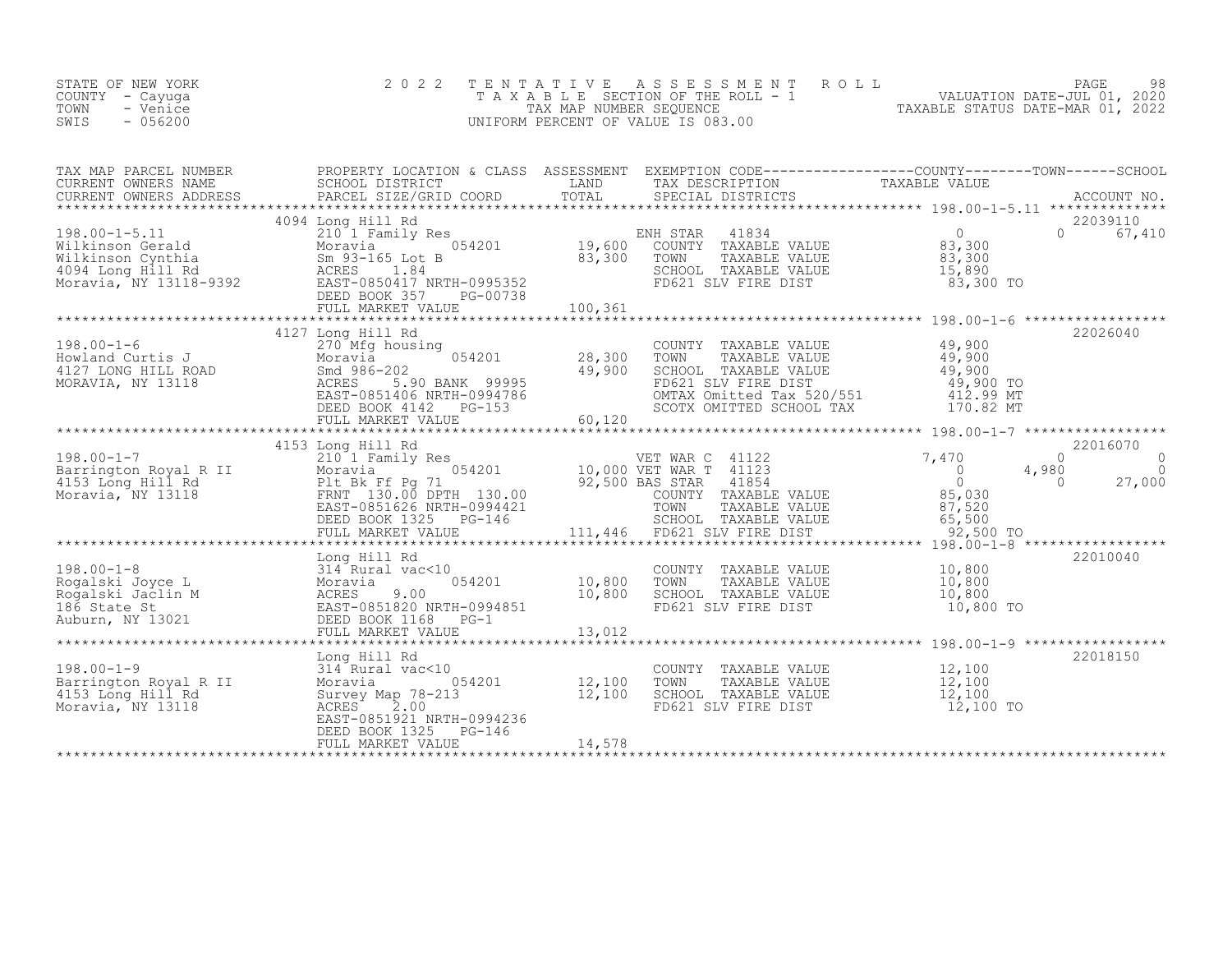STATE OF NEW YORK
COUNTY - Cayuga
TOWN - Venice
SWIS - 056200

# 2022 TENTATIVE ASSESSMENT ROLL
TAXABLE SECTION OF THE ROLL - 1
TAX MAP NUMBER SEQUENCE
UNIFORM PERCENT OF VALUE IS 083.00

VALUATION DATE-JUL 01, 2020
TAXABLE STATUS DATE-MAR 01, 2022

| TAX MAP PARCEL NUMBER / CURRENT OWNERS NAME / CURRENT OWNERS ADDRESS | PROPERTY LOCATION & CLASS / SCHOOL DISTRICT / PARCEL SIZE/GRID COORD | ASSESSMENT LAND | TOTAL | EXEMPTION CODE / TAX DESCRIPTION / SPECIAL DISTRICTS | COUNTY TAXABLE VALUE | TOWN | SCHOOL / ACCOUNT NO. |
|---|---|---|---|---|---|---|---|
| 198.00-1-5.11 | 4094 Long Hill Rd | | | | | | 22039110 |
| Wilkinson Gerald | 210 1 Family Res | | | ENH STAR 41834 | 0 | 0 | 67,410 |
| Wilkinson Cynthia | Moravia 054201 | 19,600 | | COUNTY TAXABLE VALUE | 83,300 | | |
| 4094 Long Hill Rd | Sm 93-165 Lot B | | 83,300 | TOWN TAXABLE VALUE | 83,300 | | |
| Moravia, NY 13118-9392 | ACRES 1.84 | | | SCHOOL TAXABLE VALUE | 15,890 | | |
| | EAST-0850417 NRTH-0995352 | | | FD621 SLV FIRE DIST | 83,300 TO | | |
| | DEED BOOK 357 PG-00738 | | | | | | |
| | FULL MARKET VALUE | | 100,361 | | | | |
| 198.00-1-6 | 4127 Long Hill Rd | | | | | | 22026040 |
| Howland Curtis J | 270 Mfg housing | | | COUNTY TAXABLE VALUE | 49,900 | | |
| 4127 LONG HILL ROAD | Moravia 054201 | 28,300 | | TOWN TAXABLE VALUE | 49,900 | | |
| MORAVIA, NY 13118 | Smd 986-202 | | 49,900 | SCHOOL TAXABLE VALUE | 49,900 | | |
| | ACRES 5.90 BANK 99995 | | | FD621 SLV FIRE DIST | 49,900 TO | | |
| | EAST-0851406 NRTH-0994786 | | | OMTAX Omitted Tax 520/551 | 412.99 MT | | |
| | DEED BOOK 4142 PG-153 | | | SCOTX OMITTED SCHOOL TAX | 170.82 MT | | |
| | FULL MARKET VALUE | | 60,120 | | | | |
| 198.00-1-7 | 4153 Long Hill Rd | | | | | | 22016070 |
| Barrington Royal R II | 210 1 Family Res | | | VET WAR C 41122 | 7,470 | 0 | 0 |
| 4153 Long Hill Rd | Moravia 054201 | 10,000 | | VET WAR T 41123 | 0 | 4,980 | 0 |
| Moravia, NY 13118 | Plt Bk Ff Pg 71 | | 92,500 | BAS STAR 41854 | 0 | 0 | 27,000 |
| | FRNT 130.00 DPTH 130.00 | | | COUNTY TAXABLE VALUE | 85,030 | | |
| | EAST-0851626 NRTH-0994421 | | | TOWN TAXABLE VALUE | 87,520 | | |
| | DEED BOOK 1325 PG-146 | | | SCHOOL TAXABLE VALUE | 65,500 | | |
| | FULL MARKET VALUE | | 111,446 | FD621 SLV FIRE DIST | 92,500 TO | | |
| 198.00-1-8 | Long Hill Rd | | | | | | 22010040 |
| Rogalski Joyce L | 314 Rural vac<10 | | | COUNTY TAXABLE VALUE | 10,800 | | |
| Rogalski Jaclin M | Moravia 054201 | 10,800 | | TOWN TAXABLE VALUE | 10,800 | | |
| 186 State St | ACRES 9.00 | | 10,800 | SCHOOL TAXABLE VALUE | 10,800 | | |
| Auburn, NY 13021 | EAST-0851820 NRTH-0994851 | | | FD621 SLV FIRE DIST | 10,800 TO | | |
| | DEED BOOK 1168 PG-1 | | | | | | |
| | FULL MARKET VALUE | | 13,012 | | | | |
| 198.00-1-9 | Long Hill Rd | | | | | | 22018150 |
| Barrington Royal R II | 314 Rural vac<10 | | | COUNTY TAXABLE VALUE | 12,100 | | |
| 4153 Long Hill Rd | Moravia 054201 | 12,100 | | TOWN TAXABLE VALUE | 12,100 | | |
| Moravia, NY 13118 | Survey Map 78-213 | | 12,100 | SCHOOL TAXABLE VALUE | 12,100 | | |
| | ACRES 2.00 | | | FD621 SLV FIRE DIST | 12,100 TO | | |
| | EAST-0851921 NRTH-0994236 | | | | | | |
| | DEED BOOK 1325 PG-146 | | | | | | |
| | FULL MARKET VALUE | | 14,578 | | | | |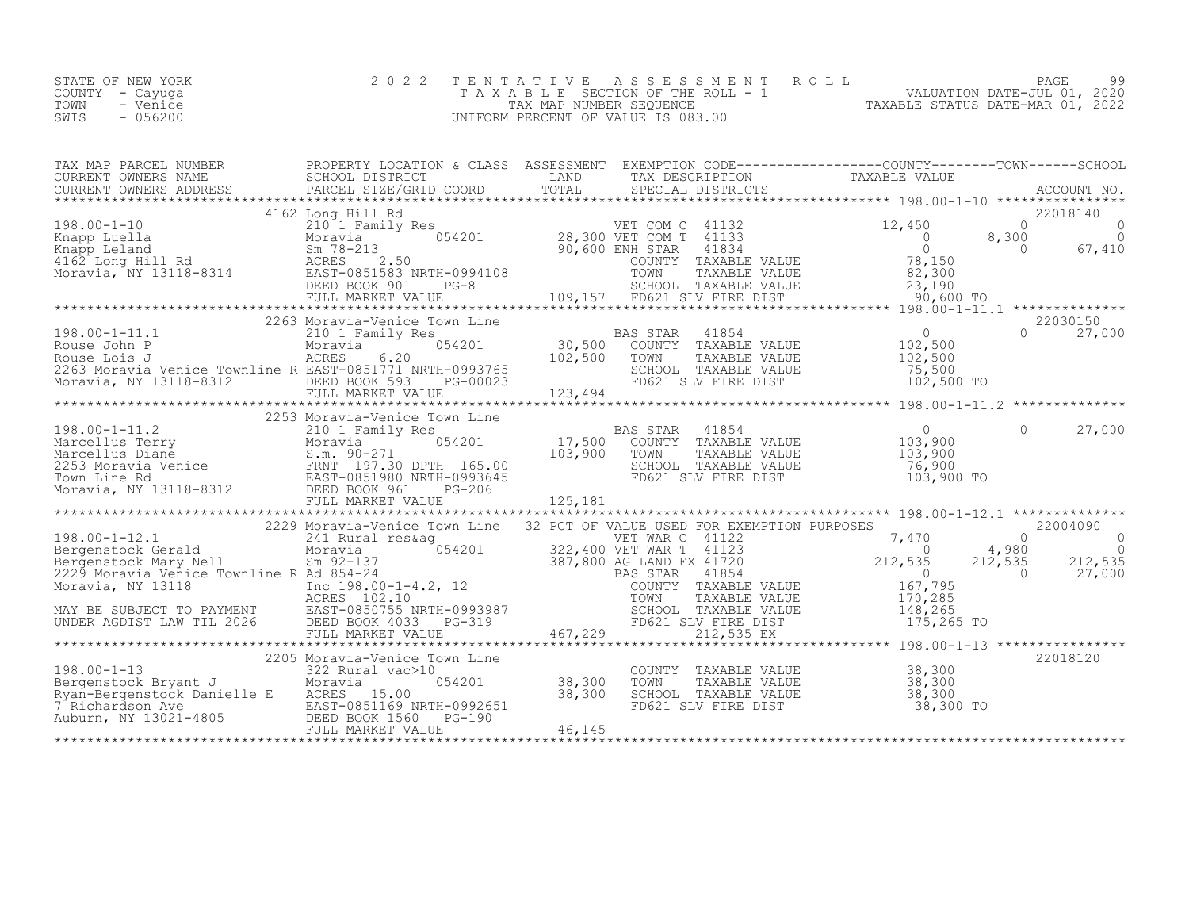STATE OF NEW YORK
COUNTY - Cayuga
TOWN - Venice
SWIS - 056200

2022 TENTATIVE ASSESSMENT ROLL
TAXABLE SECTION OF THE ROLL - 1
TAX MAP NUMBER SEQUENCE
UNIFORM PERCENT OF VALUE IS 083.00

VALUATION DATE-JUL 01, 2020
TAXABLE STATUS DATE-MAR 01, 2022

| TAX MAP PARCEL NUMBER / CURRENT OWNERS NAME / CURRENT OWNERS ADDRESS | PROPERTY LOCATION & CLASS / SCHOOL DISTRICT / PARCEL SIZE/GRID COORD | ASSESSMENT LAND / TOTAL | EXEMPTION CODE / TAX DESCRIPTION / SPECIAL DISTRICTS | COUNTY TAXABLE VALUE | TOWN | SCHOOL / ACCOUNT NO. |
|---|---|---|---|---|---|---|
| 198.00-1-10 | 4162 Long Hill Rd | | | | | 22018140 |
| Knapp Luella | 210 1 Family Res | | VET COM C 41132 | 12,450 | 0 | 0 |
| Knapp Leland | Moravia 054201 | 28,300 | VET COM T 41133 | 0 | 8,300 | 0 |
| 4162 Long Hill Rd | Sm 78-213 | 90,600 | ENH STAR 41834 | 0 | 0 | 67,410 |
| Moravia, NY 13118-8314 | ACRES 2.50 | | COUNTY TAXABLE VALUE | 78,150 | | |
| | EAST-0851583 NRTH-0994108 | | TOWN TAXABLE VALUE | 82,300 | | |
| | DEED BOOK 901 PG-8 | | SCHOOL TAXABLE VALUE | 23,190 | | |
| | FULL MARKET VALUE | 109,157 | FD621 SLV FIRE DIST | 90,600 TO | | |
| 198.00-1-11.1 | 2263 Moravia-Venice Town Line | | | | | 22030150 |
| Rouse John P | 210 1 Family Res | | BAS STAR 41854 | 0 | 0 | 27,000 |
| Rouse Lois J | Moravia 054201 | 30,500 | COUNTY TAXABLE VALUE | 102,500 | | |
| 2263 Moravia Venice Townline R | ACRES 6.20 | 102,500 | TOWN TAXABLE VALUE | 102,500 | | |
| Moravia, NY 13118-8312 | EAST-0851771 NRTH-0993765 | | SCHOOL TAXABLE VALUE | 75,500 | | |
| | DEED BOOK 593 PG-00023 | | FD621 SLV FIRE DIST | 102,500 TO | | |
| | FULL MARKET VALUE | 123,494 | | | | |
| 198.00-1-11.2 | 2253 Moravia-Venice Town Line | | | | | |
| Marcellus Terry | 210 1 Family Res | | BAS STAR 41854 | 0 | 0 | 27,000 |
| Marcellus Diane | Moravia 054201 | 17,500 | COUNTY TAXABLE VALUE | 103,900 | | |
| 2253 Moravia Venice | S.m. 90-271 | 103,900 | TOWN TAXABLE VALUE | 103,900 | | |
| Town Line Rd | FRNT 197.30 DPTH 165.00 | | SCHOOL TAXABLE VALUE | 76,900 | | |
| Moravia, NY 13118-8312 | EAST-0851980 NRTH-0993645 | | FD621 SLV FIRE DIST | 103,900 TO | | |
| | DEED BOOK 961 PG-206 | | | | | |
| | FULL MARKET VALUE | 125,181 | | | | |
| 198.00-1-12.1 | 2229 Moravia-Venice Town Line | | 32 PCT OF VALUE USED FOR EXEMPTION PURPOSES | | | 22004090 |
| Bergenstock Gerald | 241 Rural res&ag | | VET WAR C 41122 | 7,470 | 0 | 0 |
| Bergenstock Mary Nell | Moravia 054201 | 322,400 | VET WAR T 41123 | 0 | 4,980 | 0 |
| 2229 Moravia Venice Townline R | Sm 92-137 | 387,800 | AG LAND EX 41720 | 212,535 | 212,535 | 212,535 |
| Moravia, NY 13118 | Ad 854-24 | | BAS STAR 41854 | 0 | 0 | 27,000 |
| | Inc 198.00-1-4.2, 12 | | COUNTY TAXABLE VALUE | 167,795 | | |
| | ACRES 102.10 | | TOWN TAXABLE VALUE | 170,285 | | |
| MAY BE SUBJECT TO PAYMENT | EAST-0850755 NRTH-0993987 | | SCHOOL TAXABLE VALUE | 148,265 | | |
| UNDER AGDIST LAW TIL 2026 | DEED BOOK 4033 PG-319 | | FD621 SLV FIRE DIST | 175,265 TO | | |
| | FULL MARKET VALUE | 467,229 | 212,535 EX | | | |
| 198.00-1-13 | 2205 Moravia-Venice Town Line | | | | | 22018120 |
| Bergenstock Bryant J | 322 Rural vac>10 | | COUNTY TAXABLE VALUE | 38,300 | | |
| Ryan-Bergenstock Danielle E | Moravia 054201 | 38,300 | TOWN TAXABLE VALUE | 38,300 | | |
| 7 Richardson Ave | ACRES 15.00 | 38,300 | SCHOOL TAXABLE VALUE | 38,300 | | |
| Auburn, NY 13021-4805 | EAST-0851169 NRTH-0992651 | | FD621 SLV FIRE DIST | 38,300 TO | | |
| | DEED BOOK 1560 PG-190 | | | | | |
| | FULL MARKET VALUE | 46,145 | | | | |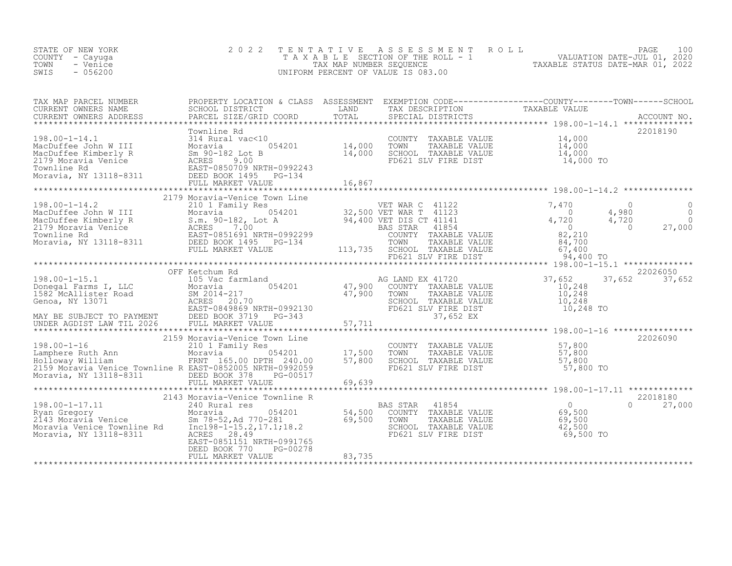STATE OF NEW YORK
COUNTY - Cayuga
TOWN - Venice
SWIS - 056200

2022 TENTATIVE ASSESSMENT ROLL
TAXABLE SECTION OF THE ROLL - 1
TAX MAP NUMBER SEQUENCE
UNIFORM PERCENT OF VALUE IS 083.00

VALUATION DATE-JUL 01, 2020
TAXABLE STATUS DATE-MAR 01, 2022

```
TAX MAP PARCEL NUMBER          PROPERTY LOCATION & CLASS  ASSESSMENT  EXEMPTION CODE------------------COUNTY--------TOWN------SCHOOL
CURRENT OWNERS NAME            SCHOOL DISTRICT               LAND      TAX DESCRIPTION             TAXABLE VALUE
CURRENT OWNERS ADDRESS         PARCEL SIZE/GRID COORD        TOTAL     SPECIAL DISTRICTS                                       ACCOUNT NO.
************************************************************************************************ 198.00-1-14.1 **************
                               Townline Rd                                                                                 22018190
198.00-1-14.1                  314 Rural vac<10                        COUNTY  TAXABLE VALUE          14,000
MacDuffee John W III           Moravia          054201      14,000     TOWN    TAXABLE VALUE          14,000
MacDuffee Kimberly R           Sm 90-182 Lot B              14,000     SCHOOL  TAXABLE VALUE          14,000
2179 Moravia Venice            ACRES    9.00                           FD621 SLV FIRE DIST             14,000 TO
Townline Rd                    EAST-0850709 NRTH-0992243
Moravia, NY 13118-8311         DEED BOOK 1495   PG-134
                               FULL MARKET VALUE            16,867
************************************************************************************************ 198.00-1-14.2 **************
                          2179 Moravia-Venice Town Line
198.00-1-14.2                  210 1 Family Res                        VET WAR C  41122               7,470          0            0
MacDuffee John W III           Moravia          054201      32,500 VET WAR T  41123                   0          4,980            0
MacDuffee Kimberly R           S.m. 90-182, Lot A           94,400 VET DIS CT 41141               4,720          4,720            0
2179 Moravia Venice            ACRES    7.00                           BAS STAR   41854                   0              0       27,000
Townline Rd                    EAST-0851691 NRTH-0992299               COUNTY  TAXABLE VALUE          82,210
Moravia, NY 13118-8311         DEED BOOK 1495   PG-134                 TOWN    TAXABLE VALUE          84,700
                               FULL MARKET VALUE           113,735     SCHOOL  TAXABLE VALUE          67,400
                                                                       FD621 SLV FIRE DIST             94,400 TO
************************************************************************************************ 198.00-1-15.1 **************
                               OFF Ketchum Rd                                                                              22026050
198.00-1-15.1                  105 Vac farmland                        AG LAND EX 41720              37,652         37,652       37,652
Donegal Farms I, LLC           Moravia          054201      47,900     COUNTY  TAXABLE VALUE          10,248
1582 McAllister Road           SM 2014-217                  47,900     TOWN    TAXABLE VALUE          10,248
Genoa, NY 13071                ACRES   20.70                           SCHOOL  TAXABLE VALUE          10,248
                               EAST-0849869 NRTH-0992130               FD621 SLV FIRE DIST             10,248 TO
MAY BE SUBJECT TO PAYMENT      DEED BOOK 3719   PG-343                         37,652 EX
UNDER AGDIST LAW TIL 2026      FULL MARKET VALUE            57,711
************************************************************************************************ 198.00-1-16 ****************
                          2159 Moravia-Venice Town Line                                                                    22026090
198.00-1-16                    210 1 Family Res                        COUNTY  TAXABLE VALUE          57,800
Lamphere Ruth Ann              Moravia          054201      17,500     TOWN    TAXABLE VALUE          57,800
Holloway William               FRNT 165.00 DPTH 240.00      57,800     SCHOOL  TAXABLE VALUE          57,800
2159 Moravia Venice Townline R EAST-0852005 NRTH-0992059               FD621 SLV FIRE DIST             57,800 TO
Moravia, NY 13118-8311         DEED BOOK 378    PG-00517
                               FULL MARKET VALUE            69,639
************************************************************************************************ 198.00-1-17.11 *************
                          2143 Moravia-Venice Townline R                                                                   22018180
198.00-1-17.11                 240 Rural res                           BAS STAR   41854                   0              0       27,000
Ryan Gregory                   Moravia          054201      54,500     COUNTY  TAXABLE VALUE          69,500
2143 Moravia Venice            Sm 78-52,Ad 770-281          69,500     TOWN    TAXABLE VALUE          69,500
Moravia Venice Townline Rd     Inc198-1-15.2,17.1;18.2                 SCHOOL  TAXABLE VALUE          42,500
Moravia, NY 13118-8311         ACRES   28.49                           FD621 SLV FIRE DIST             69,500 TO
                               EAST-0851151 NRTH-0991765
                               DEED BOOK 770    PG-00278
                               FULL MARKET VALUE            83,735
******************************************************************************************************************************
```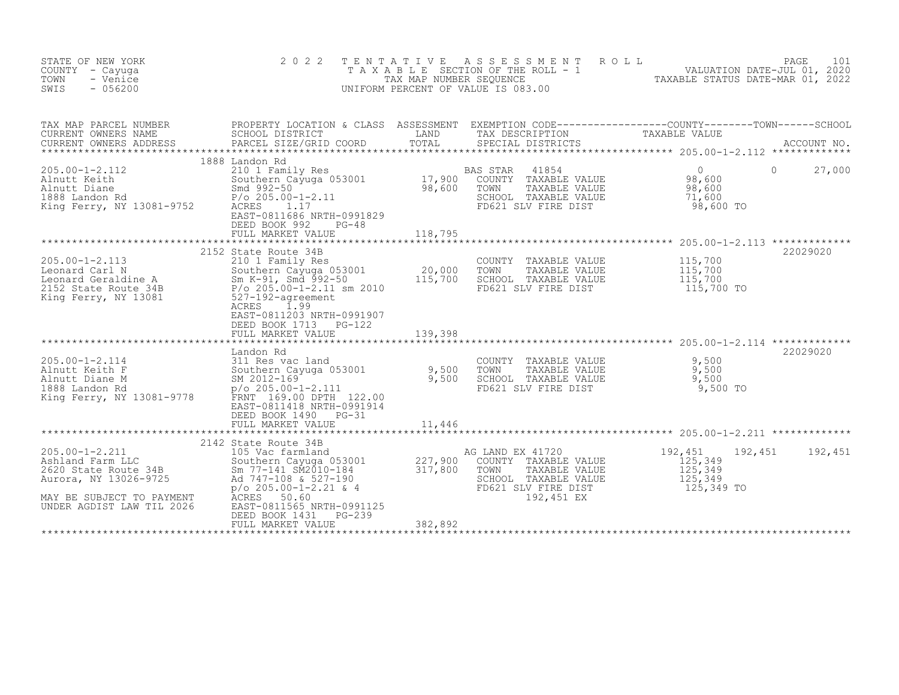STATE OF NEW YORK
COUNTY - Cayuga
TOWN - Venice
SWIS - 056200

2 0 2 2 T E N T A T I V E A S S E S S M E N T R O L L
T A X A B L E SECTION OF THE ROLL - 1
TAX MAP NUMBER SEQUENCE
UNIFORM PERCENT OF VALUE IS 083.00

VALUATION DATE-JUL 01, 2020
TAXABLE STATUS DATE-MAR 01, 2022

| TAX MAP PARCEL NUMBER / CURRENT OWNERS NAME / CURRENT OWNERS ADDRESS | PROPERTY LOCATION & CLASS / SCHOOL DISTRICT / PARCEL SIZE/GRID COORD | ASSESSMENT LAND / TOTAL | EXEMPTION CODE / TAX DESCRIPTION / SPECIAL DISTRICTS | COUNTY TAXABLE VALUE | TOWN | SCHOOL / ACCOUNT NO. |
|---|---|---|---|---|---|---|
| 205.00-1-2.112 | 1888 Landon Rd | | | | | |
| 205.00-1-2.112 | 210 1 Family Res | | BAS STAR 41854 | 0 | 0 | 27,000 |
| Alnutt Keith | Southern Cayuga 053001 | 17,900 | COUNTY TAXABLE VALUE | 98,600 | | |
| Alnutt Diane | Smd 992-50 | 98,600 | TOWN TAXABLE VALUE | 98,600 | | |
| 1888 Landon Rd | P/o 205.00-1-2.11 | | SCHOOL TAXABLE VALUE | 71,600 | | |
| King Ferry, NY 13081-9752 | ACRES 1.17 | | FD621 SLV FIRE DIST | 98,600 TO | | |
| | EAST-0811686 NRTH-0991829 | | | | | |
| | DEED BOOK 992 PG-48 | | | | | |
| | FULL MARKET VALUE | 118,795 | | | | |
| 205.00-1-2.113 | 2152 State Route 34B | | | | | 22029020 |
| 205.00-1-2.113 | 210 1 Family Res | | COUNTY TAXABLE VALUE | 115,700 | | |
| Leonard Carl N | Southern Cayuga 053001 | 20,000 | TOWN TAXABLE VALUE | 115,700 | | |
| Leonard Geraldine A | Sm K-91, Smd 992-50 | 115,700 | SCHOOL TAXABLE VALUE | 115,700 | | |
| 2152 State Route 34B | P/o 205.00-1-2.11 sm 2010 | | FD621 SLV FIRE DIST | 115,700 TO | | |
| King Ferry, NY 13081 | 527-192-agreement | | | | | |
| | ACRES 1.99 | | | | | |
| | EAST-0811203 NRTH-0991907 | | | | | |
| | DEED BOOK 1713 PG-122 | | | | | |
| | FULL MARKET VALUE | 139,398 | | | | |
| 205.00-1-2.114 | Landon Rd | | | | | 22029020 |
| 205.00-1-2.114 | 311 Res vac land | | COUNTY TAXABLE VALUE | 9,500 | | |
| Alnutt Keith F | Southern Cayuga 053001 | 9,500 | TOWN TAXABLE VALUE | 9,500 | | |
| Alnutt Diane M | SM 2012-169 | 9,500 | SCHOOL TAXABLE VALUE | 9,500 | | |
| 1888 Landon Rd | p/o 205.00-1-2.111 | | FD621 SLV FIRE DIST | 9,500 TO | | |
| King Ferry, NY 13081-9778 | FRNT 169.00 DPTH 122.00 | | | | | |
| | EAST-0811418 NRTH-0991914 | | | | | |
| | DEED BOOK 1490 PG-31 | | | | | |
| | FULL MARKET VALUE | 11,446 | | | | |
| 205.00-1-2.211 | 2142 State Route 34B | | | | | |
| 205.00-1-2.211 | 105 Vac farmland | | AG LAND EX 41720 | 192,451 | 192,451 | 192,451 |
| Ashland Farm LLC | Southern Cayuga 053001 | 227,900 | COUNTY TAXABLE VALUE | 125,349 | | |
| 2620 State Route 34B | Sm 77-141 SM2010-184 | 317,800 | TOWN TAXABLE VALUE | 125,349 | | |
| Aurora, NY 13026-9725 | Ad 747-108 & 527-190 | | SCHOOL TAXABLE VALUE | 125,349 | | |
| | p/o 205.00-1-2.21 & 4 | | FD621 SLV FIRE DIST | 125,349 TO | | |
| MAY BE SUBJECT TO PAYMENT | ACRES 50.60 | | 192,451 EX | | | |
| UNDER AGDIST LAW TIL 2026 | EAST-0811565 NRTH-0991125 | | | | | |
| | DEED BOOK 1431 PG-239 | | | | | |
| | FULL MARKET VALUE | 382,892 | | | | |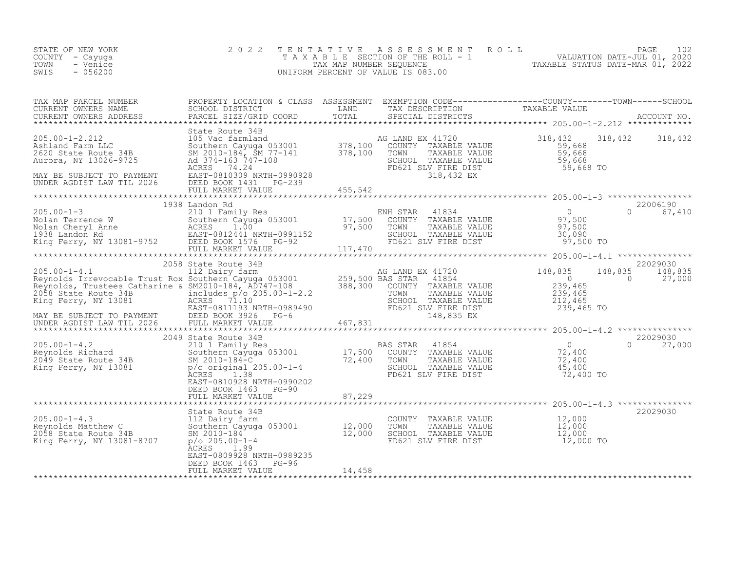STATE OF NEW YORK
COUNTY - Cayuga
TOWN - Venice
SWIS - 056200

# 2022 TENTATIVE ASSESSMENT ROLL

TAXABLE SECTION OF THE ROLL - 1
TAX MAP NUMBER SEQUENCE
UNIFORM PERCENT OF VALUE IS 083.00

VALUATION DATE-JUL 01, 2020
TAXABLE STATUS DATE-MAR 01, 2022

| TAX MAP PARCEL NUMBER / CURRENT OWNERS NAME / CURRENT OWNERS ADDRESS | PROPERTY LOCATION & CLASS / SCHOOL DISTRICT / PARCEL SIZE/GRID COORD | ASSESSMENT LAND / TOTAL | EXEMPTION CODE / TAX DESCRIPTION / SPECIAL DISTRICTS | COUNTY TAXABLE VALUE | TOWN | SCHOOL / ACCOUNT NO. |
|---|---|---|---|---|---|---|
| **205.00-1-2.212** | State Route 34B | | | | | |
| 205.00-1-2.212 | 105 Vac farmland | | AG LAND EX 41720 | 318,432 | 318,432 | 318,432 |
| Ashland Farm LLC | Southern Cayuga 053001 | 378,100 | COUNTY TAXABLE VALUE | 59,668 | | |
| 2620 State Route 34B | SM 2010-184, SM 77-141 | 378,100 | TOWN TAXABLE VALUE | 59,668 | | |
| Aurora, NY 13026-9725 | Ad 374-163 747-108 | | SCHOOL TAXABLE VALUE | 59,668 | | |
| | ACRES 74.24 | | FD621 SLV FIRE DIST | 59,668 TO | | |
| MAY BE SUBJECT TO PAYMENT | EAST-0810309 NRTH-0990928 | | 318,432 EX | | | |
| UNDER AGDIST LAW TIL 2026 | DEED BOOK 1431 PG-239 | | | | | |
| | FULL MARKET VALUE | 455,542 | | | | |
| **205.00-1-3** | 1938 Landon Rd | | | | | 22006190 |
| 205.00-1-3 | 210 1 Family Res | | ENH STAR 41834 | 0 | 0 | 67,410 |
| Nolan Terrence W | Southern Cayuga 053001 | 17,500 | COUNTY TAXABLE VALUE | 97,500 | | |
| Nolan Cheryl Anne | ACRES 1.00 | 97,500 | TOWN TAXABLE VALUE | 97,500 | | |
| 1938 Landon Rd | EAST-0812441 NRTH-0991152 | | SCHOOL TAXABLE VALUE | 30,090 | | |
| King Ferry, NY 13081-9752 | DEED BOOK 1576 PG-92 | | FD621 SLV FIRE DIST | 97,500 TO | | |
| | FULL MARKET VALUE | 117,470 | | | | |
| **205.00-1-4.1** | 2058 State Route 34B | | | | | 22029030 |
| 205.00-1-4.1 | 112 Dairy farm | | AG LAND EX 41720 | 148,835 | 148,835 | 148,835 |
| Reynolds Irrevocable Trust Rox | Southern Cayuga 053001 | 259,500 | BAS STAR 41854 | 0 | 0 | 27,000 |
| Reynolds, Trustees Catharine & | SM2010-184, AD747-108 | 388,300 | COUNTY TAXABLE VALUE | 239,465 | | |
| 2058 State Route 34B | includes p/o 205.00-1-2.2 | | TOWN TAXABLE VALUE | 239,465 | | |
| King Ferry, NY 13081 | ACRES 71.10 | | SCHOOL TAXABLE VALUE | 212,465 | | |
| | EAST-0811193 NRTH-0989490 | | FD621 SLV FIRE DIST | 239,465 TO | | |
| MAY BE SUBJECT TO PAYMENT | DEED BOOK 3926 PG-6 | | 148,835 EX | | | |
| UNDER AGDIST LAW TIL 2026 | FULL MARKET VALUE | 467,831 | | | | |
| **205.00-1-4.2** | 2049 State Route 34B | | | | | 22029030 |
| 205.00-1-4.2 | 210 1 Family Res | | BAS STAR 41854 | 0 | 0 | 27,000 |
| Reynolds Richard | Southern Cayuga 053001 | 17,500 | COUNTY TAXABLE VALUE | 72,400 | | |
| 2049 State Route 34B | SM 2010-184-C | 72,400 | TOWN TAXABLE VALUE | 72,400 | | |
| King Ferry, NY 13081 | p/o original 205.00-1-4 | | SCHOOL TAXABLE VALUE | 45,400 | | |
| | ACRES 1.38 | | FD621 SLV FIRE DIST | 72,400 TO | | |
| | EAST-0810928 NRTH-0990202 | | | | | |
| | DEED BOOK 1463 PG-90 | | | | | |
| | FULL MARKET VALUE | 87,229 | | | | |
| **205.00-1-4.3** | State Route 34B | | | | | 22029030 |
| 205.00-1-4.3 | 112 Dairy farm | | COUNTY TAXABLE VALUE | 12,000 | | |
| Reynolds Matthew C | Southern Cayuga 053001 | 12,000 | TOWN TAXABLE VALUE | 12,000 | | |
| 2058 State Route 34B | SM 2010-184 | 12,000 | SCHOOL TAXABLE VALUE | 12,000 | | |
| King Ferry, NY 13081-8707 | p/o 205.00-1-4 | | FD621 SLV FIRE DIST | 12,000 TO | | |
| | ACRES 1.99 | | | | | |
| | EAST-0809928 NRTH-0989235 | | | | | |
| | DEED BOOK 1463 PG-96 | | | | | |
| | FULL MARKET VALUE | 14,458 | | | | |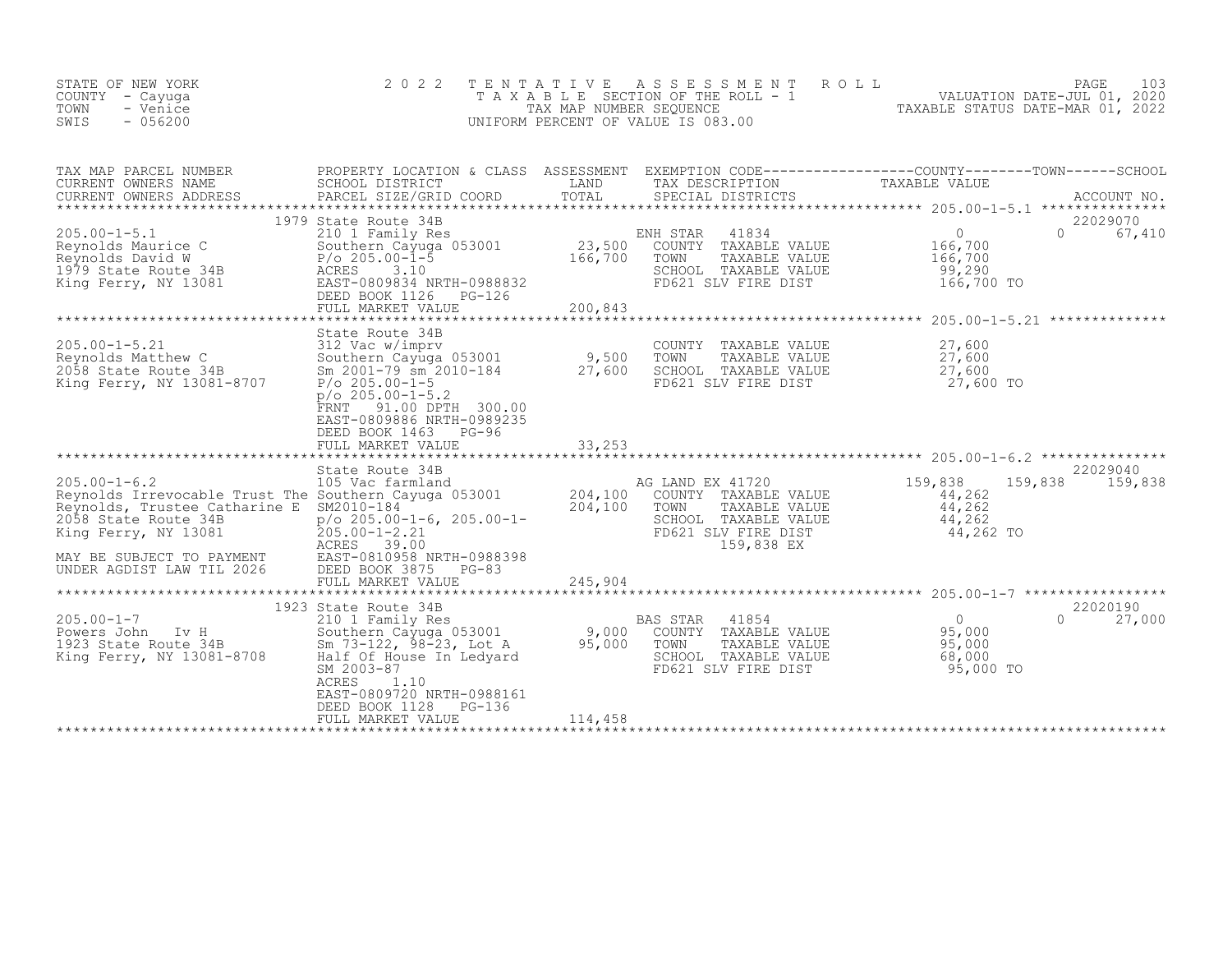STATE OF NEW YORK
COUNTY - Cayuga
TOWN - Venice
SWIS - 056200

# 2022 TENTATIVE ASSESSMENT ROLL

TAXABLE SECTION OF THE ROLL - 1
TAX MAP NUMBER SEQUENCE
UNIFORM PERCENT OF VALUE IS 083.00

VALUATION DATE-JUL 01, 2020
TAXABLE STATUS DATE-MAR 01, 2022

| TAX MAP PARCEL NUMBER / CURRENT OWNERS NAME / CURRENT OWNERS ADDRESS | PROPERTY LOCATION & CLASS / SCHOOL DISTRICT / PARCEL SIZE/GRID COORD | ASSESSMENT LAND / TOTAL | EXEMPTION CODE / TAX DESCRIPTION / SPECIAL DISTRICTS | COUNTY TAXABLE VALUE | TOWN | SCHOOL / ACCOUNT NO. |
|---|---|---|---|---|---|---|
| **205.00-1-5.1** | 1979 State Route 34B | | | | | 22029070 |
| 205.00-1-5.1 | 210 1 Family Res | | ENH STAR 41834 | 0 | 0 | 67,410 |
| Reynolds Maurice C | Southern Cayuga 053001 | 23,500 | COUNTY TAXABLE VALUE | 166,700 | | |
| Reynolds David W | P/o 205.00-1-5 | 166,700 | TOWN TAXABLE VALUE | 166,700 | | |
| 1979 State Route 34B | ACRES 3.10 | | SCHOOL TAXABLE VALUE | 99,290 | | |
| King Ferry, NY 13081 | EAST-0809834 NRTH-0988832 | | FD621 SLV FIRE DIST | 166,700 TO | | |
| | DEED BOOK 1126 PG-126 | | | | | |
| | FULL MARKET VALUE | 200,843 | | | | |
| **205.00-1-5.21** | State Route 34B | | | | | |
| 205.00-1-5.21 | 312 Vac w/imprv | | COUNTY TAXABLE VALUE | 27,600 | | |
| Reynolds Matthew C | Southern Cayuga 053001 | 9,500 | TOWN TAXABLE VALUE | 27,600 | | |
| 2058 State Route 34B | Sm 2001-79 sm 2010-184 | 27,600 | SCHOOL TAXABLE VALUE | 27,600 | | |
| King Ferry, NY 13081-8707 | P/o 205.00-1-5 | | FD621 SLV FIRE DIST | 27,600 TO | | |
| | p/o 205.00-1-5.2 | | | | | |
| | FRNT 91.00 DPTH 300.00 | | | | | |
| | EAST-0809886 NRTH-0989235 | | | | | |
| | DEED BOOK 1463 PG-96 | | | | | |
| | FULL MARKET VALUE | 33,253 | | | | |
| **205.00-1-6.2** | State Route 34B | | | | | 22029040 |
| 205.00-1-6.2 | 105 Vac farmland | | AG LAND EX 41720 | 159,838 | 159,838 | 159,838 |
| Reynolds Irrevocable Trust The | Southern Cayuga 053001 | 204,100 | COUNTY TAXABLE VALUE | 44,262 | | |
| Reynolds, Trustee Catharine E | SM2010-184 | 204,100 | TOWN TAXABLE VALUE | 44,262 | | |
| 2058 State Route 34B | p/o 205.00-1-6, 205.00-1- | | SCHOOL TAXABLE VALUE | 44,262 | | |
| King Ferry, NY 13081 | 205.00-1-2.21 | | FD621 SLV FIRE DIST | 44,262 TO | | |
| | ACRES 39.00 | | 159,838 EX | | | |
| MAY BE SUBJECT TO PAYMENT | EAST-0810958 NRTH-0988398 | | | | | |
| UNDER AGDIST LAW TIL 2026 | DEED BOOK 3875 PG-83 | | | | | |
| | FULL MARKET VALUE | 245,904 | | | | |
| **205.00-1-7** | 1923 State Route 34B | | | | | 22020190 |
| 205.00-1-7 | 210 1 Family Res | | BAS STAR 41854 | 0 | 0 | 27,000 |
| Powers John Iv H | Southern Cayuga 053001 | 9,000 | COUNTY TAXABLE VALUE | 95,000 | | |
| 1923 State Route 34B | Sm 73-122, 98-23, Lot A | 95,000 | TOWN TAXABLE VALUE | 95,000 | | |
| King Ferry, NY 13081-8708 | Half Of House In Ledyard | | SCHOOL TAXABLE VALUE | 68,000 | | |
| | SM 2003-87 | | FD621 SLV FIRE DIST | 95,000 TO | | |
| | ACRES 1.10 | | | | | |
| | EAST-0809720 NRTH-0988161 | | | | | |
| | DEED BOOK 1128 PG-136 | | | | | |
| | FULL MARKET VALUE | 114,458 | | | | |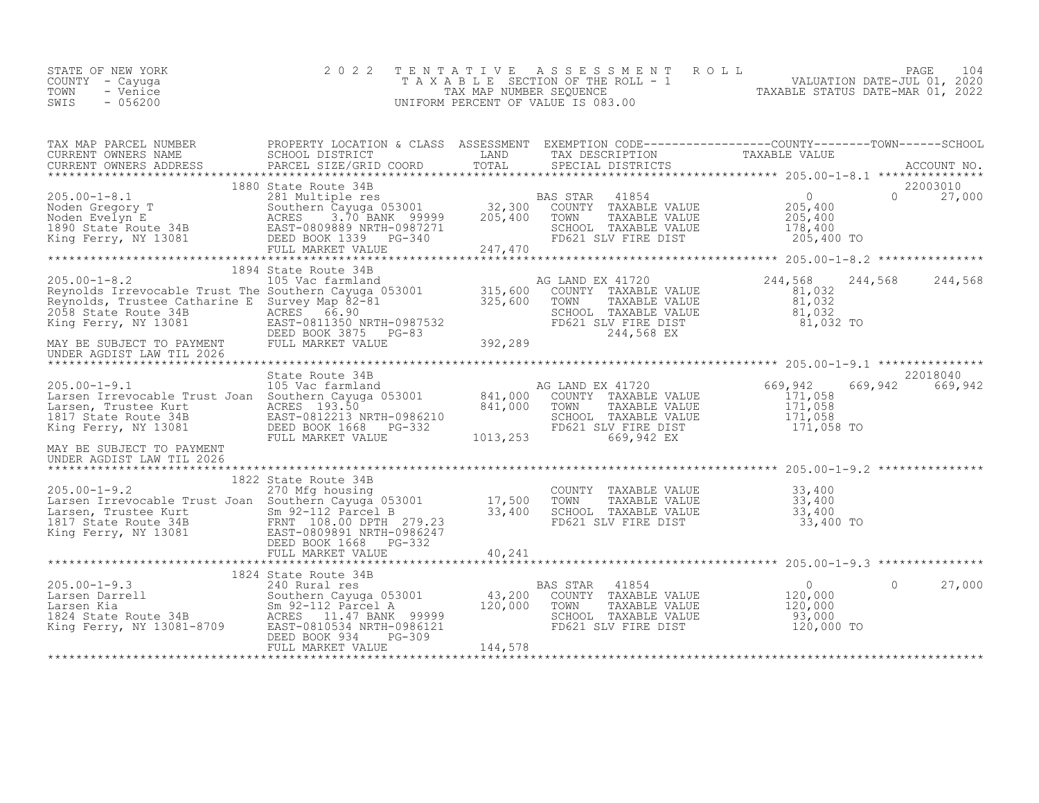STATE OF NEW YORK
COUNTY - Cayuga
TOWN - Venice
SWIS - 056200

2 0 2 2 T E N T A T I V E A S S E S S M E N T R O L L
T A X A B L E SECTION OF THE ROLL - 1
TAX MAP NUMBER SEQUENCE
UNIFORM PERCENT OF VALUE IS 083.00

VALUATION DATE-JUL 01, 2020
TAXABLE STATUS DATE-MAR 01, 2022

| TAX MAP PARCEL NUMBER / CURRENT OWNERS NAME / CURRENT OWNERS ADDRESS | PROPERTY LOCATION & CLASS / SCHOOL DISTRICT / PARCEL SIZE/GRID COORD | ASSESSMENT LAND | TOTAL | EXEMPTION CODE / TAX DESCRIPTION / SPECIAL DISTRICTS | COUNTY TAXABLE VALUE | TOWN | SCHOOL | ACCOUNT NO. |
|---|---|---|---|---|---|---|---|---|
| **205.00-1-8.1** | 1880 State Route 34B | | | | | | | 22003010 |
| 205.00-1-8.1 | 281 Multiple res | | | BAS STAR 41854 | 0 | 0 | 27,000 | |
| Noden Gregory T | Southern Cayuga 053001 | 32,300 | | COUNTY TAXABLE VALUE | 205,400 | | | |
| Noden Evelyn E | ACRES 3.70 BANK 99999 | | 205,400 | TOWN TAXABLE VALUE | 205,400 | | | |
| 1890 State Route 34B | EAST-0809889 NRTH-0987271 | | | SCHOOL TAXABLE VALUE | 178,400 | | | |
| King Ferry, NY 13081 | DEED BOOK 1339 PG-340 | | | FD621 SLV FIRE DIST | 205,400 TO | | | |
| | FULL MARKET VALUE | | 247,470 | | | | | |
| **205.00-1-8.2** | 1894 State Route 34B | | | | | | | |
| 205.00-1-8.2 | 105 Vac farmland | | | AG LAND EX 41720 | 244,568 | 244,568 | 244,568 | |
| Reynolds Irrevocable Trust The | Southern Cayuga 053001 | 315,600 | | COUNTY TAXABLE VALUE | 81,032 | | | |
| Reynolds, Trustee Catharine E | Survey Map 82-81 | | 325,600 | TOWN TAXABLE VALUE | 81,032 | | | |
| 2058 State Route 34B | ACRES 66.90 | | | SCHOOL TAXABLE VALUE | 81,032 | | | |
| King Ferry, NY 13081 | EAST-0811350 NRTH-0987532 | | | FD621 SLV FIRE DIST | 81,032 TO | | | |
| | DEED BOOK 3875 PG-83 | | | 244,568 EX | | | | |
| MAY BE SUBJECT TO PAYMENT | FULL MARKET VALUE | | 392,289 | | | | | |
| UNDER AGDIST LAW TIL 2026 | | | | | | | | |
| **205.00-1-9.1** | State Route 34B | | | | | | | 22018040 |
| 205.00-1-9.1 | 105 Vac farmland | | | AG LAND EX 41720 | 669,942 | 669,942 | 669,942 | |
| Larsen Irrevocable Trust Joan | Southern Cayuga 053001 | 841,000 | | COUNTY TAXABLE VALUE | 171,058 | | | |
| Larsen, Trustee Kurt | ACRES 193.50 | | 841,000 | TOWN TAXABLE VALUE | 171,058 | | | |
| 1817 State Route 34B | EAST-0812213 NRTH-0986210 | | | SCHOOL TAXABLE VALUE | 171,058 | | | |
| King Ferry, NY 13081 | DEED BOOK 1668 PG-332 | | | FD621 SLV FIRE DIST | 171,058 TO | | | |
| | FULL MARKET VALUE | | 1013,253 | 669,942 EX | | | | |
| MAY BE SUBJECT TO PAYMENT | | | | | | | | |
| UNDER AGDIST LAW TIL 2026 | | | | | | | | |
| **205.00-1-9.2** | 1822 State Route 34B | | | | | | | |
| 205.00-1-9.2 | 270 Mfg housing | | | COUNTY TAXABLE VALUE | 33,400 | | | |
| Larsen Irrevocable Trust Joan | Southern Cayuga 053001 | 17,500 | | TOWN TAXABLE VALUE | 33,400 | | | |
| Larsen, Trustee Kurt | Sm 92-112 Parcel B | | 33,400 | SCHOOL TAXABLE VALUE | 33,400 | | | |
| 1817 State Route 34B | FRNT 108.00 DPTH 279.23 | | | FD621 SLV FIRE DIST | 33,400 TO | | | |
| King Ferry, NY 13081 | EAST-0809891 NRTH-0986247 | | | | | | | |
| | DEED BOOK 1668 PG-332 | | | | | | | |
| | FULL MARKET VALUE | | 40,241 | | | | | |
| **205.00-1-9.3** | 1824 State Route 34B | | | | | | | |
| 205.00-1-9.3 | 240 Rural res | | | BAS STAR 41854 | 0 | 0 | 27,000 | |
| Larsen Darrell | Southern Cayuga 053001 | 43,200 | | COUNTY TAXABLE VALUE | 120,000 | | | |
| Larsen Kia | Sm 92-112 Parcel A | | 120,000 | TOWN TAXABLE VALUE | 120,000 | | | |
| 1824 State Route 34B | ACRES 11.47 BANK 99999 | | | SCHOOL TAXABLE VALUE | 93,000 | | | |
| King Ferry, NY 13081-8709 | EAST-0810534 NRTH-0986121 | | | FD621 SLV FIRE DIST | 120,000 TO | | | |
| | DEED BOOK 934 PG-309 | | | | | | | |
| | FULL MARKET VALUE | | 144,578 | | | | | |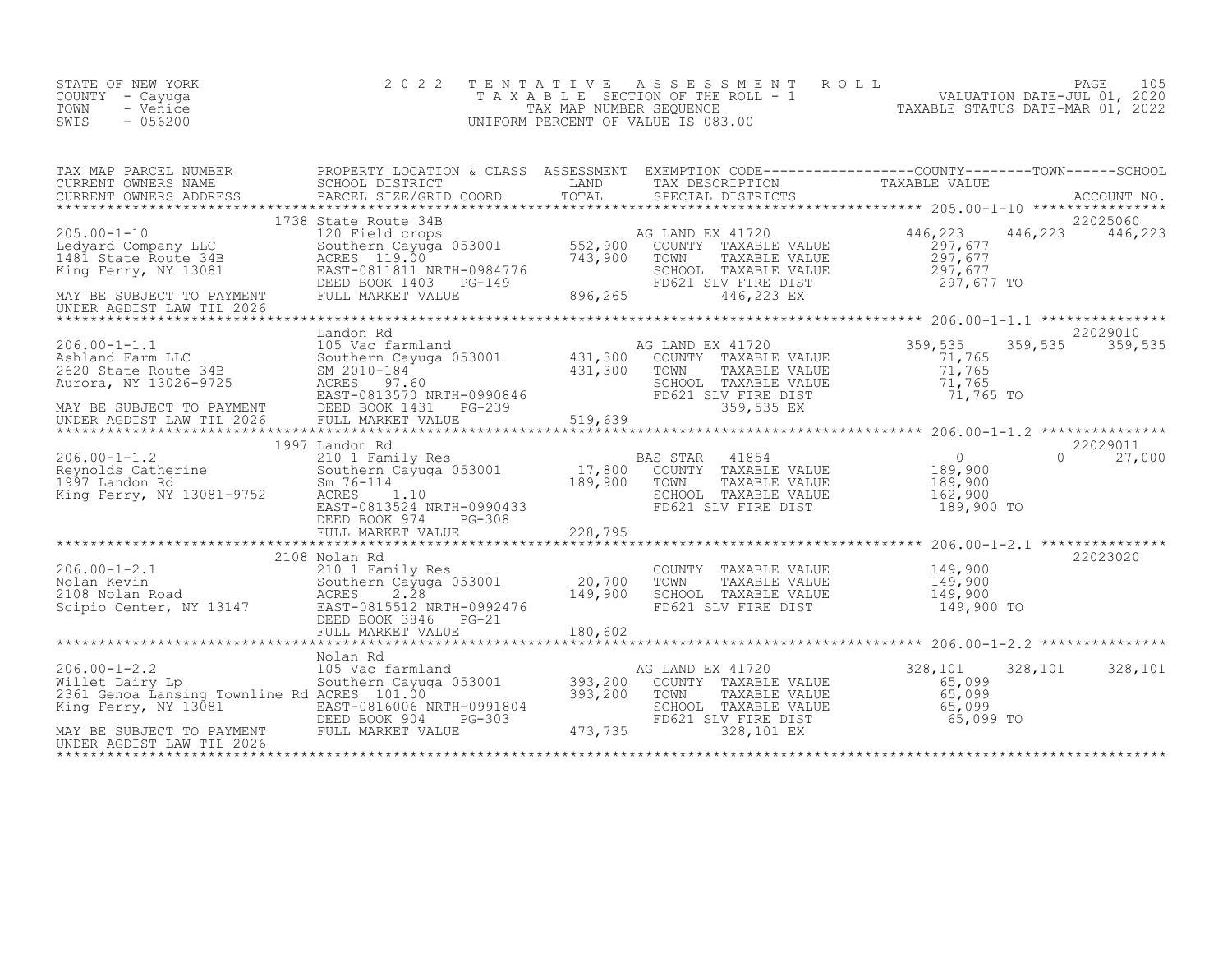STATE OF NEW YORK
COUNTY - Cayuga
TOWN - Venice
SWIS - 056200

2 0 2 2 T E N T A T I V E A S S E S S M E N T R O L L
T A X A B L E SECTION OF THE ROLL - 1
TAX MAP NUMBER SEQUENCE
UNIFORM PERCENT OF VALUE IS 083.00

VALUATION DATE-JUL 01, 2020
TAXABLE STATUS DATE-MAR 01, 2022

| TAX MAP PARCEL NUMBER<br>CURRENT OWNERS NAME<br>CURRENT OWNERS ADDRESS | PROPERTY LOCATION & CLASS<br>SCHOOL DISTRICT<br>PARCEL SIZE/GRID COORD | ASSESSMENT<br>LAND<br>TOTAL | EXEMPTION CODE / TAX DESCRIPTION / SPECIAL DISTRICTS | COUNTY TAXABLE VALUE | TOWN | SCHOOL | ACCOUNT NO. |
|---|---|---|---|---|---|---|---|
| 205.00-1-10 | 1738 State Route 34B | | | | | | 22025060 |
| Ledyard Company LLC | 120 Field crops | | AG LAND EX 41720 | 446,223 | 446,223 | 446,223 | |
| 1481 State Route 34B | Southern Cayuga 053001 | 552,900 | COUNTY TAXABLE VALUE | 297,677 | | | |
| King Ferry, NY 13081 | ACRES 119.00 | 743,900 | TOWN TAXABLE VALUE | 297,677 | | | |
| | EAST-0811811 NRTH-0984776 | | SCHOOL TAXABLE VALUE | 297,677 | | | |
| | DEED BOOK 1403 PG-149 | | FD621 SLV FIRE DIST | 297,677 TO | | | |
| MAY BE SUBJECT TO PAYMENT | FULL MARKET VALUE | 896,265 | 446,223 EX | | | | |
| UNDER AGDIST LAW TIL 2026 | | | | | | | |
| 206.00-1-1.1 | Landon Rd | | | | | | 22029010 |
| Ashland Farm LLC | 105 Vac farmland | | AG LAND EX 41720 | 359,535 | 359,535 | 359,535 | |
| 2620 State Route 34B | Southern Cayuga 053001 | 431,300 | COUNTY TAXABLE VALUE | 71,765 | | | |
| Aurora, NY 13026-9725 | SM 2010-184 | 431,300 | TOWN TAXABLE VALUE | 71,765 | | | |
| | ACRES 97.60 | | SCHOOL TAXABLE VALUE | 71,765 | | | |
| | EAST-0813570 NRTH-0990846 | | FD621 SLV FIRE DIST | 71,765 TO | | | |
| MAY BE SUBJECT TO PAYMENT | DEED BOOK 1431 PG-239 | | 359,535 EX | | | | |
| UNDER AGDIST LAW TIL 2026 | FULL MARKET VALUE | 519,639 | | | | | |
| 206.00-1-1.2 | 1997 Landon Rd | | | | | | 22029011 |
| Reynolds Catherine | 210 1 Family Res | | BAS STAR 41854 | 0 | 0 | 27,000 | |
| 1997 Landon Rd | Southern Cayuga 053001 | 17,800 | COUNTY TAXABLE VALUE | 189,900 | | | |
| King Ferry, NY 13081-9752 | Sm 76-114 | 189,900 | TOWN TAXABLE VALUE | 189,900 | | | |
| | ACRES 1.10 | | SCHOOL TAXABLE VALUE | 162,900 | | | |
| | EAST-0813524 NRTH-0990433 | | FD621 SLV FIRE DIST | 189,900 TO | | | |
| | DEED BOOK 974 PG-308 | | | | | | |
| | FULL MARKET VALUE | 228,795 | | | | | |
| 206.00-1-2.1 | 2108 Nolan Rd | | | | | | 22023020 |
| Nolan Kevin | 210 1 Family Res | | COUNTY TAXABLE VALUE | 149,900 | | | |
| 2108 Nolan Road | Southern Cayuga 053001 | 20,700 | TOWN TAXABLE VALUE | 149,900 | | | |
| Scipio Center, NY 13147 | ACRES 2.28 | 149,900 | SCHOOL TAXABLE VALUE | 149,900 | | | |
| | EAST-0815512 NRTH-0992476 | | FD621 SLV FIRE DIST | 149,900 TO | | | |
| | DEED BOOK 3846 PG-21 | | | | | | |
| | FULL MARKET VALUE | 180,602 | | | | | |
| 206.00-1-2.2 | Nolan Rd | | | | | | |
| Willet Dairy Lp | 105 Vac farmland | | AG LAND EX 41720 | 328,101 | 328,101 | 328,101 | |
| 2361 Genoa Lansing Townline Rd | Southern Cayuga 053001 | 393,200 | COUNTY TAXABLE VALUE | 65,099 | | | |
| King Ferry, NY 13081 | ACRES 101.00 | 393,200 | TOWN TAXABLE VALUE | 65,099 | | | |
| | EAST-0816006 NRTH-0991804 | | SCHOOL TAXABLE VALUE | 65,099 | | | |
| | DEED BOOK 904 PG-303 | | FD621 SLV FIRE DIST | 65,099 TO | | | |
| MAY BE SUBJECT TO PAYMENT | FULL MARKET VALUE | 473,735 | 328,101 EX | | | | |
| UNDER AGDIST LAW TIL 2026 | | | | | | | |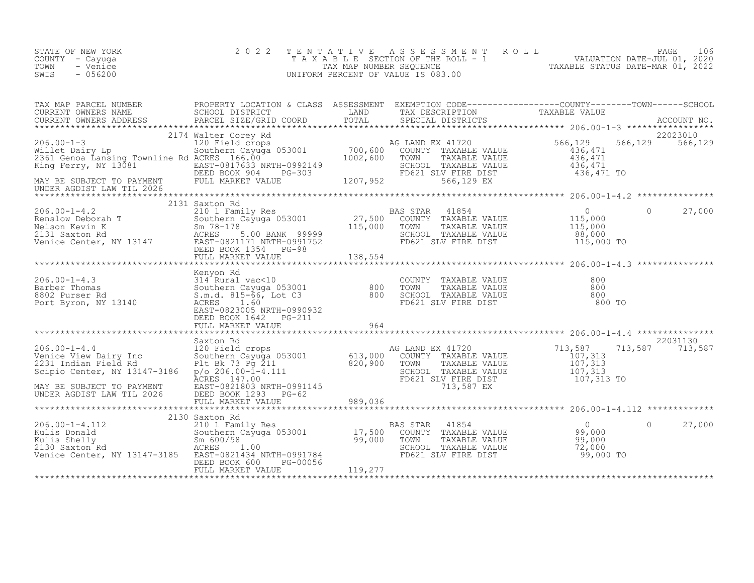STATE OF NEW YORK
COUNTY - Cayuga
TOWN - Venice
SWIS - 056200

# 2022 TENTATIVE ASSESSMENT ROLL

TAXABLE SECTION OF THE ROLL - 1
TAX MAP NUMBER SEQUENCE
UNIFORM PERCENT OF VALUE IS 083.00

VALUATION DATE-JUL 01, 2020
TAXABLE STATUS DATE-MAR 01, 2022

| TAX MAP PARCEL NUMBER / CURRENT OWNERS NAME / CURRENT OWNERS ADDRESS | PROPERTY LOCATION & CLASS / SCHOOL DISTRICT / PARCEL SIZE/GRID COORD | ASSESSMENT LAND / TOTAL | EXEMPTION CODE / TAX DESCRIPTION / SPECIAL DISTRICTS | COUNTY | TOWN | SCHOOL / ACCOUNT NO. |
|---|---|---|---|---|---|---|
| **206.00-1-3** | 2174 Walter Corey Rd | | | | | 22023010 |
| 206.00-1-3 | 120 Field crops | | AG LAND EX 41720 | 566,129 | 566,129 | 566,129 |
| Willet Dairy Lp | Southern Cayuga 053001 | 700,600 | COUNTY TAXABLE VALUE | 436,471 | | |
| 2361 Genoa Lansing Townline Rd | ACRES 166.00 | 1002,600 | TOWN TAXABLE VALUE | 436,471 | | |
| King Ferry, NY 13081 | EAST-0817633 NRTH-0992149 | | SCHOOL TAXABLE VALUE | 436,471 | | |
| | DEED BOOK 904 PG-303 | | FD621 SLV FIRE DIST | 436,471 TO | | |
| MAY BE SUBJECT TO PAYMENT | FULL MARKET VALUE | 1207,952 | 566,129 EX | | | |
| UNDER AGDIST LAW TIL 2026 | | | | | | |
| **206.00-1-4.2** | 2131 Saxton Rd | | | | | |
| 206.00-1-4.2 | 210 1 Family Res | | BAS STAR 41854 | 0 | 0 | 27,000 |
| Renslow Deborah T | Southern Cayuga 053001 | 27,500 | COUNTY TAXABLE VALUE | 115,000 | | |
| Nelson Kevin K | Sm 78-178 | 115,000 | TOWN TAXABLE VALUE | 115,000 | | |
| 2131 Saxton Rd | ACRES 5.00 BANK 99999 | | SCHOOL TAXABLE VALUE | 88,000 | | |
| Venice Center, NY 13147 | EAST-0821171 NRTH-0991752 | | FD621 SLV FIRE DIST | 115,000 TO | | |
| | DEED BOOK 1354 PG-98 | | | | | |
| | FULL MARKET VALUE | 138,554 | | | | |
| **206.00-1-4.3** | Kenyon Rd | | | | | |
| 206.00-1-4.3 | 314 Rural vac<10 | | COUNTY TAXABLE VALUE | 800 | | |
| Barber Thomas | Southern Cayuga 053001 | 800 | TOWN TAXABLE VALUE | 800 | | |
| 8802 Purser Rd | S.m.d. 815-66, Lot C3 | 800 | SCHOOL TAXABLE VALUE | 800 | | |
| Port Byron, NY 13140 | ACRES 1.60 | | FD621 SLV FIRE DIST | 800 TO | | |
| | EAST-0823005 NRTH-0990932 | | | | | |
| | DEED BOOK 1642 PG-211 | | | | | |
| | FULL MARKET VALUE | 964 | | | | |
| **206.00-1-4.4** | Saxton Rd | | | | | 22031130 |
| 206.00-1-4.4 | 120 Field crops | | AG LAND EX 41720 | 713,587 | 713,587 | 713,587 |
| Venice View Dairy Inc | Southern Cayuga 053001 | 613,000 | COUNTY TAXABLE VALUE | 107,313 | | |
| 2231 Indian Field Rd | Plt Bk 73 Pg 211 | 820,900 | TOWN TAXABLE VALUE | 107,313 | | |
| Scipio Center, NY 13147-3186 | p/o 206.00-1-4.111 | | SCHOOL TAXABLE VALUE | 107,313 | | |
| | ACRES 147.00 | | FD621 SLV FIRE DIST | 107,313 TO | | |
| MAY BE SUBJECT TO PAYMENT | EAST-0821803 NRTH-0991145 | | 713,587 EX | | | |
| UNDER AGDIST LAW TIL 2026 | DEED BOOK 1293 PG-62 | | | | | |
| | FULL MARKET VALUE | 989,036 | | | | |
| **206.00-1-4.112** | 2130 Saxton Rd | | | | | |
| 206.00-1-4.112 | 210 1 Family Res | | BAS STAR 41854 | 0 | 0 | 27,000 |
| Kulis Donald | Southern Cayuga 053001 | 17,500 | COUNTY TAXABLE VALUE | 99,000 | | |
| Kulis Shelly | Sm 600/58 | 99,000 | TOWN TAXABLE VALUE | 99,000 | | |
| 2130 Saxton Rd | ACRES 1.00 | | SCHOOL TAXABLE VALUE | 72,000 | | |
| Venice Center, NY 13147-3185 | EAST-0821434 NRTH-0991784 | | FD621 SLV FIRE DIST | 99,000 TO | | |
| | DEED BOOK 600 PG-00056 | | | | | |
| | FULL MARKET VALUE | 119,277 | | | | |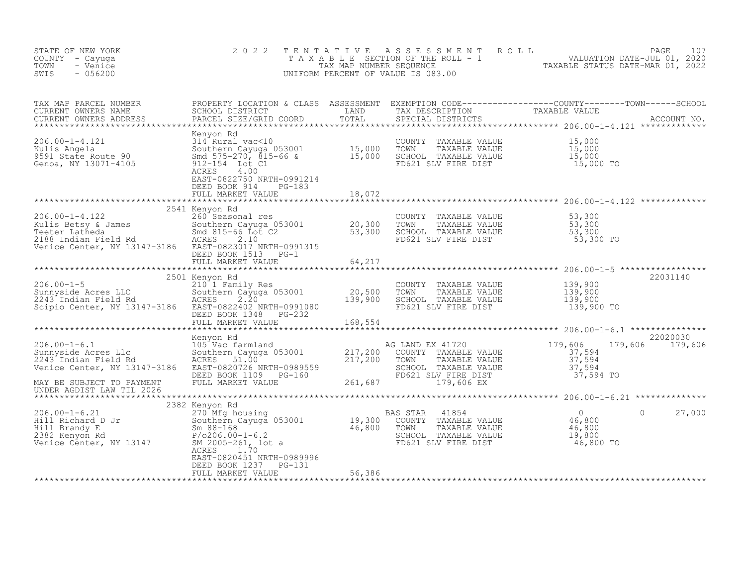STATE OF NEW YORK
COUNTY - Cayuga
TOWN - Venice
SWIS - 056200

2 0 2 2 T E N T A T I V E A S S E S S M E N T R O L L
T A X A B L E SECTION OF THE ROLL - 1
TAX MAP NUMBER SEQUENCE
UNIFORM PERCENT OF VALUE IS 083.00

VALUATION DATE-JUL 01, 2020
TAXABLE STATUS DATE-MAR 01, 2022

| TAX MAP PARCEL NUMBER / CURRENT OWNERS NAME / CURRENT OWNERS ADDRESS | PROPERTY LOCATION & CLASS / SCHOOL DISTRICT / PARCEL SIZE/GRID COORD | ASSESSMENT LAND / TOTAL | EXEMPTION CODE / TAX DESCRIPTION / SPECIAL DISTRICTS | COUNTY TAXABLE VALUE | TOWN | SCHOOL | ACCOUNT NO. |
|---|---|---|---|---|---|---|---|
| **206.00-1-4.121** | Kenyon Rd | | | | | | |
| 206.00-1-4.121 | 314 Rural vac<10 | | COUNTY TAXABLE VALUE | 15,000 | | | |
| Kulis Angela | Southern Cayuga 053001 | 15,000 | TOWN TAXABLE VALUE | 15,000 | | | |
| 9591 State Route 90 | Smd 575-270, 815-66 & | 15,000 | SCHOOL TAXABLE VALUE | 15,000 | | | |
| Genoa, NY 13071-4105 | 912-154 Lot C1 | | FD621 SLV FIRE DIST | 15,000 TO | | | |
| | ACRES 4.00 | | | | | | |
| | EAST-0822750 NRTH-0991214 | | | | | | |
| | DEED BOOK 914 PG-183 | | | | | | |
| | FULL MARKET VALUE | 18,072 | | | | | |
| **206.00-1-4.122** | 2541 Kenyon Rd | | | | | | |
| 206.00-1-4.122 | 260 Seasonal res | | COUNTY TAXABLE VALUE | 53,300 | | | |
| Kulis Betsy & James | Southern Cayuga 053001 | 20,300 | TOWN TAXABLE VALUE | 53,300 | | | |
| Teeter Latheda | Smd 815-66 Lot C2 | 53,300 | SCHOOL TAXABLE VALUE | 53,300 | | | |
| 2188 Indian Field Rd | ACRES 2.10 | | FD621 SLV FIRE DIST | 53,300 TO | | | |
| Venice Center, NY 13147-3186 | EAST-0823017 NRTH-0991315 | | | | | | |
| | DEED BOOK 1513 PG-1 | | | | | | |
| | FULL MARKET VALUE | 64,217 | | | | | |
| **206.00-1-5** | 2501 Kenyon Rd | | | | | | 22031140 |
| 206.00-1-5 | 210 1 Family Res | | COUNTY TAXABLE VALUE | 139,900 | | | |
| Sunnyside Acres LLC | Southern Cayuga 053001 | 20,500 | TOWN TAXABLE VALUE | 139,900 | | | |
| 2243 Indian Field Rd | ACRES 2.20 | 139,900 | SCHOOL TAXABLE VALUE | 139,900 | | | |
| Scipio Center, NY 13147-3186 | EAST-0822402 NRTH-0991080 | | FD621 SLV FIRE DIST | 139,900 TO | | | |
| | DEED BOOK 1348 PG-232 | | | | | | |
| | FULL MARKET VALUE | 168,554 | | | | | |
| **206.00-1-6.1** | Kenyon Rd | | | | | | 22020030 |
| 206.00-1-6.1 | 105 Vac farmland | | AG LAND EX 41720 | 179,606 | 179,606 | 179,606 | |
| Sunnyside Acres Llc | Southern Cayuga 053001 | 217,200 | COUNTY TAXABLE VALUE | 37,594 | | | |
| 2243 Indian Field Rd | ACRES 51.00 | 217,200 | TOWN TAXABLE VALUE | 37,594 | | | |
| Venice Center, NY 13147-3186 | EAST-0820726 NRTH-0989559 | | SCHOOL TAXABLE VALUE | 37,594 | | | |
| | DEED BOOK 1109 PG-160 | | FD621 SLV FIRE DIST | 37,594 TO | | | |
| MAY BE SUBJECT TO PAYMENT | FULL MARKET VALUE | 261,687 | 179,606 EX | | | | |
| UNDER AGDIST LAW TIL 2026 | | | | | | | |
| **206.00-1-6.21** | 2382 Kenyon Rd | | | | | | |
| 206.00-1-6.21 | 270 Mfg housing | | BAS STAR 41854 | 0 | 0 | 27,000 | |
| Hill Richard D Jr | Southern Cayuga 053001 | 19,300 | COUNTY TAXABLE VALUE | 46,800 | | | |
| Hill Brandy E | Sm 88-168 | 46,800 | TOWN TAXABLE VALUE | 46,800 | | | |
| 2382 Kenyon Rd | P/o206.00-1-6.2 | | SCHOOL TAXABLE VALUE | 19,800 | | | |
| Venice Center, NY 13147 | SM 2005-261, lot a | | FD621 SLV FIRE DIST | 46,800 TO | | | |
| | ACRES 1.70 | | | | | | |
| | EAST-0820451 NRTH-0989996 | | | | | | |
| | DEED BOOK 1237 PG-131 | | | | | | |
| | FULL MARKET VALUE | 56,386 | | | | | |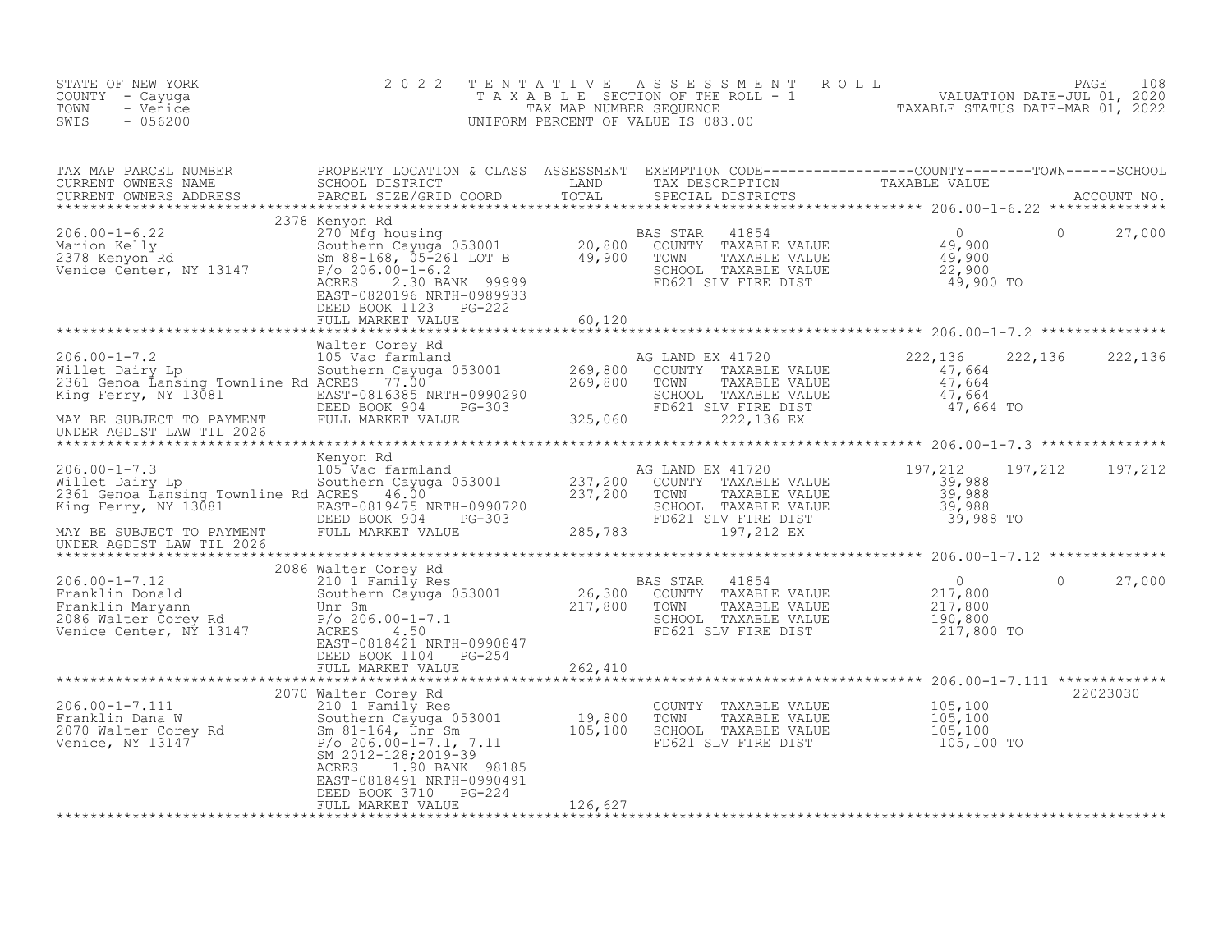STATE OF NEW YORK
COUNTY - Cayuga
TOWN - Venice
SWIS - 056200

2 0 2 2 T E N T A T I V E A S S E S S M E N T R O L L
T A X A B L E SECTION OF THE ROLL - 1
TAX MAP NUMBER SEQUENCE
UNIFORM PERCENT OF VALUE IS 083.00

VALUATION DATE-JUL 01, 2020
TAXABLE STATUS DATE-MAR 01, 2022

| TAX MAP PARCEL NUMBER / CURRENT OWNERS NAME / CURRENT OWNERS ADDRESS | PROPERTY LOCATION & CLASS / SCHOOL DISTRICT / PARCEL SIZE/GRID COORD | ASSESSMENT LAND / TOTAL | EXEMPTION CODE / TAX DESCRIPTION / SPECIAL DISTRICTS | COUNTY TAXABLE VALUE | TOWN | SCHOOL / ACCOUNT NO. |
|---|---|---|---|---|---|---|
| **206.00-1-6.22** | 2378 Kenyon Rd | | | | | |
| 206.00-1-6.22 | 270 Mfg housing | | BAS STAR 41854 | 0 | 0 | 27,000 |
| Marion Kelly | Southern Cayuga 053001 | 20,800 | COUNTY TAXABLE VALUE | 49,900 | | |
| 2378 Kenyon Rd | Sm 88-168, 05-261 LOT B | 49,900 | TOWN TAXABLE VALUE | 49,900 | | |
| Venice Center, NY 13147 | P/o 206.00-1-6.2 | | SCHOOL TAXABLE VALUE | 22,900 | | |
| | ACRES 2.30 BANK 99999 | | FD621 SLV FIRE DIST | 49,900 TO | | |
| | EAST-0820196 NRTH-0989933 | | | | | |
| | DEED BOOK 1123 PG-222 | | | | | |
| | FULL MARKET VALUE | 60,120 | | | | |
| **206.00-1-7.2** | Walter Corey Rd | | | | | |
| 206.00-1-7.2 | 105 Vac farmland | | AG LAND EX 41720 | 222,136 | 222,136 | 222,136 |
| Willet Dairy Lp | Southern Cayuga 053001 | 269,800 | COUNTY TAXABLE VALUE | 47,664 | | |
| 2361 Genoa Lansing Townline Rd | ACRES 77.00 | 269,800 | TOWN TAXABLE VALUE | 47,664 | | |
| King Ferry, NY 13081 | EAST-0816385 NRTH-0990290 | | SCHOOL TAXABLE VALUE | 47,664 | | |
| | DEED BOOK 904 PG-303 | | FD621 SLV FIRE DIST | 47,664 TO | | |
| MAY BE SUBJECT TO PAYMENT | FULL MARKET VALUE | 325,060 | 222,136 EX | | | |
| UNDER AGDIST LAW TIL 2026 | | | | | | |
| **206.00-1-7.3** | Kenyon Rd | | | | | |
| 206.00-1-7.3 | 105 Vac farmland | | AG LAND EX 41720 | 197,212 | 197,212 | 197,212 |
| Willet Dairy Lp | Southern Cayuga 053001 | 237,200 | COUNTY TAXABLE VALUE | 39,988 | | |
| 2361 Genoa Lansing Townline Rd | ACRES 46.00 | 237,200 | TOWN TAXABLE VALUE | 39,988 | | |
| King Ferry, NY 13081 | EAST-0819475 NRTH-0990720 | | SCHOOL TAXABLE VALUE | 39,988 | | |
| | DEED BOOK 904 PG-303 | | FD621 SLV FIRE DIST | 39,988 TO | | |
| MAY BE SUBJECT TO PAYMENT | FULL MARKET VALUE | 285,783 | 197,212 EX | | | |
| UNDER AGDIST LAW TIL 2026 | | | | | | |
| **206.00-1-7.12** | 2086 Walter Corey Rd | | | | | |
| 206.00-1-7.12 | 210 1 Family Res | | BAS STAR 41854 | 0 | 0 | 27,000 |
| Franklin Donald | Southern Cayuga 053001 | 26,300 | COUNTY TAXABLE VALUE | 217,800 | | |
| Franklin Maryann | Unr Sm | 217,800 | TOWN TAXABLE VALUE | 217,800 | | |
| 2086 Walter Corey Rd | P/o 206.00-1-7.1 | | SCHOOL TAXABLE VALUE | 190,800 | | |
| Venice Center, NY 13147 | ACRES 4.50 | | FD621 SLV FIRE DIST | 217,800 TO | | |
| | EAST-0818421 NRTH-0990847 | | | | | |
| | DEED BOOK 1104 PG-254 | | | | | |
| | FULL MARKET VALUE | 262,410 | | | | |
| **206.00-1-7.111** | 2070 Walter Corey Rd | | | | | 22023030 |
| 206.00-1-7.111 | 210 1 Family Res | | COUNTY TAXABLE VALUE | 105,100 | | |
| Franklin Dana W | Southern Cayuga 053001 | 19,800 | TOWN TAXABLE VALUE | 105,100 | | |
| 2070 Walter Corey Rd | Sm 81-164, Unr Sm | 105,100 | SCHOOL TAXABLE VALUE | 105,100 | | |
| Venice, NY 13147 | P/o 206.00-1-7.1, 7.11 | | FD621 SLV FIRE DIST | 105,100 TO | | |
| | SM 2012-128;2019-39 | | | | | |
| | ACRES 1.90 BANK 98185 | | | | | |
| | EAST-0818491 NRTH-0990491 | | | | | |
| | DEED BOOK 3710 PG-224 | | | | | |
| | FULL MARKET VALUE | 126,627 | | | | |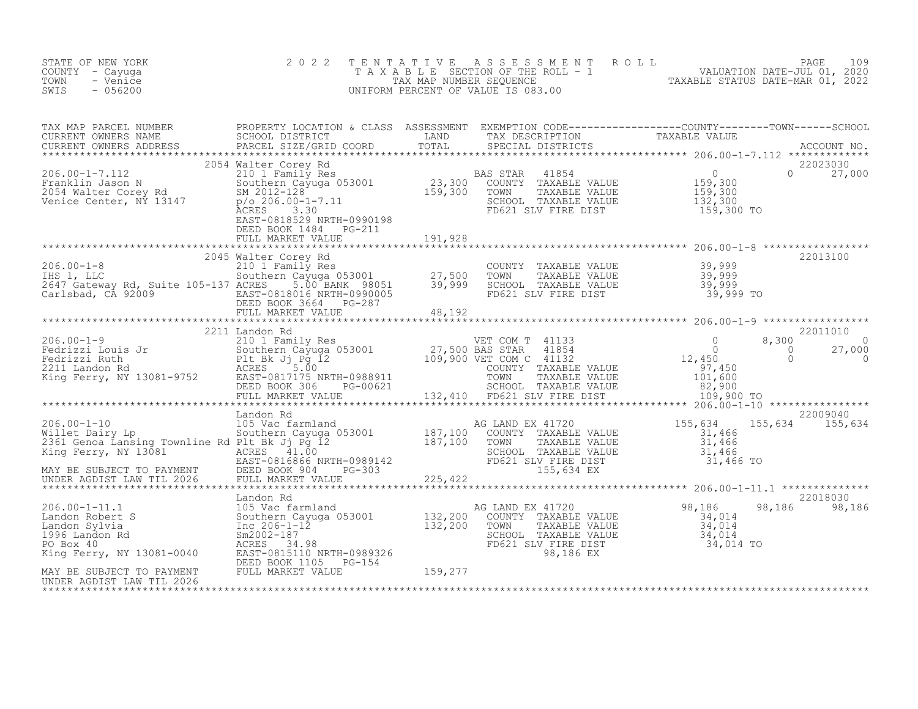STATE OF NEW YORK
COUNTY - Cayuga
TOWN - Venice
SWIS - 056200

2022 TENTATIVE ASSESSMENT ROLL
TAXABLE SECTION OF THE ROLL - 1
TAX MAP NUMBER SEQUENCE
UNIFORM PERCENT OF VALUE IS 083.00

VALUATION DATE-JUL 01, 2020
TAXABLE STATUS DATE-MAR 01, 2022

| TAX MAP PARCEL NUMBER / CURRENT OWNERS NAME / CURRENT OWNERS ADDRESS | PROPERTY LOCATION & CLASS / SCHOOL DISTRICT / PARCEL SIZE/GRID COORD | ASSESSMENT LAND | TOTAL | EXEMPTION CODE / TAX DESCRIPTION / SPECIAL DISTRICTS | COUNTY TAXABLE VALUE | TOWN | SCHOOL / ACCOUNT NO. |
|---|---|---|---|---|---|---|---|
| **206.00-1-7.112** | 2054 Walter Corey Rd | | | | | | 22023030 |
| Franklin Jason N | 210 1 Family Res | | | BAS STAR 41854 | 0 | 0 | 27,000 |
| 2054 Walter Corey Rd | Southern Cayuga 053001 | 23,300 | | COUNTY TAXABLE VALUE | 159,300 | | |
| Venice Center, NY 13147 | SM 2012-128 | | 159,300 | TOWN TAXABLE VALUE | 159,300 | | |
| | p/o 206.00-1-7.11 | | | SCHOOL TAXABLE VALUE | 132,300 | | |
| | ACRES 3.30 | | | FD621 SLV FIRE DIST | 159,300 TO | | |
| | EAST-0818529 NRTH-0990198 | | | | | | |
| | DEED BOOK 1484 PG-211 | | | | | | |
| | FULL MARKET VALUE | | 191,928 | | | | |
| **206.00-1-8** | 2045 Walter Corey Rd | | | | | | 22013100 |
| IHS 1, LLC | 210 1 Family Res | | | COUNTY TAXABLE VALUE | 39,999 | | |
| 2647 Gateway Rd, Suite 105-137 | Southern Cayuga 053001 | 27,500 | | TOWN TAXABLE VALUE | 39,999 | | |
| Carlsbad, CA 92009 | ACRES 5.00 BANK 98051 | | 39,999 | SCHOOL TAXABLE VALUE | 39,999 | | |
| | EAST-0818016 NRTH-0990005 | | | FD621 SLV FIRE DIST | 39,999 TO | | |
| | DEED BOOK 3664 PG-287 | | | | | | |
| | FULL MARKET VALUE | | 48,192 | | | | |
| **206.00-1-9** | 2211 Landon Rd | | | | | | 22011010 |
| Fedrizzi Louis Jr | 210 1 Family Res | | | VET COM T 41133 | 0 | 8,300 | 0 |
| Fedrizzi Ruth | Southern Cayuga 053001 | 27,500 | | BAS STAR 41854 | 0 | 0 | 27,000 |
| 2211 Landon Rd | Plt Bk Jj Pg 12 | | 109,900 | VET COM C 41132 | 12,450 | 0 | 0 |
| King Ferry, NY 13081-9752 | ACRES 5.00 | | | COUNTY TAXABLE VALUE | 97,450 | | |
| | EAST-0817175 NRTH-0988911 | | | TOWN TAXABLE VALUE | 101,600 | | |
| | DEED BOOK 306 PG-00621 | | | SCHOOL TAXABLE VALUE | 82,900 | | |
| | FULL MARKET VALUE | | 132,410 | FD621 SLV FIRE DIST | 109,900 TO | | |
| **206.00-1-10** | Landon Rd | | | | | | 22009040 |
| Willet Dairy Lp | 105 Vac farmland | | | AG LAND EX 41720 | 155,634 | 155,634 | 155,634 |
| 2361 Genoa Lansing Townline Rd | Southern Cayuga 053001 | 187,100 | | COUNTY TAXABLE VALUE | 31,466 | | |
| King Ferry, NY 13081 | Plt Bk Jj Pg 12 | | 187,100 | TOWN TAXABLE VALUE | 31,466 | | |
| | ACRES 41.00 | | | SCHOOL TAXABLE VALUE | 31,466 | | |
| | EAST-0816866 NRTH-0989142 | | | FD621 SLV FIRE DIST | 31,466 TO | | |
| MAY BE SUBJECT TO PAYMENT | DEED BOOK 904 PG-303 | | | 155,634 EX | | | |
| UNDER AGDIST LAW TIL 2026 | FULL MARKET VALUE | | 225,422 | | | | |
| **206.00-1-11.1** | Landon Rd | | | | | | 22018030 |
| Landon Robert S | 105 Vac farmland | | | AG LAND EX 41720 | 98,186 | 98,186 | 98,186 |
| Landon Sylvia | Southern Cayuga 053001 | 132,200 | | COUNTY TAXABLE VALUE | 34,014 | | |
| 1996 Landon Rd | Inc 206-1-12 | | 132,200 | TOWN TAXABLE VALUE | 34,014 | | |
| PO Box 40 | Sm2002-187 | | | SCHOOL TAXABLE VALUE | 34,014 | | |
| King Ferry, NY 13081-0040 | ACRES 34.98 | | | FD621 SLV FIRE DIST | 34,014 TO | | |
| | EAST-0815110 NRTH-0989326 | | | 98,186 EX | | | |
| | DEED BOOK 1105 PG-154 | | | | | | |
| MAY BE SUBJECT TO PAYMENT | FULL MARKET VALUE | | 159,277 | | | | |
| UNDER AGDIST LAW TIL 2026 | | | | | | | |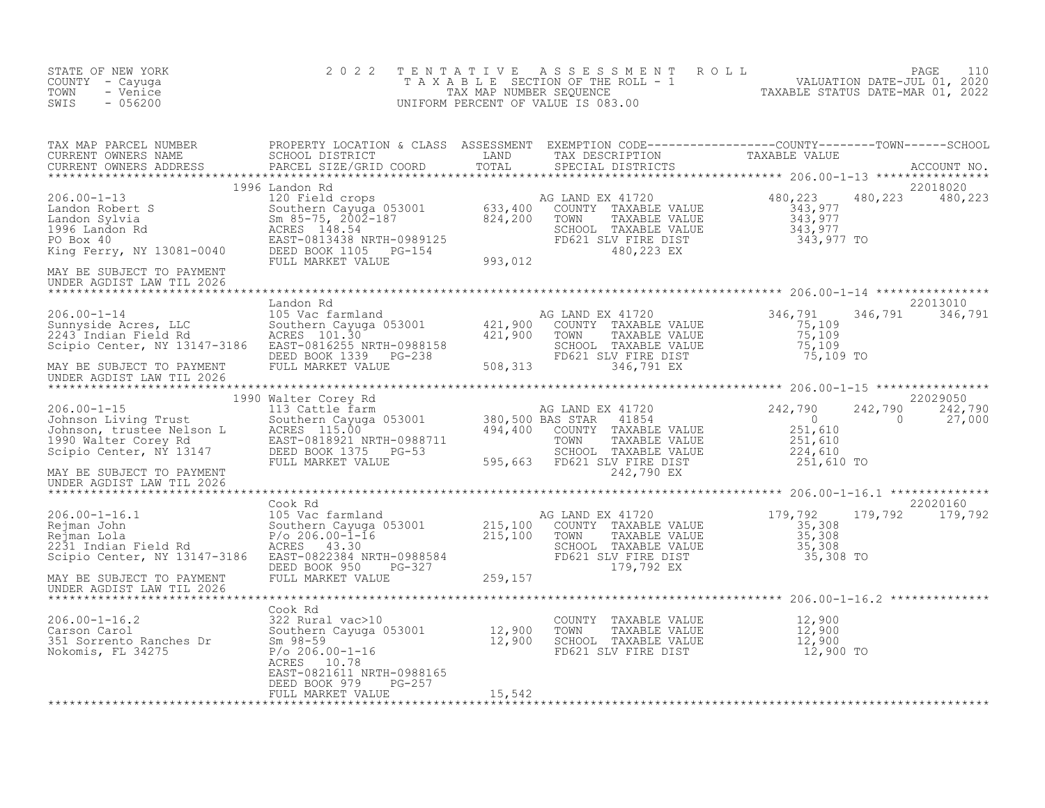STATE OF NEW YORK
COUNTY - Cayuga
TOWN - Venice
SWIS - 056200

2 0 2 2 T E N T A T I V E A S S E S S M E N T R O L L
T A X A B L E SECTION OF THE ROLL - 1
TAX MAP NUMBER SEQUENCE
UNIFORM PERCENT OF VALUE IS 083.00

VALUATION DATE-JUL 01, 2020
TAXABLE STATUS DATE-MAR 01, 2022

| TAX MAP PARCEL NUMBER / CURRENT OWNERS NAME / CURRENT OWNERS ADDRESS | PROPERTY LOCATION & CLASS / SCHOOL DISTRICT / PARCEL SIZE/GRID COORD | ASSESSMENT LAND / TOTAL | EXEMPTION CODE / TAX DESCRIPTION / SPECIAL DISTRICTS | COUNTY TAXABLE VALUE | TOWN | SCHOOL | ACCOUNT NO. |
|---|---|---|---|---|---|---|---|
| **206.00-1-13** | 1996 Landon Rd | | | | | | 22018020 |
| 206.00-1-13 | 120 Field crops | | AG LAND EX 41720 | 480,223 | 480,223 | 480,223 | |
| Landon Robert S | Southern Cayuga 053001 | 633,400 | COUNTY TAXABLE VALUE | 343,977 | | | |
| Landon Sylvia | Sm 85-75, 2002-187 | 824,200 | TOWN TAXABLE VALUE | 343,977 | | | |
| 1996 Landon Rd | ACRES 148.54 | | SCHOOL TAXABLE VALUE | 343,977 | | | |
| PO Box 40 | EAST-0813438 NRTH-0989125 | | FD621 SLV FIRE DIST | 343,977 TO | | | |
| King Ferry, NY 13081-0040 | DEED BOOK 1105 PG-154 | | 480,223 EX | | | | |
| | FULL MARKET VALUE | 993,012 | | | | | |
| MAY BE SUBJECT TO PAYMENT UNDER AGDIST LAW TIL 2026 | | | | | | | |
| **206.00-1-14** | Landon Rd | | | | | | 22013010 |
| 206.00-1-14 | 105 Vac farmland | | AG LAND EX 41720 | 346,791 | 346,791 | 346,791 | |
| Sunnyside Acres, LLC | Southern Cayuga 053001 | 421,900 | COUNTY TAXABLE VALUE | 75,109 | | | |
| 2243 Indian Field Rd | ACRES 101.30 | 421,900 | TOWN TAXABLE VALUE | 75,109 | | | |
| Scipio Center, NY 13147-3186 | EAST-0816255 NRTH-0988158 | | SCHOOL TAXABLE VALUE | 75,109 | | | |
| | DEED BOOK 1339 PG-238 | | FD621 SLV FIRE DIST | 75,109 TO | | | |
| MAY BE SUBJECT TO PAYMENT UNDER AGDIST LAW TIL 2026 | FULL MARKET VALUE | 508,313 | 346,791 EX | | | | |
| **206.00-1-15** | 1990 Walter Corey Rd | | | | | | 22029050 |
| 206.00-1-15 | 113 Cattle farm | | AG LAND EX 41720 | 242,790 | 242,790 | 242,790 | |
| Johnson Living Trust | Southern Cayuga 053001 | 380,500 | BAS STAR 41854 | 0 | 0 | 27,000 | |
| Johnson, trustee Nelson L | ACRES 115.00 | 494,400 | COUNTY TAXABLE VALUE | 251,610 | | | |
| 1990 Walter Corey Rd | EAST-0818921 NRTH-0988711 | | TOWN TAXABLE VALUE | 251,610 | | | |
| Scipio Center, NY 13147 | DEED BOOK 1375 PG-53 | | SCHOOL TAXABLE VALUE | 224,610 | | | |
| | FULL MARKET VALUE | 595,663 | FD621 SLV FIRE DIST | 251,610 TO | | | |
| MAY BE SUBJECT TO PAYMENT UNDER AGDIST LAW TIL 2026 | | | 242,790 EX | | | | |
| **206.00-1-16.1** | Cook Rd | | | | | | 22020160 |
| 206.00-1-16.1 | 105 Vac farmland | | AG LAND EX 41720 | 179,792 | 179,792 | 179,792 | |
| Rejman John | Southern Cayuga 053001 | 215,100 | COUNTY TAXABLE VALUE | 35,308 | | | |
| Rejman Lola | P/o 206.00-1-16 | 215,100 | TOWN TAXABLE VALUE | 35,308 | | | |
| 2231 Indian Field Rd | ACRES 43.30 | | SCHOOL TAXABLE VALUE | 35,308 | | | |
| Scipio Center, NY 13147-3186 | EAST-0822384 NRTH-0988584 | | FD621 SLV FIRE DIST | 35,308 TO | | | |
| | DEED BOOK 950 PG-327 | | 179,792 EX | | | | |
| MAY BE SUBJECT TO PAYMENT UNDER AGDIST LAW TIL 2026 | FULL MARKET VALUE | 259,157 | | | | | |
| **206.00-1-16.2** | Cook Rd | | | | | | |
| 206.00-1-16.2 | 322 Rural vac>10 | | COUNTY TAXABLE VALUE | 12,900 | | | |
| Carson Carol | Southern Cayuga 053001 | 12,900 | TOWN TAXABLE VALUE | 12,900 | | | |
| 351 Sorrento Ranches Dr | Sm 98-59 | 12,900 | SCHOOL TAXABLE VALUE | 12,900 | | | |
| Nokomis, FL 34275 | P/o 206.00-1-16 | | FD621 SLV FIRE DIST | 12,900 TO | | | |
| | ACRES 10.78 | | | | | | |
| | EAST-0821611 NRTH-0988165 | | | | | | |
| | DEED BOOK 979 PG-257 | | | | | | |
| | FULL MARKET VALUE | 15,542 | | | | | |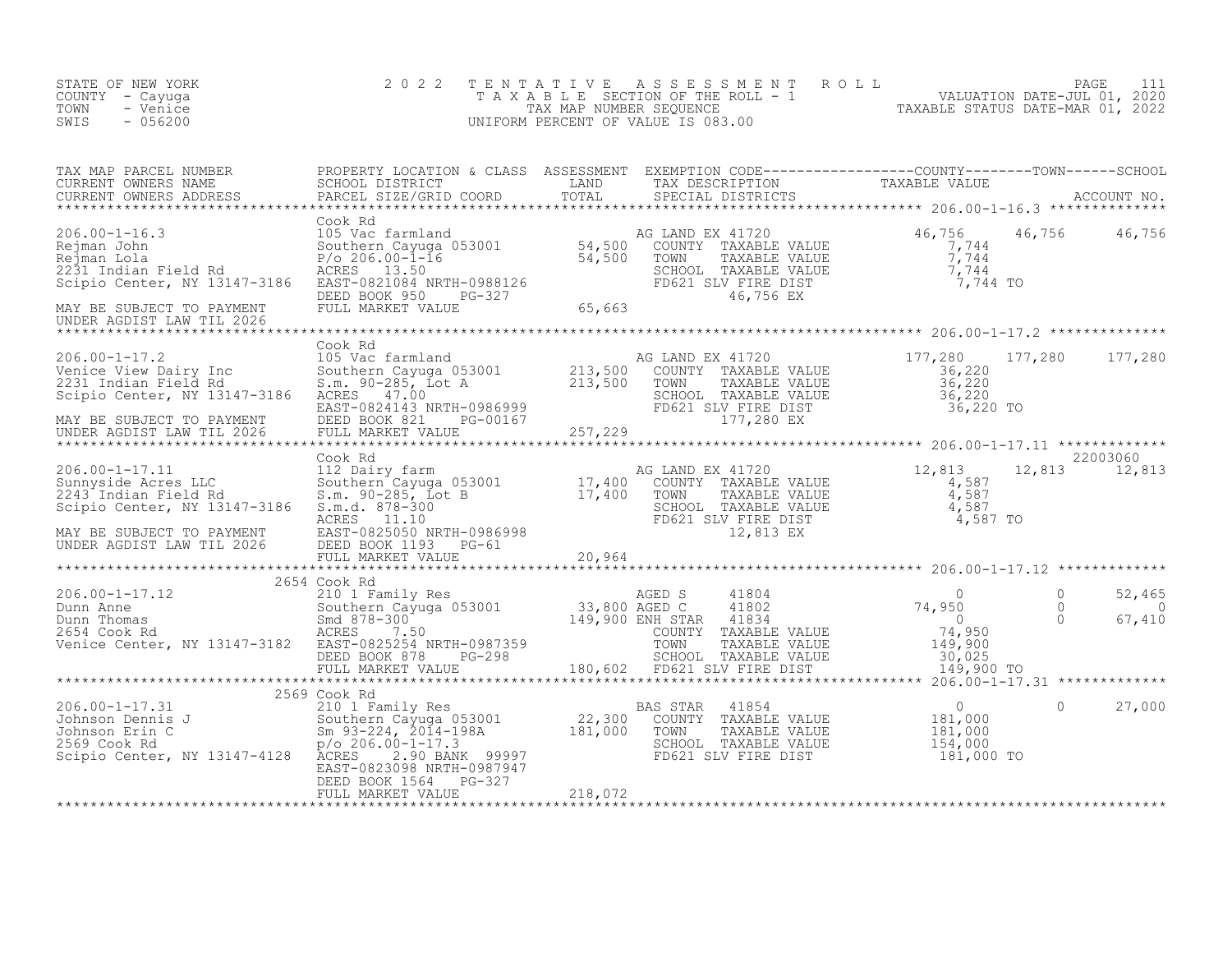STATE OF NEW YORK
COUNTY - Cayuga
TOWN - Venice
SWIS - 056200

2022 TENTATIVE ASSESSMENT ROLL
TAXABLE SECTION OF THE ROLL - 1
TAX MAP NUMBER SEQUENCE
UNIFORM PERCENT OF VALUE IS 083.00

VALUATION DATE-JUL 01, 2020
TAXABLE STATUS DATE-MAR 01, 2022

| TAX MAP PARCEL NUMBER / CURRENT OWNERS NAME / CURRENT OWNERS ADDRESS | PROPERTY LOCATION & CLASS / SCHOOL DISTRICT / PARCEL SIZE/GRID COORD | ASSESSMENT LAND / TOTAL | EXEMPTION CODE / TAX DESCRIPTION / SPECIAL DISTRICTS | COUNTY TAXABLE VALUE | TOWN | SCHOOL / ACCOUNT NO. |
|---|---|---|---|---|---|---|
| 206.00-1-16.3 | Cook Rd | | | | | |
| 206.00-1-16.3 | 105 Vac farmland | | AG LAND EX 41720 | 46,756 | 46,756 | 46,756 |
| Rejman John | Southern Cayuga 053001 | 54,500 | COUNTY TAXABLE VALUE | 7,744 | | |
| Rejman Lola | P/o 206.00-1-16 | 54,500 | TOWN TAXABLE VALUE | 7,744 | | |
| 2231 Indian Field Rd | ACRES 13.50 | | SCHOOL TAXABLE VALUE | 7,744 | | |
| Scipio Center, NY 13147-3186 | EAST-0821084 NRTH-0988126 | | FD621 SLV FIRE DIST | 7,744 TO | | |
| | DEED BOOK 950 PG-327 | | 46,756 EX | | | |
| MAY BE SUBJECT TO PAYMENT | FULL MARKET VALUE | 65,663 | | | | |
| UNDER AGDIST LAW TIL 2026 | | | | | | |
| 206.00-1-17.2 | Cook Rd | | | | | |
| 206.00-1-17.2 | 105 Vac farmland | | AG LAND EX 41720 | 177,280 | 177,280 | 177,280 |
| Venice View Dairy Inc | Southern Cayuga 053001 | 213,500 | COUNTY TAXABLE VALUE | 36,220 | | |
| 2231 Indian Field Rd | S.m. 90-285, Lot A | 213,500 | TOWN TAXABLE VALUE | 36,220 | | |
| Scipio Center, NY 13147-3186 | ACRES 47.00 | | SCHOOL TAXABLE VALUE | 36,220 | | |
| | EAST-0824143 NRTH-0986999 | | FD621 SLV FIRE DIST | 36,220 TO | | |
| MAY BE SUBJECT TO PAYMENT | DEED BOOK 821 PG-00167 | | 177,280 EX | | | |
| UNDER AGDIST LAW TIL 2026 | FULL MARKET VALUE | 257,229 | | | | |
| 206.00-1-17.11 | Cook Rd | | | | | 22003060 |
| 206.00-1-17.11 | 112 Dairy farm | | AG LAND EX 41720 | 12,813 | 12,813 | 12,813 |
| Sunnyside Acres LLC | Southern Cayuga 053001 | 17,400 | COUNTY TAXABLE VALUE | 4,587 | | |
| 2243 Indian Field Rd | S.m. 90-285, Lot B | 17,400 | TOWN TAXABLE VALUE | 4,587 | | |
| Scipio Center, NY 13147-3186 | S.m.d. 878-300 | | SCHOOL TAXABLE VALUE | 4,587 | | |
| | ACRES 11.10 | | FD621 SLV FIRE DIST | 4,587 TO | | |
| MAY BE SUBJECT TO PAYMENT | EAST-0825050 NRTH-0986998 | | 12,813 EX | | | |
| UNDER AGDIST LAW TIL 2026 | DEED BOOK 1193 PG-61 | | | | | |
| | FULL MARKET VALUE | 20,964 | | | | |
| 206.00-1-17.12 | 2654 Cook Rd | | | | | |
| 206.00-1-17.12 | 210 1 Family Res | | AGED S 41804 | 0 | 0 | 52,465 |
| Dunn Anne | Southern Cayuga 053001 | 33,800 | AGED C 41802 | 74,950 | 0 | 0 |
| Dunn Thomas | Smd 878-300 | 149,900 | ENH STAR 41834 | 0 | 0 | 67,410 |
| 2654 Cook Rd | ACRES 7.50 | | COUNTY TAXABLE VALUE | 74,950 | | |
| Venice Center, NY 13147-3182 | EAST-0825254 NRTH-0987359 | | TOWN TAXABLE VALUE | 149,900 | | |
| | DEED BOOK 878 PG-298 | | SCHOOL TAXABLE VALUE | 30,025 | | |
| | FULL MARKET VALUE | 180,602 | FD621 SLV FIRE DIST | 149,900 TO | | |
| 206.00-1-17.31 | 2569 Cook Rd | | | | | |
| 206.00-1-17.31 | 210 1 Family Res | | BAS STAR 41854 | 0 | 0 | 27,000 |
| Johnson Dennis J | Southern Cayuga 053001 | 22,300 | COUNTY TAXABLE VALUE | 181,000 | | |
| Johnson Erin C | Sm 93-224, 2014-198A | 181,000 | TOWN TAXABLE VALUE | 181,000 | | |
| 2569 Cook Rd | p/o 206.00-1-17.3 | | SCHOOL TAXABLE VALUE | 154,000 | | |
| Scipio Center, NY 13147-4128 | ACRES 2.90 BANK 99997 | | FD621 SLV FIRE DIST | 181,000 TO | | |
| | EAST-0823098 NRTH-0987947 | | | | | |
| | DEED BOOK 1564 PG-327 | | | | | |
| | FULL MARKET VALUE | 218,072 | | | | |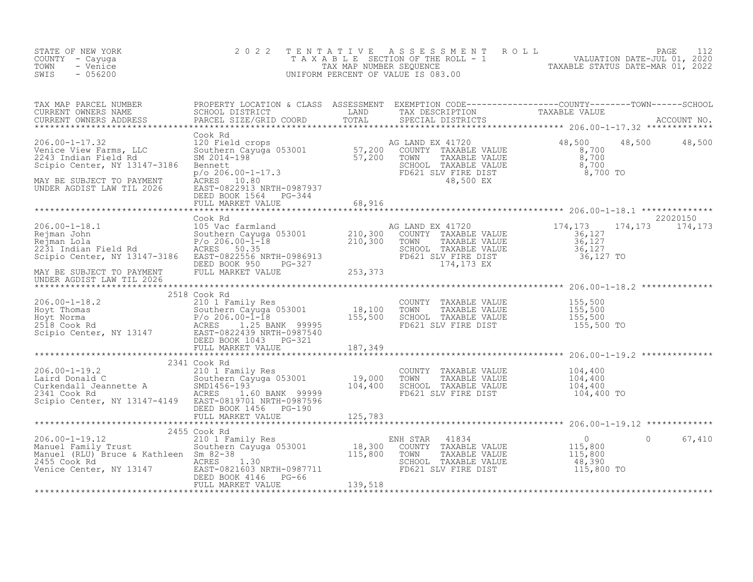STATE OF NEW YORK
COUNTY - Cayuga
TOWN - Venice
SWIS - 056200

2022 TENTATIVE ASSESSMENT ROLL
TAXABLE SECTION OF THE ROLL - 1
TAX MAP NUMBER SEQUENCE
UNIFORM PERCENT OF VALUE IS 083.00

VALUATION DATE-JUL 01, 2020
TAXABLE STATUS DATE-MAR 01, 2022

| TAX MAP PARCEL NUMBER / CURRENT OWNERS NAME / CURRENT OWNERS ADDRESS | PROPERTY LOCATION & CLASS / SCHOOL DISTRICT / PARCEL SIZE/GRID COORD | ASSESSMENT LAND | TOTAL | EXEMPTION CODE / TAX DESCRIPTION / SPECIAL DISTRICTS | COUNTY TAXABLE VALUE | TOWN | SCHOOL | ACCOUNT NO. |
|---|---|---|---|---|---|---|---|---|
| 206.00-1-17.32 | Cook Rd | | | | | | | |
| 206.00-1-17.32 | 120 Field crops | | | AG LAND EX 41720 | 48,500 | 48,500 | 48,500 | |
| Venice View Farms, LLC | Southern Cayuga 053001 | 57,200 | | COUNTY TAXABLE VALUE | 8,700 | | | |
| 2243 Indian Field Rd | SM 2014-198 | | 57,200 | TOWN TAXABLE VALUE | 8,700 | | | |
| Scipio Center, NY 13147-3186 | Bennett | | | SCHOOL TAXABLE VALUE | 8,700 | | | |
| | p/o 206.00-1-17.3 | | | FD621 SLV FIRE DIST | 8,700 TO | | | |
| MAY BE SUBJECT TO PAYMENT | ACRES 10.80 | | | 48,500 EX | | | | |
| UNDER AGDIST LAW TIL 2026 | EAST-0822913 NRTH-0987937 | | | | | | | |
| | DEED BOOK 1564 PG-344 | | | | | | | |
| | FULL MARKET VALUE | | 68,916 | | | | | |
| 206.00-1-18.1 | Cook Rd | | | | | | | 22020150 |
| 206.00-1-18.1 | 105 Vac farmland | | | AG LAND EX 41720 | 174,173 | 174,173 | 174,173 | |
| Rejman John | Southern Cayuga 053001 | 210,300 | | COUNTY TAXABLE VALUE | 36,127 | | | |
| Rejman Lola | P/o 206.00-1-18 | | 210,300 | TOWN TAXABLE VALUE | 36,127 | | | |
| 2231 Indian Field Rd | ACRES 50.35 | | | SCHOOL TAXABLE VALUE | 36,127 | | | |
| Scipio Center, NY 13147-3186 | EAST-0822556 NRTH-0986913 | | | FD621 SLV FIRE DIST | 36,127 TO | | | |
| | DEED BOOK 950 PG-327 | | | 174,173 EX | | | | |
| MAY BE SUBJECT TO PAYMENT | FULL MARKET VALUE | | 253,373 | | | | | |
| UNDER AGDIST LAW TIL 2026 | | | | | | | | |
| 206.00-1-18.2 | 2518 Cook Rd | | | | | | | |
| 206.00-1-18.2 | 210 1 Family Res | | | COUNTY TAXABLE VALUE | 155,500 | | | |
| Hoyt Thomas | Southern Cayuga 053001 | 18,100 | | TOWN TAXABLE VALUE | 155,500 | | | |
| Hoyt Norma | P/o 206.00-1-18 | | 155,500 | SCHOOL TAXABLE VALUE | 155,500 | | | |
| 2518 Cook Rd | ACRES 1.25 BANK 99995 | | | FD621 SLV FIRE DIST | 155,500 TO | | | |
| Scipio Center, NY 13147 | EAST-0822439 NRTH-0987540 | | | | | | | |
| | DEED BOOK 1043 PG-321 | | | | | | | |
| | FULL MARKET VALUE | | 187,349 | | | | | |
| 206.00-1-19.2 | 2341 Cook Rd | | | | | | | |
| 206.00-1-19.2 | 210 1 Family Res | | | COUNTY TAXABLE VALUE | 104,400 | | | |
| Laird Donald C | Southern Cayuga 053001 | 19,000 | | TOWN TAXABLE VALUE | 104,400 | | | |
| Curkendall Jeannette A | SMD1456-193 | | 104,400 | SCHOOL TAXABLE VALUE | 104,400 | | | |
| 2341 Cook Rd | ACRES 1.60 BANK 99999 | | | FD621 SLV FIRE DIST | 104,400 TO | | | |
| Scipio Center, NY 13147-4149 | EAST-0819701 NRTH-0987596 | | | | | | | |
| | DEED BOOK 1456 PG-190 | | | | | | | |
| | FULL MARKET VALUE | | 125,783 | | | | | |
| 206.00-1-19.12 | 2455 Cook Rd | | | | | | | |
| 206.00-1-19.12 | 210 1 Family Res | | | ENH STAR 41834 | 0 | 0 | 67,410 | |
| Manuel Family Trust | Southern Cayuga 053001 | 18,300 | | COUNTY TAXABLE VALUE | 115,800 | | | |
| Manuel (RLU) Bruce & Kathleen | Sm 82-38 | | 115,800 | TOWN TAXABLE VALUE | 115,800 | | | |
| 2455 Cook Rd | ACRES 1.30 | | | SCHOOL TAXABLE VALUE | 48,390 | | | |
| Venice Center, NY 13147 | EAST-0821603 NRTH-0987711 | | | FD621 SLV FIRE DIST | 115,800 TO | | | |
| | DEED BOOK 4146 PG-66 | | | | | | | |
| | FULL MARKET VALUE | | 139,518 | | | | | |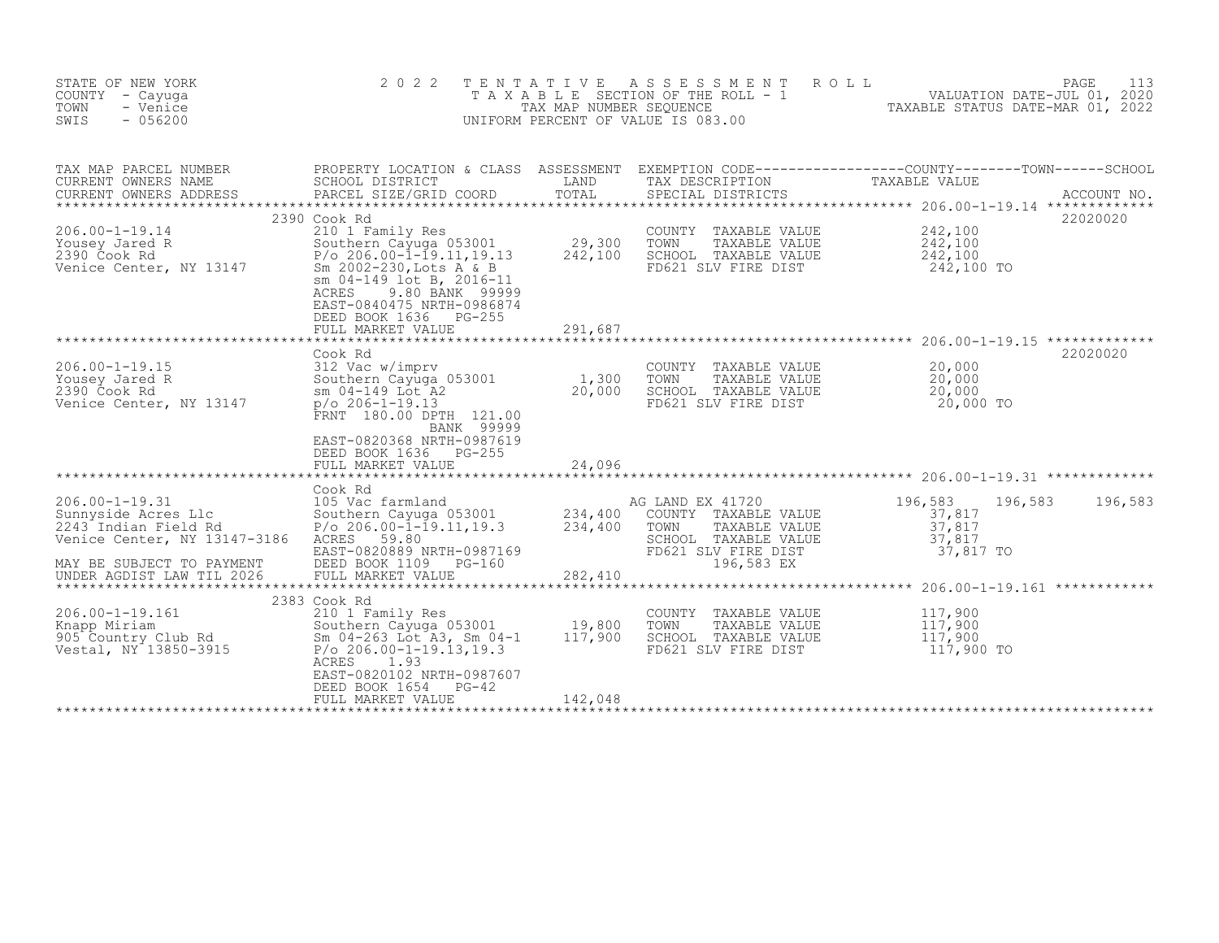STATE OF NEW YORK
COUNTY - Cayuga
TOWN - Venice
SWIS - 056200

2022 TENTATIVE ASSESSMENT ROLL
TAXABLE SECTION OF THE ROLL - 1
TAX MAP NUMBER SEQUENCE
UNIFORM PERCENT OF VALUE IS 083.00

VALUATION DATE-JUL 01, 2020
TAXABLE STATUS DATE-MAR 01, 2022

| TAX MAP PARCEL NUMBER / CURRENT OWNERS NAME / CURRENT OWNERS ADDRESS | PROPERTY LOCATION & CLASS / SCHOOL DISTRICT / PARCEL SIZE/GRID COORD | ASSESSMENT LAND / TOTAL | EXEMPTION CODE / TAX DESCRIPTION / SPECIAL DISTRICTS | COUNTY | TOWN | SCHOOL | TAXABLE VALUE / ACCOUNT NO. |
|---|---|---|---|---|---|---|---|
| **206.00-1-19.14** | 2390 Cook Rd | | | | | | 22020020 |
| 206.00-1-19.14 | 210 1 Family Res | | COUNTY TAXABLE VALUE | 242,100 | | | |
| Yousey Jared R | Southern Cayuga 053001 | 29,300 | TOWN TAXABLE VALUE | 242,100 | | | |
| 2390 Cook Rd | P/o 206.00-1-19.11,19.13 | 242,100 | SCHOOL TAXABLE VALUE | 242,100 | | | |
| Venice Center, NY 13147 | Sm 2002-230,Lots A & B | | FD621 SLV FIRE DIST | 242,100 TO | | | |
| | sm 04-149 lot B, 2016-11 | | | | | | |
| | ACRES 9.80 BANK 99999 | | | | | | |
| | EAST-0840475 NRTH-0986874 | | | | | | |
| | DEED BOOK 1636 PG-255 | | | | | | |
| | FULL MARKET VALUE | 291,687 | | | | | |
| **206.00-1-19.15** | Cook Rd | | | | | | 22020020 |
| 206.00-1-19.15 | 312 Vac w/imprv | | COUNTY TAXABLE VALUE | 20,000 | | | |
| Yousey Jared R | Southern Cayuga 053001 | 1,300 | TOWN TAXABLE VALUE | 20,000 | | | |
| 2390 Cook Rd | sm 04-149 Lot A2 | 20,000 | SCHOOL TAXABLE VALUE | 20,000 | | | |
| Venice Center, NY 13147 | p/o 206-1-19.13 | | FD621 SLV FIRE DIST | 20,000 TO | | | |
| | FRNT 180.00 DPTH 121.00 | | | | | | |
| | BANK 99999 | | | | | | |
| | EAST-0820368 NRTH-0987619 | | | | | | |
| | DEED BOOK 1636 PG-255 | | | | | | |
| | FULL MARKET VALUE | 24,096 | | | | | |
| **206.00-1-19.31** | Cook Rd | | | | | | |
| 206.00-1-19.31 | 105 Vac farmland | | AG LAND EX 41720 | 196,583 | 196,583 | 196,583 | |
| Sunnyside Acres Llc | Southern Cayuga 053001 | 234,400 | COUNTY TAXABLE VALUE | 37,817 | | | |
| 2243 Indian Field Rd | P/o 206.00-1-19.11,19.3 | 234,400 | TOWN TAXABLE VALUE | 37,817 | | | |
| Venice Center, NY 13147-3186 | ACRES 59.80 | | SCHOOL TAXABLE VALUE | 37,817 | | | |
| | EAST-0820889 NRTH-0987169 | | FD621 SLV FIRE DIST | 37,817 TO | | | |
| MAY BE SUBJECT TO PAYMENT | DEED BOOK 1109 PG-160 | | 196,583 EX | | | | |
| UNDER AGDIST LAW TIL 2026 | FULL MARKET VALUE | 282,410 | | | | | |
| **206.00-1-19.161** | 2383 Cook Rd | | | | | | |
| 206.00-1-19.161 | 210 1 Family Res | | COUNTY TAXABLE VALUE | 117,900 | | | |
| Knapp Miriam | Southern Cayuga 053001 | 19,800 | TOWN TAXABLE VALUE | 117,900 | | | |
| 905 Country Club Rd | Sm 04-263 Lot A3, Sm 04-1 | 117,900 | SCHOOL TAXABLE VALUE | 117,900 | | | |
| Vestal, NY 13850-3915 | P/o 206.00-1-19.13,19.3 | | FD621 SLV FIRE DIST | 117,900 TO | | | |
| | ACRES 1.93 | | | | | | |
| | EAST-0820102 NRTH-0987607 | | | | | | |
| | DEED BOOK 1654 PG-42 | | | | | | |
| | FULL MARKET VALUE | 142,048 | | | | | |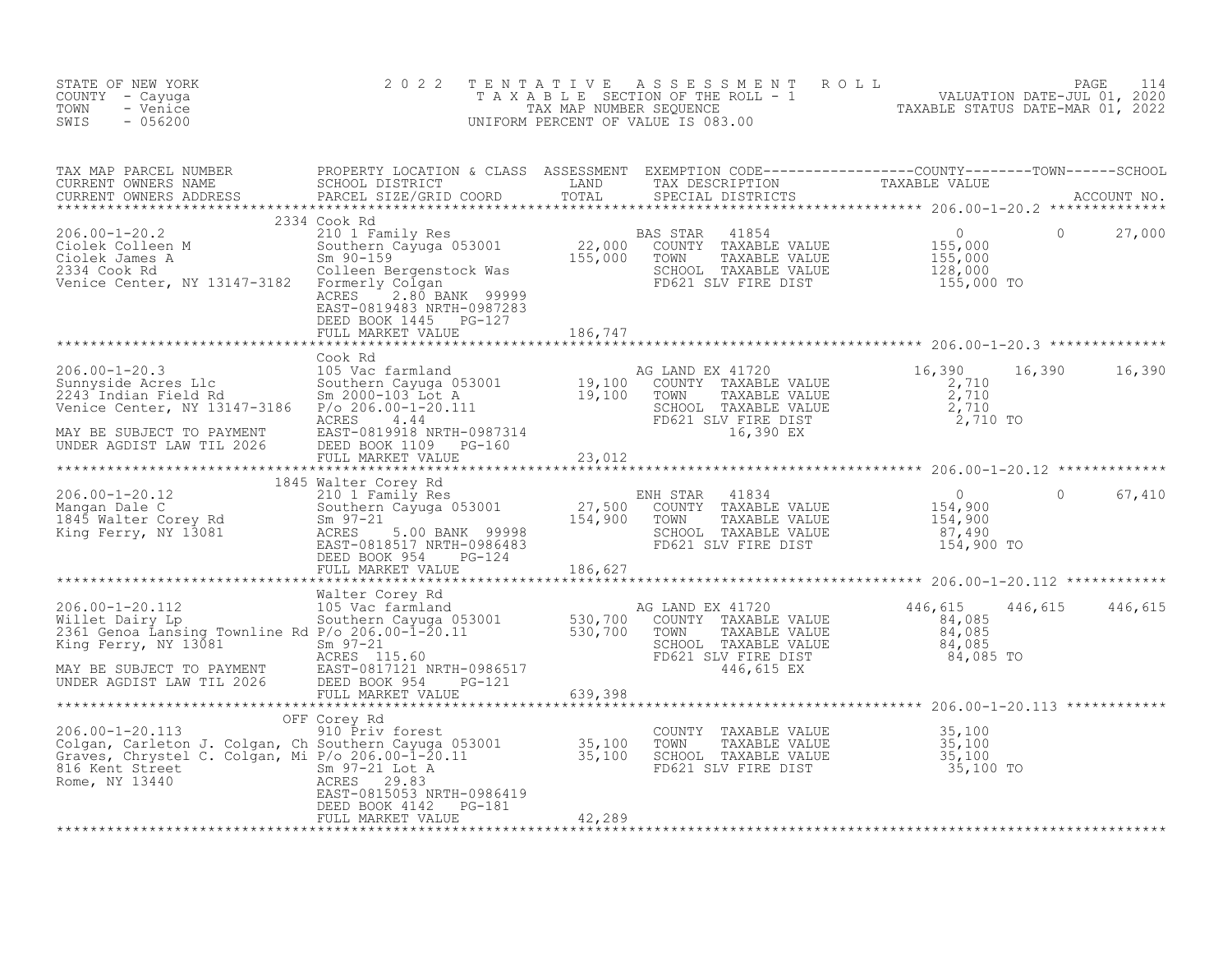STATE OF NEW YORK
COUNTY - Cayuga
TOWN - Venice
SWIS - 056200

2022 TENTATIVE ASSESSMENT ROLL
TAXABLE SECTION OF THE ROLL - 1
TAX MAP NUMBER SEQUENCE
UNIFORM PERCENT OF VALUE IS 083.00

VALUATION DATE-JUL 01, 2020
TAXABLE STATUS DATE-MAR 01, 2022

| TAX MAP PARCEL NUMBER / CURRENT OWNERS NAME / CURRENT OWNERS ADDRESS | PROPERTY LOCATION & CLASS / SCHOOL DISTRICT / PARCEL SIZE/GRID COORD | ASSESSMENT LAND / TOTAL | EXEMPTION CODE / TAX DESCRIPTION / SPECIAL DISTRICTS | COUNTY TAXABLE VALUE | TOWN | SCHOOL |
|---|---|---|---|---|---|---|
| **206.00-1-20.2** | 2334 Cook Rd | | | | | |
| 206.00-1-20.2 | 210 1 Family Res | | BAS STAR 41854 | 0 | 0 | 27,000 |
| Ciolek Colleen M | Southern Cayuga 053001 | 22,000 | COUNTY TAXABLE VALUE | 155,000 | | |
| Ciolek James A | Sm 90-159 | 155,000 | TOWN TAXABLE VALUE | 155,000 | | |
| 2334 Cook Rd | Colleen Bergenstock Was | | SCHOOL TAXABLE VALUE | 128,000 | | |
| Venice Center, NY 13147-3182 | Formerly Colgan | | FD621 SLV FIRE DIST | 155,000 TO | | |
| | ACRES 2.80 BANK 99999 | | | | | |
| | EAST-0819483 NRTH-0987283 | | | | | |
| | DEED BOOK 1445 PG-127 | | | | | |
| | FULL MARKET VALUE | 186,747 | | | | |
| **206.00-1-20.3** | Cook Rd | | | | | |
| 206.00-1-20.3 | 105 Vac farmland | | AG LAND EX 41720 | 16,390 | 16,390 | 16,390 |
| Sunnyside Acres Llc | Southern Cayuga 053001 | 19,100 | COUNTY TAXABLE VALUE | 2,710 | | |
| 2243 Indian Field Rd | Sm 2000-103 Lot A | 19,100 | TOWN TAXABLE VALUE | 2,710 | | |
| Venice Center, NY 13147-3186 | P/o 206.00-1-20.111 | | SCHOOL TAXABLE VALUE | 2,710 | | |
| | ACRES 4.44 | | FD621 SLV FIRE DIST | 2,710 TO | | |
| MAY BE SUBJECT TO PAYMENT | EAST-0819918 NRTH-0987314 | | 16,390 EX | | | |
| UNDER AGDIST LAW TIL 2026 | DEED BOOK 1109 PG-160 | | | | | |
| | FULL MARKET VALUE | 23,012 | | | | |
| **206.00-1-20.12** | 1845 Walter Corey Rd | | | | | |
| 206.00-1-20.12 | 210 1 Family Res | | ENH STAR 41834 | 0 | 0 | 67,410 |
| Mangan Dale C | Southern Cayuga 053001 | 27,500 | COUNTY TAXABLE VALUE | 154,900 | | |
| 1845 Walter Corey Rd | Sm 97-21 | 154,900 | TOWN TAXABLE VALUE | 154,900 | | |
| King Ferry, NY 13081 | ACRES 5.00 BANK 99998 | | SCHOOL TAXABLE VALUE | 87,490 | | |
| | EAST-0818517 NRTH-0986483 | | FD621 SLV FIRE DIST | 154,900 TO | | |
| | DEED BOOK 954 PG-124 | | | | | |
| | FULL MARKET VALUE | 186,627 | | | | |
| **206.00-1-20.112** | Walter Corey Rd | | | | | |
| 206.00-1-20.112 | 105 Vac farmland | | AG LAND EX 41720 | 446,615 | 446,615 | 446,615 |
| Willet Dairy Lp | Southern Cayuga 053001 | 530,700 | COUNTY TAXABLE VALUE | 84,085 | | |
| 2361 Genoa Lansing Townline Rd | P/o 206.00-1-20.11 | 530,700 | TOWN TAXABLE VALUE | 84,085 | | |
| King Ferry, NY 13081 | Sm 97-21 | | SCHOOL TAXABLE VALUE | 84,085 | | |
| | ACRES 115.60 | | FD621 SLV FIRE DIST | 84,085 TO | | |
| MAY BE SUBJECT TO PAYMENT | EAST-0817121 NRTH-0986517 | | 446,615 EX | | | |
| UNDER AGDIST LAW TIL 2026 | DEED BOOK 954 PG-121 | | | | | |
| | FULL MARKET VALUE | 639,398 | | | | |
| **206.00-1-20.113** | OFF Corey Rd | | | | | |
| 206.00-1-20.113 | 910 Priv forest | | COUNTY TAXABLE VALUE | 35,100 | | |
| Colgan, Carleton J. Colgan, Ch | Southern Cayuga 053001 | 35,100 | TOWN TAXABLE VALUE | 35,100 | | |
| Graves, Chrystel C. Colgan, Mi | P/o 206.00-1-20.11 | 35,100 | SCHOOL TAXABLE VALUE | 35,100 | | |
| 816 Kent Street | Sm 97-21 Lot A | | FD621 SLV FIRE DIST | 35,100 TO | | |
| Rome, NY 13440 | ACRES 29.83 | | | | | |
| | EAST-0815053 NRTH-0986419 | | | | | |
| | DEED BOOK 4142 PG-181 | | | | | |
| | FULL MARKET VALUE | 42,289 | | | | |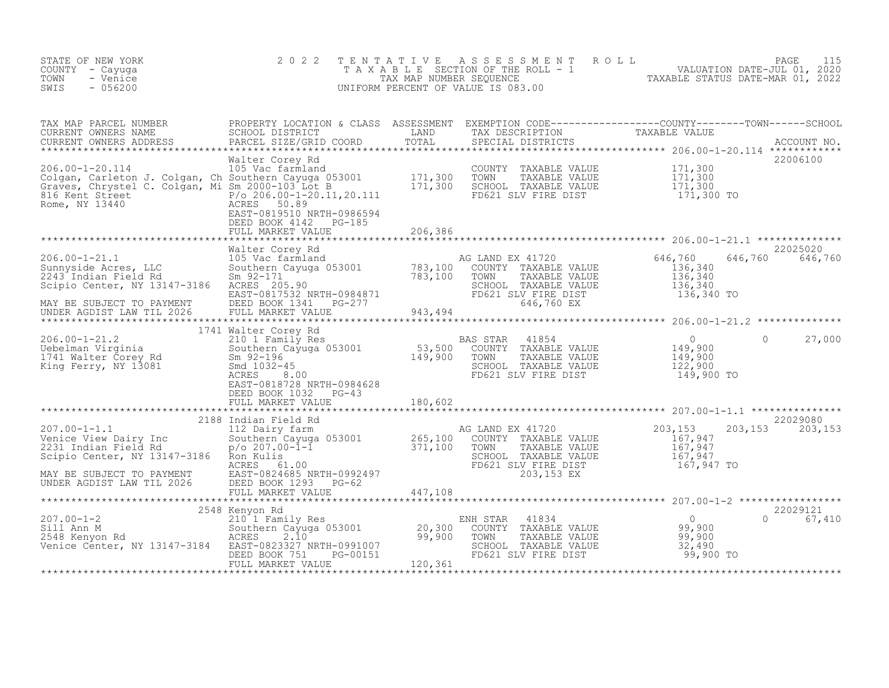STATE OF NEW YORK
COUNTY - Cayuga
TOWN - Venice
SWIS - 056200

# 2022 TENTATIVE ASSESSMENT ROLL

TAXABLE SECTION OF THE ROLL - 1
TAX MAP NUMBER SEQUENCE
UNIFORM PERCENT OF VALUE IS 083.00

VALUATION DATE-JUL 01, 2020
TAXABLE STATUS DATE-MAR 01, 2022

| TAX MAP PARCEL NUMBER / CURRENT OWNERS NAME / CURRENT OWNERS ADDRESS | PROPERTY LOCATION & CLASS / SCHOOL DISTRICT / PARCEL SIZE/GRID COORD | ASSESSMENT LAND / TOTAL | EXEMPTION CODE / TAX DESCRIPTION / SPECIAL DISTRICTS | COUNTY TAXABLE VALUE | TOWN | SCHOOL | ACCOUNT NO. |
|---|---|---|---|---|---|---|---|
| 206.00-1-20.114 | Walter Corey Rd | | | | | | 22006100 |
| Colgan, Carleton J. Colgan, Ch | 105 Vac farmland | | COUNTY TAXABLE VALUE | 171,300 | | | |
| Graves, Chrystel C. Colgan, Mi | Southern Cayuga 053001 | 171,300 | TOWN TAXABLE VALUE | 171,300 | | | |
| 816 Kent Street | Sm 2000-103 Lot B | 171,300 | SCHOOL TAXABLE VALUE | 171,300 | | | |
| Rome, NY 13440 | P/o 206.00-1-20.11,20.111 | | FD621 SLV FIRE DIST | 171,300 TO | | | |
| | ACRES 50.89 | | | | | | |
| | EAST-0819510 NRTH-0986594 | | | | | | |
| | DEED BOOK 4142 PG-185 | | | | | | |
| | FULL MARKET VALUE | 206,386 | | | | | |
| 206.00-1-21.1 | Walter Corey Rd | | | | | | 22025020 |
| Sunnyside Acres, LLC | 105 Vac farmland | | AG LAND EX 41720 | 646,760 | 646,760 | 646,760 | |
| 2243 Indian Field Rd | Southern Cayuga 053001 | 783,100 | COUNTY TAXABLE VALUE | 136,340 | | | |
| Scipio Center, NY 13147-3186 | Sm 92-171 | 783,100 | TOWN TAXABLE VALUE | 136,340 | | | |
| | ACRES 205.90 | | SCHOOL TAXABLE VALUE | 136,340 | | | |
| | EAST-0817532 NRTH-0984871 | | FD621 SLV FIRE DIST | 136,340 TO | | | |
| MAY BE SUBJECT TO PAYMENT | DEED BOOK 1341 PG-277 | | 646,760 EX | | | | |
| UNDER AGDIST LAW TIL 2026 | FULL MARKET VALUE | 943,494 | | | | | |
| 206.00-1-21.2 | 1741 Walter Corey Rd | | | | | | |
| Uebelman Virginia | 210 1 Family Res | | BAS STAR 41854 | 0 | 0 | 27,000 | |
| 1741 Walter Corey Rd | Southern Cayuga 053001 | 53,500 | COUNTY TAXABLE VALUE | 149,900 | | | |
| King Ferry, NY 13081 | Sm 92-196 | 149,900 | TOWN TAXABLE VALUE | 149,900 | | | |
| | Smd 1032-45 | | SCHOOL TAXABLE VALUE | 122,900 | | | |
| | ACRES 8.00 | | FD621 SLV FIRE DIST | 149,900 TO | | | |
| | EAST-0818728 NRTH-0984628 | | | | | | |
| | DEED BOOK 1032 PG-43 | | | | | | |
| | FULL MARKET VALUE | 180,602 | | | | | |
| 207.00-1-1.1 | 2188 Indian Field Rd | | | | | | 22029080 |
| Venice View Dairy Inc | 112 Dairy farm | | AG LAND EX 41720 | 203,153 | 203,153 | 203,153 | |
| 2231 Indian Field Rd | Southern Cayuga 053001 | 265,100 | COUNTY TAXABLE VALUE | 167,947 | | | |
| Scipio Center, NY 13147-3186 | p/o 207.00-1-1 | 371,100 | TOWN TAXABLE VALUE | 167,947 | | | |
| | Ron Kulis | | SCHOOL TAXABLE VALUE | 167,947 | | | |
| | ACRES 61.00 | | FD621 SLV FIRE DIST | 167,947 TO | | | |
| MAY BE SUBJECT TO PAYMENT | EAST-0824685 NRTH-0992497 | | 203,153 EX | | | | |
| UNDER AGDIST LAW TIL 2026 | DEED BOOK 1293 PG-62 | | | | | | |
| | FULL MARKET VALUE | 447,108 | | | | | |
| 207.00-1-2 | 2548 Kenyon Rd | | | | | | 22029121 |
| Sill Ann M | 210 1 Family Res | | ENH STAR 41834 | 0 | 0 | 67,410 | |
| 2548 Kenyon Rd | Southern Cayuga 053001 | 20,300 | COUNTY TAXABLE VALUE | 99,900 | | | |
| Venice Center, NY 13147-3184 | ACRES 2.10 | 99,900 | TOWN TAXABLE VALUE | 99,900 | | | |
| | EAST-0823327 NRTH-0991007 | | SCHOOL TAXABLE VALUE | 32,490 | | | |
| | DEED BOOK 751 PG-00151 | | FD621 SLV FIRE DIST | 99,900 TO | | | |
| | FULL MARKET VALUE | 120,361 | | | | | |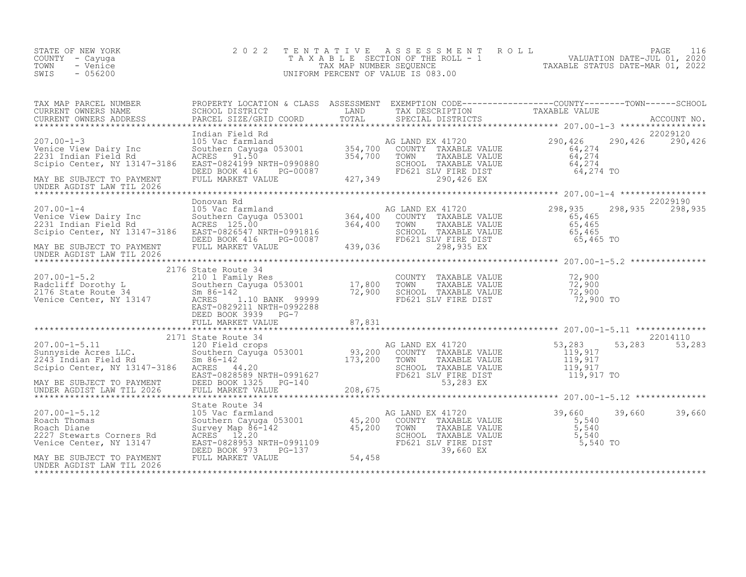STATE OF NEW YORK
COUNTY - Cayuga
TOWN - Venice
SWIS - 056200

# 2022 TENTATIVE ASSESSMENT ROLL

TAXABLE SECTION OF THE ROLL - 1
TAX MAP NUMBER SEQUENCE
UNIFORM PERCENT OF VALUE IS 083.00

VALUATION DATE-JUL 01, 2020
TAXABLE STATUS DATE-MAR 01, 2022

| TAX MAP PARCEL NUMBER / CURRENT OWNERS NAME / CURRENT OWNERS ADDRESS | PROPERTY LOCATION & CLASS / SCHOOL DISTRICT / PARCEL SIZE/GRID COORD | ASSESSMENT LAND / TOTAL | EXEMPTION CODE / TAX DESCRIPTION / SPECIAL DISTRICTS | COUNTY TAXABLE VALUE | TOWN | SCHOOL | ACCOUNT NO. |
|---|---|---|---|---|---|---|---|
| 207.00-1-3 | Indian Field Rd | | | | | | 22029120 |
| Venice View Dairy Inc | 105 Vac farmland | | AG LAND EX 41720 | 290,426 | 290,426 | 290,426 | |
| 2231 Indian Field Rd | Southern Cayuga 053001 | 354,700 | COUNTY TAXABLE VALUE | 64,274 | | | |
| Scipio Center, NY 13147-3186 | ACRES 91.50 | 354,700 | TOWN TAXABLE VALUE | 64,274 | | | |
| | EAST-0824199 NRTH-0990880 | | SCHOOL TAXABLE VALUE | 64,274 | | | |
| | DEED BOOK 416 PG-00087 | | FD621 SLV FIRE DIST | 64,274 TO | | | |
| MAY BE SUBJECT TO PAYMENT UNDER AGDIST LAW TIL 2026 | FULL MARKET VALUE | 427,349 | 290,426 EX | | | | |
| 207.00-1-4 | Donovan Rd | | | | | | 22029190 |
| Venice View Dairy Inc | 105 Vac farmland | | AG LAND EX 41720 | 298,935 | 298,935 | 298,935 | |
| 2231 Indian Field Rd | Southern Cayuga 053001 | 364,400 | COUNTY TAXABLE VALUE | 65,465 | | | |
| Scipio Center, NY 13147-3186 | ACRES 125.00 | 364,400 | TOWN TAXABLE VALUE | 65,465 | | | |
| | EAST-0826547 NRTH-0991816 | | SCHOOL TAXABLE VALUE | 65,465 | | | |
| | DEED BOOK 416 PG-00087 | | FD621 SLV FIRE DIST | 65,465 TO | | | |
| MAY BE SUBJECT TO PAYMENT UNDER AGDIST LAW TIL 2026 | FULL MARKET VALUE | 439,036 | 298,935 EX | | | | |
| 207.00-1-5.2 | 2176 State Route 34 | | | | | | |
| Radcliff Dorothy L | 210 1 Family Res | | COUNTY TAXABLE VALUE | 72,900 | | | |
| 2176 State Route 34 | Southern Cayuga 053001 | 17,800 | TOWN TAXABLE VALUE | 72,900 | | | |
| Venice Center, NY 13147 | Sm 86-142 | 72,900 | SCHOOL TAXABLE VALUE | 72,900 | | | |
| | ACRES 1.10 BANK 99999 | | FD621 SLV FIRE DIST | 72,900 TO | | | |
| | EAST-0829211 NRTH-0992288 | | | | | | |
| | DEED BOOK 3939 PG-7 | | | | | | |
| | FULL MARKET VALUE | 87,831 | | | | | |
| 207.00-1-5.11 | 2171 State Route 34 | | | | | | 22014110 |
| Sunnyside Acres LLC. | 120 Field crops | | AG LAND EX 41720 | 53,283 | 53,283 | 53,283 | |
| 2243 Indian Field Rd | Southern Cayuga 053001 | 93,200 | COUNTY TAXABLE VALUE | 119,917 | | | |
| Scipio Center, NY 13147-3186 | Sm 86-142 | 173,200 | TOWN TAXABLE VALUE | 119,917 | | | |
| | ACRES 44.20 | | SCHOOL TAXABLE VALUE | 119,917 | | | |
| | EAST-0828589 NRTH-0991627 | | FD621 SLV FIRE DIST | 119,917 TO | | | |
| MAY BE SUBJECT TO PAYMENT | DEED BOOK 1325 PG-140 | | 53,283 EX | | | | |
| UNDER AGDIST LAW TIL 2026 | FULL MARKET VALUE | 208,675 | | | | | |
| 207.00-1-5.12 | State Route 34 | | | | | | |
| Roach Thomas | 105 Vac farmland | | AG LAND EX 41720 | 39,660 | 39,660 | 39,660 | |
| Roach Diane | Southern Cayuga 053001 | 45,200 | COUNTY TAXABLE VALUE | 5,540 | | | |
| 2227 Stewarts Corners Rd | Survey Map 86-142 | 45,200 | TOWN TAXABLE VALUE | 5,540 | | | |
| Venice Center, NY 13147 | ACRES 12.20 | | SCHOOL TAXABLE VALUE | 5,540 | | | |
| | EAST-0828953 NRTH-0991109 | | FD621 SLV FIRE DIST | 5,540 TO | | | |
| | DEED BOOK 973 PG-137 | | 39,660 EX | | | | |
| MAY BE SUBJECT TO PAYMENT UNDER AGDIST LAW TIL 2026 | FULL MARKET VALUE | 54,458 | | | | | |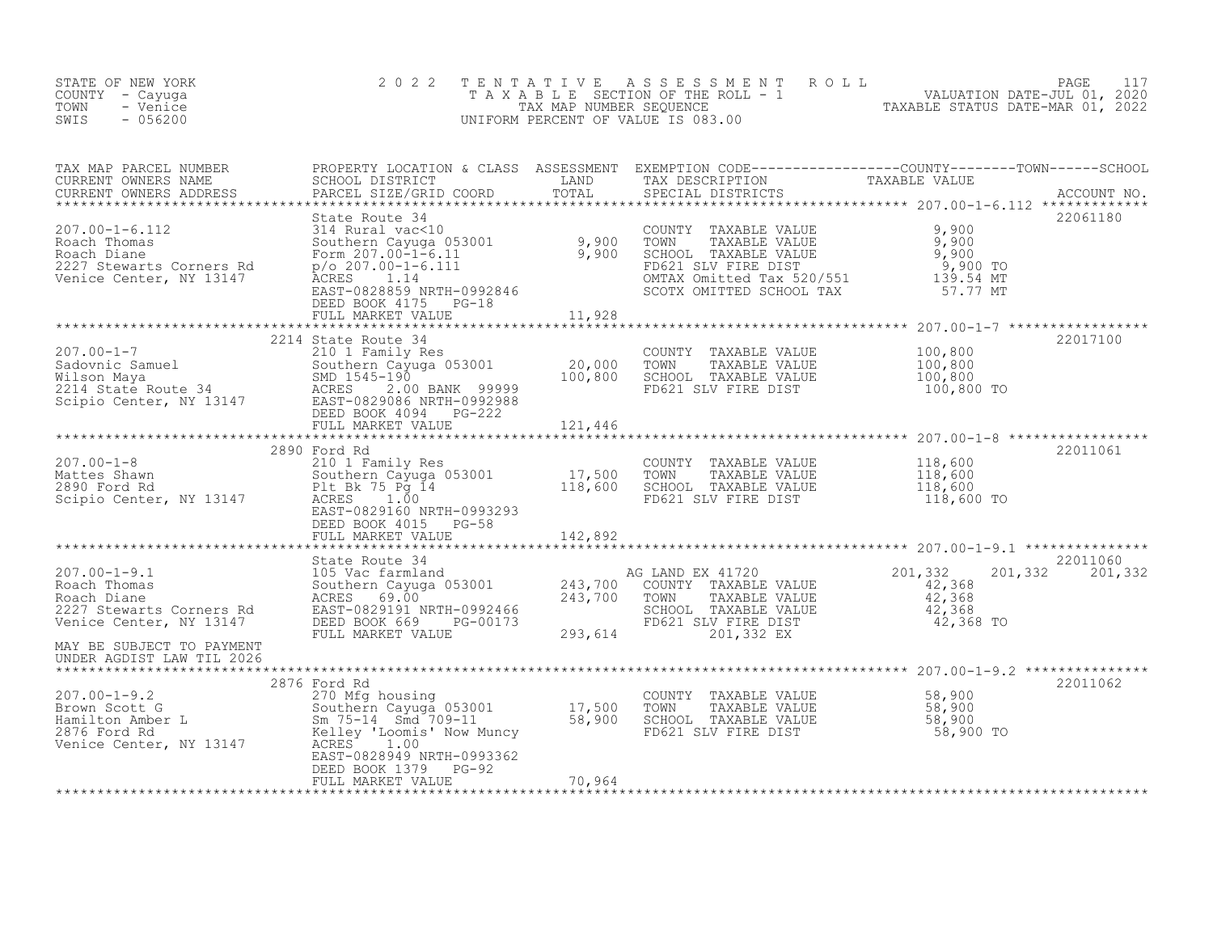STATE OF NEW YORK
COUNTY - Cayuga
TOWN - Venice
SWIS - 056200

2022 TENTATIVE ASSESSMENT ROLL
TAXABLE SECTION OF THE ROLL - 1
TAX MAP NUMBER SEQUENCE
UNIFORM PERCENT OF VALUE IS 083.00

VALUATION DATE-JUL 01, 2020
TAXABLE STATUS DATE-MAR 01, 2022

| TAX MAP PARCEL NUMBER / CURRENT OWNERS NAME / CURRENT OWNERS ADDRESS | PROPERTY LOCATION & CLASS / SCHOOL DISTRICT / PARCEL SIZE/GRID COORD | ASSESSMENT LAND | ASSESSMENT TOTAL | EXEMPTION CODE / TAX DESCRIPTION / SPECIAL DISTRICTS | COUNTY TAXABLE VALUE | TOWN | SCHOOL | ACCOUNT NO. |
|---|---|---|---|---|---|---|---|---|
| 207.00-1-6.112 | State Route 34 | | | | | | | 22061180 |
| Roach Thomas | 314 Rural vac<10 | | | COUNTY TAXABLE VALUE | 9,900 | | | |
| Roach Diane | Southern Cayuga 053001 | 9,900 | | TOWN TAXABLE VALUE | 9,900 | | | |
| 2227 Stewarts Corners Rd | Form 207.00-1-6.11 | | 9,900 | SCHOOL TAXABLE VALUE | 9,900 | | | |
| Venice Center, NY 13147 | p/o 207.00-1-6.111 | | | FD621 SLV FIRE DIST | 9,900 TO | | | |
| | ACRES 1.14 | | | OMTAX Omitted Tax 520/551 | 139.54 MT | | | |
| | EAST-0828859 NRTH-0992846 | | | SCOTX OMITTED SCHOOL TAX | 57.77 MT | | | |
| | DEED BOOK 4175 PG-18 | | | | | | | |
| | FULL MARKET VALUE | | 11,928 | | | | | |
| 207.00-1-7 | 2214 State Route 34 | | | | | | | 22017100 |
| Sadovnic Samuel | 210 1 Family Res | | | COUNTY TAXABLE VALUE | 100,800 | | | |
| Wilson Maya | Southern Cayuga 053001 | 20,000 | | TOWN TAXABLE VALUE | 100,800 | | | |
| 2214 State Route 34 | SMD 1545-190 | | 100,800 | SCHOOL TAXABLE VALUE | 100,800 | | | |
| Scipio Center, NY 13147 | ACRES 2.00 BANK 99999 | | | FD621 SLV FIRE DIST | 100,800 TO | | | |
| | EAST-0829086 NRTH-0992988 | | | | | | | |
| | DEED BOOK 4094 PG-222 | | | | | | | |
| | FULL MARKET VALUE | | 121,446 | | | | | |
| 207.00-1-8 | 2890 Ford Rd | | | | | | | 22011061 |
| Mattes Shawn | 210 1 Family Res | | | COUNTY TAXABLE VALUE | 118,600 | | | |
| 2890 Ford Rd | Southern Cayuga 053001 | 17,500 | | TOWN TAXABLE VALUE | 118,600 | | | |
| Scipio Center, NY 13147 | Plt Bk 75 Pg 14 | | 118,600 | SCHOOL TAXABLE VALUE | 118,600 | | | |
| | ACRES 1.00 | | | FD621 SLV FIRE DIST | 118,600 TO | | | |
| | EAST-0829160 NRTH-0993293 | | | | | | | |
| | DEED BOOK 4015 PG-58 | | | | | | | |
| | FULL MARKET VALUE | | 142,892 | | | | | |
| 207.00-1-9.1 | State Route 34 | | | | | | | 22011060 |
| Roach Thomas | 105 Vac farmland | | | AG LAND EX 41720 | 201,332 | 201,332 | 201,332 | |
| Roach Diane | Southern Cayuga 053001 | 243,700 | | COUNTY TAXABLE VALUE | 42,368 | | | |
| 2227 Stewarts Corners Rd | ACRES 69.00 | | 243,700 | TOWN TAXABLE VALUE | 42,368 | | | |
| Venice Center, NY 13147 | EAST-0829191 NRTH-0992466 | | | SCHOOL TAXABLE VALUE | 42,368 | | | |
| | DEED BOOK 669 PG-00173 | | | FD621 SLV FIRE DIST | 42,368 TO | | | |
| MAY BE SUBJECT TO PAYMENT | FULL MARKET VALUE | | 293,614 | 201,332 EX | | | | |
| UNDER AGDIST LAW TIL 2026 | | | | | | | | |
| 207.00-1-9.2 | 2876 Ford Rd | | | | | | | 22011062 |
| Brown Scott G | 270 Mfg housing | | | COUNTY TAXABLE VALUE | 58,900 | | | |
| Hamilton Amber L | Southern Cayuga 053001 | 17,500 | | TOWN TAXABLE VALUE | 58,900 | | | |
| 2876 Ford Rd | Sm 75-14 Smd 709-11 | | 58,900 | SCHOOL TAXABLE VALUE | 58,900 | | | |
| Venice Center, NY 13147 | Kelley 'Loomis' Now Muncy | | | FD621 SLV FIRE DIST | 58,900 TO | | | |
| | ACRES 1.00 | | | | | | | |
| | EAST-0828949 NRTH-0993362 | | | | | | | |
| | DEED BOOK 1379 PG-92 | | | | | | | |
| | FULL MARKET VALUE | | 70,964 | | | | | |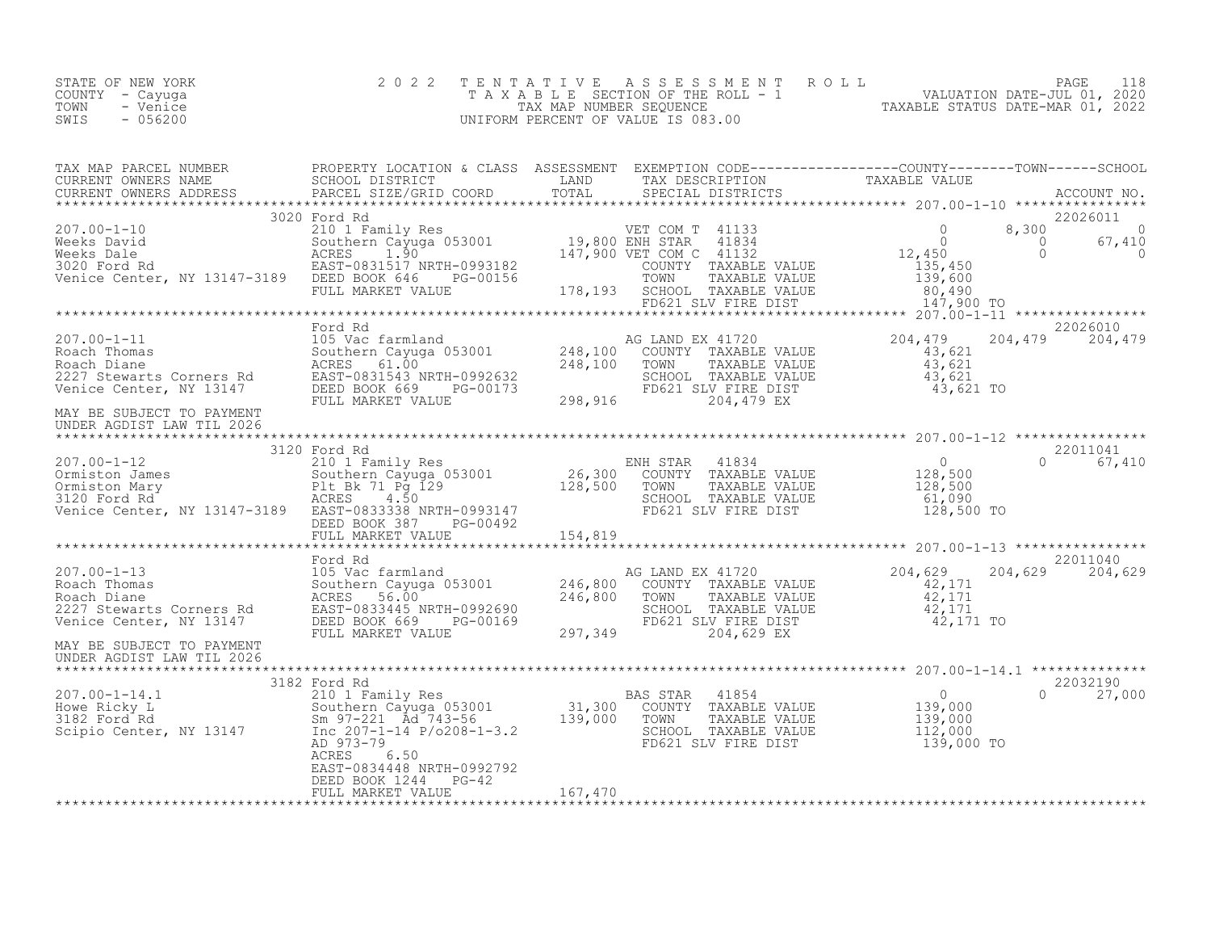STATE OF NEW YORK
COUNTY - Cayuga
TOWN - Venice
SWIS - 056200

2022 TENTATIVE ASSESSMENT ROLL
TAXABLE SECTION OF THE ROLL - 1
TAX MAP NUMBER SEQUENCE
UNIFORM PERCENT OF VALUE IS 083.00

VALUATION DATE-JUL 01, 2020
TAXABLE STATUS DATE-MAR 01, 2022

| TAX MAP PARCEL NUMBER / CURRENT OWNERS NAME / CURRENT OWNERS ADDRESS | PROPERTY LOCATION & CLASS / SCHOOL DISTRICT / PARCEL SIZE/GRID COORD | ASSESSMENT LAND / TOTAL | EXEMPTION CODE / TAX DESCRIPTION / SPECIAL DISTRICTS | COUNTY TAXABLE VALUE | TOWN | SCHOOL / ACCOUNT NO. |
|---|---|---|---|---|---|---|
| **207.00-1-10** | 3020 Ford Rd | | | | | 22026011 |
| 207.00-1-10 | 210 1 Family Res | | VET COM T 41133 | 0 | 8,300 | 0 |
| Weeks David | Southern Cayuga 053001 | 19,800 | ENH STAR 41834 | 0 | 0 | 67,410 |
| Weeks Dale | ACRES 1.90 | 147,900 | VET COM C 41132 | 12,450 | 0 | 0 |
| 3020 Ford Rd | EAST-0831517 NRTH-0993182 | | COUNTY TAXABLE VALUE | 135,450 | | |
| Venice Center, NY 13147-3189 | DEED BOOK 646 PG-00156 | | TOWN TAXABLE VALUE | 139,600 | | |
| | FULL MARKET VALUE | 178,193 | SCHOOL TAXABLE VALUE | 80,490 | | |
| | | | FD621 SLV FIRE DIST | 147,900 TO | | |
| **207.00-1-11** | Ford Rd | | | | | 22026010 |
| 207.00-1-11 | 105 Vac farmland | | AG LAND EX 41720 | 204,479 | 204,479 | 204,479 |
| Roach Thomas | Southern Cayuga 053001 | 248,100 | COUNTY TAXABLE VALUE | 43,621 | | |
| Roach Diane | ACRES 61.00 | 248,100 | TOWN TAXABLE VALUE | 43,621 | | |
| 2227 Stewarts Corners Rd | EAST-0831543 NRTH-0992632 | | SCHOOL TAXABLE VALUE | 43,621 | | |
| Venice Center, NY 13147 | DEED BOOK 669 PG-00173 | | FD621 SLV FIRE DIST | 43,621 TO | | |
| | FULL MARKET VALUE | 298,916 | 204,479 EX | | | |
| MAY BE SUBJECT TO PAYMENT UNDER AGDIST LAW TIL 2026 | | | | | | |
| **207.00-1-12** | 3120 Ford Rd | | | | | 22011041 |
| 207.00-1-12 | 210 1 Family Res | | ENH STAR 41834 | 0 | 0 | 67,410 |
| Ormiston James | Southern Cayuga 053001 | 26,300 | COUNTY TAXABLE VALUE | 128,500 | | |
| Ormiston Mary | Plt Bk 71 Pg 129 | 128,500 | TOWN TAXABLE VALUE | 128,500 | | |
| 3120 Ford Rd | ACRES 4.50 | | SCHOOL TAXABLE VALUE | 61,090 | | |
| Venice Center, NY 13147-3189 | EAST-0833338 NRTH-0993147 | | FD621 SLV FIRE DIST | 128,500 TO | | |
| | DEED BOOK 387 PG-00492 | | | | | |
| | FULL MARKET VALUE | 154,819 | | | | |
| **207.00-1-13** | Ford Rd | | | | | 22011040 |
| 207.00-1-13 | 105 Vac farmland | | AG LAND EX 41720 | 204,629 | 204,629 | 204,629 |
| Roach Thomas | Southern Cayuga 053001 | 246,800 | COUNTY TAXABLE VALUE | 42,171 | | |
| Roach Diane | ACRES 56.00 | 246,800 | TOWN TAXABLE VALUE | 42,171 | | |
| 2227 Stewarts Corners Rd | EAST-0833445 NRTH-0992690 | | SCHOOL TAXABLE VALUE | 42,171 | | |
| Venice Center, NY 13147 | DEED BOOK 669 PG-00169 | | FD621 SLV FIRE DIST | 42,171 TO | | |
| | FULL MARKET VALUE | 297,349 | 204,629 EX | | | |
| MAY BE SUBJECT TO PAYMENT UNDER AGDIST LAW TIL 2026 | | | | | | |
| **207.00-1-14.1** | 3182 Ford Rd | | | | | 22032190 |
| 207.00-1-14.1 | 210 1 Family Res | | BAS STAR 41854 | 0 | 0 | 27,000 |
| Howe Ricky L | Southern Cayuga 053001 | 31,300 | COUNTY TAXABLE VALUE | 139,000 | | |
| 3182 Ford Rd | Sm 97-221 Ad 743-56 | 139,000 | TOWN TAXABLE VALUE | 139,000 | | |
| Scipio Center, NY 13147 | Inc 207-1-14 P/o208-1-3.2 | | SCHOOL TAXABLE VALUE | 112,000 | | |
| | AD 973-79 | | FD621 SLV FIRE DIST | 139,000 TO | | |
| | ACRES 6.50 | | | | | |
| | EAST-0834448 NRTH-0992792 | | | | | |
| | DEED BOOK 1244 PG-42 | | | | | |
| | FULL MARKET VALUE | 167,470 | | | | |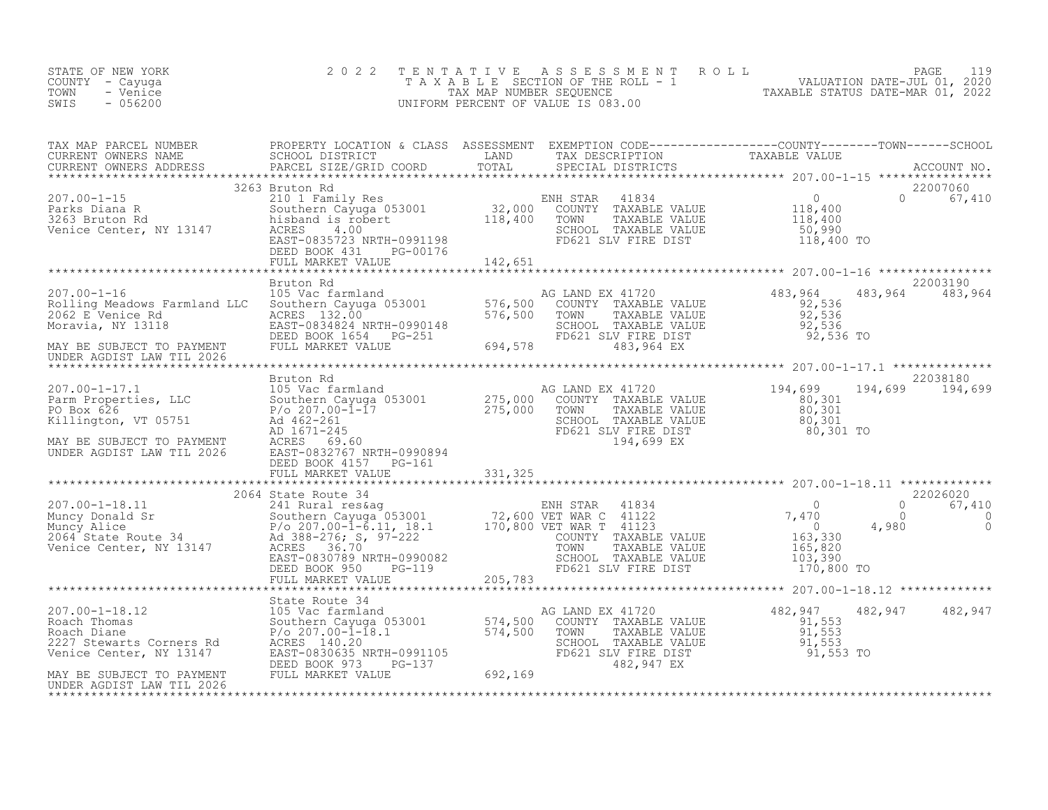STATE OF NEW YORK
COUNTY - Cayuga
TOWN - Venice
SWIS - 056200

# 2022 TENTATIVE ASSESSMENT ROLL

TAXABLE SECTION OF THE ROLL - 1
TAX MAP NUMBER SEQUENCE
UNIFORM PERCENT OF VALUE IS 083.00

VALUATION DATE-JUL 01, 2020
TAXABLE STATUS DATE-MAR 01, 2022

| TAX MAP PARCEL NUMBER / CURRENT OWNERS NAME / CURRENT OWNERS ADDRESS | PROPERTY LOCATION & CLASS / SCHOOL DISTRICT / PARCEL SIZE/GRID COORD | ASSESSMENT LAND / TOTAL | EXEMPTION CODE / TAX DESCRIPTION / SPECIAL DISTRICTS | COUNTY TAXABLE VALUE | TOWN | SCHOOL | ACCOUNT NO. |
|---|---|---|---|---|---|---|---|
| **207.00-1-15** | 3263 Bruton Rd | | | | | | 22007060 |
| Parks Diana R | 210 1 Family Res | | ENH STAR 41834 | 0 | 0 | 67,410 | |
| 3263 Bruton Rd | Southern Cayuga 053001 | 32,000 | COUNTY TAXABLE VALUE | 118,400 | | | |
| Venice Center, NY 13147 | hisband is robert | 118,400 | TOWN TAXABLE VALUE | 118,400 | | | |
| | ACRES 4.00 | | SCHOOL TAXABLE VALUE | 50,990 | | | |
| | EAST-0835723 NRTH-0991198 | | FD621 SLV FIRE DIST | 118,400 TO | | | |
| | DEED BOOK 431 PG-00176 | | | | | | |
| | FULL MARKET VALUE | 142,651 | | | | | |
| **207.00-1-16** | Bruton Rd | | | | | | 22003190 |
| Rolling Meadows Farmland LLC | 105 Vac farmland | | AG LAND EX 41720 | 483,964 | 483,964 | 483,964 | |
| 2062 E Venice Rd | Southern Cayuga 053001 | 576,500 | COUNTY TAXABLE VALUE | 92,536 | | | |
| Moravia, NY 13118 | ACRES 132.00 | 576,500 | TOWN TAXABLE VALUE | 92,536 | | | |
| | EAST-0834824 NRTH-0990148 | | SCHOOL TAXABLE VALUE | 92,536 | | | |
| MAY BE SUBJECT TO PAYMENT | DEED BOOK 1654 PG-251 | | FD621 SLV FIRE DIST | 92,536 TO | | | |
| UNDER AGDIST LAW TIL 2026 | FULL MARKET VALUE | 694,578 | 483,964 EX | | | | |
| **207.00-1-17.1** | Bruton Rd | | | | | | 22038180 |
| Parm Properties, LLC | 105 Vac farmland | | AG LAND EX 41720 | 194,699 | 194,699 | 194,699 | |
| PO Box 626 | Southern Cayuga 053001 | 275,000 | COUNTY TAXABLE VALUE | 80,301 | | | |
| Killington, VT 05751 | P/o 207.00-1-17 | 275,000 | TOWN TAXABLE VALUE | 80,301 | | | |
| | Ad 462-261 | | SCHOOL TAXABLE VALUE | 80,301 | | | |
| | AD 1671-245 | | FD621 SLV FIRE DIST | 80,301 TO | | | |
| MAY BE SUBJECT TO PAYMENT | ACRES 69.60 | | 194,699 EX | | | | |
| UNDER AGDIST LAW TIL 2026 | EAST-0832767 NRTH-0990894 | | | | | | |
| | DEED BOOK 4157 PG-161 | | | | | | |
| | FULL MARKET VALUE | 331,325 | | | | | |
| **207.00-1-18.11** | 2064 State Route 34 | | | | | | 22026020 |
| Muncy Donald Sr | 241 Rural res&ag | | ENH STAR 41834 | 0 | 0 | 67,410 | |
| Muncy Alice | Southern Cayuga 053001 | 72,600 | VET WAR C 41122 | 7,470 | 0 | 0 | |
| 2064 State Route 34 | P/o 207.00-1-6.11, 18.1 | 170,800 | VET WAR T 41123 | 0 | 4,980 | 0 | |
| Venice Center, NY 13147 | Ad 388-276; S, 97-222 | | COUNTY TAXABLE VALUE | 163,330 | | | |
| | ACRES 36.70 | | TOWN TAXABLE VALUE | 165,820 | | | |
| | EAST-0830789 NRTH-0990082 | | SCHOOL TAXABLE VALUE | 103,390 | | | |
| | DEED BOOK 950 PG-119 | | FD621 SLV FIRE DIST | 170,800 TO | | | |
| | FULL MARKET VALUE | 205,783 | | | | | |
| **207.00-1-18.12** | State Route 34 | | | | | | |
| Roach Thomas | 105 Vac farmland | | AG LAND EX 41720 | 482,947 | 482,947 | 482,947 | |
| Roach Diane | Southern Cayuga 053001 | 574,500 | COUNTY TAXABLE VALUE | 91,553 | | | |
| 2227 Stewarts Corners Rd | P/o 207.00-1-18.1 | 574,500 | TOWN TAXABLE VALUE | 91,553 | | | |
| Venice Center, NY 13147 | ACRES 140.20 | | SCHOOL TAXABLE VALUE | 91,553 | | | |
| | EAST-0830635 NRTH-0991105 | | FD621 SLV FIRE DIST | 91,553 TO | | | |
| | DEED BOOK 973 PG-137 | | 482,947 EX | | | | |
| MAY BE SUBJECT TO PAYMENT | FULL MARKET VALUE | 692,169 | | | | | |
| UNDER AGDIST LAW TIL 2026 | | | | | | | |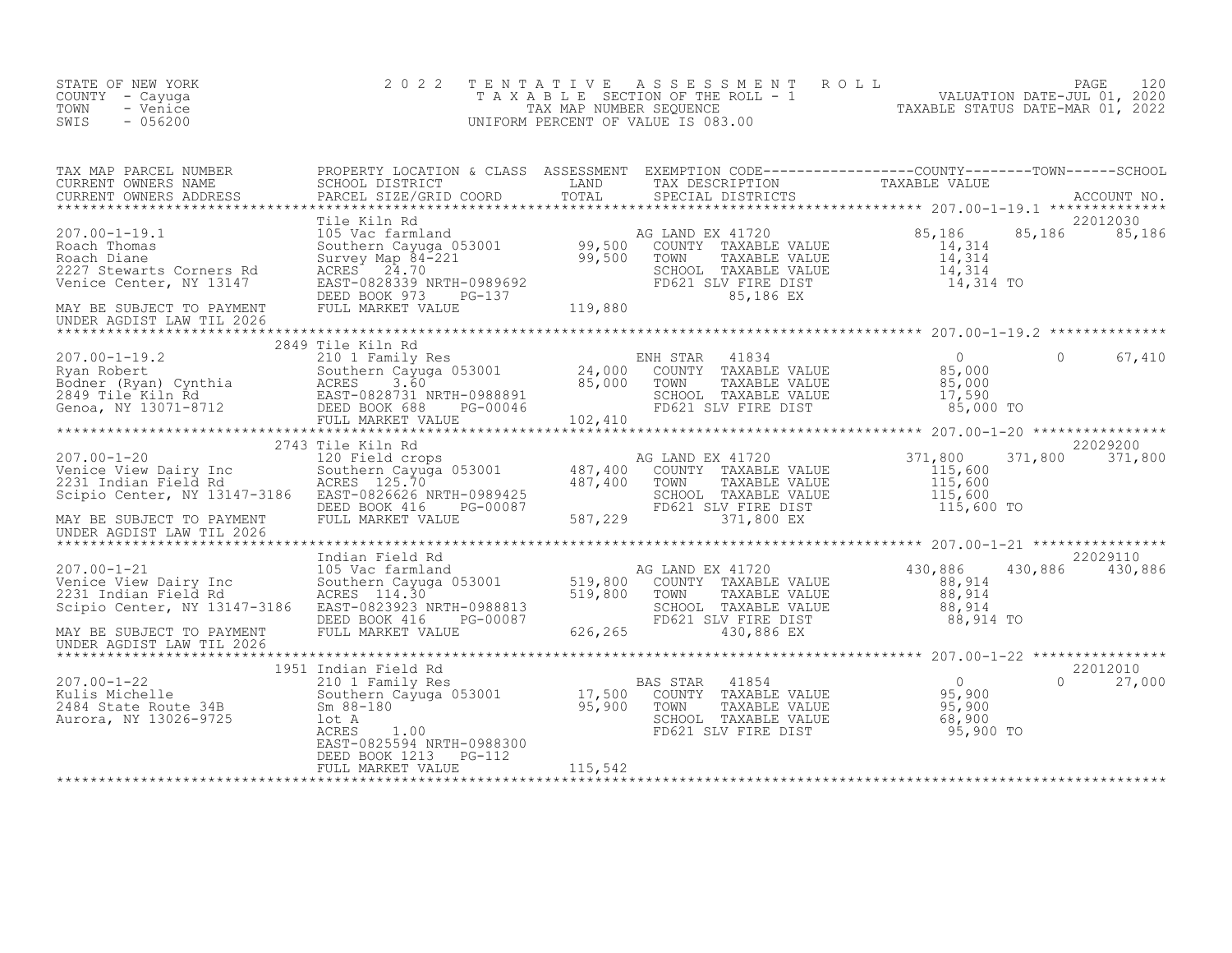STATE OF NEW YORK
COUNTY - Cayuga
TOWN - Venice
SWIS - 056200

2 0 2 2 T E N T A T I V E A S S E S S M E N T R O L L
T A X A B L E SECTION OF THE ROLL - 1
TAX MAP NUMBER SEQUENCE
UNIFORM PERCENT OF VALUE IS 083.00

VALUATION DATE-JUL 01, 2020
TAXABLE STATUS DATE-MAR 01, 2022

| TAX MAP PARCEL NUMBER / CURRENT OWNERS NAME / CURRENT OWNERS ADDRESS | PROPERTY LOCATION & CLASS / SCHOOL DISTRICT / PARCEL SIZE/GRID COORD | ASSESSMENT LAND / TOTAL | EXEMPTION CODE / TAX DESCRIPTION / SPECIAL DISTRICTS | COUNTY TAXABLE VALUE | TOWN | SCHOOL / ACCOUNT NO. |
|---|---|---|---|---|---|---|
| 207.00-1-19.1 | Tile Kiln Rd | | | | | 22012030 |
| Roach Thomas | 105 Vac farmland | | AG LAND EX 41720 | 85,186 | 85,186 | 85,186 |
| Roach Diane | Southern Cayuga 053001 | 99,500 | COUNTY TAXABLE VALUE | 14,314 | | |
| 2227 Stewarts Corners Rd | Survey Map 84-221 | 99,500 | TOWN TAXABLE VALUE | 14,314 | | |
| Venice Center, NY 13147 | ACRES 24.70 | | SCHOOL TAXABLE VALUE | 14,314 | | |
| | EAST-0828339 NRTH-0989692 | | FD621 SLV FIRE DIST | 14,314 TO | | |
| | DEED BOOK 973 PG-137 | | 85,186 EX | | | |
| MAY BE SUBJECT TO PAYMENT | FULL MARKET VALUE | 119,880 | | | | |
| UNDER AGDIST LAW TIL 2026 | | | | | | |
| 207.00-1-19.2 | 2849 Tile Kiln Rd | | | | | |
| Ryan Robert | 210 1 Family Res | | ENH STAR 41834 | 0 | 0 | 67,410 |
| Bodner (Ryan) Cynthia | Southern Cayuga 053001 | 24,000 | COUNTY TAXABLE VALUE | 85,000 | | |
| 2849 Tile Kiln Rd | ACRES 3.60 | 85,000 | TOWN TAXABLE VALUE | 85,000 | | |
| Genoa, NY 13071-8712 | EAST-0828731 NRTH-0988891 | | SCHOOL TAXABLE VALUE | 17,590 | | |
| | DEED BOOK 688 PG-00046 | | FD621 SLV FIRE DIST | 85,000 TO | | |
| | FULL MARKET VALUE | 102,410 | | | | |
| 207.00-1-20 | 2743 Tile Kiln Rd | | | | | 22029200 |
| Venice View Dairy Inc | 120 Field crops | | AG LAND EX 41720 | 371,800 | 371,800 | 371,800 |
| 2231 Indian Field Rd | Southern Cayuga 053001 | 487,400 | COUNTY TAXABLE VALUE | 115,600 | | |
| Scipio Center, NY 13147-3186 | ACRES 125.70 | 487,400 | TOWN TAXABLE VALUE | 115,600 | | |
| | EAST-0826626 NRTH-0989425 | | SCHOOL TAXABLE VALUE | 115,600 | | |
| | DEED BOOK 416 PG-00087 | | FD621 SLV FIRE DIST | 115,600 TO | | |
| MAY BE SUBJECT TO PAYMENT | FULL MARKET VALUE | 587,229 | 371,800 EX | | | |
| UNDER AGDIST LAW TIL 2026 | | | | | | |
| 207.00-1-21 | Indian Field Rd | | | | | 22029110 |
| Venice View Dairy Inc | 105 Vac farmland | | AG LAND EX 41720 | 430,886 | 430,886 | 430,886 |
| 2231 Indian Field Rd | Southern Cayuga 053001 | 519,800 | COUNTY TAXABLE VALUE | 88,914 | | |
| Scipio Center, NY 13147-3186 | ACRES 114.30 | 519,800 | TOWN TAXABLE VALUE | 88,914 | | |
| | EAST-0823923 NRTH-0988813 | | SCHOOL TAXABLE VALUE | 88,914 | | |
| | DEED BOOK 416 PG-00087 | | FD621 SLV FIRE DIST | 88,914 TO | | |
| MAY BE SUBJECT TO PAYMENT | FULL MARKET VALUE | 626,265 | 430,886 EX | | | |
| UNDER AGDIST LAW TIL 2026 | | | | | | |
| 207.00-1-22 | 1951 Indian Field Rd | | | | | 22012010 |
| Kulis Michelle | 210 1 Family Res | | BAS STAR 41854 | 0 | 0 | 27,000 |
| 2484 State Route 34B | Southern Cayuga 053001 | 17,500 | COUNTY TAXABLE VALUE | 95,900 | | |
| Aurora, NY 13026-9725 | Sm 88-180 | 95,900 | TOWN TAXABLE VALUE | 95,900 | | |
| | lot A | | SCHOOL TAXABLE VALUE | 68,900 | | |
| | ACRES 1.00 | | FD621 SLV FIRE DIST | 95,900 TO | | |
| | EAST-0825594 NRTH-0988300 | | | | | |
| | DEED BOOK 1213 PG-112 | | | | | |
| | FULL MARKET VALUE | 115,542 | | | | |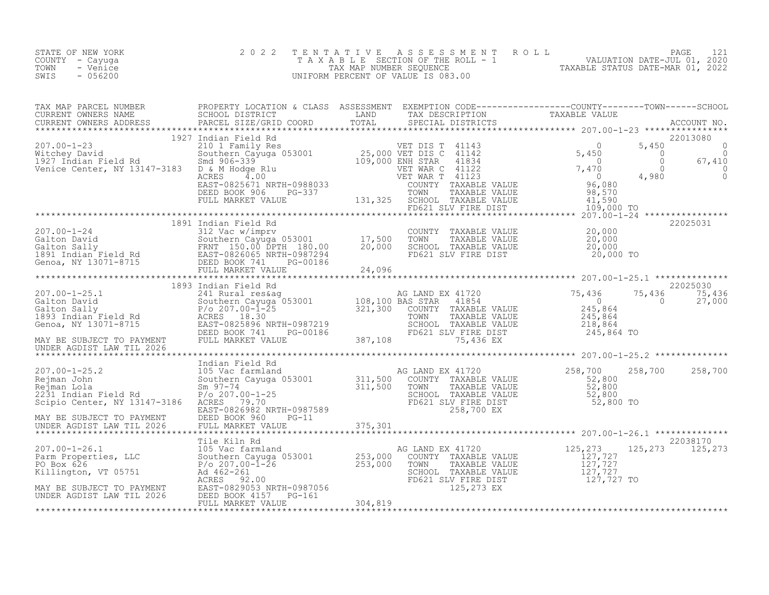STATE OF NEW YORK
COUNTY - Cayuga
TOWN - Venice
SWIS - 056200

2 0 2 2 T E N T A T I V E A S S E S S M E N T R O L L
T A X A B L E SECTION OF THE ROLL - 1
TAX MAP NUMBER SEQUENCE
UNIFORM PERCENT OF VALUE IS 083.00

VALUATION DATE-JUL 01, 2020
TAXABLE STATUS DATE-MAR 01, 2022

| TAX MAP PARCEL NUMBER / CURRENT OWNERS NAME / CURRENT OWNERS ADDRESS | PROPERTY LOCATION & CLASS / SCHOOL DISTRICT / PARCEL SIZE/GRID COORD | ASSESSMENT LAND / TOTAL | EXEMPTION CODE / TAX DESCRIPTION / SPECIAL DISTRICTS | COUNTY TAXABLE VALUE | TOWN | SCHOOL / ACCOUNT NO. |
|---|---|---|---|---|---|---|
| **207.00-1-23** | 1927 Indian Field Rd | | | | | 22013080 |
| 207.00-1-23 | 210 1 Family Res | | VET DIS T 41143 | 0 | 5,450 | 0 |
| Witchey David | Southern Cayuga 053001 | 25,000 | VET DIS C 41142 | 5,450 | 0 | 0 |
| 1927 Indian Field Rd | Smd 906-339 | 109,000 | ENH STAR 41834 | 0 | 0 | 67,410 |
| Venice Center, NY 13147-3183 | D & M Hodge Rlu | | VET WAR C 41122 | 7,470 | 0 | 0 |
| | ACRES 4.00 | | VET WAR T 41123 | 0 | 4,980 | 0 |
| | EAST-0825671 NRTH-0988033 | | COUNTY TAXABLE VALUE | 96,080 | | |
| | DEED BOOK 906 PG-337 | | TOWN TAXABLE VALUE | 98,570 | | |
| | FULL MARKET VALUE | 131,325 | SCHOOL TAXABLE VALUE | 41,590 | | |
| | | | FD621 SLV FIRE DIST | 109,000 TO | | |
| **207.00-1-24** | 1891 Indian Field Rd | | | | | 22025031 |
| 207.00-1-24 | 312 Vac w/imprv | | COUNTY TAXABLE VALUE | 20,000 | | |
| Galton David | Southern Cayuga 053001 | 17,500 | TOWN TAXABLE VALUE | 20,000 | | |
| Galton Sally | FRNT 150.00 DPTH 180.00 | 20,000 | SCHOOL TAXABLE VALUE | 20,000 | | |
| 1891 Indian Field Rd | EAST-0826065 NRTH-0987294 | | FD621 SLV FIRE DIST | 20,000 TO | | |
| Genoa, NY 13071-8715 | DEED BOOK 741 PG-00186 | | | | | |
| | FULL MARKET VALUE | 24,096 | | | | |
| **207.00-1-25.1** | 1893 Indian Field Rd | | | | | 22025030 |
| 207.00-1-25.1 | 241 Rural res&ag | | AG LAND EX 41720 | 75,436 | 75,436 | 75,436 |
| Galton David | Southern Cayuga 053001 | 108,100 | BAS STAR 41854 | 0 | 0 | 27,000 |
| Galton Sally | P/o 207.00-1-25 | 321,300 | COUNTY TAXABLE VALUE | 245,864 | | |
| 1893 Indian Field Rd | ACRES 18.30 | | TOWN TAXABLE VALUE | 245,864 | | |
| Genoa, NY 13071-8715 | EAST-0825896 NRTH-0987219 | | SCHOOL TAXABLE VALUE | 218,864 | | |
| | DEED BOOK 741 PG-00186 | | FD621 SLV FIRE DIST | 245,864 TO | | |
| MAY BE SUBJECT TO PAYMENT | FULL MARKET VALUE | 387,108 | 75,436 EX | | | |
| UNDER AGDIST LAW TIL 2026 | | | | | | |
| **207.00-1-25.2** | Indian Field Rd | | | | | |
| 207.00-1-25.2 | 105 Vac farmland | | AG LAND EX 41720 | 258,700 | 258,700 | 258,700 |
| Rejman John | Southern Cayuga 053001 | 311,500 | COUNTY TAXABLE VALUE | 52,800 | | |
| Rejman Lola | Sm 97-74 | 311,500 | TOWN TAXABLE VALUE | 52,800 | | |
| 2231 Indian Field Rd | P/o 207.00-1-25 | | SCHOOL TAXABLE VALUE | 52,800 | | |
| Scipio Center, NY 13147-3186 | ACRES 79.70 | | FD621 SLV FIRE DIST | 52,800 TO | | |
| | EAST-0826982 NRTH-0987589 | | 258,700 EX | | | |
| MAY BE SUBJECT TO PAYMENT | DEED BOOK 960 PG-11 | | | | | |
| UNDER AGDIST LAW TIL 2026 | FULL MARKET VALUE | 375,301 | | | | |
| **207.00-1-26.1** | Tile Kiln Rd | | | | | 22038170 |
| 207.00-1-26.1 | 105 Vac farmland | | AG LAND EX 41720 | 125,273 | 125,273 | 125,273 |
| Parm Properties, LLC | Southern Cayuga 053001 | 253,000 | COUNTY TAXABLE VALUE | 127,727 | | |
| PO Box 626 | P/o 207.00-1-26 | 253,000 | TOWN TAXABLE VALUE | 127,727 | | |
| Killington, VT 05751 | Ad 462-261 | | SCHOOL TAXABLE VALUE | 127,727 | | |
| | ACRES 92.00 | | FD621 SLV FIRE DIST | 127,727 TO | | |
| MAY BE SUBJECT TO PAYMENT | EAST-0829053 NRTH-0987056 | | 125,273 EX | | | |
| UNDER AGDIST LAW TIL 2026 | DEED BOOK 4157 PG-161 | | | | | |
| | FULL MARKET VALUE | 304,819 | | | | |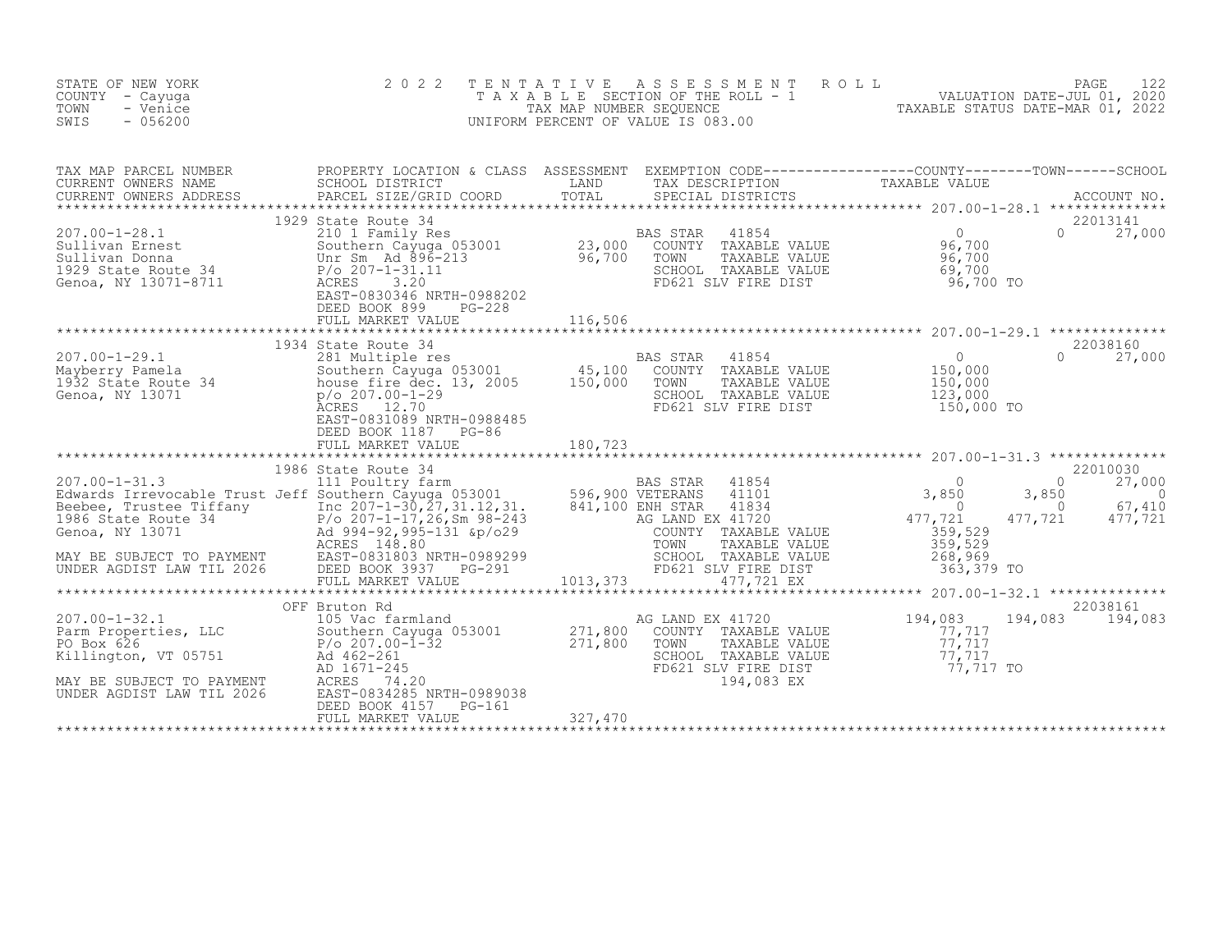STATE OF NEW YORK
COUNTY - Cayuga
TOWN - Venice
SWIS - 056200

2 0 2 2 T E N T A T I V E A S S E S S M E N T R O L L
T A X A B L E SECTION OF THE ROLL - 1
TAX MAP NUMBER SEQUENCE
UNIFORM PERCENT OF VALUE IS 083.00

VALUATION DATE-JUL 01, 2020
TAXABLE STATUS DATE-MAR 01, 2022

| TAX MAP PARCEL NUMBER / CURRENT OWNERS NAME / CURRENT OWNERS ADDRESS | PROPERTY LOCATION & CLASS / SCHOOL DISTRICT / PARCEL SIZE/GRID COORD | ASSESSMENT LAND / TOTAL | EXEMPTION CODE / TAX DESCRIPTION / SPECIAL DISTRICTS | COUNTY TAXABLE VALUE | TOWN | SCHOOL / ACCOUNT NO. |
|---|---|---|---|---|---|---|
| | 1929 State Route 34 | | | | | 22013141 |
| 207.00-1-28.1 | 210 1 Family Res | | BAS STAR 41854 | 0 | 0 | 27,000 |
| Sullivan Ernest | Southern Cayuga 053001 | 23,000 | COUNTY TAXABLE VALUE | 96,700 | | |
| Sullivan Donna | Unr Sm Ad 896-213 | 96,700 | TOWN TAXABLE VALUE | 96,700 | | |
| 1929 State Route 34 | P/o 207-1-31.11 | | SCHOOL TAXABLE VALUE | 69,700 | | |
| Genoa, NY 13071-8711 | ACRES 3.20 | | FD621 SLV FIRE DIST | 96,700 TO | | |
| | EAST-0830346 NRTH-0988202 | | | | | |
| | DEED BOOK 899 PG-228 | | | | | |
| | FULL MARKET VALUE | 116,506 | | | | |
| | 1934 State Route 34 | | | | | 22038160 |
| 207.00-1-29.1 | 281 Multiple res | | BAS STAR 41854 | 0 | 0 | 27,000 |
| Mayberry Pamela | Southern Cayuga 053001 | 45,100 | COUNTY TAXABLE VALUE | 150,000 | | |
| 1932 State Route 34 | house fire dec. 13, 2005 | 150,000 | TOWN TAXABLE VALUE | 150,000 | | |
| Genoa, NY 13071 | p/o 207.00-1-29 | | SCHOOL TAXABLE VALUE | 123,000 | | |
| | ACRES 12.70 | | FD621 SLV FIRE DIST | 150,000 TO | | |
| | EAST-0831089 NRTH-0988485 | | | | | |
| | DEED BOOK 1187 PG-86 | | | | | |
| | FULL MARKET VALUE | 180,723 | | | | |
| | 1986 State Route 34 | | | | | 22010030 |
| 207.00-1-31.3 | 111 Poultry farm | | BAS STAR 41854 | 0 | 0 | 27,000 |
| Edwards Irrevocable Trust Jeff | Southern Cayuga 053001 | 596,900 | VETERANS 41101 | 3,850 | 3,850 | 0 |
| Beebee, Trustee Tiffany | Inc 207-1-30,27,31.12,31. | 841,100 | ENH STAR 41834 | 0 | 0 | 67,410 |
| 1986 State Route 34 | P/o 207-1-17,26,Sm 98-243 | | AG LAND EX 41720 | 477,721 | 477,721 | 477,721 |
| Genoa, NY 13071 | Ad 994-92,995-131 &p/o29 | | COUNTY TAXABLE VALUE | 359,529 | | |
| | ACRES 148.80 | | TOWN TAXABLE VALUE | 359,529 | | |
| MAY BE SUBJECT TO PAYMENT | EAST-0831803 NRTH-0989299 | | SCHOOL TAXABLE VALUE | 268,969 | | |
| UNDER AGDIST LAW TIL 2026 | DEED BOOK 3937 PG-291 | | FD621 SLV FIRE DIST | 363,379 TO | | |
| | FULL MARKET VALUE | 1013,373 | 477,721 EX | | | |
| | OFF Bruton Rd | | | | | 22038161 |
| 207.00-1-32.1 | 105 Vac farmland | | AG LAND EX 41720 | 194,083 | 194,083 | 194,083 |
| Parm Properties, LLC | Southern Cayuga 053001 | 271,800 | COUNTY TAXABLE VALUE | 77,717 | | |
| PO Box 626 | P/o 207.00-1-32 | 271,800 | TOWN TAXABLE VALUE | 77,717 | | |
| Killington, VT 05751 | Ad 462-261 | | SCHOOL TAXABLE VALUE | 77,717 | | |
| | AD 1671-245 | | FD621 SLV FIRE DIST | 77,717 TO | | |
| MAY BE SUBJECT TO PAYMENT | ACRES 74.20 | | 194,083 EX | | | |
| UNDER AGDIST LAW TIL 2026 | EAST-0834285 NRTH-0989038 | | | | | |
| | DEED BOOK 4157 PG-161 | | | | | |
| | FULL MARKET VALUE | 327,470 | | | | |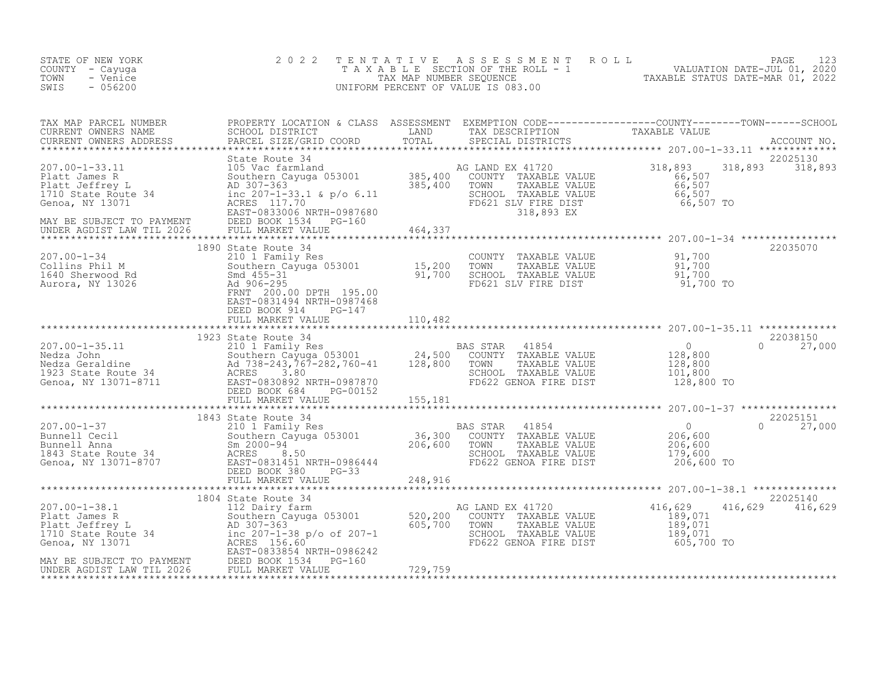STATE OF NEW YORK
COUNTY - Cayuga
TOWN - Venice
SWIS - 056200

2022 TENTATIVE ASSESSMENT ROLL
TAXABLE SECTION OF THE ROLL - 1
TAX MAP NUMBER SEQUENCE
UNIFORM PERCENT OF VALUE IS 083.00

VALUATION DATE-JUL 01, 2020
TAXABLE STATUS DATE-MAR 01, 2022

| TAX MAP PARCEL NUMBER / CURRENT OWNERS NAME / CURRENT OWNERS ADDRESS | PROPERTY LOCATION & CLASS / SCHOOL DISTRICT / PARCEL SIZE/GRID COORD | ASSESSMENT LAND / TOTAL | EXEMPTION CODE / TAX DESCRIPTION / SPECIAL DISTRICTS | COUNTY TAXABLE VALUE | TOWN | SCHOOL / ACCOUNT NO. |
|---|---|---|---|---|---|---|
| 207.00-1-33.11 | State Route 34 | | | | | 22025130 |
| 207.00-1-33.11 | 105 Vac farmland | | AG LAND EX 41720 | 318,893 | 318,893 | 318,893 |
| Platt James R | Southern Cayuga 053001 | 385,400 | COUNTY TAXABLE VALUE | 66,507 | | |
| Platt Jeffrey L | AD 307-363 | 385,400 | TOWN TAXABLE VALUE | 66,507 | | |
| 1710 State Route 34 | inc 207-1-33.1 & p/o 6.11 | | SCHOOL TAXABLE VALUE | 66,507 | | |
| Genoa, NY 13071 | ACRES 117.70 | | FD621 SLV FIRE DIST | 66,507 TO | | |
| | EAST-0833006 NRTH-0987680 | | 318,893 EX | | | |
| MAY BE SUBJECT TO PAYMENT | DEED BOOK 1534 PG-160 | | | | | |
| UNDER AGDIST LAW TIL 2026 | FULL MARKET VALUE | 464,337 | | | | |
| 207.00-1-34 | 1890 State Route 34 | | | | | 22035070 |
| 207.00-1-34 | 210 1 Family Res | | COUNTY TAXABLE VALUE | 91,700 | | |
| Collins Phil M | Southern Cayuga 053001 | 15,200 | TOWN TAXABLE VALUE | 91,700 | | |
| 1640 Sherwood Rd | Smd 455-31 | 91,700 | SCHOOL TAXABLE VALUE | 91,700 | | |
| Aurora, NY 13026 | Ad 906-295 | | FD621 SLV FIRE DIST | 91,700 TO | | |
| | FRNT 200.00 DPTH 195.00 | | | | | |
| | EAST-0831494 NRTH-0987468 | | | | | |
| | DEED BOOK 914 PG-147 | | | | | |
| | FULL MARKET VALUE | 110,482 | | | | |
| 207.00-1-35.11 | 1923 State Route 34 | | | | | 22038150 |
| 207.00-1-35.11 | 210 1 Family Res | | BAS STAR 41854 | 0 | 0 | 27,000 |
| Nedza John | Southern Cayuga 053001 | 24,500 | COUNTY TAXABLE VALUE | 128,800 | | |
| Nedza Geraldine | Ad 738-243,767-282,760-41 | 128,800 | TOWN TAXABLE VALUE | 128,800 | | |
| 1923 State Route 34 | ACRES 3.80 | | SCHOOL TAXABLE VALUE | 101,800 | | |
| Genoa, NY 13071-8711 | EAST-0830892 NRTH-0987870 | | FD622 GENOA FIRE DIST | 128,800 TO | | |
| | DEED BOOK 684 PG-00152 | | | | | |
| | FULL MARKET VALUE | 155,181 | | | | |
| 207.00-1-37 | 1843 State Route 34 | | | | | 22025151 |
| 207.00-1-37 | 210 1 Family Res | | BAS STAR 41854 | 0 | 0 | 27,000 |
| Bunnell Cecil | Southern Cayuga 053001 | 36,300 | COUNTY TAXABLE VALUE | 206,600 | | |
| Bunnell Anna | Sm 2000-94 | 206,600 | TOWN TAXABLE VALUE | 206,600 | | |
| 1843 State Route 34 | ACRES 8.50 | | SCHOOL TAXABLE VALUE | 179,600 | | |
| Genoa, NY 13071-8707 | EAST-0831451 NRTH-0986444 | | FD622 GENOA FIRE DIST | 206,600 TO | | |
| | DEED BOOK 380 PG-33 | | | | | |
| | FULL MARKET VALUE | 248,916 | | | | |
| 207.00-1-38.1 | 1804 State Route 34 | | | | | 22025140 |
| 207.00-1-38.1 | 112 Dairy farm | | AG LAND EX 41720 | 416,629 | 416,629 | 416,629 |
| Platt James R | Southern Cayuga 053001 | 520,200 | COUNTY TAXABLE VALUE | 189,071 | | |
| Platt Jeffrey L | AD 307-363 | 605,700 | TOWN TAXABLE VALUE | 189,071 | | |
| 1710 State Route 34 | inc 207-1-38 p/o of 207-1 | | SCHOOL TAXABLE VALUE | 189,071 | | |
| Genoa, NY 13071 | ACRES 156.60 | | FD622 GENOA FIRE DIST | 605,700 TO | | |
| | EAST-0833854 NRTH-0986242 | | | | | |
| MAY BE SUBJECT TO PAYMENT | DEED BOOK 1534 PG-160 | | | | | |
| UNDER AGDIST LAW TIL 2026 | FULL MARKET VALUE | 729,759 | | | | |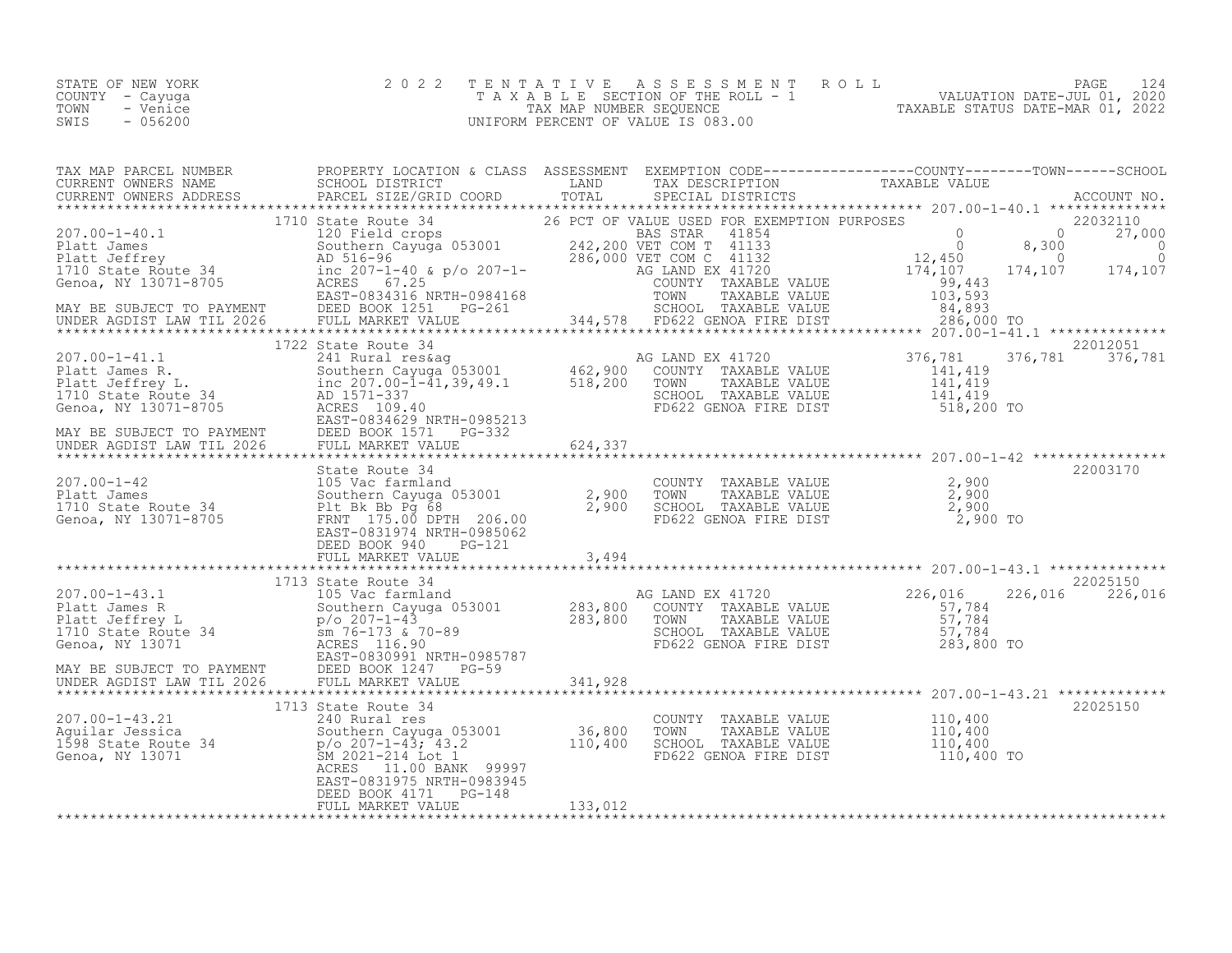STATE OF NEW YORK
COUNTY - Cayuga
TOWN - Venice
SWIS - 056200

**2022 TENTATIVE ASSESSMENT ROLL**
TAXABLE SECTION OF THE ROLL - 1
TAX MAP NUMBER SEQUENCE
UNIFORM PERCENT OF VALUE IS 083.00

VALUATION DATE-JUL 01, 2020
TAXABLE STATUS DATE-MAR 01, 2022

| TAX MAP PARCEL NUMBER / CURRENT OWNERS NAME / CURRENT OWNERS ADDRESS | PROPERTY LOCATION & CLASS / SCHOOL DISTRICT / PARCEL SIZE/GRID COORD | ASSESSMENT LAND | ASSESSMENT TOTAL | EXEMPTION CODE / TAX DESCRIPTION / SPECIAL DISTRICTS | COUNTY TAXABLE VALUE | TOWN | SCHOOL | ACCOUNT NO. |
|---|---|---|---|---|---|---|---|---|
| **207.00-1-40.1** | 1710 State Route 34 | | | 26 PCT OF VALUE USED FOR EXEMPTION PURPOSES | | | | 22032110 |
| Platt James | 120 Field crops | | | BAS STAR 41854 | 0 | 0 | 27,000 | |
| Platt Jeffrey | Southern Cayuga 053001 | 242,200 | | VET COM T 41133 | 0 | 8,300 | 0 | |
| 1710 State Route 34 | AD 516-96 | | 286,000 | VET COM C 41132 | 12,450 | 0 | 0 | |
| Genoa, NY 13071-8705 | inc 207-1-40 & p/o 207-1- | | | AG LAND EX 41720 | 174,107 | 174,107 | 174,107 | |
| | ACRES 67.25 | | | COUNTY TAXABLE VALUE | 99,443 | | | |
| | EAST-0834316 NRTH-0984168 | | | TOWN TAXABLE VALUE | 103,593 | | | |
| MAY BE SUBJECT TO PAYMENT | DEED BOOK 1251 PG-261 | | | SCHOOL TAXABLE VALUE | 84,893 | | | |
| UNDER AGDIST LAW TIL 2026 | FULL MARKET VALUE | | 344,578 | FD622 GENOA FIRE DIST | 286,000 TO | | | |
| **207.00-1-41.1** | 1722 State Route 34 | | | | | | | 22012051 |
| Platt James R. | 241 Rural res&ag | | | AG LAND EX 41720 | 376,781 | 376,781 | 376,781 | |
| Platt Jeffrey L. | Southern Cayuga 053001 | 462,900 | | COUNTY TAXABLE VALUE | 141,419 | | | |
| 1710 State Route 34 | inc 207.00-1-41,39,49.1 | | 518,200 | TOWN TAXABLE VALUE | 141,419 | | | |
| Genoa, NY 13071-8705 | AD 1571-337 | | | SCHOOL TAXABLE VALUE | 141,419 | | | |
| | ACRES 109.40 | | | FD622 GENOA FIRE DIST | 518,200 TO | | | |
| | EAST-0834629 NRTH-0985213 | | | | | | | |
| MAY BE SUBJECT TO PAYMENT | DEED BOOK 1571 PG-332 | | | | | | | |
| UNDER AGDIST LAW TIL 2026 | FULL MARKET VALUE | | 624,337 | | | | | |
| **207.00-1-42** | State Route 34 | | | | | | | 22003170 |
| Platt James | 105 Vac farmland | | | COUNTY TAXABLE VALUE | 2,900 | | | |
| 1710 State Route 34 | Southern Cayuga 053001 | 2,900 | | TOWN TAXABLE VALUE | 2,900 | | | |
| Genoa, NY 13071-8705 | Plt Bk Bb Pg 68 | | 2,900 | SCHOOL TAXABLE VALUE | 2,900 | | | |
| | FRNT 175.00 DPTH 206.00 | | | FD622 GENOA FIRE DIST | 2,900 TO | | | |
| | EAST-0831974 NRTH-0985062 | | | | | | | |
| | DEED BOOK 940 PG-121 | | | | | | | |
| | FULL MARKET VALUE | | 3,494 | | | | | |
| **207.00-1-43.1** | 1713 State Route 34 | | | | | | | 22025150 |
| Platt James R | 105 Vac farmland | | | AG LAND EX 41720 | 226,016 | 226,016 | 226,016 | |
| Platt Jeffrey L | Southern Cayuga 053001 | 283,800 | | COUNTY TAXABLE VALUE | 57,784 | | | |
| 1710 State Route 34 | p/o 207-1-43 | | 283,800 | TOWN TAXABLE VALUE | 57,784 | | | |
| Genoa, NY 13071 | sm 76-173 & 70-89 | | | SCHOOL TAXABLE VALUE | 57,784 | | | |
| | ACRES 116.90 | | | FD622 GENOA FIRE DIST | 283,800 TO | | | |
| | EAST-0830991 NRTH-0985787 | | | | | | | |
| MAY BE SUBJECT TO PAYMENT | DEED BOOK 1247 PG-59 | | | | | | | |
| UNDER AGDIST LAW TIL 2026 | FULL MARKET VALUE | | 341,928 | | | | | |
| **207.00-1-43.21** | 1713 State Route 34 | | | | | | | 22025150 |
| Aguilar Jessica | 240 Rural res | | | COUNTY TAXABLE VALUE | 110,400 | | | |
| 1598 State Route 34 | Southern Cayuga 053001 | 36,800 | | TOWN TAXABLE VALUE | 110,400 | | | |
| Genoa, NY 13071 | p/o 207-1-43; 43.2 | | 110,400 | SCHOOL TAXABLE VALUE | 110,400 | | | |
| | SM 2021-214 Lot 1 | | | FD622 GENOA FIRE DIST | 110,400 TO | | | |
| | ACRES 11.00 BANK 99997 | | | | | | | |
| | EAST-0831975 NRTH-0983945 | | | | | | | |
| | DEED BOOK 4171 PG-148 | | | | | | | |
| | FULL MARKET VALUE | | 133,012 | | | | | |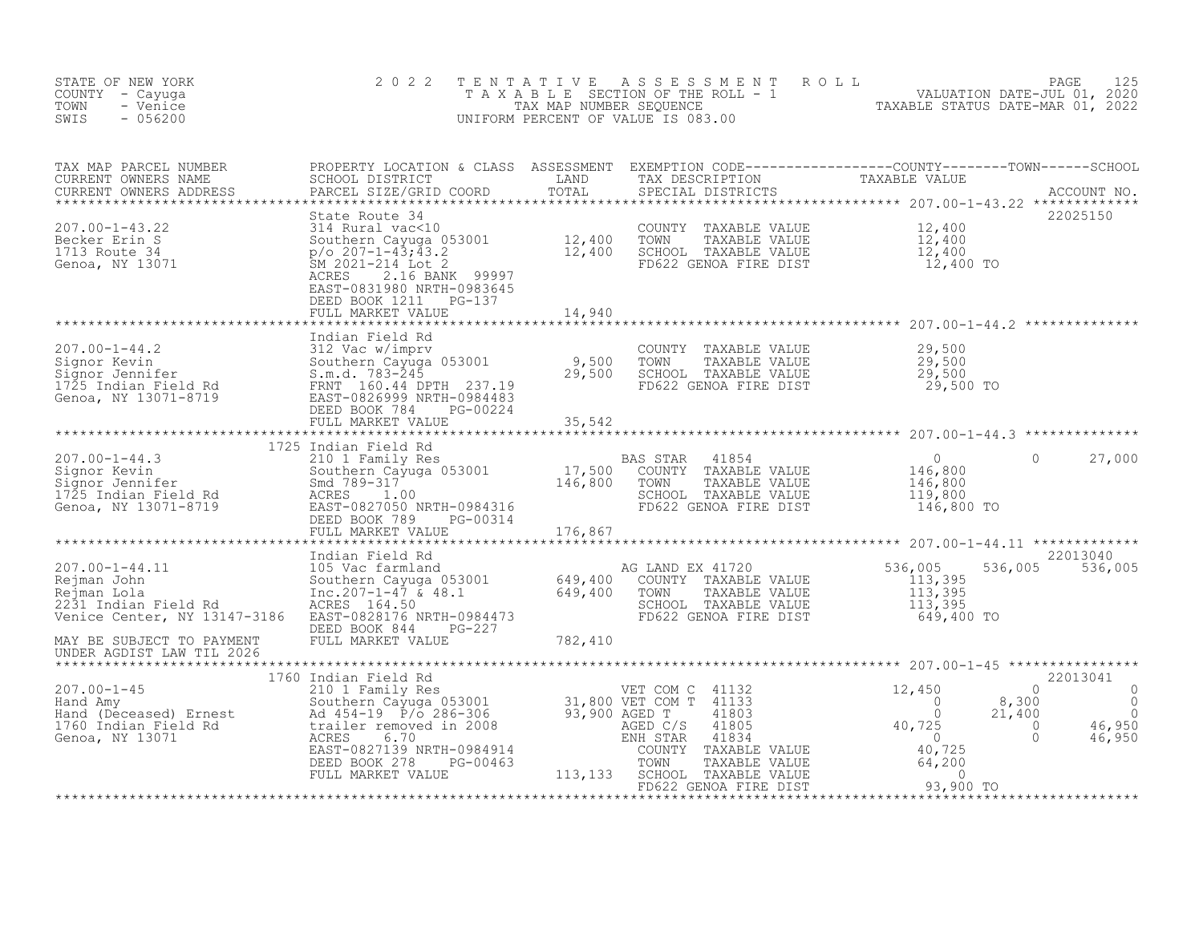STATE OF NEW YORK
COUNTY - Cayuga
TOWN - Venice
SWIS - 056200

2022 TENTATIVE ASSESSMENT ROLL
TAXABLE SECTION OF THE ROLL - 1
TAX MAP NUMBER SEQUENCE
UNIFORM PERCENT OF VALUE IS 083.00

VALUATION DATE-JUL 01, 2020
TAXABLE STATUS DATE-MAR 01, 2022

| TAX MAP PARCEL NUMBER / CURRENT OWNERS NAME / CURRENT OWNERS ADDRESS | PROPERTY LOCATION & CLASS / SCHOOL DISTRICT / PARCEL SIZE/GRID COORD | ASSESSMENT LAND / TOTAL | EXEMPTION CODE / TAX DESCRIPTION / SPECIAL DISTRICTS | COUNTY | TOWN | SCHOOL | ACCOUNT NO. |
|---|---|---|---|---|---|---|---|
| **207.00-1-43.22** | State Route 34 | | | | | | 22025150 |
| 207.00-1-43.22 | 314 Rural vac<10 | | COUNTY TAXABLE VALUE | 12,400 | | | |
| Becker Erin S | Southern Cayuga 053001 | 12,400 | TOWN TAXABLE VALUE | 12,400 | | | |
| 1713 Route 34 | p/o 207-1-43;43.2 | 12,400 | SCHOOL TAXABLE VALUE | 12,400 | | | |
| Genoa, NY 13071 | SM 2021-214 Lot 2 | | FD622 GENOA FIRE DIST | 12,400 TO | | | |
| | ACRES 2.16 BANK 99997 | | | | | | |
| | EAST-0831980 NRTH-0983645 | | | | | | |
| | DEED BOOK 1211 PG-137 | | | | | | |
| | FULL MARKET VALUE | 14,940 | | | | | |
| **207.00-1-44.2** | Indian Field Rd | | | | | | |
| 207.00-1-44.2 | 312 Vac w/imprv | | COUNTY TAXABLE VALUE | 29,500 | | | |
| Signor Kevin | Southern Cayuga 053001 | 9,500 | TOWN TAXABLE VALUE | 29,500 | | | |
| Signor Jennifer | S.m.d. 783-245 | 29,500 | SCHOOL TAXABLE VALUE | 29,500 | | | |
| 1725 Indian Field Rd | FRNT 160.44 DPTH 237.19 | | FD622 GENOA FIRE DIST | 29,500 TO | | | |
| Genoa, NY 13071-8719 | EAST-0826999 NRTH-0984483 | | | | | | |
| | DEED BOOK 784 PG-00224 | | | | | | |
| | FULL MARKET VALUE | 35,542 | | | | | |
| **207.00-1-44.3** | 1725 Indian Field Rd | | | | | | |
| 207.00-1-44.3 | 210 1 Family Res | | BAS STAR 41854 | 0 | 0 | 27,000 | |
| Signor Kevin | Southern Cayuga 053001 | 17,500 | COUNTY TAXABLE VALUE | 146,800 | | | |
| Signor Jennifer | Smd 789-317 | 146,800 | TOWN TAXABLE VALUE | 146,800 | | | |
| 1725 Indian Field Rd | ACRES 1.00 | | SCHOOL TAXABLE VALUE | 119,800 | | | |
| Genoa, NY 13071-8719 | EAST-0827050 NRTH-0984316 | | FD622 GENOA FIRE DIST | 146,800 TO | | | |
| | DEED BOOK 789 PG-00314 | | | | | | |
| | FULL MARKET VALUE | 176,867 | | | | | |
| **207.00-1-44.11** | Indian Field Rd | | | | | | 22013040 |
| 207.00-1-44.11 | 105 Vac farmland | | AG LAND EX 41720 | 536,005 | 536,005 | 536,005 | |
| Rejman John | Southern Cayuga 053001 | 649,400 | COUNTY TAXABLE VALUE | 113,395 | | | |
| Rejman Lola | Inc.207-1-47 & 48.1 | 649,400 | TOWN TAXABLE VALUE | 113,395 | | | |
| 2231 Indian Field Rd | ACRES 164.50 | | SCHOOL TAXABLE VALUE | 113,395 | | | |
| Venice Center, NY 13147-3186 | EAST-0828176 NRTH-0984473 | | FD622 GENOA FIRE DIST | 649,400 TO | | | |
| | DEED BOOK 844 PG-227 | | | | | | |
| MAY BE SUBJECT TO PAYMENT | FULL MARKET VALUE | 782,410 | | | | | |
| UNDER AGDIST LAW TIL 2026 | | | | | | | |
| **207.00-1-45** | 1760 Indian Field Rd | | | | | | 22013041 |
| 207.00-1-45 | 210 1 Family Res | | VET COM C 41132 | 12,450 | 0 | 0 | |
| Hand Amy | Southern Cayuga 053001 | 31,800 | VET COM T 41133 | 0 | 8,300 | 0 | |
| Hand (Deceased) Ernest | Ad 454-19 P/o 286-306 | 93,900 | AGED T 41803 | 0 | 21,400 | 0 | |
| 1760 Indian Field Rd | trailer removed in 2008 | | AGED C/S 41805 | 40,725 | 0 | 46,950 | |
| Genoa, NY 13071 | ACRES 6.70 | | ENH STAR 41834 | 0 | 0 | 46,950 | |
| | EAST-0827139 NRTH-0984914 | | COUNTY TAXABLE VALUE | 40,725 | | | |
| | DEED BOOK 278 PG-00463 | | TOWN TAXABLE VALUE | 64,200 | | | |
| | FULL MARKET VALUE | 113,133 | SCHOOL TAXABLE VALUE | 0 | | | |
| | | | FD622 GENOA FIRE DIST | 93,900 TO | | | |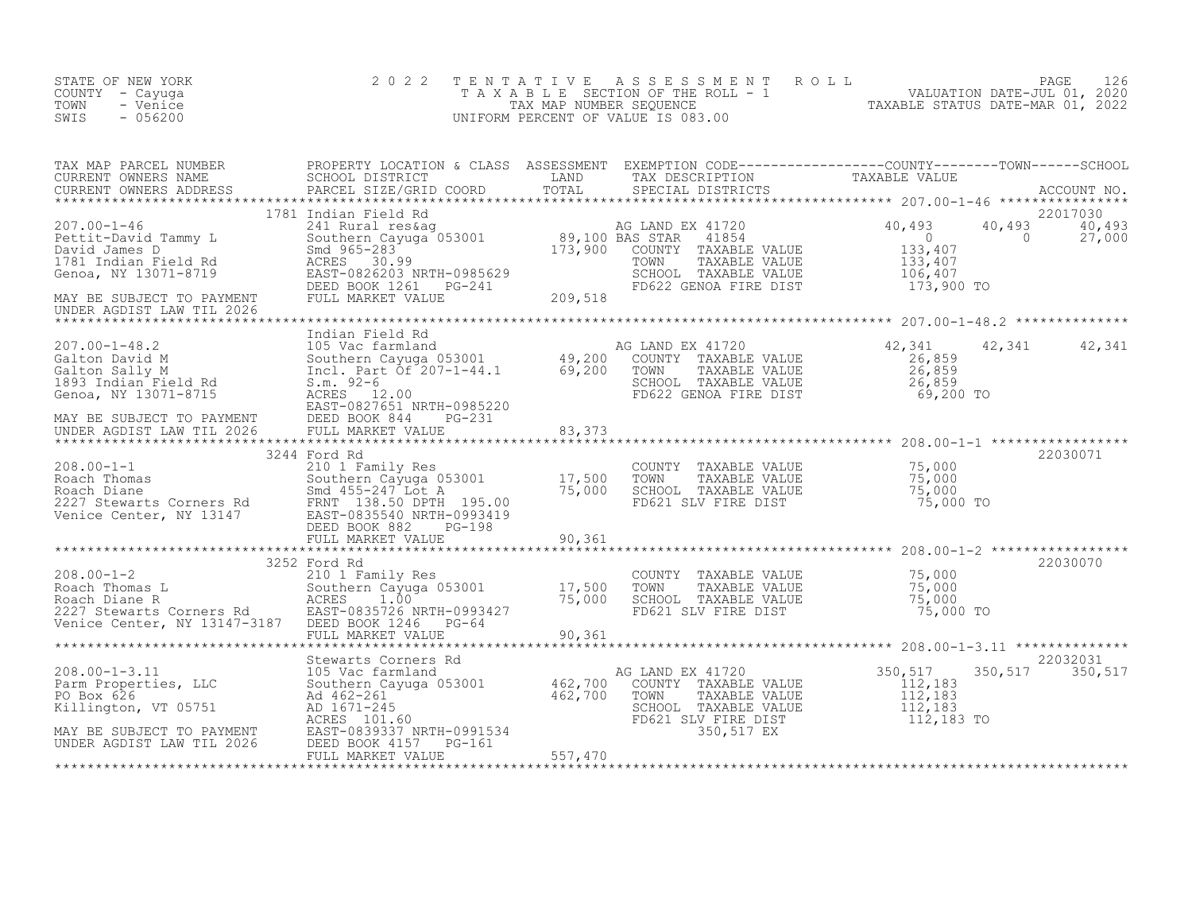STATE OF NEW YORK
COUNTY - Cayuga
TOWN - Venice
SWIS - 056200

2022 TENTATIVE ASSESSMENT ROLL
TAXABLE SECTION OF THE ROLL - 1
TAX MAP NUMBER SEQUENCE
UNIFORM PERCENT OF VALUE IS 083.00

VALUATION DATE-JUL 01, 2020
TAXABLE STATUS DATE-MAR 01, 2022

| TAX MAP PARCEL NUMBER / CURRENT OWNERS NAME / CURRENT OWNERS ADDRESS | PROPERTY LOCATION & CLASS / SCHOOL DISTRICT / PARCEL SIZE/GRID COORD | ASSESSMENT LAND / TOTAL | EXEMPTION CODE / TAX DESCRIPTION / SPECIAL DISTRICTS | COUNTY TAXABLE VALUE | TOWN | SCHOOL | ACCOUNT NO. |
|---|---|---|---|---|---|---|---|
| **207.00-1-46** | 1781 Indian Field Rd | | | | | | 22017030 |
| 207.00-1-46 | 241 Rural res&ag | | AG LAND EX 41720 | 40,493 | 40,493 | 40,493 | |
| Pettit-David Tammy L | Southern Cayuga 053001 | 89,100 | BAS STAR 41854 | 0 | 0 | 27,000 | |
| David James D | Smd 965-283 | 173,900 | COUNTY TAXABLE VALUE | 133,407 | | | |
| 1781 Indian Field Rd | ACRES 30.99 | | TOWN TAXABLE VALUE | 133,407 | | | |
| Genoa, NY 13071-8719 | EAST-0826203 NRTH-0985629 | | SCHOOL TAXABLE VALUE | 106,407 | | | |
| | DEED BOOK 1261 PG-241 | | FD622 GENOA FIRE DIST | 173,900 TO | | | |
| MAY BE SUBJECT TO PAYMENT | FULL MARKET VALUE | 209,518 | | | | | |
| UNDER AGDIST LAW TIL 2026 | | | | | | | |
| **207.00-1-48.2** | Indian Field Rd | | | | | | |
| 207.00-1-48.2 | 105 Vac farmland | | AG LAND EX 41720 | 42,341 | 42,341 | 42,341 | |
| Galton David M | Southern Cayuga 053001 | 49,200 | COUNTY TAXABLE VALUE | 26,859 | | | |
| Galton Sally M | Incl. Part Of 207-1-44.1 | 69,200 | TOWN TAXABLE VALUE | 26,859 | | | |
| 1893 Indian Field Rd | S.m. 92-6 | | SCHOOL TAXABLE VALUE | 26,859 | | | |
| Genoa, NY 13071-8715 | ACRES 12.00 | | FD622 GENOA FIRE DIST | 69,200 TO | | | |
| | EAST-0827651 NRTH-0985220 | | | | | | |
| MAY BE SUBJECT TO PAYMENT | DEED BOOK 844 PG-231 | | | | | | |
| UNDER AGDIST LAW TIL 2026 | FULL MARKET VALUE | 83,373 | | | | | |
| **208.00-1-1** | 3244 Ford Rd | | | | | | 22030071 |
| 208.00-1-1 | 210 1 Family Res | | COUNTY TAXABLE VALUE | 75,000 | | | |
| Roach Thomas | Southern Cayuga 053001 | 17,500 | TOWN TAXABLE VALUE | 75,000 | | | |
| Roach Diane | Smd 455-247 Lot A | 75,000 | SCHOOL TAXABLE VALUE | 75,000 | | | |
| 2227 Stewarts Corners Rd | FRNT 138.50 DPTH 195.00 | | FD621 SLV FIRE DIST | 75,000 TO | | | |
| Venice Center, NY 13147 | EAST-0835540 NRTH-0993419 | | | | | | |
| | DEED BOOK 882 PG-198 | | | | | | |
| | FULL MARKET VALUE | 90,361 | | | | | |
| **208.00-1-2** | 3252 Ford Rd | | | | | | 22030070 |
| 208.00-1-2 | 210 1 Family Res | | COUNTY TAXABLE VALUE | 75,000 | | | |
| Roach Thomas L | Southern Cayuga 053001 | 17,500 | TOWN TAXABLE VALUE | 75,000 | | | |
| Roach Diane R | ACRES 1.00 | 75,000 | SCHOOL TAXABLE VALUE | 75,000 | | | |
| 2227 Stewarts Corners Rd | EAST-0835726 NRTH-0993427 | | FD621 SLV FIRE DIST | 75,000 TO | | | |
| Venice Center, NY 13147-3187 | DEED BOOK 1246 PG-64 | | | | | | |
| | FULL MARKET VALUE | 90,361 | | | | | |
| **208.00-1-3.11** | Stewarts Corners Rd | | | | | | 22032031 |
| 208.00-1-3.11 | 105 Vac farmland | | AG LAND EX 41720 | 350,517 | 350,517 | 350,517 | |
| Parm Properties, LLC | Southern Cayuga 053001 | 462,700 | COUNTY TAXABLE VALUE | 112,183 | | | |
| PO Box 626 | Ad 462-261 | 462,700 | TOWN TAXABLE VALUE | 112,183 | | | |
| Killington, VT 05751 | AD 1671-245 | | SCHOOL TAXABLE VALUE | 112,183 | | | |
| | ACRES 101.60 | | FD621 SLV FIRE DIST | 112,183 TO | | | |
| MAY BE SUBJECT TO PAYMENT | EAST-0839337 NRTH-0991534 | | 350,517 EX | | | | |
| UNDER AGDIST LAW TIL 2026 | DEED BOOK 4157 PG-161 | | | | | | |
| | FULL MARKET VALUE | 557,470 | | | | | |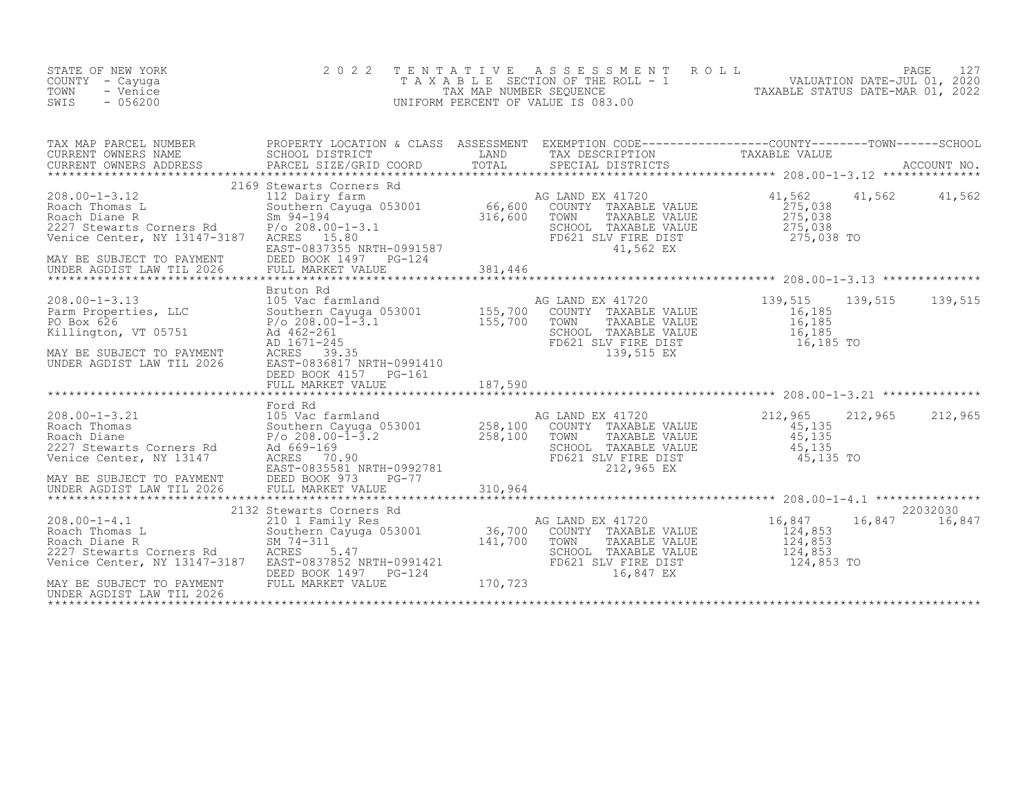STATE OF NEW YORK
COUNTY - Cayuga
TOWN - Venice
SWIS - 056200

2022 TENTATIVE ASSESSMENT ROLL
TAXABLE SECTION OF THE ROLL - 1
TAX MAP NUMBER SEQUENCE
UNIFORM PERCENT OF VALUE IS 083.00

VALUATION DATE-JUL 01, 2020
TAXABLE STATUS DATE-MAR 01, 2022

| TAX MAP PARCEL NUMBER / CURRENT OWNERS NAME / CURRENT OWNERS ADDRESS | PROPERTY LOCATION & CLASS / SCHOOL DISTRICT / PARCEL SIZE/GRID COORD | ASSESSMENT LAND / TOTAL | EXEMPTION CODE / TAX DESCRIPTION / SPECIAL DISTRICTS | COUNTY TAXABLE VALUE | TOWN | SCHOOL / ACCOUNT NO. |
|---|---|---|---|---|---|---|
| **208.00-1-3.12** | 2169 Stewarts Corners Rd | | | | | |
| 208.00-1-3.12 | 112 Dairy farm | | AG LAND EX 41720 | 41,562 | 41,562 | 41,562 |
| Roach Thomas L | Southern Cayuga 053001 | 66,600 | COUNTY TAXABLE VALUE | 275,038 | | |
| Roach Diane R | Sm 94-194 | 316,600 | TOWN TAXABLE VALUE | 275,038 | | |
| 2227 Stewarts Corners Rd | P/o 208.00-1-3.1 | | SCHOOL TAXABLE VALUE | 275,038 | | |
| Venice Center, NY 13147-3187 | ACRES 15.80 | | FD621 SLV FIRE DIST | 275,038 TO | | |
| | EAST-0837355 NRTH-0991587 | | 41,562 EX | | | |
| MAY BE SUBJECT TO PAYMENT | DEED BOOK 1497 PG-124 | | | | | |
| UNDER AGDIST LAW TIL 2026 | FULL MARKET VALUE | 381,446 | | | | |
| **208.00-1-3.13** | Bruton Rd | | | | | |
| 208.00-1-3.13 | 105 Vac farmland | | AG LAND EX 41720 | 139,515 | 139,515 | 139,515 |
| Parm Properties, LLC | Southern Cayuga 053001 | 155,700 | COUNTY TAXABLE VALUE | 16,185 | | |
| PO Box 626 | P/o 208.00-1-3.1 | 155,700 | TOWN TAXABLE VALUE | 16,185 | | |
| Killington, VT 05751 | Ad 462-261 | | SCHOOL TAXABLE VALUE | 16,185 | | |
| | AD 1671-245 | | FD621 SLV FIRE DIST | 16,185 TO | | |
| MAY BE SUBJECT TO PAYMENT | ACRES 39.35 | | 139,515 EX | | | |
| UNDER AGDIST LAW TIL 2026 | EAST-0836817 NRTH-0991410 | | | | | |
| | DEED BOOK 4157 PG-161 | | | | | |
| | FULL MARKET VALUE | 187,590 | | | | |
| **208.00-1-3.21** | Ford Rd | | | | | |
| 208.00-1-3.21 | 105 Vac farmland | | AG LAND EX 41720 | 212,965 | 212,965 | 212,965 |
| Roach Thomas | Southern Cayuga 053001 | 258,100 | COUNTY TAXABLE VALUE | 45,135 | | |
| Roach Diane | P/o 208.00-1-3.2 | 258,100 | TOWN TAXABLE VALUE | 45,135 | | |
| 2227 Stewarts Corners Rd | Ad 669-169 | | SCHOOL TAXABLE VALUE | 45,135 | | |
| Venice Center, NY 13147 | ACRES 70.90 | | FD621 SLV FIRE DIST | 45,135 TO | | |
| | EAST-0835581 NRTH-0992781 | | 212,965 EX | | | |
| MAY BE SUBJECT TO PAYMENT | DEED BOOK 973 PG-77 | | | | | |
| UNDER AGDIST LAW TIL 2026 | FULL MARKET VALUE | 310,964 | | | | |
| **208.00-1-4.1** | 2132 Stewarts Corners Rd | | | | | 22032030 |
| 208.00-1-4.1 | 210 1 Family Res | | AG LAND EX 41720 | 16,847 | 16,847 | 16,847 |
| Roach Thomas L | Southern Cayuga 053001 | 36,700 | COUNTY TAXABLE VALUE | 124,853 | | |
| Roach Diane R | SM 74-311 | 141,700 | TOWN TAXABLE VALUE | 124,853 | | |
| 2227 Stewarts Corners Rd | ACRES 5.47 | | SCHOOL TAXABLE VALUE | 124,853 | | |
| Venice Center, NY 13147-3187 | EAST-0837852 NRTH-0991421 | | FD621 SLV FIRE DIST | 124,853 TO | | |
| | DEED BOOK 1497 PG-124 | | 16,847 EX | | | |
| MAY BE SUBJECT TO PAYMENT | FULL MARKET VALUE | 170,723 | | | | |
| UNDER AGDIST LAW TIL 2026 | | | | | | |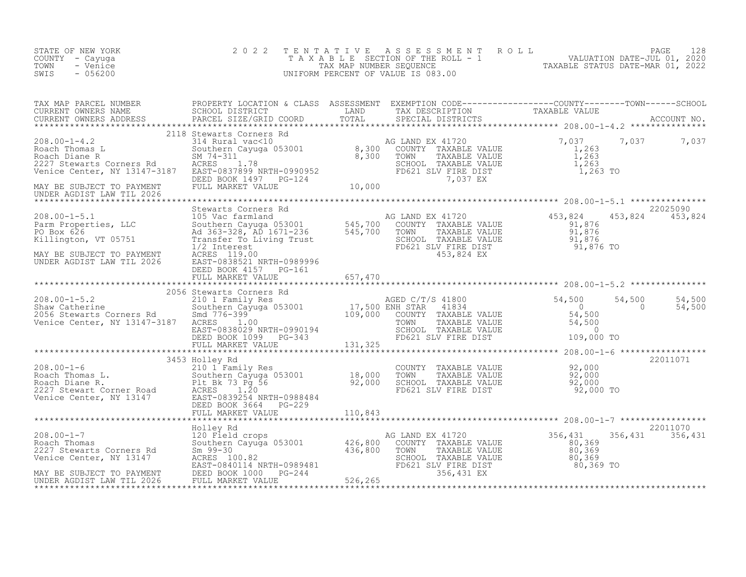STATE OF NEW YORK
COUNTY - Cayuga
TOWN - Venice
SWIS - 056200

# 2022 TENTATIVE ASSESSMENT ROLL
TAXABLE SECTION OF THE ROLL - 1
TAX MAP NUMBER SEQUENCE
UNIFORM PERCENT OF VALUE IS 083.00

VALUATION DATE-JUL 01, 2020
TAXABLE STATUS DATE-MAR 01, 2022

| TAX MAP PARCEL NUMBER / CURRENT OWNERS NAME / CURRENT OWNERS ADDRESS | PROPERTY LOCATION & CLASS / SCHOOL DISTRICT / PARCEL SIZE/GRID COORD | ASSESSMENT LAND / TOTAL | EXEMPTION CODE / TAX DESCRIPTION / SPECIAL DISTRICTS | COUNTY TAXABLE VALUE | TOWN | SCHOOL / ACCOUNT NO. |
|---|---|---|---|---|---|---|
| **208.00-1-4.2** | 2118 Stewarts Corners Rd | | | | | |
| 208.00-1-4.2 | 314 Rural vac<10 | | AG LAND EX 41720 | 7,037 | 7,037 | 7,037 |
| Roach Thomas L | Southern Cayuga 053001 | 8,300 | COUNTY TAXABLE VALUE | 1,263 | | |
| Roach Diane R | SM 74-311 | 8,300 | TOWN TAXABLE VALUE | 1,263 | | |
| 2227 Stewarts Corners Rd | ACRES 1.78 | | SCHOOL TAXABLE VALUE | 1,263 | | |
| Venice Center, NY 13147-3187 | EAST-0837899 NRTH-0990952 | | FD621 SLV FIRE DIST | 1,263 TO | | |
| | DEED BOOK 1497 PG-124 | | 7,037 EX | | | |
| MAY BE SUBJECT TO PAYMENT | FULL MARKET VALUE | 10,000 | | | | |
| UNDER AGDIST LAW TIL 2026 | | | | | | |
| **208.00-1-5.1** | Stewarts Corners Rd | | | | | 22025090 |
| 208.00-1-5.1 | 105 Vac farmland | | AG LAND EX 41720 | 453,824 | 453,824 | 453,824 |
| Parm Properties, LLC | Southern Cayuga 053001 | 545,700 | COUNTY TAXABLE VALUE | 91,876 | | |
| PO Box 626 | Ad 363-328, AD 1671-236 | 545,700 | TOWN TAXABLE VALUE | 91,876 | | |
| Killington, VT 05751 | Transfer To Living Trust | | SCHOOL TAXABLE VALUE | 91,876 | | |
| | 1/2 Interest | | FD621 SLV FIRE DIST | 91,876 TO | | |
| MAY BE SUBJECT TO PAYMENT | ACRES 119.00 | | 453,824 EX | | | |
| UNDER AGDIST LAW TIL 2026 | EAST-0838521 NRTH-0989996 | | | | | |
| | DEED BOOK 4157 PG-161 | | | | | |
| | FULL MARKET VALUE | 657,470 | | | | |
| **208.00-1-5.2** | 2056 Stewarts Corners Rd | | | | | |
| 208.00-1-5.2 | 210 1 Family Res | | AGED C/T/S 41800 | 54,500 | 54,500 | 54,500 |
| Shaw Catherine | Southern Cayuga 053001 | 17,500 | ENH STAR 41834 | 0 | 0 | 54,500 |
| 2056 Stewarts Corners Rd | Smd 776-399 | 109,000 | COUNTY TAXABLE VALUE | 54,500 | | |
| Venice Center, NY 13147-3187 | ACRES 1.00 | | TOWN TAXABLE VALUE | 54,500 | | |
| | EAST-0838029 NRTH-0990194 | | SCHOOL TAXABLE VALUE | 0 | | |
| | DEED BOOK 1099 PG-343 | | FD621 SLV FIRE DIST | 109,000 TO | | |
| | FULL MARKET VALUE | 131,325 | | | | |
| **208.00-1-6** | 3453 Holley Rd | | | | | 22011071 |
| 208.00-1-6 | 210 1 Family Res | | COUNTY TAXABLE VALUE | 92,000 | | |
| Roach Thomas L. | Southern Cayuga 053001 | 18,000 | TOWN TAXABLE VALUE | 92,000 | | |
| Roach Diane R. | Plt Bk 73 Pg 56 | 92,000 | SCHOOL TAXABLE VALUE | 92,000 | | |
| 2227 Stewart Corner Road | ACRES 1.20 | | FD621 SLV FIRE DIST | 92,000 TO | | |
| Venice Center, NY 13147 | EAST-0839254 NRTH-0988484 | | | | | |
| | DEED BOOK 3664 PG-229 | | | | | |
| | FULL MARKET VALUE | 110,843 | | | | |
| **208.00-1-7** | Holley Rd | | | | | 22011070 |
| 208.00-1-7 | 120 Field crops | | AG LAND EX 41720 | 356,431 | 356,431 | 356,431 |
| Roach Thomas | Southern Cayuga 053001 | 426,800 | COUNTY TAXABLE VALUE | 80,369 | | |
| 2227 Stewarts Corners Rd | Sm 99-30 | 436,800 | TOWN TAXABLE VALUE | 80,369 | | |
| Venice Center, NY 13147 | ACRES 100.82 | | SCHOOL TAXABLE VALUE | 80,369 | | |
| | EAST-0840114 NRTH-0989481 | | FD621 SLV FIRE DIST | 80,369 TO | | |
| MAY BE SUBJECT TO PAYMENT | DEED BOOK 1000 PG-244 | | 356,431 EX | | | |
| UNDER AGDIST LAW TIL 2026 | FULL MARKET VALUE | 526,265 | | | | |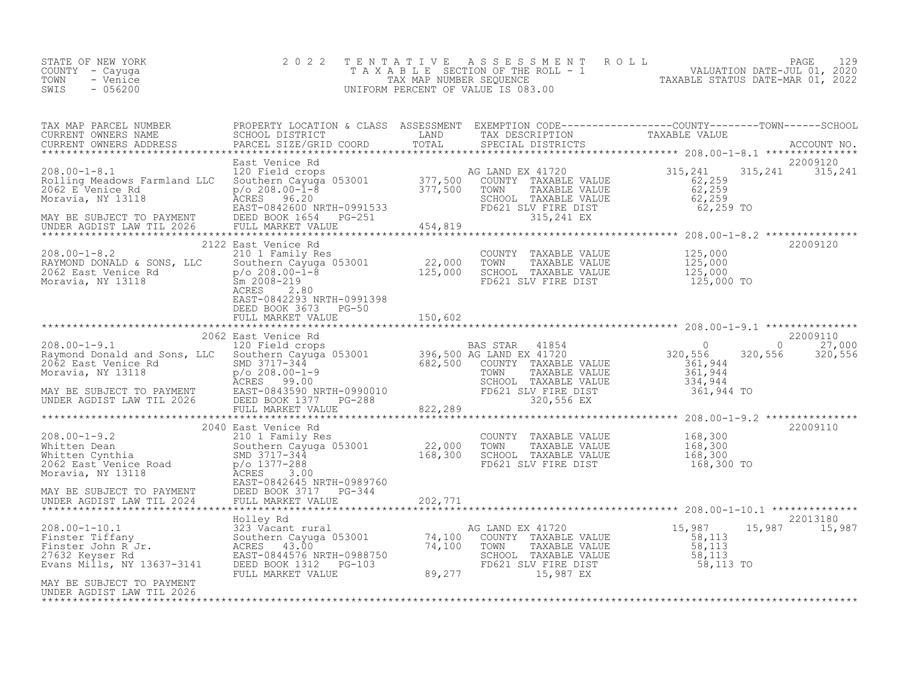STATE OF NEW YORK
COUNTY - Cayuga
TOWN - Venice
SWIS - 056200

2022 TENTATIVE ASSESSMENT ROLL
TAXABLE SECTION OF THE ROLL - 1
TAX MAP NUMBER SEQUENCE
UNIFORM PERCENT OF VALUE IS 083.00

VALUATION DATE-JUL 01, 2020
TAXABLE STATUS DATE-MAR 01, 2022

| TAX MAP PARCEL NUMBER / CURRENT OWNERS NAME / CURRENT OWNERS ADDRESS | PROPERTY LOCATION & CLASS / SCHOOL DISTRICT / PARCEL SIZE/GRID COORD | ASSESSMENT LAND / TOTAL | EXEMPTION CODE / TAX DESCRIPTION / SPECIAL DISTRICTS | COUNTY TAXABLE VALUE | TOWN | SCHOOL / ACCOUNT NO. |
|---|---|---|---|---|---|---|
| **208.00-1-8.1** | East Venice Rd | | | | | 22009120 |
| 208.00-1-8.1 | 120 Field crops | | AG LAND EX 41720 | 315,241 | 315,241 | 315,241 |
| Rolling Meadows Farmland LLC | Southern Cayuga 053001 | 377,500 | COUNTY TAXABLE VALUE | 62,259 | | |
| 2062 E Venice Rd | p/o 208.00-1-8 | 377,500 | TOWN TAXABLE VALUE | 62,259 | | |
| Moravia, NY 13118 | ACRES 96.20 | | SCHOOL TAXABLE VALUE | 62,259 | | |
| | EAST-0842600 NRTH-0991533 | | FD621 SLV FIRE DIST | 62,259 TO | | |
| MAY BE SUBJECT TO PAYMENT | DEED BOOK 1654 PG-251 | | 315,241 EX | | | |
| UNDER AGDIST LAW TIL 2026 | FULL MARKET VALUE | 454,819 | | | | |
| **208.00-1-8.2** | 2122 East Venice Rd | | | | | 22009120 |
| 208.00-1-8.2 | 210 1 Family Res | | COUNTY TAXABLE VALUE | 125,000 | | |
| RAYMOND DONALD & SONS, LLC | Southern Cayuga 053001 | 22,000 | TOWN TAXABLE VALUE | 125,000 | | |
| 2062 East Venice Rd | p/o 208.00-1-8 | 125,000 | SCHOOL TAXABLE VALUE | 125,000 | | |
| Moravia, NY 13118 | Sm 2008-219 | | FD621 SLV FIRE DIST | 125,000 TO | | |
| | ACRES 2.80 | | | | | |
| | EAST-0842293 NRTH-0991398 | | | | | |
| | DEED BOOK 3673 PG-50 | | | | | |
| | FULL MARKET VALUE | 150,602 | | | | |
| **208.00-1-9.1** | 2062 East Venice Rd | | | | | 22009110 |
| 208.00-1-9.1 | 120 Field crops | | BAS STAR 41854 | 0 | 0 | 27,000 |
| Raymond Donald and Sons, LLC | Southern Cayuga 053001 | 396,500 | AG LAND EX 41720 | 320,556 | 320,556 | 320,556 |
| 2062 East Venice Rd | SMD 3717-344 | 682,500 | COUNTY TAXABLE VALUE | 361,944 | | |
| Moravia, NY 13118 | p/o 208.00-1-9 | | TOWN TAXABLE VALUE | 361,944 | | |
| | ACRES 99.00 | | SCHOOL TAXABLE VALUE | 334,944 | | |
| MAY BE SUBJECT TO PAYMENT | EAST-0843590 NRTH-0990010 | | FD621 SLV FIRE DIST | 361,944 TO | | |
| UNDER AGDIST LAW TIL 2026 | DEED BOOK 1377 PG-288 | | 320,556 EX | | | |
| | FULL MARKET VALUE | 822,289 | | | | |
| **208.00-1-9.2** | 2040 East Venice Rd | | | | | 22009110 |
| 208.00-1-9.2 | 210 1 Family Res | | COUNTY TAXABLE VALUE | 168,300 | | |
| Whitten Dean | Southern Cayuga 053001 | 22,000 | TOWN TAXABLE VALUE | 168,300 | | |
| Whitten Cynthia | SMD 3717-344 | 168,300 | SCHOOL TAXABLE VALUE | 168,300 | | |
| 2062 East Venice Road | p/o 1377-288 | | FD621 SLV FIRE DIST | 168,300 TO | | |
| Moravia, NY 13118 | ACRES 3.00 | | | | | |
| | EAST-0842645 NRTH-0989760 | | | | | |
| MAY BE SUBJECT TO PAYMENT | DEED BOOK 3717 PG-344 | | | | | |
| UNDER AGDIST LAW TIL 2024 | FULL MARKET VALUE | 202,771 | | | | |
| **208.00-1-10.1** | Holley Rd | | | | | 22013180 |
| 208.00-1-10.1 | 323 Vacant rural | | AG LAND EX 41720 | 15,987 | 15,987 | 15,987 |
| Finster Tiffany | Southern Cayuga 053001 | 74,100 | COUNTY TAXABLE VALUE | 58,113 | | |
| Finster John R Jr. | ACRES 43.00 | 74,100 | TOWN TAXABLE VALUE | 58,113 | | |
| 27632 Keyser Rd | EAST-0844576 NRTH-0988750 | | SCHOOL TAXABLE VALUE | 58,113 | | |
| Evans Mills, NY 13637-3141 | DEED BOOK 1312 PG-103 | | FD621 SLV FIRE DIST | 58,113 TO | | |
| | FULL MARKET VALUE | 89,277 | 15,987 EX | | | |
| MAY BE SUBJECT TO PAYMENT | | | | | | |
| UNDER AGDIST LAW TIL 2026 | | | | | | |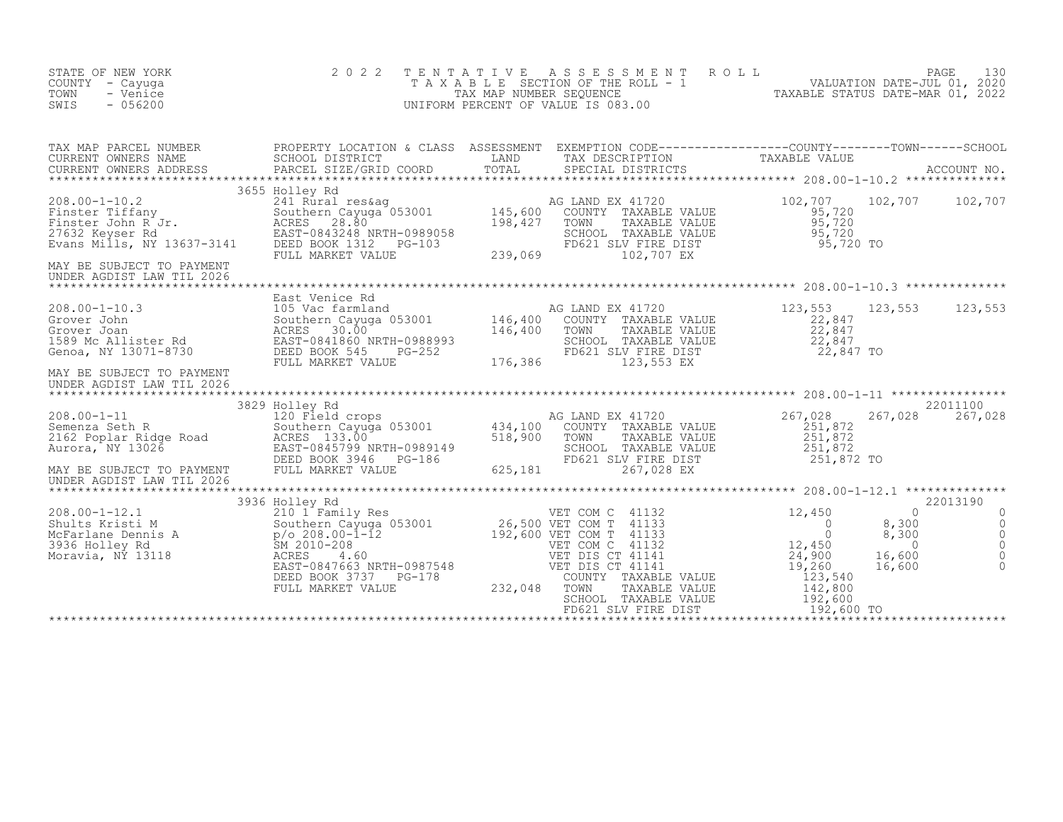STATE OF NEW YORK
COUNTY - Cayuga
TOWN - Venice
SWIS - 056200

2 0 2 2 T E N T A T I V E A S S E S S M E N T R O L L
T A X A B L E SECTION OF THE ROLL - 1
TAX MAP NUMBER SEQUENCE
UNIFORM PERCENT OF VALUE IS 083.00

VALUATION DATE-JUL 01, 2020
TAXABLE STATUS DATE-MAR 01, 2022

| TAX MAP PARCEL NUMBER / CURRENT OWNERS NAME / CURRENT OWNERS ADDRESS | PROPERTY LOCATION & CLASS / SCHOOL DISTRICT / PARCEL SIZE/GRID COORD | ASSESSMENT LAND / TOTAL | EXEMPTION CODE / TAX DESCRIPTION / SPECIAL DISTRICTS | COUNTY TAXABLE VALUE | TOWN | SCHOOL / ACCOUNT NO. |
|---|---|---|---|---|---|---|
| **208.00-1-10.2** | 3655 Holley Rd | | | | | |
| 208.00-1-10.2 | 241 Rural res&ag | | AG LAND EX 41720 | 102,707 | 102,707 | 102,707 |
| Finster Tiffany | Southern Cayuga 053001 | 145,600 | COUNTY TAXABLE VALUE | 95,720 | | |
| Finster John R Jr. | ACRES 28.80 | 198,427 | TOWN TAXABLE VALUE | 95,720 | | |
| 27632 Keyser Rd | EAST-0843248 NRTH-0989058 | | SCHOOL TAXABLE VALUE | 95,720 | | |
| Evans Mills, NY 13637-3141 | DEED BOOK 1312 PG-103 | | FD621 SLV FIRE DIST | 95,720 TO | | |
| | FULL MARKET VALUE | 239,069 | 102,707 EX | | | |
| MAY BE SUBJECT TO PAYMENT UNDER AGDIST LAW TIL 2026 | | | | | | |
| **208.00-1-10.3** | East Venice Rd | | | | | |
| 208.00-1-10.3 | 105 Vac farmland | | AG LAND EX 41720 | 123,553 | 123,553 | 123,553 |
| Grover John | Southern Cayuga 053001 | 146,400 | COUNTY TAXABLE VALUE | 22,847 | | |
| Grover Joan | ACRES 30.00 | 146,400 | TOWN TAXABLE VALUE | 22,847 | | |
| 1589 Mc Allister Rd | EAST-0841860 NRTH-0988993 | | SCHOOL TAXABLE VALUE | 22,847 | | |
| Genoa, NY 13071-8730 | DEED BOOK 545 PG-252 | | FD621 SLV FIRE DIST | 22,847 TO | | |
| | FULL MARKET VALUE | 176,386 | 123,553 EX | | | |
| MAY BE SUBJECT TO PAYMENT UNDER AGDIST LAW TIL 2026 | | | | | | |
| **208.00-1-11** | 3829 Holley Rd | | | | | 22011100 |
| 208.00-1-11 | 120 Field crops | | AG LAND EX 41720 | 267,028 | 267,028 | 267,028 |
| Semenza Seth R | Southern Cayuga 053001 | 434,100 | COUNTY TAXABLE VALUE | 251,872 | | |
| 2162 Poplar Ridge Road | ACRES 133.00 | 518,900 | TOWN TAXABLE VALUE | 251,872 | | |
| Aurora, NY 13026 | EAST-0845799 NRTH-0989149 | | SCHOOL TAXABLE VALUE | 251,872 | | |
| | DEED BOOK 3946 PG-186 | | FD621 SLV FIRE DIST | 251,872 TO | | |
| MAY BE SUBJECT TO PAYMENT | FULL MARKET VALUE | 625,181 | 267,028 EX | | | |
| UNDER AGDIST LAW TIL 2026 | | | | | | |
| **208.00-1-12.1** | 3936 Holley Rd | | | | | 22013190 |
| 208.00-1-12.1 | 210 1 Family Res | | VET COM C 41132 | 12,450 | 0 | 0 |
| Shults Kristi M | Southern Cayuga 053001 | 26,500 | VET COM T 41133 | 0 | 8,300 | 0 |
| McFarlane Dennis A | p/o 208.00-1-12 | 192,600 | VET COM T 41133 | 0 | 8,300 | 0 |
| 3936 Holley Rd | SM 2010-208 | | VET COM C 41132 | 12,450 | 0 | 0 |
| Moravia, NY 13118 | ACRES 4.60 | | VET DIS CT 41141 | 24,900 | 16,600 | 0 |
| | EAST-0847663 NRTH-0987548 | | VET DIS CT 41141 | 19,260 | 16,600 | 0 |
| | DEED BOOK 3737 PG-178 | | COUNTY TAXABLE VALUE | 123,540 | | |
| | FULL MARKET VALUE | 232,048 | TOWN TAXABLE VALUE | 142,800 | | |
| | | | SCHOOL TAXABLE VALUE | 192,600 | | |
| | | | FD621 SLV FIRE DIST | 192,600 TO | | |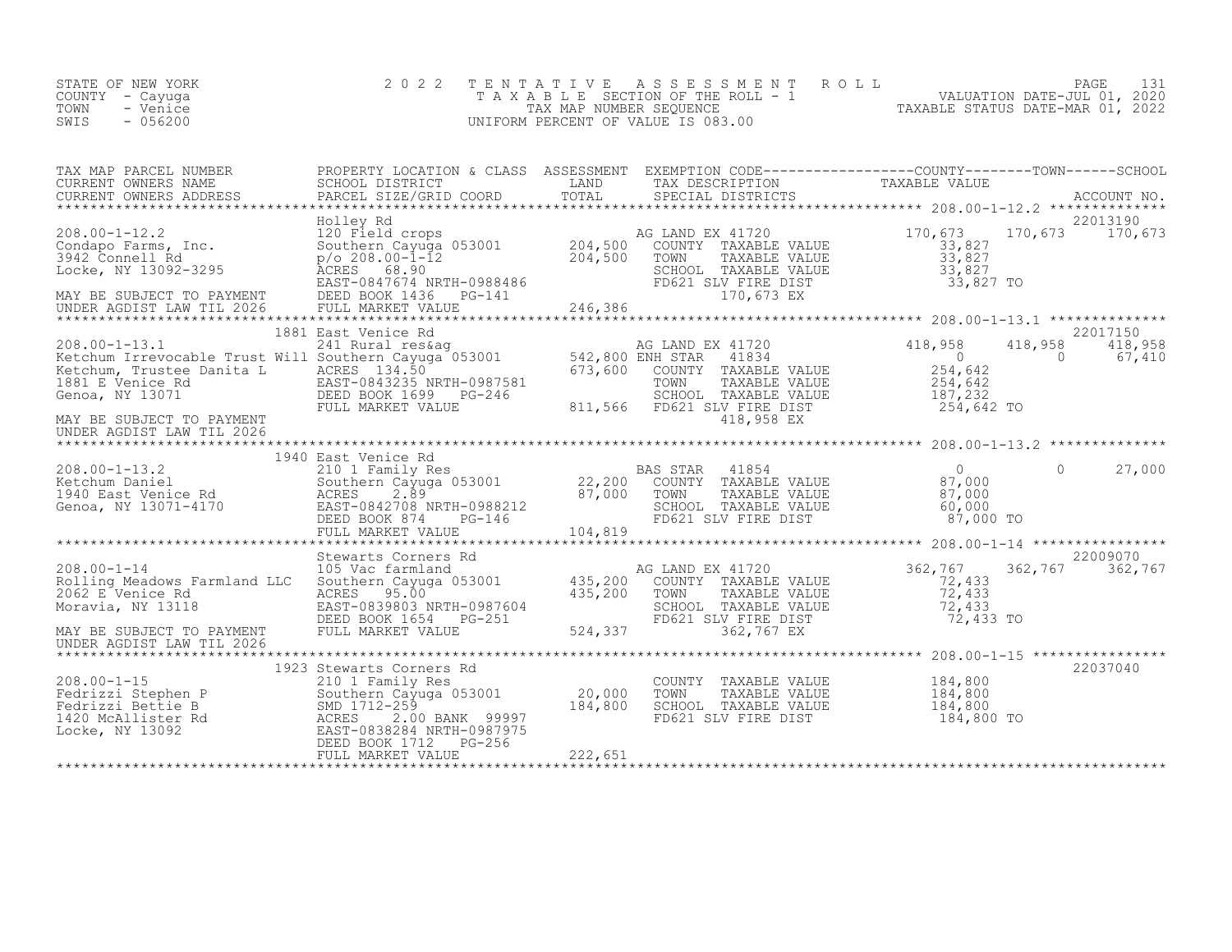STATE OF NEW YORK
COUNTY - Cayuga
TOWN - Venice
SWIS - 056200

2 0 2 2 T E N T A T I V E A S S E S S M E N T R O L L
T A X A B L E SECTION OF THE ROLL - 1
TAX MAP NUMBER SEQUENCE
UNIFORM PERCENT OF VALUE IS 083.00

VALUATION DATE-JUL 01, 2020
TAXABLE STATUS DATE-MAR 01, 2022

| TAX MAP PARCEL NUMBER / CURRENT OWNERS NAME / CURRENT OWNERS ADDRESS | PROPERTY LOCATION & CLASS / SCHOOL DISTRICT / PARCEL SIZE/GRID COORD | ASSESSMENT LAND / TOTAL | EXEMPTION CODE / TAX DESCRIPTION / SPECIAL DISTRICTS | COUNTY TAXABLE VALUE | TOWN | SCHOOL | ACCOUNT NO. |
|---|---|---|---|---|---|---|---|
| **208.00-1-12.2** | Holley Rd | | | | | | 22013190 |
| 208.00-1-12.2 | 120 Field crops | | AG LAND EX 41720 | 170,673 | 170,673 | 170,673 | |
| Condapo Farms, Inc. | Southern Cayuga 053001 | 204,500 | COUNTY TAXABLE VALUE | 33,827 | | | |
| 3942 Connell Rd | p/o 208.00-1-12 | 204,500 | TOWN TAXABLE VALUE | 33,827 | | | |
| Locke, NY 13092-3295 | ACRES 68.90 | | SCHOOL TAXABLE VALUE | 33,827 | | | |
| | EAST-0847674 NRTH-0988486 | | FD621 SLV FIRE DIST | 33,827 TO | | | |
| MAY BE SUBJECT TO PAYMENT | DEED BOOK 1436 PG-141 | | 170,673 EX | | | | |
| UNDER AGDIST LAW TIL 2026 | FULL MARKET VALUE | 246,386 | | | | | |
| **208.00-1-13.1** | 1881 East Venice Rd | | | | | | 22017150 |
| 208.00-1-13.1 | 241 Rural res&ag | | AG LAND EX 41720 | 418,958 | 418,958 | 418,958 | |
| Ketchum Irrevocable Trust Will | Southern Cayuga 053001 | 542,800 | ENH STAR 41834 | 0 | 0 | 67,410 | |
| Ketchum, Trustee Danita L | ACRES 134.50 | 673,600 | COUNTY TAXABLE VALUE | 254,642 | | | |
| 1881 E Venice Rd | EAST-0843235 NRTH-0987581 | | TOWN TAXABLE VALUE | 254,642 | | | |
| Genoa, NY 13071 | DEED BOOK 1699 PG-246 | | SCHOOL TAXABLE VALUE | 187,232 | | | |
| | FULL MARKET VALUE | 811,566 | FD621 SLV FIRE DIST | 254,642 TO | | | |
| MAY BE SUBJECT TO PAYMENT | | | 418,958 EX | | | | |
| UNDER AGDIST LAW TIL 2026 | | | | | | | |
| **208.00-1-13.2** | 1940 East Venice Rd | | | | | | |
| 208.00-1-13.2 | 210 1 Family Res | | BAS STAR 41854 | 0 | 0 | 27,000 | |
| Ketchum Daniel | Southern Cayuga 053001 | 22,200 | COUNTY TAXABLE VALUE | 87,000 | | | |
| 1940 East Venice Rd | ACRES 2.89 | 87,000 | TOWN TAXABLE VALUE | 87,000 | | | |
| Genoa, NY 13071-4170 | EAST-0842708 NRTH-0988212 | | SCHOOL TAXABLE VALUE | 60,000 | | | |
| | DEED BOOK 874 PG-146 | | FD621 SLV FIRE DIST | 87,000 TO | | | |
| | FULL MARKET VALUE | 104,819 | | | | | |
| **208.00-1-14** | Stewarts Corners Rd | | | | | | 22009070 |
| 208.00-1-14 | 105 Vac farmland | | AG LAND EX 41720 | 362,767 | 362,767 | 362,767 | |
| Rolling Meadows Farmland LLC | Southern Cayuga 053001 | 435,200 | COUNTY TAXABLE VALUE | 72,433 | | | |
| 2062 E Venice Rd | ACRES 95.00 | 435,200 | TOWN TAXABLE VALUE | 72,433 | | | |
| Moravia, NY 13118 | EAST-0839803 NRTH-0987604 | | SCHOOL TAXABLE VALUE | 72,433 | | | |
| | DEED BOOK 1654 PG-251 | | FD621 SLV FIRE DIST | 72,433 TO | | | |
| MAY BE SUBJECT TO PAYMENT | FULL MARKET VALUE | 524,337 | 362,767 EX | | | | |
| UNDER AGDIST LAW TIL 2026 | | | | | | | |
| **208.00-1-15** | 1923 Stewarts Corners Rd | | | | | | 22037040 |
| 208.00-1-15 | 210 1 Family Res | | COUNTY TAXABLE VALUE | 184,800 | | | |
| Fedrizzi Stephen P | Southern Cayuga 053001 | 20,000 | TOWN TAXABLE VALUE | 184,800 | | | |
| Fedrizzi Bettie B | SMD 1712-259 | 184,800 | SCHOOL TAXABLE VALUE | 184,800 | | | |
| 1420 McAllister Rd | ACRES 2.00 BANK 99997 | | FD621 SLV FIRE DIST | 184,800 TO | | | |
| Locke, NY 13092 | EAST-0838284 NRTH-0987975 | | | | | | |
| | DEED BOOK 1712 PG-256 | | | | | | |
| | FULL MARKET VALUE | 222,651 | | | | | |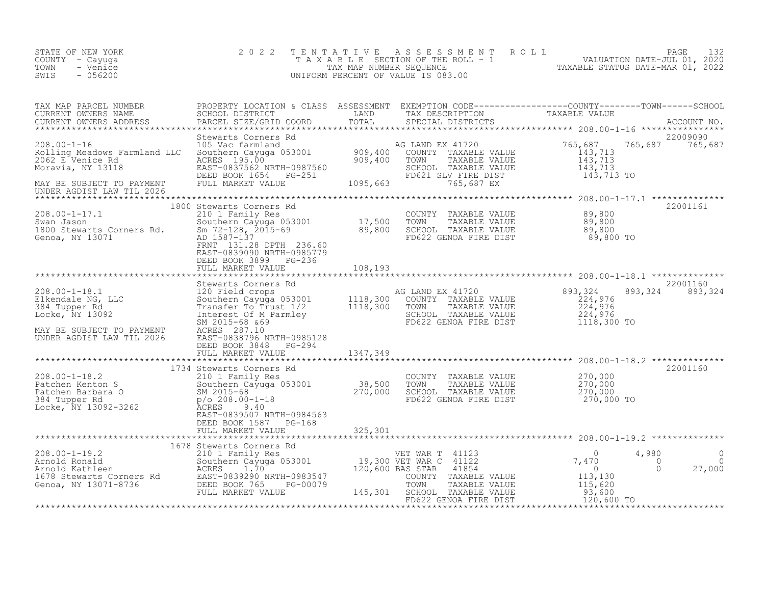STATE OF NEW YORK
COUNTY - Cayuga
TOWN - Venice
SWIS - 056200

2022 TENTATIVE ASSESSMENT ROLL
TAXABLE SECTION OF THE ROLL - 1
TAX MAP NUMBER SEQUENCE
UNIFORM PERCENT OF VALUE IS 083.00

VALUATION DATE-JUL 01, 2020
TAXABLE STATUS DATE-MAR 01, 2022

| TAX MAP PARCEL NUMBER / CURRENT OWNERS NAME / CURRENT OWNERS ADDRESS | PROPERTY LOCATION & CLASS / SCHOOL DISTRICT / PARCEL SIZE/GRID COORD | ASSESSMENT LAND / TOTAL | EXEMPTION CODE / TAX DESCRIPTION / SPECIAL DISTRICTS | COUNTY TAXABLE VALUE | TOWN | SCHOOL / ACCOUNT NO. |
|---|---|---|---|---|---|---|
| **208.00-1-16** | Stewarts Corners Rd | | | | | 22009090 |
| 208.00-1-16 | 105 Vac farmland | | AG LAND EX 41720 | 765,687 | 765,687 | 765,687 |
| Rolling Meadows Farmland LLC | Southern Cayuga 053001 | 909,400 | COUNTY TAXABLE VALUE | 143,713 | | |
| 2062 E Venice Rd | ACRES 195.00 | 909,400 | TOWN TAXABLE VALUE | 143,713 | | |
| Moravia, NY 13118 | EAST-0837562 NRTH-0987560 | | SCHOOL TAXABLE VALUE | 143,713 | | |
| | DEED BOOK 1654 PG-251 | | FD621 SLV FIRE DIST | 143,713 TO | | |
| MAY BE SUBJECT TO PAYMENT | FULL MARKET VALUE | 1095,663 | 765,687 EX | | | |
| UNDER AGDIST LAW TIL 2026 | | | | | | |
| **208.00-1-17.1** | 1800 Stewarts Corners Rd | | | | | 22001161 |
| 208.00-1-17.1 | 210 1 Family Res | | COUNTY TAXABLE VALUE | 89,800 | | |
| Swan Jason | Southern Cayuga 053001 | 17,500 | TOWN TAXABLE VALUE | 89,800 | | |
| 1800 Stewarts Corners Rd. | Sm 72-128, 2015-69 | 89,800 | SCHOOL TAXABLE VALUE | 89,800 | | |
| Genoa, NY 13071 | AD 1587-137 | | FD622 GENOA FIRE DIST | 89,800 TO | | |
| | FRNT 131.28 DPTH 236.60 | | | | | |
| | EAST-0839090 NRTH-0985779 | | | | | |
| | DEED BOOK 3899 PG-236 | | | | | |
| | FULL MARKET VALUE | 108,193 | | | | |
| **208.00-1-18.1** | Stewarts Corners Rd | | | | | 22001160 |
| 208.00-1-18.1 | 120 Field crops | | AG LAND EX 41720 | 893,324 | 893,324 | 893,324 |
| Elkendale NG, LLC | Southern Cayuga 053001 | 1118,300 | COUNTY TAXABLE VALUE | 224,976 | | |
| 384 Tupper Rd | Transfer To Trust 1/2 | 1118,300 | TOWN TAXABLE VALUE | 224,976 | | |
| Locke, NY 13092 | Interest Of M Parmley | | SCHOOL TAXABLE VALUE | 224,976 | | |
| | SM 2015-68 &69 | | FD622 GENOA FIRE DIST | 1118,300 TO | | |
| MAY BE SUBJECT TO PAYMENT | ACRES 287.10 | | | | | |
| UNDER AGDIST LAW TIL 2026 | EAST-0838796 NRTH-0985128 | | | | | |
| | DEED BOOK 3848 PG-294 | | | | | |
| | FULL MARKET VALUE | 1347,349 | | | | |
| **208.00-1-18.2** | 1734 Stewarts Corners Rd | | | | | 22001160 |
| 208.00-1-18.2 | 210 1 Family Res | | COUNTY TAXABLE VALUE | 270,000 | | |
| Patchen Kenton S | Southern Cayuga 053001 | 38,500 | TOWN TAXABLE VALUE | 270,000 | | |
| Patchen Barbara O | SM 2015-68 | 270,000 | SCHOOL TAXABLE VALUE | 270,000 | | |
| 384 Tupper Rd | p/o 208.00-1-18 | | FD622 GENOA FIRE DIST | 270,000 TO | | |
| Locke, NY 13092-3262 | ACRES 9.40 | | | | | |
| | EAST-0839507 NRTH-0984563 | | | | | |
| | DEED BOOK 1587 PG-168 | | | | | |
| | FULL MARKET VALUE | 325,301 | | | | |
| **208.00-1-19.2** | 1678 Stewarts Corners Rd | | | | | |
| 208.00-1-19.2 | 210 1 Family Res | | VET WAR T 41123 | 0 | 4,980 | 0 |
| Arnold Ronald | Southern Cayuga 053001 | 19,300 | VET WAR C 41122 | 7,470 | 0 | 0 |
| Arnold Kathleen | ACRES 1.70 | 120,600 | BAS STAR 41854 | 0 | 0 | 27,000 |
| 1678 Stewarts Corners Rd | EAST-0839290 NRTH-0983547 | | COUNTY TAXABLE VALUE | 113,130 | | |
| Genoa, NY 13071-8736 | DEED BOOK 765 PG-00079 | | TOWN TAXABLE VALUE | 115,620 | | |
| | FULL MARKET VALUE | 145,301 | SCHOOL TAXABLE VALUE | 93,600 | | |
| | | | FD622 GENOA FIRE DIST | 120,600 TO | | |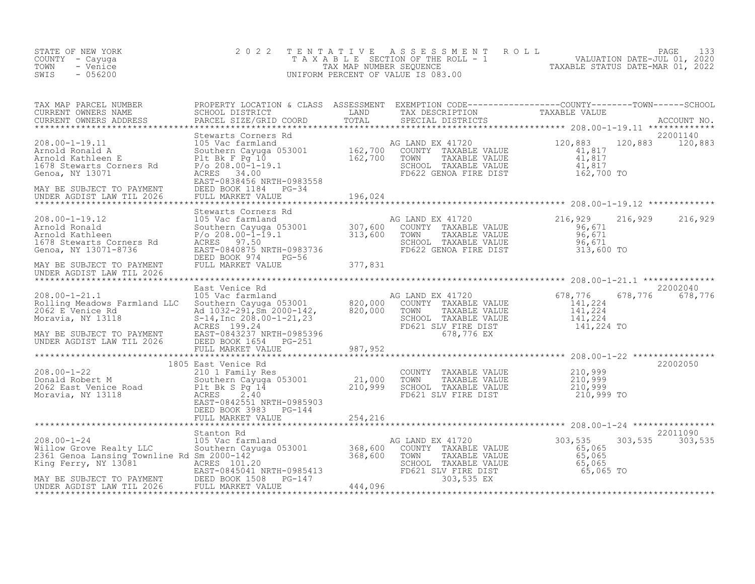STATE OF NEW YORK
COUNTY - Cayuga
TOWN - Venice
SWIS - 056200

2022 TENTATIVE ASSESSMENT ROLL
TAXABLE SECTION OF THE ROLL - 1
TAX MAP NUMBER SEQUENCE
UNIFORM PERCENT OF VALUE IS 083.00

VALUATION DATE-JUL 01, 2020
TAXABLE STATUS DATE-MAR 01, 2022

| TAX MAP PARCEL NUMBER / CURRENT OWNERS NAME / CURRENT OWNERS ADDRESS | PROPERTY LOCATION & CLASS / SCHOOL DISTRICT / PARCEL SIZE/GRID COORD | ASSESSMENT LAND / TOTAL | EXEMPTION CODE / TAX DESCRIPTION / SPECIAL DISTRICTS | COUNTY TAXABLE VALUE | TOWN | SCHOOL | ACCOUNT NO. |
|---|---|---|---|---|---|---|---|
| 208.00-1-19.11 | Stewarts Corners Rd | | | | | | 22001140 |
| Arnold Ronald A | 105 Vac farmland | | AG LAND EX 41720 | 120,883 | 120,883 | 120,883 | |
| Arnold Kathleen E | Southern Cayuga 053001 | 162,700 | COUNTY TAXABLE VALUE | 41,817 | | | |
| 1678 Stewarts Corners Rd | Plt Bk F Pg 10 | 162,700 | TOWN TAXABLE VALUE | 41,817 | | | |
| Genoa, NY 13071 | P/o 208.00-1-19.1 | | SCHOOL TAXABLE VALUE | 41,817 | | | |
| | ACRES 34.00 | | FD622 GENOA FIRE DIST | 162,700 TO | | | |
| | EAST-0838456 NRTH-0983558 | | | | | | |
| MAY BE SUBJECT TO PAYMENT | DEED BOOK 1184 PG-34 | | | | | | |
| UNDER AGDIST LAW TIL 2026 | FULL MARKET VALUE | 196,024 | | | | | |
| 208.00-1-19.12 | Stewarts Corners Rd | | | | | | |
| Arnold Ronald | 105 Vac farmland | | AG LAND EX 41720 | 216,929 | 216,929 | 216,929 | |
| Arnold Kathleen | Southern Cayuga 053001 | 307,600 | COUNTY TAXABLE VALUE | 96,671 | | | |
| 1678 Stewarts Corners Rd | P/o 208.00-1-19.1 | 313,600 | TOWN TAXABLE VALUE | 96,671 | | | |
| Genoa, NY 13071-8736 | ACRES 97.50 | | SCHOOL TAXABLE VALUE | 96,671 | | | |
| | EAST-0840875 NRTH-0983736 | | FD622 GENOA FIRE DIST | 313,600 TO | | | |
| | DEED BOOK 974 PG-56 | | | | | | |
| MAY BE SUBJECT TO PAYMENT | FULL MARKET VALUE | 377,831 | | | | | |
| UNDER AGDIST LAW TIL 2026 | | | | | | | |
| 208.00-1-21.1 | East Venice Rd | | | | | | 22002040 |
| Rolling Meadows Farmland LLC | 105 Vac farmland | | AG LAND EX 41720 | 678,776 | 678,776 | 678,776 | |
| 2062 E Venice Rd | Southern Cayuga 053001 | 820,000 | COUNTY TAXABLE VALUE | 141,224 | | | |
| Moravia, NY 13118 | Ad 1032-291,Sm 2000-142, | 820,000 | TOWN TAXABLE VALUE | 141,224 | | | |
| | S-14,Inc 208.00-1-21,23 | | SCHOOL TAXABLE VALUE | 141,224 | | | |
| | ACRES 199.24 | | FD621 SLV FIRE DIST | 141,224 TO | | | |
| MAY BE SUBJECT TO PAYMENT | EAST-0843237 NRTH-0985396 | | 678,776 EX | | | | |
| UNDER AGDIST LAW TIL 2026 | DEED BOOK 1654 PG-251 | | | | | | |
| | FULL MARKET VALUE | 987,952 | | | | | |
| 208.00-1-22 | 1805 East Venice Rd | | | | | | 22002050 |
| Donald Robert M | 210 1 Family Res | | COUNTY TAXABLE VALUE | 210,999 | | | |
| 2062 East Venice Road | Southern Cayuga 053001 | 21,000 | TOWN TAXABLE VALUE | 210,999 | | | |
| Moravia, NY 13118 | Plt Bk S Pg 14 | 210,999 | SCHOOL TAXABLE VALUE | 210,999 | | | |
| | ACRES 2.40 | | FD621 SLV FIRE DIST | 210,999 TO | | | |
| | EAST-0842551 NRTH-0985903 | | | | | | |
| | DEED BOOK 3983 PG-144 | | | | | | |
| | FULL MARKET VALUE | 254,216 | | | | | |
| 208.00-1-24 | Stanton Rd | | | | | | 22011090 |
| Willow Grove Realty LLC | 105 Vac farmland | | AG LAND EX 41720 | 303,535 | 303,535 | 303,535 | |
| 2361 Genoa Lansing Townline Rd | Southern Cayuga 053001 | 368,600 | COUNTY TAXABLE VALUE | 65,065 | | | |
| King Ferry, NY 13081 | Sm 2000-142 | 368,600 | TOWN TAXABLE VALUE | 65,065 | | | |
| | ACRES 101.20 | | SCHOOL TAXABLE VALUE | 65,065 | | | |
| | EAST-0845041 NRTH-0985413 | | FD621 SLV FIRE DIST | 65,065 TO | | | |
| MAY BE SUBJECT TO PAYMENT | DEED BOOK 1508 PG-147 | | 303,535 EX | | | | |
| UNDER AGDIST LAW TIL 2026 | FULL MARKET VALUE | 444,096 | | | | | |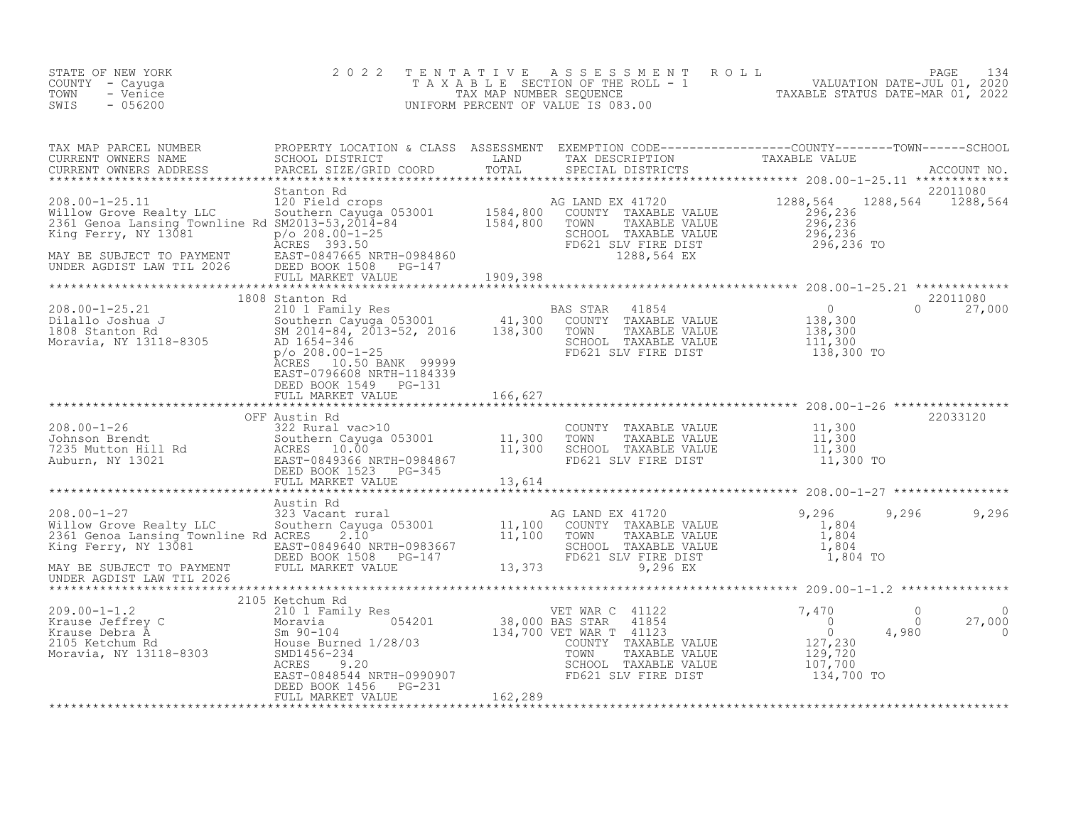STATE OF NEW YORK
COUNTY - Cayuga
TOWN - Venice
SWIS - 056200

2022 TENTATIVE ASSESSMENT ROLL
TAXABLE SECTION OF THE ROLL - 1
TAX MAP NUMBER SEQUENCE
UNIFORM PERCENT OF VALUE IS 083.00

VALUATION DATE-JUL 01, 2020
TAXABLE STATUS DATE-MAR 01, 2022

```
TAX MAP PARCEL NUMBER          PROPERTY LOCATION & CLASS  ASSESSMENT  EXEMPTION CODE------------------COUNTY--------TOWN------SCHOOL
CURRENT OWNERS NAME            SCHOOL DISTRICT              LAND      TAX DESCRIPTION            TAXABLE VALUE
CURRENT OWNERS ADDRESS         PARCEL SIZE/GRID COORD       TOTAL     SPECIAL DISTRICTS                                       ACCOUNT NO.
*********************************************************************************************** 208.00-1-25.11 *************
                               Stanton Rd                                                                                22011080
208.00-1-25.11                 120 Field crops                        AG LAND EX 41720           1288,564   1288,564   1288,564
Willow Grove Realty LLC        Southern Cayuga 053001    1584,800     COUNTY  TAXABLE VALUE        296,236
2361 Genoa Lansing Townline Rd SM2013-53,2014-84         1584,800     TOWN    TAXABLE VALUE        296,236
King Ferry, NY 13081           p/o 208.00-1-25                        SCHOOL  TAXABLE VALUE        296,236
                               ACRES 393.50                           FD621 SLV FIRE DIST          296,236 TO
MAY BE SUBJECT TO PAYMENT      EAST-0847665 NRTH-0984860                  1288,564 EX
UNDER AGDIST LAW TIL 2026      DEED BOOK 1508   PG-147
                               FULL MARKET VALUE         1909,398
*********************************************************************************************** 208.00-1-25.21 *************
                          1808 Stanton Rd                                                                                22011080
208.00-1-25.21                 210 1 Family Res                       BAS STAR   41854                 0          0      27,000
Dilallo Joshua J               Southern Cayuga 053001      41,300     COUNTY  TAXABLE VALUE        138,300
1808 Stanton Rd                SM 2014-84, 2013-52, 2016  138,300     TOWN    TAXABLE VALUE        138,300
Moravia, NY 13118-8305         AD 1654-346                            SCHOOL  TAXABLE VALUE        111,300
                               p/o 208.00-1-25                        FD621 SLV FIRE DIST          138,300 TO
                               ACRES  10.50 BANK 99999
                               EAST-0796608 NRTH-1184339
                               DEED BOOK 1549   PG-131
                               FULL MARKET VALUE          166,627
*********************************************************************************************** 208.00-1-26 ****************
                           OFF Austin Rd                                                                                 22033120
208.00-1-26                    322 Rural vac>10                       COUNTY  TAXABLE VALUE         11,300
Johnson Brendt                 Southern Cayuga 053001      11,300     TOWN    TAXABLE VALUE         11,300
7235 Mutton Hill Rd            ACRES  10.00                11,300     SCHOOL  TAXABLE VALUE         11,300
Auburn, NY 13021               EAST-0849366 NRTH-0984867              FD621 SLV FIRE DIST           11,300 TO
                               DEED BOOK 1523   PG-345
                               FULL MARKET VALUE           13,614
*********************************************************************************************** 208.00-1-27 ****************
                               Austin Rd
208.00-1-27                    323 Vacant rural                       AG LAND EX 41720              9,296      9,296      9,296
Willow Grove Realty LLC        Southern Cayuga 053001      11,100     COUNTY  TAXABLE VALUE          1,804
2361 Genoa Lansing Townline Rd ACRES   2.10                11,100     TOWN    TAXABLE VALUE          1,804
King Ferry, NY 13081           EAST-0849640 NRTH-0983667              SCHOOL  TAXABLE VALUE          1,804
                               DEED BOOK 1508   PG-147                FD621 SLV FIRE DIST            1,804 TO
MAY BE SUBJECT TO PAYMENT      FULL MARKET VALUE           13,373            9,296 EX
UNDER AGDIST LAW TIL 2026
*********************************************************************************************** 209.00-1-1.2 ***************
                          2105 Ketchum Rd
209.00-1-1.2                   210 1 Family Res                       VET WAR C  41122             7,470          0          0
Krause Jeffrey C               Moravia          054201     38,000 BAS STAR   41854                 0          0     27,000
Krause Debra A                 Sm 90-104                  134,700 VET WAR T  41123                 0      4,980          0
2105 Ketchum Rd                House Burned 1/28/03                   COUNTY  TAXABLE VALUE        127,230
Moravia, NY 13118-8303         SMD1456-234                            TOWN    TAXABLE VALUE        129,720
                               ACRES   9.20                           SCHOOL  TAXABLE VALUE        107,700
                               EAST-0848544 NRTH-0990907              FD621 SLV FIRE DIST          134,700 TO
                               DEED BOOK 1456   PG-231
                               FULL MARKET VALUE          162,289
****************************************************************************************************************************
```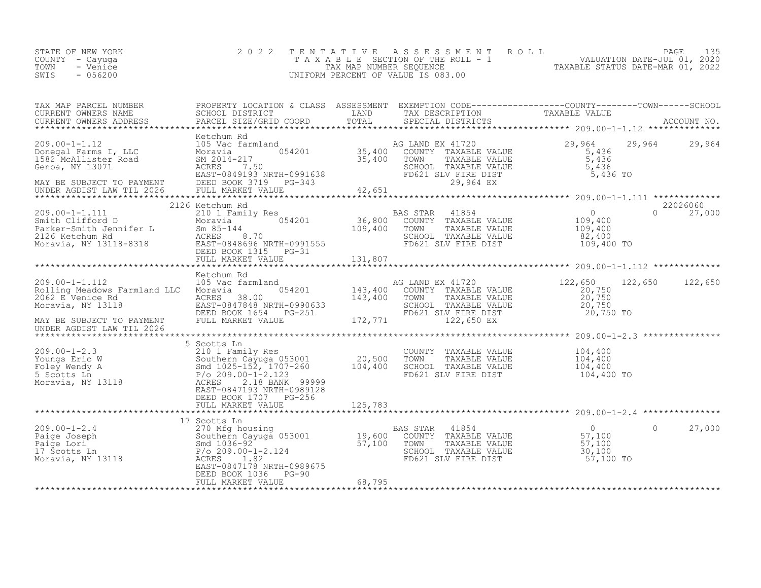STATE OF NEW YORK
COUNTY - Cayuga
TOWN - Venice
SWIS - 056200

2022 TENTATIVE ASSESSMENT ROLL
TAXABLE SECTION OF THE ROLL - 1
TAX MAP NUMBER SEQUENCE
UNIFORM PERCENT OF VALUE IS 083.00

VALUATION DATE-JUL 01, 2020
TAXABLE STATUS DATE-MAR 01, 2022

| TAX MAP PARCEL NUMBER / CURRENT OWNERS NAME / CURRENT OWNERS ADDRESS | PROPERTY LOCATION & CLASS / SCHOOL DISTRICT / PARCEL SIZE/GRID COORD | ASSESSMENT LAND / TOTAL | EXEMPTION CODE / TAX DESCRIPTION / SPECIAL DISTRICTS | COUNTY TAXABLE VALUE | TOWN | SCHOOL | ACCOUNT NO. |
|---|---|---|---|---|---|---|---|
| **209.00-1-1.12** | Ketchum Rd | | | | | | |
| 209.00-1-1.12 | 105 Vac farmland | | AG LAND EX 41720 | 29,964 | 29,964 | 29,964 | |
| Donegal Farms I, LLC | Moravia 054201 | 35,400 | COUNTY TAXABLE VALUE | 5,436 | | | |
| 1582 McAllister Road | SM 2014-217 | 35,400 | TOWN TAXABLE VALUE | 5,436 | | | |
| Genoa, NY 13071 | ACRES 7.50 | | SCHOOL TAXABLE VALUE | 5,436 | | | |
| | EAST-0849193 NRTH-0991638 | | FD621 SLV FIRE DIST | 5,436 TO | | | |
| MAY BE SUBJECT TO PAYMENT | DEED BOOK 3719 PG-343 | | 29,964 EX | | | | |
| UNDER AGDIST LAW TIL 2026 | FULL MARKET VALUE | 42,651 | | | | | |
| **209.00-1-1.111** | 2126 Ketchum Rd | | | | | | 22026060 |
| 209.00-1-1.111 | 210 1 Family Res | | BAS STAR 41854 | 0 | 0 | 27,000 | |
| Smith Clifford D | Moravia 054201 | 36,800 | COUNTY TAXABLE VALUE | 109,400 | | | |
| Parker-Smith Jennifer L | Sm 85-144 | 109,400 | TOWN TAXABLE VALUE | 109,400 | | | |
| 2126 Ketchum Rd | ACRES 8.70 | | SCHOOL TAXABLE VALUE | 82,400 | | | |
| Moravia, NY 13118-8318 | EAST-0848696 NRTH-0991555 | | FD621 SLV FIRE DIST | 109,400 TO | | | |
| | DEED BOOK 1315 PG-31 | | | | | | |
| | FULL MARKET VALUE | 131,807 | | | | | |
| **209.00-1-1.112** | Ketchum Rd | | | | | | |
| 209.00-1-1.112 | 105 Vac farmland | | AG LAND EX 41720 | 122,650 | 122,650 | 122,650 | |
| Rolling Meadows Farmland LLC | Moravia 054201 | 143,400 | COUNTY TAXABLE VALUE | 20,750 | | | |
| 2062 E Venice Rd | ACRES 38.00 | 143,400 | TOWN TAXABLE VALUE | 20,750 | | | |
| Moravia, NY 13118 | EAST-0847848 NRTH-0990633 | | SCHOOL TAXABLE VALUE | 20,750 | | | |
| | DEED BOOK 1654 PG-251 | | FD621 SLV FIRE DIST | 20,750 TO | | | |
| MAY BE SUBJECT TO PAYMENT | FULL MARKET VALUE | 172,771 | 122,650 EX | | | | |
| UNDER AGDIST LAW TIL 2026 | | | | | | | |
| **209.00-1-2.3** | 5 Scotts Ln | | | | | | |
| 209.00-1-2.3 | 210 1 Family Res | | COUNTY TAXABLE VALUE | 104,400 | | | |
| Youngs Eric W | Southern Cayuga 053001 | 20,500 | TOWN TAXABLE VALUE | 104,400 | | | |
| Foley Wendy A | Smd 1025-152, 1707-260 | 104,400 | SCHOOL TAXABLE VALUE | 104,400 | | | |
| 5 Scotts Ln | P/o 209.00-1-2.123 | | FD621 SLV FIRE DIST | 104,400 TO | | | |
| Moravia, NY 13118 | ACRES 2.18 BANK 99999 | | | | | | |
| | EAST-0847193 NRTH-0989128 | | | | | | |
| | DEED BOOK 1707 PG-256 | | | | | | |
| | FULL MARKET VALUE | 125,783 | | | | | |
| **209.00-1-2.4** | 17 Scotts Ln | | | | | | |
| 209.00-1-2.4 | 270 Mfg housing | | BAS STAR 41854 | 0 | 0 | 27,000 | |
| Paige Joseph | Southern Cayuga 053001 | 19,600 | COUNTY TAXABLE VALUE | 57,100 | | | |
| Paige Lori | Smd 1036-92 | 57,100 | TOWN TAXABLE VALUE | 57,100 | | | |
| 17 Scotts Ln | P/o 209.00-1-2.124 | | SCHOOL TAXABLE VALUE | 30,100 | | | |
| Moravia, NY 13118 | ACRES 1.82 | | FD621 SLV FIRE DIST | 57,100 TO | | | |
| | EAST-0847178 NRTH-0989675 | | | | | | |
| | DEED BOOK 1036 PG-90 | | | | | | |
| | FULL MARKET VALUE | 68,795 | | | | | |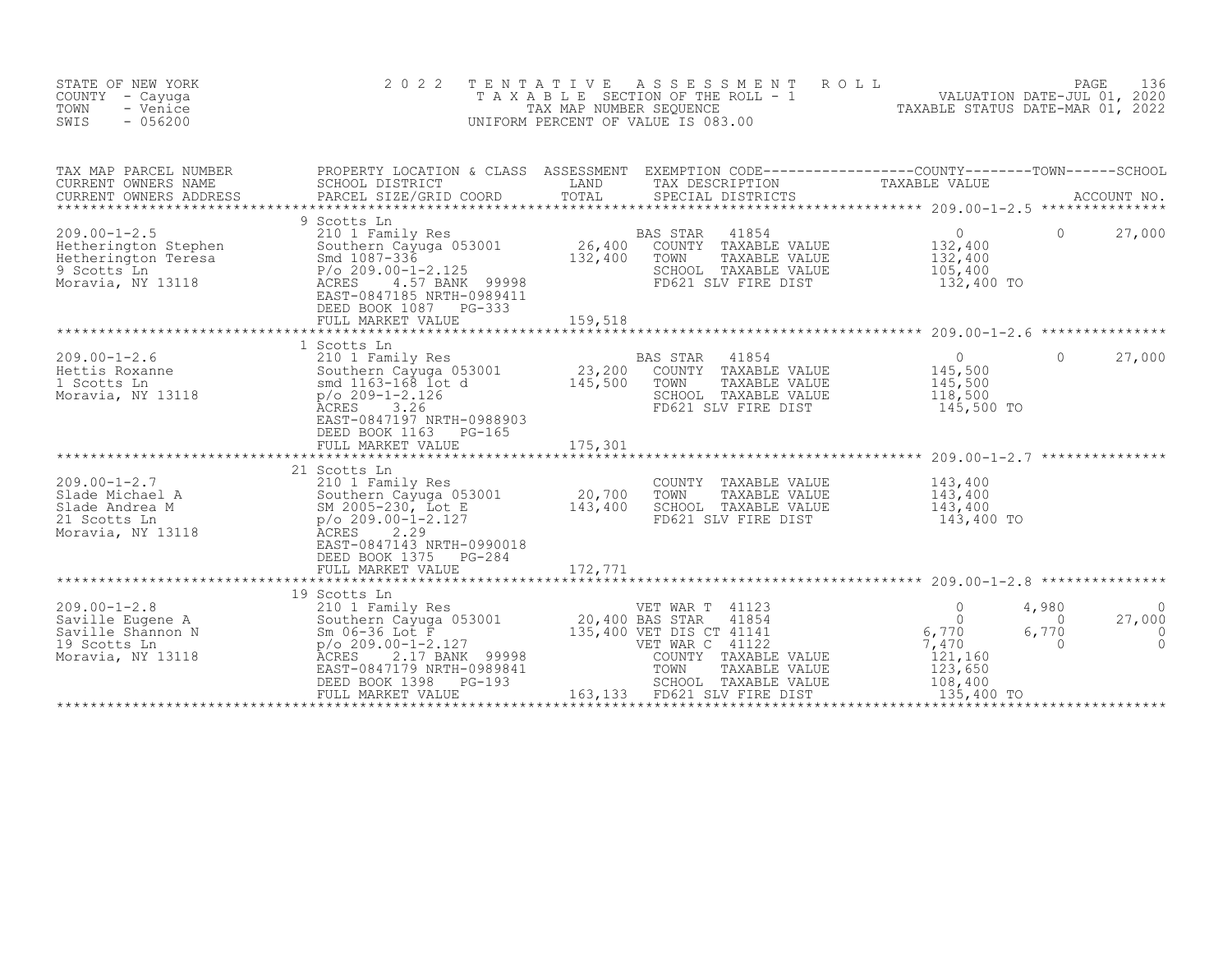STATE OF NEW YORK
COUNTY - Cayuga
TOWN - Venice
SWIS - 056200

2022 TENTATIVE ASSESSMENT ROLL
TAXABLE SECTION OF THE ROLL - 1
TAX MAP NUMBER SEQUENCE
UNIFORM PERCENT OF VALUE IS 083.00

VALUATION DATE-JUL 01, 2020
TAXABLE STATUS DATE-MAR 01, 2022

| TAX MAP PARCEL NUMBER / CURRENT OWNERS NAME / CURRENT OWNERS ADDRESS | PROPERTY LOCATION & CLASS / SCHOOL DISTRICT / PARCEL SIZE/GRID COORD | ASSESSMENT LAND / TOTAL | EXEMPTION CODE / TAX DESCRIPTION / SPECIAL DISTRICTS | COUNTY TAXABLE VALUE | TOWN | SCHOOL / ACCOUNT NO. |
|---|---|---|---|---|---|---|
| **209.00-1-2.5** | 9 Scotts Ln | | | | | |
| 209.00-1-2.5 | 210 1 Family Res | | BAS STAR 41854 | 0 | 0 | 27,000 |
| Hetherington Stephen | Southern Cayuga 053001 | 26,400 | COUNTY TAXABLE VALUE | 132,400 | | |
| Hetherington Teresa | Smd 1087-336 | 132,400 | TOWN TAXABLE VALUE | 132,400 | | |
| 9 Scotts Ln | P/o 209.00-1-2.125 | | SCHOOL TAXABLE VALUE | 105,400 | | |
| Moravia, NY 13118 | ACRES 4.57 BANK 99998 | | FD621 SLV FIRE DIST | 132,400 TO | | |
| | EAST-0847185 NRTH-0989411 | | | | | |
| | DEED BOOK 1087 PG-333 | | | | | |
| | FULL MARKET VALUE | 159,518 | | | | |
| **209.00-1-2.6** | 1 Scotts Ln | | | | | |
| 209.00-1-2.6 | 210 1 Family Res | | BAS STAR 41854 | 0 | 0 | 27,000 |
| Hettis Roxanne | Southern Cayuga 053001 | 23,200 | COUNTY TAXABLE VALUE | 145,500 | | |
| 1 Scotts Ln | smd 1163-168 lot d | 145,500 | TOWN TAXABLE VALUE | 145,500 | | |
| Moravia, NY 13118 | p/o 209-1-2.126 | | SCHOOL TAXABLE VALUE | 118,500 | | |
| | ACRES 3.26 | | FD621 SLV FIRE DIST | 145,500 TO | | |
| | EAST-0847197 NRTH-0988903 | | | | | |
| | DEED BOOK 1163 PG-165 | | | | | |
| | FULL MARKET VALUE | 175,301 | | | | |
| **209.00-1-2.7** | 21 Scotts Ln | | | | | |
| 209.00-1-2.7 | 210 1 Family Res | | COUNTY TAXABLE VALUE | 143,400 | | |
| Slade Michael A | Southern Cayuga 053001 | 20,700 | TOWN TAXABLE VALUE | 143,400 | | |
| Slade Andrea M | SM 2005-230, Lot E | 143,400 | SCHOOL TAXABLE VALUE | 143,400 | | |
| 21 Scotts Ln | p/o 209.00-1-2.127 | | FD621 SLV FIRE DIST | 143,400 TO | | |
| Moravia, NY 13118 | ACRES 2.29 | | | | | |
| | EAST-0847143 NRTH-0990018 | | | | | |
| | DEED BOOK 1375 PG-284 | | | | | |
| | FULL MARKET VALUE | 172,771 | | | | |
| **209.00-1-2.8** | 19 Scotts Ln | | | | | |
| 209.00-1-2.8 | 210 1 Family Res | | VET WAR T 41123 | 0 | 4,980 | 0 |
| Saville Eugene A | Southern Cayuga 053001 | 20,400 | BAS STAR 41854 | 0 | 0 | 27,000 |
| Saville Shannon N | Sm 06-36 Lot F | 135,400 | VET DIS CT 41141 | 6,770 | 6,770 | 0 |
| 19 Scotts Ln | p/o 209.00-1-2.127 | | VET WAR C 41122 | 7,470 | 0 | 0 |
| Moravia, NY 13118 | ACRES 2.17 BANK 99998 | | COUNTY TAXABLE VALUE | 121,160 | | |
| | EAST-0847179 NRTH-0989841 | | TOWN TAXABLE VALUE | 123,650 | | |
| | DEED BOOK 1398 PG-193 | | SCHOOL TAXABLE VALUE | 108,400 | | |
| | FULL MARKET VALUE | 163,133 | FD621 SLV FIRE DIST | 135,400 TO | | |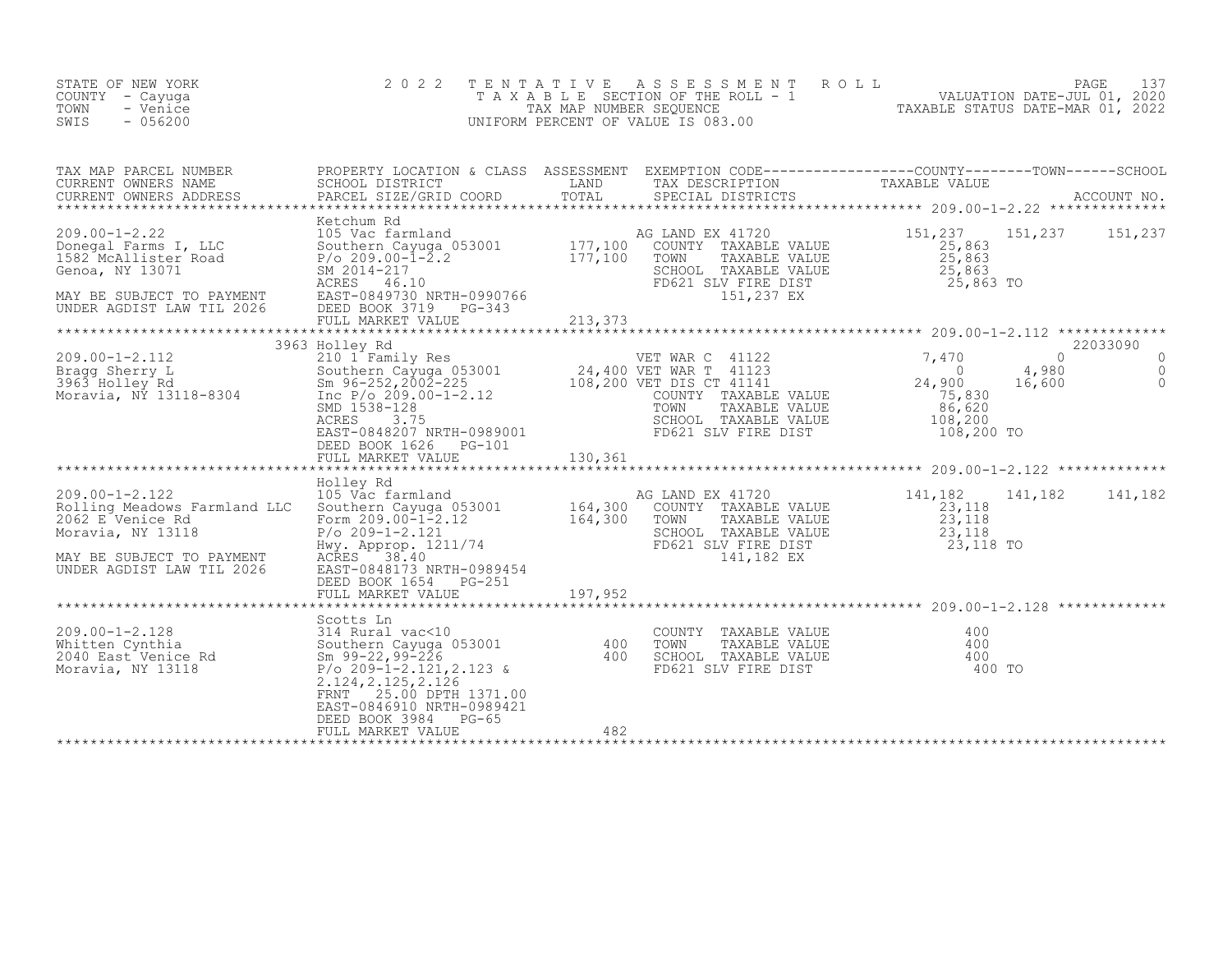STATE OF NEW YORK
COUNTY - Cayuga
TOWN - Venice
SWIS - 056200

2022 TENTATIVE ASSESSMENT ROLL
TAXABLE SECTION OF THE ROLL - 1
TAX MAP NUMBER SEQUENCE
UNIFORM PERCENT OF VALUE IS 083.00

VALUATION DATE-JUL 01, 2020
TAXABLE STATUS DATE-MAR 01, 2022

| TAX MAP PARCEL NUMBER / CURRENT OWNERS NAME / CURRENT OWNERS ADDRESS | PROPERTY LOCATION & CLASS / SCHOOL DISTRICT / PARCEL SIZE/GRID COORD | ASSESSMENT LAND / TOTAL | EXEMPTION CODE / TAX DESCRIPTION / SPECIAL DISTRICTS | COUNTY TAXABLE VALUE | TOWN | SCHOOL / ACCOUNT NO. |
|---|---|---|---|---|---|---|
| **209.00-1-2.22** | Ketchum Rd | | | | | |
| 209.00-1-2.22 | 105 Vac farmland | | AG LAND EX 41720 | 151,237 | 151,237 | 151,237 |
| Donegal Farms I, LLC | Southern Cayuga 053001 | 177,100 | COUNTY TAXABLE VALUE | 25,863 | | |
| 1582 McAllister Road | P/o 209.00-1-2.2 | 177,100 | TOWN TAXABLE VALUE | 25,863 | | |
| Genoa, NY 13071 | SM 2014-217 | | SCHOOL TAXABLE VALUE | 25,863 | | |
| | ACRES 46.10 | | FD621 SLV FIRE DIST | 25,863 TO | | |
| MAY BE SUBJECT TO PAYMENT | EAST-0849730 NRTH-0990766 | | 151,237 EX | | | |
| UNDER AGDIST LAW TIL 2026 | DEED BOOK 3719 PG-343 | | | | | |
| | FULL MARKET VALUE | 213,373 | | | | |
| **209.00-1-2.112** | 3963 Holley Rd | | | | | 22033090 |
| 209.00-1-2.112 | 210 1 Family Res | | VET WAR C 41122 | 7,470 | 0 | 0 |
| Bragg Sherry L | Southern Cayuga 053001 | 24,400 | VET WAR T 41123 | 0 | 4,980 | 0 |
| 3963 Holley Rd | Sm 96-252,2002-225 | 108,200 | VET DIS CT 41141 | 24,900 | 16,600 | 0 |
| Moravia, NY 13118-8304 | Inc P/o 209.00-1-2.12 | | COUNTY TAXABLE VALUE | 75,830 | | |
| | SMD 1538-128 | | TOWN TAXABLE VALUE | 86,620 | | |
| | ACRES 3.75 | | SCHOOL TAXABLE VALUE | 108,200 | | |
| | EAST-0848207 NRTH-0989001 | | FD621 SLV FIRE DIST | 108,200 TO | | |
| | DEED BOOK 1626 PG-101 | | | | | |
| | FULL MARKET VALUE | 130,361 | | | | |
| **209.00-1-2.122** | Holley Rd | | | | | |
| 209.00-1-2.122 | 105 Vac farmland | | AG LAND EX 41720 | 141,182 | 141,182 | 141,182 |
| Rolling Meadows Farmland LLC | Southern Cayuga 053001 | 164,300 | COUNTY TAXABLE VALUE | 23,118 | | |
| 2062 E Venice Rd | Form 209.00-1-2.12 | 164,300 | TOWN TAXABLE VALUE | 23,118 | | |
| Moravia, NY 13118 | P/o 209-1-2.121 | | SCHOOL TAXABLE VALUE | 23,118 | | |
| | Hwy. Approp. 1211/74 | | FD621 SLV FIRE DIST | 23,118 TO | | |
| MAY BE SUBJECT TO PAYMENT | ACRES 38.40 | | 141,182 EX | | | |
| UNDER AGDIST LAW TIL 2026 | EAST-0848173 NRTH-0989454 | | | | | |
| | DEED BOOK 1654 PG-251 | | | | | |
| | FULL MARKET VALUE | 197,952 | | | | |
| **209.00-1-2.128** | Scotts Ln | | | | | |
| 209.00-1-2.128 | 314 Rural vac<10 | | COUNTY TAXABLE VALUE | 400 | | |
| Whitten Cynthia | Southern Cayuga 053001 | 400 | TOWN TAXABLE VALUE | 400 | | |
| 2040 East Venice Rd | Sm 99-22,99-226 | 400 | SCHOOL TAXABLE VALUE | 400 | | |
| Moravia, NY 13118 | P/o 209-1-2.121,2.123 & | | FD621 SLV FIRE DIST | 400 TO | | |
| | 2.124,2.125,2.126 | | | | | |
| | FRNT 25.00 DPTH 1371.00 | | | | | |
| | EAST-0846910 NRTH-0989421 | | | | | |
| | DEED BOOK 3984 PG-65 | | | | | |
| | FULL MARKET VALUE | 482 | | | | |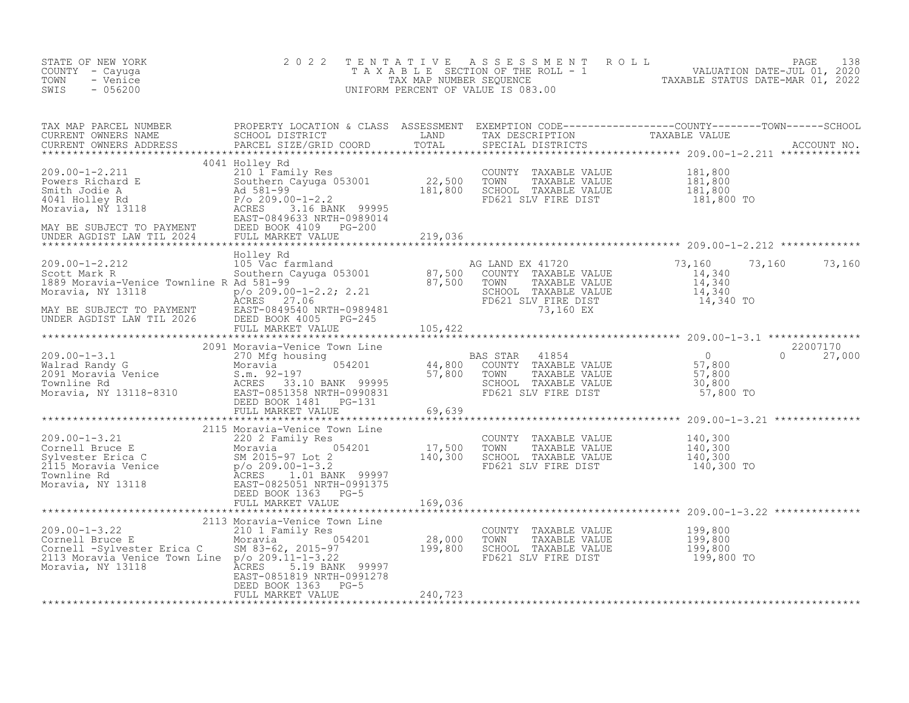STATE OF NEW YORK
COUNTY - Cayuga
TOWN - Venice
SWIS - 056200

**2022 TENTATIVE ASSESSMENT ROLL**
TAXABLE SECTION OF THE ROLL - 1
TAX MAP NUMBER SEQUENCE
UNIFORM PERCENT OF VALUE IS 083.00

VALUATION DATE-JUL 01, 2020
TAXABLE STATUS DATE-MAR 01, 2022

| TAX MAP PARCEL NUMBER / CURRENT OWNERS NAME / CURRENT OWNERS ADDRESS | PROPERTY LOCATION & CLASS / SCHOOL DISTRICT / PARCEL SIZE/GRID COORD | ASSESSMENT LAND | ASSESSMENT TOTAL | EXEMPTION CODE / TAX DESCRIPTION / SPECIAL DISTRICTS | COUNTY TAXABLE VALUE | TOWN | SCHOOL | ACCOUNT NO. |
|---|---|---|---|---|---|---|---|---|
| **209.00-1-2.211** | 4041 Holley Rd | | | | | | | |
| 209.00-1-2.211 | 210 1 Family Res | | | COUNTY TAXABLE VALUE | 181,800 | | | |
| Powers Richard E | Southern Cayuga 053001 | 22,500 | | TOWN TAXABLE VALUE | 181,800 | | | |
| Smith Jodie A | Ad 581-99 | | 181,800 | SCHOOL TAXABLE VALUE | 181,800 | | | |
| 4041 Holley Rd | P/o 209.00-1-2.2 | | | FD621 SLV FIRE DIST | 181,800 TO | | | |
| Moravia, NY 13118 | ACRES 3.16 BANK 99995 | | | | | | | |
| | EAST-0849633 NRTH-0989014 | | | | | | | |
| MAY BE SUBJECT TO PAYMENT | DEED BOOK 4109 PG-200 | | | | | | | |
| UNDER AGDIST LAW TIL 2024 | FULL MARKET VALUE | | 219,036 | | | | | |
| **209.00-1-2.212** | Holley Rd | | | | | | | |
| 209.00-1-2.212 | 105 Vac farmland | | | AG LAND EX 41720 | 73,160 | 73,160 | 73,160 | |
| Scott Mark R | Southern Cayuga 053001 | 87,500 | | COUNTY TAXABLE VALUE | 14,340 | | | |
| 1889 Moravia-Venice Townline R | Ad 581-99 | | 87,500 | TOWN TAXABLE VALUE | 14,340 | | | |
| Moravia, NY 13118 | p/o 209.00-1-2.2; 2.21 | | | SCHOOL TAXABLE VALUE | 14,340 | | | |
| | ACRES 27.06 | | | FD621 SLV FIRE DIST | 14,340 TO | | | |
| MAY BE SUBJECT TO PAYMENT | EAST-0849540 NRTH-0989481 | | | 73,160 EX | | | | |
| UNDER AGDIST LAW TIL 2026 | DEED BOOK 4005 PG-245 | | | | | | | |
| | FULL MARKET VALUE | | 105,422 | | | | | |
| **209.00-1-3.1** | 2091 Moravia-Venice Town Line | | | | | | | 22007170 |
| 209.00-1-3.1 | 270 Mfg housing | | | BAS STAR 41854 | 0 | 0 | 27,000 | |
| Walrad Randy G | Moravia 054201 | 44,800 | | COUNTY TAXABLE VALUE | 57,800 | | | |
| 2091 Moravia Venice | S.m. 92-197 | | 57,800 | TOWN TAXABLE VALUE | 57,800 | | | |
| Townline Rd | ACRES 33.10 BANK 99995 | | | SCHOOL TAXABLE VALUE | 30,800 | | | |
| Moravia, NY 13118-8310 | EAST-0851358 NRTH-0990831 | | | FD621 SLV FIRE DIST | 57,800 TO | | | |
| | DEED BOOK 1481 PG-131 | | | | | | | |
| | FULL MARKET VALUE | | 69,639 | | | | | |
| **209.00-1-3.21** | 2115 Moravia-Venice Town Line | | | | | | | |
| 209.00-1-3.21 | 220 2 Family Res | | | COUNTY TAXABLE VALUE | 140,300 | | | |
| Cornell Bruce E | Moravia 054201 | 17,500 | | TOWN TAXABLE VALUE | 140,300 | | | |
| Sylvester Erica C | SM 2015-97 Lot 2 | | 140,300 | SCHOOL TAXABLE VALUE | 140,300 | | | |
| 2115 Moravia Venice | p/o 209.00-1-3.2 | | | FD621 SLV FIRE DIST | 140,300 TO | | | |
| Townline Rd | ACRES 1.01 BANK 99997 | | | | | | | |
| Moravia, NY 13118 | EAST-0825051 NRTH-0991375 | | | | | | | |
| | DEED BOOK 1363 PG-5 | | | | | | | |
| | FULL MARKET VALUE | | 169,036 | | | | | |
| **209.00-1-3.22** | 2113 Moravia-Venice Town Line | | | | | | | |
| 209.00-1-3.22 | 210 1 Family Res | | | COUNTY TAXABLE VALUE | 199,800 | | | |
| Cornell Bruce E | Moravia 054201 | 28,000 | | TOWN TAXABLE VALUE | 199,800 | | | |
| Cornell -Sylvester Erica C | SM 83-62, 2015-97 | | 199,800 | SCHOOL TAXABLE VALUE | 199,800 | | | |
| 2113 Moravia Venice Town Line | p/o 209.11-1-3.22 | | | FD621 SLV FIRE DIST | 199,800 TO | | | |
| Moravia, NY 13118 | ACRES 5.19 BANK 99997 | | | | | | | |
| | EAST-0851819 NRTH-0991278 | | | | | | | |
| | DEED BOOK 1363 PG-5 | | | | | | | |
| | FULL MARKET VALUE | | 240,723 | | | | | |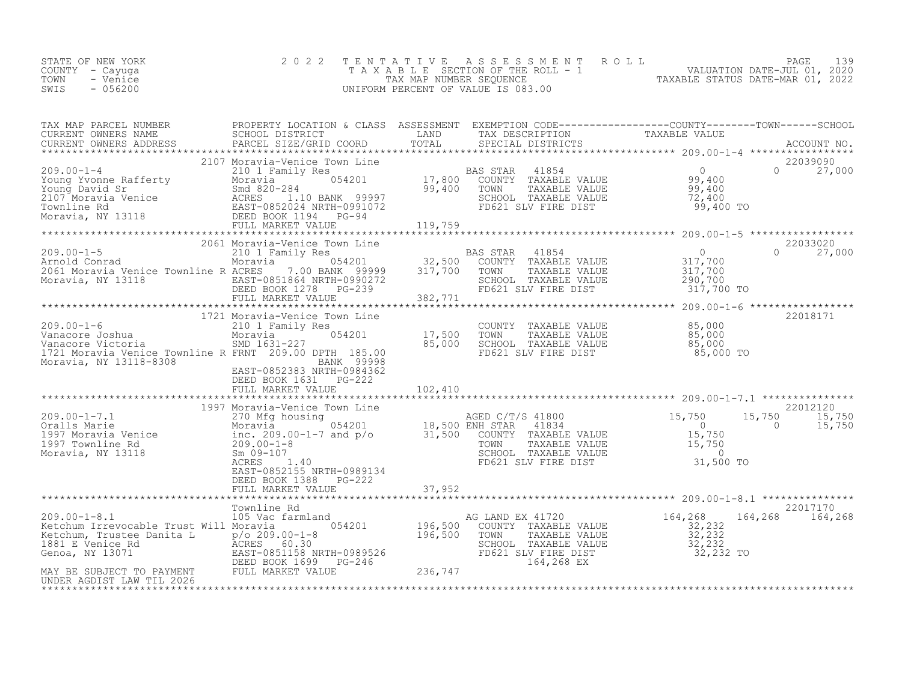STATE OF NEW YORK
COUNTY - Cayuga
TOWN - Venice
SWIS - 056200

2022 TENTATIVE ASSESSMENT ROLL
TAXABLE SECTION OF THE ROLL - 1
TAX MAP NUMBER SEQUENCE
UNIFORM PERCENT OF VALUE IS 083.00

VALUATION DATE-JUL 01, 2020
TAXABLE STATUS DATE-MAR 01, 2022

| TAX MAP PARCEL NUMBER / CURRENT OWNERS NAME / CURRENT OWNERS ADDRESS | PROPERTY LOCATION & CLASS / SCHOOL DISTRICT / PARCEL SIZE/GRID COORD | ASSESSMENT LAND / TOTAL | EXEMPTION CODE / TAX DESCRIPTION / SPECIAL DISTRICTS | COUNTY TAXABLE VALUE | TOWN | SCHOOL / ACCOUNT NO. |
|---|---|---|---|---|---|---|
| | 2107 Moravia-Venice Town Line | | | | | 22039090 |
| 209.00-1-4 | 210 1 Family Res | | BAS STAR 41854 | 0 | 0 | 27,000 |
| Young Yvonne Rafferty | Moravia 054201 | 17,800 | COUNTY TAXABLE VALUE | 99,400 | | |
| Young David Sr | Smd 820-284 | 99,400 | TOWN TAXABLE VALUE | 99,400 | | |
| 2107 Moravia Venice | ACRES 1.10 BANK 99997 | | SCHOOL TAXABLE VALUE | 72,400 | | |
| Townline Rd | EAST-0852024 NRTH-0991072 | | FD621 SLV FIRE DIST | 99,400 TO | | |
| Moravia, NY 13118 | DEED BOOK 1194 PG-94 | | | | | |
| | FULL MARKET VALUE | 119,759 | | | | |
| | 2061 Moravia-Venice Town Line | | | | | 22033020 |
| 209.00-1-5 | 210 1 Family Res | | BAS STAR 41854 | 0 | 0 | 27,000 |
| Arnold Conrad | Moravia 054201 | 32,500 | COUNTY TAXABLE VALUE | 317,700 | | |
| 2061 Moravia Venice Townline R | ACRES 7.00 BANK 99999 | 317,700 | TOWN TAXABLE VALUE | 317,700 | | |
| Moravia, NY 13118 | EAST-0851864 NRTH-0990272 | | SCHOOL TAXABLE VALUE | 290,700 | | |
| | DEED BOOK 1278 PG-239 | | FD621 SLV FIRE DIST | 317,700 TO | | |
| | FULL MARKET VALUE | 382,771 | | | | |
| | 1721 Moravia-Venice Town Line | | | | | 22018171 |
| 209.00-1-6 | 210 1 Family Res | | COUNTY TAXABLE VALUE | 85,000 | | |
| Vanacore Joshua | Moravia 054201 | 17,500 | TOWN TAXABLE VALUE | 85,000 | | |
| Vanacore Victoria | SMD 1631-227 | 85,000 | SCHOOL TAXABLE VALUE | 85,000 | | |
| 1721 Moravia Venice Townline R | FRNT 209.00 DPTH 185.00 | | FD621 SLV FIRE DIST | 85,000 TO | | |
| Moravia, NY 13118-8308 | BANK 99998 | | | | | |
| | EAST-0852383 NRTH-0984362 | | | | | |
| | DEED BOOK 1631 PG-222 | | | | | |
| | FULL MARKET VALUE | 102,410 | | | | |
| | 1997 Moravia-Venice Town Line | | | | | 22012120 |
| 209.00-1-7.1 | 270 Mfg housing | | AGED C/T/S 41800 | 15,750 | 15,750 | 15,750 |
| Oralls Marie | Moravia 054201 | 18,500 | ENH STAR 41834 | 0 | 0 | 15,750 |
| 1997 Moravia Venice | inc. 209.00-1-7 and p/o | 31,500 | COUNTY TAXABLE VALUE | 15,750 | | |
| 1997 Townline Rd | 209.00-1-8 | | TOWN TAXABLE VALUE | 15,750 | | |
| Moravia, NY 13118 | Sm 09-107 | | SCHOOL TAXABLE VALUE | 0 | | |
| | ACRES 1.40 | | FD621 SLV FIRE DIST | 31,500 TO | | |
| | EAST-0852155 NRTH-0989134 | | | | | |
| | DEED BOOK 1388 PG-222 | | | | | |
| | FULL MARKET VALUE | 37,952 | | | | |
| | Townline Rd | | | | | 22017170 |
| 209.00-1-8.1 | 105 Vac farmland | | AG LAND EX 41720 | 164,268 | 164,268 | 164,268 |
| Ketchum Irrevocable Trust Will | Moravia 054201 | 196,500 | COUNTY TAXABLE VALUE | 32,232 | | |
| Ketchum, Trustee Danita L | p/o 209.00-1-8 | 196,500 | TOWN TAXABLE VALUE | 32,232 | | |
| 1881 E Venice Rd | ACRES 60.30 | | SCHOOL TAXABLE VALUE | 32,232 | | |
| Genoa, NY 13071 | EAST-0851158 NRTH-0989526 | | FD621 SLV FIRE DIST | 32,232 TO | | |
| | DEED BOOK 1699 PG-246 | | 164,268 EX | | | |
| MAY BE SUBJECT TO PAYMENT UNDER AGDIST LAW TIL 2026 | FULL MARKET VALUE | 236,747 | | | | |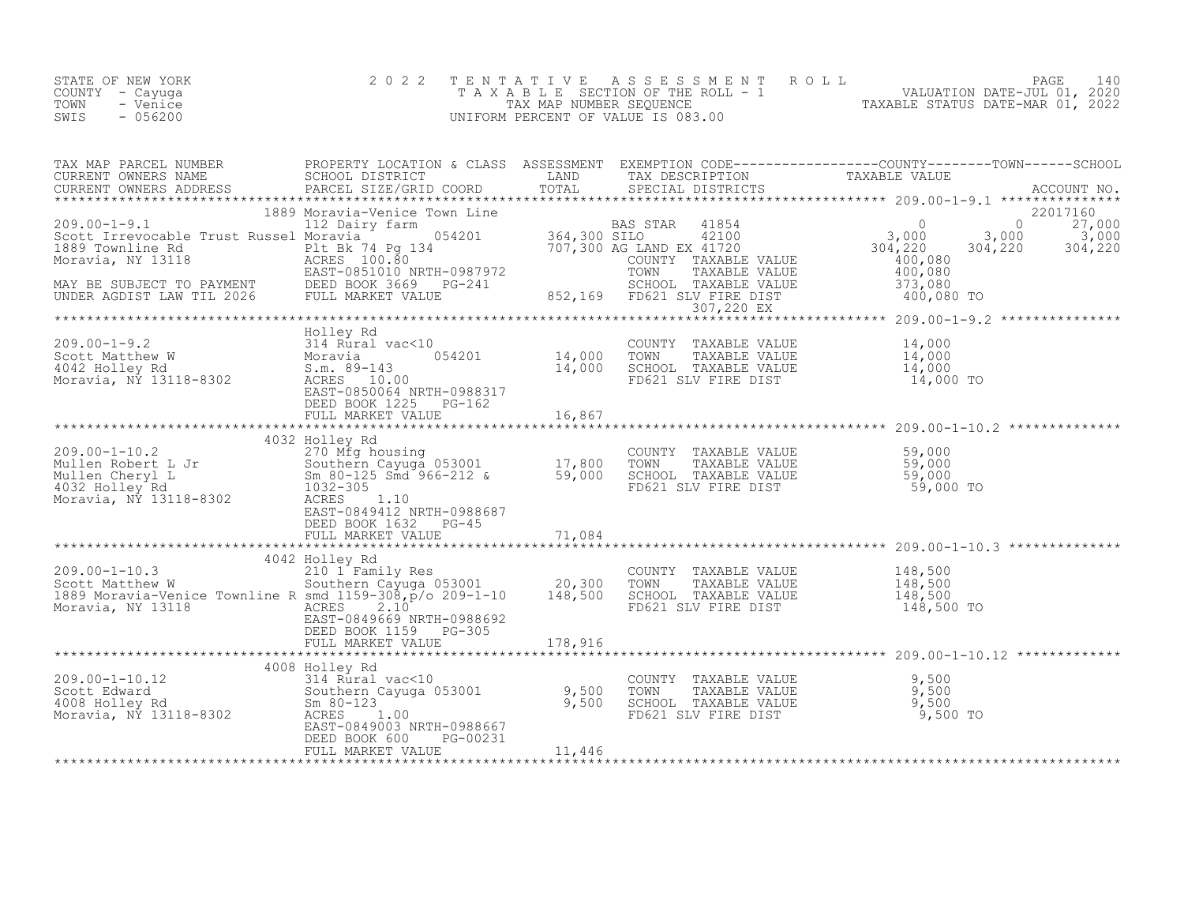STATE OF NEW YORK
COUNTY - Cayuga
TOWN - Venice
SWIS - 056200

2 0 2 2 T E N T A T I V E A S S E S S M E N T R O L L
T A X A B L E SECTION OF THE ROLL - 1
TAX MAP NUMBER SEQUENCE
UNIFORM PERCENT OF VALUE IS 083.00

VALUATION DATE-JUL 01, 2020
TAXABLE STATUS DATE-MAR 01, 2022

| TAX MAP PARCEL NUMBER / CURRENT OWNERS NAME / CURRENT OWNERS ADDRESS | PROPERTY LOCATION & CLASS / SCHOOL DISTRICT / PARCEL SIZE/GRID COORD | ASSESSMENT LAND / TOTAL | EXEMPTION CODE / TAX DESCRIPTION / SPECIAL DISTRICTS | COUNTY TAXABLE VALUE | TOWN | SCHOOL / ACCOUNT NO. |
|---|---|---|---|---|---|---|
| **209.00-1-9.1** | 1889 Moravia-Venice Town Line | | | | | 22017160 |
| 209.00-1-9.1 | 112 Dairy farm | | BAS STAR 41854 | 0 | 0 | 27,000 |
| Scott Irrevocable Trust Russel | Moravia 054201 | 364,300 | SILO 42100 | 3,000 | 3,000 | 3,000 |
| 1889 Townline Rd | Plt Bk 74 Pg 134 | 707,300 | AG LAND EX 41720 | 304,220 | 304,220 | 304,220 |
| Moravia, NY 13118 | ACRES 100.80 | | COUNTY TAXABLE VALUE | 400,080 | | |
| | EAST-0851010 NRTH-0987972 | | TOWN TAXABLE VALUE | 400,080 | | |
| MAY BE SUBJECT TO PAYMENT | DEED BOOK 3669 PG-241 | | SCHOOL TAXABLE VALUE | 373,080 | | |
| UNDER AGDIST LAW TIL 2026 | FULL MARKET VALUE | 852,169 | FD621 SLV FIRE DIST | 400,080 TO | | |
| | | | 307,220 EX | | | |
| **209.00-1-9.2** | Holley Rd | | | | | |
| 209.00-1-9.2 | 314 Rural vac<10 | | COUNTY TAXABLE VALUE | 14,000 | | |
| Scott Matthew W | Moravia 054201 | 14,000 | TOWN TAXABLE VALUE | 14,000 | | |
| 4042 Holley Rd | S.m. 89-143 | 14,000 | SCHOOL TAXABLE VALUE | 14,000 | | |
| Moravia, NY 13118-8302 | ACRES 10.00 | | FD621 SLV FIRE DIST | 14,000 TO | | |
| | EAST-0850064 NRTH-0988317 | | | | | |
| | DEED BOOK 1225 PG-162 | | | | | |
| | FULL MARKET VALUE | 16,867 | | | | |
| **209.00-1-10.2** | 4032 Holley Rd | | | | | |
| 209.00-1-10.2 | 270 Mfg housing | | COUNTY TAXABLE VALUE | 59,000 | | |
| Mullen Robert L Jr | Southern Cayuga 053001 | 17,800 | TOWN TAXABLE VALUE | 59,000 | | |
| Mullen Cheryl L | Sm 80-125 Smd 966-212 & | 59,000 | SCHOOL TAXABLE VALUE | 59,000 | | |
| 4032 Holley Rd | 1032-305 | | FD621 SLV FIRE DIST | 59,000 TO | | |
| Moravia, NY 13118-8302 | ACRES 1.10 | | | | | |
| | EAST-0849412 NRTH-0988687 | | | | | |
| | DEED BOOK 1632 PG-45 | | | | | |
| | FULL MARKET VALUE | 71,084 | | | | |
| **209.00-1-10.3** | 4042 Holley Rd | | | | | |
| 209.00-1-10.3 | 210 1 Family Res | | COUNTY TAXABLE VALUE | 148,500 | | |
| Scott Matthew W | Southern Cayuga 053001 | 20,300 | TOWN TAXABLE VALUE | 148,500 | | |
| 1889 Moravia-Venice Townline R | smd 1159-308,p/o 209-1-10 | 148,500 | SCHOOL TAXABLE VALUE | 148,500 | | |
| Moravia, NY 13118 | ACRES 2.10 | | FD621 SLV FIRE DIST | 148,500 TO | | |
| | EAST-0849669 NRTH-0988692 | | | | | |
| | DEED BOOK 1159 PG-305 | | | | | |
| | FULL MARKET VALUE | 178,916 | | | | |
| **209.00-1-10.12** | 4008 Holley Rd | | | | | |
| 209.00-1-10.12 | 314 Rural vac<10 | | COUNTY TAXABLE VALUE | 9,500 | | |
| Scott Edward | Southern Cayuga 053001 | 9,500 | TOWN TAXABLE VALUE | 9,500 | | |
| 4008 Holley Rd | Sm 80-123 | 9,500 | SCHOOL TAXABLE VALUE | 9,500 | | |
| Moravia, NY 13118-8302 | ACRES 1.00 | | FD621 SLV FIRE DIST | 9,500 TO | | |
| | EAST-0849003 NRTH-0988667 | | | | | |
| | DEED BOOK 600 PG-00231 | | | | | |
| | FULL MARKET VALUE | 11,446 | | | | |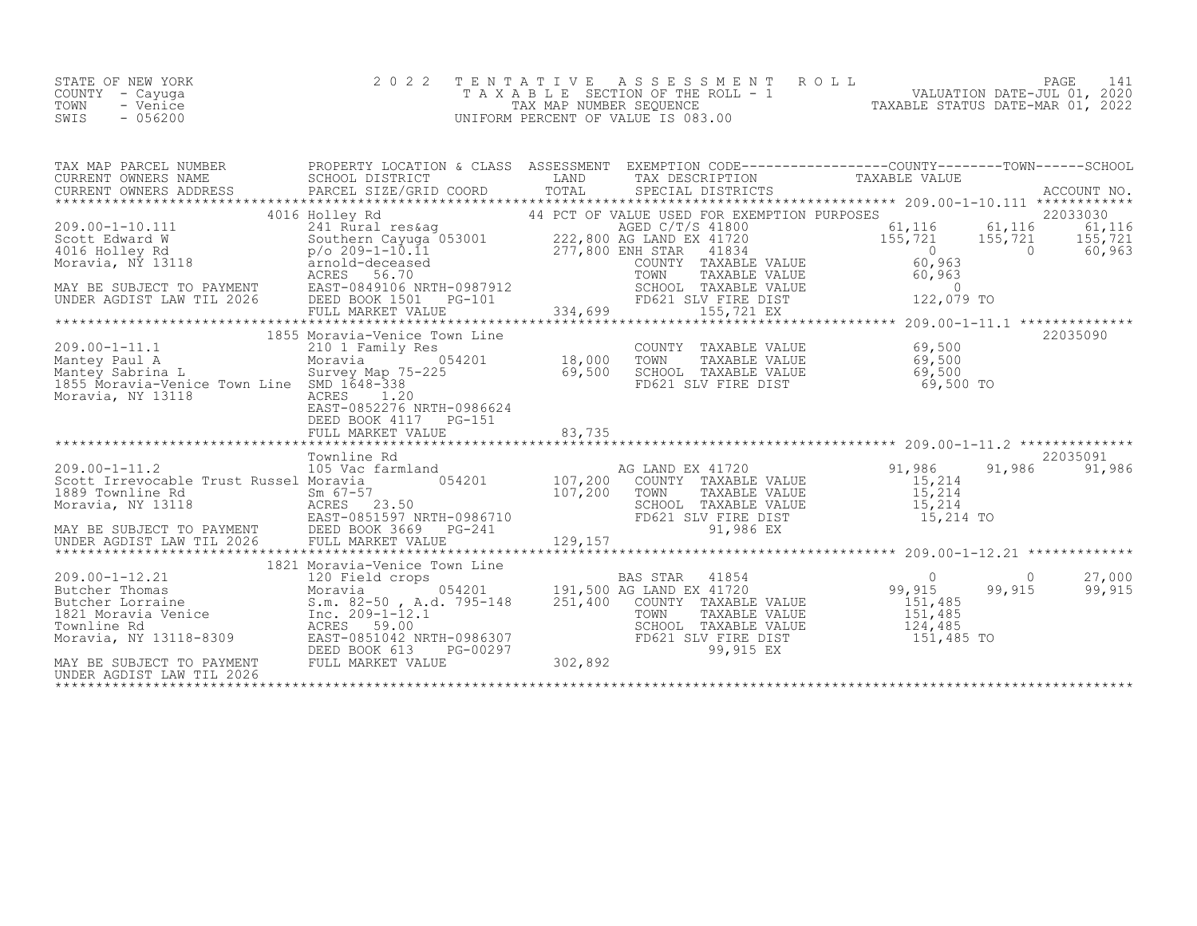STATE OF NEW YORK
COUNTY - Cayuga
TOWN - Venice
SWIS - 056200

2022 TENTATIVE ASSESSMENT ROLL
TAXABLE SECTION OF THE ROLL - 1
TAX MAP NUMBER SEQUENCE
UNIFORM PERCENT OF VALUE IS 083.00

VALUATION DATE-JUL 01, 2020
TAXABLE STATUS DATE-MAR 01, 2022

| TAX MAP PARCEL NUMBER / CURRENT OWNERS NAME / CURRENT OWNERS ADDRESS | PROPERTY LOCATION & CLASS / SCHOOL DISTRICT / PARCEL SIZE/GRID COORD | ASSESSMENT LAND / TOTAL | EXEMPTION CODE / TAX DESCRIPTION / SPECIAL DISTRICTS | COUNTY TAXABLE VALUE | TOWN | SCHOOL | ACCOUNT NO. |
|---|---|---|---|---|---|---|---|
| **209.00-1-10.111** | 4016 Holley Rd | | 44 PCT OF VALUE USED FOR EXEMPTION PURPOSES | | | | 22033030 |
| Scott Edward W | 241 Rural res&ag | | AGED C/T/S 41800 | 61,116 | 61,116 | 61,116 | |
| 4016 Holley Rd | Southern Cayuga 053001 | 222,800 | AG LAND EX 41720 | 155,721 | 155,721 | 155,721 | |
| Moravia, NY 13118 | p/o 209-1-10.11 | 277,800 | ENH STAR 41834 | 0 | 0 | 60,963 | |
| | arnold-deceased | | COUNTY TAXABLE VALUE | 60,963 | | | |
| | ACRES 56.70 | | TOWN TAXABLE VALUE | 60,963 | | | |
| MAY BE SUBJECT TO PAYMENT | EAST-0849106 NRTH-0987912 | | SCHOOL TAXABLE VALUE | 0 | | | |
| UNDER AGDIST LAW TIL 2026 | DEED BOOK 1501 PG-101 | | FD621 SLV FIRE DIST | 122,079 TO | | | |
| | FULL MARKET VALUE | 334,699 | 155,721 EX | | | | |
| **209.00-1-11.1** | 1855 Moravia-Venice Town Line | | | | | | 22035090 |
| Mantey Paul A | 210 1 Family Res | | COUNTY TAXABLE VALUE | 69,500 | | | |
| Mantey Sabrina L | Moravia 054201 | 18,000 | TOWN TAXABLE VALUE | 69,500 | | | |
| 1855 Moravia-Venice Town Line | Survey Map 75-225 | 69,500 | SCHOOL TAXABLE VALUE | 69,500 | | | |
| Moravia, NY 13118 | SMD 1648-338 | | FD621 SLV FIRE DIST | 69,500 TO | | | |
| | ACRES 1.20 | | | | | | |
| | EAST-0852276 NRTH-0986624 | | | | | | |
| | DEED BOOK 4117 PG-151 | | | | | | |
| | FULL MARKET VALUE | 83,735 | | | | | |
| **209.00-1-11.2** | Townline Rd | | | | | | 22035091 |
| Scott Irrevocable Trust Russel | 105 Vac farmland | | AG LAND EX 41720 | 91,986 | 91,986 | 91,986 | |
| 1889 Townline Rd | Moravia 054201 | 107,200 | COUNTY TAXABLE VALUE | 15,214 | | | |
| Moravia, NY 13118 | Sm 67-57 | 107,200 | TOWN TAXABLE VALUE | 15,214 | | | |
| | ACRES 23.50 | | SCHOOL TAXABLE VALUE | 15,214 | | | |
| | EAST-0851597 NRTH-0986710 | | FD621 SLV FIRE DIST | 15,214 TO | | | |
| MAY BE SUBJECT TO PAYMENT | DEED BOOK 3669 PG-241 | | 91,986 EX | | | | |
| UNDER AGDIST LAW TIL 2026 | FULL MARKET VALUE | 129,157 | | | | | |
| **209.00-1-12.21** | 1821 Moravia-Venice Town Line | | | | | | |
| Butcher Thomas | 120 Field crops | | BAS STAR 41854 | 0 | 0 | 27,000 | |
| Butcher Lorraine | Moravia 054201 | 191,500 | AG LAND EX 41720 | 99,915 | 99,915 | 99,915 | |
| 1821 Moravia Venice | S.m. 82-50 , A.d. 795-148 | 251,400 | COUNTY TAXABLE VALUE | 151,485 | | | |
| Townline Rd | Inc. 209-1-12.1 | | TOWN TAXABLE VALUE | 151,485 | | | |
| Moravia, NY 13118-8309 | ACRES 59.00 | | SCHOOL TAXABLE VALUE | 124,485 | | | |
| | EAST-0851042 NRTH-0986307 | | FD621 SLV FIRE DIST | 151,485 TO | | | |
| | DEED BOOK 613 PG-00297 | | 99,915 EX | | | | |
| MAY BE SUBJECT TO PAYMENT | FULL MARKET VALUE | 302,892 | | | | | |
| UNDER AGDIST LAW TIL 2026 | | | | | | | |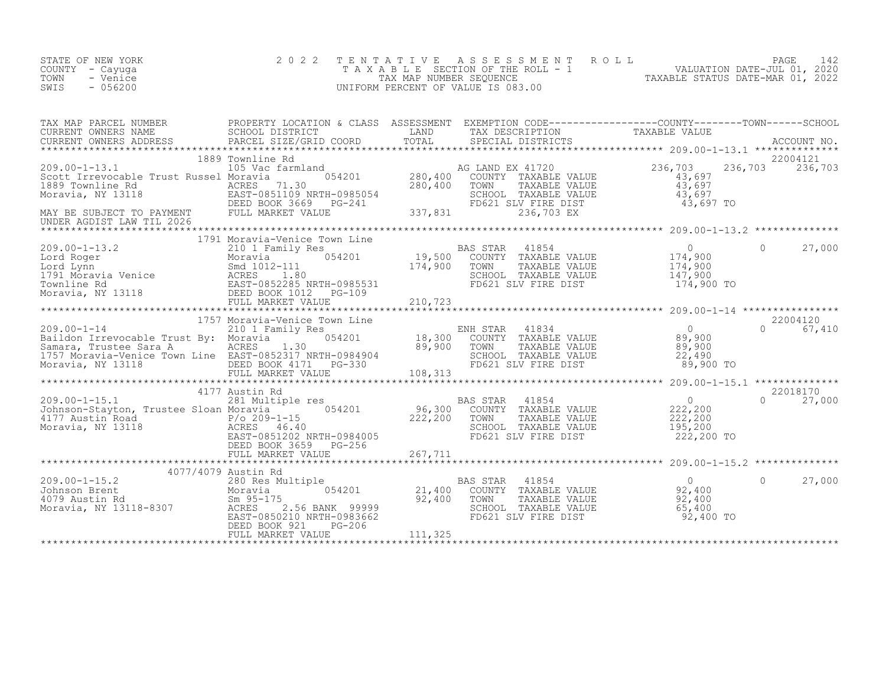STATE OF NEW YORK
COUNTY - Cayuga
TOWN - Venice
SWIS - 056200

2022 TENTATIVE ASSESSMENT ROLL
TAXABLE SECTION OF THE ROLL - 1
TAX MAP NUMBER SEQUENCE
UNIFORM PERCENT OF VALUE IS 083.00

VALUATION DATE-JUL 01, 2020
TAXABLE STATUS DATE-MAR 01, 2022

| TAX MAP PARCEL NUMBER / CURRENT OWNERS NAME / CURRENT OWNERS ADDRESS | PROPERTY LOCATION & CLASS / SCHOOL DISTRICT / PARCEL SIZE/GRID COORD | ASSESSMENT LAND | ASSESSMENT TOTAL | EXEMPTION CODE / TAX DESCRIPTION / SPECIAL DISTRICTS | COUNTY TAXABLE VALUE | TOWN | SCHOOL | ACCOUNT NO. |
|---|---|---|---|---|---|---|---|---|
| **209.00-1-13.1** | 1889 Townline Rd | | | | | | | 22004121 |
| 209.00-1-13.1 | 105 Vac farmland | | | AG LAND EX 41720 | 236,703 | 236,703 | 236,703 | |
| Scott Irrevocable Trust Russel | Moravia 054201 | 280,400 | | COUNTY TAXABLE VALUE | 43,697 | | | |
| 1889 Townline Rd | ACRES 71.30 | | 280,400 | TOWN TAXABLE VALUE | 43,697 | | | |
| Moravia, NY 13118 | EAST-0851109 NRTH-0985054 | | | SCHOOL TAXABLE VALUE | 43,697 | | | |
| | DEED BOOK 3669 PG-241 | | | FD621 SLV FIRE DIST | 43,697 TO | | | |
| MAY BE SUBJECT TO PAYMENT | FULL MARKET VALUE | | 337,831 | 236,703 EX | | | | |
| UNDER AGDIST LAW TIL 2026 | | | | | | | | |
| **209.00-1-13.2** | 1791 Moravia-Venice Town Line | | | | | | | |
| 209.00-1-13.2 | 210 1 Family Res | | | BAS STAR 41854 | 0 | 0 | 27,000 | |
| Lord Roger | Moravia 054201 | 19,500 | | COUNTY TAXABLE VALUE | 174,900 | | | |
| Lord Lynn | Smd 1012-111 | | 174,900 | TOWN TAXABLE VALUE | 174,900 | | | |
| 1791 Moravia Venice | ACRES 1.80 | | | SCHOOL TAXABLE VALUE | 147,900 | | | |
| Townline Rd | EAST-0852285 NRTH-0985531 | | | FD621 SLV FIRE DIST | 174,900 TO | | | |
| Moravia, NY 13118 | DEED BOOK 1012 PG-109 | | | | | | | |
| | FULL MARKET VALUE | | 210,723 | | | | | |
| **209.00-1-14** | 1757 Moravia-Venice Town Line | | | | | | | 22004120 |
| 209.00-1-14 | 210 1 Family Res | | | ENH STAR 41834 | 0 | 0 | 67,410 | |
| Baildon Irrevocable Trust By: | Moravia 054201 | 18,300 | | COUNTY TAXABLE VALUE | 89,900 | | | |
| Samara, Trustee Sara A | ACRES 1.30 | | 89,900 | TOWN TAXABLE VALUE | 89,900 | | | |
| 1757 Moravia-Venice Town Line | EAST-0852317 NRTH-0984904 | | | SCHOOL TAXABLE VALUE | 22,490 | | | |
| Moravia, NY 13118 | DEED BOOK 4171 PG-330 | | | FD621 SLV FIRE DIST | 89,900 TO | | | |
| | FULL MARKET VALUE | | 108,313 | | | | | |
| **209.00-1-15.1** | 4177 Austin Rd | | | | | | | 22018170 |
| 209.00-1-15.1 | 281 Multiple res | | | BAS STAR 41854 | 0 | 0 | 27,000 | |
| Johnson-Stayton, Trustee Sloan | Moravia 054201 | 96,300 | | COUNTY TAXABLE VALUE | 222,200 | | | |
| 4177 Austin Road | P/o 209-1-15 | | 222,200 | TOWN TAXABLE VALUE | 222,200 | | | |
| Moravia, NY 13118 | ACRES 46.40 | | | SCHOOL TAXABLE VALUE | 195,200 | | | |
| | EAST-0851202 NRTH-0984005 | | | FD621 SLV FIRE DIST | 222,200 TO | | | |
| | DEED BOOK 3659 PG-256 | | | | | | | |
| | FULL MARKET VALUE | | 267,711 | | | | | |
| **209.00-1-15.2** | 4077/4079 Austin Rd | | | | | | | |
| 209.00-1-15.2 | 280 Res Multiple | | | BAS STAR 41854 | 0 | 0 | 27,000 | |
| Johnson Brent | Moravia 054201 | 21,400 | | COUNTY TAXABLE VALUE | 92,400 | | | |
| 4079 Austin Rd | Sm 95-175 | | 92,400 | TOWN TAXABLE VALUE | 92,400 | | | |
| Moravia, NY 13118-8307 | ACRES 2.56 BANK 99999 | | | SCHOOL TAXABLE VALUE | 65,400 | | | |
| | EAST-0850210 NRTH-0983662 | | | FD621 SLV FIRE DIST | 92,400 TO | | | |
| | DEED BOOK 921 PG-206 | | | | | | | |
| | FULL MARKET VALUE | | 111,325 | | | | | |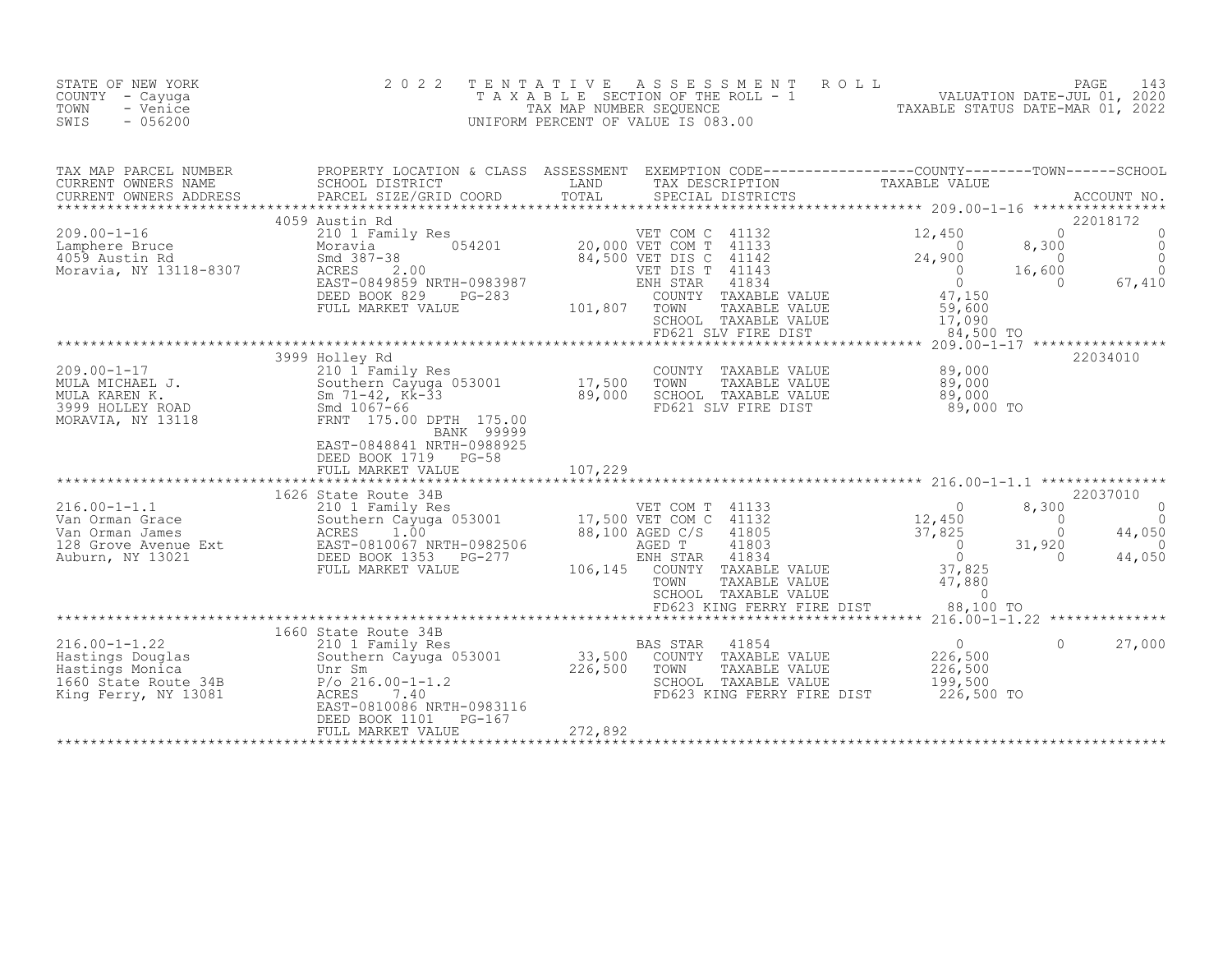STATE OF NEW YORK — COUNTY - Cayuga — TOWN - Venice — SWIS - 056200

# 2022 TENTATIVE ASSESSMENT ROLL

TAXABLE SECTION OF THE ROLL - 1
TAX MAP NUMBER SEQUENCE
UNIFORM PERCENT OF VALUE IS 083.00

VALUATION DATE-JUL 01, 2020
TAXABLE STATUS DATE-MAR 01, 2022

| TAX MAP PARCEL NUMBER / CURRENT OWNERS NAME / CURRENT OWNERS ADDRESS | PROPERTY LOCATION & CLASS / SCHOOL DISTRICT / PARCEL SIZE/GRID COORD | ASSESSMENT LAND / TOTAL | EXEMPTION CODE / TAX DESCRIPTION / SPECIAL DISTRICTS | COUNTY TAXABLE VALUE | TOWN | SCHOOL / ACCOUNT NO. |
|---|---|---|---|---|---|---|
| **209.00-1-16** | 4059 Austin Rd | | | | | 22018172 |
| Lamphere Bruce | 210 1 Family Res | | VET COM C 41132 | 12,450 | 0 | 0 |
| 4059 Austin Rd | Moravia 054201 | 20,000 | VET COM T 41133 | 0 | 8,300 | 0 |
| Moravia, NY 13118-8307 | Smd 387-38 | 84,500 | VET DIS C 41142 | 24,900 | 0 | 0 |
| | ACRES 2.00 | | VET DIS T 41143 | 0 | 16,600 | 0 |
| | EAST-0849859 NRTH-0983987 | | ENH STAR 41834 | 0 | 0 | 67,410 |
| | DEED BOOK 829 PG-283 | | COUNTY TAXABLE VALUE | 47,150 | | |
| | FULL MARKET VALUE | 101,807 | TOWN TAXABLE VALUE | 59,600 | | |
| | | | SCHOOL TAXABLE VALUE | 17,090 | | |
| | | | FD621 SLV FIRE DIST | 84,500 TO | | |
| **209.00-1-17** | 3999 Holley Rd | | | | | 22034010 |
| MULA MICHAEL J. | 210 1 Family Res | | COUNTY TAXABLE VALUE | 89,000 | | |
| MULA KAREN K. | Southern Cayuga 053001 | 17,500 | TOWN TAXABLE VALUE | 89,000 | | |
| 3999 HOLLEY ROAD | Sm 71-42, Kk-33 | 89,000 | SCHOOL TAXABLE VALUE | 89,000 | | |
| MORAVIA, NY 13118 | Smd 1067-66 | | FD621 SLV FIRE DIST | 89,000 TO | | |
| | FRNT 175.00 DPTH 175.00 | | | | | |
| | BANK 99999 | | | | | |
| | EAST-0848841 NRTH-0988925 | | | | | |
| | DEED BOOK 1719 PG-58 | | | | | |
| | FULL MARKET VALUE | 107,229 | | | | |
| **216.00-1-1.1** | 1626 State Route 34B | | | | | 22037010 |
| Van Orman Grace | 210 1 Family Res | | VET COM T 41133 | 0 | 8,300 | 0 |
| Van Orman James | Southern Cayuga 053001 | 17,500 | VET COM C 41132 | 12,450 | 0 | 0 |
| 128 Grove Avenue Ext | ACRES 1.00 | 88,100 | AGED C/S 41805 | 37,825 | 0 | 44,050 |
| Auburn, NY 13021 | EAST-0810067 NRTH-0982506 | | AGED T 41803 | 0 | 31,920 | 0 |
| | DEED BOOK 1353 PG-277 | | ENH STAR 41834 | 0 | 0 | 44,050 |
| | FULL MARKET VALUE | 106,145 | COUNTY TAXABLE VALUE | 37,825 | | |
| | | | TOWN TAXABLE VALUE | 47,880 | | |
| | | | SCHOOL TAXABLE VALUE | 0 | | |
| | | | FD623 KING FERRY FIRE DIST | 88,100 TO | | |
| **216.00-1-1.22** | 1660 State Route 34B | | | | | |
| Hastings Douglas | 210 1 Family Res | | BAS STAR 41854 | 0 | 0 | 27,000 |
| Hastings Monica | Southern Cayuga 053001 | 33,500 | COUNTY TAXABLE VALUE | 226,500 | | |
| 1660 State Route 34B | Unr Sm | 226,500 | TOWN TAXABLE VALUE | 226,500 | | |
| King Ferry, NY 13081 | P/o 216.00-1-1.2 | | SCHOOL TAXABLE VALUE | 199,500 | | |
| | ACRES 7.40 | | FD623 KING FERRY FIRE DIST | 226,500 TO | | |
| | EAST-0810086 NRTH-0983116 | | | | | |
| | DEED BOOK 1101 PG-167 | | | | | |
| | FULL MARKET VALUE | 272,892 | | | | |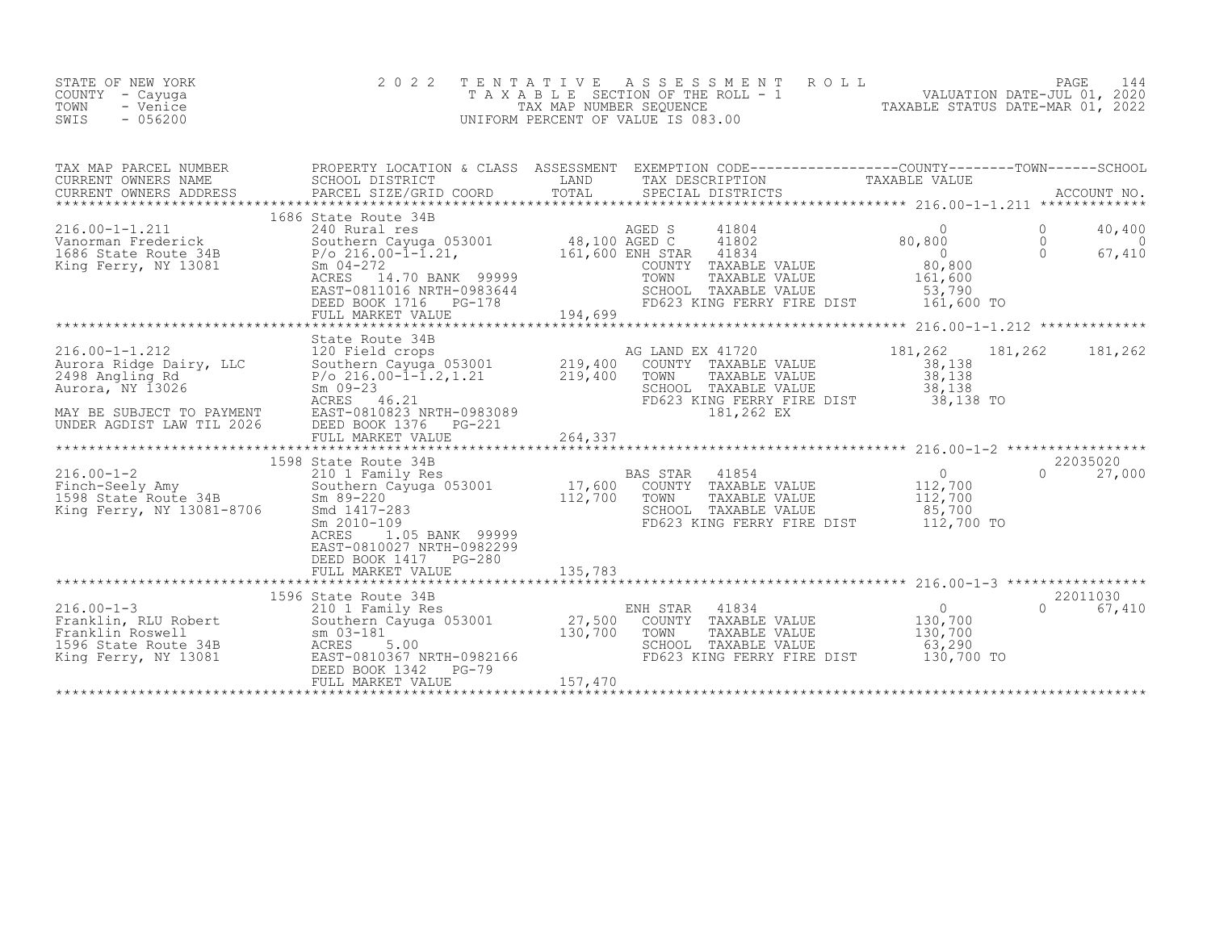STATE OF NEW YORK
COUNTY - Cayuga
TOWN - Venice
SWIS - 056200

2 0 2 2 T E N T A T I V E A S S E S S M E N T R O L L
T A X A B L E SECTION OF THE ROLL - 1
TAX MAP NUMBER SEQUENCE
UNIFORM PERCENT OF VALUE IS 083.00

VALUATION DATE-JUL 01, 2020
TAXABLE STATUS DATE-MAR 01, 2022

| TAX MAP PARCEL NUMBER / CURRENT OWNERS NAME / CURRENT OWNERS ADDRESS | PROPERTY LOCATION & CLASS / SCHOOL DISTRICT / PARCEL SIZE/GRID COORD | ASSESSMENT LAND / TOTAL | EXEMPTION CODE / TAX DESCRIPTION / SPECIAL DISTRICTS | COUNTY TAXABLE VALUE | TOWN | SCHOOL / ACCOUNT NO. |
|---|---|---|---|---|---|---|
| **216.00-1-1.211** | 1686 State Route 34B | | | | | |
| 216.00-1-1.211 | 240 Rural res | | AGED S 41804 | 0 | 0 | 40,400 |
| Vanorman Frederick | Southern Cayuga 053001 | 48,100 | AGED C 41802 | 80,800 | 0 | 0 |
| 1686 State Route 34B | P/o 216.00-1-1.21, | 161,600 | ENH STAR 41834 | 0 | 0 | 67,410 |
| King Ferry, NY 13081 | Sm 04-272 | | COUNTY TAXABLE VALUE | 80,800 | | |
| | ACRES 14.70 BANK 99999 | | TOWN TAXABLE VALUE | 161,600 | | |
| | EAST-0811016 NRTH-0983644 | | SCHOOL TAXABLE VALUE | 53,790 | | |
| | DEED BOOK 1716 PG-178 | | FD623 KING FERRY FIRE DIST | 161,600 TO | | |
| | FULL MARKET VALUE | 194,699 | | | | |
| **216.00-1-1.212** | State Route 34B | | | | | |
| 216.00-1-1.212 | 120 Field crops | | AG LAND EX 41720 | 181,262 | 181,262 | 181,262 |
| Aurora Ridge Dairy, LLC | Southern Cayuga 053001 | 219,400 | COUNTY TAXABLE VALUE | 38,138 | | |
| 2498 Angling Rd | P/o 216.00-1-1.2,1.21 | 219,400 | TOWN TAXABLE VALUE | 38,138 | | |
| Aurora, NY 13026 | Sm 09-23 | | SCHOOL TAXABLE VALUE | 38,138 | | |
| | ACRES 46.21 | | FD623 KING FERRY FIRE DIST | 38,138 TO | | |
| MAY BE SUBJECT TO PAYMENT | EAST-0810823 NRTH-0983089 | | 181,262 EX | | | |
| UNDER AGDIST LAW TIL 2026 | DEED BOOK 1376 PG-221 | | | | | |
| | FULL MARKET VALUE | 264,337 | | | | |
| **216.00-1-2** | 1598 State Route 34B | | | | | 22035020 |
| 216.00-1-2 | 210 1 Family Res | | BAS STAR 41854 | 0 | 0 | 27,000 |
| Finch-Seely Amy | Southern Cayuga 053001 | 17,600 | COUNTY TAXABLE VALUE | 112,700 | | |
| 1598 State Route 34B | Sm 89-220 | 112,700 | TOWN TAXABLE VALUE | 112,700 | | |
| King Ferry, NY 13081-8706 | Smd 1417-283 | | SCHOOL TAXABLE VALUE | 85,700 | | |
| | Sm 2010-109 | | FD623 KING FERRY FIRE DIST | 112,700 TO | | |
| | ACRES 1.05 BANK 99999 | | | | | |
| | EAST-0810027 NRTH-0982299 | | | | | |
| | DEED BOOK 1417 PG-280 | | | | | |
| | FULL MARKET VALUE | 135,783 | | | | |
| **216.00-1-3** | 1596 State Route 34B | | | | | 22011030 |
| 216.00-1-3 | 210 1 Family Res | | ENH STAR 41834 | 0 | 0 | 67,410 |
| Franklin, RLU Robert | Southern Cayuga 053001 | 27,500 | COUNTY TAXABLE VALUE | 130,700 | | |
| Franklin Roswell | sm 03-181 | 130,700 | TOWN TAXABLE VALUE | 130,700 | | |
| 1596 State Route 34B | ACRES 5.00 | | SCHOOL TAXABLE VALUE | 63,290 | | |
| King Ferry, NY 13081 | EAST-0810367 NRTH-0982166 | | FD623 KING FERRY FIRE DIST | 130,700 TO | | |
| | DEED BOOK 1342 PG-79 | | | | | |
| | FULL MARKET VALUE | 157,470 | | | | |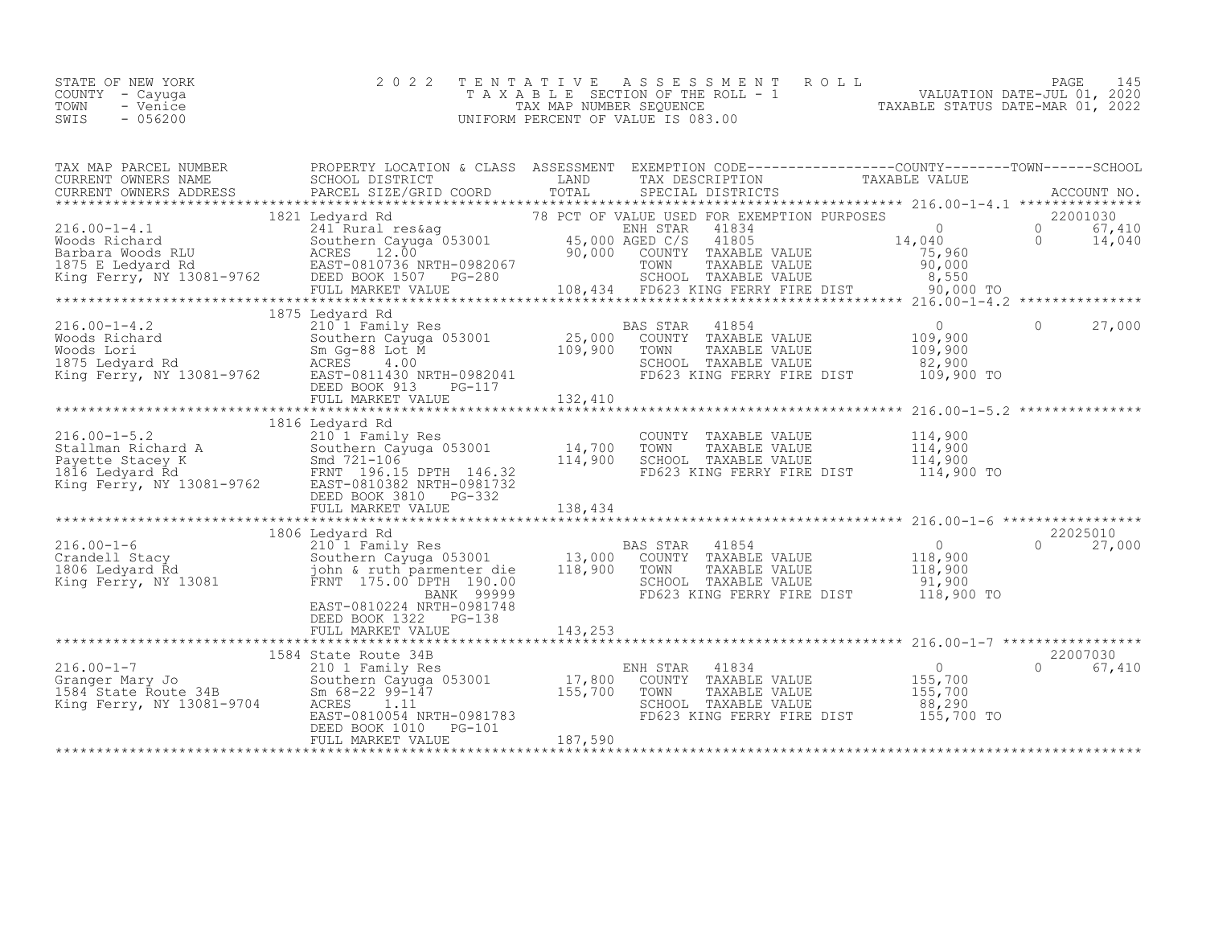STATE OF NEW YORK
COUNTY - Cayuga
TOWN - Venice
SWIS - 056200

2022 TENTATIVE ASSESSMENT ROLL
TAXABLE SECTION OF THE ROLL - 1
TAX MAP NUMBER SEQUENCE
UNIFORM PERCENT OF VALUE IS 083.00

VALUATION DATE-JUL 01, 2020
TAXABLE STATUS DATE-MAR 01, 2022

| TAX MAP PARCEL NUMBER / CURRENT OWNERS NAME / CURRENT OWNERS ADDRESS | PROPERTY LOCATION & CLASS / SCHOOL DISTRICT / PARCEL SIZE/GRID COORD | ASSESSMENT LAND / TOTAL | EXEMPTION CODE / TAX DESCRIPTION / SPECIAL DISTRICTS | COUNTY | TOWN | SCHOOL | ACCOUNT NO. |
|---|---|---|---|---|---|---|---|
| 216.00-1-4.1 | 1821 Ledyard Rd | | 78 PCT OF VALUE USED FOR EXEMPTION PURPOSES | | | | 22001030 |
| Woods Richard | 241 Rural res&ag | | ENH STAR 41834 | 0 | 0 | 67,410 | |
| Barbara Woods RLU | Southern Cayuga 053001 | 45,000 | AGED C/S 41805 | 14,040 | 0 | 14,040 | |
| 1875 E Ledyard Rd | ACRES 12.00 | 90,000 | COUNTY TAXABLE VALUE | 75,960 | | | |
| King Ferry, NY 13081-9762 | EAST-0810736 NRTH-0982067 | | TOWN TAXABLE VALUE | | 90,000 | | |
| | DEED BOOK 1507 PG-280 | | SCHOOL TAXABLE VALUE | | | 8,550 | |
| | FULL MARKET VALUE | 108,434 | FD623 KING FERRY FIRE DIST | 90,000 TO | | | |
| 216.00-1-4.2 | 1875 Ledyard Rd | | | | | | |
| Woods Richard | 210 1 Family Res | | BAS STAR 41854 | 0 | 0 | 27,000 | |
| Woods Lori | Southern Cayuga 053001 | 25,000 | COUNTY TAXABLE VALUE | 109,900 | | | |
| 1875 Ledyard Rd | Sm Gg-88 Lot M | 109,900 | TOWN TAXABLE VALUE | | 109,900 | | |
| King Ferry, NY 13081-9762 | ACRES 4.00 | | SCHOOL TAXABLE VALUE | | | 82,900 | |
| | EAST-0811430 NRTH-0982041 | | FD623 KING FERRY FIRE DIST | 109,900 TO | | | |
| | DEED BOOK 913 PG-117 | | | | | | |
| | FULL MARKET VALUE | 132,410 | | | | | |
| 216.00-1-5.2 | 1816 Ledyard Rd | | | | | | |
| Stallman Richard A | 210 1 Family Res | | COUNTY TAXABLE VALUE | 114,900 | | | |
| Payette Stacey K | Southern Cayuga 053001 | 14,700 | TOWN TAXABLE VALUE | | 114,900 | | |
| 1816 Ledyard Rd | Smd 721-106 | 114,900 | SCHOOL TAXABLE VALUE | | | 114,900 | |
| King Ferry, NY 13081-9762 | FRNT 196.15 DPTH 146.32 | | FD623 KING FERRY FIRE DIST | 114,900 TO | | | |
| | EAST-0810382 NRTH-0981732 | | | | | | |
| | DEED BOOK 3810 PG-332 | | | | | | |
| | FULL MARKET VALUE | 138,434 | | | | | |
| 216.00-1-6 | 1806 Ledyard Rd | | | | | | 22025010 |
| Crandell Stacy | 210 1 Family Res | | BAS STAR 41854 | 0 | 0 | 27,000 | |
| 1806 Ledyard Rd | Southern Cayuga 053001 | 13,000 | COUNTY TAXABLE VALUE | 118,900 | | | |
| King Ferry, NY 13081 | john & ruth parmenter die | 118,900 | TOWN TAXABLE VALUE | | 118,900 | | |
| | FRNT 175.00 DPTH 190.00 | | SCHOOL TAXABLE VALUE | | | 91,900 | |
| | BANK 99999 | | FD623 KING FERRY FIRE DIST | 118,900 TO | | | |
| | EAST-0810224 NRTH-0981748 | | | | | | |
| | DEED BOOK 1322 PG-138 | | | | | | |
| | FULL MARKET VALUE | 143,253 | | | | | |
| 216.00-1-7 | 1584 State Route 34B | | | | | | 22007030 |
| Granger Mary Jo | 210 1 Family Res | | ENH STAR 41834 | 0 | 0 | 67,410 | |
| 1584 State Route 34B | Southern Cayuga 053001 | 17,800 | COUNTY TAXABLE VALUE | 155,700 | | | |
| King Ferry, NY 13081-9704 | Sm 68-22 99-147 | 155,700 | TOWN TAXABLE VALUE | | 155,700 | | |
| | ACRES 1.11 | | SCHOOL TAXABLE VALUE | | | 88,290 | |
| | EAST-0810054 NRTH-0981783 | | FD623 KING FERRY FIRE DIST | 155,700 TO | | | |
| | DEED BOOK 1010 PG-101 | | | | | | |
| | FULL MARKET VALUE | 187,590 | | | | | |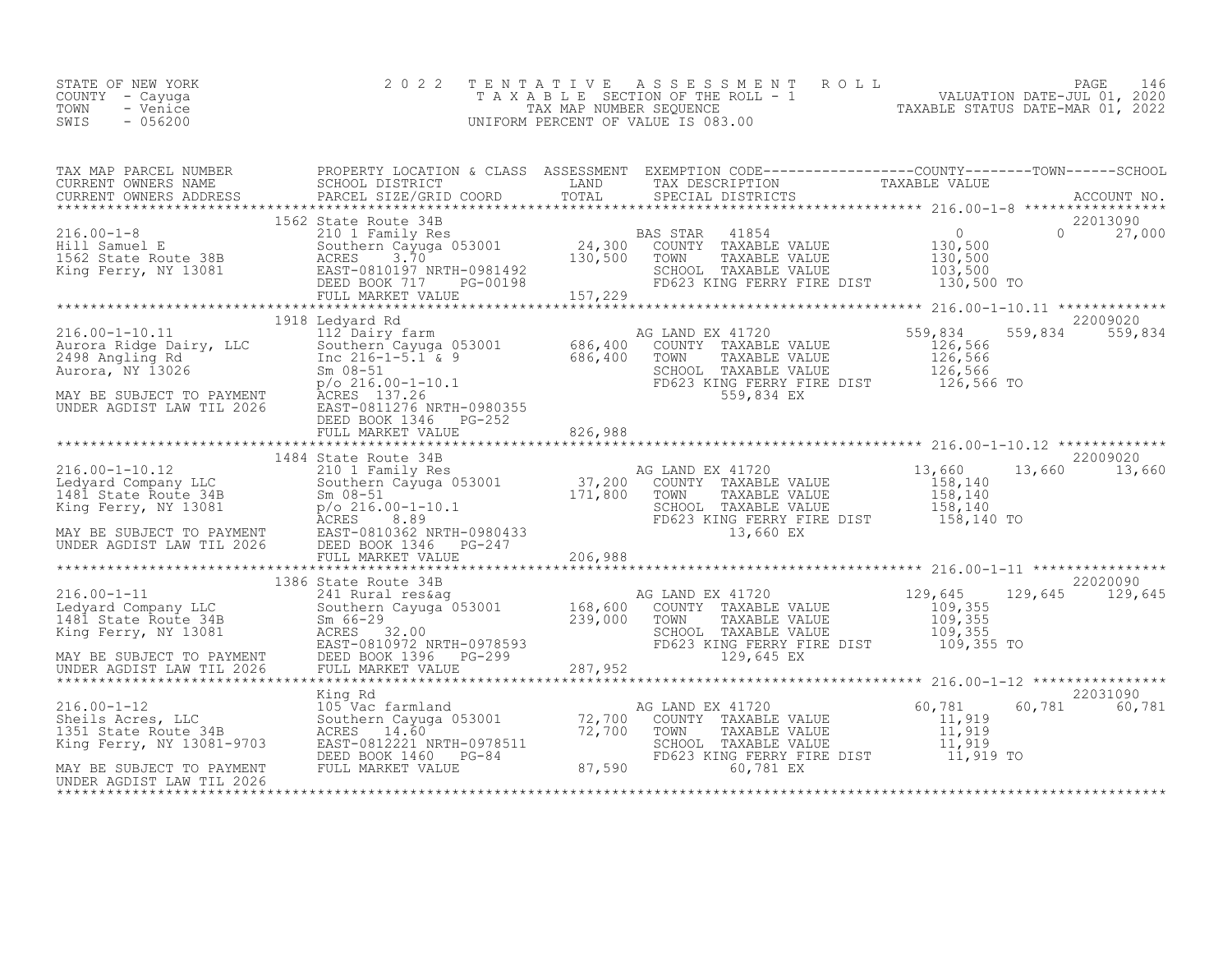STATE OF NEW YORK
COUNTY - Cayuga
TOWN - Venice
SWIS - 056200

2022 TENTATIVE ASSESSMENT ROLL
TAXABLE SECTION OF THE ROLL - 1
TAX MAP NUMBER SEQUENCE
UNIFORM PERCENT OF VALUE IS 083.00

VALUATION DATE-JUL 01, 2020
TAXABLE STATUS DATE-MAR 01, 2022

| TAX MAP PARCEL NUMBER / CURRENT OWNERS NAME / CURRENT OWNERS ADDRESS | PROPERTY LOCATION & CLASS / SCHOOL DISTRICT / PARCEL SIZE/GRID COORD | ASSESSMENT LAND | TOTAL | EXEMPTION CODE / TAX DESCRIPTION / SPECIAL DISTRICTS | COUNTY TAXABLE VALUE | TOWN | SCHOOL | ACCOUNT NO. |
|---|---|---|---|---|---|---|---|---|
| 216.00-1-8 | 1562 State Route 34B | | | | | | | 22013090 |
| 216.00-1-8 | 210 1 Family Res | | | BAS STAR 41854 | 0 | 0 | 27,000 | |
| Hill Samuel E | Southern Cayuga 053001 | 24,300 | | COUNTY TAXABLE VALUE | 130,500 | | | |
| 1562 State Route 38B | ACRES 3.70 | | 130,500 | TOWN TAXABLE VALUE | 130,500 | | | |
| King Ferry, NY 13081 | EAST-0810197 NRTH-0981492 | | | SCHOOL TAXABLE VALUE | 103,500 | | | |
| | DEED BOOK 717 PG-00198 | | | FD623 KING FERRY FIRE DIST | 130,500 TO | | | |
| | FULL MARKET VALUE | | 157,229 | | | | | |
| 216.00-1-10.11 | 1918 Ledyard Rd | | | | | | | 22009020 |
| 216.00-1-10.11 | 112 Dairy farm | | | AG LAND EX 41720 | 559,834 | 559,834 | 559,834 | |
| Aurora Ridge Dairy, LLC | Southern Cayuga 053001 | 686,400 | | COUNTY TAXABLE VALUE | 126,566 | | | |
| 2498 Angling Rd | Inc 216-1-5.1 & 9 | | 686,400 | TOWN TAXABLE VALUE | 126,566 | | | |
| Aurora, NY 13026 | Sm 08-51 | | | SCHOOL TAXABLE VALUE | 126,566 | | | |
| | p/o 216.00-1-10.1 | | | FD623 KING FERRY FIRE DIST | 126,566 TO | | | |
| MAY BE SUBJECT TO PAYMENT | ACRES 137.26 | | | 559,834 EX | | | | |
| UNDER AGDIST LAW TIL 2026 | EAST-0811276 NRTH-0980355 | | | | | | | |
| | DEED BOOK 1346 PG-252 | | | | | | | |
| | FULL MARKET VALUE | | 826,988 | | | | | |
| 216.00-1-10.12 | 1484 State Route 34B | | | | | | | 22009020 |
| 216.00-1-10.12 | 210 1 Family Res | | | AG LAND EX 41720 | 13,660 | 13,660 | 13,660 | |
| Ledyard Company LLC | Southern Cayuga 053001 | 37,200 | | COUNTY TAXABLE VALUE | 158,140 | | | |
| 1481 State Route 34B | Sm 08-51 | | 171,800 | TOWN TAXABLE VALUE | 158,140 | | | |
| King Ferry, NY 13081 | p/o 216.00-1-10.1 | | | SCHOOL TAXABLE VALUE | 158,140 | | | |
| | ACRES 8.89 | | | FD623 KING FERRY FIRE DIST | 158,140 TO | | | |
| MAY BE SUBJECT TO PAYMENT | EAST-0810362 NRTH-0980433 | | | 13,660 EX | | | | |
| UNDER AGDIST LAW TIL 2026 | DEED BOOK 1346 PG-247 | | | | | | | |
| | FULL MARKET VALUE | | 206,988 | | | | | |
| 216.00-1-11 | 1386 State Route 34B | | | | | | | 22020090 |
| 216.00-1-11 | 241 Rural res&ag | | | AG LAND EX 41720 | 129,645 | 129,645 | 129,645 | |
| Ledyard Company LLC | Southern Cayuga 053001 | 168,600 | | COUNTY TAXABLE VALUE | 109,355 | | | |
| 1481 State Route 34B | Sm 66-29 | | 239,000 | TOWN TAXABLE VALUE | 109,355 | | | |
| King Ferry, NY 13081 | ACRES 32.00 | | | SCHOOL TAXABLE VALUE | 109,355 | | | |
| | EAST-0810972 NRTH-0978593 | | | FD623 KING FERRY FIRE DIST | 109,355 TO | | | |
| MAY BE SUBJECT TO PAYMENT | DEED BOOK 1396 PG-299 | | | 129,645 EX | | | | |
| UNDER AGDIST LAW TIL 2026 | FULL MARKET VALUE | | 287,952 | | | | | |
| 216.00-1-12 | King Rd | | | | | | | 22031090 |
| 216.00-1-12 | 105 Vac farmland | | | AG LAND EX 41720 | 60,781 | 60,781 | 60,781 | |
| Sheils Acres, LLC | Southern Cayuga 053001 | 72,700 | | COUNTY TAXABLE VALUE | 11,919 | | | |
| 1351 State Route 34B | ACRES 14.60 | | 72,700 | TOWN TAXABLE VALUE | 11,919 | | | |
| King Ferry, NY 13081-9703 | EAST-0812221 NRTH-0978511 | | | SCHOOL TAXABLE VALUE | 11,919 | | | |
| | DEED BOOK 1460 PG-84 | | | FD623 KING FERRY FIRE DIST | 11,919 TO | | | |
| MAY BE SUBJECT TO PAYMENT | FULL MARKET VALUE | | 87,590 | 60,781 EX | | | | |
| UNDER AGDIST LAW TIL 2026 | | | | | | | | |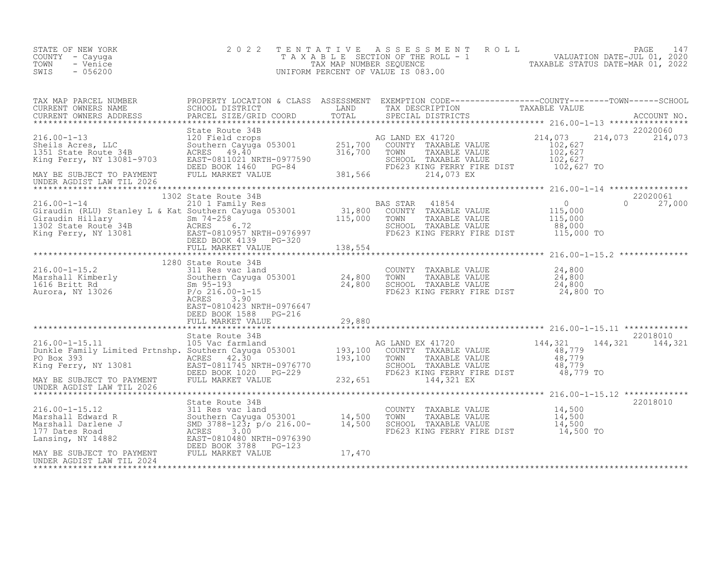STATE OF NEW YORK
COUNTY - Cayuga
TOWN - Venice
SWIS - 056200

2 0 2 2 T E N T A T I V E A S S E S S M E N T R O L L
T A X A B L E SECTION OF THE ROLL - 1
TAX MAP NUMBER SEQUENCE
UNIFORM PERCENT OF VALUE IS 083.00

PAGE 147
VALUATION DATE-JUL 01, 2020
TAXABLE STATUS DATE-MAR 01, 2022

| TAX MAP PARCEL NUMBER / CURRENT OWNERS NAME / CURRENT OWNERS ADDRESS | PROPERTY LOCATION & CLASS / SCHOOL DISTRICT / PARCEL SIZE/GRID COORD | ASSESSMENT LAND / TOTAL | EXEMPTION CODE / TAX DESCRIPTION / SPECIAL DISTRICTS | COUNTY TAXABLE VALUE | TOWN | SCHOOL | ACCOUNT NO. |
|---|---|---|---|---|---|---|---|
| **216.00-1-13** | State Route 34B | | | | | | 22020060 |
| 216.00-1-13 | 120 Field crops | | AG LAND EX 41720 | 214,073 | 214,073 | 214,073 | |
| Sheils Acres, LLC | Southern Cayuga 053001 | 251,700 | COUNTY TAXABLE VALUE | 102,627 | | | |
| 1351 State Route 34B | ACRES 49.40 | 316,700 | TOWN TAXABLE VALUE | 102,627 | | | |
| King Ferry, NY 13081-9703 | EAST-0811021 NRTH-0977590 | | SCHOOL TAXABLE VALUE | 102,627 | | | |
| | DEED BOOK 1460 PG-84 | | FD623 King Ferry Fire Dist | 102,627 TO | | | |
| MAY BE SUBJECT TO PAYMENT | FULL MARKET VALUE | 381,566 | 214,073 EX | | | | |
| UNDER AGDIST LAW TIL 2026 | | | | | | | |
| **216.00-1-14** | 1302 State Route 34B | | | | | | 22020061 |
| 216.00-1-14 | 210 1 Family Res | | BAS STAR 41854 | 0 | 0 | 27,000 | |
| Giraudin (RLU) Stanley L & Kat | Southern Cayuga 053001 | 31,800 | COUNTY TAXABLE VALUE | 115,000 | | | |
| Giraudin Hillary | Sm 74-258 | 115,000 | TOWN TAXABLE VALUE | 115,000 | | | |
| 1302 State Route 34B | ACRES 6.72 | | SCHOOL TAXABLE VALUE | 88,000 | | | |
| King Ferry, NY 13081 | EAST-0810957 NRTH-0976997 | | FD623 King Ferry Fire Dist | 115,000 TO | | | |
| | DEED BOOK 4139 PG-320 | | | | | | |
| | FULL MARKET VALUE | 138,554 | | | | | |
| **216.00-1-15.2** | 1280 State Route 34B | | | | | | |
| 216.00-1-15.2 | 311 Res vac land | | COUNTY TAXABLE VALUE | 24,800 | | | |
| Marshall Kimberly | Southern Cayuga 053001 | 24,800 | TOWN TAXABLE VALUE | 24,800 | | | |
| 1616 Britt Rd | Sm 95-193 | 24,800 | SCHOOL TAXABLE VALUE | 24,800 | | | |
| Aurora, NY 13026 | P/o 216.00-1-15 | | FD623 King Ferry Fire Dist | 24,800 TO | | | |
| | ACRES 3.90 | | | | | | |
| | EAST-0810423 NRTH-0976647 | | | | | | |
| | DEED BOOK 1588 PG-216 | | | | | | |
| | FULL MARKET VALUE | 29,880 | | | | | |
| **216.00-1-15.11** | State Route 34B | | | | | | 22018010 |
| 216.00-1-15.11 | 105 Vac farmland | | AG LAND EX 41720 | 144,321 | 144,321 | 144,321 | |
| Dunkle Family Limited Prtnshp. | Southern Cayuga 053001 | 193,100 | COUNTY TAXABLE VALUE | 48,779 | | | |
| PO Box 393 | ACRES 42.30 | 193,100 | TOWN TAXABLE VALUE | 48,779 | | | |
| King Ferry, NY 13081 | EAST-0811745 NRTH-0976770 | | SCHOOL TAXABLE VALUE | 48,779 | | | |
| | DEED BOOK 1020 PG-229 | | FD623 King Ferry Fire Dist | 48,779 TO | | | |
| MAY BE SUBJECT TO PAYMENT | FULL MARKET VALUE | 232,651 | 144,321 EX | | | | |
| UNDER AGDIST LAW TIL 2026 | | | | | | | |
| **216.00-1-15.12** | State Route 34B | | | | | | 22018010 |
| 216.00-1-15.12 | 311 Res vac land | | COUNTY TAXABLE VALUE | 14,500 | | | |
| Marshall Edward R | Southern Cayuga 053001 | 14,500 | TOWN TAXABLE VALUE | 14,500 | | | |
| Marshall Darlene J | SMD 3788-123; p/o 216.00- | 14,500 | SCHOOL TAXABLE VALUE | 14,500 | | | |
| 177 Dates Road | ACRES 3.00 | | FD623 King Ferry Fire Dist | 14,500 TO | | | |
| Lansing, NY 14882 | EAST-0810480 NRTH-0976390 | | | | | | |
| | DEED BOOK 3788 PG-123 | | | | | | |
| MAY BE SUBJECT TO PAYMENT | FULL MARKET VALUE | 17,470 | | | | | |
| UNDER AGDIST LAW TIL 2024 | | | | | | | |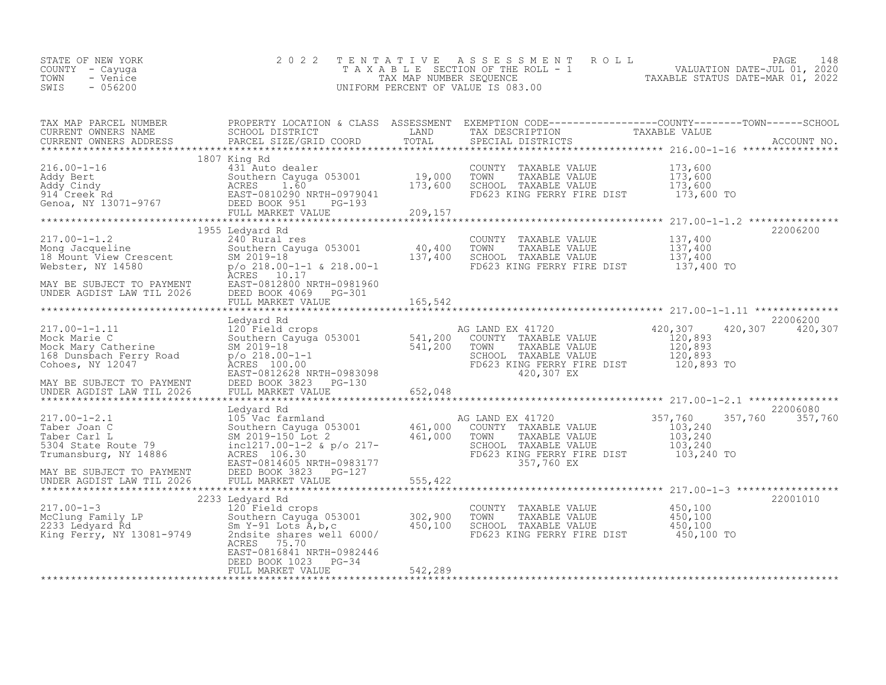STATE OF NEW YORK
COUNTY - Cayuga
TOWN - Venice
SWIS - 056200

# 2022 TENTATIVE ASSESSMENT ROLL
TAXABLE SECTION OF THE ROLL - 1
TAX MAP NUMBER SEQUENCE
UNIFORM PERCENT OF VALUE IS 083.00

VALUATION DATE-JUL 01, 2020
TAXABLE STATUS DATE-MAR 01, 2022

| TAX MAP PARCEL NUMBER / CURRENT OWNERS NAME / CURRENT OWNERS ADDRESS | PROPERTY LOCATION & CLASS / SCHOOL DISTRICT / PARCEL SIZE/GRID COORD | ASSESSMENT LAND | TOTAL | EXEMPTION CODE / TAX DESCRIPTION / SPECIAL DISTRICTS | COUNTY | TOWN | SCHOOL | ACCOUNT NO. |
|---|---|---|---|---|---|---|---|---|
| **216.00-1-16** | 1807 King Rd | | | | | | | |
| 216.00-1-16 | 431 Auto dealer | | | COUNTY TAXABLE VALUE | 173,600 | | | |
| Addy Bert | Southern Cayuga 053001 | 19,000 | | TOWN TAXABLE VALUE | 173,600 | | | |
| Addy Cindy | ACRES 1.60 | | 173,600 | SCHOOL TAXABLE VALUE | 173,600 | | | |
| 914 Creek Rd | EAST-0810290 NRTH-0979041 | | | FD623 KING FERRY FIRE DIST | 173,600 TO | | | |
| Genoa, NY 13071-9767 | DEED BOOK 951 PG-193 | | | | | | | |
| | FULL MARKET VALUE | | 209,157 | | | | | |
| **217.00-1-1.2** | 1955 Ledyard Rd | | | | | | | 22006200 |
| 217.00-1-1.2 | 240 Rural res | | | COUNTY TAXABLE VALUE | 137,400 | | | |
| Mong Jacqueline | Southern Cayuga 053001 | 40,400 | | TOWN TAXABLE VALUE | 137,400 | | | |
| 18 Mount View Crescent | SM 2019-18 | | 137,400 | SCHOOL TAXABLE VALUE | 137,400 | | | |
| Webster, NY 14580 | p/o 218.00-1-1 & 218.00-1 | | | FD623 KING FERRY FIRE DIST | 137,400 TO | | | |
| | ACRES 10.17 | | | | | | | |
| MAY BE SUBJECT TO PAYMENT | EAST-0812800 NRTH-0981960 | | | | | | | |
| UNDER AGDIST LAW TIL 2026 | DEED BOOK 4069 PG-301 | | | | | | | |
| | FULL MARKET VALUE | | 165,542 | | | | | |
| **217.00-1-1.11** | Ledyard Rd | | | | | | | 22006200 |
| 217.00-1-1.11 | 120 Field crops | | | AG LAND EX 41720 | 420,307 | 420,307 | 420,307 | |
| Mock Marie C | Southern Cayuga 053001 | 541,200 | | COUNTY TAXABLE VALUE | 120,893 | | | |
| Mock Mary Catherine | SM 2019-18 | | 541,200 | TOWN TAXABLE VALUE | 120,893 | | | |
| 168 Dunsbach Ferry Road | p/o 218.00-1-1 | | | SCHOOL TAXABLE VALUE | 120,893 | | | |
| Cohoes, NY 12047 | ACRES 100.00 | | | FD623 KING FERRY FIRE DIST | 120,893 TO | | | |
| | EAST-0812628 NRTH-0983098 | | | 420,307 EX | | | | |
| MAY BE SUBJECT TO PAYMENT | DEED BOOK 3823 PG-130 | | | | | | | |
| UNDER AGDIST LAW TIL 2026 | FULL MARKET VALUE | | 652,048 | | | | | |
| **217.00-1-2.1** | Ledyard Rd | | | | | | | 22006080 |
| 217.00-1-2.1 | 105 Vac farmland | | | AG LAND EX 41720 | 357,760 | 357,760 | 357,760 | |
| Taber Joan C | Southern Cayuga 053001 | 461,000 | | COUNTY TAXABLE VALUE | 103,240 | | | |
| Taber Carl L | SM 2019-150 Lot 2 | | 461,000 | TOWN TAXABLE VALUE | 103,240 | | | |
| 5304 State Route 79 | incl217.00-1-2 & p/o 217- | | | SCHOOL TAXABLE VALUE | 103,240 | | | |
| Trumansburg, NY 14886 | ACRES 106.30 | | | FD623 KING FERRY FIRE DIST | 103,240 TO | | | |
| | EAST-0814605 NRTH-0983177 | | | 357,760 EX | | | | |
| MAY BE SUBJECT TO PAYMENT | DEED BOOK 3823 PG-127 | | | | | | | |
| UNDER AGDIST LAW TIL 2026 | FULL MARKET VALUE | | 555,422 | | | | | |
| **217.00-1-3** | 2233 Ledyard Rd | | | | | | | 22001010 |
| 217.00-1-3 | 120 Field crops | | | COUNTY TAXABLE VALUE | 450,100 | | | |
| McClung Family LP | Southern Cayuga 053001 | 302,900 | | TOWN TAXABLE VALUE | 450,100 | | | |
| 2233 Ledyard Rd | Sm Y-91 Lots A,b,c | | 450,100 | SCHOOL TAXABLE VALUE | 450,100 | | | |
| King Ferry, NY 13081-9749 | 2ndsite shares well 6000/ | | | FD623 KING FERRY FIRE DIST | 450,100 TO | | | |
| | ACRES 75.70 | | | | | | | |
| | EAST-0816841 NRTH-0982446 | | | | | | | |
| | DEED BOOK 1023 PG-34 | | | | | | | |
| | FULL MARKET VALUE | | 542,289 | | | | | |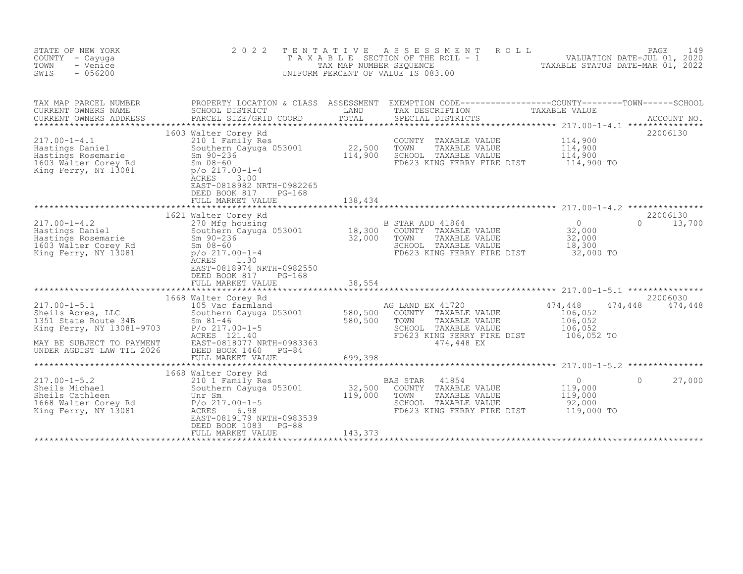STATE OF NEW YORK
COUNTY - Cayuga
TOWN - Venice
SWIS - 056200

2022 TENTATIVE ASSESSMENT ROLL
TAXABLE SECTION OF THE ROLL - 1
TAX MAP NUMBER SEQUENCE
UNIFORM PERCENT OF VALUE IS 083.00

VALUATION DATE-JUL 01, 2020
TAXABLE STATUS DATE-MAR 01, 2022

| TAX MAP PARCEL NUMBER / CURRENT OWNERS NAME / CURRENT OWNERS ADDRESS | PROPERTY LOCATION & CLASS / SCHOOL DISTRICT / PARCEL SIZE/GRID COORD | ASSESSMENT LAND / TOTAL | EXEMPTION CODE / TAX DESCRIPTION / SPECIAL DISTRICTS | COUNTY TAXABLE VALUE | TOWN | SCHOOL / ACCOUNT NO. |
|---|---|---|---|---|---|---|
| **217.00-1-4.1** | 1603 Walter Corey Rd | | | | | 22006130 |
| 217.00-1-4.1 | 210 1 Family Res | | COUNTY TAXABLE VALUE | 114,900 | | |
| Hastings Daniel | Southern Cayuga 053001 | 22,500 | TOWN TAXABLE VALUE | 114,900 | | |
| Hastings Rosemarie | Sm 90-236 | 114,900 | SCHOOL TAXABLE VALUE | 114,900 | | |
| 1603 Walter Corey Rd | Sm 08-60 | | FD623 KING FERRY FIRE DIST | 114,900 TO | | |
| King Ferry, NY 13081 | p/o 217.00-1-4 | | | | | |
| | ACRES 3.00 | | | | | |
| | EAST-0818982 NRTH-0982265 | | | | | |
| | DEED BOOK 817 PG-168 | | | | | |
| | FULL MARKET VALUE | 138,434 | | | | |
| **217.00-1-4.2** | 1621 Walter Corey Rd | | | | | 22006130 |
| 217.00-1-4.2 | 270 Mfg housing | | B STAR ADD 41864 | 0 | 0 | 13,700 |
| Hastings Daniel | Southern Cayuga 053001 | 18,300 | COUNTY TAXABLE VALUE | 32,000 | | |
| Hastings Rosemarie | Sm 90-236 | 32,000 | TOWN TAXABLE VALUE | 32,000 | | |
| 1603 Walter Corey Rd | Sm 08-60 | | SCHOOL TAXABLE VALUE | 18,300 | | |
| King Ferry, NY 13081 | p/o 217.00-1-4 | | FD623 KING FERRY FIRE DIST | 32,000 TO | | |
| | ACRES 1.30 | | | | | |
| | EAST-0818974 NRTH-0982550 | | | | | |
| | DEED BOOK 817 PG-168 | | | | | |
| | FULL MARKET VALUE | 38,554 | | | | |
| **217.00-1-5.1** | 1668 Walter Corey Rd | | | | | 22006030 |
| 217.00-1-5.1 | 105 Vac farmland | | AG LAND EX 41720 | 474,448 | 474,448 | 474,448 |
| Sheils Acres, LLC | Southern Cayuga 053001 | 580,500 | COUNTY TAXABLE VALUE | 106,052 | | |
| 1351 State Route 34B | Sm 81-46 | 580,500 | TOWN TAXABLE VALUE | 106,052 | | |
| King Ferry, NY 13081-9703 | P/o 217.00-1-5 | | SCHOOL TAXABLE VALUE | 106,052 | | |
| | ACRES 121.40 | | FD623 KING FERRY FIRE DIST | 106,052 TO | | |
| MAY BE SUBJECT TO PAYMENT | EAST-0818077 NRTH-0983363 | | 474,448 EX | | | |
| UNDER AGDIST LAW TIL 2026 | DEED BOOK 1460 PG-84 | | | | | |
| | FULL MARKET VALUE | 699,398 | | | | |
| **217.00-1-5.2** | 1668 Walter Corey Rd | | | | | |
| 217.00-1-5.2 | 210 1 Family Res | | BAS STAR 41854 | 0 | 0 | 27,000 |
| Sheils Michael | Southern Cayuga 053001 | 32,500 | COUNTY TAXABLE VALUE | 119,000 | | |
| Sheils Cathleen | Unr Sm | 119,000 | TOWN TAXABLE VALUE | 119,000 | | |
| 1668 Walter Corey Rd | P/o 217.00-1-5 | | SCHOOL TAXABLE VALUE | 92,000 | | |
| King Ferry, NY 13081 | ACRES 6.98 | | FD623 KING FERRY FIRE DIST | 119,000 TO | | |
| | EAST-0819179 NRTH-0983539 | | | | | |
| | DEED BOOK 1083 PG-88 | | | | | |
| | FULL MARKET VALUE | 143,373 | | | | |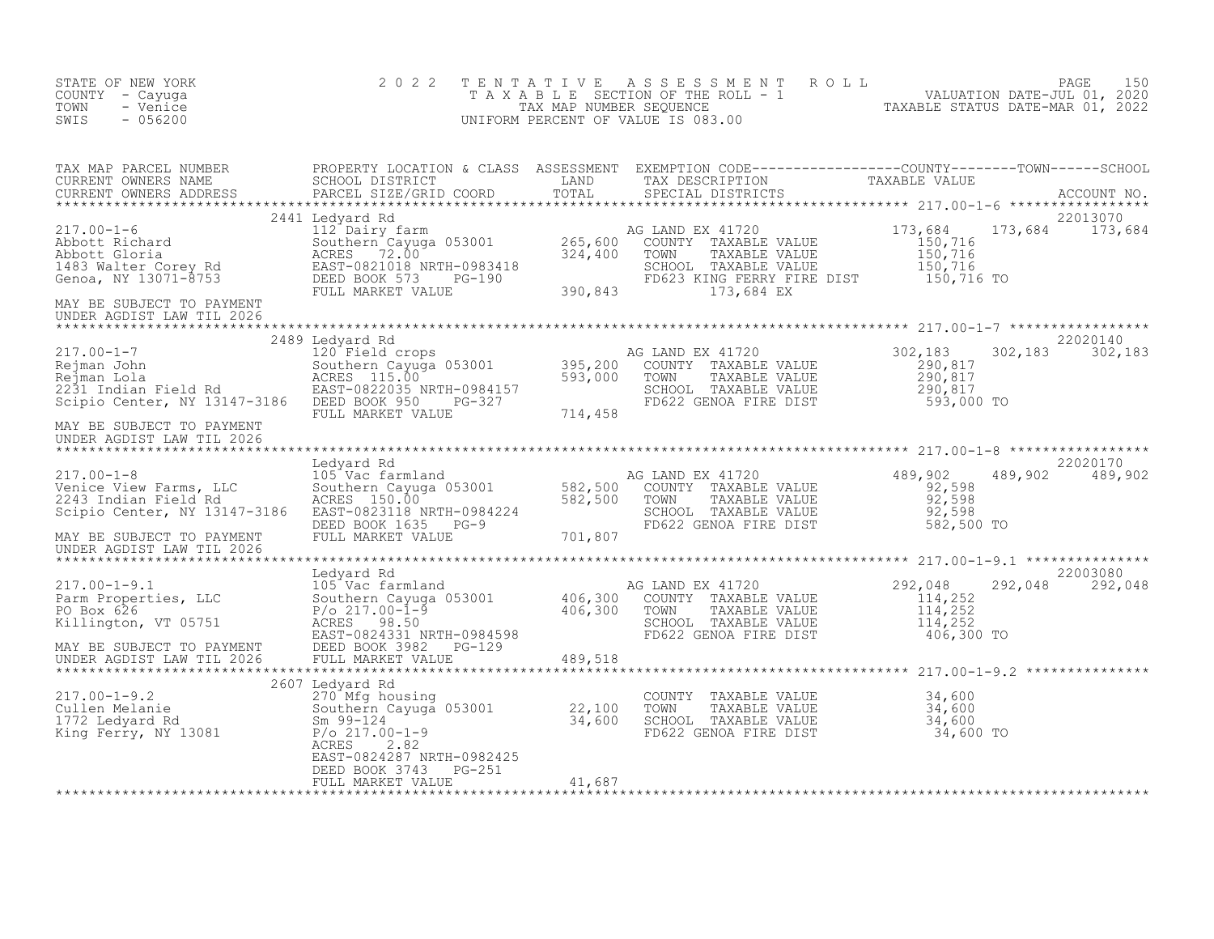STATE OF NEW YORK
COUNTY - Cayuga
TOWN - Venice
SWIS - 056200

2 0 2 2 T E N T A T I V E A S S E S S M E N T R O L L
T A X A B L E SECTION OF THE ROLL - 1
TAX MAP NUMBER SEQUENCE
UNIFORM PERCENT OF VALUE IS 083.00

VALUATION DATE-JUL 01, 2020
TAXABLE STATUS DATE-MAR 01, 2022

| TAX MAP PARCEL NUMBER / CURRENT OWNERS NAME / CURRENT OWNERS ADDRESS | PROPERTY LOCATION & CLASS / SCHOOL DISTRICT / PARCEL SIZE/GRID COORD | ASSESSMENT LAND / TOTAL | EXEMPTION CODE / TAX DESCRIPTION / SPECIAL DISTRICTS | COUNTY TAXABLE VALUE | TOWN | SCHOOL / ACCOUNT NO. |
|---|---|---|---|---|---|---|
| 217.00-1-6 | 2441 Ledyard Rd | | | | | 22013070 |
| 217.00-1-6 | 112 Dairy farm | | AG LAND EX 41720 | 173,684 | 173,684 | 173,684 |
| Abbott Richard | Southern Cayuga 053001 | 265,600 | COUNTY TAXABLE VALUE | 150,716 | | |
| Abbott Gloria | ACRES 72.00 | 324,400 | TOWN TAXABLE VALUE | 150,716 | | |
| 1483 Walter Corey Rd | EAST-0821018 NRTH-0983418 | | SCHOOL TAXABLE VALUE | 150,716 | | |
| Genoa, NY 13071-8753 | DEED BOOK 573 PG-190 | | FD623 KING FERRY FIRE DIST | 150,716 TO | | |
| | FULL MARKET VALUE | 390,843 | 173,684 EX | | | |
| MAY BE SUBJECT TO PAYMENT UNDER AGDIST LAW TIL 2026 | | | | | | |
| 217.00-1-7 | 2489 Ledyard Rd | | | | | 22020140 |
| 217.00-1-7 | 120 Field crops | | AG LAND EX 41720 | 302,183 | 302,183 | 302,183 |
| Rejman John | Southern Cayuga 053001 | 395,200 | COUNTY TAXABLE VALUE | 290,817 | | |
| Rejman Lola | ACRES 115.00 | 593,000 | TOWN TAXABLE VALUE | 290,817 | | |
| 2231 Indian Field Rd | EAST-0822035 NRTH-0984157 | | SCHOOL TAXABLE VALUE | 290,817 | | |
| Scipio Center, NY 13147-3186 | DEED BOOK 950 PG-327 | | FD622 GENOA FIRE DIST | 593,000 TO | | |
| | FULL MARKET VALUE | 714,458 | | | | |
| MAY BE SUBJECT TO PAYMENT UNDER AGDIST LAW TIL 2026 | | | | | | |
| 217.00-1-8 | Ledyard Rd | | | | | 22020170 |
| 217.00-1-8 | 105 Vac farmland | | AG LAND EX 41720 | 489,902 | 489,902 | 489,902 |
| Venice View Farms, LLC | Southern Cayuga 053001 | 582,500 | COUNTY TAXABLE VALUE | 92,598 | | |
| 2243 Indian Field Rd | ACRES 150.00 | 582,500 | TOWN TAXABLE VALUE | 92,598 | | |
| Scipio Center, NY 13147-3186 | EAST-0823118 NRTH-0984224 | | SCHOOL TAXABLE VALUE | 92,598 | | |
| | DEED BOOK 1635 PG-9 | | FD622 GENOA FIRE DIST | 582,500 TO | | |
| MAY BE SUBJECT TO PAYMENT UNDER AGDIST LAW TIL 2026 | FULL MARKET VALUE | 701,807 | | | | |
| 217.00-1-9.1 | Ledyard Rd | | | | | 22003080 |
| 217.00-1-9.1 | 105 Vac farmland | | AG LAND EX 41720 | 292,048 | 292,048 | 292,048 |
| Parm Properties, LLC | Southern Cayuga 053001 | 406,300 | COUNTY TAXABLE VALUE | 114,252 | | |
| PO Box 626 | P/o 217.00-1-9 | 406,300 | TOWN TAXABLE VALUE | 114,252 | | |
| Killington, VT 05751 | ACRES 98.50 | | SCHOOL TAXABLE VALUE | 114,252 | | |
| | EAST-0824331 NRTH-0984598 | | FD622 GENOA FIRE DIST | 406,300 TO | | |
| MAY BE SUBJECT TO PAYMENT | DEED BOOK 3982 PG-129 | | | | | |
| UNDER AGDIST LAW TIL 2026 | FULL MARKET VALUE | 489,518 | | | | |
| 217.00-1-9.2 | 2607 Ledyard Rd | | | | | |
| 217.00-1-9.2 | 270 Mfg housing | | COUNTY TAXABLE VALUE | 34,600 | | |
| Cullen Melanie | Southern Cayuga 053001 | 22,100 | TOWN TAXABLE VALUE | 34,600 | | |
| 1772 Ledyard Rd | Sm 99-124 | 34,600 | SCHOOL TAXABLE VALUE | 34,600 | | |
| King Ferry, NY 13081 | P/o 217.00-1-9 | | FD622 GENOA FIRE DIST | 34,600 TO | | |
| | ACRES 2.82 | | | | | |
| | EAST-0824287 NRTH-0982425 | | | | | |
| | DEED BOOK 3743 PG-251 | | | | | |
| | FULL MARKET VALUE | 41,687 | | | | |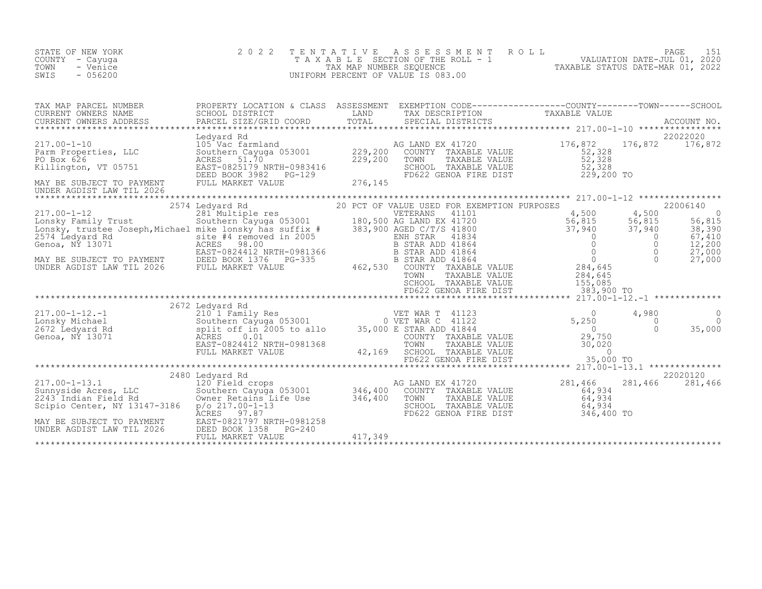STATE OF NEW YORK
COUNTY - Cayuga
TOWN - Venice
SWIS - 056200

2022 TENTATIVE ASSESSMENT ROLL
TAXABLE SECTION OF THE ROLL - 1
TAX MAP NUMBER SEQUENCE
UNIFORM PERCENT OF VALUE IS 083.00

VALUATION DATE-JUL 01, 2020
TAXABLE STATUS DATE-MAR 01, 2022

| TAX MAP PARCEL NUMBER / CURRENT OWNERS NAME / CURRENT OWNERS ADDRESS | PROPERTY LOCATION & CLASS / SCHOOL DISTRICT / PARCEL SIZE/GRID COORD | ASSESSMENT LAND / TOTAL | EXEMPTION CODE / TAX DESCRIPTION / SPECIAL DISTRICTS | COUNTY TAXABLE VALUE | TOWN | SCHOOL / ACCOUNT NO. |
|---|---|---|---|---|---|---|
| **217.00-1-10** | Ledyard Rd | | | | | 22022020 |
| 217.00-1-10 | 105 Vac farmland | | AG LAND EX 41720 | 176,872 | 176,872 | 176,872 |
| Parm Properties, LLC | Southern Cayuga 053001 | 229,200 | COUNTY TAXABLE VALUE | 52,328 | | |
| PO Box 626 | ACRES 51.70 | 229,200 | TOWN TAXABLE VALUE | 52,328 | | |
| Killington, VT 05751 | EAST-0825179 NRTH-0983416 | | SCHOOL TAXABLE VALUE | 52,328 | | |
| | DEED BOOK 3982 PG-129 | | FD622 GENOA FIRE DIST | 229,200 TO | | |
| MAY BE SUBJECT TO PAYMENT | FULL MARKET VALUE | 276,145 | | | | |
| UNDER AGDIST LAW TIL 2026 | | | | | | |
| **217.00-1-12** | 2574 Ledyard Rd | | 20 PCT OF VALUE USED FOR EXEMPTION PURPOSES | | | 22006140 |
| 217.00-1-12 | 281 Multiple res | | VETERANS 41101 | 4,500 | 4,500 | 0 |
| Lonsky Family Trust | Southern Cayuga 053001 | 180,500 | AG LAND EX 41720 | 56,815 | 56,815 | 56,815 |
| Lonsky, trustee Joseph,Michael | mike lonsky has suffix # | 383,900 | AGED C/T/S 41800 | 37,940 | 37,940 | 38,390 |
| 2574 Ledyard Rd | site #4 removed in 2005 | | ENH STAR 41834 | 0 | 0 | 67,410 |
| Genoa, NY 13071 | ACRES 98.00 | | B STAR ADD 41864 | 0 | 0 | 12,200 |
| | EAST-0824412 NRTH-0981366 | | B STAR ADD 41864 | 0 | 0 | 27,000 |
| MAY BE SUBJECT TO PAYMENT | DEED BOOK 1376 PG-335 | | B STAR ADD 41864 | 0 | 0 | 27,000 |
| UNDER AGDIST LAW TIL 2026 | FULL MARKET VALUE | 462,530 | COUNTY TAXABLE VALUE | 284,645 | | |
| | | | TOWN TAXABLE VALUE | 284,645 | | |
| | | | SCHOOL TAXABLE VALUE | 155,085 | | |
| | | | FD622 GENOA FIRE DIST | 383,900 TO | | |
| **217.00-1-12.-1** | 2672 Ledyard Rd | | | | | |
| 217.00-1-12.-1 | 210 1 Family Res | | VET WAR T 41123 | 0 | 4,980 | 0 |
| Lonsky Michael | Southern Cayuga 053001 | 0 | VET WAR C 41122 | 5,250 | 0 | 0 |
| 2672 Ledyard Rd | split off in 2005 to allo | 35,000 | E STAR ADD 41844 | 0 | 0 | 35,000 |
| Genoa, NY 13071 | ACRES 0.01 | | COUNTY TAXABLE VALUE | 29,750 | | |
| | EAST-0824412 NRTH-0981368 | | TOWN TAXABLE VALUE | 30,020 | | |
| | FULL MARKET VALUE | 42,169 | SCHOOL TAXABLE VALUE | 0 | | |
| | | | FD622 GENOA FIRE DIST | 35,000 TO | | |
| **217.00-1-13.1** | 2480 Ledyard Rd | | | | | 22020120 |
| 217.00-1-13.1 | 120 Field crops | | AG LAND EX 41720 | 281,466 | 281,466 | 281,466 |
| Sunnyside Acres, LLC | Southern Cayuga 053001 | 346,400 | COUNTY TAXABLE VALUE | 64,934 | | |
| 2243 Indian Field Rd | Owner Retains Life Use | 346,400 | TOWN TAXABLE VALUE | 64,934 | | |
| Scipio Center, NY 13147-3186 | p/o 217.00-1-13 | | SCHOOL TAXABLE VALUE | 64,934 | | |
| | ACRES 97.87 | | FD622 GENOA FIRE DIST | 346,400 TO | | |
| MAY BE SUBJECT TO PAYMENT | EAST-0821797 NRTH-0981258 | | | | | |
| UNDER AGDIST LAW TIL 2026 | DEED BOOK 1358 PG-240 | | | | | |
| | FULL MARKET VALUE | 417,349 | | | | |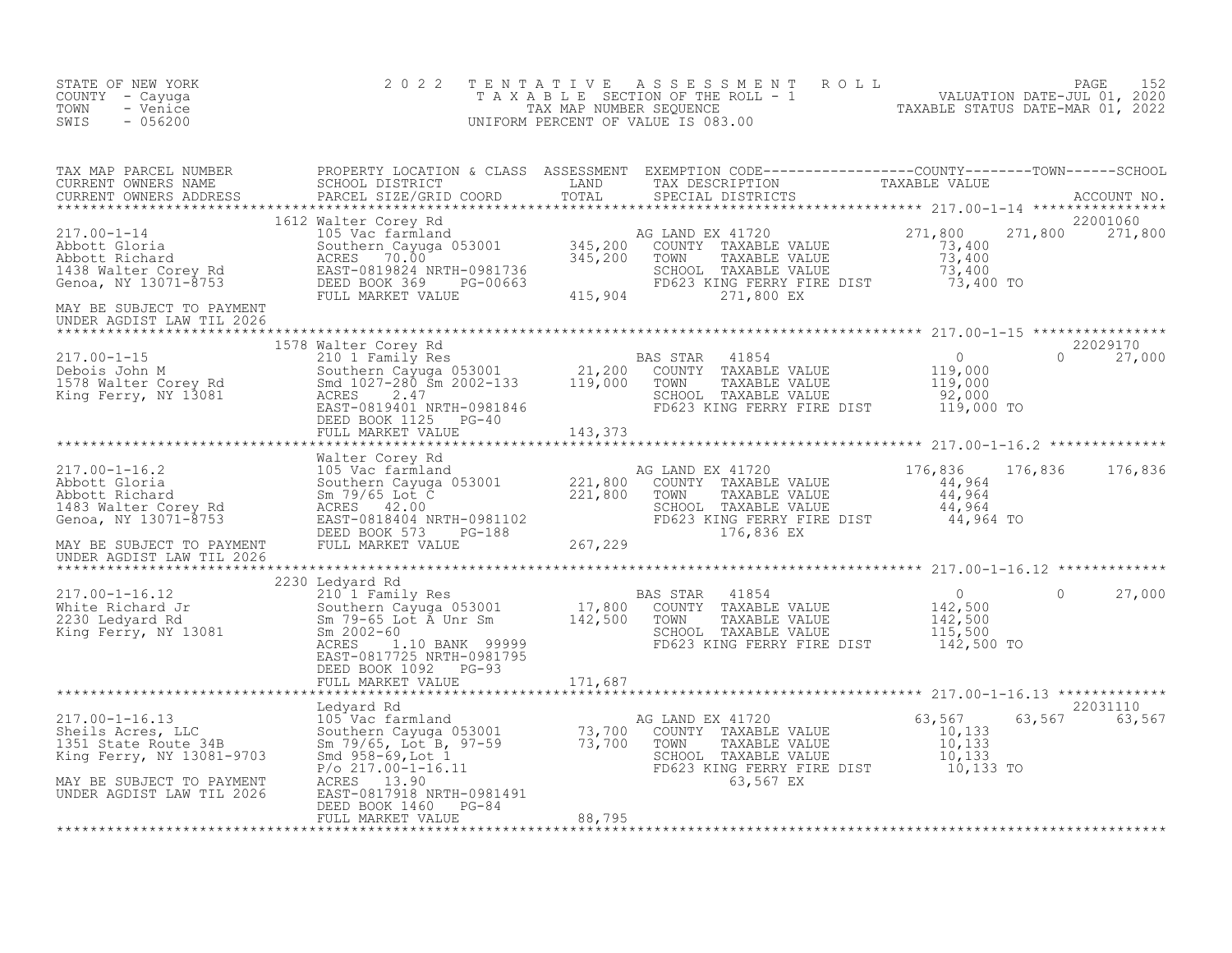STATE OF NEW YORK
COUNTY - Cayuga
TOWN - Venice
SWIS - 056200

# 2022 TENTATIVE ASSESSMENT ROLL
TAXABLE SECTION OF THE ROLL - 1
TAX MAP NUMBER SEQUENCE
UNIFORM PERCENT OF VALUE IS 083.00

VALUATION DATE-JUL 01, 2020
TAXABLE STATUS DATE-MAR 01, 2022

| TAX MAP PARCEL NUMBER / CURRENT OWNERS NAME / CURRENT OWNERS ADDRESS | PROPERTY LOCATION & CLASS / SCHOOL DISTRICT / PARCEL SIZE/GRID COORD | ASSESSMENT LAND | TOTAL | EXEMPTION CODE / TAX DESCRIPTION / SPECIAL DISTRICTS | COUNTY TAXABLE VALUE | TOWN | SCHOOL / ACCOUNT NO. |
|---|---|---|---|---|---|---|---|
| 217.00-1-14 | 1612 Walter Corey Rd | | | | | | 22001060 |
| Abbott Gloria | 105 Vac farmland | | | AG LAND EX 41720 | 271,800 | 271,800 | 271,800 |
| Abbott Richard | Southern Cayuga 053001 | 345,200 | | COUNTY TAXABLE VALUE | 73,400 | | |
| 1438 Walter Corey Rd | ACRES 70.00 | | 345,200 | TOWN TAXABLE VALUE | 73,400 | | |
| Genoa, NY 13071-8753 | EAST-0819824 NRTH-0981736 | | | SCHOOL TAXABLE VALUE | 73,400 | | |
| | DEED BOOK 369 PG-00663 | | | FD623 KING FERRY FIRE DIST | 73,400 TO | | |
| MAY BE SUBJECT TO PAYMENT UNDER AGDIST LAW TIL 2026 | FULL MARKET VALUE | | 415,904 | 271,800 EX | | | |
| 217.00-1-15 | 1578 Walter Corey Rd | | | | | | 22029170 |
| Debois John M | 210 1 Family Res | | | BAS STAR 41854 | 0 | 0 | 27,000 |
| 1578 Walter Corey Rd | Southern Cayuga 053001 | 21,200 | | COUNTY TAXABLE VALUE | 119,000 | | |
| King Ferry, NY 13081 | Smd 1027-280 Sm 2002-133 | | 119,000 | TOWN TAXABLE VALUE | 119,000 | | |
| | ACRES 2.47 | | | SCHOOL TAXABLE VALUE | 92,000 | | |
| | EAST-0819401 NRTH-0981846 | | | FD623 KING FERRY FIRE DIST | 119,000 TO | | |
| | DEED BOOK 1125 PG-40 | | | | | | |
| | FULL MARKET VALUE | | 143,373 | | | | |
| 217.00-1-16.2 | Walter Corey Rd | | | | | | |
| Abbott Gloria | 105 Vac farmland | | | AG LAND EX 41720 | 176,836 | 176,836 | 176,836 |
| Abbott Richard | Southern Cayuga 053001 | 221,800 | | COUNTY TAXABLE VALUE | 44,964 | | |
| 1483 Walter Corey Rd | Sm 79/65 Lot C | | 221,800 | TOWN TAXABLE VALUE | 44,964 | | |
| Genoa, NY 13071-8753 | ACRES 42.00 | | | SCHOOL TAXABLE VALUE | 44,964 | | |
| | EAST-0818404 NRTH-0981102 | | | FD623 KING FERRY FIRE DIST | 44,964 TO | | |
| | DEED BOOK 573 PG-188 | | | 176,836 EX | | | |
| MAY BE SUBJECT TO PAYMENT UNDER AGDIST LAW TIL 2026 | FULL MARKET VALUE | | 267,229 | | | | |
| 217.00-1-16.12 | 2230 Ledyard Rd | | | | | | |
| White Richard Jr | 210 1 Family Res | | | BAS STAR 41854 | 0 | 0 | 27,000 |
| 2230 Ledyard Rd | Southern Cayuga 053001 | 17,800 | | COUNTY TAXABLE VALUE | 142,500 | | |
| King Ferry, NY 13081 | Sm 79-65 Lot A Unr Sm | | 142,500 | TOWN TAXABLE VALUE | 142,500 | | |
| | Sm 2002-60 | | | SCHOOL TAXABLE VALUE | 115,500 | | |
| | ACRES 1.10 BANK 99999 | | | FD623 KING FERRY FIRE DIST | 142,500 TO | | |
| | EAST-0817725 NRTH-0981795 | | | | | | |
| | DEED BOOK 1092 PG-93 | | | | | | |
| | FULL MARKET VALUE | | 171,687 | | | | |
| 217.00-1-16.13 | Ledyard Rd | | | | | | 22031110 |
| Sheils Acres, LLC | 105 Vac farmland | | | AG LAND EX 41720 | 63,567 | 63,567 | 63,567 |
| 1351 State Route 34B | Southern Cayuga 053001 | 73,700 | | COUNTY TAXABLE VALUE | 10,133 | | |
| King Ferry, NY 13081-9703 | Sm 79/65, Lot B, 97-59 | | 73,700 | TOWN TAXABLE VALUE | 10,133 | | |
| | Smd 958-69, Lot 1 | | | SCHOOL TAXABLE VALUE | 10,133 | | |
| | P/o 217.00-1-16.11 | | | FD623 KING FERRY FIRE DIST | 10,133 TO | | |
| MAY BE SUBJECT TO PAYMENT UNDER AGDIST LAW TIL 2026 | ACRES 13.90 | | | 63,567 EX | | | |
| | EAST-0817918 NRTH-0981491 | | | | | | |
| | DEED BOOK 1460 PG-84 | | | | | | |
| | FULL MARKET VALUE | | 88,795 | | | | |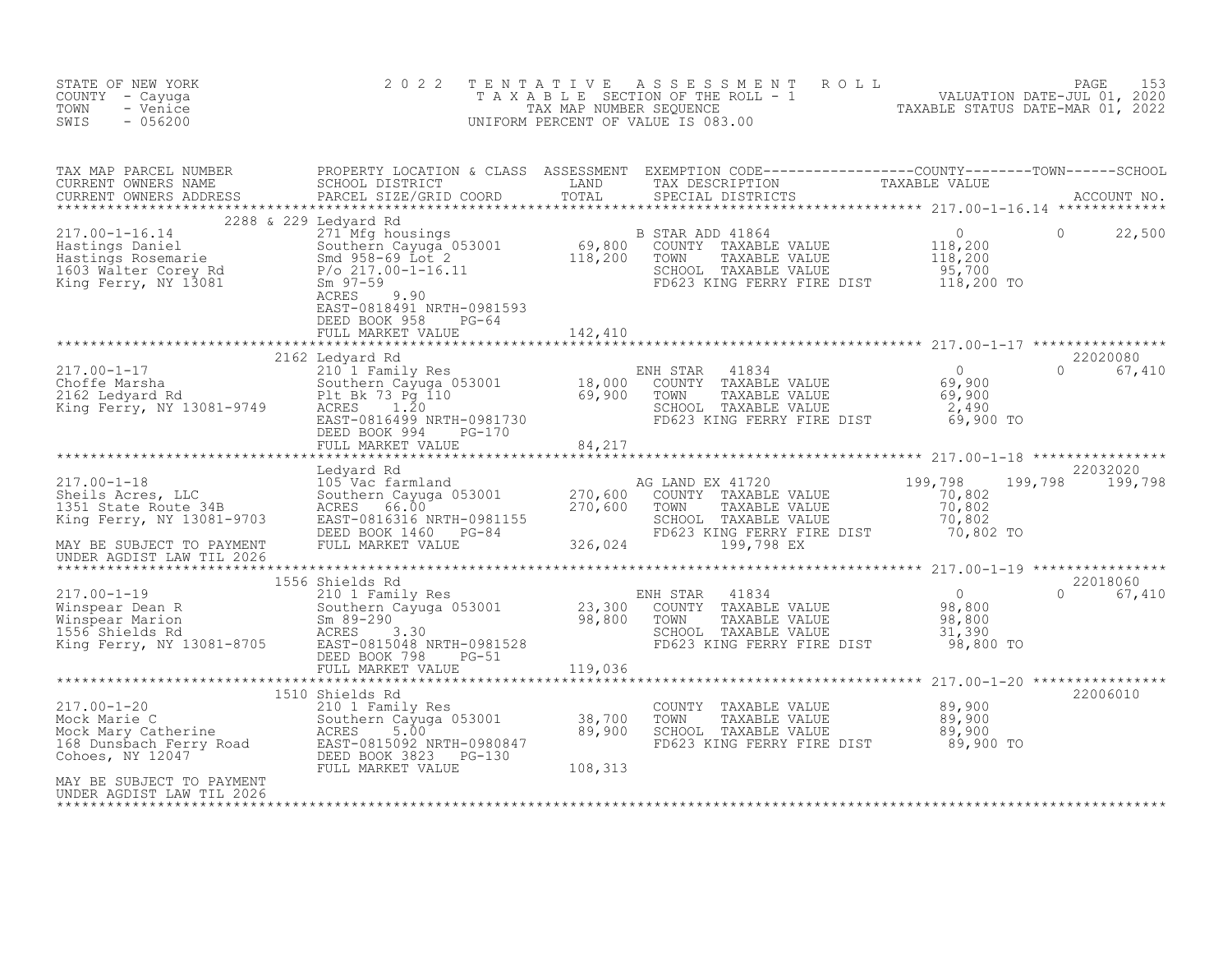STATE OF NEW YORK
COUNTY - Cayuga
TOWN - Venice
SWIS - 056200

2 0 2 2 T E N T A T I V E A S S E S S M E N T R O L L
T A X A B L E SECTION OF THE ROLL - 1
TAX MAP NUMBER SEQUENCE
UNIFORM PERCENT OF VALUE IS 083.00

VALUATION DATE-JUL 01, 2020
TAXABLE STATUS DATE-MAR 01, 2022

| TAX MAP PARCEL NUMBER / CURRENT OWNERS NAME / CURRENT OWNERS ADDRESS | PROPERTY LOCATION & CLASS / SCHOOL DISTRICT / PARCEL SIZE/GRID COORD | ASSESSMENT LAND / TOTAL | EXEMPTION CODE / TAX DESCRIPTION / SPECIAL DISTRICTS | COUNTY TAXABLE VALUE | TOWN | SCHOOL / ACCOUNT NO. |
|---|---|---|---|---|---|---|
| **217.00-1-16.14** | 2288 & 229 Ledyard Rd | | | | | |
| 217.00-1-16.14 | 271 Mfg housings | | B STAR ADD 41864 | 0 | 0 | 22,500 |
| Hastings Daniel | Southern Cayuga 053001 | 69,800 | COUNTY TAXABLE VALUE | 118,200 | | |
| Hastings Rosemarie | Smd 958-69 Lot 2 | 118,200 | TOWN TAXABLE VALUE | 118,200 | | |
| 1603 Walter Corey Rd | P/o 217.00-1-16.11 | | SCHOOL TAXABLE VALUE | 95,700 | | |
| King Ferry, NY 13081 | Sm 97-59 | | FD623 KING FERRY FIRE DIST | 118,200 TO | | |
| | ACRES 9.90 | | | | | |
| | EAST-0818491 NRTH-0981593 | | | | | |
| | DEED BOOK 958 PG-64 | | | | | |
| | FULL MARKET VALUE | 142,410 | | | | |
| **217.00-1-17** | 2162 Ledyard Rd | | | | | 22020080 |
| 217.00-1-17 | 210 1 Family Res | | ENH STAR 41834 | 0 | 0 | 67,410 |
| Choffe Marsha | Southern Cayuga 053001 | 18,000 | COUNTY TAXABLE VALUE | 69,900 | | |
| 2162 Ledyard Rd | Plt Bk 73 Pg 110 | 69,900 | TOWN TAXABLE VALUE | 69,900 | | |
| King Ferry, NY 13081-9749 | ACRES 1.20 | | SCHOOL TAXABLE VALUE | 2,490 | | |
| | EAST-0816499 NRTH-0981730 | | FD623 KING FERRY FIRE DIST | 69,900 TO | | |
| | DEED BOOK 994 PG-170 | | | | | |
| | FULL MARKET VALUE | 84,217 | | | | |
| **217.00-1-18** | Ledyard Rd | | | | | 22032020 |
| 217.00-1-18 | 105 Vac farmland | | AG LAND EX 41720 | 199,798 | 199,798 | 199,798 |
| Sheils Acres, LLC | Southern Cayuga 053001 | 270,600 | COUNTY TAXABLE VALUE | 70,802 | | |
| 1351 State Route 34B | ACRES 66.00 | 270,600 | TOWN TAXABLE VALUE | 70,802 | | |
| King Ferry, NY 13081-9703 | EAST-0816316 NRTH-0981155 | | SCHOOL TAXABLE VALUE | 70,802 | | |
| | DEED BOOK 1460 PG-84 | | FD623 KING FERRY FIRE DIST | 70,802 TO | | |
| MAY BE SUBJECT TO PAYMENT | FULL MARKET VALUE | 326,024 | 199,798 EX | | | |
| UNDER AGDIST LAW TIL 2026 | | | | | | |
| **217.00-1-19** | 1556 Shields Rd | | | | | 22018060 |
| 217.00-1-19 | 210 1 Family Res | | ENH STAR 41834 | 0 | 0 | 67,410 |
| Winspear Dean R | Southern Cayuga 053001 | 23,300 | COUNTY TAXABLE VALUE | 98,800 | | |
| Winspear Marion | Sm 89-290 | 98,800 | TOWN TAXABLE VALUE | 98,800 | | |
| 1556 Shields Rd | ACRES 3.30 | | SCHOOL TAXABLE VALUE | 31,390 | | |
| King Ferry, NY 13081-8705 | EAST-0815048 NRTH-0981528 | | FD623 KING FERRY FIRE DIST | 98,800 TO | | |
| | DEED BOOK 798 PG-51 | | | | | |
| | FULL MARKET VALUE | 119,036 | | | | |
| **217.00-1-20** | 1510 Shields Rd | | | | | 22006010 |
| 217.00-1-20 | 210 1 Family Res | | COUNTY TAXABLE VALUE | 89,900 | | |
| Mock Marie C | Southern Cayuga 053001 | 38,700 | TOWN TAXABLE VALUE | 89,900 | | |
| Mock Mary Catherine | ACRES 5.00 | 89,900 | SCHOOL TAXABLE VALUE | 89,900 | | |
| 168 Dunsbach Ferry Road | EAST-0815092 NRTH-0980847 | | FD623 KING FERRY FIRE DIST | 89,900 TO | | |
| Cohoes, NY 12047 | DEED BOOK 3823 PG-130 | | | | | |
| | FULL MARKET VALUE | 108,313 | | | | |
| MAY BE SUBJECT TO PAYMENT | | | | | | |
| UNDER AGDIST LAW TIL 2026 | | | | | | |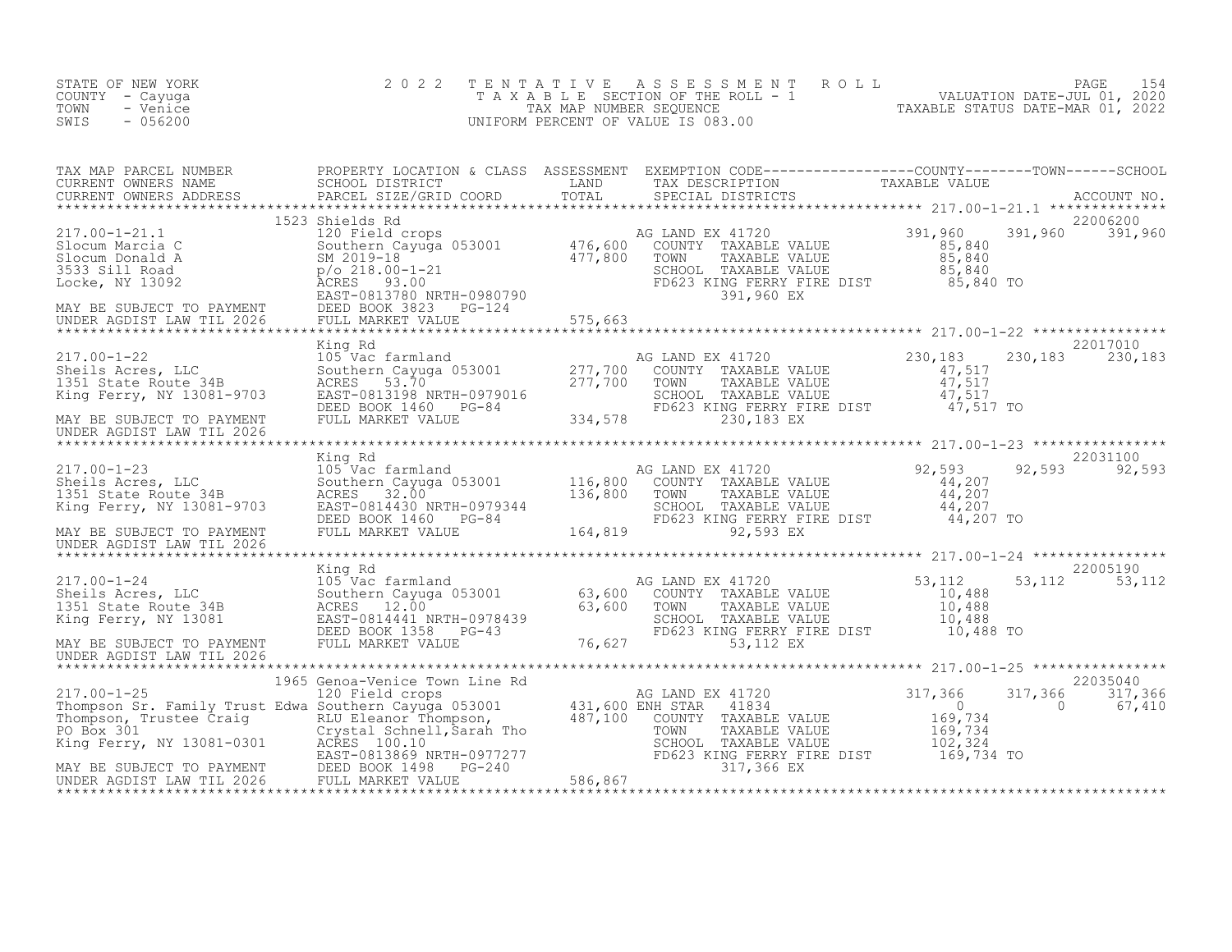STATE OF NEW YORK
COUNTY - Cayuga
TOWN - Venice
SWIS - 056200

2022 TENTATIVE ASSESSMENT ROLL
TAXABLE SECTION OF THE ROLL - 1
TAX MAP NUMBER SEQUENCE
UNIFORM PERCENT OF VALUE IS 083.00

VALUATION DATE-JUL 01, 2020
TAXABLE STATUS DATE-MAR 01, 2022

| TAX MAP PARCEL NUMBER / CURRENT OWNERS NAME / CURRENT OWNERS ADDRESS | PROPERTY LOCATION & CLASS / SCHOOL DISTRICT / PARCEL SIZE/GRID COORD | ASSESSMENT LAND | ASSESSMENT TOTAL | EXEMPTION CODE / TAX DESCRIPTION / SPECIAL DISTRICTS | COUNTY TAXABLE VALUE | TOWN | SCHOOL | ACCOUNT NO. |
|---|---|---|---|---|---|---|---|---|
| 217.00-1-21.1 | 1523 Shields Rd | | | | | | | 22006200 |
| Slocum Marcia C | 120 Field crops | | | AG LAND EX 41720 | 391,960 | 391,960 | 391,960 | |
| Slocum Donald A | Southern Cayuga 053001 | 476,600 | | COUNTY TAXABLE VALUE | 85,840 | | | |
| 3533 Sill Road | SM 2019-18 | | 477,800 | TOWN TAXABLE VALUE | 85,840 | | | |
| Locke, NY 13092 | p/o 218.00-1-21 | | | SCHOOL TAXABLE VALUE | 85,840 | | | |
| | ACRES 93.00 | | | FD623 KING FERRY FIRE DIST | 85,840 TO | | | |
| | EAST-0813780 NRTH-0980790 | | | 391,960 EX | | | | |
| MAY BE SUBJECT TO PAYMENT | DEED BOOK 3823 PG-124 | | | | | | | |
| UNDER AGDIST LAW TIL 2026 | FULL MARKET VALUE | | 575,663 | | | | | |
| 217.00-1-22 | King Rd | | | | | | | 22017010 |
| Sheils Acres, LLC | 105 Vac farmland | | | AG LAND EX 41720 | 230,183 | 230,183 | 230,183 | |
| 1351 State Route 34B | Southern Cayuga 053001 | 277,700 | | COUNTY TAXABLE VALUE | 47,517 | | | |
| King Ferry, NY 13081-9703 | ACRES 53.70 | | 277,700 | TOWN TAXABLE VALUE | 47,517 | | | |
| | EAST-0813198 NRTH-0979016 | | | SCHOOL TAXABLE VALUE | 47,517 | | | |
| | DEED BOOK 1460 PG-84 | | | FD623 KING FERRY FIRE DIST | 47,517 TO | | | |
| MAY BE SUBJECT TO PAYMENT | FULL MARKET VALUE | | 334,578 | 230,183 EX | | | | |
| UNDER AGDIST LAW TIL 2026 | | | | | | | | |
| 217.00-1-23 | King Rd | | | | | | | 22031100 |
| Sheils Acres, LLC | 105 Vac farmland | | | AG LAND EX 41720 | 92,593 | 92,593 | 92,593 | |
| 1351 State Route 34B | Southern Cayuga 053001 | 116,800 | | COUNTY TAXABLE VALUE | 44,207 | | | |
| King Ferry, NY 13081-9703 | ACRES 32.00 | | 136,800 | TOWN TAXABLE VALUE | 44,207 | | | |
| | EAST-0814430 NRTH-0979344 | | | SCHOOL TAXABLE VALUE | 44,207 | | | |
| | DEED BOOK 1460 PG-84 | | | FD623 KING FERRY FIRE DIST | 44,207 TO | | | |
| MAY BE SUBJECT TO PAYMENT | FULL MARKET VALUE | | 164,819 | 92,593 EX | | | | |
| UNDER AGDIST LAW TIL 2026 | | | | | | | | |
| 217.00-1-24 | King Rd | | | | | | | 22005190 |
| Sheils Acres, LLC | 105 Vac farmland | | | AG LAND EX 41720 | 53,112 | 53,112 | 53,112 | |
| 1351 State Route 34B | Southern Cayuga 053001 | 63,600 | | COUNTY TAXABLE VALUE | 10,488 | | | |
| King Ferry, NY 13081 | ACRES 12.00 | | 63,600 | TOWN TAXABLE VALUE | 10,488 | | | |
| | EAST-0814441 NRTH-0978439 | | | SCHOOL TAXABLE VALUE | 10,488 | | | |
| | DEED BOOK 1358 PG-43 | | | FD623 KING FERRY FIRE DIST | 10,488 TO | | | |
| MAY BE SUBJECT TO PAYMENT | FULL MARKET VALUE | | 76,627 | 53,112 EX | | | | |
| UNDER AGDIST LAW TIL 2026 | | | | | | | | |
| 217.00-1-25 | 1965 Genoa-Venice Town Line Rd | | | | | | | 22035040 |
| Thompson Sr. Family Trust Edwa | 120 Field crops | | | AG LAND EX 41720 | 317,366 | 317,366 | 317,366 | |
| Thompson, Trustee Craig | Southern Cayuga 053001 | 431,600 | | ENH STAR 41834 | 0 | 0 | 67,410 | |
| PO Box 301 | RLU Eleanor Thompson, | | 487,100 | COUNTY TAXABLE VALUE | 169,734 | | | |
| King Ferry, NY 13081-0301 | Crystal Schnell,Sarah Tho | | | TOWN TAXABLE VALUE | 169,734 | | | |
| | ACRES 100.10 | | | SCHOOL TAXABLE VALUE | 102,324 | | | |
| | EAST-0813869 NRTH-0977277 | | | FD623 KING FERRY FIRE DIST | 169,734 TO | | | |
| MAY BE SUBJECT TO PAYMENT | DEED BOOK 1498 PG-240 | | | 317,366 EX | | | | |
| UNDER AGDIST LAW TIL 2026 | FULL MARKET VALUE | | 586,867 | | | | | |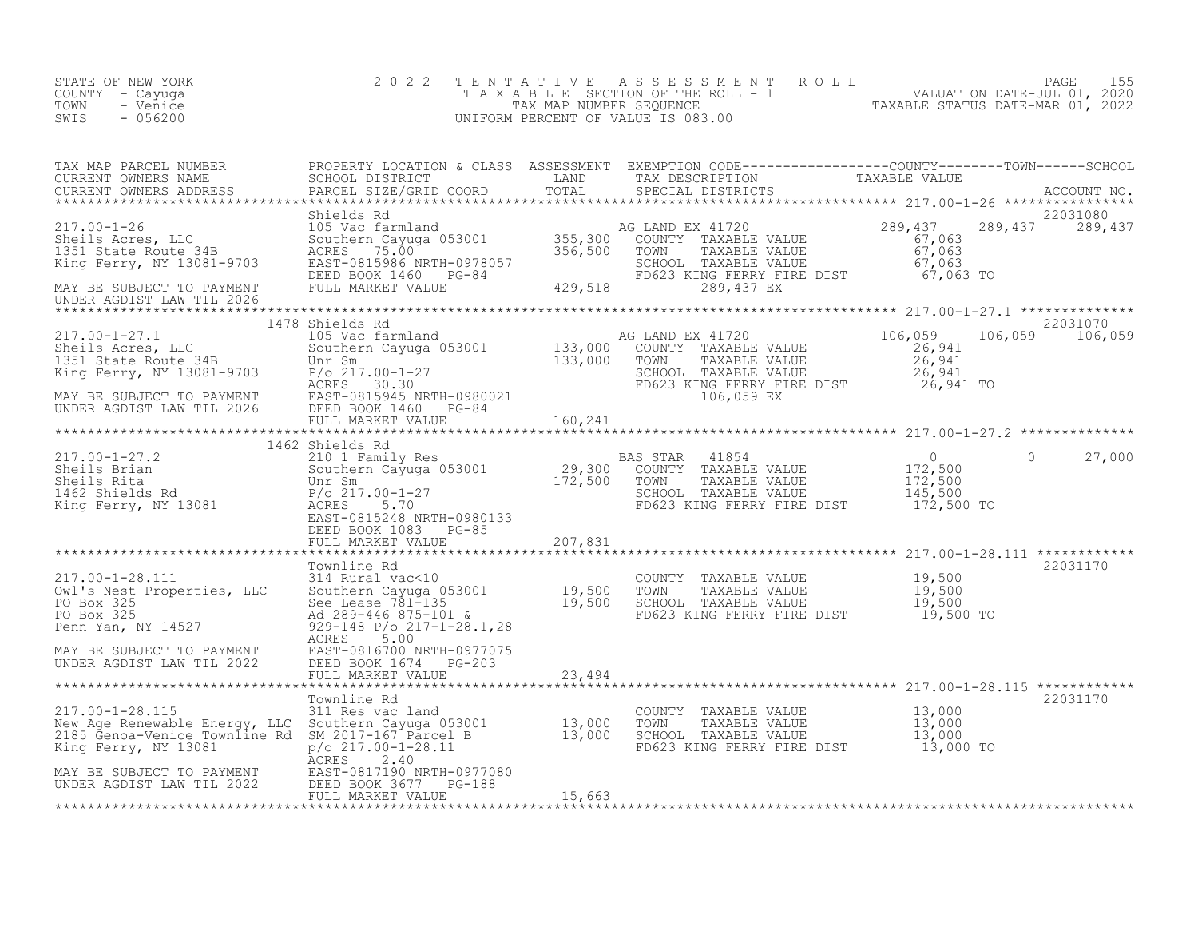STATE OF NEW YORK
COUNTY - Cayuga
TOWN - Venice
SWIS - 056200

2022 TENTATIVE ASSESSMENT ROLL
TAXABLE SECTION OF THE ROLL - 1
TAX MAP NUMBER SEQUENCE
UNIFORM PERCENT OF VALUE IS 083.00

VALUATION DATE-JUL 01, 2020
TAXABLE STATUS DATE-MAR 01, 2022

| TAX MAP PARCEL NUMBER / CURRENT OWNERS NAME / CURRENT OWNERS ADDRESS | PROPERTY LOCATION & CLASS / SCHOOL DISTRICT / PARCEL SIZE/GRID COORD | ASSESSMENT LAND / TOTAL | EXEMPTION CODE / TAX DESCRIPTION / SPECIAL DISTRICTS | COUNTY TAXABLE VALUE | TOWN | SCHOOL | ACCOUNT NO. |
|---|---|---|---|---|---|---|---|
| 217.00-1-26 | Shields Rd | | | | | | 22031080 |
| Sheils Acres, LLC | 105 Vac farmland | | AG LAND EX 41720 | 289,437 | 289,437 | 289,437 | |
| 1351 State Route 34B | Southern Cayuga 053001 | 355,300 | COUNTY TAXABLE VALUE | 67,063 | | | |
| King Ferry, NY 13081-9703 | ACRES 75.00 | 356,500 | TOWN TAXABLE VALUE | 67,063 | | | |
| | EAST-0815986 NRTH-0978057 | | SCHOOL TAXABLE VALUE | 67,063 | | | |
| | DEED BOOK 1460 PG-84 | | FD623 KING FERRY FIRE DIST | 67,063 TO | | | |
| MAY BE SUBJECT TO PAYMENT | FULL MARKET VALUE | 429,518 | 289,437 EX | | | | |
| UNDER AGDIST LAW TIL 2026 | | | | | | | |
| 217.00-1-27.1 | 1478 Shields Rd | | | | | | 22031070 |
| Sheils Acres, LLC | 105 Vac farmland | | AG LAND EX 41720 | 106,059 | 106,059 | 106,059 | |
| 1351 State Route 34B | Southern Cayuga 053001 | 133,000 | COUNTY TAXABLE VALUE | 26,941 | | | |
| King Ferry, NY 13081-9703 | Unr Sm | 133,000 | TOWN TAXABLE VALUE | 26,941 | | | |
| | P/o 217.00-1-27 | | SCHOOL TAXABLE VALUE | 26,941 | | | |
| | ACRES 30.30 | | FD623 KING FERRY FIRE DIST | 26,941 TO | | | |
| MAY BE SUBJECT TO PAYMENT | EAST-0815945 NRTH-0980021 | | 106,059 EX | | | | |
| UNDER AGDIST LAW TIL 2026 | DEED BOOK 1460 PG-84 | | | | | | |
| | FULL MARKET VALUE | 160,241 | | | | | |
| 217.00-1-27.2 | 1462 Shields Rd | | | | | | |
| Sheils Brian | 210 1 Family Res | | BAS STAR 41854 | 0 | 0 | 27,000 | |
| Sheils Rita | Southern Cayuga 053001 | 29,300 | COUNTY TAXABLE VALUE | 172,500 | | | |
| 1462 Shields Rd | Unr Sm | 172,500 | TOWN TAXABLE VALUE | 172,500 | | | |
| King Ferry, NY 13081 | P/o 217.00-1-27 | | SCHOOL TAXABLE VALUE | 145,500 | | | |
| | ACRES 5.70 | | FD623 KING FERRY FIRE DIST | 172,500 TO | | | |
| | EAST-0815248 NRTH-0980133 | | | | | | |
| | DEED BOOK 1083 PG-85 | | | | | | |
| | FULL MARKET VALUE | 207,831 | | | | | |
| 217.00-1-28.111 | Townline Rd | | | | | | 22031170 |
| Owl's Nest Properties, LLC | 314 Rural vac<10 | | COUNTY TAXABLE VALUE | 19,500 | | | |
| PO Box 325 | Southern Cayuga 053001 | 19,500 | TOWN TAXABLE VALUE | 19,500 | | | |
| PO Box 325 | See Lease 781-135 | 19,500 | SCHOOL TAXABLE VALUE | 19,500 | | | |
| Penn Yan, NY 14527 | Ad 289-446 875-101 & | | FD623 KING FERRY FIRE DIST | 19,500 TO | | | |
| | 929-148 P/o 217-1-28.1,28 | | | | | | |
| | ACRES 5.00 | | | | | | |
| MAY BE SUBJECT TO PAYMENT | EAST-0816700 NRTH-0977075 | | | | | | |
| UNDER AGDIST LAW TIL 2022 | DEED BOOK 1674 PG-203 | | | | | | |
| | FULL MARKET VALUE | 23,494 | | | | | |
| 217.00-1-28.115 | Townline Rd | | | | | | 22031170 |
| New Age Renewable Energy, LLC | 311 Res vac land | | COUNTY TAXABLE VALUE | 13,000 | | | |
| 2185 Genoa-Venice Townline Rd | Southern Cayuga 053001 | 13,000 | TOWN TAXABLE VALUE | 13,000 | | | |
| King Ferry, NY 13081 | SM 2017-167 Parcel B | 13,000 | SCHOOL TAXABLE VALUE | 13,000 | | | |
| | p/o 217.00-1-28.11 | | FD623 KING FERRY FIRE DIST | 13,000 TO | | | |
| | ACRES 2.40 | | | | | | |
| MAY BE SUBJECT TO PAYMENT | EAST-0817190 NRTH-0977080 | | | | | | |
| UNDER AGDIST LAW TIL 2022 | DEED BOOK 3677 PG-188 | | | | | | |
| | FULL MARKET VALUE | 15,663 | | | | | |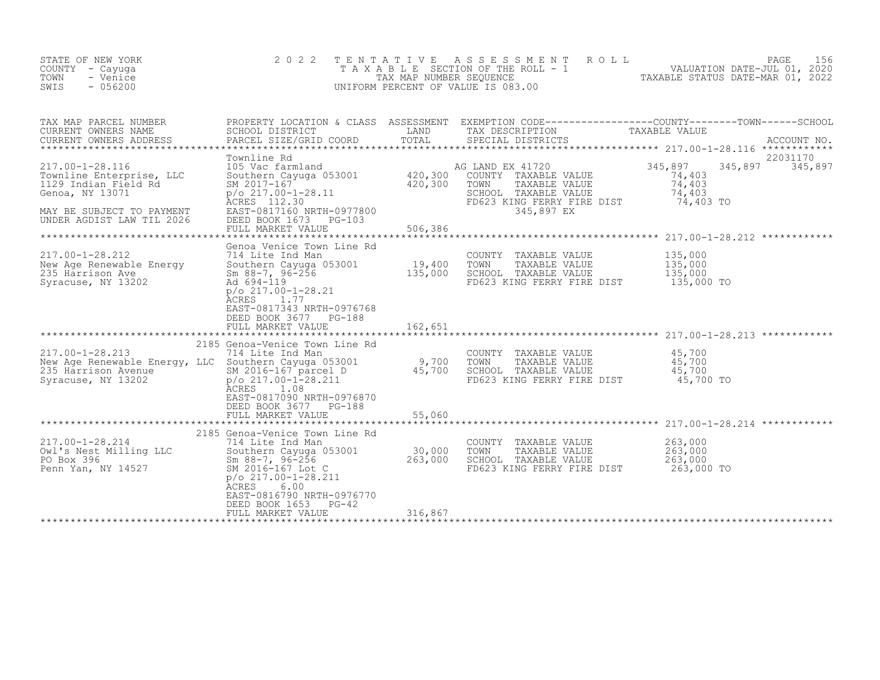STATE OF NEW YORK
COUNTY - Cayuga
TOWN - Venice
SWIS - 056200

# 2022 TENTATIVE ASSESSMENT ROLL

TAXABLE SECTION OF THE ROLL - 1
TAX MAP NUMBER SEQUENCE
UNIFORM PERCENT OF VALUE IS 083.00

VALUATION DATE-JUL 01, 2020
TAXABLE STATUS DATE-MAR 01, 2022

| TAX MAP PARCEL NUMBER / CURRENT OWNERS NAME / CURRENT OWNERS ADDRESS | PROPERTY LOCATION & CLASS / SCHOOL DISTRICT / PARCEL SIZE/GRID COORD | ASSESSMENT LAND / TOTAL | EXEMPTION CODE / TAX DESCRIPTION / SPECIAL DISTRICTS | COUNTY TAXABLE VALUE | TOWN | SCHOOL | ACCOUNT NO. |
|---|---|---|---|---|---|---|---|
| **217.00-1-28.116** | Townline Rd | | | | | | 22031170 |
| Townline Enterprise, LLC | 105 Vac farmland | | AG LAND EX 41720 | 345,897 | 345,897 | 345,897 | |
| 1129 Indian Field Rd | Southern Cayuga 053001 | 420,300 | COUNTY TAXABLE VALUE | 74,403 | | | |
| Genoa, NY 13071 | SM 2017-167 | 420,300 | TOWN TAXABLE VALUE | 74,403 | | | |
| | p/o 217.00-1-28.11 | | SCHOOL TAXABLE VALUE | 74,403 | | | |
| | ACRES 112.30 | | FD623 KING FERRY FIRE DIST | 74,403 TO | | | |
| MAY BE SUBJECT TO PAYMENT | EAST-0817160 NRTH-0977800 | | 345,897 EX | | | | |
| UNDER AGDIST LAW TIL 2026 | DEED BOOK 1673 PG-103 | | | | | | |
| | FULL MARKET VALUE | 506,386 | | | | | |
| **217.00-1-28.212** | Genoa Venice Town Line Rd | | | | | | |
| New Age Renewable Energy | 714 Lite Ind Man | | COUNTY TAXABLE VALUE | 135,000 | | | |
| 235 Harrison Ave | Southern Cayuga 053001 | 19,400 | TOWN TAXABLE VALUE | 135,000 | | | |
| Syracuse, NY 13202 | Sm 88-7, 96-256 | 135,000 | SCHOOL TAXABLE VALUE | 135,000 | | | |
| | Ad 694-119 | | FD623 KING FERRY FIRE DIST | 135,000 TO | | | |
| | p/o 217.00-1-28.21 | | | | | | |
| | ACRES 1.77 | | | | | | |
| | EAST-0817343 NRTH-0976768 | | | | | | |
| | DEED BOOK 3677 PG-188 | | | | | | |
| | FULL MARKET VALUE | 162,651 | | | | | |
| **217.00-1-28.213** | 2185 Genoa-Venice Town Line Rd | | | | | | |
| New Age Renewable Energy, LLC | 714 Lite Ind Man | | COUNTY TAXABLE VALUE | 45,700 | | | |
| 235 Harrison Avenue | Southern Cayuga 053001 | 9,700 | TOWN TAXABLE VALUE | 45,700 | | | |
| Syracuse, NY 13202 | SM 2016-167 parcel D | 45,700 | SCHOOL TAXABLE VALUE | 45,700 | | | |
| | p/o 217.00-1-28.211 | | FD623 KING FERRY FIRE DIST | 45,700 TO | | | |
| | ACRES 1.08 | | | | | | |
| | EAST-0817090 NRTH-0976870 | | | | | | |
| | DEED BOOK 3677 PG-188 | | | | | | |
| | FULL MARKET VALUE | 55,060 | | | | | |
| **217.00-1-28.214** | 2185 Genoa-Venice Town Line Rd | | | | | | |
| Owl's Nest Milling LLC | 714 Lite Ind Man | | COUNTY TAXABLE VALUE | 263,000 | | | |
| PO Box 396 | Southern Cayuga 053001 | 30,000 | TOWN TAXABLE VALUE | 263,000 | | | |
| Penn Yan, NY 14527 | Sm 88-7, 96-256 | 263,000 | SCHOOL TAXABLE VALUE | 263,000 | | | |
| | SM 2016-167 Lot C | | FD623 KING FERRY FIRE DIST | 263,000 TO | | | |
| | p/o 217.00-1-28.211 | | | | | | |
| | ACRES 6.00 | | | | | | |
| | EAST-0816790 NRTH-0976770 | | | | | | |
| | DEED BOOK 1653 PG-42 | | | | | | |
| | FULL MARKET VALUE | 316,867 | | | | | |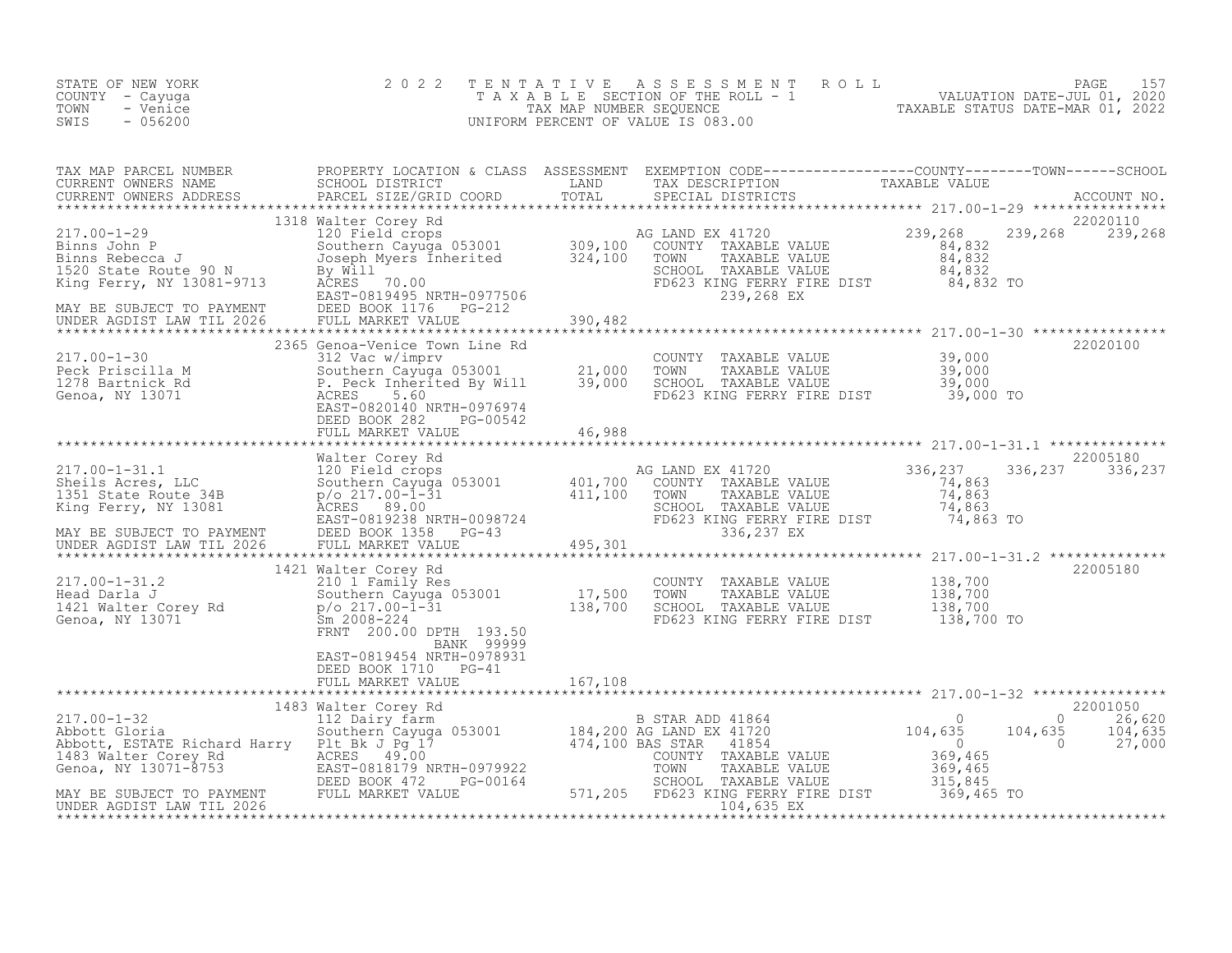STATE OF NEW YORK
COUNTY - Cayuga
TOWN - Venice
SWIS - 056200

2 0 2 2 TENTATIVE ASSESSMENT ROLL
TAXABLE SECTION OF THE ROLL - 1
TAX MAP NUMBER SEQUENCE
UNIFORM PERCENT OF VALUE IS 083.00

VALUATION DATE-JUL 01, 2020
TAXABLE STATUS DATE-MAR 01, 2022

| TAX MAP PARCEL NUMBER / CURRENT OWNERS NAME / CURRENT OWNERS ADDRESS | PROPERTY LOCATION & CLASS / SCHOOL DISTRICT / PARCEL SIZE/GRID COORD | ASSESSMENT LAND / TOTAL | EXEMPTION CODE / TAX DESCRIPTION / SPECIAL DISTRICTS | COUNTY TAXABLE VALUE | TOWN | SCHOOL / ACCOUNT NO. |
|---|---|---|---|---|---|---|
| 217.00-1-29 | 1318 Walter Corey Rd | | | | | 22020110 |
| Binns John P | 120 Field crops | | AG LAND EX 41720 | 239,268 | 239,268 | 239,268 |
| Binns Rebecca J | Southern Cayuga 053001 | 309,100 | COUNTY TAXABLE VALUE | 84,832 | | |
| 1520 State Route 90 N | Joseph Myers Inherited | 324,100 | TOWN TAXABLE VALUE | 84,832 | | |
| King Ferry, NY 13081-9713 | By Will | | SCHOOL TAXABLE VALUE | 84,832 | | |
| | ACRES 70.00 | | FD623 KING FERRY FIRE DIST | 84,832 TO | | |
| | EAST-0819495 NRTH-0977506 | | 239,268 EX | | | |
| MAY BE SUBJECT TO PAYMENT | DEED BOOK 1176 PG-212 | | | | | |
| UNDER AGDIST LAW TIL 2026 | FULL MARKET VALUE | 390,482 | | | | |
| 217.00-1-30 | 2365 Genoa-Venice Town Line Rd | | | | | 22020100 |
| Peck Priscilla M | 312 Vac w/imprv | | COUNTY TAXABLE VALUE | 39,000 | | |
| 1278 Bartnick Rd | Southern Cayuga 053001 | 21,000 | TOWN TAXABLE VALUE | 39,000 | | |
| Genoa, NY 13071 | P. Peck Inherited By Will | 39,000 | SCHOOL TAXABLE VALUE | 39,000 | | |
| | ACRES 5.60 | | FD623 KING FERRY FIRE DIST | 39,000 TO | | |
| | EAST-0820140 NRTH-0976974 | | | | | |
| | DEED BOOK 282 PG-00542 | | | | | |
| | FULL MARKET VALUE | 46,988 | | | | |
| 217.00-1-31.1 | Walter Corey Rd | | | | | 22005180 |
| Sheils Acres, LLC | 120 Field crops | | AG LAND EX 41720 | 336,237 | 336,237 | 336,237 |
| 1351 State Route 34B | Southern Cayuga 053001 | 401,700 | COUNTY TAXABLE VALUE | 74,863 | | |
| King Ferry, NY 13081 | p/o 217.00-1-31 | 411,100 | TOWN TAXABLE VALUE | 74,863 | | |
| | ACRES 89.00 | | SCHOOL TAXABLE VALUE | 74,863 | | |
| | EAST-0819238 NRTH-0098724 | | FD623 KING FERRY FIRE DIST | 74,863 TO | | |
| MAY BE SUBJECT TO PAYMENT | DEED BOOK 1358 PG-43 | | 336,237 EX | | | |
| UNDER AGDIST LAW TIL 2026 | FULL MARKET VALUE | 495,301 | | | | |
| 217.00-1-31.2 | 1421 Walter Corey Rd | | | | | 22005180 |
| Head Darla J | 210 1 Family Res | | COUNTY TAXABLE VALUE | 138,700 | | |
| 1421 Walter Corey Rd | Southern Cayuga 053001 | 17,500 | TOWN TAXABLE VALUE | 138,700 | | |
| Genoa, NY 13071 | p/o 217.00-1-31 | 138,700 | SCHOOL TAXABLE VALUE | 138,700 | | |
| | Sm 2008-224 | | FD623 KING FERRY FIRE DIST | 138,700 TO | | |
| | FRNT 200.00 DPTH 193.50 | | | | | |
| | BANK 99999 | | | | | |
| | EAST-0819454 NRTH-0978931 | | | | | |
| | DEED BOOK 1710 PG-41 | | | | | |
| | FULL MARKET VALUE | 167,108 | | | | |
| 217.00-1-32 | 1483 Walter Corey Rd | | | | | 22001050 |
| Abbott Gloria | 112 Dairy farm | | B STAR ADD 41864 | 0 | 0 | 26,620 |
| Abbott, ESTATE Richard Harry | Southern Cayuga 053001 | 184,200 | AG LAND EX 41720 | 104,635 | 104,635 | 104,635 |
| 1483 Walter Corey Rd | Plt Bk J Pg 17 | 474,100 | BAS STAR 41854 | 0 | 0 | 27,000 |
| Genoa, NY 13071-8753 | ACRES 49.00 | | COUNTY TAXABLE VALUE | 369,465 | | |
| | EAST-0818179 NRTH-0979922 | | TOWN TAXABLE VALUE | 369,465 | | |
| | DEED BOOK 472 PG-00164 | | SCHOOL TAXABLE VALUE | 315,845 | | |
| MAY BE SUBJECT TO PAYMENT | FULL MARKET VALUE | 571,205 | FD623 KING FERRY FIRE DIST | 369,465 TO | | |
| UNDER AGDIST LAW TIL 2026 | | | 104,635 EX | | | |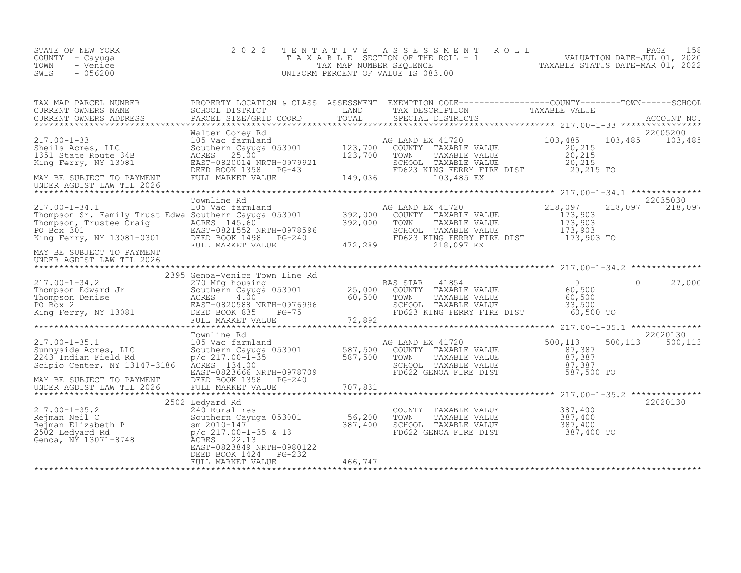STATE OF NEW YORK
COUNTY - Cayuga
TOWN - Venice
SWIS - 056200

2022 TENTATIVE ASSESSMENT ROLL
TAXABLE SECTION OF THE ROLL - 1
TAX MAP NUMBER SEQUENCE
UNIFORM PERCENT OF VALUE IS 083.00

VALUATION DATE-JUL 01, 2020
TAXABLE STATUS DATE-MAR 01, 2022

| TAX MAP PARCEL NUMBER / CURRENT OWNERS NAME / CURRENT OWNERS ADDRESS | PROPERTY LOCATION & CLASS / SCHOOL DISTRICT / PARCEL SIZE/GRID COORD | ASSESSMENT LAND / TOTAL | EXEMPTION CODE / TAX DESCRIPTION / SPECIAL DISTRICTS | COUNTY TAXABLE VALUE | TOWN | SCHOOL / ACCOUNT NO. |
|---|---|---|---|---|---|---|
| **217.00-1-33** | Walter Corey Rd | | | | | 22005200 |
| 217.00-1-33 | 105 Vac farmland | | AG LAND EX 41720 | 103,485 | 103,485 | 103,485 |
| Sheils Acres, LLC | Southern Cayuga 053001 | 123,700 | COUNTY TAXABLE VALUE | 20,215 | | |
| 1351 State Route 34B | ACRES 25.00 | 123,700 | TOWN TAXABLE VALUE | 20,215 | | |
| King Ferry, NY 13081 | EAST-0820014 NRTH-0979921 | | SCHOOL TAXABLE VALUE | 20,215 | | |
| | DEED BOOK 1358 PG-43 | | FD623 KING FERRY FIRE DIST | 20,215 TO | | |
| MAY BE SUBJECT TO PAYMENT | FULL MARKET VALUE | 149,036 | 103,485 EX | | | |
| UNDER AGDIST LAW TIL 2026 | | | | | | |
| **217.00-1-34.1** | Townline Rd | | | | | 22035030 |
| 217.00-1-34.1 | 105 Vac farmland | | AG LAND EX 41720 | 218,097 | 218,097 | 218,097 |
| Thompson Sr. Family Trust Edwa | Southern Cayuga 053001 | 392,000 | COUNTY TAXABLE VALUE | 173,903 | | |
| Thompson, Trustee Craig | ACRES 145.60 | 392,000 | TOWN TAXABLE VALUE | 173,903 | | |
| PO Box 301 | EAST-0821552 NRTH-0978596 | | SCHOOL TAXABLE VALUE | 173,903 | | |
| King Ferry, NY 13081-0301 | DEED BOOK 1498 PG-240 | | FD623 KING FERRY FIRE DIST | 173,903 TO | | |
| | FULL MARKET VALUE | 472,289 | 218,097 EX | | | |
| MAY BE SUBJECT TO PAYMENT | | | | | | |
| UNDER AGDIST LAW TIL 2026 | | | | | | |
| **217.00-1-34.2** | 2395 Genoa-Venice Town Line Rd | | | | | |
| 217.00-1-34.2 | 270 Mfg housing | | BAS STAR 41854 | 0 | 0 | 27,000 |
| Thompson Edward Jr | Southern Cayuga 053001 | 25,000 | COUNTY TAXABLE VALUE | 60,500 | | |
| Thompson Denise | ACRES 4.00 | 60,500 | TOWN TAXABLE VALUE | 60,500 | | |
| PO Box 2 | EAST-0820588 NRTH-0976996 | | SCHOOL TAXABLE VALUE | 33,500 | | |
| King Ferry, NY 13081 | DEED BOOK 835 PG-75 | | FD623 KING FERRY FIRE DIST | 60,500 TO | | |
| | FULL MARKET VALUE | 72,892 | | | | |
| **217.00-1-35.1** | Townline Rd | | | | | 22020130 |
| 217.00-1-35.1 | 105 Vac farmland | | AG LAND EX 41720 | 500,113 | 500,113 | 500,113 |
| Sunnyside Acres, LLC | Southern Cayuga 053001 | 587,500 | COUNTY TAXABLE VALUE | 87,387 | | |
| 2243 Indian Field Rd | p/o 217.00-1-35 | 587,500 | TOWN TAXABLE VALUE | 87,387 | | |
| Scipio Center, NY 13147-3186 | ACRES 134.00 | | SCHOOL TAXABLE VALUE | 87,387 | | |
| | EAST-0823666 NRTH-0978709 | | FD622 GENOA FIRE DIST | 587,500 TO | | |
| MAY BE SUBJECT TO PAYMENT | DEED BOOK 1358 PG-240 | | | | | |
| UNDER AGDIST LAW TIL 2026 | FULL MARKET VALUE | 707,831 | | | | |
| **217.00-1-35.2** | 2502 Ledyard Rd | | | | | 22020130 |
| 217.00-1-35.2 | 240 Rural res | | COUNTY TAXABLE VALUE | 387,400 | | |
| Rejman Neil C | Southern Cayuga 053001 | 56,200 | TOWN TAXABLE VALUE | 387,400 | | |
| Rejman Elizabeth P | sm 2010-147 | 387,400 | SCHOOL TAXABLE VALUE | 387,400 | | |
| 2502 Ledyard Rd | p/o 217.00-1-35 & 13 | | FD622 GENOA FIRE DIST | 387,400 TO | | |
| Genoa, NY 13071-8748 | ACRES 22.13 | | | | | |
| | EAST-0823849 NRTH-0980122 | | | | | |
| | DEED BOOK 1424 PG-232 | | | | | |
| | FULL MARKET VALUE | 466,747 | | | | |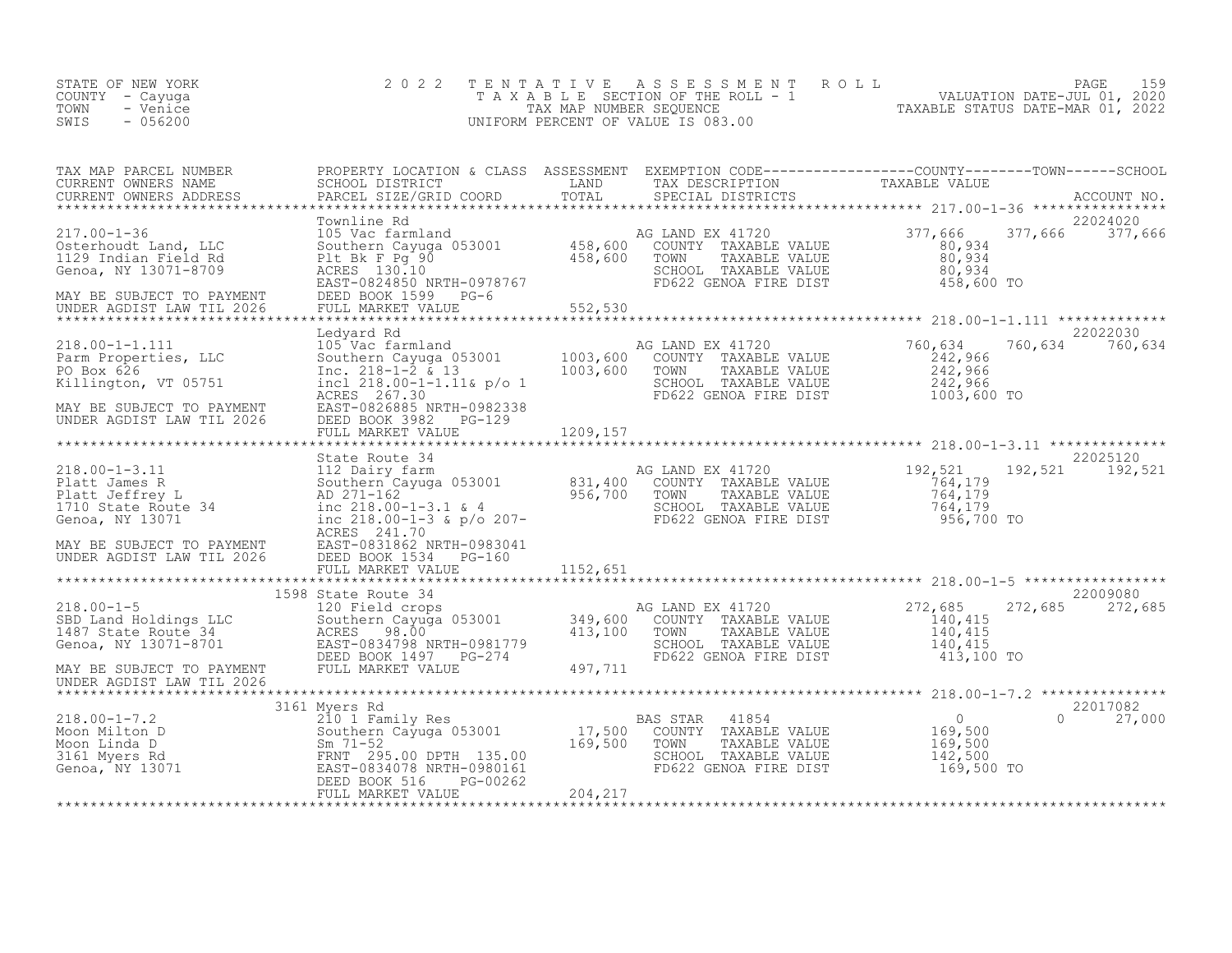STATE OF NEW YORK
COUNTY - Cayuga
TOWN - Venice
SWIS - 056200

2022 TENTATIVE ASSESSMENT ROLL
TAXABLE SECTION OF THE ROLL - 1
TAX MAP NUMBER SEQUENCE
UNIFORM PERCENT OF VALUE IS 083.00

VALUATION DATE-JUL 01, 2020
TAXABLE STATUS DATE-MAR 01, 2022

| TAX MAP PARCEL NUMBER / CURRENT OWNERS NAME / CURRENT OWNERS ADDRESS | PROPERTY LOCATION & CLASS / SCHOOL DISTRICT / PARCEL SIZE/GRID COORD | ASSESSMENT LAND | ASSESSMENT TOTAL | EXEMPTION CODE / TAX DESCRIPTION / SPECIAL DISTRICTS | COUNTY TAXABLE VALUE | TOWN | SCHOOL | ACCOUNT NO. |
|---|---|---|---|---|---|---|---|---|
| 217.00-1-36 | Townline Rd | | | | | | | 22024020 |
| Osterhoudt Land, LLC | 105 Vac farmland | | | AG LAND EX 41720 | 377,666 | 377,666 | 377,666 | |
| 1129 Indian Field Rd | Southern Cayuga 053001 | 458,600 | | COUNTY TAXABLE VALUE | 80,934 | | | |
| Genoa, NY 13071-8709 | Plt Bk F Pg 90 | | 458,600 | TOWN TAXABLE VALUE | 80,934 | | | |
| | ACRES 130.10 | | | SCHOOL TAXABLE VALUE | 80,934 | | | |
| MAY BE SUBJECT TO PAYMENT | EAST-0824850 NRTH-0978767 | | | FD622 GENOA FIRE DIST | 458,600 TO | | | |
| UNDER AGDIST LAW TIL 2026 | DEED BOOK 1599 PG-6 | | | | | | | |
| | FULL MARKET VALUE | | 552,530 | | | | | |
| 218.00-1-1.111 | Ledyard Rd | | | | | | | 22022030 |
| Parm Properties, LLC | 105 Vac farmland | | | AG LAND EX 41720 | 760,634 | 760,634 | 760,634 | |
| PO Box 626 | Southern Cayuga 053001 | 1003,600 | | COUNTY TAXABLE VALUE | 242,966 | | | |
| Killington, VT 05751 | Inc. 218-1-2 & 13 | | 1003,600 | TOWN TAXABLE VALUE | 242,966 | | | |
| | incl 218.00-1-1.11& p/o 1 | | | SCHOOL TAXABLE VALUE | 242,966 | | | |
| MAY BE SUBJECT TO PAYMENT | ACRES 267.30 | | | FD622 GENOA FIRE DIST | 1003,600 TO | | | |
| UNDER AGDIST LAW TIL 2026 | EAST-0826885 NRTH-0982338 | | | | | | | |
| | DEED BOOK 3982 PG-129 | | | | | | | |
| | FULL MARKET VALUE | | 1209,157 | | | | | |
| 218.00-1-3.11 | State Route 34 | | | | | | | 22025120 |
| Platt James R | 112 Dairy farm | | | AG LAND EX 41720 | 192,521 | 192,521 | 192,521 | |
| Platt Jeffrey L | Southern Cayuga 053001 | 831,400 | | COUNTY TAXABLE VALUE | 764,179 | | | |
| 1710 State Route 34 | AD 271-162 | | 956,700 | TOWN TAXABLE VALUE | 764,179 | | | |
| Genoa, NY 13071 | inc 218.00-1-3.1 & 4 | | | SCHOOL TAXABLE VALUE | 764,179 | | | |
| | inc 218.00-1-3 & p/o 207- | | | FD622 GENOA FIRE DIST | 956,700 TO | | | |
| MAY BE SUBJECT TO PAYMENT | ACRES 241.70 | | | | | | | |
| UNDER AGDIST LAW TIL 2026 | EAST-0831862 NRTH-0983041 | | | | | | | |
| | DEED BOOK 1534 PG-160 | | | | | | | |
| | FULL MARKET VALUE | | 1152,651 | | | | | |
| 218.00-1-5 | 1598 State Route 34 | | | | | | | 22009080 |
| SBD Land Holdings LLC | 120 Field crops | | | AG LAND EX 41720 | 272,685 | 272,685 | 272,685 | |
| 1487 State Route 34 | Southern Cayuga 053001 | 349,600 | | COUNTY TAXABLE VALUE | 140,415 | | | |
| Genoa, NY 13071-8701 | ACRES 98.00 | | 413,100 | TOWN TAXABLE VALUE | 140,415 | | | |
| | EAST-0834798 NRTH-0981779 | | | SCHOOL TAXABLE VALUE | 140,415 | | | |
| MAY BE SUBJECT TO PAYMENT | DEED BOOK 1497 PG-274 | | | FD622 GENOA FIRE DIST | 413,100 TO | | | |
| UNDER AGDIST LAW TIL 2026 | FULL MARKET VALUE | | 497,711 | | | | | |
| 218.00-1-7.2 | 3161 Myers Rd | | | | | | | 22017082 |
| Moon Milton D | 210 1 Family Res | | | BAS STAR 41854 | 0 | 0 | 27,000 | |
| Moon Linda D | Southern Cayuga 053001 | 17,500 | | COUNTY TAXABLE VALUE | 169,500 | | | |
| 3161 Myers Rd | Sm 71-52 | | 169,500 | TOWN TAXABLE VALUE | 169,500 | | | |
| Genoa, NY 13071 | FRNT 295.00 DPTH 135.00 | | | SCHOOL TAXABLE VALUE | 142,500 | | | |
| | EAST-0834078 NRTH-0980161 | | | FD622 GENOA FIRE DIST | 169,500 TO | | | |
| | DEED BOOK 516 PG-00262 | | | | | | | |
| | FULL MARKET VALUE | | 204,217 | | | | | |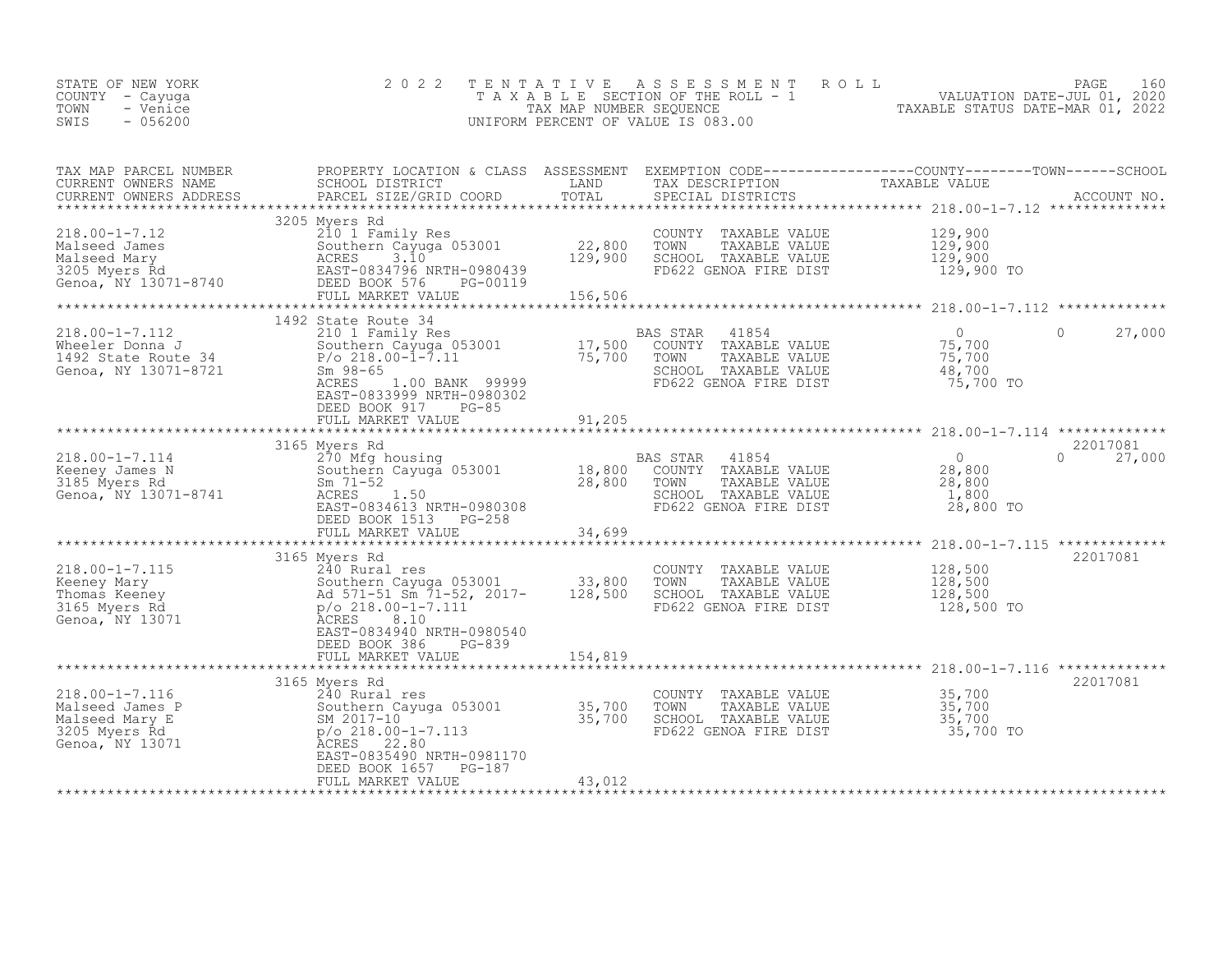STATE OF NEW YORK
COUNTY - Cayuga
TOWN - Venice
SWIS - 056200

# 2022 TENTATIVE ASSESSMENT ROLL

TAXABLE SECTION OF THE ROLL - 1
TAX MAP NUMBER SEQUENCE
UNIFORM PERCENT OF VALUE IS 083.00

VALUATION DATE-JUL 01, 2020
TAXABLE STATUS DATE-MAR 01, 2022

| TAX MAP PARCEL NUMBER / CURRENT OWNERS NAME / CURRENT OWNERS ADDRESS | PROPERTY LOCATION & CLASS / SCHOOL DISTRICT / PARCEL SIZE/GRID COORD | ASSESSMENT LAND | ASSESSMENT TOTAL | EXEMPTION CODE / TAX DESCRIPTION / SPECIAL DISTRICTS | COUNTY TAXABLE VALUE | TOWN | SCHOOL | ACCOUNT NO. |
|---|---|---|---|---|---|---|---|---|
| 218.00-1-7.12 | 3205 Myers Rd | | | | | | | |
| Malseed James | 210 1 Family Res | | | COUNTY TAXABLE VALUE | 129,900 | | | |
| Malseed Mary | Southern Cayuga 053001 | 22,800 | | TOWN TAXABLE VALUE | 129,900 | | | |
| 3205 Myers Rd | ACRES 3.10 | | 129,900 | SCHOOL TAXABLE VALUE | 129,900 | | | |
| Genoa, NY 13071-8740 | EAST-0834796 NRTH-0980439 | | | FD622 GENOA FIRE DIST | 129,900 TO | | | |
| | DEED BOOK 576 PG-00119 | | | | | | | |
| | FULL MARKET VALUE | | 156,506 | | | | | |
| 218.00-1-7.112 | 1492 State Route 34 | | | | | | | |
| Wheeler Donna J | 210 1 Family Res | | | BAS STAR 41854 | 0 | 0 | 27,000 | |
| 1492 State Route 34 | Southern Cayuga 053001 | 17,500 | | COUNTY TAXABLE VALUE | 75,700 | | | |
| Genoa, NY 13071-8721 | P/o 218.00-1-7.11 | | 75,700 | TOWN TAXABLE VALUE | 75,700 | | | |
| | Sm 98-65 | | | SCHOOL TAXABLE VALUE | 48,700 | | | |
| | ACRES 1.00 BANK 99999 | | | FD622 GENOA FIRE DIST | 75,700 TO | | | |
| | EAST-0833999 NRTH-0980302 | | | | | | | |
| | DEED BOOK 917 PG-85 | | | | | | | |
| | FULL MARKET VALUE | | 91,205 | | | | | |
| 218.00-1-7.114 | 3165 Myers Rd | | | | | | | 22017081 |
| Keeney James N | 270 Mfg housing | | | BAS STAR 41854 | 0 | 0 | 27,000 | |
| 3185 Myers Rd | Southern Cayuga 053001 | 18,800 | | COUNTY TAXABLE VALUE | 28,800 | | | |
| Genoa, NY 13071-8741 | Sm 71-52 | | 28,800 | TOWN TAXABLE VALUE | 28,800 | | | |
| | ACRES 1.50 | | | SCHOOL TAXABLE VALUE | 1,800 | | | |
| | EAST-0834613 NRTH-0980308 | | | FD622 GENOA FIRE DIST | 28,800 TO | | | |
| | DEED BOOK 1513 PG-258 | | | | | | | |
| | FULL MARKET VALUE | | 34,699 | | | | | |
| 218.00-1-7.115 | 3165 Myers Rd | | | | | | | 22017081 |
| Keeney Mary | 240 Rural res | | | COUNTY TAXABLE VALUE | 128,500 | | | |
| Thomas Keeney | Southern Cayuga 053001 | 33,800 | | TOWN TAXABLE VALUE | 128,500 | | | |
| 3165 Myers Rd | Ad 571-51 Sm 71-52, 2017- | | 128,500 | SCHOOL TAXABLE VALUE | 128,500 | | | |
| Genoa, NY 13071 | p/o 218.00-1-7.111 | | | FD622 GENOA FIRE DIST | 128,500 TO | | | |
| | ACRES 8.10 | | | | | | | |
| | EAST-0834940 NRTH-0980540 | | | | | | | |
| | DEED BOOK 386 PG-839 | | | | | | | |
| | FULL MARKET VALUE | | 154,819 | | | | | |
| 218.00-1-7.116 | 3165 Myers Rd | | | | | | | 22017081 |
| Malseed James P | 240 Rural res | | | COUNTY TAXABLE VALUE | 35,700 | | | |
| Malseed Mary E | Southern Cayuga 053001 | 35,700 | | TOWN TAXABLE VALUE | 35,700 | | | |
| 3205 Myers Rd | SM 2017-10 | | 35,700 | SCHOOL TAXABLE VALUE | 35,700 | | | |
| Genoa, NY 13071 | p/o 218.00-1-7.113 | | | FD622 GENOA FIRE DIST | 35,700 TO | | | |
| | ACRES 22.80 | | | | | | | |
| | EAST-0835490 NRTH-0981170 | | | | | | | |
| | DEED BOOK 1657 PG-187 | | | | | | | |
| | FULL MARKET VALUE | | 43,012 | | | | | |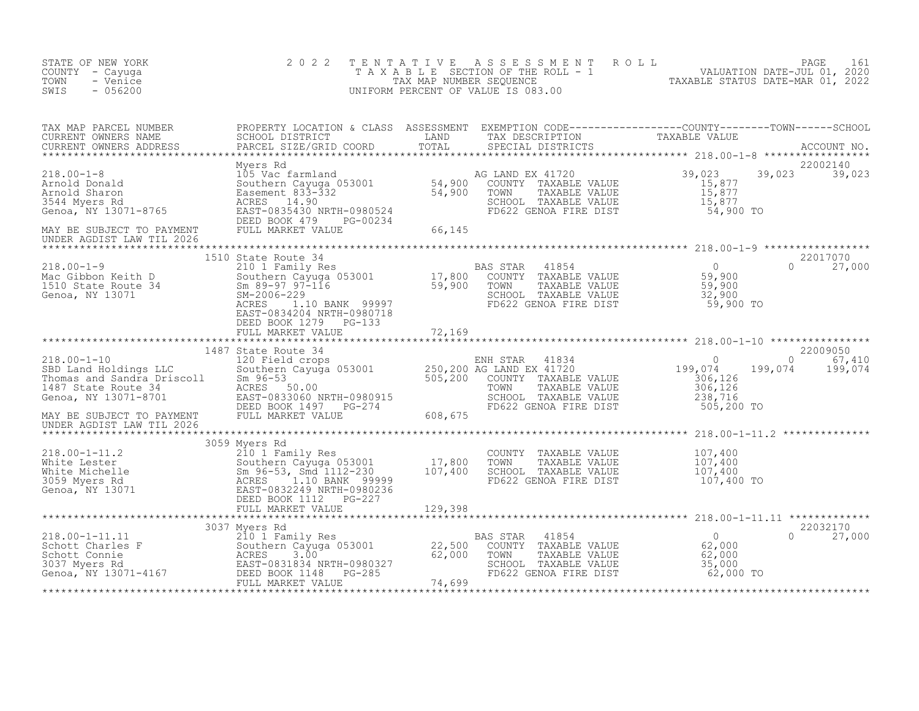STATE OF NEW YORK
COUNTY - Cayuga
TOWN - Venice
SWIS - 056200

2022 TENTATIVE ASSESSMENT ROLL
TAXABLE SECTION OF THE ROLL - 1
TAX MAP NUMBER SEQUENCE
UNIFORM PERCENT OF VALUE IS 083.00

VALUATION DATE-JUL 01, 2020
TAXABLE STATUS DATE-MAR 01, 2022

| TAX MAP PARCEL NUMBER / CURRENT OWNERS NAME / CURRENT OWNERS ADDRESS | PROPERTY LOCATION & CLASS / SCHOOL DISTRICT / PARCEL SIZE/GRID COORD | ASSESSMENT LAND / TOTAL | EXEMPTION CODE / TAX DESCRIPTION / SPECIAL DISTRICTS | COUNTY TAXABLE VALUE | TOWN | SCHOOL / ACCOUNT NO. |
|---|---|---|---|---|---|---|
| 218.00-1-8 | Myers Rd | | | | | 22002140 |
| 218.00-1-8 | 105 Vac farmland | | AG LAND EX 41720 | 39,023 | 39,023 | 39,023 |
| Arnold Donald | Southern Cayuga 053001 | 54,900 | COUNTY TAXABLE VALUE | 15,877 | | |
| Arnold Sharon | Easement 833-332 | 54,900 | TOWN TAXABLE VALUE | 15,877 | | |
| 3544 Myers Rd | ACRES 14.90 | | SCHOOL TAXABLE VALUE | 15,877 | | |
| Genoa, NY 13071-8765 | EAST-0835430 NRTH-0980524 | | FD622 GENOA FIRE DIST | 54,900 TO | | |
| | DEED BOOK 479 PG-00234 | | | | | |
| MAY BE SUBJECT TO PAYMENT UNDER AGDIST LAW TIL 2026 | FULL MARKET VALUE | 66,145 | | | | |
| 218.00-1-9 | 1510 State Route 34 | | | | | 22017070 |
| 218.00-1-9 | 210 1 Family Res | | BAS STAR 41854 | 0 | 0 | 27,000 |
| Mac Gibbon Keith D | Southern Cayuga 053001 | 17,800 | COUNTY TAXABLE VALUE | 59,900 | | |
| 1510 State Route 34 | Sm 89-97 97-116 | 59,900 | TOWN TAXABLE VALUE | 59,900 | | |
| Genoa, NY 13071 | SM-2006-229 | | SCHOOL TAXABLE VALUE | 32,900 | | |
| | ACRES 1.10 BANK 99997 | | FD622 GENOA FIRE DIST | 59,900 TO | | |
| | EAST-0834204 NRTH-0980718 | | | | | |
| | DEED BOOK 1279 PG-133 | | | | | |
| | FULL MARKET VALUE | 72,169 | | | | |
| 218.00-1-10 | 1487 State Route 34 | | | | | 22009050 |
| 218.00-1-10 | 120 Field crops | | ENH STAR 41834 | 0 | 0 | 67,410 |
| SBD Land Holdings LLC | Southern Cayuga 053001 | 250,200 | AG LAND EX 41720 | 199,074 | 199,074 | 199,074 |
| Thomas and Sandra Driscoll | Sm 96-53 | 505,200 | COUNTY TAXABLE VALUE | 306,126 | | |
| 1487 State Route 34 | ACRES 50.00 | | TOWN TAXABLE VALUE | 306,126 | | |
| Genoa, NY 13071-8701 | EAST-0833060 NRTH-0980915 | | SCHOOL TAXABLE VALUE | 238,716 | | |
| | DEED BOOK 1497 PG-274 | | FD622 GENOA FIRE DIST | 505,200 TO | | |
| MAY BE SUBJECT TO PAYMENT UNDER AGDIST LAW TIL 2026 | FULL MARKET VALUE | 608,675 | | | | |
| 218.00-1-11.2 | 3059 Myers Rd | | | | | |
| 218.00-1-11.2 | 210 1 Family Res | | COUNTY TAXABLE VALUE | 107,400 | | |
| White Lester | Southern Cayuga 053001 | 17,800 | TOWN TAXABLE VALUE | 107,400 | | |
| White Michelle | Sm 96-53, Smd 1112-230 | 107,400 | SCHOOL TAXABLE VALUE | 107,400 | | |
| 3059 Myers Rd | ACRES 1.10 BANK 99999 | | FD622 GENOA FIRE DIST | 107,400 TO | | |
| Genoa, NY 13071 | EAST-0832249 NRTH-0980236 | | | | | |
| | DEED BOOK 1112 PG-227 | | | | | |
| | FULL MARKET VALUE | 129,398 | | | | |
| 218.00-1-11.11 | 3037 Myers Rd | | | | | 22032170 |
| 218.00-1-11.11 | 210 1 Family Res | | BAS STAR 41854 | 0 | 0 | 27,000 |
| Schott Charles F | Southern Cayuga 053001 | 22,500 | COUNTY TAXABLE VALUE | 62,000 | | |
| Schott Connie | ACRES 3.00 | 62,000 | TOWN TAXABLE VALUE | 62,000 | | |
| 3037 Myers Rd | EAST-0831834 NRTH-0980327 | | SCHOOL TAXABLE VALUE | 35,000 | | |
| Genoa, NY 13071-4167 | DEED BOOK 1148 PG-285 | | FD622 GENOA FIRE DIST | 62,000 TO | | |
| | FULL MARKET VALUE | 74,699 | | | | |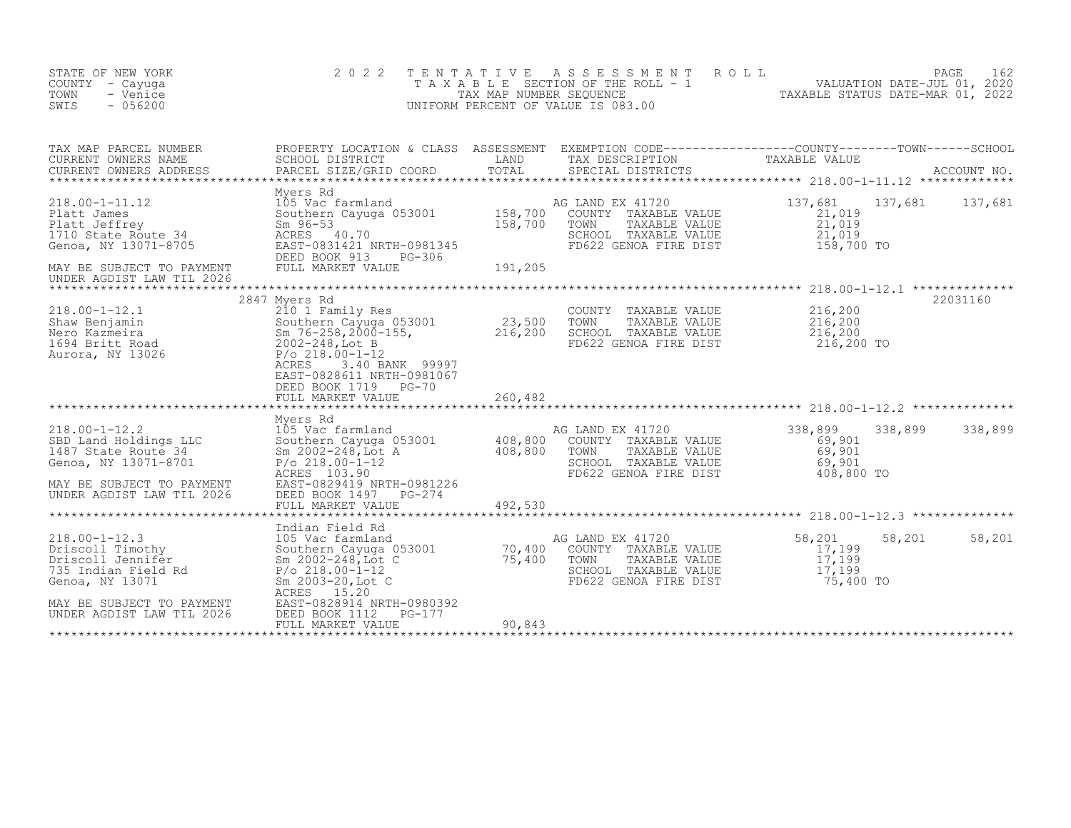STATE OF NEW YORK
COUNTY - Cayuga
TOWN - Venice
SWIS - 056200

2 0 2 2 T E N T A T I V E A S S E S S M E N T R O L L
T A X A B L E SECTION OF THE ROLL - 1
TAX MAP NUMBER SEQUENCE
UNIFORM PERCENT OF VALUE IS 083.00

VALUATION DATE-JUL 01, 2020
TAXABLE STATUS DATE-MAR 01, 2022

| TAX MAP PARCEL NUMBER / CURRENT OWNERS NAME / CURRENT OWNERS ADDRESS | PROPERTY LOCATION & CLASS / SCHOOL DISTRICT / PARCEL SIZE/GRID COORD | ASSESSMENT LAND / TOTAL | EXEMPTION CODE / TAX DESCRIPTION / SPECIAL DISTRICTS | COUNTY TAXABLE VALUE | TOWN | SCHOOL / ACCOUNT NO. |
|---|---|---|---|---|---|---|
| **218.00-1-11.12** | Myers Rd | | | | | |
| 218.00-1-11.12 | 105 Vac farmland | | AG LAND EX 41720 | 137,681 | 137,681 | 137,681 |
| Platt James | Southern Cayuga 053001 | 158,700 | COUNTY TAXABLE VALUE | 21,019 | | |
| Platt Jeffrey | Sm 96-53 | 158,700 | TOWN TAXABLE VALUE | 21,019 | | |
| 1710 State Route 34 | ACRES 40.70 | | SCHOOL TAXABLE VALUE | 21,019 | | |
| Genoa, NY 13071-8705 | EAST-0831421 NRTH-0981345 | | FD622 GENOA FIRE DIST | 158,700 TO | | |
| | DEED BOOK 913 PG-306 | | | | | |
| MAY BE SUBJECT TO PAYMENT | FULL MARKET VALUE | 191,205 | | | | |
| UNDER AGDIST LAW TIL 2026 | | | | | | |
| **218.00-1-12.1** | 2847 Myers Rd | | | | | 22031160 |
| 218.00-1-12.1 | 210 1 Family Res | | COUNTY TAXABLE VALUE | 216,200 | | |
| Shaw Benjamin | Southern Cayuga 053001 | 23,500 | TOWN TAXABLE VALUE | 216,200 | | |
| Nero Kazmeira | Sm 76-258,2000-155, | 216,200 | SCHOOL TAXABLE VALUE | 216,200 | | |
| 1694 Britt Road | 2002-248,Lot B | | FD622 GENOA FIRE DIST | 216,200 TO | | |
| Aurora, NY 13026 | P/o 218.00-1-12 | | | | | |
| | ACRES 3.40 BANK 99997 | | | | | |
| | EAST-0828611 NRTH-0981067 | | | | | |
| | DEED BOOK 1719 PG-70 | | | | | |
| | FULL MARKET VALUE | 260,482 | | | | |
| **218.00-1-12.2** | Myers Rd | | | | | |
| 218.00-1-12.2 | 105 Vac farmland | | AG LAND EX 41720 | 338,899 | 338,899 | 338,899 |
| SBD Land Holdings LLC | Southern Cayuga 053001 | 408,800 | COUNTY TAXABLE VALUE | 69,901 | | |
| 1487 State Route 34 | Sm 2002-248,Lot A | 408,800 | TOWN TAXABLE VALUE | 69,901 | | |
| Genoa, NY 13071-8701 | P/o 218.00-1-12 | | SCHOOL TAXABLE VALUE | 69,901 | | |
| | ACRES 103.90 | | FD622 GENOA FIRE DIST | 408,800 TO | | |
| MAY BE SUBJECT TO PAYMENT | EAST-0829419 NRTH-0981226 | | | | | |
| UNDER AGDIST LAW TIL 2026 | DEED BOOK 1497 PG-274 | | | | | |
| | FULL MARKET VALUE | 492,530 | | | | |
| **218.00-1-12.3** | Indian Field Rd | | | | | |
| 218.00-1-12.3 | 105 Vac farmland | | AG LAND EX 41720 | 58,201 | 58,201 | 58,201 |
| Driscoll Timothy | Southern Cayuga 053001 | 70,400 | COUNTY TAXABLE VALUE | 17,199 | | |
| Driscoll Jennifer | Sm 2002-248,Lot C | 75,400 | TOWN TAXABLE VALUE | 17,199 | | |
| 735 Indian Field Rd | P/o 218.00-1-12 | | SCHOOL TAXABLE VALUE | 17,199 | | |
| Genoa, NY 13071 | Sm 2003-20,Lot C | | FD622 GENOA FIRE DIST | 75,400 TO | | |
| | ACRES 15.20 | | | | | |
| MAY BE SUBJECT TO PAYMENT | EAST-0828914 NRTH-0980392 | | | | | |
| UNDER AGDIST LAW TIL 2026 | DEED BOOK 1112 PG-177 | | | | | |
| | FULL MARKET VALUE | 90,843 | | | | |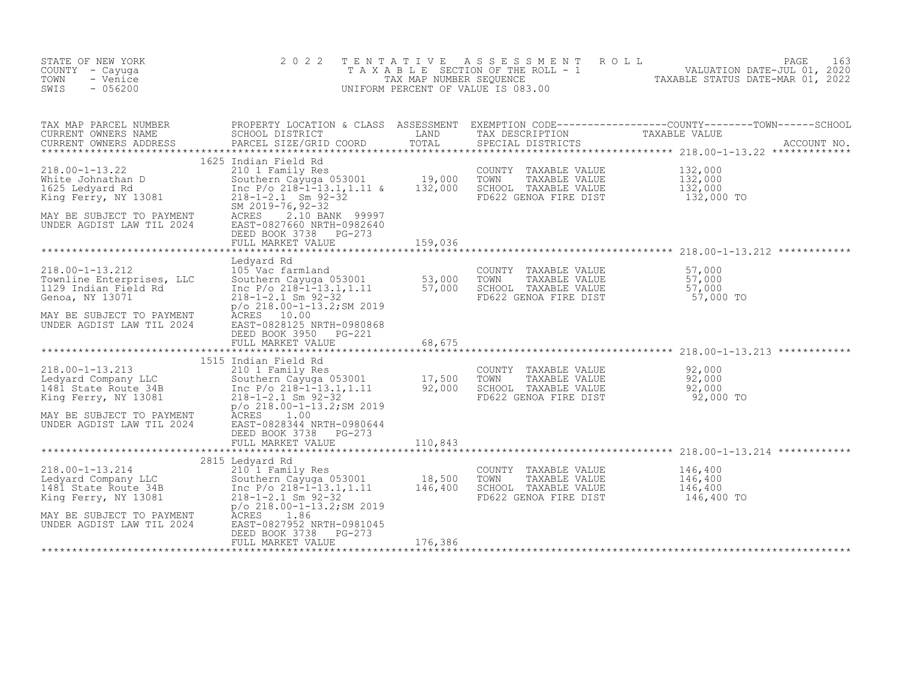STATE OF NEW YORK
COUNTY - Cayuga
TOWN - Venice
SWIS - 056200

2022 TENTATIVE ASSESSMENT ROLL
TAXABLE SECTION OF THE ROLL - 1
TAX MAP NUMBER SEQUENCE
UNIFORM PERCENT OF VALUE IS 083.00

VALUATION DATE-JUL 01, 2020
TAXABLE STATUS DATE-MAR 01, 2022

| TAX MAP PARCEL NUMBER / CURRENT OWNERS NAME / CURRENT OWNERS ADDRESS | PROPERTY LOCATION & CLASS / SCHOOL DISTRICT / PARCEL SIZE/GRID COORD | ASSESSMENT LAND | ASSESSMENT TOTAL | EXEMPTION CODE / TAX DESCRIPTION / SPECIAL DISTRICTS | TAXABLE VALUE (COUNTY / TOWN / SCHOOL) | ACCOUNT NO. |
|---|---|---|---|---|---|---|
| 218.00-1-13.22 | 1625 Indian Field Rd | | | | | |
| 218.00-1-13.22 | 210 1 Family Res | | | COUNTY TAXABLE VALUE | 132,000 | |
| White Johnathan D | Southern Cayuga 053001 | 19,000 | | TOWN TAXABLE VALUE | 132,000 | |
| 1625 Ledyard Rd | Inc P/o 218-1-13.1,1.11 & | | 132,000 | SCHOOL TAXABLE VALUE | 132,000 | |
| King Ferry, NY 13081 | 218-1-2.1 Sm 92-32 | | | FD622 GENOA FIRE DIST | 132,000 TO | |
| | SM 2019-76,92-32 | | | | | |
| MAY BE SUBJECT TO PAYMENT | ACRES 2.10 BANK 99997 | | | | | |
| UNDER AGDIST LAW TIL 2024 | EAST-0827660 NRTH-0982640 | | | | | |
| | DEED BOOK 3738 PG-273 | | | | | |
| | FULL MARKET VALUE | | 159,036 | | | |
| 218.00-1-13.212 | Ledyard Rd | | | | | |
| 218.00-1-13.212 | 105 Vac farmland | | | COUNTY TAXABLE VALUE | 57,000 | |
| Townline Enterprises, LLC | Southern Cayuga 053001 | 53,000 | | TOWN TAXABLE VALUE | 57,000 | |
| 1129 Indian Field Rd | Inc P/o 218-1-13.1,1.11 | | 57,000 | SCHOOL TAXABLE VALUE | 57,000 | |
| Genoa, NY 13071 | 218-1-2.1 Sm 92-32 | | | FD622 GENOA FIRE DIST | 57,000 TO | |
| | p/o 218.00-1-13.2;SM 2019 | | | | | |
| MAY BE SUBJECT TO PAYMENT | ACRES 10.00 | | | | | |
| UNDER AGDIST LAW TIL 2024 | EAST-0828125 NRTH-0980868 | | | | | |
| | DEED BOOK 3950 PG-221 | | | | | |
| | FULL MARKET VALUE | | 68,675 | | | |
| 218.00-1-13.213 | 1515 Indian Field Rd | | | | | |
| 218.00-1-13.213 | 210 1 Family Res | | | COUNTY TAXABLE VALUE | 92,000 | |
| Ledyard Company LLC | Southern Cayuga 053001 | 17,500 | | TOWN TAXABLE VALUE | 92,000 | |
| 1481 State Route 34B | Inc P/o 218-1-13.1,1.11 | | 92,000 | SCHOOL TAXABLE VALUE | 92,000 | |
| King Ferry, NY 13081 | 218-1-2.1 Sm 92-32 | | | FD622 GENOA FIRE DIST | 92,000 TO | |
| | p/o 218.00-1-13.2;SM 2019 | | | | | |
| MAY BE SUBJECT TO PAYMENT | ACRES 1.00 | | | | | |
| UNDER AGDIST LAW TIL 2024 | EAST-0828344 NRTH-0980644 | | | | | |
| | DEED BOOK 3738 PG-273 | | | | | |
| | FULL MARKET VALUE | | 110,843 | | | |
| 218.00-1-13.214 | 2815 Ledyard Rd | | | | | |
| 218.00-1-13.214 | 210 1 Family Res | | | COUNTY TAXABLE VALUE | 146,400 | |
| Ledyard Company LLC | Southern Cayuga 053001 | 18,500 | | TOWN TAXABLE VALUE | 146,400 | |
| 1481 State Route 34B | Inc P/o 218-1-13.1,1.11 | | 146,400 | SCHOOL TAXABLE VALUE | 146,400 | |
| King Ferry, NY 13081 | 218-1-2.1 Sm 92-32 | | | FD622 GENOA FIRE DIST | 146,400 TO | |
| | p/o 218.00-1-13.2;SM 2019 | | | | | |
| MAY BE SUBJECT TO PAYMENT | ACRES 1.86 | | | | | |
| UNDER AGDIST LAW TIL 2024 | EAST-0827952 NRTH-0981045 | | | | | |
| | DEED BOOK 3738 PG-273 | | | | | |
| | FULL MARKET VALUE | | 176,386 | | | |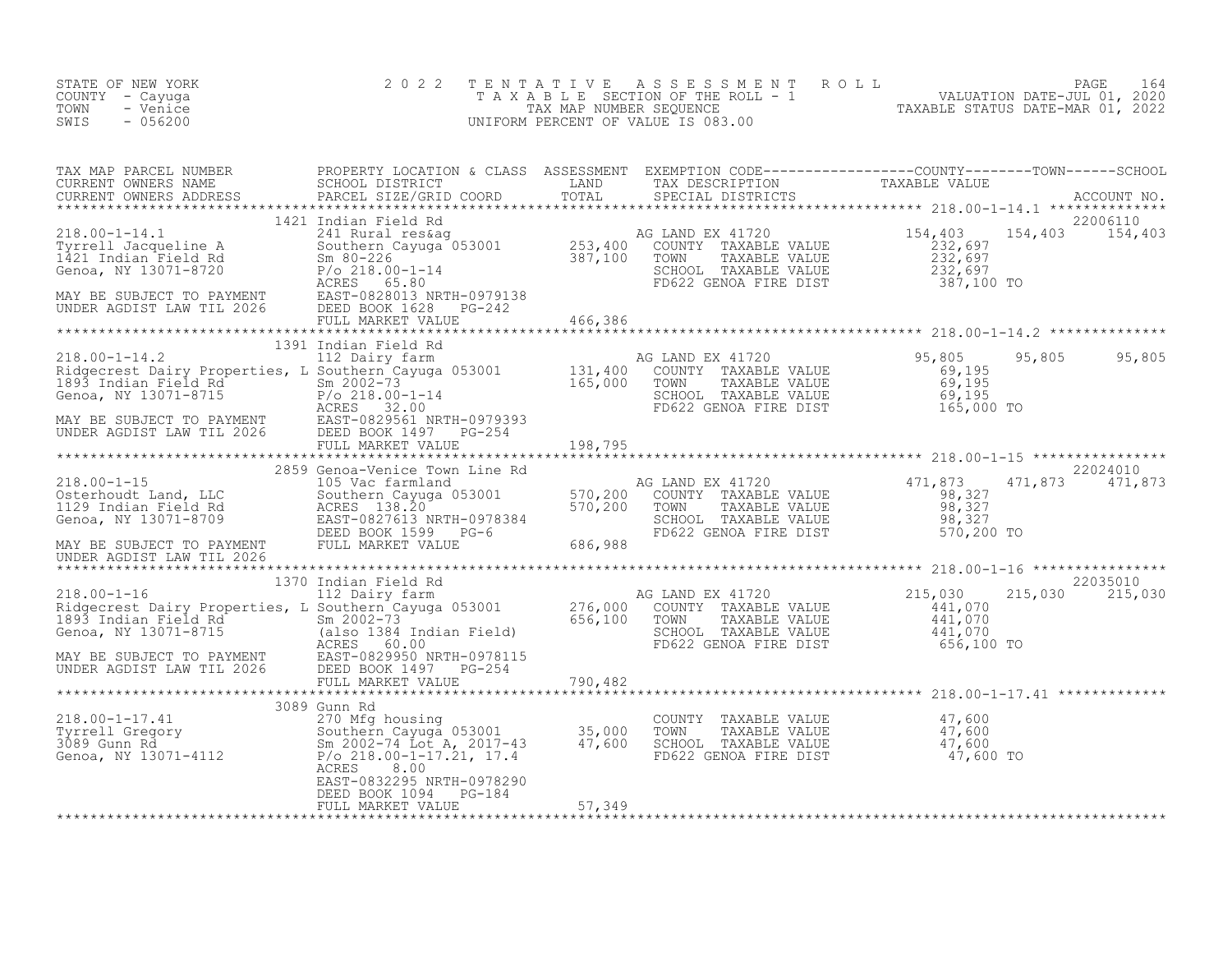STATE OF NEW YORK
COUNTY - Cayuga
TOWN - Venice
SWIS - 056200

# 2022 TENTATIVE ASSESSMENT ROLL
TAXABLE SECTION OF THE ROLL - 1
TAX MAP NUMBER SEQUENCE
UNIFORM PERCENT OF VALUE IS 083.00

VALUATION DATE-JUL 01, 2020
TAXABLE STATUS DATE-MAR 01, 2022

| TAX MAP PARCEL NUMBER / CURRENT OWNERS NAME / CURRENT OWNERS ADDRESS | PROPERTY LOCATION & CLASS / SCHOOL DISTRICT / PARCEL SIZE/GRID COORD | ASSESSMENT LAND / TOTAL | EXEMPTION CODE / TAX DESCRIPTION / SPECIAL DISTRICTS | COUNTY TAXABLE VALUE | TOWN | SCHOOL / ACCOUNT NO. |
|---|---|---|---|---|---|---|
| **218.00-1-14.1** | 1421 Indian Field Rd | | | | | 22006110 |
| Tyrrell Jacqueline A | 241 Rural res&ag | | AG LAND EX 41720 | 154,403 | 154,403 | 154,403 |
| 1421 Indian Field Rd | Southern Cayuga 053001 | 253,400 | COUNTY TAXABLE VALUE | 232,697 | | |
| Genoa, NY 13071-8720 | Sm 80-226 | 387,100 | TOWN TAXABLE VALUE | 232,697 | | |
| | P/o 218.00-1-14 | | SCHOOL TAXABLE VALUE | 232,697 | | |
| | ACRES 65.80 | | FD622 GENOA FIRE DIST | 387,100 TO | | |
| MAY BE SUBJECT TO PAYMENT | EAST-0828013 NRTH-0979138 | | | | | |
| UNDER AGDIST LAW TIL 2026 | DEED BOOK 1628 PG-242 | | | | | |
| | FULL MARKET VALUE | 466,386 | | | | |
| **218.00-1-14.2** | 1391 Indian Field Rd | | | | | |
| Ridgecrest Dairy Properties, L | 112 Dairy farm | | AG LAND EX 41720 | 95,805 | 95,805 | 95,805 |
| 1893 Indian Field Rd | Southern Cayuga 053001 | 131,400 | COUNTY TAXABLE VALUE | 69,195 | | |
| Genoa, NY 13071-8715 | Sm 2002-73 | 165,000 | TOWN TAXABLE VALUE | 69,195 | | |
| | P/o 218.00-1-14 | | SCHOOL TAXABLE VALUE | 69,195 | | |
| | ACRES 32.00 | | FD622 GENOA FIRE DIST | 165,000 TO | | |
| MAY BE SUBJECT TO PAYMENT | EAST-0829561 NRTH-0979393 | | | | | |
| UNDER AGDIST LAW TIL 2026 | DEED BOOK 1497 PG-254 | | | | | |
| | FULL MARKET VALUE | 198,795 | | | | |
| **218.00-1-15** | 2859 Genoa-Venice Town Line Rd | | | | | 22024010 |
| Osterhoudt Land, LLC | 105 Vac farmland | | AG LAND EX 41720 | 471,873 | 471,873 | 471,873 |
| 1129 Indian Field Rd | Southern Cayuga 053001 | 570,200 | COUNTY TAXABLE VALUE | 98,327 | | |
| Genoa, NY 13071-8709 | ACRES 138.20 | 570,200 | TOWN TAXABLE VALUE | 98,327 | | |
| | EAST-0827613 NRTH-0978384 | | SCHOOL TAXABLE VALUE | 98,327 | | |
| | DEED BOOK 1599 PG-6 | | FD622 GENOA FIRE DIST | 570,200 TO | | |
| MAY BE SUBJECT TO PAYMENT | FULL MARKET VALUE | 686,988 | | | | |
| UNDER AGDIST LAW TIL 2026 | | | | | | |
| **218.00-1-16** | 1370 Indian Field Rd | | | | | 22035010 |
| Ridgecrest Dairy Properties, L | 112 Dairy farm | | AG LAND EX 41720 | 215,030 | 215,030 | 215,030 |
| 1893 Indian Field Rd | Southern Cayuga 053001 | 276,000 | COUNTY TAXABLE VALUE | 441,070 | | |
| Genoa, NY 13071-8715 | Sm 2002-73 | 656,100 | TOWN TAXABLE VALUE | 441,070 | | |
| | (also 1384 Indian Field) | | SCHOOL TAXABLE VALUE | 441,070 | | |
| | ACRES 60.00 | | FD622 GENOA FIRE DIST | 656,100 TO | | |
| MAY BE SUBJECT TO PAYMENT | EAST-0829950 NRTH-0978115 | | | | | |
| UNDER AGDIST LAW TIL 2026 | DEED BOOK 1497 PG-254 | | | | | |
| | FULL MARKET VALUE | 790,482 | | | | |
| **218.00-1-17.41** | 3089 Gunn Rd | | | | | |
| Tyrrell Gregory | 270 Mfg housing | | COUNTY TAXABLE VALUE | 47,600 | | |
| 3089 Gunn Rd | Southern Cayuga 053001 | 35,000 | TOWN TAXABLE VALUE | 47,600 | | |
| Genoa, NY 13071-4112 | Sm 2002-74 Lot A, 2017-43 | 47,600 | SCHOOL TAXABLE VALUE | 47,600 | | |
| | P/o 218.00-1-17.21, 17.4 | | FD622 GENOA FIRE DIST | 47,600 TO | | |
| | ACRES 8.00 | | | | | |
| | EAST-0832295 NRTH-0978290 | | | | | |
| | DEED BOOK 1094 PG-184 | | | | | |
| | FULL MARKET VALUE | 57,349 | | | | |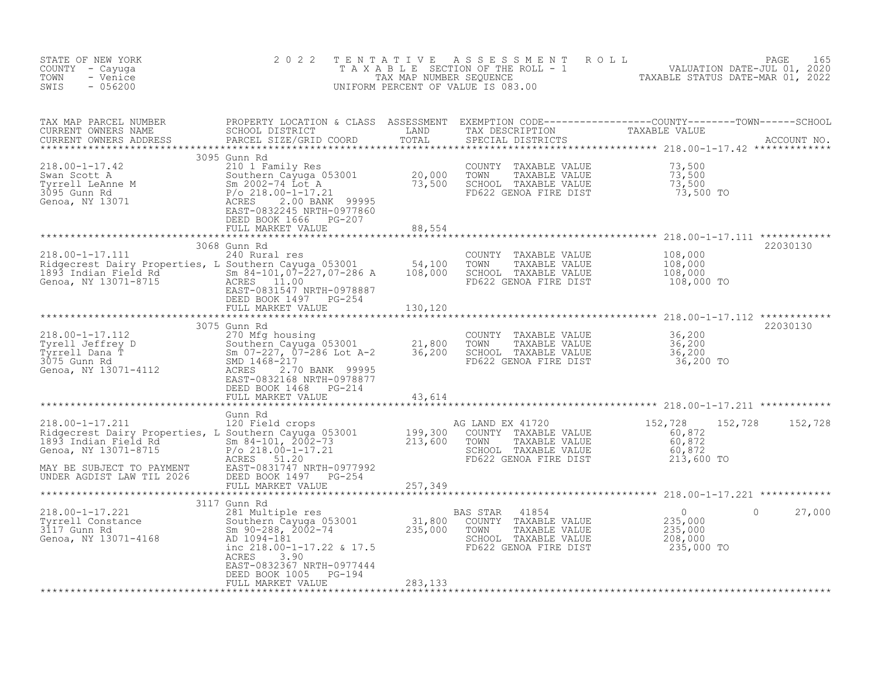STATE OF NEW YORK — COUNTY - Cayuga — TOWN - Venice — SWIS - 056200

# 2022 TENTATIVE ASSESSMENT ROLL

TAXABLE SECTION OF THE ROLL - 1 — TAX MAP NUMBER SEQUENCE — UNIFORM PERCENT OF VALUE IS 083.00

VALUATION DATE-JUL 01, 2020 — TAXABLE STATUS DATE-MAR 01, 2022

| TAX MAP PARCEL NUMBER / CURRENT OWNERS NAME / CURRENT OWNERS ADDRESS | PROPERTY LOCATION & CLASS / SCHOOL DISTRICT / PARCEL SIZE/GRID COORD | ASSESSMENT LAND | ASSESSMENT TOTAL | EXEMPTION CODE / TAX DESCRIPTION / SPECIAL DISTRICTS | COUNTY TAXABLE VALUE | TOWN | SCHOOL | ACCOUNT NO. |
|---|---|---|---|---|---|---|---|---|
| **218.00-1-17.42** | 3095 Gunn Rd | | | | | | | |
| 218.00-1-17.42 | 210 1 Family Res | | | COUNTY TAXABLE VALUE | 73,500 | | | |
| Swan Scott A | Southern Cayuga 053001 | 20,000 | | TOWN TAXABLE VALUE | 73,500 | | | |
| Tyrrell LeAnne M | Sm 2002-74 Lot A | | 73,500 | SCHOOL TAXABLE VALUE | 73,500 | | | |
| 3095 Gunn Rd | P/o 218.00-1-17.21 | | | FD622 GENOA FIRE DIST | 73,500 TO | | | |
| Genoa, NY 13071 | ACRES 2.00 BANK 99995 | | | | | | | |
| | EAST-0832245 NRTH-0977860 | | | | | | | |
| | DEED BOOK 1666 PG-207 | | | | | | | |
| | FULL MARKET VALUE | | 88,554 | | | | | |
| **218.00-1-17.111** | 3068 Gunn Rd | | | | | | | 22030130 |
| 218.00-1-17.111 | 240 Rural res | | | COUNTY TAXABLE VALUE | 108,000 | | | |
| Ridgecrest Dairy Properties, L | Southern Cayuga 053001 | 54,100 | | TOWN TAXABLE VALUE | 108,000 | | | |
| 1893 Indian Field Rd | Sm 84-101,07-227,07-286 A | | 108,000 | SCHOOL TAXABLE VALUE | 108,000 | | | |
| Genoa, NY 13071-8715 | ACRES 11.00 | | | FD622 GENOA FIRE DIST | 108,000 TO | | | |
| | EAST-0831547 NRTH-0978887 | | | | | | | |
| | DEED BOOK 1497 PG-254 | | | | | | | |
| | FULL MARKET VALUE | | 130,120 | | | | | |
| **218.00-1-17.112** | 3075 Gunn Rd | | | | | | | 22030130 |
| 218.00-1-17.112 | 270 Mfg housing | | | COUNTY TAXABLE VALUE | 36,200 | | | |
| Tyrell Jeffrey D | Southern Cayuga 053001 | 21,800 | | TOWN TAXABLE VALUE | 36,200 | | | |
| Tyrrell Dana T | Sm 07-227, 07-286 Lot A-2 | | 36,200 | SCHOOL TAXABLE VALUE | 36,200 | | | |
| 3075 Gunn Rd | SMD 1468-217 | | | FD622 GENOA FIRE DIST | 36,200 TO | | | |
| Genoa, NY 13071-4112 | ACRES 2.70 BANK 99995 | | | | | | | |
| | EAST-0832168 NRTH-0978877 | | | | | | | |
| | DEED BOOK 1468 PG-214 | | | | | | | |
| | FULL MARKET VALUE | | 43,614 | | | | | |
| **218.00-1-17.211** | Gunn Rd | | | | | | | |
| 218.00-1-17.211 | 120 Field crops | | | AG LAND EX 41720 | 152,728 | 152,728 | 152,728 | |
| Ridgecrest Dairy Properties, L | Southern Cayuga 053001 | 199,300 | | COUNTY TAXABLE VALUE | 60,872 | | | |
| 1893 Indian Field Rd | Sm 84-101, 2002-73 | | 213,600 | TOWN TAXABLE VALUE | 60,872 | | | |
| Genoa, NY 13071-8715 | P/o 218.00-1-17.21 | | | SCHOOL TAXABLE VALUE | 60,872 | | | |
| | ACRES 51.20 | | | FD622 GENOA FIRE DIST | 213,600 TO | | | |
| MAY BE SUBJECT TO PAYMENT | EAST-0831747 NRTH-0977992 | | | | | | | |
| UNDER AGDIST LAW TIL 2026 | DEED BOOK 1497 PG-254 | | | | | | | |
| | FULL MARKET VALUE | | 257,349 | | | | | |
| **218.00-1-17.221** | 3117 Gunn Rd | | | | | | | |
| 218.00-1-17.221 | 281 Multiple res | | | BAS STAR 41854 | 0 | 0 | 27,000 | |
| Tyrrell Constance | Southern Cayuga 053001 | 31,800 | | COUNTY TAXABLE VALUE | 235,000 | | | |
| 3117 Gunn Rd | Sm 90-288, 2002-74 | | 235,000 | TOWN TAXABLE VALUE | 235,000 | | | |
| Genoa, NY 13071-4168 | AD 1094-181 | | | SCHOOL TAXABLE VALUE | 208,000 | | | |
| | inc 218.00-1-17.22 & 17.5 | | | FD622 GENOA FIRE DIST | 235,000 TO | | | |
| | ACRES 3.90 | | | | | | | |
| | EAST-0832367 NRTH-0977444 | | | | | | | |
| | DEED BOOK 1005 PG-194 | | | | | | | |
| | FULL MARKET VALUE | | 283,133 | | | | | |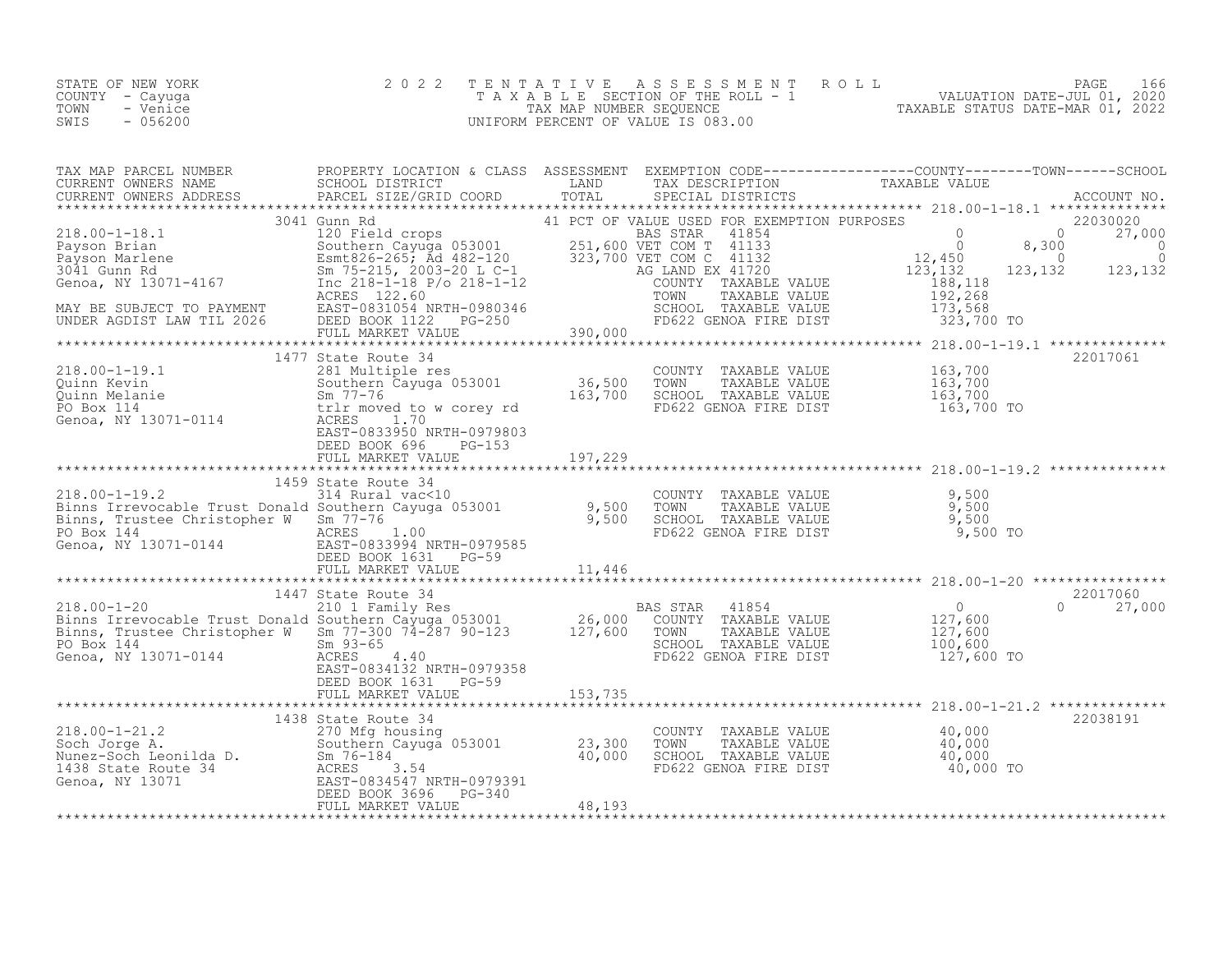STATE OF NEW YORK
COUNTY - Cayuga
TOWN - Venice
SWIS - 056200

# 2022 TENTATIVE ASSESSMENT ROLL

TAXABLE SECTION OF THE ROLL - 1
TAX MAP NUMBER SEQUENCE
UNIFORM PERCENT OF VALUE IS 083.00

VALUATION DATE-JUL 01, 2020
TAXABLE STATUS DATE-MAR 01, 2022

| TAX MAP PARCEL NUMBER / CURRENT OWNERS NAME / CURRENT OWNERS ADDRESS | PROPERTY LOCATION & CLASS / SCHOOL DISTRICT / PARCEL SIZE/GRID COORD | ASSESSMENT LAND / TOTAL | EXEMPTION CODE / TAX DESCRIPTION / SPECIAL DISTRICTS | COUNTY TAXABLE VALUE | TOWN | SCHOOL | ACCOUNT NO. |
|---|---|---|---|---|---|---|---|
| **218.00-1-18.1** | 3041 Gunn Rd | | 41 PCT OF VALUE USED FOR EXEMPTION PURPOSES | | | | 22030020 |
| 218.00-1-18.1 | 120 Field crops | | BAS STAR 41854 | 0 | 0 | 27,000 | |
| Payson Brian | Southern Cayuga 053001 | 251,600 | VET COM T 41133 | 0 | 8,300 | 0 | |
| Payson Marlene | Esmt826-265; Ad 482-120 | 323,700 | VET COM C 41132 | 12,450 | 0 | 0 | |
| 3041 Gunn Rd | Sm 75-215, 2003-20 L C-1 | | AG LAND EX 41720 | 123,132 | 123,132 | 123,132 | |
| Genoa, NY 13071-4167 | Inc 218-1-18 P/o 218-1-12 | | COUNTY TAXABLE VALUE | 188,118 | | | |
| | ACRES 122.60 | | TOWN TAXABLE VALUE | 192,268 | | | |
| MAY BE SUBJECT TO PAYMENT | EAST-0831054 NRTH-0980346 | | SCHOOL TAXABLE VALUE | 173,568 | | | |
| UNDER AGDIST LAW TIL 2026 | DEED BOOK 1122 PG-250 | | FD622 GENOA FIRE DIST | 323,700 TO | | | |
| | FULL MARKET VALUE | 390,000 | | | | | |
| **218.00-1-19.1** | 1477 State Route 34 | | | | | | 22017061 |
| 218.00-1-19.1 | 281 Multiple res | | COUNTY TAXABLE VALUE | 163,700 | | | |
| Quinn Kevin | Southern Cayuga 053001 | 36,500 | TOWN TAXABLE VALUE | 163,700 | | | |
| Quinn Melanie | Sm 77-76 | 163,700 | SCHOOL TAXABLE VALUE | 163,700 | | | |
| PO Box 114 | trlr moved to w corey rd | | FD622 GENOA FIRE DIST | 163,700 TO | | | |
| Genoa, NY 13071-0114 | ACRES 1.70 | | | | | | |
| | EAST-0833950 NRTH-0979803 | | | | | | |
| | DEED BOOK 696 PG-153 | | | | | | |
| | FULL MARKET VALUE | 197,229 | | | | | |
| **218.00-1-19.2** | 1459 State Route 34 | | | | | | |
| 218.00-1-19.2 | 314 Rural vac<10 | | COUNTY TAXABLE VALUE | 9,500 | | | |
| Binns Irrevocable Trust Donald | Southern Cayuga 053001 | 9,500 | TOWN TAXABLE VALUE | 9,500 | | | |
| Binns, Trustee Christopher W | Sm 77-76 | 9,500 | SCHOOL TAXABLE VALUE | 9,500 | | | |
| PO Box 144 | ACRES 1.00 | | FD622 GENOA FIRE DIST | 9,500 TO | | | |
| Genoa, NY 13071-0144 | EAST-0833994 NRTH-0979585 | | | | | | |
| | DEED BOOK 1631 PG-59 | | | | | | |
| | FULL MARKET VALUE | 11,446 | | | | | |
| **218.00-1-20** | 1447 State Route 34 | | | | | | 22017060 |
| 218.00-1-20 | 210 1 Family Res | | BAS STAR 41854 | 0 | 0 | 27,000 | |
| Binns Irrevocable Trust Donald | Southern Cayuga 053001 | 26,000 | COUNTY TAXABLE VALUE | 127,600 | | | |
| Binns, Trustee Christopher W | Sm 77-300 74-287 90-123 | 127,600 | TOWN TAXABLE VALUE | 127,600 | | | |
| PO Box 144 | Sm 93-65 | | SCHOOL TAXABLE VALUE | 100,600 | | | |
| Genoa, NY 13071-0144 | ACRES 4.40 | | FD622 GENOA FIRE DIST | 127,600 TO | | | |
| | EAST-0834132 NRTH-0979358 | | | | | | |
| | DEED BOOK 1631 PG-59 | | | | | | |
| | FULL MARKET VALUE | 153,735 | | | | | |
| **218.00-1-21.2** | 1438 State Route 34 | | | | | | 22038191 |
| 218.00-1-21.2 | 270 Mfg housing | | COUNTY TAXABLE VALUE | 40,000 | | | |
| Soch Jorge A. | Southern Cayuga 053001 | 23,300 | TOWN TAXABLE VALUE | 40,000 | | | |
| Nunez-Soch Leonilda D. | Sm 76-184 | 40,000 | SCHOOL TAXABLE VALUE | 40,000 | | | |
| 1438 State Route 34 | ACRES 3.54 | | FD622 GENOA FIRE DIST | 40,000 TO | | | |
| Genoa, NY 13071 | EAST-0834547 NRTH-0979391 | | | | | | |
| | DEED BOOK 3696 PG-340 | | | | | | |
| | FULL MARKET VALUE | 48,193 | | | | | |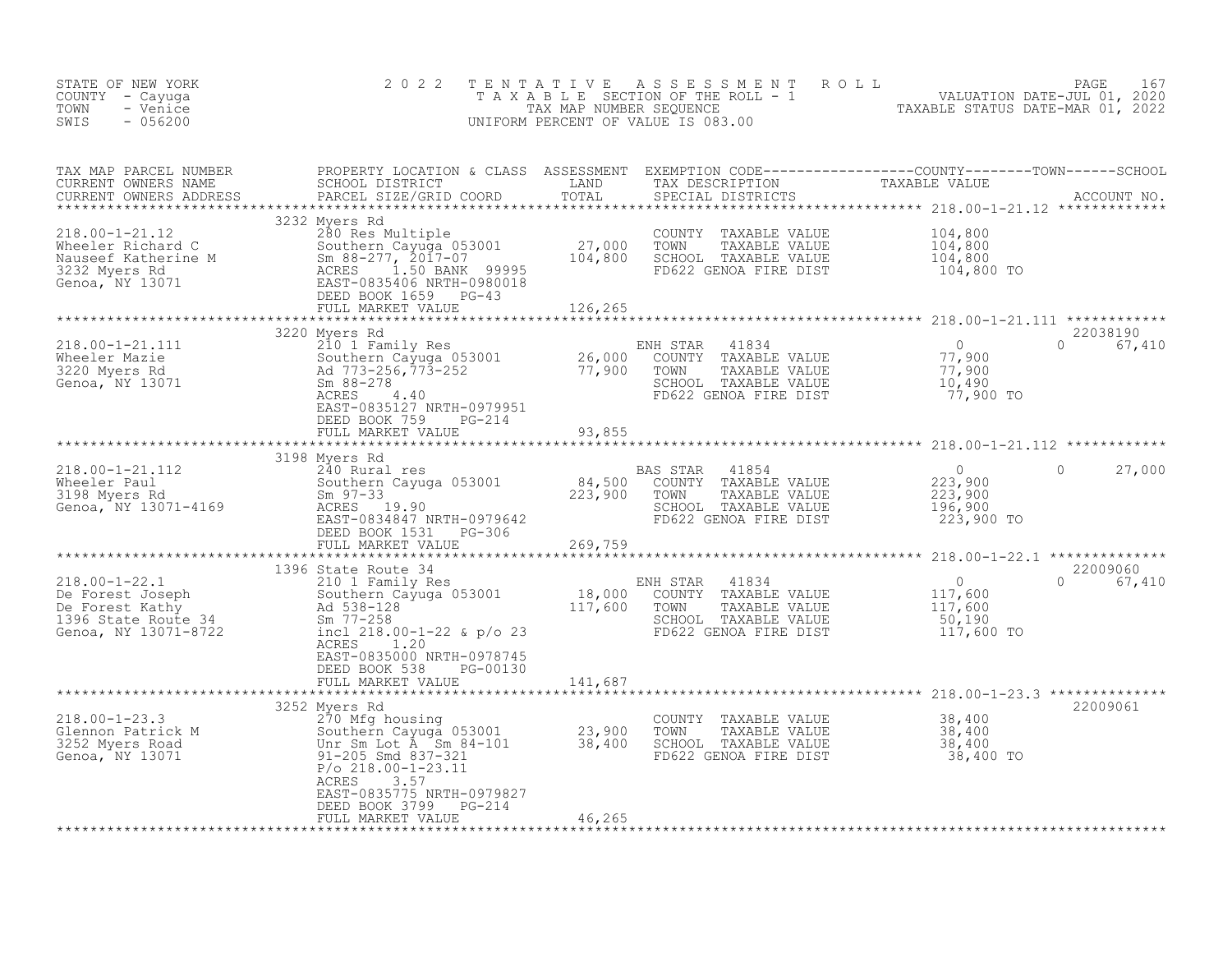STATE OF NEW YORK
COUNTY - Cayuga
TOWN - Venice
SWIS - 056200

2022 TENTATIVE ASSESSMENT ROLL
TAXABLE SECTION OF THE ROLL - 1
TAX MAP NUMBER SEQUENCE
UNIFORM PERCENT OF VALUE IS 083.00

VALUATION DATE-JUL 01, 2020
TAXABLE STATUS DATE-MAR 01, 2022

| TAX MAP PARCEL NUMBER / CURRENT OWNERS NAME / CURRENT OWNERS ADDRESS | PROPERTY LOCATION & CLASS / SCHOOL DISTRICT / PARCEL SIZE/GRID COORD | ASSESSMENT LAND | TOTAL | EXEMPTION CODE / TAX DESCRIPTION / SPECIAL DISTRICTS | COUNTY / TAXABLE VALUE | TOWN | SCHOOL / ACCOUNT NO. |
|---|---|---|---|---|---|---|---|
| **218.00-1-21.12** | 3232 Myers Rd | | | | | | |
| 218.00-1-21.12 | 280 Res Multiple | | | COUNTY TAXABLE VALUE | 104,800 | | |
| Wheeler Richard C | Southern Cayuga 053001 | 27,000 | | TOWN TAXABLE VALUE | 104,800 | | |
| Nauseef Katherine M | Sm 88-277, 2017-07 | | 104,800 | SCHOOL TAXABLE VALUE | 104,800 | | |
| 3232 Myers Rd | ACRES 1.50 BANK 99995 | | | FD622 GENOA FIRE DIST | 104,800 TO | | |
| Genoa, NY 13071 | EAST-0835406 NRTH-0980018 | | | | | | |
| | DEED BOOK 1659 PG-43 | | | | | | |
| | FULL MARKET VALUE | | 126,265 | | | | |
| **218.00-1-21.111** | 3220 Myers Rd | | | | | | 22038190 |
| 218.00-1-21.111 | 210 1 Family Res | | | ENH STAR 41834 | 0 | 0 | 67,410 |
| Wheeler Mazie | Southern Cayuga 053001 | 26,000 | | COUNTY TAXABLE VALUE | 77,900 | | |
| 3220 Myers Rd | Ad 773-256,773-252 | | 77,900 | TOWN TAXABLE VALUE | 77,900 | | |
| Genoa, NY 13071 | Sm 88-278 | | | SCHOOL TAXABLE VALUE | 10,490 | | |
| | ACRES 4.40 | | | FD622 GENOA FIRE DIST | 77,900 TO | | |
| | EAST-0835127 NRTH-0979951 | | | | | | |
| | DEED BOOK 759 PG-214 | | | | | | |
| | FULL MARKET VALUE | | 93,855 | | | | |
| **218.00-1-21.112** | 3198 Myers Rd | | | | | | |
| 218.00-1-21.112 | 240 Rural res | | | BAS STAR 41854 | 0 | 0 | 27,000 |
| Wheeler Paul | Southern Cayuga 053001 | 84,500 | | COUNTY TAXABLE VALUE | 223,900 | | |
| 3198 Myers Rd | Sm 97-33 | | 223,900 | TOWN TAXABLE VALUE | 223,900 | | |
| Genoa, NY 13071-4169 | ACRES 19.90 | | | SCHOOL TAXABLE VALUE | 196,900 | | |
| | EAST-0834847 NRTH-0979642 | | | FD622 GENOA FIRE DIST | 223,900 TO | | |
| | DEED BOOK 1531 PG-306 | | | | | | |
| | FULL MARKET VALUE | | 269,759 | | | | |
| **218.00-1-22.1** | 1396 State Route 34 | | | | | | 22009060 |
| 218.00-1-22.1 | 210 1 Family Res | | | ENH STAR 41834 | 0 | 0 | 67,410 |
| De Forest Joseph | Southern Cayuga 053001 | 18,000 | | COUNTY TAXABLE VALUE | 117,600 | | |
| De Forest Kathy | Ad 538-128 | | 117,600 | TOWN TAXABLE VALUE | 117,600 | | |
| 1396 State Route 34 | Sm 77-258 | | | SCHOOL TAXABLE VALUE | 50,190 | | |
| Genoa, NY 13071-8722 | incl 218.00-1-22 & p/o 23 | | | FD622 GENOA FIRE DIST | 117,600 TO | | |
| | ACRES 1.20 | | | | | | |
| | EAST-0835000 NRTH-0978745 | | | | | | |
| | DEED BOOK 538 PG-00130 | | | | | | |
| | FULL MARKET VALUE | | 141,687 | | | | |
| **218.00-1-23.3** | 3252 Myers Rd | | | | | | 22009061 |
| 218.00-1-23.3 | 270 Mfg housing | | | COUNTY TAXABLE VALUE | 38,400 | | |
| Glennon Patrick M | Southern Cayuga 053001 | 23,900 | | TOWN TAXABLE VALUE | 38,400 | | |
| 3252 Myers Road | Unr Sm Lot A Sm 84-101 | | 38,400 | SCHOOL TAXABLE VALUE | 38,400 | | |
| Genoa, NY 13071 | 91-205 Smd 837-321 | | | FD622 GENOA FIRE DIST | 38,400 TO | | |
| | P/o 218.00-1-23.11 | | | | | | |
| | ACRES 3.57 | | | | | | |
| | EAST-0835775 NRTH-0979827 | | | | | | |
| | DEED BOOK 3799 PG-214 | | | | | | |
| | FULL MARKET VALUE | | 46,265 | | | | |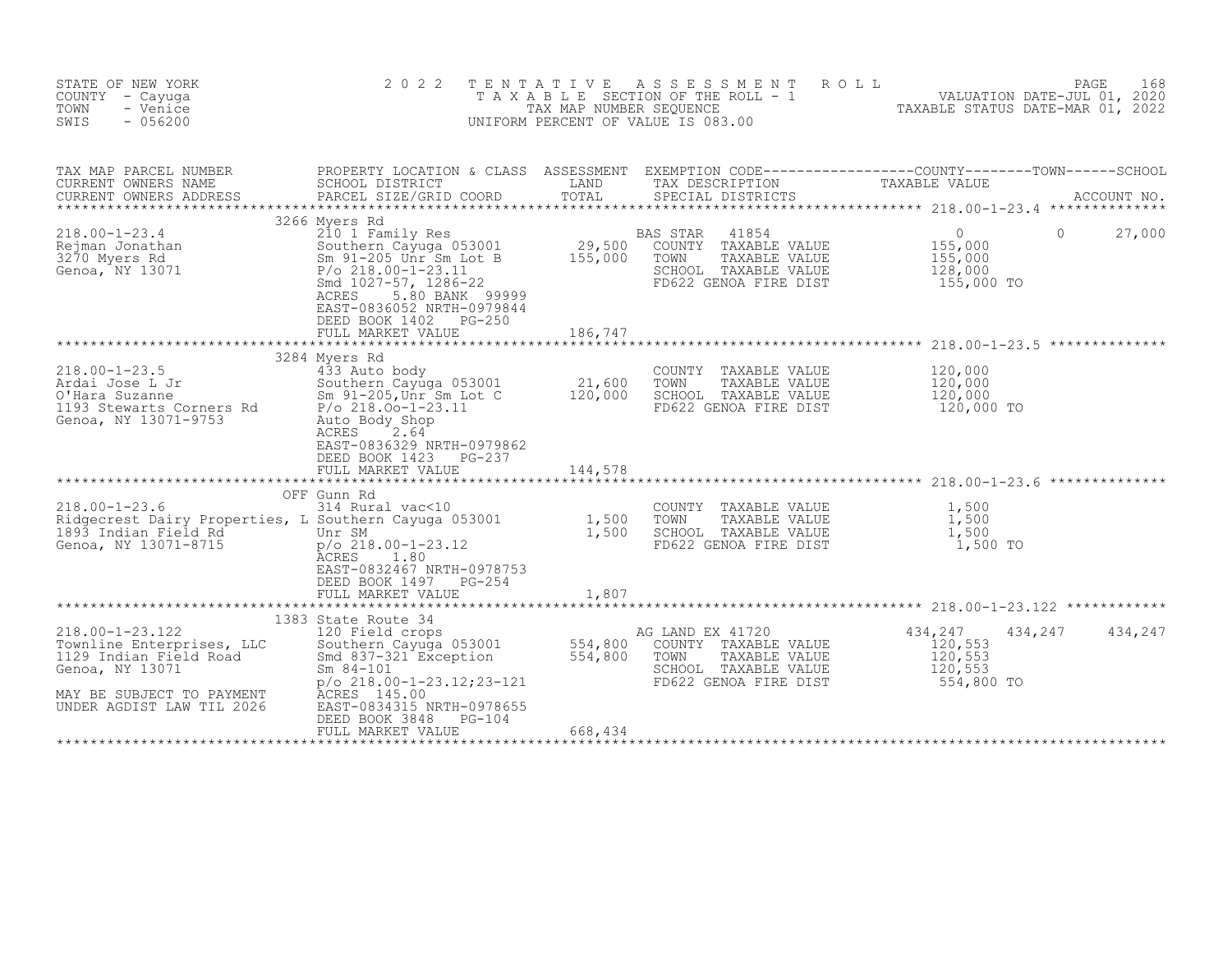STATE OF NEW YORK
COUNTY - Cayuga
TOWN - Venice
SWIS - 056200

2022 TENTATIVE ASSESSMENT ROLL
TAXABLE SECTION OF THE ROLL - 1
TAX MAP NUMBER SEQUENCE
UNIFORM PERCENT OF VALUE IS 083.00

VALUATION DATE-JUL 01, 2020
TAXABLE STATUS DATE-MAR 01, 2022

| TAX MAP PARCEL NUMBER / CURRENT OWNERS NAME / CURRENT OWNERS ADDRESS | PROPERTY LOCATION & CLASS / SCHOOL DISTRICT / PARCEL SIZE/GRID COORD | ASSESSMENT LAND | TOTAL | EXEMPTION CODE / TAX DESCRIPTION / SPECIAL DISTRICTS | COUNTY TAXABLE VALUE | TOWN | SCHOOL / ACCOUNT NO. |
|---|---|---|---|---|---|---|---|
| 218.00-1-23.4 | 3266 Myers Rd | | | | | | |
| 218.00-1-23.4 | 210 1 Family Res | | | BAS STAR 41854 | 0 | 0 | 27,000 |
| Rejman Jonathan | Southern Cayuga 053001 | 29,500 | | COUNTY TAXABLE VALUE | 155,000 | | |
| 3270 Myers Rd | Sm 91-205 Unr Sm Lot B | | 155,000 | TOWN TAXABLE VALUE | 155,000 | | |
| Genoa, NY 13071 | P/o 218.00-1-23.11 | | | SCHOOL TAXABLE VALUE | 128,000 | | |
| | Smd 1027-57, 1286-22 | | | FD622 GENOA FIRE DIST | 155,000 TO | | |
| | ACRES 5.80 BANK 99999 | | | | | | |
| | EAST-0836052 NRTH-0979844 | | | | | | |
| | DEED BOOK 1402 PG-250 | | | | | | |
| | FULL MARKET VALUE | | 186,747 | | | | |
| 218.00-1-23.5 | 3284 Myers Rd | | | | | | |
| 218.00-1-23.5 | 433 Auto body | | | COUNTY TAXABLE VALUE | 120,000 | | |
| Ardai Jose L Jr | Southern Cayuga 053001 | 21,600 | | TOWN TAXABLE VALUE | 120,000 | | |
| O'Hara Suzanne | Sm 91-205,Unr Sm Lot C | | 120,000 | SCHOOL TAXABLE VALUE | 120,000 | | |
| 1193 Stewarts Corners Rd | P/o 218.Oo-1-23.11 | | | FD622 GENOA FIRE DIST | 120,000 TO | | |
| Genoa, NY 13071-9753 | Auto Body Shop | | | | | | |
| | ACRES 2.64 | | | | | | |
| | EAST-0836329 NRTH-0979862 | | | | | | |
| | DEED BOOK 1423 PG-237 | | | | | | |
| | FULL MARKET VALUE | | 144,578 | | | | |
| 218.00-1-23.6 | OFF Gunn Rd | | | | | | |
| 218.00-1-23.6 | 314 Rural vac<10 | | | COUNTY TAXABLE VALUE | 1,500 | | |
| Ridgecrest Dairy Properties, L | Southern Cayuga 053001 | 1,500 | | TOWN TAXABLE VALUE | 1,500 | | |
| 1893 Indian Field Rd | Unr SM | | 1,500 | SCHOOL TAXABLE VALUE | 1,500 | | |
| Genoa, NY 13071-8715 | p/o 218.00-1-23.12 | | | FD622 GENOA FIRE DIST | 1,500 TO | | |
| | ACRES 1.80 | | | | | | |
| | EAST-0832467 NRTH-0978753 | | | | | | |
| | DEED BOOK 1497 PG-254 | | | | | | |
| | FULL MARKET VALUE | | 1,807 | | | | |
| 218.00-1-23.122 | 1383 State Route 34 | | | | | | |
| 218.00-1-23.122 | 120 Field crops | | | AG LAND EX 41720 | 434,247 | 434,247 | 434,247 |
| Townline Enterprises, LLC | Southern Cayuga 053001 | 554,800 | | COUNTY TAXABLE VALUE | 120,553 | | |
| 1129 Indian Field Road | Smd 837-321 Exception | | 554,800 | TOWN TAXABLE VALUE | 120,553 | | |
| Genoa, NY 13071 | Sm 84-101 | | | SCHOOL TAXABLE VALUE | 120,553 | | |
| | p/o 218.00-1-23.12;23-121 | | | FD622 GENOA FIRE DIST | 554,800 TO | | |
| MAY BE SUBJECT TO PAYMENT | ACRES 145.00 | | | | | | |
| UNDER AGDIST LAW TIL 2026 | EAST-0834315 NRTH-0978655 | | | | | | |
| | DEED BOOK 3848 PG-104 | | | | | | |
| | FULL MARKET VALUE | | 668,434 | | | | |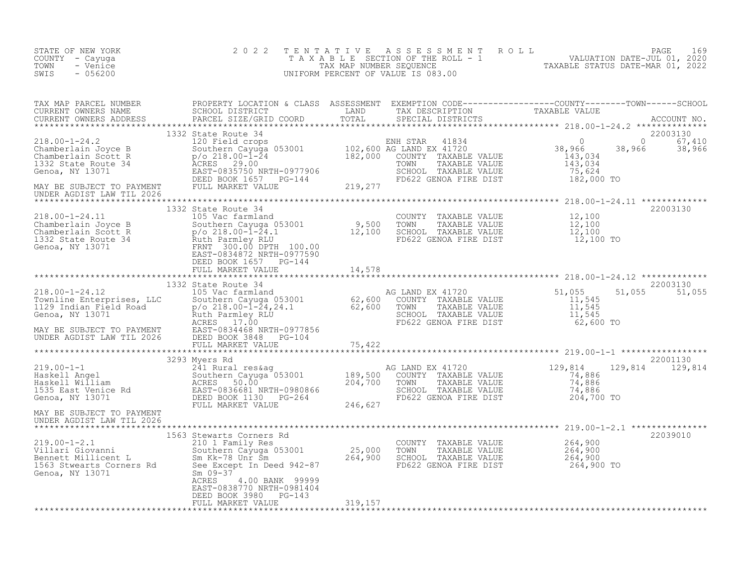STATE OF NEW YORK
COUNTY - Cayuga
TOWN - Venice
SWIS - 056200

2022 TENTATIVE ASSESSMENT ROLL
TAXABLE SECTION OF THE ROLL - 1
TAX MAP NUMBER SEQUENCE
UNIFORM PERCENT OF VALUE IS 083.00

VALUATION DATE-JUL 01, 2020
TAXABLE STATUS DATE-MAR 01, 2022

| TAX MAP PARCEL NUMBER / CURRENT OWNERS NAME / CURRENT OWNERS ADDRESS | PROPERTY LOCATION & CLASS / SCHOOL DISTRICT / PARCEL SIZE/GRID COORD | ASSESSMENT LAND / TOTAL | EXEMPTION CODE / TAX DESCRIPTION / SPECIAL DISTRICTS | COUNTY | TOWN | SCHOOL | ACCOUNT NO. |
|---|---|---|---|---|---|---|---|
| **218.00-1-24.2** | 1332 State Route 34 | | | | | | 22003130 |
| 218.00-1-24.2 | 120 Field crops | | ENH STAR 41834 | 0 | 0 | 67,410 | |
| Chamberlain Joyce B | Southern Cayuga 053001 | 102,600 | AG LAND EX 41720 | 38,966 | 38,966 | 38,966 | |
| Chamberlain Scott R | p/o 218.00-1-24 | 182,000 | COUNTY TAXABLE VALUE | 143,034 | | | |
| 1332 State Route 34 | ACRES 29.00 | | TOWN TAXABLE VALUE | | 143,034 | | |
| Genoa, NY 13071 | EAST-0835750 NRTH-0977906 | | SCHOOL TAXABLE VALUE | | | 75,624 | |
| | DEED BOOK 1657 PG-144 | | FD622 GENOA FIRE DIST | 182,000 TO | | | |
| MAY BE SUBJECT TO PAYMENT UNDER AGDIST LAW TIL 2026 | FULL MARKET VALUE | 219,277 | | | | | |
| **218.00-1-24.11** | 1332 State Route 34 | | | | | | 22003130 |
| 218.00-1-24.11 | 105 Vac farmland | | COUNTY TAXABLE VALUE | 12,100 | | | |
| Chamberlain Joyce B | Southern Cayuga 053001 | 9,500 | TOWN TAXABLE VALUE | | 12,100 | | |
| Chamberlain Scott R | p/o 218.00-1-24.1 | 12,100 | SCHOOL TAXABLE VALUE | | | 12,100 | |
| 1332 State Route 34 | Ruth Parmley RLU | | FD622 GENOA FIRE DIST | 12,100 TO | | | |
| Genoa, NY 13071 | FRNT 300.00 DPTH 100.00 | | | | | | |
| | EAST-0834872 NRTH-0977590 | | | | | | |
| | DEED BOOK 1657 PG-144 | | | | | | |
| | FULL MARKET VALUE | 14,578 | | | | | |
| **218.00-1-24.12** | 1332 State Route 34 | | | | | | 22003130 |
| 218.00-1-24.12 | 105 Vac farmland | | AG LAND EX 41720 | 51,055 | 51,055 | 51,055 | |
| Townline Enterprises, LLC | Southern Cayuga 053001 | 62,600 | COUNTY TAXABLE VALUE | 11,545 | | | |
| 1129 Indian Field Road | p/o 218.00-1-24,24.1 | 62,600 | TOWN TAXABLE VALUE | | 11,545 | | |
| Genoa, NY 13071 | Ruth Parmley RLU | | SCHOOL TAXABLE VALUE | | | 11,545 | |
| | ACRES 17.00 | | FD622 GENOA FIRE DIST | 62,600 TO | | | |
| MAY BE SUBJECT TO PAYMENT | EAST-0834468 NRTH-0977856 | | | | | | |
| UNDER AGDIST LAW TIL 2026 | DEED BOOK 3848 PG-104 | | | | | | |
| | FULL MARKET VALUE | 75,422 | | | | | |
| **219.00-1-1** | 3293 Myers Rd | | | | | | 22001130 |
| 219.00-1-1 | 241 Rural res&ag | | AG LAND EX 41720 | 129,814 | 129,814 | 129,814 | |
| Haskell Angel | Southern Cayuga 053001 | 189,500 | COUNTY TAXABLE VALUE | 74,886 | | | |
| Haskell William | ACRES 50.00 | 204,700 | TOWN TAXABLE VALUE | | 74,886 | | |
| 1535 East Venice Rd | EAST-0836681 NRTH-0980866 | | SCHOOL TAXABLE VALUE | | | 74,886 | |
| Genoa, NY 13071 | DEED BOOK 1130 PG-264 | | FD622 GENOA FIRE DIST | 204,700 TO | | | |
| | FULL MARKET VALUE | 246,627 | | | | | |
| MAY BE SUBJECT TO PAYMENT UNDER AGDIST LAW TIL 2026 | | | | | | | |
| **219.00-1-2.1** | 1563 Stewarts Corners Rd | | | | | | 22039010 |
| 219.00-1-2.1 | 210 1 Family Res | | COUNTY TAXABLE VALUE | 264,900 | | | |
| Villari Giovanni | Southern Cayuga 053001 | 25,000 | TOWN TAXABLE VALUE | | 264,900 | | |
| Bennett Millicent L | Sm Kk-78 Unr Sm | 264,900 | SCHOOL TAXABLE VALUE | | | 264,900 | |
| 1563 Stwearts Corners Rd | See Except In Deed 942-87 | | FD622 GENOA FIRE DIST | 264,900 TO | | | |
| Genoa, NY 13071 | Sm 09-37 | | | | | | |
| | ACRES 4.00 BANK 99999 | | | | | | |
| | EAST-0838770 NRTH-0981404 | | | | | | |
| | DEED BOOK 3980 PG-143 | | | | | | |
| | FULL MARKET VALUE | 319,157 | | | | | |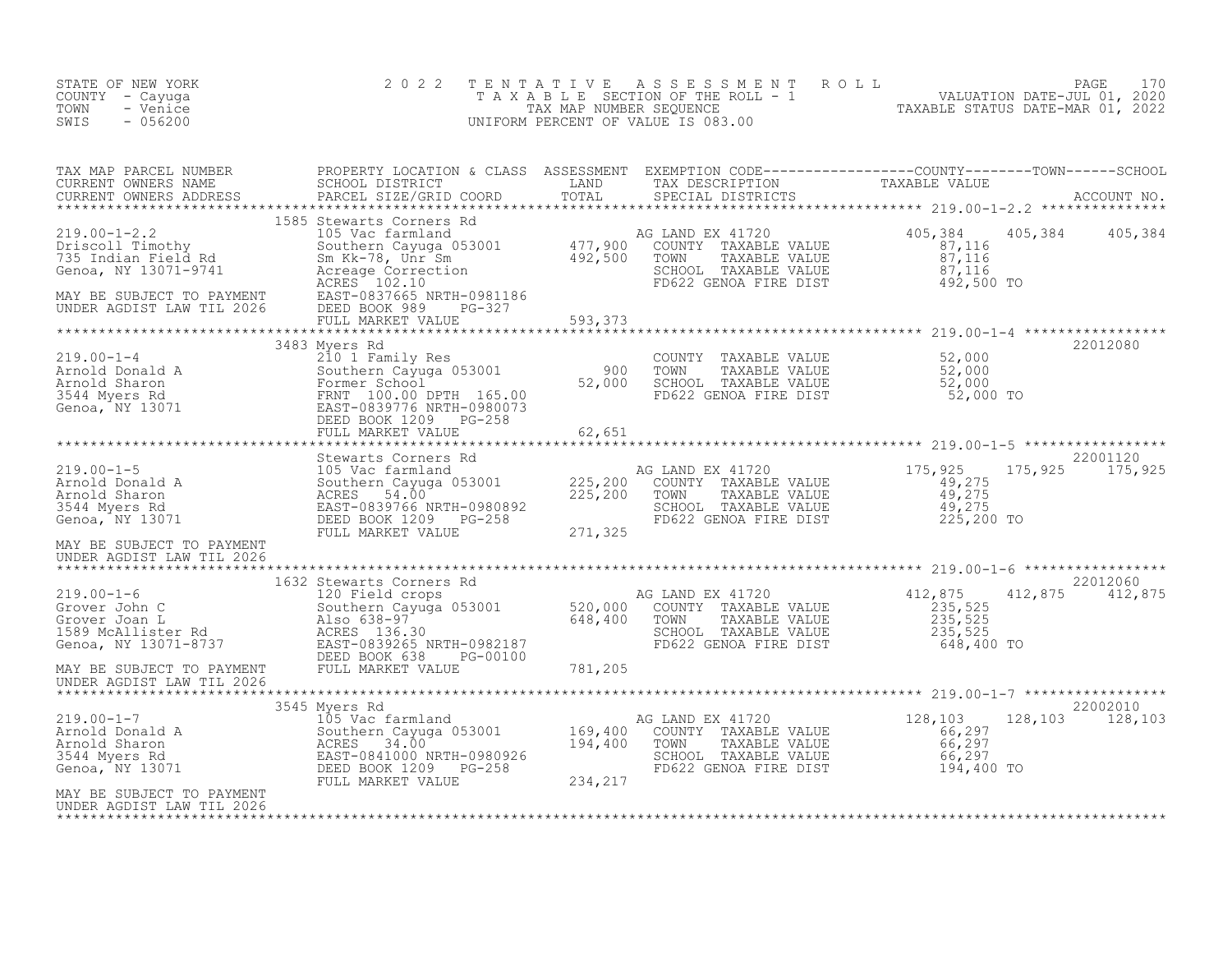STATE OF NEW YORK
COUNTY - Cayuga
TOWN - Venice
SWIS - 056200

2 0 2 2 TENTATIVE ASSESSMENT ROLL
TAXABLE SECTION OF THE ROLL - 1
TAX MAP NUMBER SEQUENCE
UNIFORM PERCENT OF VALUE IS 083.00

VALUATION DATE-JUL 01, 2020
TAXABLE STATUS DATE-MAR 01, 2022

| TAX MAP PARCEL NUMBER / CURRENT OWNERS NAME / CURRENT OWNERS ADDRESS | PROPERTY LOCATION & CLASS / SCHOOL DISTRICT / PARCEL SIZE/GRID COORD | ASSESSMENT LAND / TOTAL | EXEMPTION CODE / TAX DESCRIPTION / SPECIAL DISTRICTS | COUNTY TAXABLE VALUE | TOWN | SCHOOL / ACCOUNT NO. |
|---|---|---|---|---|---|---|
| **219.00-1-2.2** | 1585 Stewarts Corners Rd | | | | | |
| 219.00-1-2.2 | 105 Vac farmland | | AG LAND EX 41720 | 405,384 | 405,384 | 405,384 |
| Driscoll Timothy | Southern Cayuga 053001 | 477,900 | COUNTY TAXABLE VALUE | 87,116 | | |
| 735 Indian Field Rd | Sm Kk-78, Unr Sm | 492,500 | TOWN TAXABLE VALUE | 87,116 | | |
| Genoa, NY 13071-9741 | Acreage Correction | | SCHOOL TAXABLE VALUE | 87,116 | | |
| | ACRES 102.10 | | FD622 GENOA FIRE DIST | 492,500 TO | | |
| MAY BE SUBJECT TO PAYMENT | EAST-0837665 NRTH-0981186 | | | | | |
| UNDER AGDIST LAW TIL 2026 | DEED BOOK 989 PG-327 | | | | | |
| | FULL MARKET VALUE | 593,373 | | | | |
| **219.00-1-4** | 3483 Myers Rd | | | | | 22012080 |
| 219.00-1-4 | 210 1 Family Res | | COUNTY TAXABLE VALUE | 52,000 | | |
| Arnold Donald A | Southern Cayuga 053001 | 900 | TOWN TAXABLE VALUE | 52,000 | | |
| Arnold Sharon | Former School | 52,000 | SCHOOL TAXABLE VALUE | 52,000 | | |
| 3544 Myers Rd | FRNT 100.00 DPTH 165.00 | | FD622 GENOA FIRE DIST | 52,000 TO | | |
| Genoa, NY 13071 | EAST-0839776 NRTH-0980073 | | | | | |
| | DEED BOOK 1209 PG-258 | | | | | |
| | FULL MARKET VALUE | 62,651 | | | | |
| **219.00-1-5** | Stewarts Corners Rd | | | | | 22001120 |
| 219.00-1-5 | 105 Vac farmland | | AG LAND EX 41720 | 175,925 | 175,925 | 175,925 |
| Arnold Donald A | Southern Cayuga 053001 | 225,200 | COUNTY TAXABLE VALUE | 49,275 | | |
| Arnold Sharon | ACRES 54.00 | 225,200 | TOWN TAXABLE VALUE | 49,275 | | |
| 3544 Myers Rd | EAST-0839766 NRTH-0980892 | | SCHOOL TAXABLE VALUE | 49,275 | | |
| Genoa, NY 13071 | DEED BOOK 1209 PG-258 | | FD622 GENOA FIRE DIST | 225,200 TO | | |
| | FULL MARKET VALUE | 271,325 | | | | |
| MAY BE SUBJECT TO PAYMENT | | | | | | |
| UNDER AGDIST LAW TIL 2026 | | | | | | |
| **219.00-1-6** | 1632 Stewarts Corners Rd | | | | | 22012060 |
| 219.00-1-6 | 120 Field crops | | AG LAND EX 41720 | 412,875 | 412,875 | 412,875 |
| Grover John C | Southern Cayuga 053001 | 520,000 | COUNTY TAXABLE VALUE | 235,525 | | |
| Grover Joan L | Also 638-97 | 648,400 | TOWN TAXABLE VALUE | 235,525 | | |
| 1589 McAllister Rd | ACRES 136.30 | | SCHOOL TAXABLE VALUE | 235,525 | | |
| Genoa, NY 13071-8737 | EAST-0839265 NRTH-0982187 | | FD622 GENOA FIRE DIST | 648,400 TO | | |
| | DEED BOOK 638 PG-00100 | | | | | |
| MAY BE SUBJECT TO PAYMENT | FULL MARKET VALUE | 781,205 | | | | |
| UNDER AGDIST LAW TIL 2026 | | | | | | |
| **219.00-1-7** | 3545 Myers Rd | | | | | 22002010 |
| 219.00-1-7 | 105 Vac farmland | | AG LAND EX 41720 | 128,103 | 128,103 | 128,103 |
| Arnold Donald A | Southern Cayuga 053001 | 169,400 | COUNTY TAXABLE VALUE | 66,297 | | |
| Arnold Sharon | ACRES 34.00 | 194,400 | TOWN TAXABLE VALUE | 66,297 | | |
| 3544 Myers Rd | EAST-0841000 NRTH-0980926 | | SCHOOL TAXABLE VALUE | 66,297 | | |
| Genoa, NY 13071 | DEED BOOK 1209 PG-258 | | FD622 GENOA FIRE DIST | 194,400 TO | | |
| | FULL MARKET VALUE | 234,217 | | | | |
| MAY BE SUBJECT TO PAYMENT | | | | | | |
| UNDER AGDIST LAW TIL 2026 | | | | | | |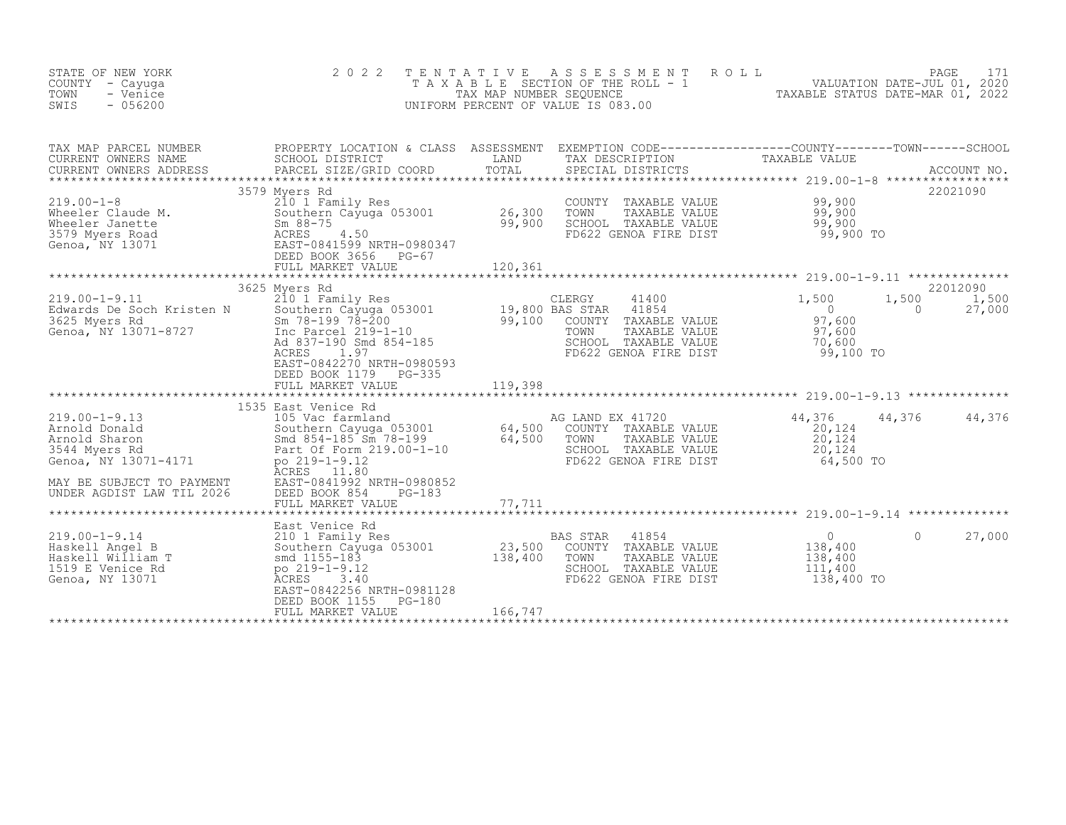STATE OF NEW YORK | 2 0 2 2 T E N T A T I V E A S S E S S M E N T R O L L | PAGE 171
COUNTY - Cayuga | T A X A B L E SECTION OF THE ROLL - 1 | VALUATION DATE-JUL 01, 2020
TOWN - Venice | TAX MAP NUMBER SEQUENCE | TAXABLE STATUS DATE-MAR 01, 2022
SWIS - 056200 | UNIFORM PERCENT OF VALUE IS 083.00

| TAX MAP PARCEL NUMBER / CURRENT OWNERS NAME / CURRENT OWNERS ADDRESS | PROPERTY LOCATION & CLASS / SCHOOL DISTRICT / PARCEL SIZE/GRID COORD | ASSESSMENT LAND / TOTAL | EXEMPTION CODE / TAX DESCRIPTION / SPECIAL DISTRICTS | COUNTY TAXABLE VALUE | TOWN | SCHOOL / ACCOUNT NO. |
|---|---|---|---|---|---|---|
| **219.00-1-8** | 3579 Myers Rd | | | | | 22021090 |
| 219.00-1-8 | 210 1 Family Res | | COUNTY TAXABLE VALUE | 99,900 | | |
| Wheeler Claude M. | Southern Cayuga 053001 | 26,300 | TOWN TAXABLE VALUE | 99,900 | | |
| Wheeler Janette | Sm 88-75 | 99,900 | SCHOOL TAXABLE VALUE | 99,900 | | |
| 3579 Myers Road | ACRES 4.50 | | FD622 GENOA FIRE DIST | 99,900 TO | | |
| Genoa, NY 13071 | EAST-0841599 NRTH-0980347 | | | | | |
| | DEED BOOK 3656 PG-67 | | | | | |
| | FULL MARKET VALUE | 120,361 | | | | |
| **219.00-1-9.11** | 3625 Myers Rd | | | | | 22012090 |
| 219.00-1-9.11 | 210 1 Family Res | | CLERGY 41400 | 1,500 | 1,500 | 1,500 |
| Edwards De Soch Kristen N | Southern Cayuga 053001 | 19,800 | BAS STAR 41854 | 0 | 0 | 27,000 |
| 3625 Myers Rd | Sm 78-199 78-200 | 99,100 | COUNTY TAXABLE VALUE | 97,600 | | |
| Genoa, NY 13071-8727 | Inc Parcel 219-1-10 | | TOWN TAXABLE VALUE | 97,600 | | |
| | Ad 837-190 Smd 854-185 | | SCHOOL TAXABLE VALUE | 70,600 | | |
| | ACRES 1.97 | | FD622 GENOA FIRE DIST | 99,100 TO | | |
| | EAST-0842270 NRTH-0980593 | | | | | |
| | DEED BOOK 1179 PG-335 | | | | | |
| | FULL MARKET VALUE | 119,398 | | | | |
| **219.00-1-9.13** | 1535 East Venice Rd | | | | | |
| 219.00-1-9.13 | 105 Vac farmland | | AG LAND EX 41720 | 44,376 | 44,376 | 44,376 |
| Arnold Donald | Southern Cayuga 053001 | 64,500 | COUNTY TAXABLE VALUE | 20,124 | | |
| Arnold Sharon | Smd 854-185 Sm 78-199 | 64,500 | TOWN TAXABLE VALUE | 20,124 | | |
| 3544 Myers Rd | Part Of Form 219.00-1-10 | | SCHOOL TAXABLE VALUE | 20,124 | | |
| Genoa, NY 13071-4171 | po 219-1-9.12 | | FD622 GENOA FIRE DIST | 64,500 TO | | |
| | ACRES 11.80 | | | | | |
| MAY BE SUBJECT TO PAYMENT | EAST-0841992 NRTH-0980852 | | | | | |
| UNDER AGDIST LAW TIL 2026 | DEED BOOK 854 PG-183 | | | | | |
| | FULL MARKET VALUE | 77,711 | | | | |
| **219.00-1-9.14** | East Venice Rd | | | | | |
| 219.00-1-9.14 | 210 1 Family Res | | BAS STAR 41854 | 0 | 0 | 27,000 |
| Haskell Angel B | Southern Cayuga 053001 | 23,500 | COUNTY TAXABLE VALUE | 138,400 | | |
| Haskell William T | smd 1155-183 | 138,400 | TOWN TAXABLE VALUE | 138,400 | | |
| 1519 E Venice Rd | po 219-1-9.12 | | SCHOOL TAXABLE VALUE | 111,400 | | |
| Genoa, NY 13071 | ACRES 3.40 | | FD622 GENOA FIRE DIST | 138,400 TO | | |
| | EAST-0842256 NRTH-0981128 | | | | | |
| | DEED BOOK 1155 PG-180 | | | | | |
| | FULL MARKET VALUE | 166,747 | | | | |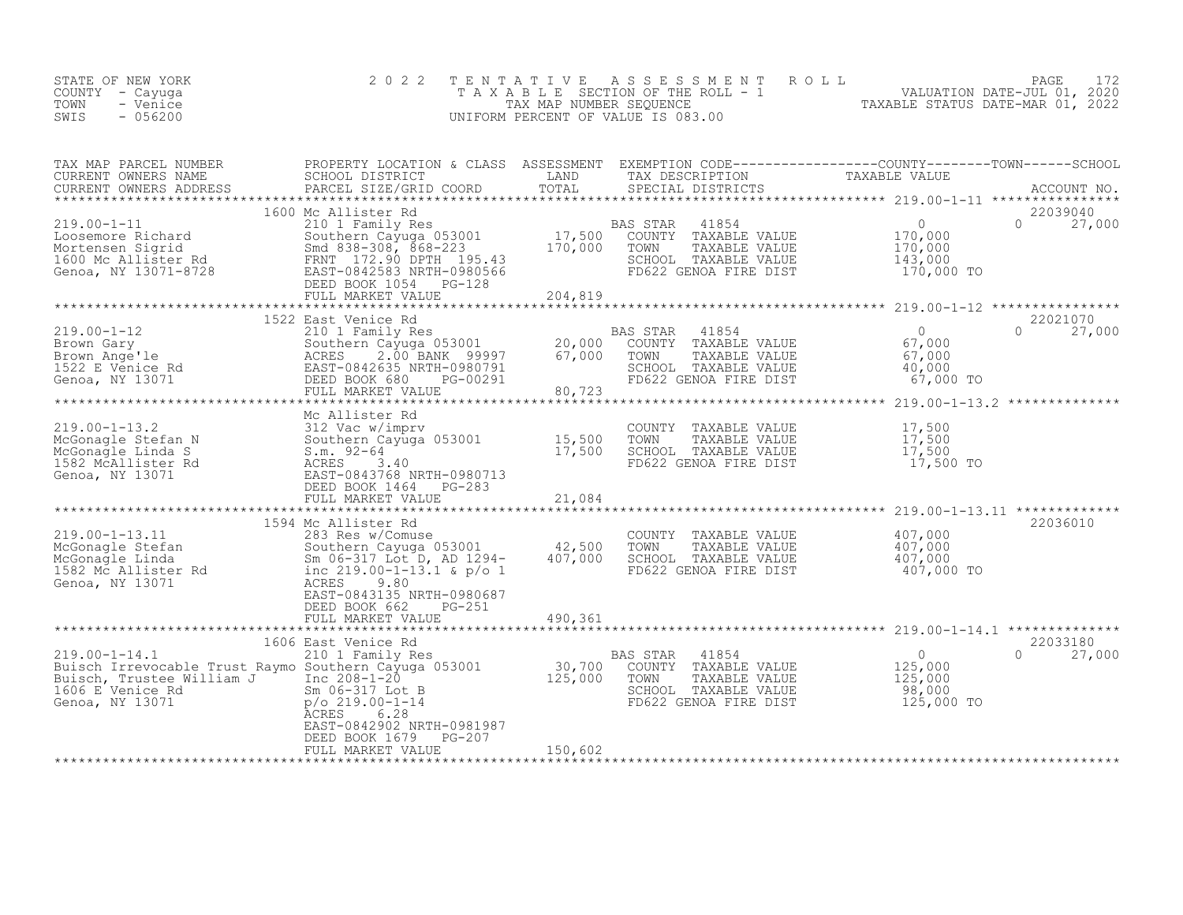STATE OF NEW YORK
COUNTY - Cayuga
TOWN - Venice
SWIS - 056200

# 2022 TENTATIVE ASSESSMENT ROLL

TAXABLE SECTION OF THE ROLL - 1
TAX MAP NUMBER SEQUENCE
UNIFORM PERCENT OF VALUE IS 083.00

VALUATION DATE-JUL 01, 2020
TAXABLE STATUS DATE-MAR 01, 2022

| TAX MAP PARCEL NUMBER / CURRENT OWNERS NAME / CURRENT OWNERS ADDRESS | PROPERTY LOCATION & CLASS / SCHOOL DISTRICT / PARCEL SIZE/GRID COORD | ASSESSMENT LAND / TOTAL | EXEMPTION CODE / TAX DESCRIPTION / SPECIAL DISTRICTS | COUNTY TAXABLE VALUE | TOWN | SCHOOL / ACCOUNT NO. |
|---|---|---|---|---|---|---|
| **219.00-1-11** | 1600 Mc Allister Rd | | | | | 22039040 |
| 219.00-1-11 | 210 1 Family Res | | BAS STAR 41854 | 0 | 0 | 27,000 |
| Loosemore Richard | Southern Cayuga 053001 | 17,500 | COUNTY TAXABLE VALUE | 170,000 | | |
| Mortensen Sigrid | Smd 838-308, 868-223 | 170,000 | TOWN TAXABLE VALUE | 170,000 | | |
| 1600 Mc Allister Rd | FRNT 172.90 DPTH 195.43 | | SCHOOL TAXABLE VALUE | 143,000 | | |
| Genoa, NY 13071-8728 | EAST-0842583 NRTH-0980566 | | FD622 GENOA FIRE DIST | 170,000 TO | | |
| | DEED BOOK 1054 PG-128 | | | | | |
| | FULL MARKET VALUE | 204,819 | | | | |
| **219.00-1-12** | 1522 East Venice Rd | | | | | 22021070 |
| 219.00-1-12 | 210 1 Family Res | | BAS STAR 41854 | 0 | 0 | 27,000 |
| Brown Gary | Southern Cayuga 053001 | 20,000 | COUNTY TAXABLE VALUE | 67,000 | | |
| Brown Ange'le | ACRES 2.00 BANK 99997 | 67,000 | TOWN TAXABLE VALUE | 67,000 | | |
| 1522 E Venice Rd | EAST-0842635 NRTH-0980791 | | SCHOOL TAXABLE VALUE | 40,000 | | |
| Genoa, NY 13071 | DEED BOOK 680 PG-00291 | | FD622 GENOA FIRE DIST | 67,000 TO | | |
| | FULL MARKET VALUE | 80,723 | | | | |
| **219.00-1-13.2** | Mc Allister Rd | | | | | |
| 219.00-1-13.2 | 312 Vac w/imprv | | COUNTY TAXABLE VALUE | 17,500 | | |
| McGonagle Stefan N | Southern Cayuga 053001 | 15,500 | TOWN TAXABLE VALUE | 17,500 | | |
| McGonagle Linda S | S.m. 92-64 | 17,500 | SCHOOL TAXABLE VALUE | 17,500 | | |
| 1582 McAllister Rd | ACRES 3.40 | | FD622 GENOA FIRE DIST | 17,500 TO | | |
| Genoa, NY 13071 | EAST-0843768 NRTH-0980713 | | | | | |
| | DEED BOOK 1464 PG-283 | | | | | |
| | FULL MARKET VALUE | 21,084 | | | | |
| **219.00-1-13.11** | 1594 Mc Allister Rd | | | | | 22036010 |
| 219.00-1-13.11 | 283 Res w/Comuse | | COUNTY TAXABLE VALUE | 407,000 | | |
| McGonagle Stefan | Southern Cayuga 053001 | 42,500 | TOWN TAXABLE VALUE | 407,000 | | |
| McGonagle Linda | Sm 06-317 Lot D, AD 1294- | 407,000 | SCHOOL TAXABLE VALUE | 407,000 | | |
| 1582 Mc Allister Rd | inc 219.00-1-13.1 & p/o 1 | | FD622 GENOA FIRE DIST | 407,000 TO | | |
| Genoa, NY 13071 | ACRES 9.80 | | | | | |
| | EAST-0843135 NRTH-0980687 | | | | | |
| | DEED BOOK 662 PG-251 | | | | | |
| | FULL MARKET VALUE | 490,361 | | | | |
| **219.00-1-14.1** | 1606 East Venice Rd | | | | | 22033180 |
| 219.00-1-14.1 | 210 1 Family Res | | BAS STAR 41854 | 0 | 0 | 27,000 |
| Buisch Irrevocable Trust Raymo | Southern Cayuga 053001 | 30,700 | COUNTY TAXABLE VALUE | 125,000 | | |
| Buisch, Trustee William J | Inc 208-1-20 | 125,000 | TOWN TAXABLE VALUE | 125,000 | | |
| 1606 E Venice Rd | Sm 06-317 Lot B | | SCHOOL TAXABLE VALUE | 98,000 | | |
| Genoa, NY 13071 | p/o 219.00-1-14 | | FD622 GENOA FIRE DIST | 125,000 TO | | |
| | ACRES 6.28 | | | | | |
| | EAST-0842902 NRTH-0981987 | | | | | |
| | DEED BOOK 1679 PG-207 | | | | | |
| | FULL MARKET VALUE | 150,602 | | | | |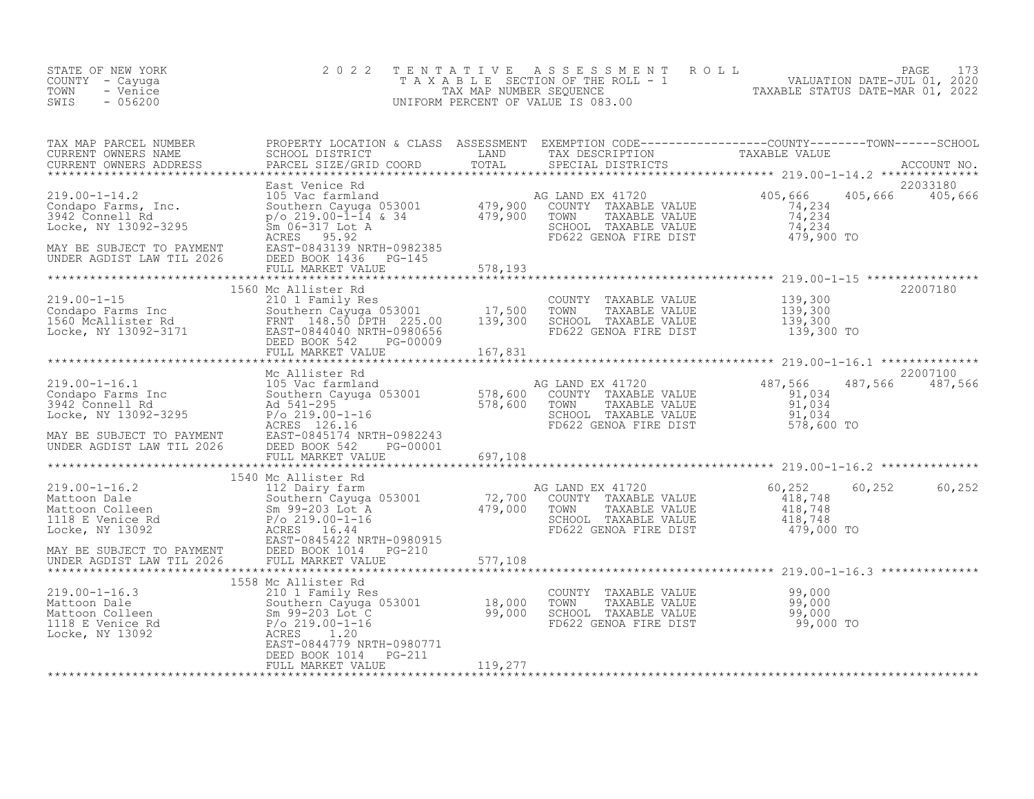STATE OF NEW YORK
COUNTY - Cayuga
TOWN - Venice
SWIS - 056200

# 2022 TENTATIVE ASSESSMENT ROLL

TAXABLE SECTION OF THE ROLL - 1
TAX MAP NUMBER SEQUENCE
UNIFORM PERCENT OF VALUE IS 083.00

VALUATION DATE-JUL 01, 2020
TAXABLE STATUS DATE-MAR 01, 2022

| TAX MAP PARCEL NUMBER / CURRENT OWNERS NAME / CURRENT OWNERS ADDRESS | PROPERTY LOCATION & CLASS / SCHOOL DISTRICT / PARCEL SIZE/GRID COORD | ASSESSMENT LAND / TOTAL | EXEMPTION CODE / TAX DESCRIPTION / SPECIAL DISTRICTS | COUNTY | TOWN | SCHOOL | ACCOUNT NO. |
|---|---|---|---|---|---|---|---|
| 219.00-1-14.2 | East Venice Rd | | | | | | 22033180 |
| Condapo Farms, Inc. | 105 Vac farmland | | AG LAND EX 41720 | 405,666 | 405,666 | 405,666 | |
| 3942 Connell Rd | Southern Cayuga 053001 | 479,900 | COUNTY TAXABLE VALUE | 74,234 | | | |
| Locke, NY 13092-3295 | p/o 219.00-1-14 & 34 | 479,900 | TOWN TAXABLE VALUE | 74,234 | | | |
| | Sm 06-317 Lot A | | SCHOOL TAXABLE VALUE | 74,234 | | | |
| MAY BE SUBJECT TO PAYMENT | ACRES 95.92 | | FD622 GENOA FIRE DIST | 479,900 TO | | | |
| UNDER AGDIST LAW TIL 2026 | EAST-0843139 NRTH-0982385 | | | | | | |
| | DEED BOOK 1436 PG-145 | | | | | | |
| | FULL MARKET VALUE | 578,193 | | | | | |
| 219.00-1-15 | 1560 Mc Allister Rd | | | | | | 22007180 |
| Condapo Farms Inc | 210 1 Family Res | | COUNTY TAXABLE VALUE | 139,300 | | | |
| 1560 McAllister Rd | Southern Cayuga 053001 | 17,500 | TOWN TAXABLE VALUE | 139,300 | | | |
| Locke, NY 13092-3171 | FRNT 148.50 DPTH 225.00 | 139,300 | SCHOOL TAXABLE VALUE | 139,300 | | | |
| | EAST-0844040 NRTH-0980656 | | FD622 GENOA FIRE DIST | 139,300 TO | | | |
| | DEED BOOK 542 PG-00009 | | | | | | |
| | FULL MARKET VALUE | 167,831 | | | | | |
| 219.00-1-16.1 | Mc Allister Rd | | | | | | 22007100 |
| Condapo Farms Inc | 105 Vac farmland | | AG LAND EX 41720 | 487,566 | 487,566 | 487,566 | |
| 3942 Connell Rd | Southern Cayuga 053001 | 578,600 | COUNTY TAXABLE VALUE | 91,034 | | | |
| Locke, NY 13092-3295 | Ad 541-295 | 578,600 | TOWN TAXABLE VALUE | 91,034 | | | |
| | P/o 219.00-1-16 | | SCHOOL TAXABLE VALUE | 91,034 | | | |
| | ACRES 126.16 | | FD622 GENOA FIRE DIST | 578,600 TO | | | |
| MAY BE SUBJECT TO PAYMENT | EAST-0845174 NRTH-0982243 | | | | | | |
| UNDER AGDIST LAW TIL 2026 | DEED BOOK 542 PG-00001 | | | | | | |
| | FULL MARKET VALUE | 697,108 | | | | | |
| 219.00-1-16.2 | 1540 Mc Allister Rd | | | | | | |
| Mattoon Dale | 112 Dairy farm | | AG LAND EX 41720 | 60,252 | 60,252 | 60,252 | |
| Mattoon Colleen | Southern Cayuga 053001 | 72,700 | COUNTY TAXABLE VALUE | 418,748 | | | |
| 1118 E Venice Rd | Sm 99-203 Lot A | 479,000 | TOWN TAXABLE VALUE | 418,748 | | | |
| Locke, NY 13092 | P/o 219.00-1-16 | | SCHOOL TAXABLE VALUE | 418,748 | | | |
| | ACRES 16.44 | | FD622 GENOA FIRE DIST | 479,000 TO | | | |
| | EAST-0845422 NRTH-0980915 | | | | | | |
| MAY BE SUBJECT TO PAYMENT | DEED BOOK 1014 PG-210 | | | | | | |
| UNDER AGDIST LAW TIL 2026 | FULL MARKET VALUE | 577,108 | | | | | |
| 219.00-1-16.3 | 1558 Mc Allister Rd | | | | | | |
| Mattoon Dale | 210 1 Family Res | | COUNTY TAXABLE VALUE | 99,000 | | | |
| Mattoon Colleen | Southern Cayuga 053001 | 18,000 | TOWN TAXABLE VALUE | 99,000 | | | |
| 1118 E Venice Rd | Sm 99-203 Lot C | 99,000 | SCHOOL TAXABLE VALUE | 99,000 | | | |
| Locke, NY 13092 | P/o 219.00-1-16 | | FD622 GENOA FIRE DIST | 99,000 TO | | | |
| | ACRES 1.20 | | | | | | |
| | EAST-0844779 NRTH-0980771 | | | | | | |
| | DEED BOOK 1014 PG-211 | | | | | | |
| | FULL MARKET VALUE | 119,277 | | | | | |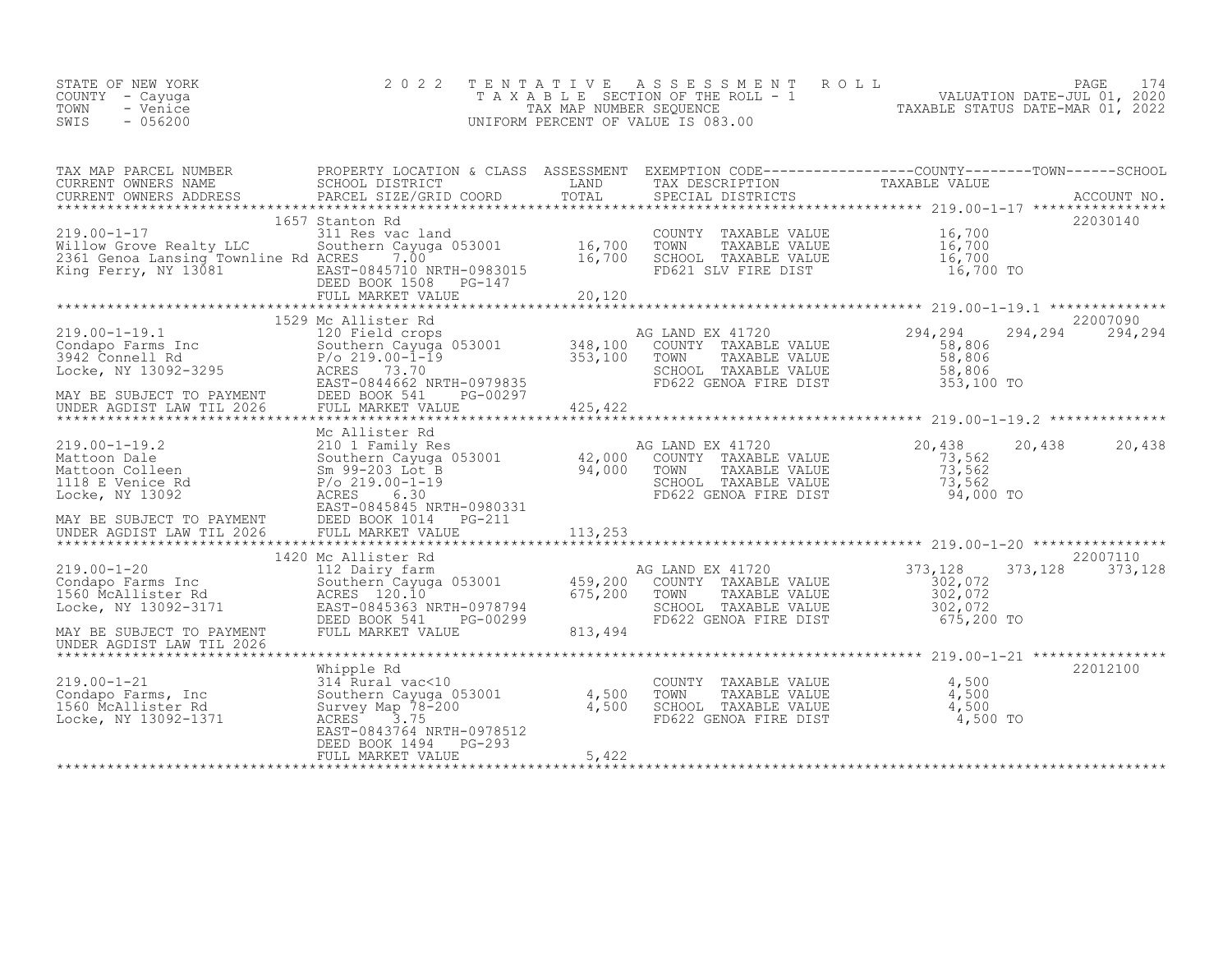STATE OF NEW YORK  
COUNTY - Cayuga  
TOWN - Venice  
SWIS - 056200

2022 TENTATIVE ASSESSMENT ROLL  
TAXABLE SECTION OF THE ROLL - 1  
TAX MAP NUMBER SEQUENCE  
UNIFORM PERCENT OF VALUE IS 083.00

VALUATION DATE-JUL 01, 2020  
TAXABLE STATUS DATE-MAR 01, 2022

| TAX MAP PARCEL NUMBER / CURRENT OWNERS NAME / CURRENT OWNERS ADDRESS | PROPERTY LOCATION & CLASS / SCHOOL DISTRICT / PARCEL SIZE/GRID COORD | ASSESSMENT LAND / TOTAL | EXEMPTION CODE / TAX DESCRIPTION / SPECIAL DISTRICTS | COUNTY TAXABLE VALUE | TOWN | SCHOOL | ACCOUNT NO. |
|---|---|---|---|---|---|---|---|
| **219.00-1-17** | 1657 Stanton Rd | | | | | | 22030140 |
| Willow Grove Realty LLC | 311 Res vac land | | COUNTY TAXABLE VALUE | 16,700 | | | |
| 2361 Genoa Lansing Townline Rd | Southern Cayuga 053001 | 16,700 | TOWN TAXABLE VALUE | 16,700 | | | |
| King Ferry, NY 13081 | ACRES 7.00 | 16,700 | SCHOOL TAXABLE VALUE | 16,700 | | | |
| | EAST-0845710 NRTH-0983015 | | FD621 SLV FIRE DIST | 16,700 TO | | | |
| | DEED BOOK 1508 PG-147 | | | | | | |
| | FULL MARKET VALUE | 20,120 | | | | | |
| **219.00-1-19.1** | 1529 Mc Allister Rd | | | | | | 22007090 |
| Condapo Farms Inc | 120 Field crops | | AG LAND EX 41720 | 294,294 | 294,294 | 294,294 | |
| 3942 Connell Rd | Southern Cayuga 053001 | 348,100 | COUNTY TAXABLE VALUE | 58,806 | | | |
| Locke, NY 13092-3295 | P/o 219.00-1-19 | 353,100 | TOWN TAXABLE VALUE | 58,806 | | | |
| | ACRES 73.70 | | SCHOOL TAXABLE VALUE | 58,806 | | | |
| | EAST-0844662 NRTH-0979835 | | FD622 GENOA FIRE DIST | 353,100 TO | | | |
| MAY BE SUBJECT TO PAYMENT | DEED BOOK 541 PG-00297 | | | | | | |
| UNDER AGDIST LAW TIL 2026 | FULL MARKET VALUE | 425,422 | | | | | |
| **219.00-1-19.2** | Mc Allister Rd | | | | | | |
| Mattoon Dale | 210 1 Family Res | | AG LAND EX 41720 | 20,438 | 20,438 | 20,438 | |
| Mattoon Colleen | Southern Cayuga 053001 | 42,000 | COUNTY TAXABLE VALUE | 73,562 | | | |
| 1118 E Venice Rd | Sm 99-203 Lot B | 94,000 | TOWN TAXABLE VALUE | 73,562 | | | |
| Locke, NY 13092 | P/o 219.00-1-19 | | SCHOOL TAXABLE VALUE | 73,562 | | | |
| | ACRES 6.30 | | FD622 GENOA FIRE DIST | 94,000 TO | | | |
| | EAST-0845845 NRTH-0980331 | | | | | | |
| MAY BE SUBJECT TO PAYMENT | DEED BOOK 1014 PG-211 | | | | | | |
| UNDER AGDIST LAW TIL 2026 | FULL MARKET VALUE | 113,253 | | | | | |
| **219.00-1-20** | 1420 Mc Allister Rd | | | | | | 22007110 |
| Condapo Farms Inc | 112 Dairy farm | | AG LAND EX 41720 | 373,128 | 373,128 | 373,128 | |
| 1560 McAllister Rd | Southern Cayuga 053001 | 459,200 | COUNTY TAXABLE VALUE | 302,072 | | | |
| Locke, NY 13092-3171 | ACRES 120.10 | 675,200 | TOWN TAXABLE VALUE | 302,072 | | | |
| | EAST-0845363 NRTH-0978794 | | SCHOOL TAXABLE VALUE | 302,072 | | | |
| | DEED BOOK 541 PG-00299 | | FD622 GENOA FIRE DIST | 675,200 TO | | | |
| MAY BE SUBJECT TO PAYMENT | FULL MARKET VALUE | 813,494 | | | | | |
| UNDER AGDIST LAW TIL 2026 | | | | | | | |
| **219.00-1-21** | Whipple Rd | | | | | | 22012100 |
| Condapo Farms, Inc | 314 Rural vac<10 | | COUNTY TAXABLE VALUE | 4,500 | | | |
| 1560 McAllister Rd | Southern Cayuga 053001 | 4,500 | TOWN TAXABLE VALUE | 4,500 | | | |
| Locke, NY 13092-1371 | Survey Map 78-200 | 4,500 | SCHOOL TAXABLE VALUE | 4,500 | | | |
| | ACRES 3.75 | | FD622 GENOA FIRE DIST | 4,500 TO | | | |
| | EAST-0843764 NRTH-0978512 | | | | | | |
| | DEED BOOK 1494 PG-293 | | | | | | |
| | FULL MARKET VALUE | 5,422 | | | | | |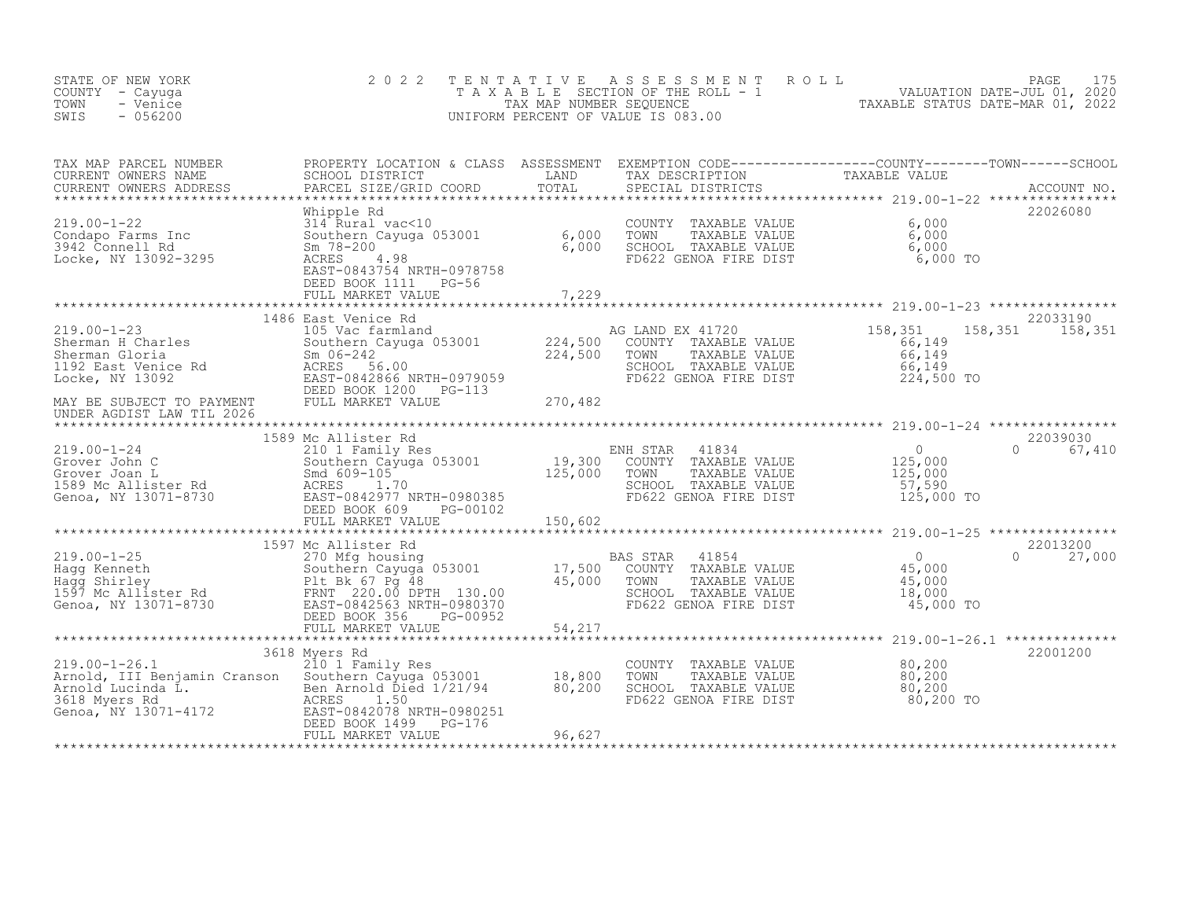STATE OF NEW YORK
COUNTY - Cayuga
TOWN - Venice
SWIS - 056200

2 0 2 2 T E N T A T I V E A S S E S S M E N T R O L L
T A X A B L E SECTION OF THE ROLL - 1
TAX MAP NUMBER SEQUENCE
UNIFORM PERCENT OF VALUE IS 083.00

VALUATION DATE-JUL 01, 2020
TAXABLE STATUS DATE-MAR 01, 2022

| TAX MAP PARCEL NUMBER / CURRENT OWNERS NAME / CURRENT OWNERS ADDRESS | PROPERTY LOCATION & CLASS / SCHOOL DISTRICT / PARCEL SIZE/GRID COORD | ASSESSMENT LAND / TOTAL | EXEMPTION CODE / TAX DESCRIPTION / SPECIAL DISTRICTS | COUNTY / TAXABLE VALUE | TOWN | SCHOOL / ACCOUNT NO. |
|---|---|---|---|---|---|---|
| **219.00-1-22** | Whipple Rd | | | | | 22026080 |
| 219.00-1-22 | 314 Rural vac<10 | | COUNTY TAXABLE VALUE | 6,000 | | |
| Condapo Farms Inc | Southern Cayuga 053001 | 6,000 | TOWN TAXABLE VALUE | 6,000 | | |
| 3942 Connell Rd | Sm 78-200 | 6,000 | SCHOOL TAXABLE VALUE | 6,000 | | |
| Locke, NY 13092-3295 | ACRES 4.98 | | FD622 GENOA FIRE DIST | 6,000 TO | | |
| | EAST-0843754 NRTH-0978758 | | | | | |
| | DEED BOOK 1111 PG-56 | | | | | |
| | FULL MARKET VALUE | 7,229 | | | | |
| **219.00-1-23** | 1486 East Venice Rd | | | | | 22033190 |
| 219.00-1-23 | 105 Vac farmland | | AG LAND EX 41720 | 158,351 | 158,351 | 158,351 |
| Sherman H Charles | Southern Cayuga 053001 | 224,500 | COUNTY TAXABLE VALUE | 66,149 | | |
| Sherman Gloria | Sm 06-242 | 224,500 | TOWN TAXABLE VALUE | 66,149 | | |
| 1192 East Venice Rd | ACRES 56.00 | | SCHOOL TAXABLE VALUE | 66,149 | | |
| Locke, NY 13092 | EAST-0842866 NRTH-0979059 | | FD622 GENOA FIRE DIST | 224,500 TO | | |
| | DEED BOOK 1200 PG-113 | | | | | |
| MAY BE SUBJECT TO PAYMENT UNDER AGDIST LAW TIL 2026 | FULL MARKET VALUE | 270,482 | | | | |
| **219.00-1-24** | 1589 Mc Allister Rd | | | | | 22039030 |
| 219.00-1-24 | 210 1 Family Res | | ENH STAR 41834 | 0 | 0 | 67,410 |
| Grover John C | Southern Cayuga 053001 | 19,300 | COUNTY TAXABLE VALUE | 125,000 | | |
| Grover Joan L | Smd 609-105 | 125,000 | TOWN TAXABLE VALUE | 125,000 | | |
| 1589 Mc Allister Rd | ACRES 1.70 | | SCHOOL TAXABLE VALUE | 57,590 | | |
| Genoa, NY 13071-8730 | EAST-0842977 NRTH-0980385 | | FD622 GENOA FIRE DIST | 125,000 TO | | |
| | DEED BOOK 609 PG-00102 | | | | | |
| | FULL MARKET VALUE | 150,602 | | | | |
| **219.00-1-25** | 1597 Mc Allister Rd | | | | | 22013200 |
| 219.00-1-25 | 270 Mfg housing | | BAS STAR 41854 | 0 | 0 | 27,000 |
| Hagg Kenneth | Southern Cayuga 053001 | 17,500 | COUNTY TAXABLE VALUE | 45,000 | | |
| Hagg Shirley | Plt Bk 67 Pg 48 | 45,000 | TOWN TAXABLE VALUE | 45,000 | | |
| 1597 Mc Allister Rd | FRNT 220.00 DPTH 130.00 | | SCHOOL TAXABLE VALUE | 18,000 | | |
| Genoa, NY 13071-8730 | EAST-0842563 NRTH-0980370 | | FD622 GENOA FIRE DIST | 45,000 TO | | |
| | DEED BOOK 356 PG-00952 | | | | | |
| | FULL MARKET VALUE | 54,217 | | | | |
| **219.00-1-26.1** | 3618 Myers Rd | | | | | 22001200 |
| 219.00-1-26.1 | 210 1 Family Res | | COUNTY TAXABLE VALUE | 80,200 | | |
| Arnold, III Benjamin Cranson | Southern Cayuga 053001 | 18,800 | TOWN TAXABLE VALUE | 80,200 | | |
| Arnold Lucinda L. | Ben Arnold Died 1/21/94 | 80,200 | SCHOOL TAXABLE VALUE | 80,200 | | |
| 3618 Myers Rd | ACRES 1.50 | | FD622 GENOA FIRE DIST | 80,200 TO | | |
| Genoa, NY 13071-4172 | EAST-0842078 NRTH-0980251 | | | | | |
| | DEED BOOK 1499 PG-176 | | | | | |
| | FULL MARKET VALUE | 96,627 | | | | |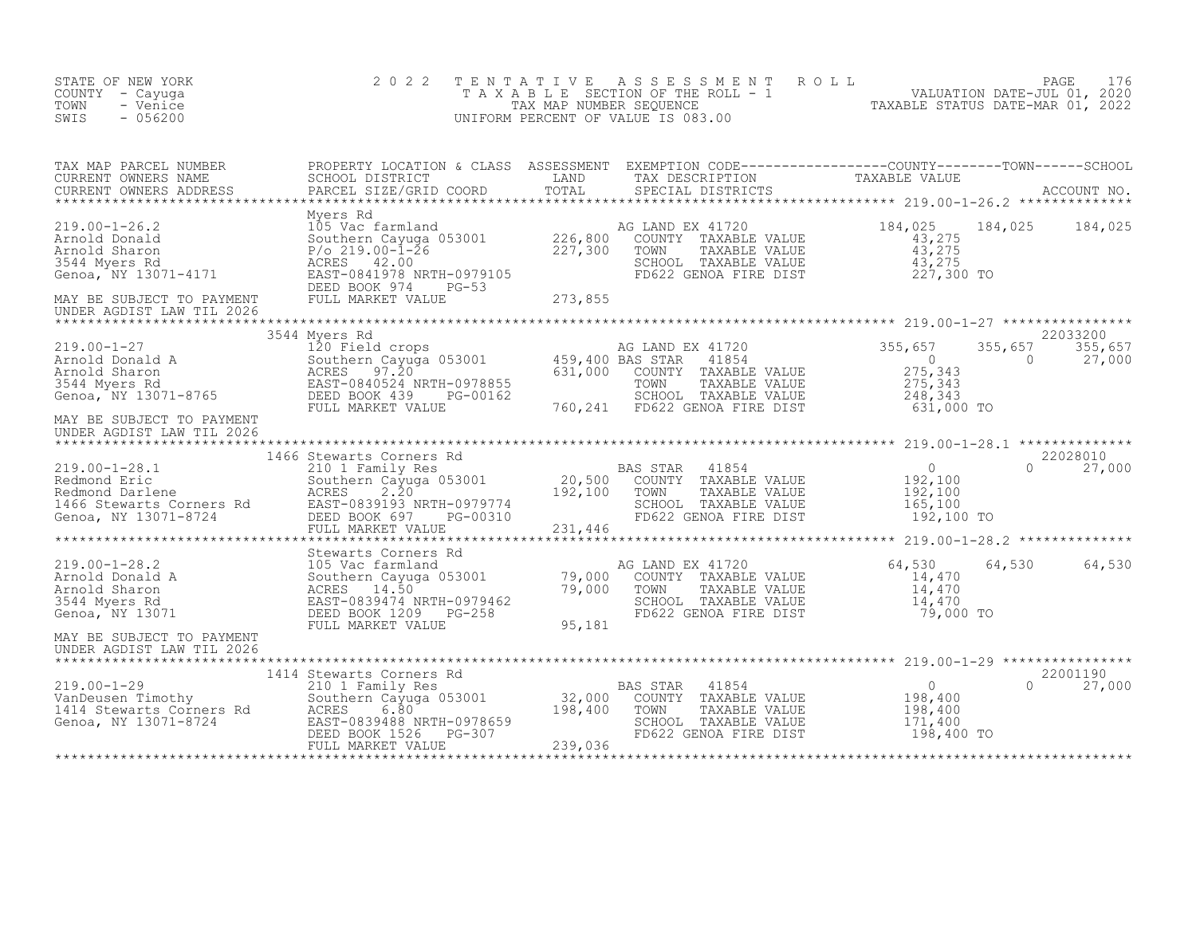STATE OF NEW YORK
COUNTY - Cayuga
TOWN - Venice
SWIS - 056200

2 0 2 2 T E N T A T I V E A S S E S S M E N T R O L L
T A X A B L E SECTION OF THE ROLL - 1
TAX MAP NUMBER SEQUENCE
UNIFORM PERCENT OF VALUE IS 083.00

VALUATION DATE-JUL 01, 2020
TAXABLE STATUS DATE-MAR 01, 2022

| TAX MAP PARCEL NUMBER / CURRENT OWNERS NAME / CURRENT OWNERS ADDRESS | PROPERTY LOCATION & CLASS / SCHOOL DISTRICT / PARCEL SIZE/GRID COORD | ASSESSMENT LAND / TOTAL | EXEMPTION CODE / TAX DESCRIPTION / SPECIAL DISTRICTS | COUNTY TAXABLE VALUE | TOWN | SCHOOL | ACCOUNT NO. |
|---|---|---|---|---|---|---|---|
| 219.00-1-26.2 | Myers Rd | | | | | | |
| 219.00-1-26.2 | 105 Vac farmland | | AG LAND EX 41720 | 184,025 | 184,025 | 184,025 | |
| Arnold Donald | Southern Cayuga 053001 | 226,800 | COUNTY TAXABLE VALUE | 43,275 | | | |
| Arnold Sharon | P/o 219.00-1-26 | 227,300 | TOWN TAXABLE VALUE | 43,275 | | | |
| 3544 Myers Rd | ACRES 42.00 | | SCHOOL TAXABLE VALUE | 43,275 | | | |
| Genoa, NY 13071-4171 | EAST-0841978 NRTH-0979105 | | FD622 GENOA FIRE DIST | 227,300 TO | | | |
| | DEED BOOK 974 PG-53 | | | | | | |
| MAY BE SUBJECT TO PAYMENT | FULL MARKET VALUE | 273,855 | | | | | |
| UNDER AGDIST LAW TIL 2026 | | | | | | | |
| 219.00-1-27 | 3544 Myers Rd | | | | | | 22033200 |
| 219.00-1-27 | 120 Field crops | | AG LAND EX 41720 | 355,657 | 355,657 | 355,657 | |
| Arnold Donald A | Southern Cayuga 053001 | 459,400 | BAS STAR 41854 | 0 | 0 | 27,000 | |
| Arnold Sharon | ACRES 97.20 | 631,000 | COUNTY TAXABLE VALUE | 275,343 | | | |
| 3544 Myers Rd | EAST-0840524 NRTH-0978855 | | TOWN TAXABLE VALUE | 275,343 | | | |
| Genoa, NY 13071-8765 | DEED BOOK 439 PG-00162 | | SCHOOL TAXABLE VALUE | 248,343 | | | |
| | FULL MARKET VALUE | 760,241 | FD622 GENOA FIRE DIST | 631,000 TO | | | |
| MAY BE SUBJECT TO PAYMENT | | | | | | | |
| UNDER AGDIST LAW TIL 2026 | | | | | | | |
| 219.00-1-28.1 | 1466 Stewarts Corners Rd | | | | | | 22028010 |
| 219.00-1-28.1 | 210 1 Family Res | | BAS STAR 41854 | 0 | 0 | 27,000 | |
| Redmond Eric | Southern Cayuga 053001 | 20,500 | COUNTY TAXABLE VALUE | 192,100 | | | |
| Redmond Darlene | ACRES 2.20 | 192,100 | TOWN TAXABLE VALUE | 192,100 | | | |
| 1466 Stewarts Corners Rd | EAST-0839193 NRTH-0979774 | | SCHOOL TAXABLE VALUE | 165,100 | | | |
| Genoa, NY 13071-8724 | DEED BOOK 697 PG-00310 | | FD622 GENOA FIRE DIST | 192,100 TO | | | |
| | FULL MARKET VALUE | 231,446 | | | | | |
| 219.00-1-28.2 | Stewarts Corners Rd | | | | | | |
| 219.00-1-28.2 | 105 Vac farmland | | AG LAND EX 41720 | 64,530 | 64,530 | 64,530 | |
| Arnold Donald A | Southern Cayuga 053001 | 79,000 | COUNTY TAXABLE VALUE | 14,470 | | | |
| Arnold Sharon | ACRES 14.50 | 79,000 | TOWN TAXABLE VALUE | 14,470 | | | |
| 3544 Myers Rd | EAST-0839474 NRTH-0979462 | | SCHOOL TAXABLE VALUE | 14,470 | | | |
| Genoa, NY 13071 | DEED BOOK 1209 PG-258 | | FD622 GENOA FIRE DIST | 79,000 TO | | | |
| | FULL MARKET VALUE | 95,181 | | | | | |
| MAY BE SUBJECT TO PAYMENT | | | | | | | |
| UNDER AGDIST LAW TIL 2026 | | | | | | | |
| 219.00-1-29 | 1414 Stewarts Corners Rd | | | | | | 22001190 |
| 219.00-1-29 | 210 1 Family Res | | BAS STAR 41854 | 0 | 0 | 27,000 | |
| VanDeusen Timothy | Southern Cayuga 053001 | 32,000 | COUNTY TAXABLE VALUE | 198,400 | | | |
| 1414 Stewarts Corners Rd | ACRES 6.80 | 198,400 | TOWN TAXABLE VALUE | 198,400 | | | |
| Genoa, NY 13071-8724 | EAST-0839488 NRTH-0978659 | | SCHOOL TAXABLE VALUE | 171,400 | | | |
| | DEED BOOK 1526 PG-307 | | FD622 GENOA FIRE DIST | 198,400 TO | | | |
| | FULL MARKET VALUE | 239,036 | | | | | |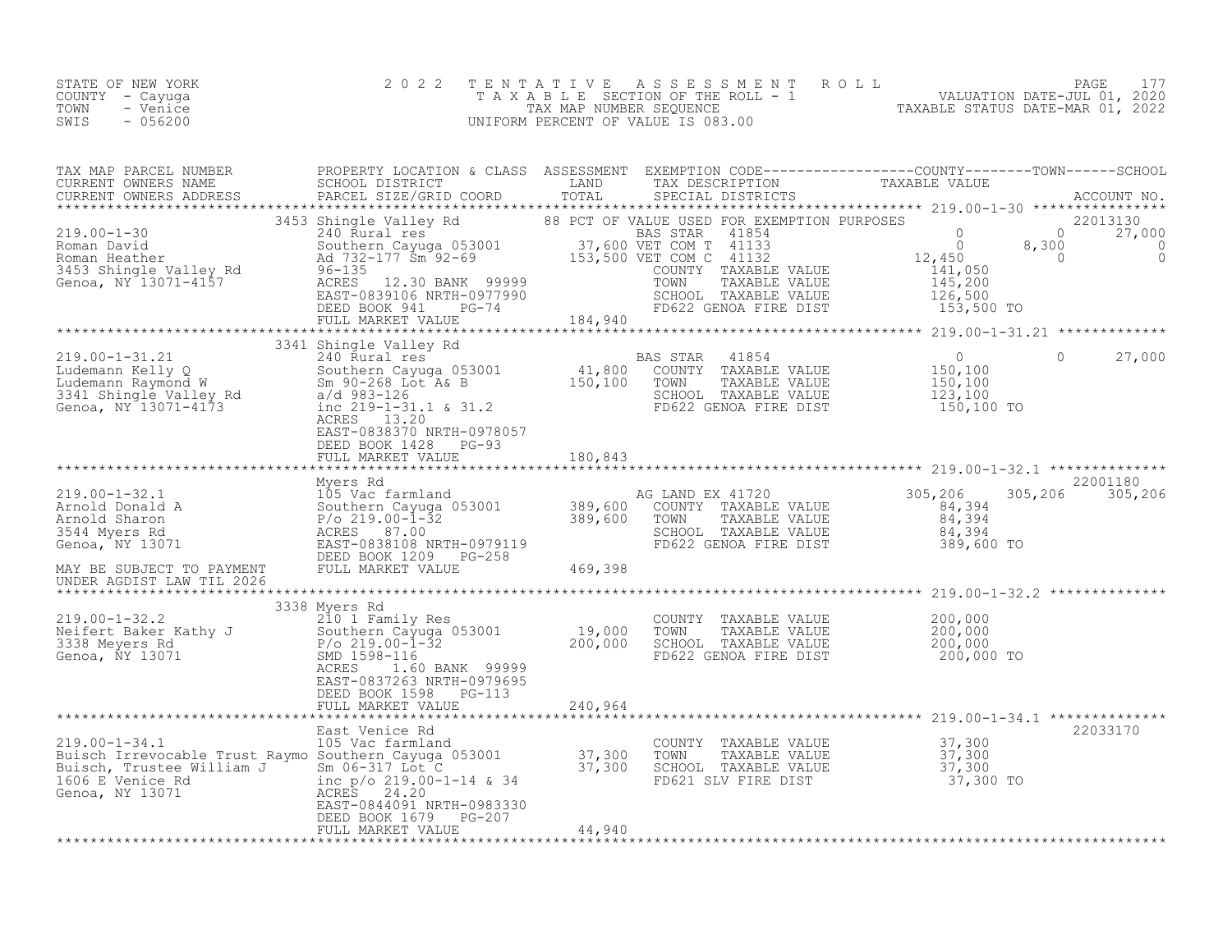STATE OF NEW YORK
COUNTY - Cayuga
TOWN - Venice
SWIS - 056200

2022 TENTATIVE ASSESSMENT ROLL
TAXABLE SECTION OF THE ROLL - 1
TAX MAP NUMBER SEQUENCE
UNIFORM PERCENT OF VALUE IS 083.00

VALUATION DATE-JUL 01, 2020
TAXABLE STATUS DATE-MAR 01, 2022

| TAX MAP PARCEL NUMBER / CURRENT OWNERS NAME / CURRENT OWNERS ADDRESS | PROPERTY LOCATION & CLASS / SCHOOL DISTRICT / PARCEL SIZE/GRID COORD | ASSESSMENT LAND / TOTAL | EXEMPTION CODE / TAX DESCRIPTION / SPECIAL DISTRICTS | COUNTY TAXABLE VALUE | TOWN | SCHOOL / ACCOUNT NO. |
|---|---|---|---|---|---|---|
| 219.00-1-30 | 3453 Shingle Valley Rd | | 88 PCT OF VALUE USED FOR EXEMPTION PURPOSES | | | 22013130 |
| Roman David | 240 Rural res | | BAS STAR 41854 | 0 | 0 | 27,000 |
| Roman Heather | Southern Cayuga 053001 | 37,600 | VET COM T 41133 | 0 | 8,300 | 0 |
| 3453 Shingle Valley Rd | Ad 732-177 Sm 92-69 | 153,500 | VET COM C 41132 | 12,450 | 0 | 0 |
| Genoa, NY 13071-4157 | 96-135 | | COUNTY TAXABLE VALUE | 141,050 | | |
| | ACRES 12.30 BANK 99999 | | TOWN TAXABLE VALUE | 145,200 | | |
| | EAST-0839106 NRTH-0977990 | | SCHOOL TAXABLE VALUE | 126,500 | | |
| | DEED BOOK 941 PG-74 | | FD622 GENOA FIRE DIST | 153,500 TO | | |
| | FULL MARKET VALUE | 184,940 | | | | |
| 219.00-1-31.21 | 3341 Shingle Valley Rd | | | | | |
| Ludemann Kelly Q | 240 Rural res | | BAS STAR 41854 | 0 | 0 | 27,000 |
| Ludemann Raymond W | Southern Cayuga 053001 | 41,800 | COUNTY TAXABLE VALUE | 150,100 | | |
| 3341 Shingle Valley Rd | Sm 90-268 Lot A& B | 150,100 | TOWN TAXABLE VALUE | 150,100 | | |
| Genoa, NY 13071-4173 | a/d 983-126 | | SCHOOL TAXABLE VALUE | 123,100 | | |
| | inc 219-1-31.1 & 31.2 | | FD622 GENOA FIRE DIST | 150,100 TO | | |
| | ACRES 13.20 | | | | | |
| | EAST-0838370 NRTH-0978057 | | | | | |
| | DEED BOOK 1428 PG-93 | | | | | |
| | FULL MARKET VALUE | 180,843 | | | | |
| 219.00-1-32.1 | Myers Rd | | | | | 22001180 |
| Arnold Donald A | 105 Vac farmland | | AG LAND EX 41720 | 305,206 | 305,206 | 305,206 |
| Arnold Sharon | Southern Cayuga 053001 | 389,600 | COUNTY TAXABLE VALUE | 84,394 | | |
| 3544 Myers Rd | P/o 219.00-1-32 | 389,600 | TOWN TAXABLE VALUE | 84,394 | | |
| Genoa, NY 13071 | ACRES 87.00 | | SCHOOL TAXABLE VALUE | 84,394 | | |
| | EAST-0838108 NRTH-0979119 | | FD622 GENOA FIRE DIST | 389,600 TO | | |
| | DEED BOOK 1209 PG-258 | | | | | |
| MAY BE SUBJECT TO PAYMENT | FULL MARKET VALUE | 469,398 | | | | |
| UNDER AGDIST LAW TIL 2026 | | | | | | |
| 219.00-1-32.2 | 3338 Myers Rd | | | | | |
| Neifert Baker Kathy J | 210 1 Family Res | | COUNTY TAXABLE VALUE | 200,000 | | |
| 3338 Meyers Rd | Southern Cayuga 053001 | 19,000 | TOWN TAXABLE VALUE | 200,000 | | |
| Genoa, NY 13071 | P/o 219.00-1-32 | 200,000 | SCHOOL TAXABLE VALUE | 200,000 | | |
| | SMD 1598-116 | | FD622 GENOA FIRE DIST | 200,000 TO | | |
| | ACRES 1.60 BANK 99999 | | | | | |
| | EAST-0837263 NRTH-0979695 | | | | | |
| | DEED BOOK 1598 PG-113 | | | | | |
| | FULL MARKET VALUE | 240,964 | | | | |
| 219.00-1-34.1 | East Venice Rd | | | | | 22033170 |
| Buisch Irrevocable Trust Raymo | 105 Vac farmland | | COUNTY TAXABLE VALUE | 37,300 | | |
| Buisch, Trustee William J | Southern Cayuga 053001 | 37,300 | TOWN TAXABLE VALUE | 37,300 | | |
| 1606 E Venice Rd | Sm 06-317 Lot C | 37,300 | SCHOOL TAXABLE VALUE | 37,300 | | |
| Genoa, NY 13071 | inc p/o 219.00-1-14 & 34 | | FD621 SLV FIRE DIST | 37,300 TO | | |
| | ACRES 24.20 | | | | | |
| | EAST-0844091 NRTH-0983330 | | | | | |
| | DEED BOOK 1679 PG-207 | | | | | |
| | FULL MARKET VALUE | 44,940 | | | | |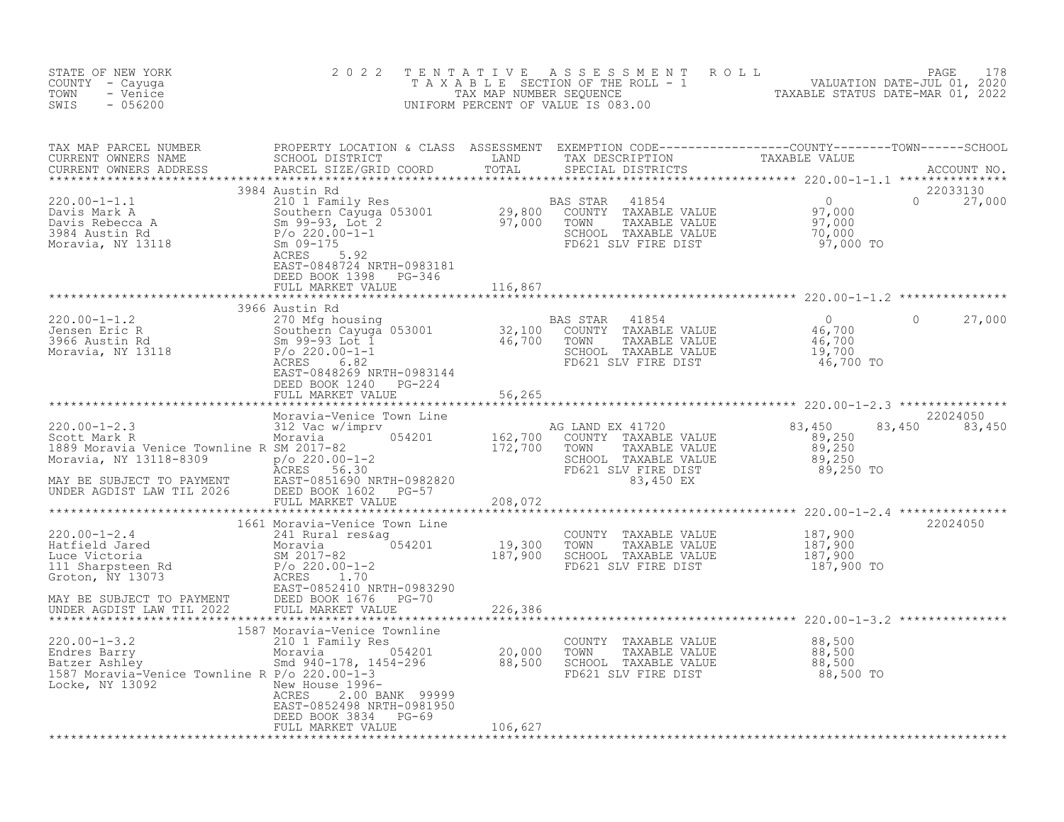STATE OF NEW YORK
COUNTY - Cayuga
TOWN - Venice
SWIS - 056200

2022 TENTATIVE ASSESSMENT ROLL
TAXABLE SECTION OF THE ROLL - 1
TAX MAP NUMBER SEQUENCE
UNIFORM PERCENT OF VALUE IS 083.00

VALUATION DATE-JUL 01, 2020
TAXABLE STATUS DATE-MAR 01, 2022

| TAX MAP PARCEL NUMBER / CURRENT OWNERS NAME / CURRENT OWNERS ADDRESS | PROPERTY LOCATION & CLASS / SCHOOL DISTRICT / PARCEL SIZE/GRID COORD | ASSESSMENT LAND / TOTAL | EXEMPTION CODE / TAX DESCRIPTION / SPECIAL DISTRICTS | COUNTY TAXABLE VALUE | TOWN | SCHOOL | ACCOUNT NO. |
|---|---|---|---|---|---|---|---|
| 220.00-1-1.1 | 3984 Austin Rd | | | | | | 22033130 |
| Davis Mark A | 210 1 Family Res | | BAS STAR 41854 | 0 | 0 | 27,000 | |
| Davis Rebecca A | Southern Cayuga 053001 | 29,800 | COUNTY TAXABLE VALUE | 97,000 | | | |
| 3984 Austin Rd | Sm 99-93, Lot 2 | 97,000 | TOWN TAXABLE VALUE | 97,000 | | | |
| Moravia, NY 13118 | P/o 220.00-1-1 | | SCHOOL TAXABLE VALUE | 70,000 | | | |
| | Sm 09-175 | | FD621 SLV FIRE DIST | 97,000 TO | | | |
| | ACRES 5.92 | | | | | | |
| | EAST-0848724 NRTH-0983181 | | | | | | |
| | DEED BOOK 1398 PG-346 | | | | | | |
| | FULL MARKET VALUE | 116,867 | | | | | |
| 220.00-1-1.2 | 3966 Austin Rd | | | | | | |
| Jensen Eric R | 270 Mfg housing | | BAS STAR 41854 | 0 | 0 | 27,000 | |
| 3966 Austin Rd | Southern Cayuga 053001 | 32,100 | COUNTY TAXABLE VALUE | 46,700 | | | |
| Moravia, NY 13118 | Sm 99-93 Lot 1 | 46,700 | TOWN TAXABLE VALUE | 46,700 | | | |
| | P/o 220.00-1-1 | | SCHOOL TAXABLE VALUE | 19,700 | | | |
| | ACRES 6.82 | | FD621 SLV FIRE DIST | 46,700 TO | | | |
| | EAST-0848269 NRTH-0983144 | | | | | | |
| | DEED BOOK 1240 PG-224 | | | | | | |
| | FULL MARKET VALUE | 56,265 | | | | | |
| 220.00-1-2.3 | Moravia-Venice Town Line | | | | | | 22024050 |
| Scott Mark R | 312 Vac w/imprv | | AG LAND EX 41720 | 83,450 | 83,450 | 83,450 | |
| 1889 Moravia Venice Townline R | Moravia 054201 | 162,700 | COUNTY TAXABLE VALUE | 89,250 | | | |
| Moravia, NY 13118-8309 | SM 2017-82 | 172,700 | TOWN TAXABLE VALUE | 89,250 | | | |
| | p/o 220.00-1-2 | | SCHOOL TAXABLE VALUE | 89,250 | | | |
| MAY BE SUBJECT TO PAYMENT | ACRES 56.30 | | FD621 SLV FIRE DIST | 89,250 TO | | | |
| UNDER AGDIST LAW TIL 2026 | EAST-0851690 NRTH-0982820 | | 83,450 EX | | | | |
| | DEED BOOK 1602 PG-57 | | | | | | |
| | FULL MARKET VALUE | 208,072 | | | | | |
| 220.00-1-2.4 | 1661 Moravia-Venice Town Line | | | | | | 22024050 |
| Hatfield Jared | 241 Rural res&ag | | COUNTY TAXABLE VALUE | 187,900 | | | |
| Luce Victoria | Moravia 054201 | 19,300 | TOWN TAXABLE VALUE | 187,900 | | | |
| 111 Sharpsteen Rd | SM 2017-82 | 187,900 | SCHOOL TAXABLE VALUE | 187,900 | | | |
| Groton, NY 13073 | P/o 220.00-1-2 | | FD621 SLV FIRE DIST | 187,900 TO | | | |
| | ACRES 1.70 | | | | | | |
| MAY BE SUBJECT TO PAYMENT | EAST-0852410 NRTH-0983290 | | | | | | |
| UNDER AGDIST LAW TIL 2022 | DEED BOOK 1676 PG-70 | | | | | | |
| | FULL MARKET VALUE | 226,386 | | | | | |
| 220.00-1-3.2 | 1587 Moravia-Venice Townline | | | | | | |
| Endres Barry | 210 1 Family Res | | COUNTY TAXABLE VALUE | 88,500 | | | |
| Batzer Ashley | Moravia 054201 | 20,000 | TOWN TAXABLE VALUE | 88,500 | | | |
| 1587 Moravia-Venice Townline R | Smd 940-178, 1454-296 | 88,500 | SCHOOL TAXABLE VALUE | 88,500 | | | |
| Locke, NY 13092 | P/o 220.00-1-3 | | FD621 SLV FIRE DIST | 88,500 TO | | | |
| | New House 1996- | | | | | | |
| | ACRES 2.00 BANK 99999 | | | | | | |
| | EAST-0852498 NRTH-0981950 | | | | | | |
| | DEED BOOK 3834 PG-69 | | | | | | |
| | FULL MARKET VALUE | 106,627 | | | | | |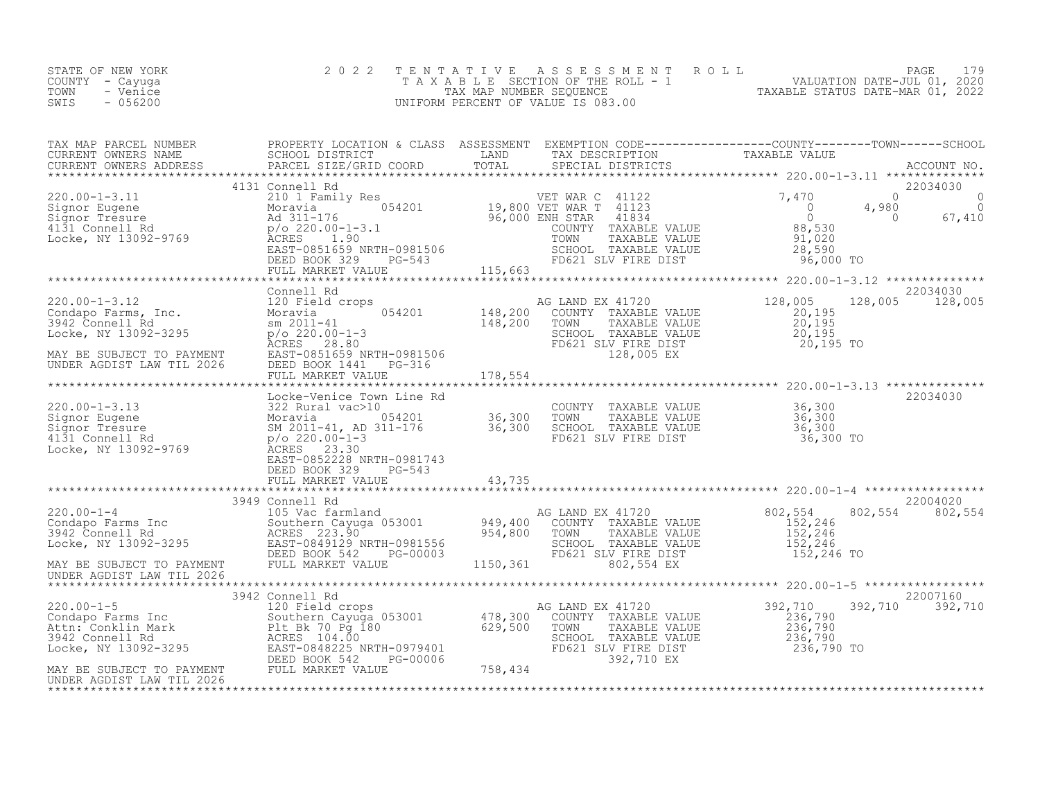STATE OF NEW YORK
COUNTY - Cayuga
TOWN - Venice
SWIS - 056200

2 0 2 2 T E N T A T I V E A S S E S S M E N T R O L L
T A X A B L E SECTION OF THE ROLL - 1
TAX MAP NUMBER SEQUENCE
UNIFORM PERCENT OF VALUE IS 083.00

VALUATION DATE-JUL 01, 2020
TAXABLE STATUS DATE-MAR 01, 2022

```
TAX MAP PARCEL NUMBER          PROPERTY LOCATION & CLASS  ASSESSMENT  EXEMPTION CODE------------------COUNTY--------TOWN------SCHOOL
CURRENT OWNERS NAME            SCHOOL DISTRICT               LAND      TAX DESCRIPTION              TAXABLE VALUE
CURRENT OWNERS ADDRESS         PARCEL SIZE/GRID COORD        TOTAL     SPECIAL DISTRICTS                                         ACCOUNT NO.
******************************************************************************************************* 220.00-1-3.11 **************
                          4131 Connell Rd                                                                                     22034030
220.00-1-3.11                  210 1 Family Res                        VET WAR C  41122                 7,470          0             0
Signor Eugene                  Moravia         054201       19,800 VET WAR T  41123                     0      4,980             0
Signor Tresure                 Ad 311-176                   96,000 ENH STAR   41834                     0          0        67,410
4131 Connell Rd                p/o 220.00-1-3.1                       COUNTY  TAXABLE VALUE            88,530
Locke, NY 13092-9769           ACRES     1.90                         TOWN    TAXABLE VALUE            91,020
                               EAST-0851659 NRTH-0981506              SCHOOL  TAXABLE VALUE            28,590
                               DEED BOOK 329     PG-543               FD621 SLV FIRE DIST              96,000 TO
                               FULL MARKET VALUE           115,663
******************************************************************************************************* 220.00-1-3.12 **************
                               Connell Rd                                                                                     22034030
220.00-1-3.12                  120 Field crops                         AG LAND EX 41720               128,005    128,005       128,005
Condapo Farms, Inc.            Moravia         054201      148,200    COUNTY  TAXABLE VALUE            20,195
3942 Connell Rd                sm 2011-41                  148,200    TOWN    TAXABLE VALUE            20,195
Locke, NY 13092-3295           p/o 220.00-1-3                         SCHOOL  TAXABLE VALUE            20,195
                               ACRES    28.80                         FD621 SLV FIRE DIST              20,195 TO
MAY BE SUBJECT TO PAYMENT      EAST-0851659 NRTH-0981506                    128,005 EX
UNDER AGDIST LAW TIL 2026      DEED BOOK 1441    PG-316
                               FULL MARKET VALUE           178,554
******************************************************************************************************* 220.00-1-3.13 **************
                               Locke-Venice Town Line Rd                                                                      22034030
220.00-1-3.13                  322 Rural vac>10                       COUNTY  TAXABLE VALUE            36,300
Signor Eugene                  Moravia         054201       36,300    TOWN    TAXABLE VALUE            36,300
Signor Tresure                 SM 2011-41, AD 311-176       36,300    SCHOOL  TAXABLE VALUE            36,300
4131 Connell Rd                p/o 220.00-1-3                         FD621 SLV FIRE DIST              36,300 TO
Locke, NY 13092-9769           ACRES    23.30
                               EAST-0852228 NRTH-0981743
                               DEED BOOK 329     PG-543
                               FULL MARKET VALUE            43,735
******************************************************************************************************* 220.00-1-4 *****************
                          3949 Connell Rd                                                                                     22004020
220.00-1-4                     105 Vac farmland                        AG LAND EX 41720               802,554    802,554       802,554
Condapo Farms Inc              Southern Cayuga 053001      949,400    COUNTY  TAXABLE VALUE           152,246
3942 Connell Rd                ACRES   223.90              954,800    TOWN    TAXABLE VALUE           152,246
Locke, NY 13092-3295           EAST-0849129 NRTH-0981556              SCHOOL  TAXABLE VALUE           152,246
                               DEED BOOK 542     PG-00003             FD621 SLV FIRE DIST             152,246 TO
MAY BE SUBJECT TO PAYMENT      FULL MARKET VALUE          1150,361          802,554 EX
UNDER AGDIST LAW TIL 2026
******************************************************************************************************* 220.00-1-5 *****************
                          3942 Connell Rd                                                                                     22007160
220.00-1-5                     120 Field crops                         AG LAND EX 41720               392,710    392,710       392,710
Condapo Farms Inc              Southern Cayuga 053001      478,300    COUNTY  TAXABLE VALUE           236,790
Attn: Conklin Mark             Plt Bk 70 Pg 180            629,500    TOWN    TAXABLE VALUE           236,790
3942 Connell Rd                ACRES   104.00                         SCHOOL  TAXABLE VALUE           236,790
Locke, NY 13092-3295           EAST-0848225 NRTH-0979401              FD621 SLV FIRE DIST             236,790 TO
                               DEED BOOK 542     PG-00006                   392,710 EX
MAY BE SUBJECT TO PAYMENT      FULL MARKET VALUE           758,434
UNDER AGDIST LAW TIL 2026
************************************************************************************************************************************
```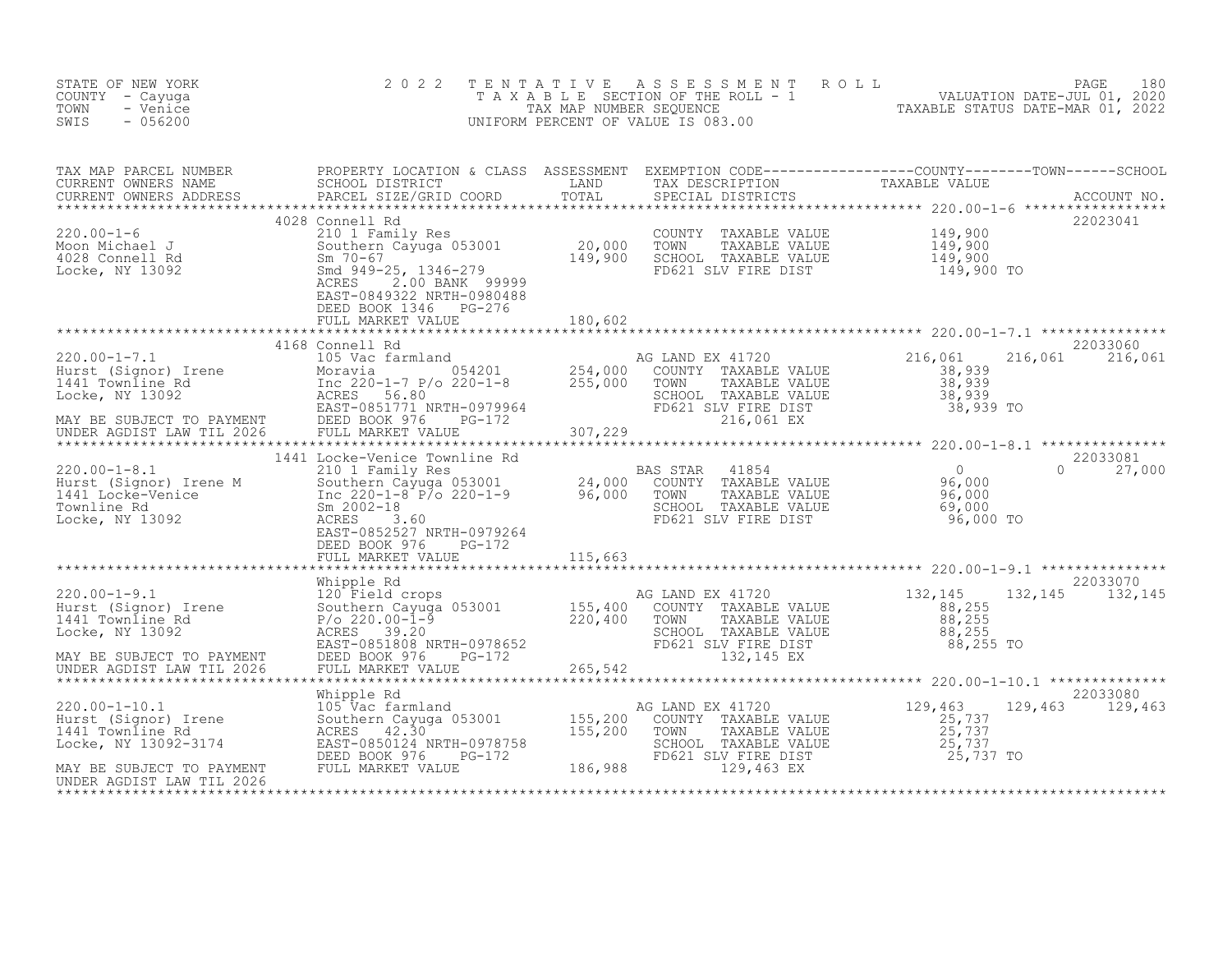STATE OF NEW YORK
COUNTY - Cayuga
TOWN - Venice
SWIS - 056200

2022 TENTATIVE ASSESSMENT ROLL
TAXABLE SECTION OF THE ROLL - 1
TAX MAP NUMBER SEQUENCE
UNIFORM PERCENT OF VALUE IS 083.00

VALUATION DATE-JUL 01, 2020
TAXABLE STATUS DATE-MAR 01, 2022

| TAX MAP PARCEL NUMBER / CURRENT OWNERS NAME / CURRENT OWNERS ADDRESS | PROPERTY LOCATION & CLASS / SCHOOL DISTRICT / PARCEL SIZE/GRID COORD | ASSESSMENT LAND / TOTAL | EXEMPTION CODE / TAX DESCRIPTION / SPECIAL DISTRICTS | COUNTY TAXABLE VALUE | TOWN | SCHOOL | ACCOUNT NO. |
|---|---|---|---|---|---|---|---|
| **220.00-1-6** | 4028 Connell Rd | | | | | | 22023041 |
| Moon Michael J | 210 1 Family Res | | COUNTY TAXABLE VALUE | 149,900 | | | |
| 4028 Connell Rd | Southern Cayuga 053001 | 20,000 | TOWN TAXABLE VALUE | 149,900 | | | |
| Locke, NY 13092 | Sm 70-67 | 149,900 | SCHOOL TAXABLE VALUE | 149,900 | | | |
| | Smd 949-25, 1346-279 | | FD621 SLV FIRE DIST | 149,900 TO | | | |
| | ACRES 2.00 BANK 99999 | | | | | | |
| | EAST-0849322 NRTH-0980488 | | | | | | |
| | DEED BOOK 1346 PG-276 | | | | | | |
| | FULL MARKET VALUE | 180,602 | | | | | |
| **220.00-1-7.1** | 4168 Connell Rd | | | | | | 22033060 |
| Hurst (Signor) Irene | 105 Vac farmland | | AG LAND EX 41720 | 216,061 | 216,061 | 216,061 | |
| 1441 Townline Rd | Moravia 054201 | 254,000 | COUNTY TAXABLE VALUE | 38,939 | | | |
| Locke, NY 13092 | Inc 220-1-7 P/o 220-1-8 | 255,000 | TOWN TAXABLE VALUE | 38,939 | | | |
| | ACRES 56.80 | | SCHOOL TAXABLE VALUE | 38,939 | | | |
| | EAST-0851771 NRTH-0979964 | | FD621 SLV FIRE DIST | 38,939 TO | | | |
| MAY BE SUBJECT TO PAYMENT | DEED BOOK 976 PG-172 | | 216,061 EX | | | | |
| UNDER AGDIST LAW TIL 2026 | FULL MARKET VALUE | 307,229 | | | | | |
| **220.00-1-8.1** | 1441 Locke-Venice Townline Rd | | | | | | 22033081 |
| Hurst (Signor) Irene M | 210 1 Family Res | | BAS STAR 41854 | 0 | 0 | 27,000 | |
| 1441 Locke-Venice | Southern Cayuga 053001 | 24,000 | COUNTY TAXABLE VALUE | 96,000 | | | |
| Townline Rd | Inc 220-1-8 P/o 220-1-9 | 96,000 | TOWN TAXABLE VALUE | 96,000 | | | |
| Locke, NY 13092 | Sm 2002-18 | | SCHOOL TAXABLE VALUE | 69,000 | | | |
| | ACRES 3.60 | | FD621 SLV FIRE DIST | 96,000 TO | | | |
| | EAST-0852527 NRTH-0979264 | | | | | | |
| | DEED BOOK 976 PG-172 | | | | | | |
| | FULL MARKET VALUE | 115,663 | | | | | |
| **220.00-1-9.1** | Whipple Rd | | | | | | 22033070 |
| Hurst (Signor) Irene | 120 Field crops | | AG LAND EX 41720 | 132,145 | 132,145 | 132,145 | |
| 1441 Townline Rd | Southern Cayuga 053001 | 155,400 | COUNTY TAXABLE VALUE | 88,255 | | | |
| Locke, NY 13092 | P/o 220.00-1-9 | 220,400 | TOWN TAXABLE VALUE | 88,255 | | | |
| | ACRES 39.20 | | SCHOOL TAXABLE VALUE | 88,255 | | | |
| | EAST-0851808 NRTH-0978652 | | FD621 SLV FIRE DIST | 88,255 TO | | | |
| MAY BE SUBJECT TO PAYMENT | DEED BOOK 976 PG-172 | | 132,145 EX | | | | |
| UNDER AGDIST LAW TIL 2026 | FULL MARKET VALUE | 265,542 | | | | | |
| **220.00-1-10.1** | Whipple Rd | | | | | | 22033080 |
| Hurst (Signor) Irene | 105 Vac farmland | | AG LAND EX 41720 | 129,463 | 129,463 | 129,463 | |
| 1441 Townline Rd | Southern Cayuga 053001 | 155,200 | COUNTY TAXABLE VALUE | 25,737 | | | |
| Locke, NY 13092-3174 | ACRES 42.30 | 155,200 | TOWN TAXABLE VALUE | 25,737 | | | |
| | EAST-0850124 NRTH-0978758 | | SCHOOL TAXABLE VALUE | 25,737 | | | |
| | DEED BOOK 976 PG-172 | | FD621 SLV FIRE DIST | 25,737 TO | | | |
| MAY BE SUBJECT TO PAYMENT | FULL MARKET VALUE | 186,988 | 129,463 EX | | | | |
| UNDER AGDIST LAW TIL 2026 | | | | | | | |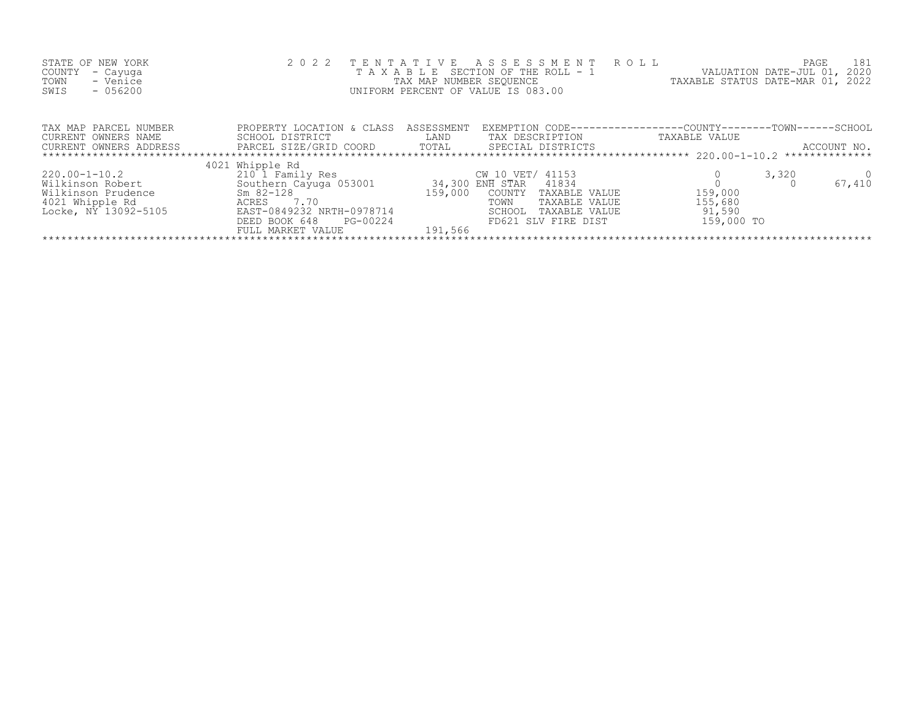STATE OF NEW YORK
COUNTY - Cayuga
TOWN - Venice
SWIS - 056200

2 0 2 2 TENTATIVE ASSESSMENT ROLL
TAXABLE SECTION OF THE ROLL - 1
TAX MAP NUMBER SEQUENCE
UNIFORM PERCENT OF VALUE IS 083.00

PAGE 181
VALUATION DATE-JUL 01, 2020
TAXABLE STATUS DATE-MAR 01, 2022

| TAX MAP PARCEL NUMBER<br>CURRENT OWNERS NAME<br>CURRENT OWNERS ADDRESS | PROPERTY LOCATION & CLASS<br>SCHOOL DISTRICT<br>PARCEL SIZE/GRID COORD | ASSESSMENT<br>LAND<br>TOTAL | EXEMPTION CODE<br>TAX DESCRIPTION<br>SPECIAL DISTRICTS | COUNTY<br>TAXABLE VALUE | TOWN | SCHOOL<br>ACCOUNT NO. |
|---|---|---|---|---|---|---|
| | 4021 Whipple Rd | | | | | 220.00-1-10.2 |
| 220.00-1-10.2 | 210 1 Family Res | | CW_10_VET/ 41153 | 0 | 3,320 | 0 |
| Wilkinson Robert | Southern Cayuga 053001 | 34,300 | ENH STAR 41834 | 0 | 0 | 67,410 |
| Wilkinson Prudence | Sm 82-128 | 159,000 | COUNTY TAXABLE VALUE | 159,000 | | |
| 4021 Whipple Rd | ACRES 7.70 | | TOWN TAXABLE VALUE | 155,680 | | |
| Locke, NY 13092-5105 | EAST-0849232 NRTH-0978714 | | SCHOOL TAXABLE VALUE | 91,590 | | |
| | DEED BOOK 648 PG-00224 | | FD621 SLV FIRE DIST | 159,000 TO | | |
| | FULL MARKET VALUE | 191,566 | | | | |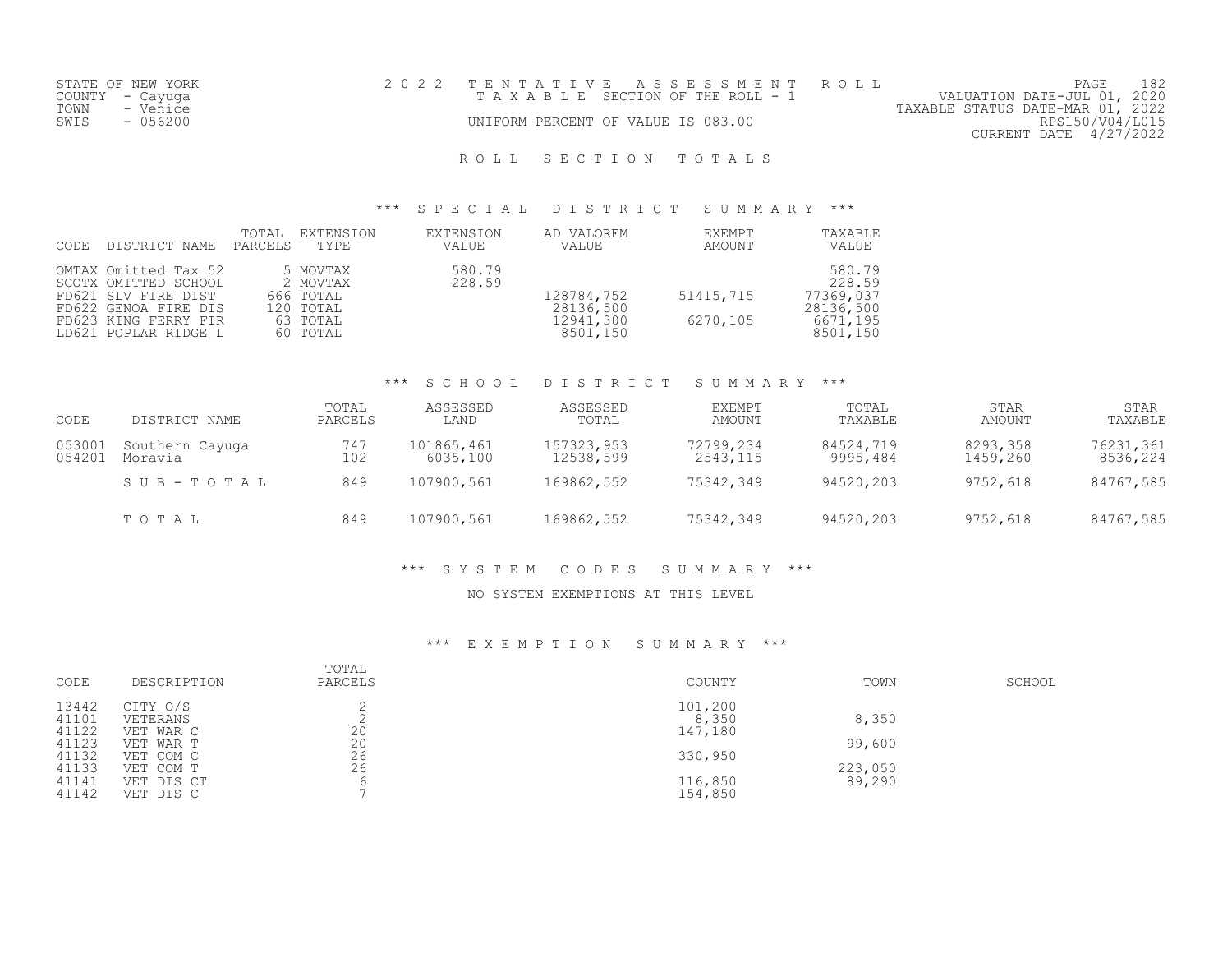STATE OF NEW YORK
COUNTY - Cayuga
TOWN - Venice
SWIS - 056200

2022 TENTATIVE ASSESSMENT ROLL
TAXABLE SECTION OF THE ROLL - 1
UNIFORM PERCENT OF VALUE IS 083.00

VALUATION DATE-JUL 01, 2020
TAXABLE STATUS DATE-MAR 01, 2022
RPS150/V04/L015
CURRENT DATE 4/27/2022

# ROLL SECTION TOTALS

## *** SPECIAL DISTRICT SUMMARY ***

| CODE | DISTRICT NAME | TOTAL PARCELS | EXTENSION TYPE | EXTENSION VALUE | AD VALOREM VALUE | EXEMPT AMOUNT | TAXABLE VALUE |
|---|---|---|---|---|---|---|---|
| OMTAX | Omitted Tax 52 | 5 | MOVTAX | 580.79 | | | 580.79 |
| SCOTX | OMITTED SCHOOL | 2 | MOVTAX | 228.59 | | | 228.59 |
| FD621 | SLV FIRE DIST | 666 | TOTAL | | 128784,752 | 51415,715 | 77369,037 |
| FD622 | GENOA FIRE DIS | 120 | TOTAL | | 28136,500 | | 28136,500 |
| FD623 | KING FERRY FIR | 63 | TOTAL | | 12941,300 | 6270,105 | 6671,195 |
| LD621 | POPLAR RIDGE L | 60 | TOTAL | | 8501,150 | | 8501,150 |

## *** SCHOOL DISTRICT SUMMARY ***

| CODE | DISTRICT NAME | TOTAL PARCELS | ASSESSED LAND | ASSESSED TOTAL | EXEMPT AMOUNT | TOTAL TAXABLE | STAR AMOUNT | STAR TAXABLE |
|---|---|---|---|---|---|---|---|---|
| 053001 | Southern Cayuga | 747 | 101865,461 | 157323,953 | 72799,234 | 84524,719 | 8293,358 | 76231,361 |
| 054201 | Moravia | 102 | 6035,100 | 12538,599 | 2543,115 | 9995,484 | 1459,260 | 8536,224 |
| | SUB-TOTAL | 849 | 107900,561 | 169862,552 | 75342,349 | 94520,203 | 9752,618 | 84767,585 |
| | TOTAL | 849 | 107900,561 | 169862,552 | 75342,349 | 94520,203 | 9752,618 | 84767,585 |

## *** SYSTEM CODES SUMMARY ***

NO SYSTEM EXEMPTIONS AT THIS LEVEL

## *** EXEMPTION SUMMARY ***

| CODE | DESCRIPTION | TOTAL PARCELS | COUNTY | TOWN | SCHOOL |
|---|---|---|---|---|---|
| 13442 | CITY O/S | 2 | 101,200 | | |
| 41101 | VETERANS | 2 | 8,350 | 8,350 | |
| 41122 | VET WAR C | 20 | 147,180 | | |
| 41123 | VET WAR T | 20 | | 99,600 | |
| 41132 | VET COM C | 26 | 330,950 | | |
| 41133 | VET COM T | 26 | | 223,050 | |
| 41141 | VET DIS CT | 6 | 116,850 | 89,290 | |
| 41142 | VET DIS C | 7 | 154,850 | | |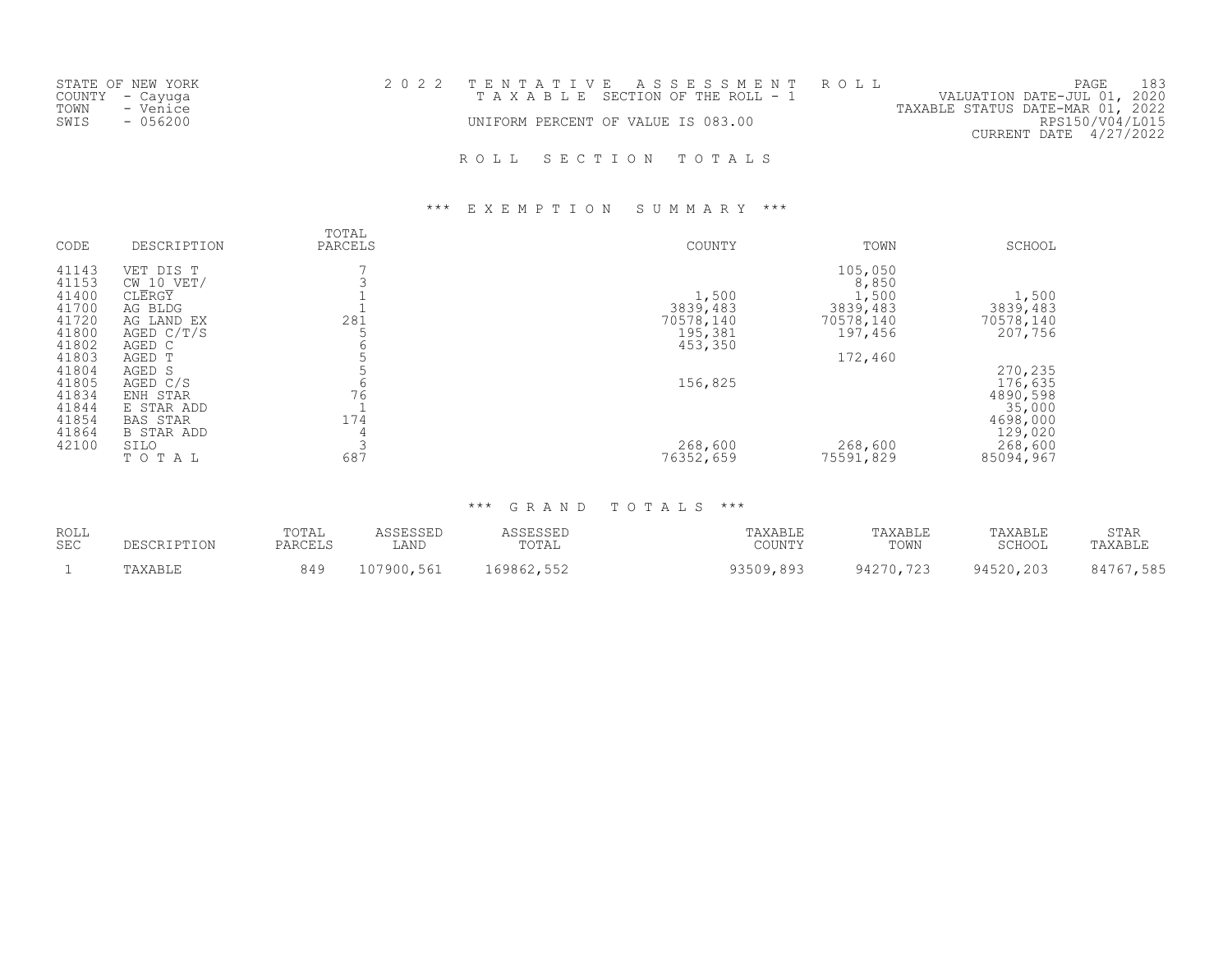STATE OF NEW YORK
COUNTY - Cayuga
TOWN - Venice
SWIS - 056200

2 0 2 2 T E N T A T I V E A S S E S S M E N T R O L L
T A X A B L E SECTION OF THE ROLL - 1
UNIFORM PERCENT OF VALUE IS 083.00

VALUATION DATE-JUL 01, 2020
TAXABLE STATUS DATE-MAR 01, 2022
RPS150/V04/L015
CURRENT DATE 4/27/2022

# R O L L S E C T I O N T O T A L S

## *** E X E M P T I O N S U M M A R Y ***

| CODE | DESCRIPTION | TOTAL PARCELS | COUNTY | TOWN | SCHOOL |
|---|---|---|---|---|---|
| 41143 | VET DIS T | 7 | | 105,050 | |
| 41153 | CW_10_VET/ | 3 | | 8,850 | |
| 41400 | CLERGY | 1 | 1,500 | 1,500 | 1,500 |
| 41700 | AG BLDG | 1 | 3839,483 | 3839,483 | 3839,483 |
| 41720 | AG LAND EX | 281 | 70578,140 | 70578,140 | 70578,140 |
| 41800 | AGED C/T/S | 5 | 195,381 | 197,456 | 207,756 |
| 41802 | AGED C | 6 | 453,350 | | |
| 41803 | AGED T | 5 | | 172,460 | |
| 41804 | AGED S | 5 | | | 270,235 |
| 41805 | AGED C/S | 6 | 156,825 | | 176,635 |
| 41834 | ENH STAR | 76 | | | 4890,598 |
| 41844 | E STAR ADD | 1 | | | 35,000 |
| 41854 | BAS STAR | 174 | | | 4698,000 |
| 41864 | B STAR ADD | 4 | | | 129,020 |
| 42100 | SILO | 3 | 268,600 | 268,600 | 268,600 |
| | T O T A L | 687 | 76352,659 | 75591,829 | 85094,967 |

## *** G R A N D T O T A L S ***

| ROLL SEC | DESCRIPTION | TOTAL PARCELS | ASSESSED LAND | ASSESSED TOTAL | TAXABLE COUNTY | TAXABLE TOWN | TAXABLE SCHOOL | STAR TAXABLE |
|---|---|---|---|---|---|---|---|---|
| 1 | TAXABLE | 849 | 107900,561 | 169862,552 | 93509,893 | 94270,723 | 94520,203 | 84767,585 |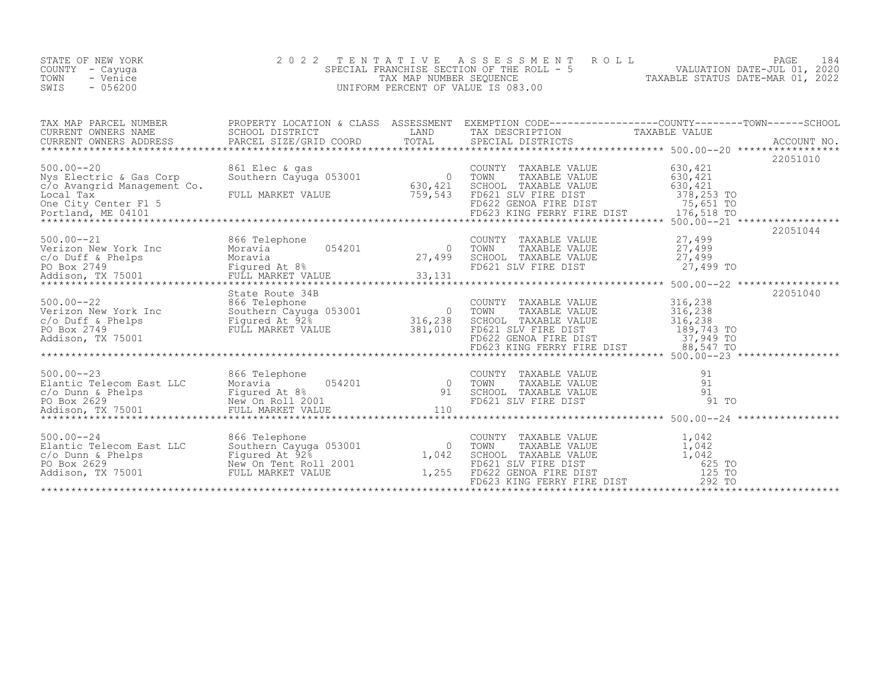STATE OF NEW YORK
COUNTY - Cayuga
TOWN - Venice
SWIS - 056200

# 2022 TENTATIVE ASSESSMENT ROLL
SPECIAL FRANCHISE SECTION OF THE ROLL - 5
TAX MAP NUMBER SEQUENCE
UNIFORM PERCENT OF VALUE IS 083.00

VALUATION DATE-JUL 01, 2020
TAXABLE STATUS DATE-MAR 01, 2022

| TAX MAP PARCEL NUMBER / CURRENT OWNERS NAME / CURRENT OWNERS ADDRESS | PROPERTY LOCATION & CLASS / SCHOOL DISTRICT / PARCEL SIZE/GRID COORD | ASSESSMENT LAND / TOTAL | EXEMPTION CODE / TAX DESCRIPTION / SPECIAL DISTRICTS | TAXABLE VALUE | ACCOUNT NO. |
|---|---|---|---|---|---|
| 500.00--20 | 861 Elec & gas | | COUNTY TAXABLE VALUE | 630,421 | 22051010 |
| Nys Electric & Gas Corp | Southern Cayuga 053001 | 0 | TOWN TAXABLE VALUE | 630,421 | |
| c/o Avangrid Management Co. | | 630,421 | SCHOOL TAXABLE VALUE | 630,421 | |
| Local Tax | FULL MARKET VALUE | 759,543 | FD621 SLV FIRE DIST | 378,253 TO | |
| One City Center Fl 5 | | | FD622 GENOA FIRE DIST | 75,651 TO | |
| Portland, ME 04101 | | | FD623 KING FERRY FIRE DIST | 176,518 TO | |
| 500.00--21 | 866 Telephone | | COUNTY TAXABLE VALUE | 27,499 | 22051044 |
| Verizon New York Inc | Moravia 054201 | 0 | TOWN TAXABLE VALUE | 27,499 | |
| c/o Duff & Phelps | Moravia | 27,499 | SCHOOL TAXABLE VALUE | 27,499 | |
| PO Box 2749 | Figured At 8% | | FD621 SLV FIRE DIST | 27,499 TO | |
| Addison, TX 75001 | FULL MARKET VALUE | 33,131 | | | |
| | State Route 34B | | | | 22051040 |
| 500.00--22 | 866 Telephone | | COUNTY TAXABLE VALUE | 316,238 | |
| Verizon New York Inc | Southern Cayuga 053001 | 0 | TOWN TAXABLE VALUE | 316,238 | |
| c/o Duff & Phelps | Figured At 92% | 316,238 | SCHOOL TAXABLE VALUE | 316,238 | |
| PO Box 2749 | FULL MARKET VALUE | 381,010 | FD621 SLV FIRE DIST | 189,743 TO | |
| Addison, TX 75001 | | | FD622 GENOA FIRE DIST | 37,949 TO | |
| | | | FD623 KING FERRY FIRE DIST | 88,547 TO | |
| 500.00--23 | 866 Telephone | | COUNTY TAXABLE VALUE | 91 | |
| Elantic Telecom East LLC | Moravia 054201 | 0 | TOWN TAXABLE VALUE | 91 | |
| c/o Dunn & Phelps | Figured At 8% | 91 | SCHOOL TAXABLE VALUE | 91 | |
| PO Box 2629 | New On Roll 2001 | | FD621 SLV FIRE DIST | 91 TO | |
| Addison, TX 75001 | FULL MARKET VALUE | 110 | | | |
| 500.00--24 | 866 Telephone | | COUNTY TAXABLE VALUE | 1,042 | |
| Elantic Telecom East LLC | Southern Cayuga 053001 | 0 | TOWN TAXABLE VALUE | 1,042 | |
| c/o Dunn & Phelps | Figured At 92% | 1,042 | SCHOOL TAXABLE VALUE | 1,042 | |
| PO Box 2629 | New On Tent Roll 2001 | | FD621 SLV FIRE DIST | 625 TO | |
| Addison, TX 75001 | FULL MARKET VALUE | 1,255 | FD622 GENOA FIRE DIST | 125 TO | |
| | | | FD623 KING FERRY FIRE DIST | 292 TO | |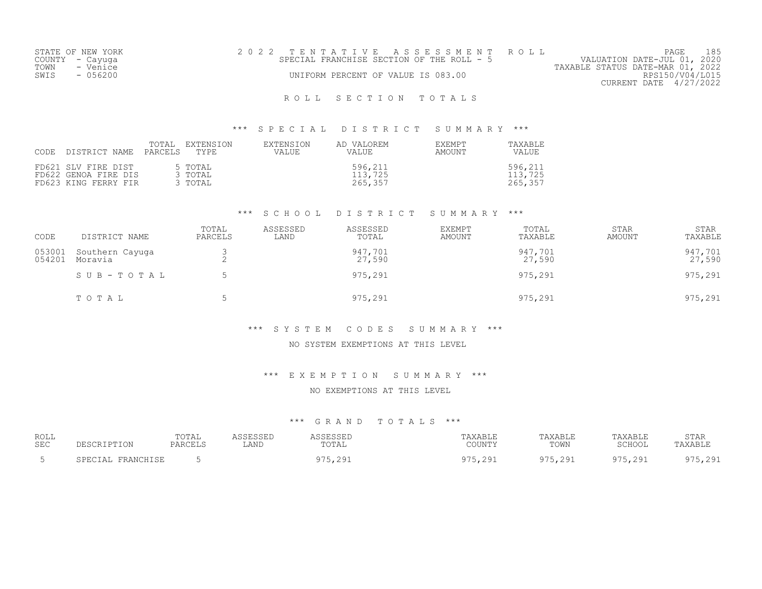STATE OF NEW YORK
COUNTY - Cayuga
TOWN - Venice
SWIS - 056200

2 0 2 2 T E N T A T I V E A S S E S S M E N T R O L L
SPECIAL FRANCHISE SECTION OF THE ROLL - 5
UNIFORM PERCENT OF VALUE IS 083.00

VALUATION DATE-JUL 01, 2020
TAXABLE STATUS DATE-MAR 01, 2022
RPS150/V04/L015
CURRENT DATE 4/27/2022

## R O L L S E C T I O N T O T A L S

### *** S P E C I A L D I S T R I C T S U M M A R Y ***

| CODE | DISTRICT NAME | TOTAL PARCELS | EXTENSION TYPE | EXTENSION VALUE | AD VALOREM VALUE | EXEMPT AMOUNT | TAXABLE VALUE |
|---|---|---|---|---|---|---|---|
| FD621 | SLV FIRE DIST | 5 | TOTAL | | 596,211 | | 596,211 |
| FD622 | GENOA FIRE DIS | 3 | TOTAL | | 113,725 | | 113,725 |
| FD623 | KING FERRY FIR | 3 | TOTAL | | 265,357 | | 265,357 |

### *** S C H O O L D I S T R I C T S U M M A R Y ***

| CODE | DISTRICT NAME | TOTAL PARCELS | ASSESSED LAND | ASSESSED TOTAL | EXEMPT AMOUNT | TOTAL TAXABLE | STAR AMOUNT | STAR TAXABLE |
|---|---|---|---|---|---|---|---|---|
| 053001 | Southern Cayuga | 3 | | 947,701 | | 947,701 | | 947,701 |
| 054201 | Moravia | 2 | | 27,590 | | 27,590 | | 27,590 |
| | S U B - T O T A L | 5 | | 975,291 | | 975,291 | | 975,291 |
| | T O T A L | 5 | | 975,291 | | 975,291 | | 975,291 |

### *** S Y S T E M C O D E S S U M M A R Y ***

NO SYSTEM EXEMPTIONS AT THIS LEVEL

### *** E X E M P T I O N S U M M A R Y ***

NO EXEMPTIONS AT THIS LEVEL

### *** G R A N D T O T A L S ***

| ROLL SEC | DESCRIPTION | TOTAL PARCELS | ASSESSED LAND | ASSESSED TOTAL | TAXABLE COUNTY | TAXABLE TOWN | TAXABLE SCHOOL | STAR TAXABLE |
|---|---|---|---|---|---|---|---|---|
| 5 | SPECIAL FRANCHISE | 5 | | 975,291 | 975,291 | 975,291 | 975,291 | 975,291 |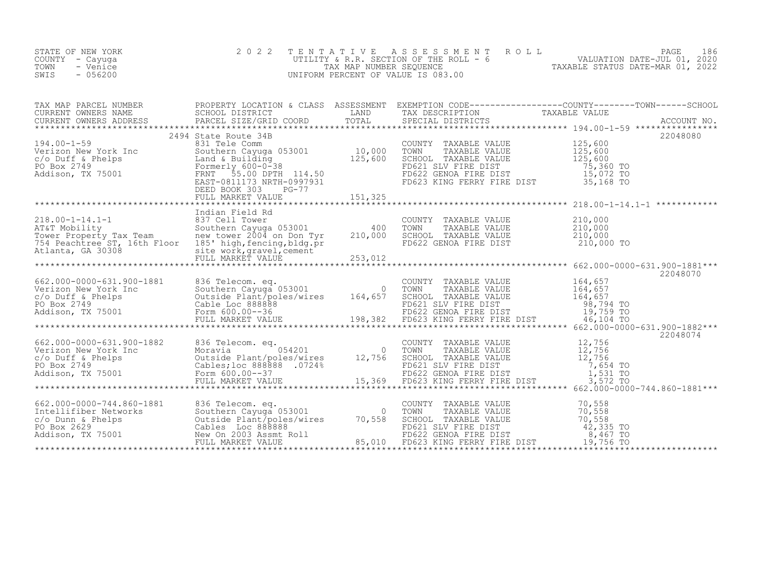STATE OF NEW YORK
COUNTY - Cayuga
TOWN - Venice
SWIS - 056200

2022 TENTATIVE ASSESSMENT ROLL
UTILITY & R.R. SECTION OF THE ROLL - 6
TAX MAP NUMBER SEQUENCE
UNIFORM PERCENT OF VALUE IS 083.00

VALUATION DATE-JUL 01, 2020
TAXABLE STATUS DATE-MAR 01, 2022

| TAX MAP PARCEL NUMBER / CURRENT OWNERS NAME / CURRENT OWNERS ADDRESS | PROPERTY LOCATION & CLASS / SCHOOL DISTRICT / PARCEL SIZE/GRID COORD | ASSESSMENT LAND / TOTAL | EXEMPTION CODE / TAX DESCRIPTION / SPECIAL DISTRICTS | TAXABLE VALUE (COUNTY / TOWN / SCHOOL) | ACCOUNT NO. |
|---|---|---|---|---|---|
| 194.00-1-59 | 2494 State Route 34B | | | | 22048080 |
| | 831 Tele Comm | | COUNTY TAXABLE VALUE | 125,600 | |
| Verizon New York Inc | Southern Cayuga 053001 | 10,000 | TOWN TAXABLE VALUE | 125,600 | |
| c/o Duff & Phelps | Land & Building | 125,600 | SCHOOL TAXABLE VALUE | 125,600 | |
| PO Box 2749 | Formerly 600-0-38 | | FD621 SLV FIRE DIST | 75,360 TO | |
| Addison, TX 75001 | FRNT 55.00 DPTH 114.50 | | FD622 GENOA FIRE DIST | 15,072 TO | |
| | EAST-0811173 NRTH-0997931 | | FD623 KING FERRY FIRE DIST | 35,168 TO | |
| | DEED BOOK 303 PG-77 | | | | |
| | FULL MARKET VALUE | 151,325 | | | |
| 218.00-1-14.1-1 | Indian Field Rd | | | | |
| | 837 Cell Tower | | COUNTY TAXABLE VALUE | 210,000 | |
| AT&T Mobility | Southern Cayuga 053001 | 400 | TOWN TAXABLE VALUE | 210,000 | |
| Tower Property Tax Team | new tower 2004 on Don Tyr | 210,000 | SCHOOL TAXABLE VALUE | 210,000 | |
| 754 Peachtree ST, 16th Floor | 185' high,fencing,bldg.pr | | FD622 GENOA FIRE DIST | 210,000 TO | |
| Atlanta, GA 30308 | site work,gravel,cement | | | | |
| | FULL MARKET VALUE | 253,012 | | | |
| 662.000-0000-631.900-1881 | | | | | 22048070 |
| | 836 Telecom. eq. | | COUNTY TAXABLE VALUE | 164,657 | |
| Verizon New York Inc | Southern Cayuga 053001 | 0 | TOWN TAXABLE VALUE | 164,657 | |
| c/o Duff & Phelps | Outside Plant/poles/wires | 164,657 | SCHOOL TAXABLE VALUE | 164,657 | |
| PO Box 2749 | Cable Loc 888888 | | FD621 SLV FIRE DIST | 98,794 TO | |
| Addison, TX 75001 | Form 600.00--36 | | FD622 GENOA FIRE DIST | 19,759 TO | |
| | FULL MARKET VALUE | 198,382 | FD623 KING FERRY FIRE DIST | 46,104 TO | |
| 662.000-0000-631.900-1882 | | | | | 22048074 |
| | 836 Telecom. eq. | | COUNTY TAXABLE VALUE | 12,756 | |
| Verizon New York Inc | Moravia 054201 | 0 | TOWN TAXABLE VALUE | 12,756 | |
| c/o Duff & Phelps | Outside Plant/poles/wires | 12,756 | SCHOOL TAXABLE VALUE | 12,756 | |
| PO Box 2749 | Cables;loc 888888 .0724% | | FD621 SLV FIRE DIST | 7,654 TO | |
| Addison, TX 75001 | Form 600.00--37 | | FD622 GENOA FIRE DIST | 1,531 TO | |
| | FULL MARKET VALUE | 15,369 | FD623 KING FERRY FIRE DIST | 3,572 TO | |
| 662.000-0000-744.860-1881 | | | | | |
| | 836 Telecom. eq. | | COUNTY TAXABLE VALUE | 70,558 | |
| Intellifiber Networks | Southern Cayuga 053001 | 0 | TOWN TAXABLE VALUE | 70,558 | |
| c/o Dunn & Phelps | Outside Plant/poles/wires | 70,558 | SCHOOL TAXABLE VALUE | 70,558 | |
| PO Box 2629 | Cables Loc 888888 | | FD621 SLV FIRE DIST | 42,335 TO | |
| Addison, TX 75001 | New On 2003 Assmt Roll | | FD622 GENOA FIRE DIST | 8,467 TO | |
| | FULL MARKET VALUE | 85,010 | FD623 KING FERRY FIRE DIST | 19,756 TO | |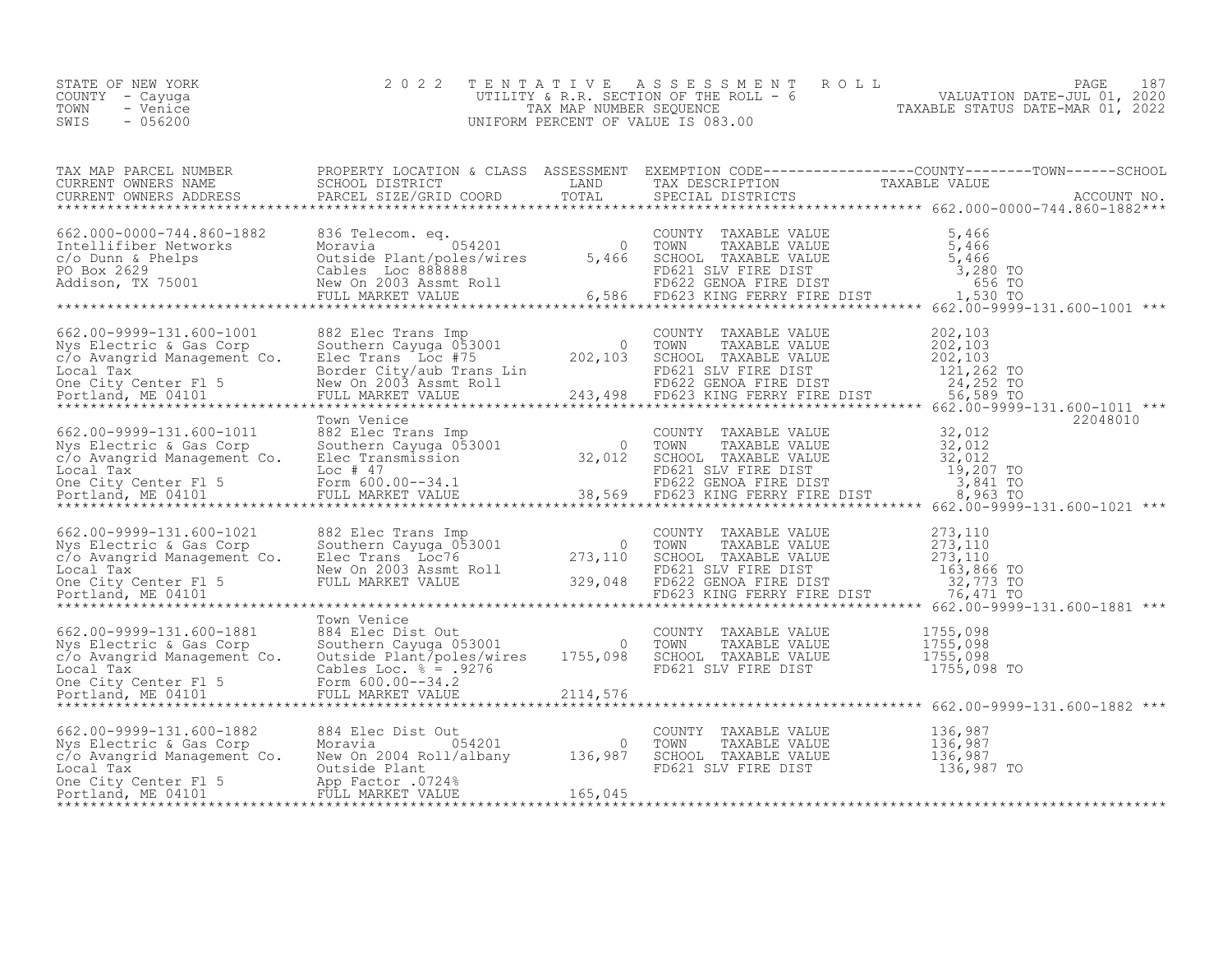STATE OF NEW YORK
COUNTY - Cayuga
TOWN - Venice
SWIS - 056200

2 0 2 2 T E N T A T I V E A S S E S S M E N T R O L L
UTILITY & R.R. SECTION OF THE ROLL - 6
TAX MAP NUMBER SEQUENCE
UNIFORM PERCENT OF VALUE IS 083.00

VALUATION DATE-JUL 01, 2020
TAXABLE STATUS DATE-MAR 01, 2022

| TAX MAP PARCEL NUMBER / CURRENT OWNERS NAME / CURRENT OWNERS ADDRESS | PROPERTY LOCATION & CLASS / SCHOOL DISTRICT / PARCEL SIZE/GRID COORD | ASSESSMENT LAND / TOTAL | EXEMPTION CODE / TAX DESCRIPTION / SPECIAL DISTRICTS | TAXABLE VALUE (COUNTY / TOWN / SCHOOL) | ACCOUNT NO. |
|---|---|---|---|---|---|
| 662.000-0000-744.860-1882 | 836 Telecom. eq. | | COUNTY TAXABLE VALUE | 5,466 | |
| Intellifiber Networks | Moravia 054201 | 0 | TOWN TAXABLE VALUE | 5,466 | |
| c/o Dunn & Phelps | Outside Plant/poles/wires | 5,466 | SCHOOL TAXABLE VALUE | 5,466 | |
| PO Box 2629 | Cables Loc 888888 | | FD621 SLV FIRE DIST | 3,280 TO | |
| Addison, TX 75001 | New On 2003 Assmt Roll | | FD622 GENOA FIRE DIST | 656 TO | |
| | FULL MARKET VALUE | 6,586 | FD623 KING FERRY FIRE DIST | 1,530 TO | |
| 662.00-9999-131.600-1001 | 882 Elec Trans Imp | | COUNTY TAXABLE VALUE | 202,103 | |
| Nys Electric & Gas Corp | Southern Cayuga 053001 | 0 | TOWN TAXABLE VALUE | 202,103 | |
| c/o Avangrid Management Co. | Elec Trans Loc #75 | 202,103 | SCHOOL TAXABLE VALUE | 202,103 | |
| Local Tax | Border City/aub Trans Lin | | FD621 SLV FIRE DIST | 121,262 TO | |
| One City Center Fl 5 | New On 2003 Assmt Roll | | FD622 GENOA FIRE DIST | 24,252 TO | |
| Portland, ME 04101 | FULL MARKET VALUE | 243,498 | FD623 KING FERRY FIRE DIST | 56,589 TO | |
| | Town Venice | | | | 22048010 |
| 662.00-9999-131.600-1011 | 882 Elec Trans Imp | | COUNTY TAXABLE VALUE | 32,012 | |
| Nys Electric & Gas Corp | Southern Cayuga 053001 | 0 | TOWN TAXABLE VALUE | 32,012 | |
| c/o Avangrid Management Co. | Elec Transmission | 32,012 | SCHOOL TAXABLE VALUE | 32,012 | |
| Local Tax | Loc # 47 | | FD621 SLV FIRE DIST | 19,207 TO | |
| One City Center Fl 5 | Form 600.00--34.1 | | FD622 GENOA FIRE DIST | 3,841 TO | |
| Portland, ME 04101 | FULL MARKET VALUE | 38,569 | FD623 KING FERRY FIRE DIST | 8,963 TO | |
| 662.00-9999-131.600-1021 | 882 Elec Trans Imp | | COUNTY TAXABLE VALUE | 273,110 | |
| Nys Electric & Gas Corp | Southern Cayuga 053001 | 0 | TOWN TAXABLE VALUE | 273,110 | |
| c/o Avangrid Management Co. | Elec Trans Loc76 | 273,110 | SCHOOL TAXABLE VALUE | 273,110 | |
| Local Tax | New On 2003 Assmt Roll | | FD621 SLV FIRE DIST | 163,866 TO | |
| One City Center Fl 5 | FULL MARKET VALUE | 329,048 | FD622 GENOA FIRE DIST | 32,773 TO | |
| Portland, ME 04101 | | | FD623 KING FERRY FIRE DIST | 76,471 TO | |
| | Town Venice | | | | |
| 662.00-9999-131.600-1881 | 884 Elec Dist Out | | COUNTY TAXABLE VALUE | 1755,098 | |
| Nys Electric & Gas Corp | Southern Cayuga 053001 | 0 | TOWN TAXABLE VALUE | 1755,098 | |
| c/o Avangrid Management Co. | Outside Plant/poles/wires | 1755,098 | SCHOOL TAXABLE VALUE | 1755,098 | |
| Local Tax | Cables Loc. % = .9276 | | FD621 SLV FIRE DIST | 1755,098 TO | |
| One City Center Fl 5 | Form 600.00--34.2 | | | | |
| Portland, ME 04101 | FULL MARKET VALUE | 2114,576 | | | |
| 662.00-9999-131.600-1882 | 884 Elec Dist Out | | COUNTY TAXABLE VALUE | 136,987 | |
| Nys Electric & Gas Corp | Moravia 054201 | 0 | TOWN TAXABLE VALUE | 136,987 | |
| c/o Avangrid Management Co. | New On 2004 Roll/albany | 136,987 | SCHOOL TAXABLE VALUE | 136,987 | |
| Local Tax | Outside Plant | | FD621 SLV FIRE DIST | 136,987 TO | |
| One City Center Fl 5 | App Factor .0724% | | | | |
| Portland, ME 04101 | FULL MARKET VALUE | 165,045 | | | |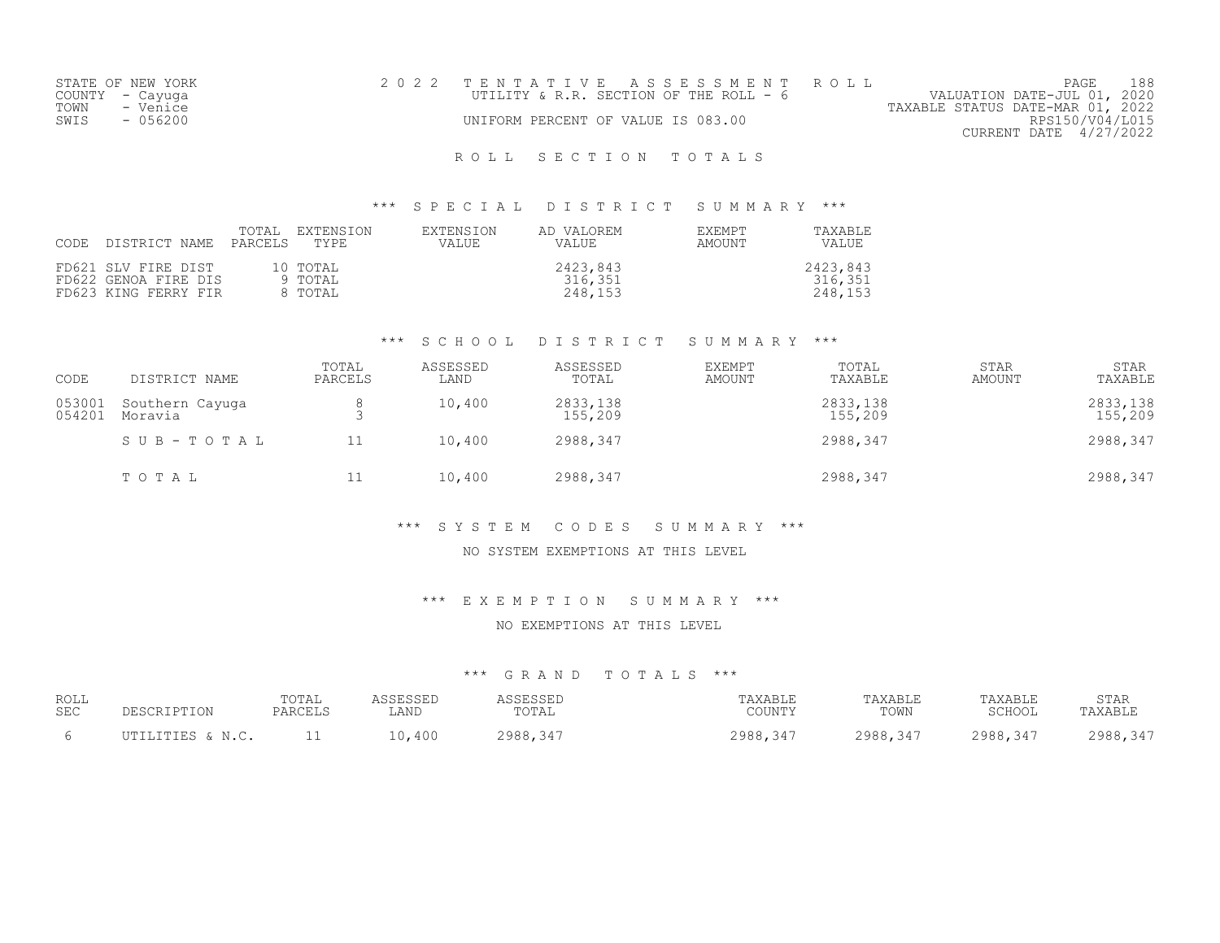STATE OF NEW YORK
COUNTY - Cayuga
TOWN - Venice
SWIS - 056200

2 0 2 2 T E N T A T I V E A S S E S S M E N T R O L L
UTILITY & R.R. SECTION OF THE ROLL - 6
UNIFORM PERCENT OF VALUE IS 083.00

VALUATION DATE-JUL 01, 2020
TAXABLE STATUS DATE-MAR 01, 2022
RPS150/V04/L015
CURRENT DATE 4/27/2022

# R O L L S E C T I O N T O T A L S

## *** S P E C I A L D I S T R I C T S U M M A R Y ***

| CODE | DISTRICT NAME | TOTAL PARCELS | EXTENSION TYPE | EXTENSION VALUE | AD VALOREM VALUE | EXEMPT AMOUNT | TAXABLE VALUE |
|---|---|---|---|---|---|---|---|
| FD621 | SLV FIRE DIST | 10 | TOTAL | | 2423,843 | | 2423,843 |
| FD622 | GENOA FIRE DIS | 9 | TOTAL | | 316,351 | | 316,351 |
| FD623 | KING FERRY FIR | 8 | TOTAL | | 248,153 | | 248,153 |

## *** S C H O O L D I S T R I C T S U M M A R Y ***

| CODE | DISTRICT NAME | TOTAL PARCELS | ASSESSED LAND | ASSESSED TOTAL | EXEMPT AMOUNT | TOTAL TAXABLE | STAR AMOUNT | STAR TAXABLE |
|---|---|---|---|---|---|---|---|---|
| 053001 | Southern Cayuga | 8 | 10,400 | 2833,138 | | 2833,138 | | 2833,138 |
| 054201 | Moravia | 3 | | 155,209 | | 155,209 | | 155,209 |
| | S U B - T O T A L | 11 | 10,400 | 2988,347 | | 2988,347 | | 2988,347 |
| | T O T A L | 11 | 10,400 | 2988,347 | | 2988,347 | | 2988,347 |

## *** S Y S T E M C O D E S S U M M A R Y ***

NO SYSTEM EXEMPTIONS AT THIS LEVEL

## *** E X E M P T I O N S U M M A R Y ***

NO EXEMPTIONS AT THIS LEVEL

## *** G R A N D T O T A L S ***

| ROLL SEC | DESCRIPTION | TOTAL PARCELS | ASSESSED LAND | ASSESSED TOTAL | TAXABLE COUNTY | TAXABLE TOWN | TAXABLE SCHOOL | STAR TAXABLE |
|---|---|---|---|---|---|---|---|---|
| 6 | UTILITIES & N.C. | 11 | 10,400 | 2988,347 | 2988,347 | 2988,347 | 2988,347 | 2988,347 |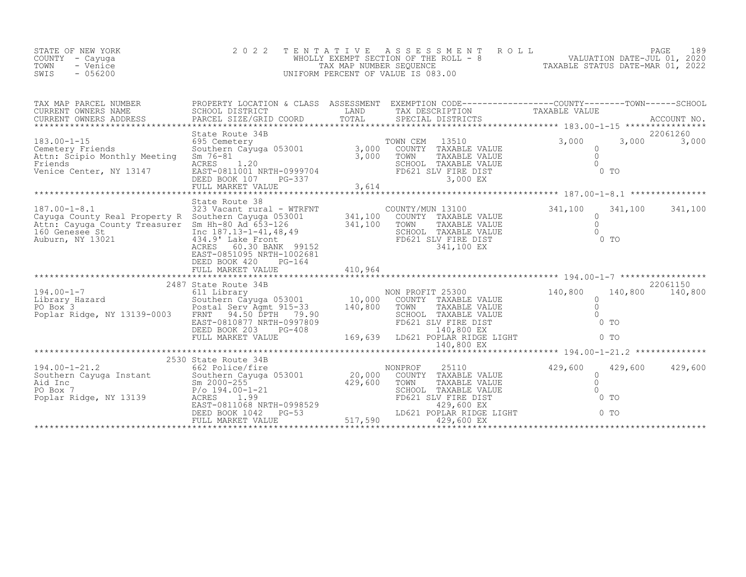STATE OF NEW YORK
COUNTY - Cayuga
TOWN - Venice
SWIS - 056200

2022 TENTATIVE ASSESSMENT ROLL
WHOLLY EXEMPT SECTION OF THE ROLL - 8
TAX MAP NUMBER SEQUENCE
UNIFORM PERCENT OF VALUE IS 083.00

VALUATION DATE-JUL 01, 2020
TAXABLE STATUS DATE-MAR 01, 2022

| TAX MAP PARCEL NUMBER / CURRENT OWNERS NAME / CURRENT OWNERS ADDRESS | PROPERTY LOCATION & CLASS / SCHOOL DISTRICT / PARCEL SIZE/GRID COORD | ASSESSMENT LAND / TOTAL | EXEMPTION CODE / TAX DESCRIPTION / SPECIAL DISTRICTS | COUNTY TAXABLE VALUE | TOWN | SCHOOL / ACCOUNT NO. |
|---|---|---|---|---|---|---|
| 183.00-1-15 | State Route 34B | | | | | 22061260 |
| Cemetery Friends | 695 Cemetery | | TOWN CEM 13510 | 3,000 | 3,000 | 3,000 |
| Attn: Scipio Monthly Meeting | Southern Cayuga 053001 | 3,000 | COUNTY TAXABLE VALUE | 0 | | |
| Friends | Sm 76-81 | 3,000 | TOWN TAXABLE VALUE | 0 | | |
| Venice Center, NY 13147 | ACRES 1.20 | | SCHOOL TAXABLE VALUE | 0 | | |
| | EAST-0811001 NRTH-0999704 | | FD621 SLV FIRE DIST | 0 TO | | |
| | DEED BOOK 107 PG-337 | | 3,000 EX | | | |
| | FULL MARKET VALUE | 3,614 | | | | |
| 187.00-1-8.1 | State Route 38 | | | | | |
| Cayuga County Real Property R | 323 Vacant rural - WTRFNT | | COUNTY/MUN 13100 | 341,100 | 341,100 | 341,100 |
| Attn: Cayuga County Treasurer | Southern Cayuga 053001 | 341,100 | COUNTY TAXABLE VALUE | 0 | | |
| 160 Genesee St | Sm Hh-80 Ad 653-126 | 341,100 | TOWN TAXABLE VALUE | 0 | | |
| Auburn, NY 13021 | Inc 187.13-1-41,48,49 | | SCHOOL TAXABLE VALUE | 0 | | |
| | 434.9' Lake Front | | FD621 SLV FIRE DIST | 0 TO | | |
| | ACRES 60.30 BANK 99152 | | 341,100 EX | | | |
| | EAST-0851095 NRTH-1002681 | | | | | |
| | DEED BOOK 420 PG-164 | | | | | |
| | FULL MARKET VALUE | 410,964 | | | | |
| 194.00-1-7 | 2487 State Route 34B | | | | | 22061150 |
| Library Hazard | 611 Library | | NON PROFIT 25300 | 140,800 | 140,800 | 140,800 |
| PO Box 3 | Southern Cayuga 053001 | 10,000 | COUNTY TAXABLE VALUE | 0 | | |
| Poplar Ridge, NY 13139-0003 | Postal Serv Agmt 915-33 | 140,800 | TOWN TAXABLE VALUE | 0 | | |
| | FRNT 94.50 DPTH 79.90 | | SCHOOL TAXABLE VALUE | 0 | | |
| | EAST-0810877 NRTH-0997809 | | FD621 SLV FIRE DIST | 0 TO | | |
| | DEED BOOK 203 PG-408 | | 140,800 EX | | | |
| | FULL MARKET VALUE | 169,639 | LD621 POPLAR RIDGE LIGHT | 0 TO | | |
| | | | 140,800 EX | | | |
| 194.00-1-21.2 | 2530 State Route 34B | | | | | |
| Southern Cayuga Instant | 662 Police/fire | | NONPROF 25110 | 429,600 | 429,600 | 429,600 |
| Aid Inc | Southern Cayuga 053001 | 20,000 | COUNTY TAXABLE VALUE | 0 | | |
| PO Box 7 | Sm 2000-255 | 429,600 | TOWN TAXABLE VALUE | 0 | | |
| Poplar Ridge, NY 13139 | P/o 194.00-1-21 | | SCHOOL TAXABLE VALUE | 0 | | |
| | ACRES 1.99 | | FD621 SLV FIRE DIST | 0 TO | | |
| | EAST-0811068 NRTH-0998529 | | 429,600 EX | | | |
| | DEED BOOK 1042 PG-53 | | LD621 POPLAR RIDGE LIGHT | 0 TO | | |
| | FULL MARKET VALUE | 517,590 | 429,600 EX | | | |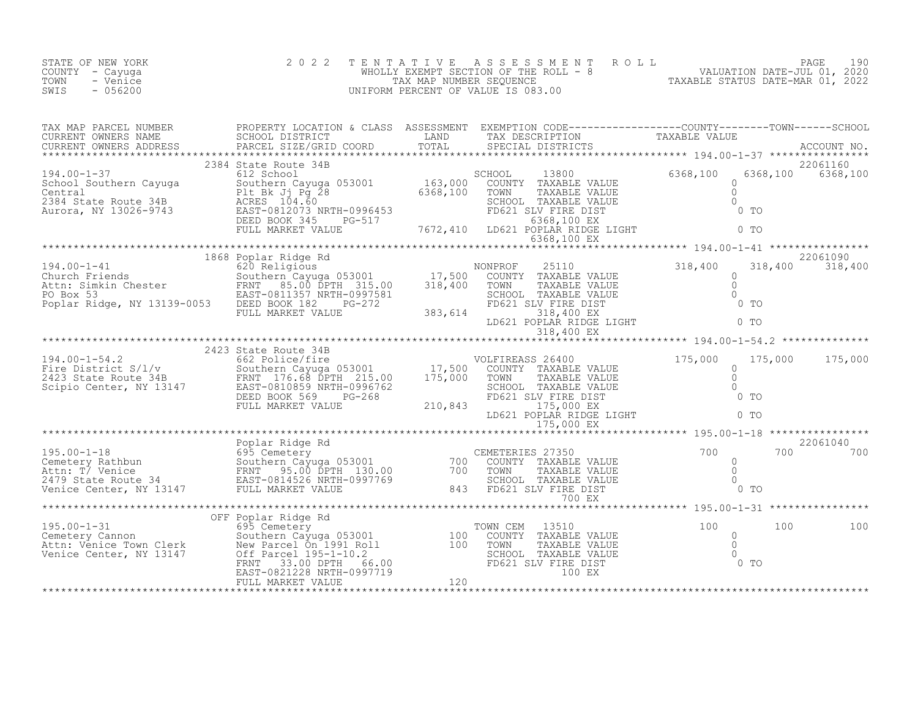STATE OF NEW YORK
COUNTY - Cayuga
TOWN - Venice
SWIS - 056200

2 0 2 2 T E N T A T I V E A S S E S S M E N T R O L L
WHOLLY EXEMPT SECTION OF THE ROLL - 8
TAX MAP NUMBER SEQUENCE
UNIFORM PERCENT OF VALUE IS 083.00

VALUATION DATE-JUL 01, 2020
TAXABLE STATUS DATE-MAR 01, 2022

| TAX MAP PARCEL NUMBER / CURRENT OWNERS NAME / CURRENT OWNERS ADDRESS | PROPERTY LOCATION & CLASS / SCHOOL DISTRICT / PARCEL SIZE/GRID COORD | ASSESSMENT LAND / TOTAL | EXEMPTION CODE / TAX DESCRIPTION / SPECIAL DISTRICTS | COUNTY TAXABLE VALUE | TOWN | SCHOOL / ACCOUNT NO. |
|---|---|---|---|---|---|---|
| | 2384 State Route 34B | | | | | 22061160 |
| 194.00-1-37 | 612 School | | SCHOOL 13800 | 6368,100 | 6368,100 | 6368,100 |
| School Southern Cayuga | Southern Cayuga 053001 | 163,000 | COUNTY TAXABLE VALUE | 0 | | |
| Central | Plt Bk Jj Pg 28 | 6368,100 | TOWN TAXABLE VALUE | 0 | | |
| 2384 State Route 34B | ACRES 104.60 | | SCHOOL TAXABLE VALUE | 0 | | |
| Aurora, NY 13026-9743 | EAST-0812073 NRTH-0996453 | | FD621 SLV FIRE DIST | 0 TO | | |
| | DEED BOOK 345 PG-517 | | 6368,100 EX | | | |
| | FULL MARKET VALUE | 7672,410 | LD621 POPLAR RIDGE LIGHT | 0 TO | | |
| | | | 6368,100 EX | | | |
| | 1868 Poplar Ridge Rd | | | | | 22061090 |
| 194.00-1-41 | 620 Religious | | NONPROF 25110 | 318,400 | 318,400 | 318,400 |
| Church Friends | Southern Cayuga 053001 | 17,500 | COUNTY TAXABLE VALUE | 0 | | |
| Attn: Simkin Chester | FRNT 85.00 DPTH 315.00 | 318,400 | TOWN TAXABLE VALUE | 0 | | |
| PO Box 53 | EAST-0811357 NRTH-0997581 | | SCHOOL TAXABLE VALUE | 0 | | |
| Poplar Ridge, NY 13139-0053 | DEED BOOK 182 PG-272 | | FD621 SLV FIRE DIST | 0 TO | | |
| | FULL MARKET VALUE | 383,614 | 318,400 EX | | | |
| | | | LD621 POPLAR RIDGE LIGHT | 0 TO | | |
| | | | 318,400 EX | | | |
| | 2423 State Route 34B | | | | | |
| 194.00-1-54.2 | 662 Police/fire | | VOLFIREASS 26400 | 175,000 | 175,000 | 175,000 |
| Fire District S/l/v | Southern Cayuga 053001 | 17,500 | COUNTY TAXABLE VALUE | 0 | | |
| 2423 State Route 34B | FRNT 176.68 DPTH 215.00 | 175,000 | TOWN TAXABLE VALUE | 0 | | |
| Scipio Center, NY 13147 | EAST-0810859 NRTH-0996762 | | SCHOOL TAXABLE VALUE | 0 | | |
| | DEED BOOK 569 PG-268 | | FD621 SLV FIRE DIST | 0 TO | | |
| | FULL MARKET VALUE | 210,843 | 175,000 EX | | | |
| | | | LD621 POPLAR RIDGE LIGHT | 0 TO | | |
| | | | 175,000 EX | | | |
| | Poplar Ridge Rd | | | | | 22061040 |
| 195.00-1-18 | 695 Cemetery | | CEMETERIES 27350 | 700 | 700 | 700 |
| Cemetery Rathbun | Southern Cayuga 053001 | 700 | COUNTY TAXABLE VALUE | 0 | | |
| Attn: T/ Venice | FRNT 95.00 DPTH 130.00 | 700 | TOWN TAXABLE VALUE | 0 | | |
| 2479 State Route 34 | EAST-0814526 NRTH-0997769 | | SCHOOL TAXABLE VALUE | 0 | | |
| Venice Center, NY 13147 | FULL MARKET VALUE | 843 | FD621 SLV FIRE DIST | 0 TO | | |
| | | | 700 EX | | | |
| | OFF Poplar Ridge Rd | | | | | |
| 195.00-1-31 | 695 Cemetery | | TOWN CEM 13510 | 100 | 100 | 100 |
| Cemetery Cannon | Southern Cayuga 053001 | 100 | COUNTY TAXABLE VALUE | 0 | | |
| Attn: Venice Town Clerk | New Parcel On 1991 Roll | 100 | TOWN TAXABLE VALUE | 0 | | |
| Venice Center, NY 13147 | Off Parcel 195-1-10.2 | | SCHOOL TAXABLE VALUE | 0 | | |
| | FRNT 33.00 DPTH 66.00 | | FD621 SLV FIRE DIST | 0 TO | | |
| | EAST-0821228 NRTH-0997719 | | 100 EX | | | |
| | FULL MARKET VALUE | 120 | | | | |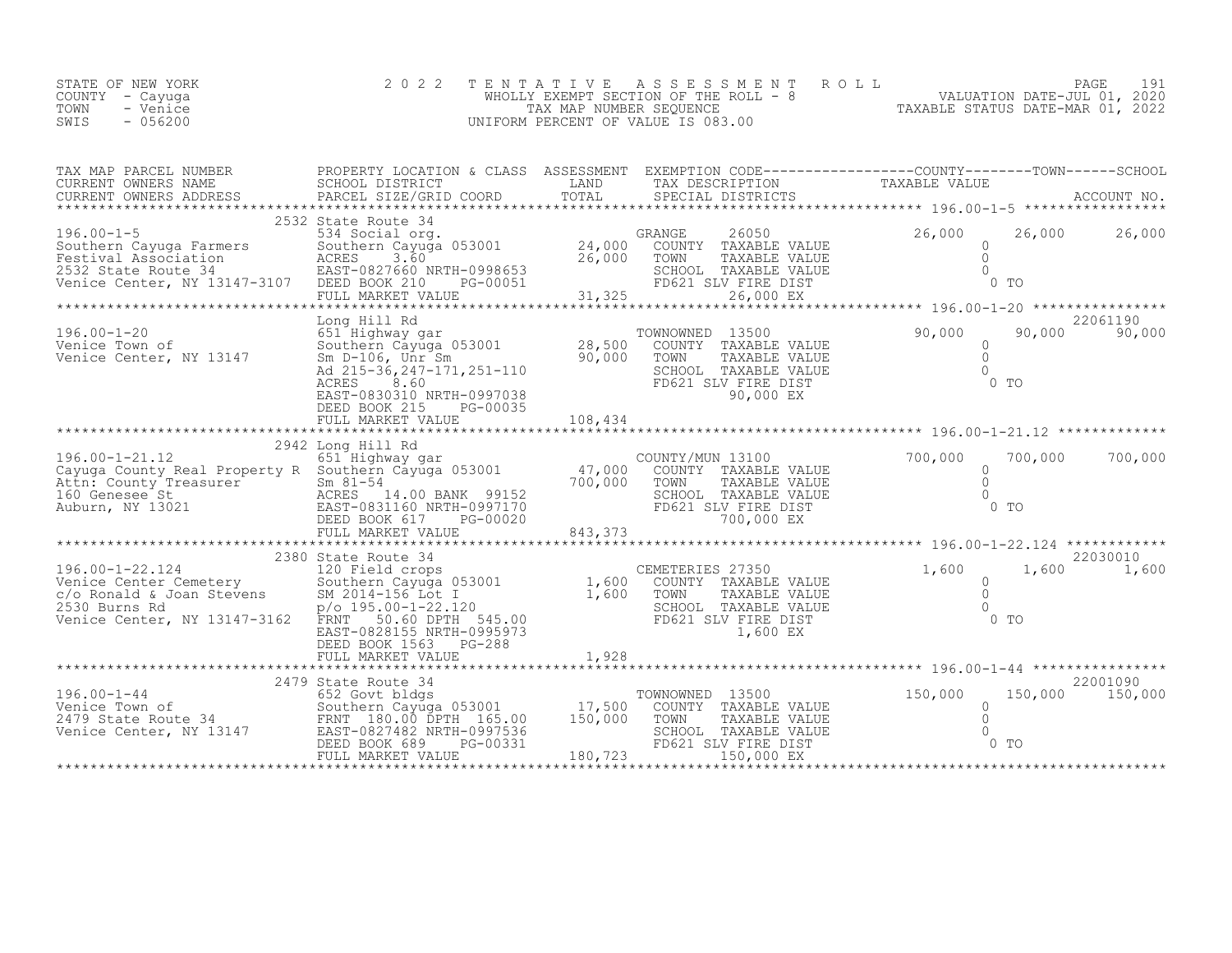STATE OF NEW YORK
COUNTY - Cayuga
TOWN - Venice
SWIS - 056200

2 0 2 2 TENTATIVE ASSESSMENT ROLL
WHOLLY EXEMPT SECTION OF THE ROLL - 8
TAX MAP NUMBER SEQUENCE
UNIFORM PERCENT OF VALUE IS 083.00

VALUATION DATE-JUL 01, 2020
TAXABLE STATUS DATE-MAR 01, 2022

| TAX MAP PARCEL NUMBER / CURRENT OWNERS NAME / CURRENT OWNERS ADDRESS | PROPERTY LOCATION & CLASS / SCHOOL DISTRICT / PARCEL SIZE/GRID COORD | ASSESSMENT LAND / TOTAL | EXEMPTION CODE / TAX DESCRIPTION / SPECIAL DISTRICTS | COUNTY TAXABLE VALUE | TOWN | SCHOOL | ACCOUNT NO. |
|---|---|---|---|---|---|---|---|
| 196.00-1-5 | 2532 State Route 34 | | | | | | |
| Southern Cayuga Farmers | 534 Social org. | | GRANGE 26050 | 26,000 | 26,000 | 26,000 | |
| Festival Association | Southern Cayuga 053001 | 24,000 | COUNTY TAXABLE VALUE | 0 | | | |
| 2532 State Route 34 | ACRES 3.60 | 26,000 | TOWN TAXABLE VALUE | | 0 | | |
| Venice Center, NY 13147-3107 | EAST-0827660 NRTH-0998653 | | SCHOOL TAXABLE VALUE | | | 0 | |
| | DEED BOOK 210 PG-00051 | | FD621 SLV FIRE DIST | 0 TO | | | |
| | FULL MARKET VALUE | 31,325 | 26,000 EX | | | | |
| 196.00-1-20 | Long Hill Rd | | | | | | 22061190 |
| Venice Town of | 651 Highway gar | | TOWNOWNED 13500 | 90,000 | 90,000 | 90,000 | |
| Venice Center, NY 13147 | Southern Cayuga 053001 | 28,500 | COUNTY TAXABLE VALUE | 0 | | | |
| | Sm D-106, Unr Sm | 90,000 | TOWN TAXABLE VALUE | | 0 | | |
| | Ad 215-36,247-171,251-110 | | SCHOOL TAXABLE VALUE | | | 0 | |
| | ACRES 8.60 | | FD621 SLV FIRE DIST | 0 TO | | | |
| | EAST-0830310 NRTH-0997038 | | 90,000 EX | | | | |
| | DEED BOOK 215 PG-00035 | | | | | | |
| | FULL MARKET VALUE | 108,434 | | | | | |
| 196.00-1-21.12 | 2942 Long Hill Rd | | | | | | |
| Cayuga County Real Property R | 651 Highway gar | | COUNTY/MUN 13100 | 700,000 | 700,000 | 700,000 | |
| Attn: County Treasurer | Southern Cayuga 053001 | 47,000 | COUNTY TAXABLE VALUE | 0 | | | |
| 160 Genesee St | Sm 81-54 | 700,000 | TOWN TAXABLE VALUE | | 0 | | |
| Auburn, NY 13021 | ACRES 14.00 BANK 99152 | | SCHOOL TAXABLE VALUE | | | 0 | |
| | EAST-0831160 NRTH-0997170 | | FD621 SLV FIRE DIST | 0 TO | | | |
| | DEED BOOK 617 PG-00020 | | 700,000 EX | | | | |
| | FULL MARKET VALUE | 843,373 | | | | | |
| 196.00-1-22.124 | 2380 State Route 34 | | | | | | 22030010 |
| Venice Center Cemetery | 120 Field crops | | CEMETERIES 27350 | 1,600 | 1,600 | 1,600 | |
| c/o Ronald & Joan Stevens | Southern Cayuga 053001 | 1,600 | COUNTY TAXABLE VALUE | 0 | | | |
| 2530 Burns Rd | SM 2014-156 Lot I | 1,600 | TOWN TAXABLE VALUE | | 0 | | |
| Venice Center, NY 13147-3162 | p/o 195.00-1-22.120 | | SCHOOL TAXABLE VALUE | | | 0 | |
| | FRNT 50.60 DPTH 545.00 | | FD621 SLV FIRE DIST | 0 TO | | | |
| | EAST-0828155 NRTH-0995973 | | 1,600 EX | | | | |
| | DEED BOOK 1563 PG-288 | | | | | | |
| | FULL MARKET VALUE | 1,928 | | | | | |
| 196.00-1-44 | 2479 State Route 34 | | | | | | 22001090 |
| Venice Town of | 652 Govt bldgs | | TOWNOWNED 13500 | 150,000 | 150,000 | 150,000 | |
| 2479 State Route 34 | Southern Cayuga 053001 | 17,500 | COUNTY TAXABLE VALUE | 0 | | | |
| Venice Center, NY 13147 | FRNT 180.00 DPTH 165.00 | 150,000 | TOWN TAXABLE VALUE | | 0 | | |
| | EAST-0827482 NRTH-0997536 | | SCHOOL TAXABLE VALUE | | | 0 | |
| | DEED BOOK 689 PG-00331 | | FD621 SLV FIRE DIST | 0 TO | | | |
| | FULL MARKET VALUE | 180,723 | 150,000 EX | | | | |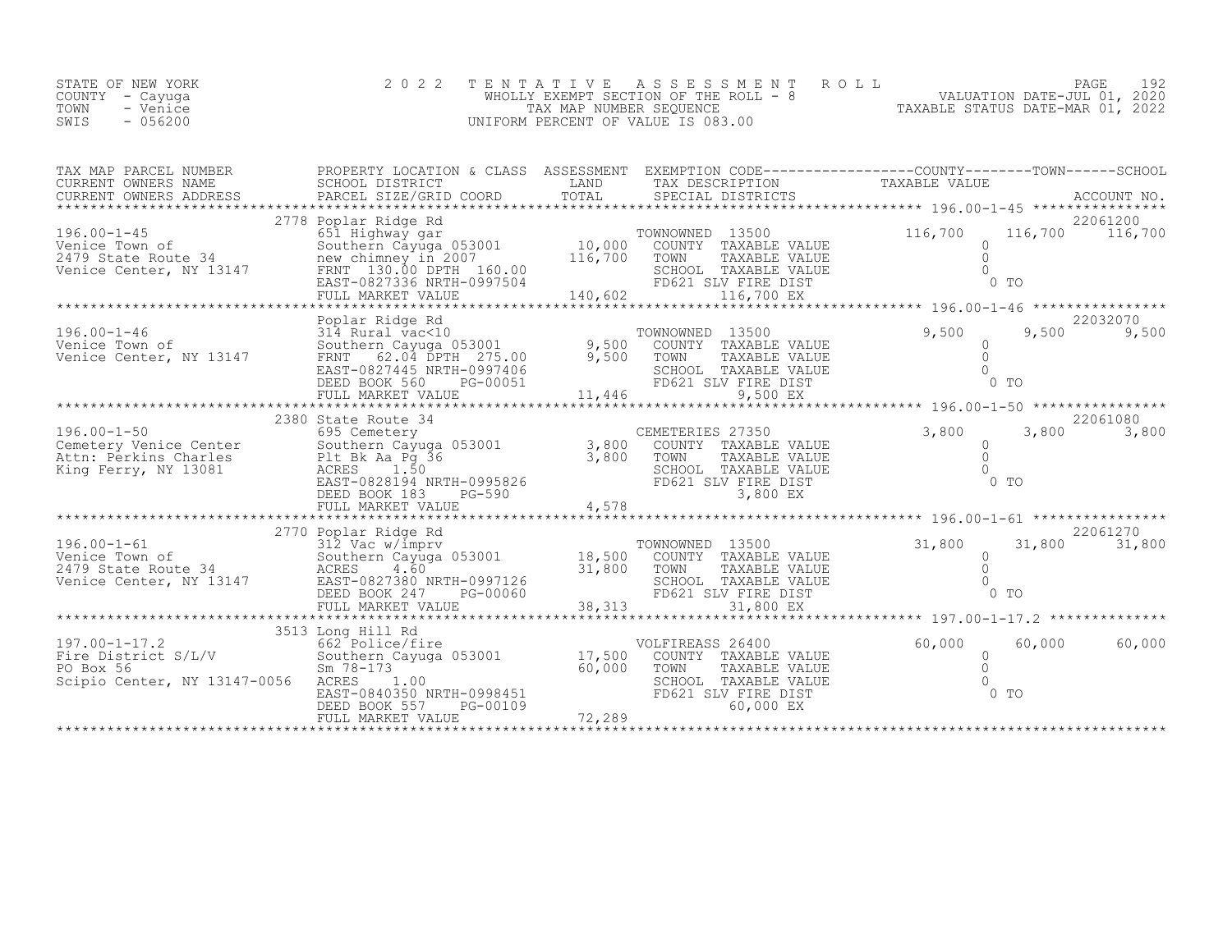STATE OF NEW YORK
COUNTY - Cayuga
TOWN - Venice
SWIS - 056200

2 0 2 2 T E N T A T I V E A S S E S S M E N T R O L L
WHOLLY EXEMPT SECTION OF THE ROLL - 8
TAX MAP NUMBER SEQUENCE
UNIFORM PERCENT OF VALUE IS 083.00

VALUATION DATE-JUL 01, 2020
TAXABLE STATUS DATE-MAR 01, 2022

| TAX MAP PARCEL NUMBER / CURRENT OWNERS NAME / CURRENT OWNERS ADDRESS | PROPERTY LOCATION & CLASS / SCHOOL DISTRICT / PARCEL SIZE/GRID COORD | ASSESSMENT LAND / TOTAL | EXEMPTION CODE / TAX DESCRIPTION / SPECIAL DISTRICTS | COUNTY TAXABLE VALUE | TOWN | SCHOOL | ACCOUNT NO. |
|---|---|---|---|---|---|---|---|
| 196.00-1-45 | 2778 Poplar Ridge Rd | | | | | | 22061200 |
| Venice Town of | 651 Highway gar | | TOWNOWNED 13500 | 116,700 | 116,700 | 116,700 | |
| 2479 State Route 34 | Southern Cayuga 053001 | 10,000 | COUNTY TAXABLE VALUE | 0 | | | |
| Venice Center, NY 13147 | new chimney in 2007 | 116,700 | TOWN TAXABLE VALUE | 0 | | | |
| | FRNT 130.00 DPTH 160.00 | | SCHOOL TAXABLE VALUE | 0 | | | |
| | EAST-0827336 NRTH-0997504 | | FD621 SLV FIRE DIST | 0 TO | | | |
| | FULL MARKET VALUE | 140,602 | 116,700 EX | | | | |
| 196.00-1-46 | Poplar Ridge Rd | | | | | | 22032070 |
| Venice Town of | 314 Rural vac<10 | | TOWNOWNED 13500 | 9,500 | 9,500 | 9,500 | |
| Venice Center, NY 13147 | Southern Cayuga 053001 | 9,500 | COUNTY TAXABLE VALUE | 0 | | | |
| | FRNT 62.04 DPTH 275.00 | 9,500 | TOWN TAXABLE VALUE | 0 | | | |
| | EAST-0827445 NRTH-0997406 | | SCHOOL TAXABLE VALUE | 0 | | | |
| | DEED BOOK 560 PG-00051 | | FD621 SLV FIRE DIST | 0 TO | | | |
| | FULL MARKET VALUE | 11,446 | 9,500 EX | | | | |
| 196.00-1-50 | 2380 State Route 34 | | | | | | 22061080 |
| Cemetery Venice Center | 695 Cemetery | | CEMETERIES 27350 | 3,800 | 3,800 | 3,800 | |
| Attn: Perkins Charles | Southern Cayuga 053001 | 3,800 | COUNTY TAXABLE VALUE | 0 | | | |
| King Ferry, NY 13081 | Plt Bk Aa Pg 36 | 3,800 | TOWN TAXABLE VALUE | 0 | | | |
| | ACRES 1.50 | | SCHOOL TAXABLE VALUE | 0 | | | |
| | EAST-0828194 NRTH-0995826 | | FD621 SLV FIRE DIST | 0 TO | | | |
| | DEED BOOK 183 PG-590 | | 3,800 EX | | | | |
| | FULL MARKET VALUE | 4,578 | | | | | |
| 196.00-1-61 | 2770 Poplar Ridge Rd | | | | | | 22061270 |
| Venice Town of | 312 Vac w/imprv | | TOWNOWNED 13500 | 31,800 | 31,800 | 31,800 | |
| 2479 State Route 34 | Southern Cayuga 053001 | 18,500 | COUNTY TAXABLE VALUE | 0 | | | |
| Venice Center, NY 13147 | ACRES 4.60 | 31,800 | TOWN TAXABLE VALUE | 0 | | | |
| | EAST-0827380 NRTH-0997126 | | SCHOOL TAXABLE VALUE | 0 | | | |
| | DEED BOOK 247 PG-00060 | | FD621 SLV FIRE DIST | 0 TO | | | |
| | FULL MARKET VALUE | 38,313 | 31,800 EX | | | | |
| 197.00-1-17.2 | 3513 Long Hill Rd | | | | | | |
| Fire District S/L/V | 662 Police/fire | | VOLFIREASS 26400 | 60,000 | 60,000 | 60,000 | |
| PO Box 56 | Southern Cayuga 053001 | 17,500 | COUNTY TAXABLE VALUE | 0 | | | |
| Scipio Center, NY 13147-0056 | Sm 78-173 | 60,000 | TOWN TAXABLE VALUE | 0 | | | |
| | ACRES 1.00 | | SCHOOL TAXABLE VALUE | 0 | | | |
| | EAST-0840350 NRTH-0998451 | | FD621 SLV FIRE DIST | 0 TO | | | |
| | DEED BOOK 557 PG-00109 | | 60,000 EX | | | | |
| | FULL MARKET VALUE | 72,289 | | | | | |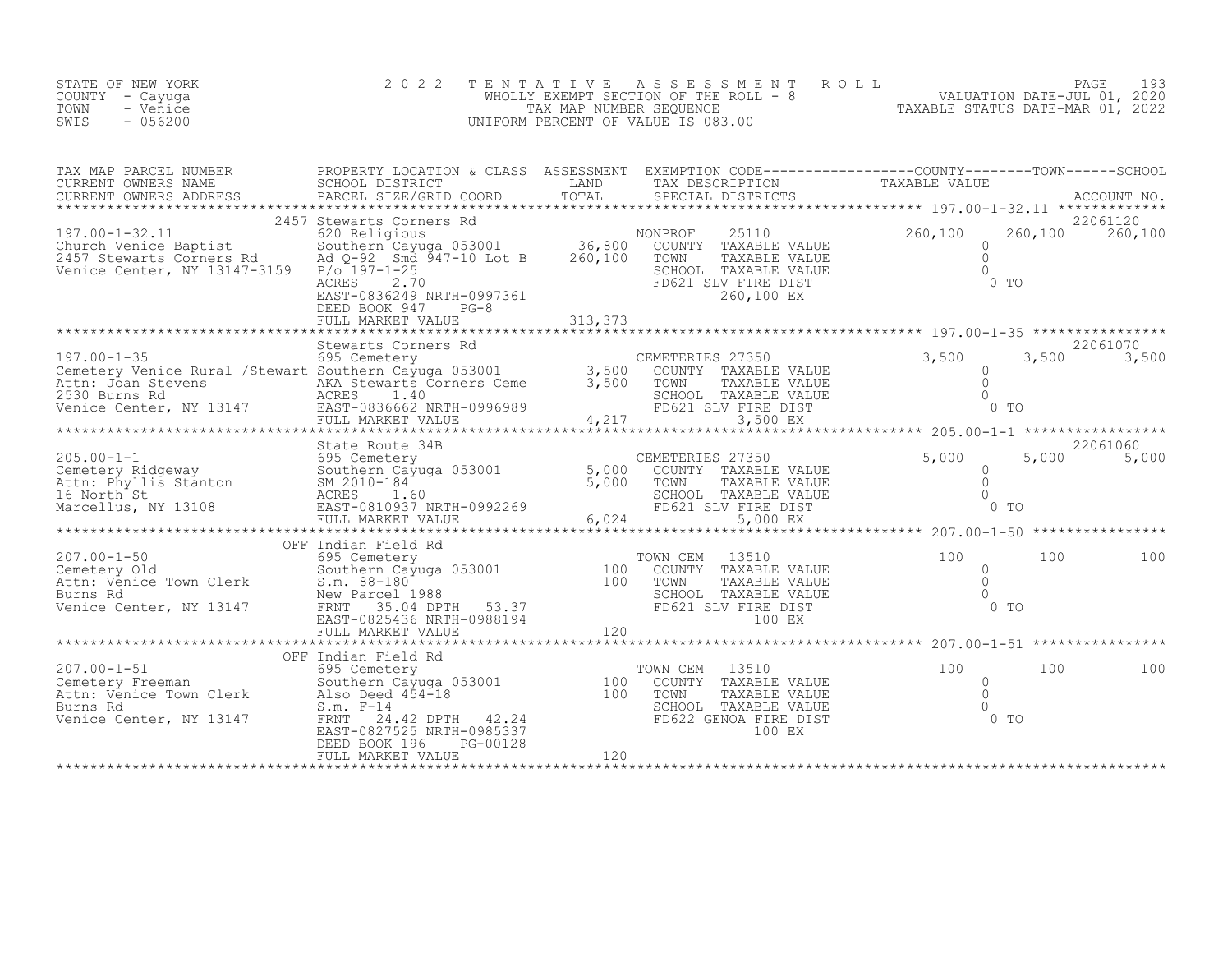STATE OF NEW YORK
COUNTY - Cayuga
TOWN - Venice
SWIS - 056200

2022 TENTATIVE ASSESSMENT ROLL
WHOLLY EXEMPT SECTION OF THE ROLL - 8
TAX MAP NUMBER SEQUENCE
UNIFORM PERCENT OF VALUE IS 083.00

VALUATION DATE-JUL 01, 2020
TAXABLE STATUS DATE-MAR 01, 2022

| TAX MAP PARCEL NUMBER / CURRENT OWNERS NAME / CURRENT OWNERS ADDRESS | PROPERTY LOCATION & CLASS / SCHOOL DISTRICT / PARCEL SIZE/GRID COORD | ASSESSMENT LAND / TOTAL | EXEMPTION CODE / TAX DESCRIPTION / SPECIAL DISTRICTS | COUNTY TAXABLE VALUE | TOWN | SCHOOL / ACCOUNT NO. |
|---|---|---|---|---|---|---|
| 197.00-1-32.11 | 2457 Stewarts Corners Rd | | | | | 22061120 |
| 197.00-1-32.11 | 620 Religious | | NONPROF 25110 | 260,100 | 260,100 | 260,100 |
| Church Venice Baptist | Southern Cayuga 053001 | 36,800 | COUNTY TAXABLE VALUE | 0 | | |
| 2457 Stewarts Corners Rd | Ad Q-92 Smd 947-10 Lot B | 260,100 | TOWN TAXABLE VALUE | 0 | | |
| Venice Center, NY 13147-3159 | P/o 197-1-25 | | SCHOOL TAXABLE VALUE | 0 | | |
| | ACRES 2.70 | | FD621 SLV FIRE DIST | 0 TO | | |
| | EAST-0836249 NRTH-0997361 | | 260,100 EX | | | |
| | DEED BOOK 947 PG-8 | | | | | |
| | FULL MARKET VALUE | 313,373 | | | | |
| 197.00-1-35 | Stewarts Corners Rd | | | | | 22061070 |
| 197.00-1-35 | 695 Cemetery | | CEMETERIES 27350 | 3,500 | 3,500 | 3,500 |
| Cemetery Venice Rural /Stewart | Southern Cayuga 053001 | 3,500 | COUNTY TAXABLE VALUE | 0 | | |
| Attn: Joan Stevens | AKA Stewarts Corners Ceme | 3,500 | TOWN TAXABLE VALUE | 0 | | |
| 2530 Burns Rd | ACRES 1.40 | | SCHOOL TAXABLE VALUE | 0 | | |
| Venice Center, NY 13147 | EAST-0836662 NRTH-0996989 | | FD621 SLV FIRE DIST | 0 TO | | |
| | FULL MARKET VALUE | 4,217 | 3,500 EX | | | |
| 205.00-1-1 | State Route 34B | | | | | 22061060 |
| 205.00-1-1 | 695 Cemetery | | CEMETERIES 27350 | 5,000 | 5,000 | 5,000 |
| Cemetery Ridgeway | Southern Cayuga 053001 | 5,000 | COUNTY TAXABLE VALUE | 0 | | |
| Attn: Phyllis Stanton | SM 2010-184 | 5,000 | TOWN TAXABLE VALUE | 0 | | |
| 16 North St | ACRES 1.60 | | SCHOOL TAXABLE VALUE | 0 | | |
| Marcellus, NY 13108 | EAST-0810937 NRTH-0992269 | | FD621 SLV FIRE DIST | 0 TO | | |
| | FULL MARKET VALUE | 6,024 | 5,000 EX | | | |
| 207.00-1-50 | OFF Indian Field Rd | | | | | |
| 207.00-1-50 | 695 Cemetery | | TOWN CEM 13510 | 100 | 100 | 100 |
| Cemetery Old | Southern Cayuga 053001 | 100 | COUNTY TAXABLE VALUE | 0 | | |
| Attn: Venice Town Clerk | S.m. 88-180 | 100 | TOWN TAXABLE VALUE | 0 | | |
| Burns Rd | New Parcel 1988 | | SCHOOL TAXABLE VALUE | 0 | | |
| Venice Center, NY 13147 | FRNT 35.04 DPTH 53.37 | | FD621 SLV FIRE DIST | 0 TO | | |
| | EAST-0825436 NRTH-0988194 | | 100 EX | | | |
| | FULL MARKET VALUE | 120 | | | | |
| 207.00-1-51 | OFF Indian Field Rd | | | | | |
| 207.00-1-51 | 695 Cemetery | | TOWN CEM 13510 | 100 | 100 | 100 |
| Cemetery Freeman | Southern Cayuga 053001 | 100 | COUNTY TAXABLE VALUE | 0 | | |
| Attn: Venice Town Clerk | Also Deed 454-18 | 100 | TOWN TAXABLE VALUE | 0 | | |
| Burns Rd | S.m. F-14 | | SCHOOL TAXABLE VALUE | 0 | | |
| Venice Center, NY 13147 | FRNT 24.42 DPTH 42.24 | | FD622 GENOA FIRE DIST | 0 TO | | |
| | EAST-0827525 NRTH-0985337 | | 100 EX | | | |
| | DEED BOOK 196 PG-00128 | | | | | |
| | FULL MARKET VALUE | 120 | | | | |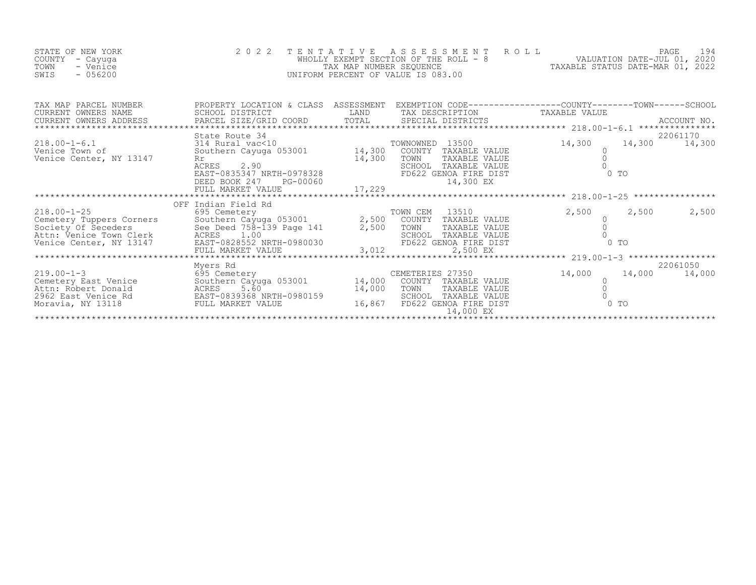STATE OF NEW YORK
COUNTY - Cayuga
TOWN - Venice
SWIS - 056200

# 2022 TENTATIVE ASSESSMENT ROLL

WHOLLY EXEMPT SECTION OF THE ROLL - 8
TAX MAP NUMBER SEQUENCE
UNIFORM PERCENT OF VALUE IS 083.00

VALUATION DATE-JUL 01, 2020
TAXABLE STATUS DATE-MAR 01, 2022

| TAX MAP PARCEL NUMBER / CURRENT OWNERS NAME / CURRENT OWNERS ADDRESS | PROPERTY LOCATION & CLASS / SCHOOL DISTRICT / PARCEL SIZE/GRID COORD | ASSESSMENT LAND / TOTAL | EXEMPTION CODE / TAX DESCRIPTION / SPECIAL DISTRICTS | COUNTY TAXABLE VALUE | TOWN | SCHOOL / ACCOUNT NO. |
|---|---|---|---|---|---|---|
| 218.00-1-6.1 | State Route 34 | | | | | 22061170 |
| Venice Town of | 314 Rural vac<10 | | TOWNOWNED 13500 | 14,300 | 14,300 | 14,300 |
| Venice Center, NY 13147 | Southern Cayuga 053001 | 14,300 | COUNTY TAXABLE VALUE | 0 | | |
| | Rr | 14,300 | TOWN TAXABLE VALUE | 0 | | |
| | ACRES 2.90 | | SCHOOL TAXABLE VALUE | 0 | | |
| | EAST-0835347 NRTH-0978328 | | FD622 GENOA FIRE DIST | 0 TO | | |
| | DEED BOOK 247 PG-00060 | | 14,300 EX | | | |
| | FULL MARKET VALUE | 17,229 | | | | |
| 218.00-1-25 | OFF Indian Field Rd | | | | | |
| Cemetery Tuppers Corners | 695 Cemetery | | TOWN CEM 13510 | 2,500 | 2,500 | 2,500 |
| Society Of Seceders | Southern Cayuga 053001 | 2,500 | COUNTY TAXABLE VALUE | 0 | | |
| Attn: Venice Town Clerk | See Deed 758-139 Page 141 | 2,500 | TOWN TAXABLE VALUE | 0 | | |
| Venice Center, NY 13147 | ACRES 1.00 | | SCHOOL TAXABLE VALUE | 0 | | |
| | EAST-0828552 NRTH-0980030 | | FD622 GENOA FIRE DIST | 0 TO | | |
| | FULL MARKET VALUE | 3,012 | 2,500 EX | | | |
| 219.00-1-3 | Myers Rd | | | | | 22061050 |
| Cemetery East Venice | 695 Cemetery | | CEMETERIES 27350 | 14,000 | 14,000 | 14,000 |
| Attn: Robert Donald | Southern Cayuga 053001 | 14,000 | COUNTY TAXABLE VALUE | 0 | | |
| 2962 East Venice Rd | ACRES 5.60 | 14,000 | TOWN TAXABLE VALUE | 0 | | |
| Moravia, NY 13118 | EAST-0839368 NRTH-0980159 | | SCHOOL TAXABLE VALUE | 0 | | |
| | FULL MARKET VALUE | 16,867 | FD622 GENOA FIRE DIST | 0 TO | | |
| | | | 14,000 EX | | | |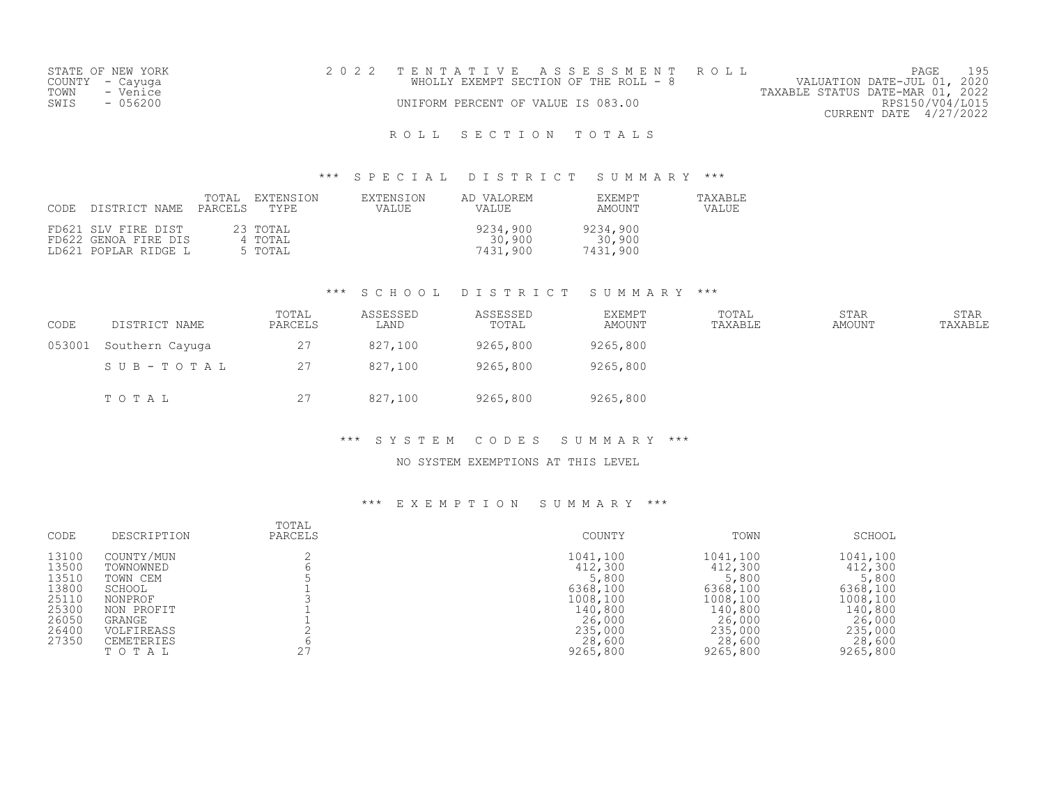STATE OF NEW YORK
COUNTY - Cayuga
TOWN - Venice
SWIS - 056200

2 0 2 2 T E N T A T I V E A S S E S S M E N T R O L L
WHOLLY EXEMPT SECTION OF THE ROLL - 8
UNIFORM PERCENT OF VALUE IS 083.00

PAGE 195
VALUATION DATE-JUL 01, 2020
TAXABLE STATUS DATE-MAR 01, 2022
RPS150/V04/L015
CURRENT DATE 4/27/2022

## R O L L S E C T I O N T O T A L S

### *** S P E C I A L D I S T R I C T S U M M A R Y ***

| CODE | DISTRICT NAME | TOTAL PARCELS | EXTENSION TYPE | EXTENSION VALUE | AD VALOREM VALUE | EXEMPT AMOUNT | TAXABLE VALUE |
|---|---|---|---|---|---|---|---|
| FD621 | SLV FIRE DIST | 23 | TOTAL | | 9234,900 | 9234,900 | |
| FD622 | GENOA FIRE DIS | 4 | TOTAL | | 30,900 | 30,900 | |
| LD621 | POPLAR RIDGE L | 5 | TOTAL | | 7431,900 | 7431,900 | |

### *** S C H O O L D I S T R I C T S U M M A R Y ***

| CODE | DISTRICT NAME | TOTAL PARCELS | ASSESSED LAND | ASSESSED TOTAL | EXEMPT AMOUNT | TOTAL TAXABLE | STAR AMOUNT | STAR TAXABLE |
|---|---|---|---|---|---|---|---|---|
| 053001 | Southern Cayuga | 27 | 827,100 | 9265,800 | 9265,800 | | | |
| | S U B - T O T A L | 27 | 827,100 | 9265,800 | 9265,800 | | | |
| | T O T A L | 27 | 827,100 | 9265,800 | 9265,800 | | | |

### *** S Y S T E M C O D E S S U M M A R Y ***

NO SYSTEM EXEMPTIONS AT THIS LEVEL

### *** E X E M P T I O N S U M M A R Y ***

| CODE | DESCRIPTION | TOTAL PARCELS | COUNTY | TOWN | SCHOOL |
|---|---|---|---|---|---|
| 13100 | COUNTY/MUN | 2 | 1041,100 | 1041,100 | 1041,100 |
| 13500 | TOWNOWNED | 6 | 412,300 | 412,300 | 412,300 |
| 13510 | TOWN CEM | 5 | 5,800 | 5,800 | 5,800 |
| 13800 | SCHOOL | 1 | 6368,100 | 6368,100 | 6368,100 |
| 25110 | NONPROF | 3 | 1008,100 | 1008,100 | 1008,100 |
| 25300 | NON PROFIT | 1 | 140,800 | 140,800 | 140,800 |
| 26050 | GRANGE | 1 | 26,000 | 26,000 | 26,000 |
| 26400 | VOLFIREASS | 2 | 235,000 | 235,000 | 235,000 |
| 27350 | CEMETERIES | 6 | 28,600 | 28,600 | 28,600 |
| | T O T A L | 27 | 9265,800 | 9265,800 | 9265,800 |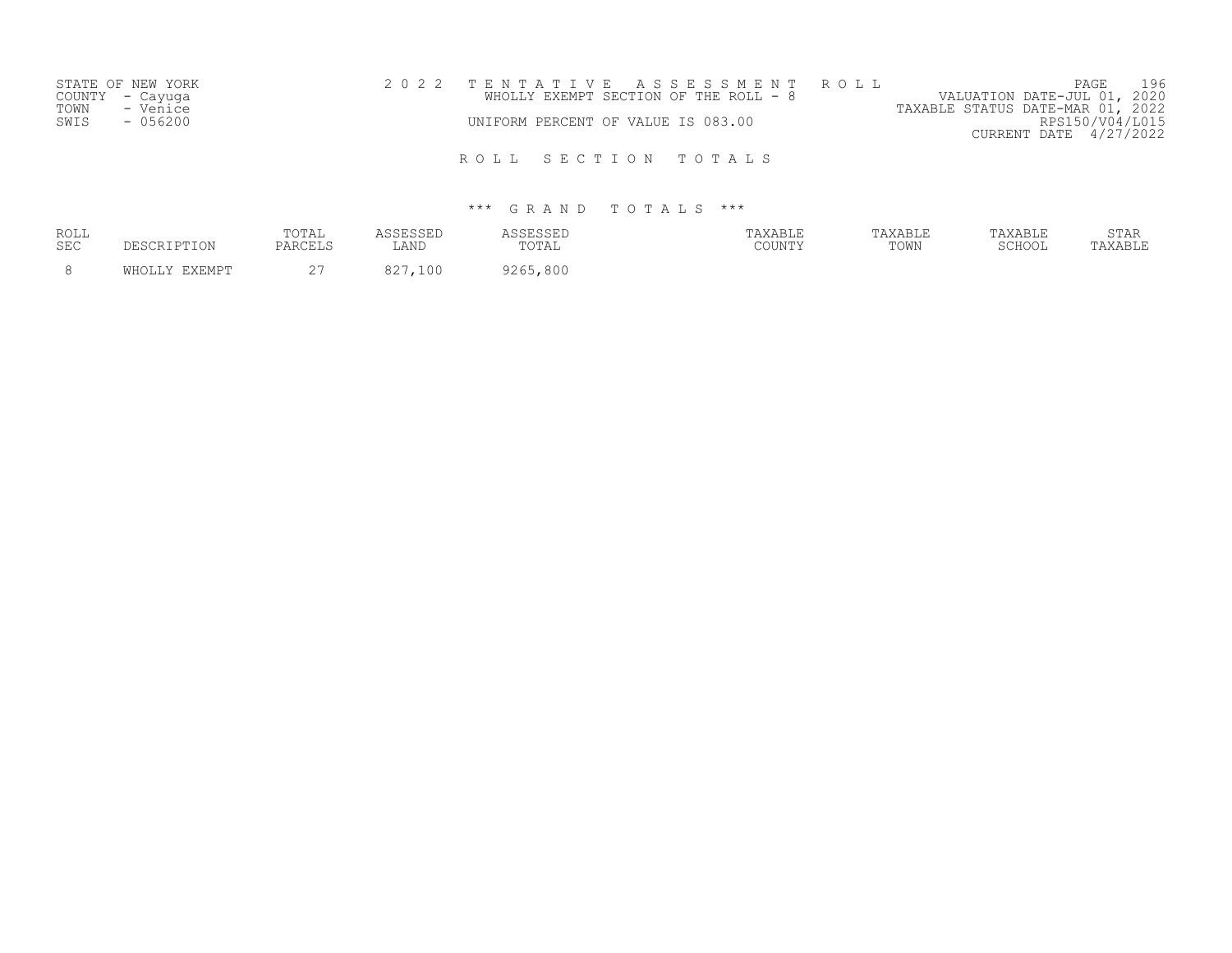STATE OF NEW YORK
COUNTY - Cayuga
TOWN - Venice
SWIS - 056200

2 0 2 2 T E N T A T I V E A S S E S S M E N T R O L L
WHOLLY EXEMPT SECTION OF THE ROLL - 8
UNIFORM PERCENT OF VALUE IS 083.00

VALUATION DATE-JUL 01, 2020
TAXABLE STATUS DATE-MAR 01, 2022
RPS150/V04/L015
CURRENT DATE 4/27/2022

R O L L S E C T I O N T O T A L S

\*\*\* G R A N D T O T A L S \*\*\*

| ROLL SEC | DESCRIPTION | TOTAL PARCELS | ASSESSED LAND | ASSESSED TOTAL | TAXABLE COUNTY | TAXABLE TOWN | TAXABLE SCHOOL | STAR TAXABLE |
|---|---|---|---|---|---|---|---|---|
| 8 | WHOLLY EXEMPT | 27 | 827,100 | 9265,800 | | | | |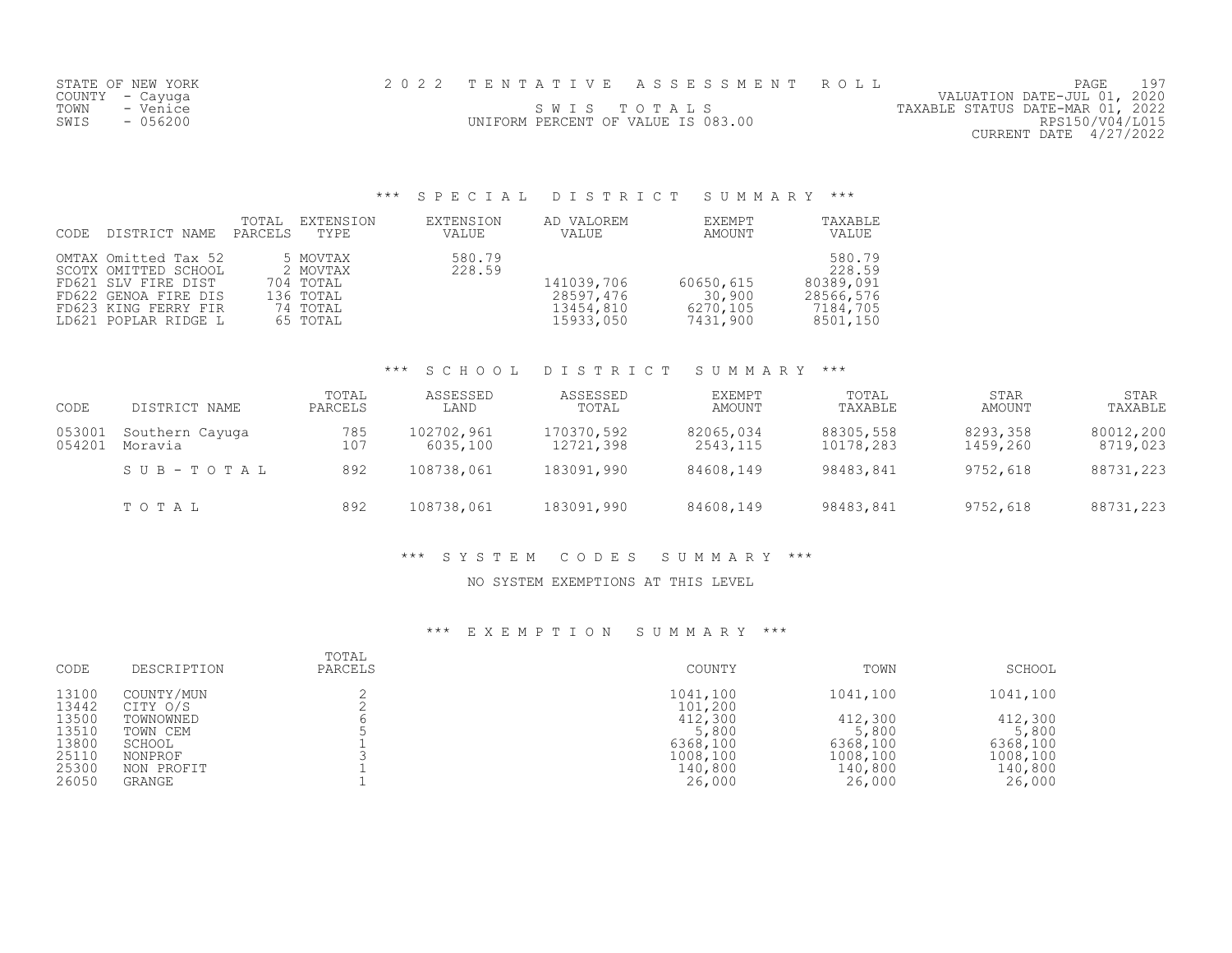STATE OF NEW YORK
COUNTY - Cayuga
TOWN - Venice
SWIS - 056200

2 0 2 2 T E N T A T I V E A S S E S S M E N T R O L L

S W I S T O T A L S

UNIFORM PERCENT OF VALUE IS 083.00

VALUATION DATE-JUL 01, 2020
TAXABLE STATUS DATE-MAR 01, 2022
RPS150/V04/L015
CURRENT DATE 4/27/2022

## *** S P E C I A L D I S T R I C T S U M M A R Y ***

| CODE | DISTRICT NAME | TOTAL PARCELS | EXTENSION TYPE | EXTENSION VALUE | AD VALOREM VALUE | EXEMPT AMOUNT | TAXABLE VALUE |
|---|---|---|---|---|---|---|---|
| OMTAX | Omitted Tax 52 | 5 | MOVTAX | 580.79 | | | 580.79 |
| SCOTX | OMITTED SCHOOL | 2 | MOVTAX | 228.59 | | | 228.59 |
| FD621 | SLV FIRE DIST | 704 | TOTAL | | 141039,706 | 60650,615 | 80389,091 |
| FD622 | GENOA FIRE DIS | 136 | TOTAL | | 28597,476 | 30,900 | 28566,576 |
| FD623 | KING FERRY FIR | 74 | TOTAL | | 13454,810 | 6270,105 | 7184,705 |
| LD621 | POPLAR RIDGE L | 65 | TOTAL | | 15933,050 | 7431,900 | 8501,150 |

## *** S C H O O L D I S T R I C T S U M M A R Y ***

| CODE | DISTRICT NAME | TOTAL PARCELS | ASSESSED LAND | ASSESSED TOTAL | EXEMPT AMOUNT | TOTAL TAXABLE | STAR AMOUNT | STAR TAXABLE |
|---|---|---|---|---|---|---|---|---|
| 053001 | Southern Cayuga | 785 | 102702,961 | 170370,592 | 82065,034 | 88305,558 | 8293,358 | 80012,200 |
| 054201 | Moravia | 107 | 6035,100 | 12721,398 | 2543,115 | 10178,283 | 1459,260 | 8719,023 |
| | S U B - T O T A L | 892 | 108738,061 | 183091,990 | 84608,149 | 98483,841 | 9752,618 | 88731,223 |
| | T O T A L | 892 | 108738,061 | 183091,990 | 84608,149 | 98483,841 | 9752,618 | 88731,223 |

## *** S Y S T E M C O D E S S U M M A R Y ***

NO SYSTEM EXEMPTIONS AT THIS LEVEL

## *** E X E M P T I O N S U M M A R Y ***

| CODE | DESCRIPTION | TOTAL PARCELS | COUNTY | TOWN | SCHOOL |
|---|---|---|---|---|---|
| 13100 | COUNTY/MUN | 2 | 1041,100 | 1041,100 | 1041,100 |
| 13442 | CITY O/S | 2 | 101,200 | | |
| 13500 | TOWNOWNED | 6 | 412,300 | 412,300 | 412,300 |
| 13510 | TOWN CEM | 5 | 5,800 | 5,800 | 5,800 |
| 13800 | SCHOOL | 1 | 6368,100 | 6368,100 | 6368,100 |
| 25110 | NONPROF | 3 | 1008,100 | 1008,100 | 1008,100 |
| 25300 | NON PROFIT | 1 | 140,800 | 140,800 | 140,800 |
| 26050 | GRANGE | 1 | 26,000 | 26,000 | 26,000 |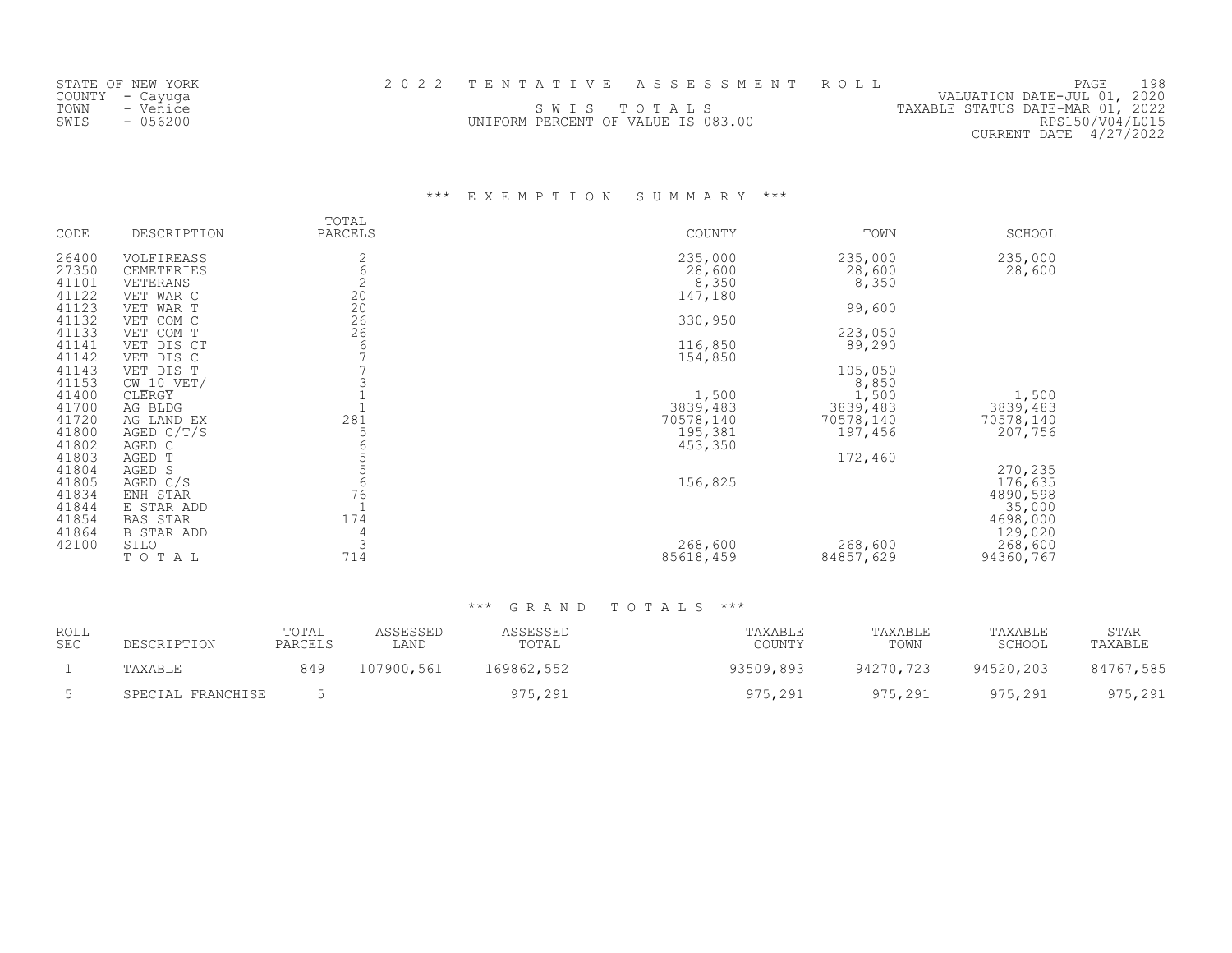STATE OF NEW YORK
COUNTY - Cayuga
TOWN - Venice
SWIS - 056200

# 2 0 2 2 T E N T A T I V E A S S E S S M E N T R O L L

S W I S T O T A L S

UNIFORM PERCENT OF VALUE IS 083.00

VALUATION DATE-JUL 01, 2020
TAXABLE STATUS DATE-MAR 01, 2022
RPS150/V04/L015
CURRENT DATE 4/27/2022

## *** E X E M P T I O N S U M M A R Y ***

| CODE | DESCRIPTION | TOTAL PARCELS | COUNTY | TOWN | SCHOOL |
|---|---|---|---|---|---|
| 26400 | VOLFIREASS | 2 | 235,000 | 235,000 | 235,000 |
| 27350 | CEMETERIES | 6 | 28,600 | 28,600 | 28,600 |
| 41101 | VETERANS | 2 | 8,350 | 8,350 | |
| 41122 | VET WAR C | 20 | 147,180 | | |
| 41123 | VET WAR T | 20 | | 99,600 | |
| 41132 | VET COM C | 26 | 330,950 | | |
| 41133 | VET COM T | 26 | | 223,050 | |
| 41141 | VET DIS CT | 6 | 116,850 | 89,290 | |
| 41142 | VET DIS C | 7 | 154,850 | | |
| 41143 | VET DIS T | 7 | | 105,050 | |
| 41153 | CW 10 VET/ | 3 | | 8,850 | |
| 41400 | CLERGY | 1 | 1,500 | 1,500 | 1,500 |
| 41700 | AG BLDG | 1 | 3839,483 | 3839,483 | 3839,483 |
| 41720 | AG LAND EX | 281 | 70578,140 | 70578,140 | 70578,140 |
| 41800 | AGED C/T/S | 5 | 195,381 | 197,456 | 207,756 |
| 41802 | AGED C | 6 | 453,350 | | |
| 41803 | AGED T | 5 | | 172,460 | |
| 41804 | AGED S | 5 | | | 270,235 |
| 41805 | AGED C/S | 6 | 156,825 | | 176,635 |
| 41834 | ENH STAR | 76 | | | 4890,598 |
| 41844 | E STAR ADD | 1 | | | 35,000 |
| 41854 | BAS STAR | 174 | | | 4698,000 |
| 41864 | B STAR ADD | 4 | | | 129,020 |
| 42100 | SILO | 3 | 268,600 | 268,600 | 268,600 |
| | T O T A L | 714 | 85618,459 | 84857,629 | 94360,767 |

## *** G R A N D T O T A L S ***

| ROLL SEC | DESCRIPTION | TOTAL PARCELS | ASSESSED LAND | ASSESSED TOTAL | TAXABLE COUNTY | TAXABLE TOWN | TAXABLE SCHOOL | STAR TAXABLE |
|---|---|---|---|---|---|---|---|---|
| 1 | TAXABLE | 849 | 107900,561 | 169862,552 | 93509,893 | 94270,723 | 94520,203 | 84767,585 |
| 5 | SPECIAL FRANCHISE | 5 | | 975,291 | 975,291 | 975,291 | 975,291 | 975,291 |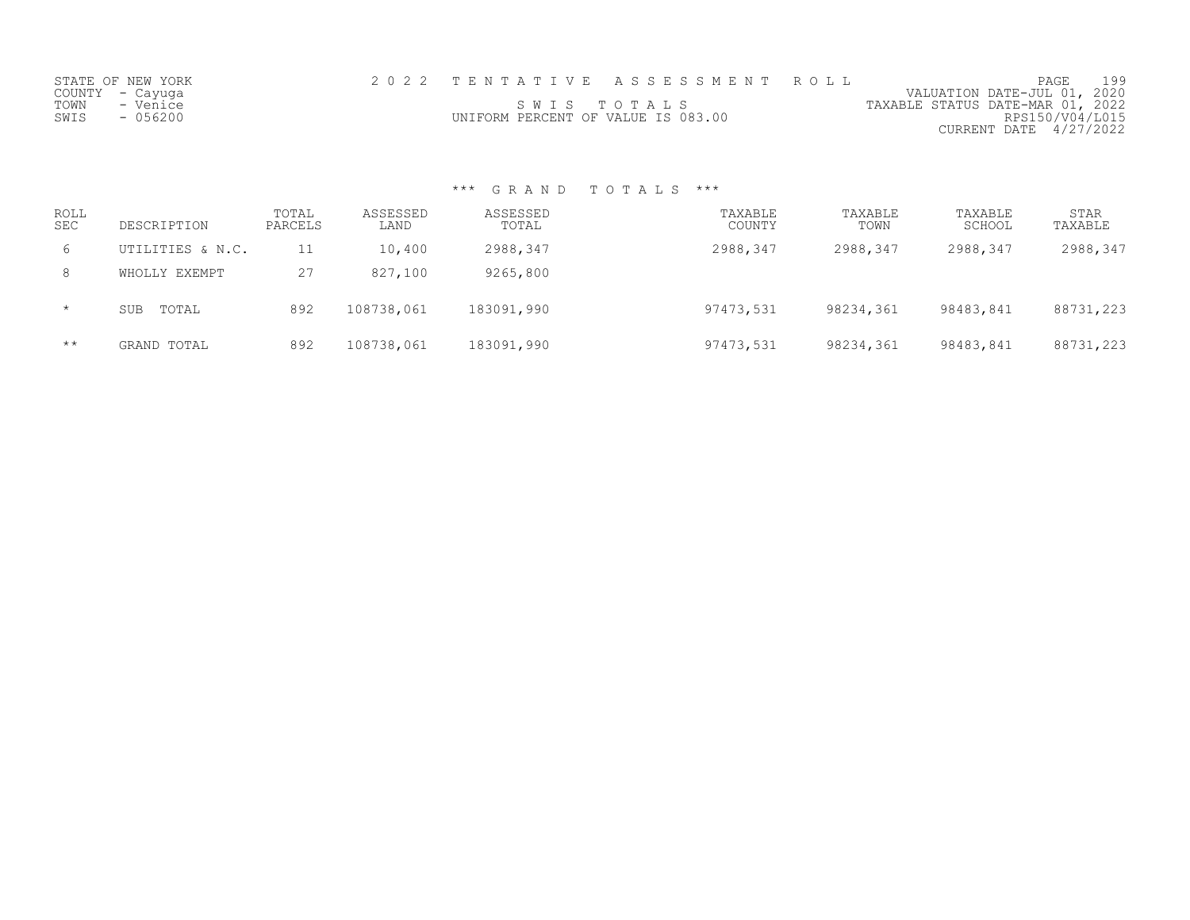STATE OF NEW YORK
COUNTY - Cayuga
TOWN - Venice
SWIS - 056200

2 0 2 2 T E N T A T I V E A S S E S S M E N T R O L L
S W I S T O T A L S
UNIFORM PERCENT OF VALUE IS 083.00

VALUATION DATE-JUL 01, 2020
TAXABLE STATUS DATE-MAR 01, 2022
RPS150/V04/L015
CURRENT DATE 4/27/2022

*** G R A N D T O T A L S ***

| ROLL SEC | DESCRIPTION | TOTAL PARCELS | ASSESSED LAND | ASSESSED TOTAL | TAXABLE COUNTY | TAXABLE TOWN | TAXABLE SCHOOL | STAR TAXABLE |
|---|---|---|---|---|---|---|---|---|
| 6 | UTILITIES & N.C. | 11 | 10,400 | 2988,347 | 2988,347 | 2988,347 | 2988,347 | 2988,347 |
| 8 | WHOLLY EXEMPT | 27 | 827,100 | 9265,800 | | | | |
| * | SUB TOTAL | 892 | 108738,061 | 183091,990 | 97473,531 | 98234,361 | 98483,841 | 88731,223 |
| ** | GRAND TOTAL | 892 | 108738,061 | 183091,990 | 97473,531 | 98234,361 | 98483,841 | 88731,223 |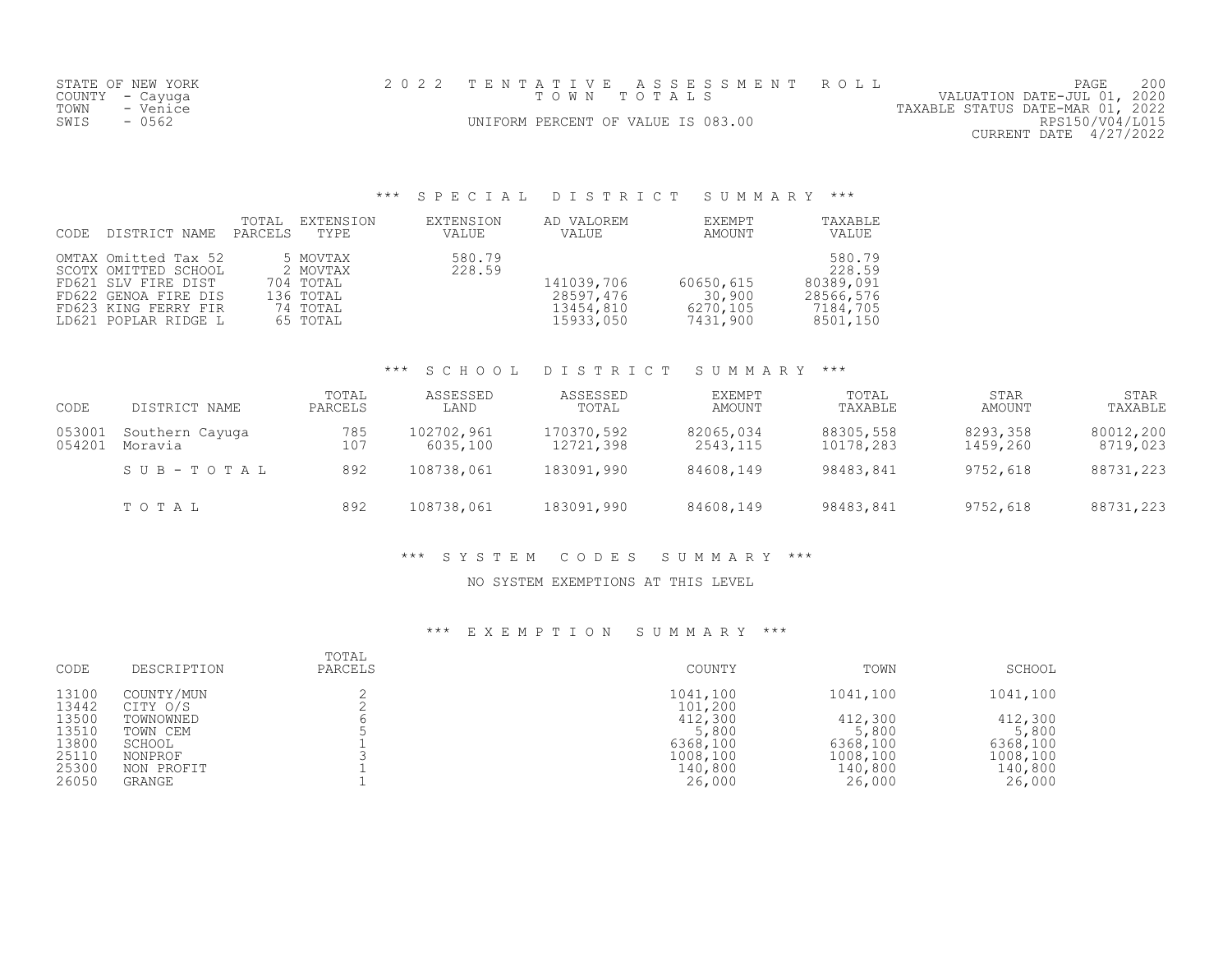STATE OF NEW YORK
COUNTY - Cayuga
TOWN - Venice
SWIS - 0562

2 0 2 2 T E N T A T I V E A S S E S S M E N T R O L L
T O W N T O T A L S
UNIFORM PERCENT OF VALUE IS 083.00

VALUATION DATE-JUL 01, 2020
TAXABLE STATUS DATE-MAR 01, 2022
RPS150/V04/L015
CURRENT DATE 4/27/2022

## *** S P E C I A L D I S T R I C T S U M M A R Y ***

| CODE | DISTRICT NAME | TOTAL PARCELS | EXTENSION TYPE | EXTENSION VALUE | AD VALOREM VALUE | EXEMPT AMOUNT | TAXABLE VALUE |
|---|---|---|---|---|---|---|---|
| OMTAX | Omitted Tax 52 | 5 | MOVTAX | 580.79 | | | 580.79 |
| SCOTX | OMITTED SCHOOL | 2 | MOVTAX | 228.59 | | | 228.59 |
| FD621 | SLV FIRE DIST | 704 | TOTAL | | 141039,706 | 60650,615 | 80389,091 |
| FD622 | GENOA FIRE DIS | 136 | TOTAL | | 28597,476 | 30,900 | 28566,576 |
| FD623 | KING FERRY FIR | 74 | TOTAL | | 13454,810 | 6270,105 | 7184,705 |
| LD621 | POPLAR RIDGE L | 65 | TOTAL | | 15933,050 | 7431,900 | 8501,150 |

## *** S C H O O L D I S T R I C T S U M M A R Y ***

| CODE | DISTRICT NAME | TOTAL PARCELS | ASSESSED LAND | ASSESSED TOTAL | EXEMPT AMOUNT | TOTAL TAXABLE | STAR AMOUNT | STAR TAXABLE |
|---|---|---|---|---|---|---|---|---|
| 053001 | Southern Cayuga | 785 | 102702,961 | 170370,592 | 82065,034 | 88305,558 | 8293,358 | 80012,200 |
| 054201 | Moravia | 107 | 6035,100 | 12721,398 | 2543,115 | 10178,283 | 1459,260 | 8719,023 |
| | S U B - T O T A L | 892 | 108738,061 | 183091,990 | 84608,149 | 98483,841 | 9752,618 | 88731,223 |
| | T O T A L | 892 | 108738,061 | 183091,990 | 84608,149 | 98483,841 | 9752,618 | 88731,223 |

## *** S Y S T E M C O D E S S U M M A R Y ***

NO SYSTEM EXEMPTIONS AT THIS LEVEL

## *** E X E M P T I O N S U M M A R Y ***

| CODE | DESCRIPTION | TOTAL PARCELS | COUNTY | TOWN | SCHOOL |
|---|---|---|---|---|---|
| 13100 | COUNTY/MUN | 2 | 1041,100 | 1041,100 | 1041,100 |
| 13442 | CITY O/S | 2 | 101,200 | | |
| 13500 | TOWNOWNED | 6 | 412,300 | 412,300 | 412,300 |
| 13510 | TOWN CEM | 5 | 5,800 | 5,800 | 5,800 |
| 13800 | SCHOOL | 1 | 6368,100 | 6368,100 | 6368,100 |
| 25110 | NONPROF | 3 | 1008,100 | 1008,100 | 1008,100 |
| 25300 | NON PROFIT | 1 | 140,800 | 140,800 | 140,800 |
| 26050 | GRANGE | 1 | 26,000 | 26,000 | 26,000 |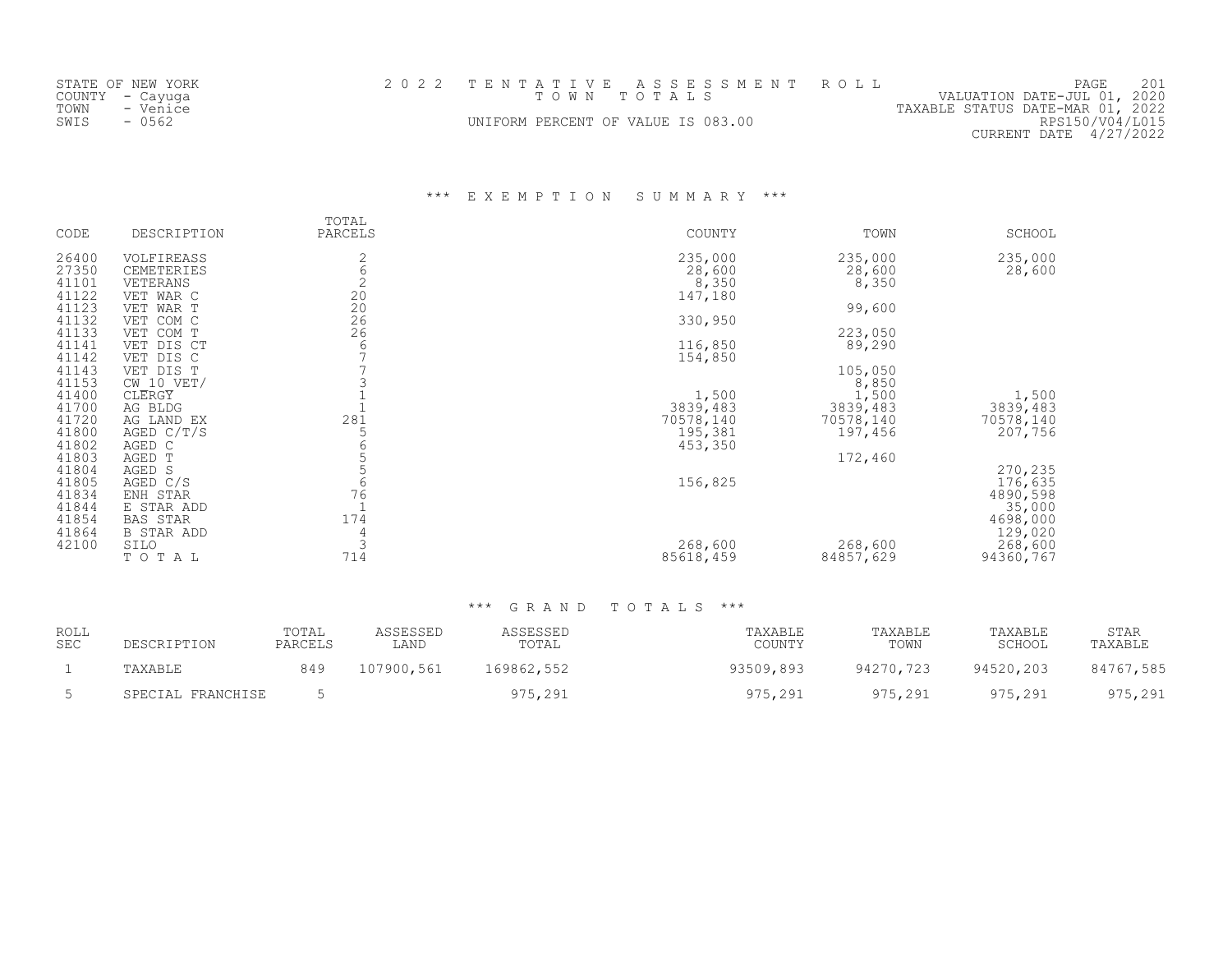STATE OF NEW YORK
COUNTY - Cayuga
TOWN - Venice
SWIS - 0562

2 0 2 2 T E N T A T I V E A S S E S S M E N T R O L L
T O W N T O T A L S
UNIFORM PERCENT OF VALUE IS 083.00

VALUATION DATE-JUL 01, 2020
TAXABLE STATUS DATE-MAR 01, 2022
RPS150/V04/L015
CURRENT DATE 4/27/2022

### *** E X E M P T I O N S U M M A R Y ***

| CODE | DESCRIPTION | TOTAL PARCELS | COUNTY | TOWN | SCHOOL |
|---|---|---|---|---|---|
| 26400 | VOLFIREASS | 2 | 235,000 | 235,000 | 235,000 |
| 27350 | CEMETERIES | 6 | 28,600 | 28,600 | 28,600 |
| 41101 | VETERANS | 2 | 8,350 | 8,350 | |
| 41122 | VET WAR C | 20 | 147,180 | | |
| 41123 | VET WAR T | 20 | | 99,600 | |
| 41132 | VET COM C | 26 | 330,950 | | |
| 41133 | VET COM T | 26 | | 223,050 | |
| 41141 | VET DIS CT | 6 | 116,850 | 89,290 | |
| 41142 | VET DIS C | 7 | 154,850 | | |
| 41143 | VET DIS T | 7 | | 105,050 | |
| 41153 | CW_10_VET/ | 3 | | 8,850 | |
| 41400 | CLERGY | 1 | 1,500 | 1,500 | 1,500 |
| 41700 | AG BLDG | 1 | 3839,483 | 3839,483 | 3839,483 |
| 41720 | AG LAND EX | 281 | 70578,140 | 70578,140 | 70578,140 |
| 41800 | AGED C/T/S | 5 | 195,381 | 197,456 | 207,756 |
| 41802 | AGED C | 6 | 453,350 | | |
| 41803 | AGED T | 5 | | 172,460 | |
| 41804 | AGED S | 5 | | | 270,235 |
| 41805 | AGED C/S | 6 | 156,825 | | 176,635 |
| 41834 | ENH STAR | 76 | | | 4890,598 |
| 41844 | E STAR ADD | 1 | | | 35,000 |
| 41854 | BAS STAR | 174 | | | 4698,000 |
| 41864 | B STAR ADD | 4 | | | 129,020 |
| 42100 | SILO | 3 | 268,600 | 268,600 | 268,600 |
| | T O T A L | 714 | 85618,459 | 84857,629 | 94360,767 |

### *** G R A N D T O T A L S ***

| ROLL SEC | DESCRIPTION | TOTAL PARCELS | ASSESSED LAND | ASSESSED TOTAL | TAXABLE COUNTY | TAXABLE TOWN | TAXABLE SCHOOL | STAR TAXABLE |
|---|---|---|---|---|---|---|---|---|
| 1 | TAXABLE | 849 | 107900,561 | 169862,552 | 93509,893 | 94270,723 | 94520,203 | 84767,585 |
| 5 | SPECIAL FRANCHISE | 5 | | 975,291 | 975,291 | 975,291 | 975,291 | 975,291 |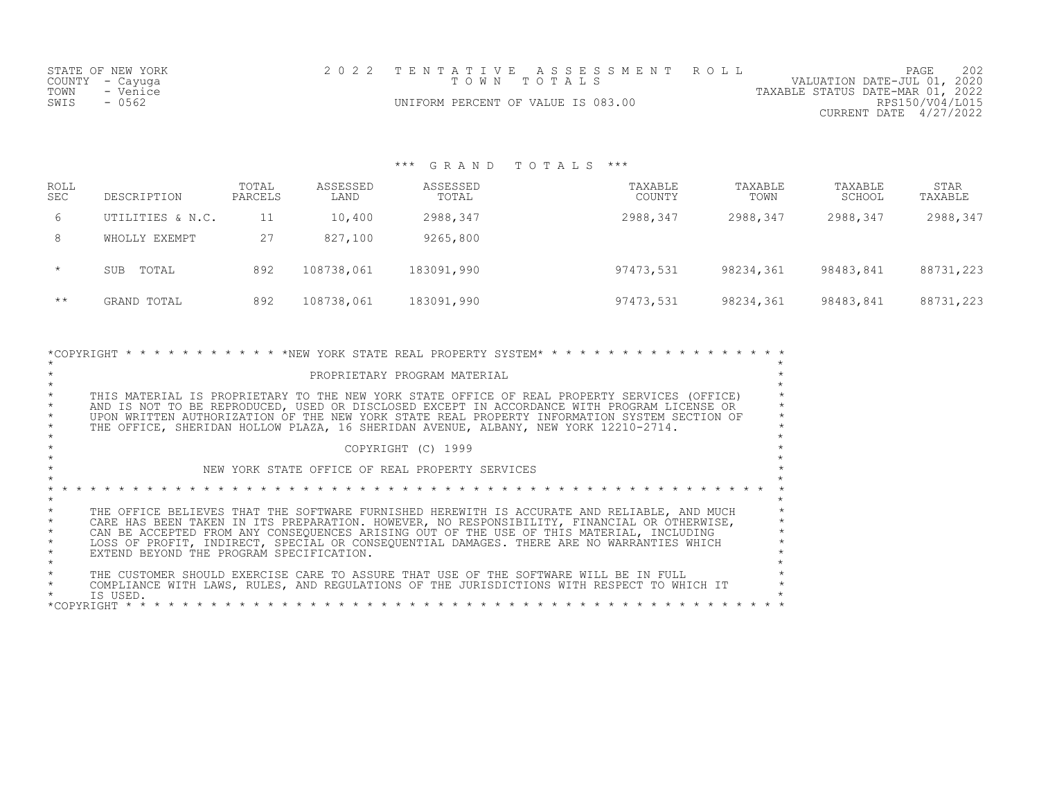STATE OF NEW YORK
COUNTY - Cayuga
TOWN - Venice
SWIS - 0562

2 0 2 2 T E N T A T I V E A S S E S S M E N T R O L L
T O W N T O T A L S
UNIFORM PERCENT OF VALUE IS 083.00

VALUATION DATE-JUL 01, 2020
TAXABLE STATUS DATE-MAR 01, 2022
RPS150/V04/L015
CURRENT DATE 4/27/2022

### *** G R A N D T O T A L S ***

| ROLL SEC | DESCRIPTION | TOTAL PARCELS | ASSESSED LAND | ASSESSED TOTAL | TAXABLE COUNTY | TAXABLE TOWN | TAXABLE SCHOOL | STAR TAXABLE |
|---|---|---|---|---|---|---|---|---|
| 6 | UTILITIES & N.C. | 11 | 10,400 | 2988,347 | 2988,347 | 2988,347 | 2988,347 | 2988,347 |
| 8 | WHOLLY EXEMPT | 27 | 827,100 | 9265,800 | | | | |
| * | SUB TOTAL | 892 | 108738,061 | 183091,990 | 97473,531 | 98234,361 | 98483,841 | 88731,223 |
| ** | GRAND TOTAL | 892 | 108738,061 | 183091,990 | 97473,531 | 98234,361 | 98483,841 | 88731,223 |

*COPYRIGHT * * * * * * * * * * * *NEW YORK STATE REAL PROPERTY SYSTEM* * * * * * * * * * * * * * * * * *

PROPRIETARY PROGRAM MATERIAL

THIS MATERIAL IS PROPRIETARY TO THE NEW YORK STATE OFFICE OF REAL PROPERTY SERVICES (OFFICE) AND IS NOT TO BE REPRODUCED, USED OR DISCLOSED EXCEPT IN ACCORDANCE WITH PROGRAM LICENSE OR UPON WRITTEN AUTHORIZATION OF THE NEW YORK STATE REAL PROPERTY INFORMATION SYSTEM SECTION OF THE OFFICE, SHERIDAN HOLLOW PLAZA, 16 SHERIDAN AVENUE, ALBANY, NEW YORK 12210-2714.

COPYRIGHT (C) 1999

NEW YORK STATE OFFICE OF REAL PROPERTY SERVICES

THE OFFICE BELIEVES THAT THE SOFTWARE FURNISHED HEREWITH IS ACCURATE AND RELIABLE, AND MUCH CARE HAS BEEN TAKEN IN ITS PREPARATION. HOWEVER, NO RESPONSIBILITY, FINANCIAL OR OTHERWISE, CAN BE ACCEPTED FROM ANY CONSEQUENCES ARISING OUT OF THE USE OF THIS MATERIAL, INCLUDING LOSS OF PROFIT, INDIRECT, SPECIAL OR CONSEQUENTIAL DAMAGES. THERE ARE NO WARRANTIES WHICH EXTEND BEYOND THE PROGRAM SPECIFICATION.

THE CUSTOMER SHOULD EXERCISE CARE TO ASSURE THAT USE OF THE SOFTWARE WILL BE IN FULL COMPLIANCE WITH LAWS, RULES, AND REGULATIONS OF THE JURISDICTIONS WITH RESPECT TO WHICH IT IS USED.

*COPYRIGHT * * * * * * * * * * * * * * * * * * * * * * * * * * * * * * * * * * * * * * * * * * * * * *